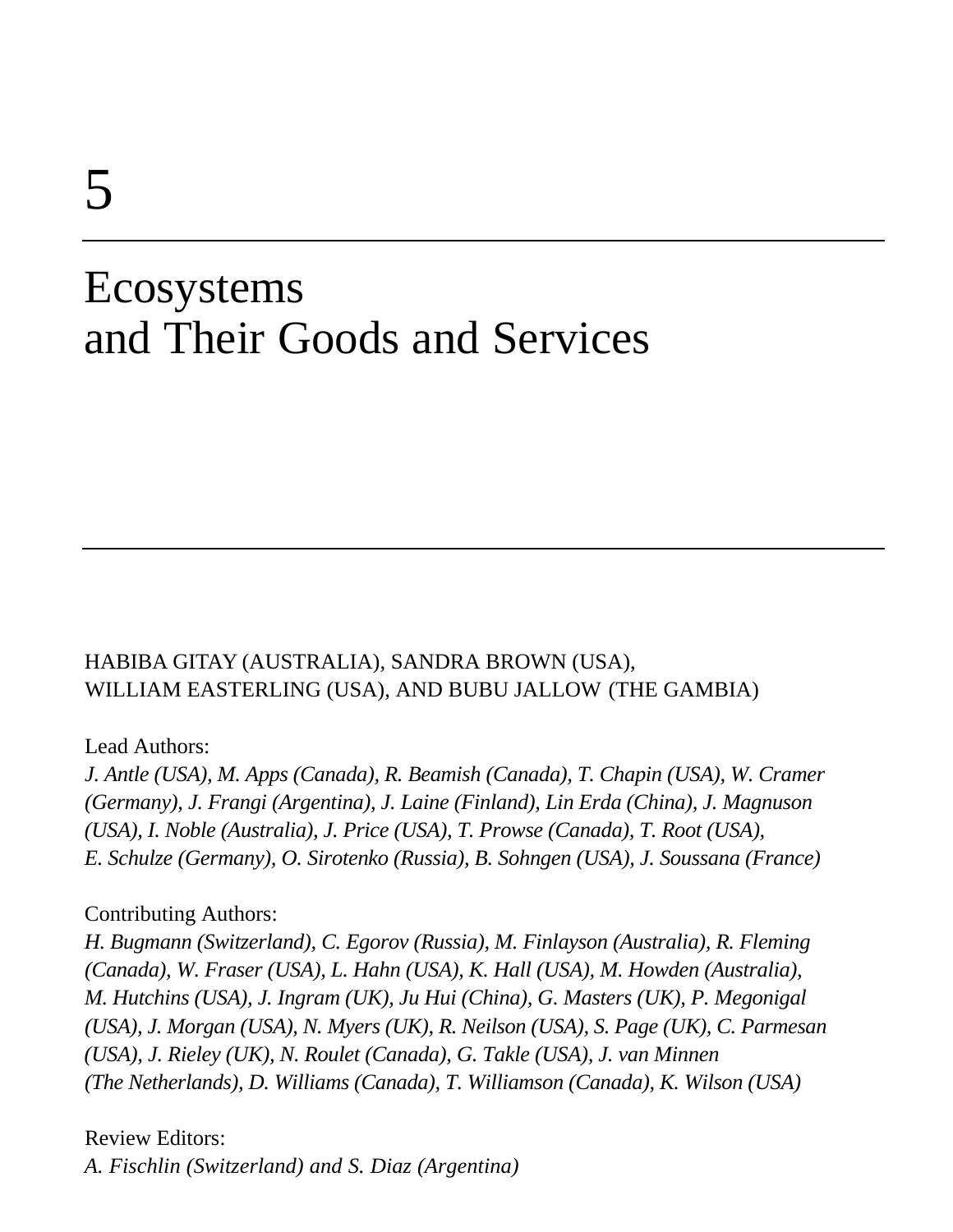# 5

# Ecosystems and Their Goods and Services

HABIBA GITAY (AUSTRALIA), SANDRA BROWN (USA), WILLIAM EASTERLING (USA), AND BUBU JALLOW (THE GAMBIA)

Lead Authors:

*J. Antle (USA), M. Apps (Canada), R. Beamish (Canada), T. Chapin (USA), W. Cramer (Germany), J. Frangi (Argentina), J. Laine (Finland), Lin Erda (China), J. Magnuson (USA), I. Noble (Australia), J. Price (USA), T. Prowse (Canada), T. Root (USA), E. Schulze (Germany), O. Sirotenko (Russia), B. Sohngen (USA), J. Soussana (France)*

Contributing Authors:

*H. Bugmann (Switzerland), C. Egorov (Russia), M. Finlayson (Australia), R. Fleming (Canada), W. Fraser (USA), L. Hahn (USA), K. Hall (USA), M. Howden (Australia), M. Hutchins (USA), J. Ingram (UK), Ju Hui (China), G. Masters (UK), P. Megonigal (USA), J. Morgan (USA), N. Myers (UK), R. Neilson (USA), S. Page (UK), C. Parmesan (USA), J. Rieley (UK), N. Roulet (Canada), G. Takle (USA), J. van Minnen (The Netherlands), D. Williams (Canada), T. Williamson (Canada), K. Wilson (USA)*

Review Editors:

*A. Fischlin (Switzerland) and S. Diaz (Argentina)*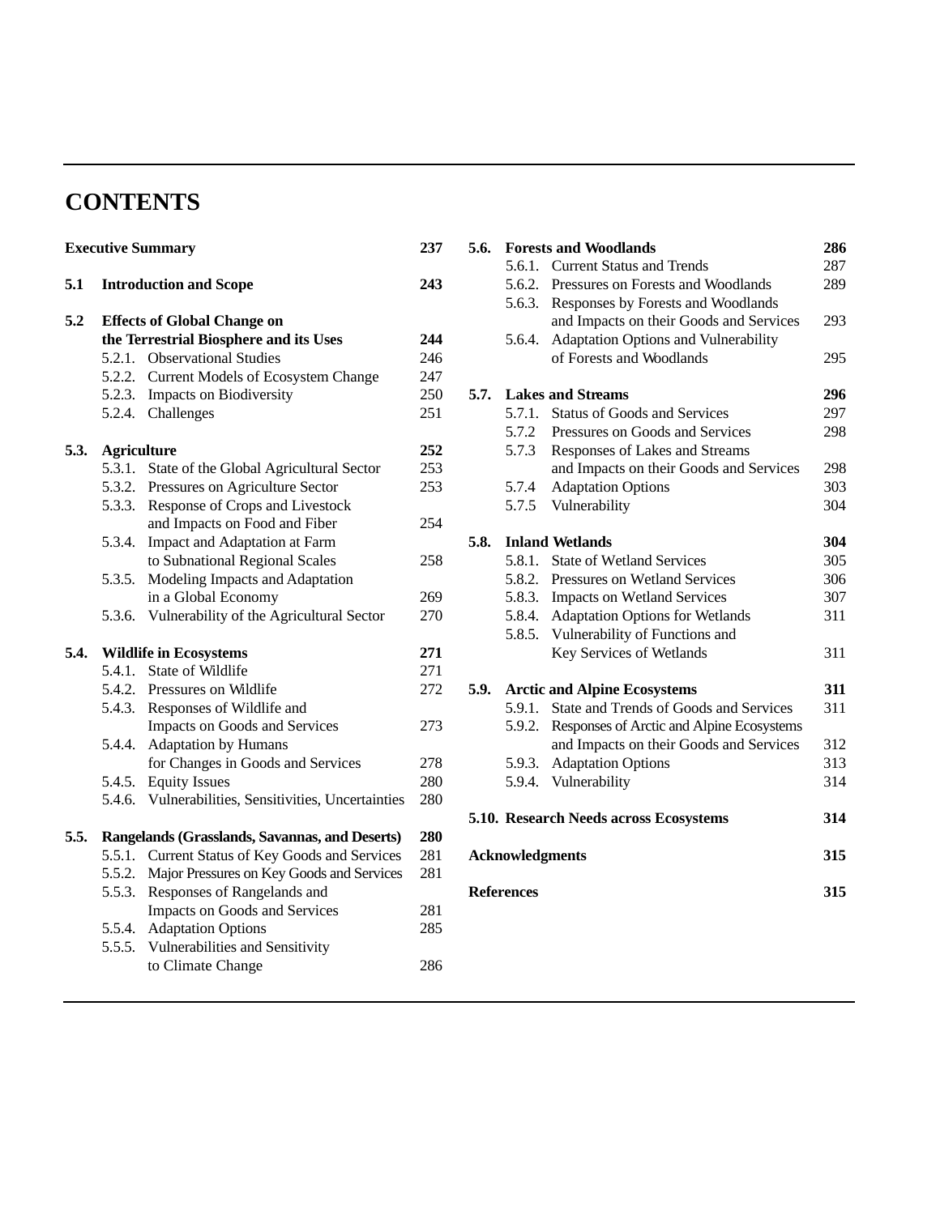# CONTENTS

**Executive Summary** **237**

**5.1 Introduction and Scope** **243**

**5.2 Effects of Global Change on the Terrestrial Biosphere and its Uses** **244**
- 5.2.1. Observational Studies 246
- 5.2.2. Current Models of Ecosystem Change 247
- 5.2.3. Impacts on Biodiversity 250
- 5.2.4. Challenges 251

**5.3. Agriculture** **252**
- 5.3.1. State of the Global Agricultural Sector 253
- 5.3.2. Pressures on Agriculture Sector 253
- 5.3.3. Response of Crops and Livestock and Impacts on Food and Fiber 254
- 5.3.4. Impact and Adaptation at Farm to Subnational Regional Scales 258
- 5.3.5. Modeling Impacts and Adaptation in a Global Economy 269
- 5.3.6. Vulnerability of the Agricultural Sector 270

**5.4. Wildlife in Ecosystems** **271**
- 5.4.1. State of Wildlife 271
- 5.4.2. Pressures on Wildlife 272
- 5.4.3. Responses of Wildlife and Impacts on Goods and Services 273
- 5.4.4. Adaptation by Humans for Changes in Goods and Services 278
- 5.4.5. Equity Issues 280
- 5.4.6. Vulnerabilities, Sensitivities, Uncertainties 280

**5.5. Rangelands (Grasslands, Savannas, and Deserts)** **280**
- 5.5.1. Current Status of Key Goods and Services 281
- 5.5.2. Major Pressures on Key Goods and Services 281
- 5.5.3. Responses of Rangelands and Impacts on Goods and Services 281
- 5.5.4. Adaptation Options 285
- 5.5.5. Vulnerabilities and Sensitivity to Climate Change 286

**5.6. Forests and Woodlands** **286**
- 5.6.1. Current Status and Trends 287
- 5.6.2. Pressures on Forests and Woodlands 289
- 5.6.3. Responses by Forests and Woodlands and Impacts on their Goods and Services 293
- 5.6.4. Adaptation Options and Vulnerability of Forests and Woodlands 295

**5.7. Lakes and Streams** **296**
- 5.7.1. Status of Goods and Services 297
- 5.7.2 Pressures on Goods and Services 298
- 5.7.3 Responses of Lakes and Streams and Impacts on their Goods and Services 298
- 5.7.4 Adaptation Options 303
- 5.7.5 Vulnerability 304

**5.8. Inland Wetlands** **304**
- 5.8.1. State of Wetland Services 305
- 5.8.2. Pressures on Wetland Services 306
- 5.8.3. Impacts on Wetland Services 307
- 5.8.4. Adaptation Options for Wetlands 311
- 5.8.5. Vulnerability of Functions and Key Services of Wetlands 311

**5.9. Arctic and Alpine Ecosystems** **311**
- 5.9.1. State and Trends of Goods and Services 311
- 5.9.2. Responses of Arctic and Alpine Ecosystems and Impacts on their Goods and Services 312
- 5.9.3. Adaptation Options 313
- 5.9.4. Vulnerability 314

**5.10. Research Needs across Ecosystems** **314**

**Acknowledgments** **315**

**References** **315**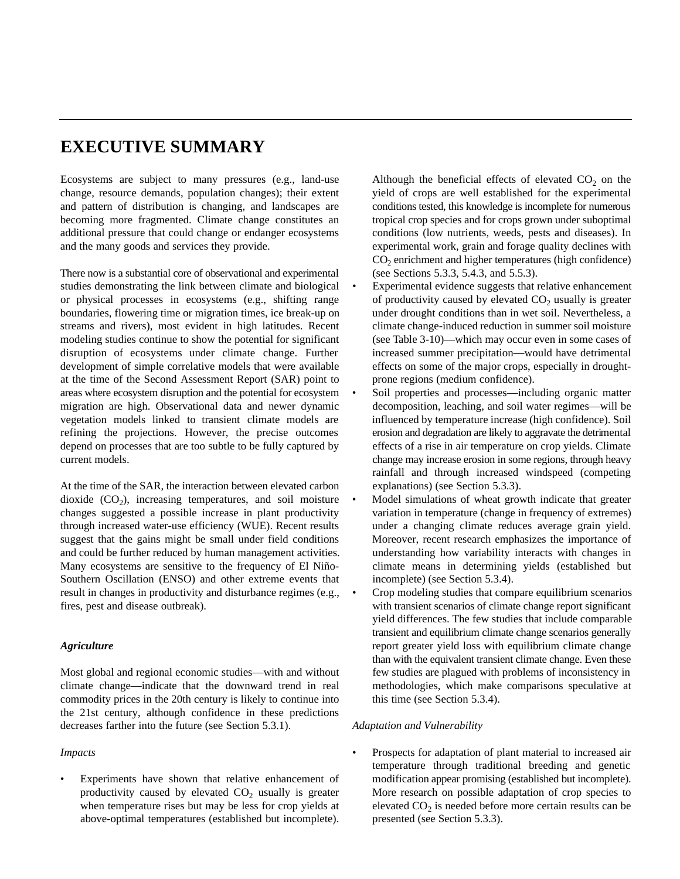# EXECUTIVE SUMMARY

Ecosystems are subject to many pressures (e.g., land-use change, resource demands, population changes); their extent and pattern of distribution is changing, and landscapes are becoming more fragmented. Climate change constitutes an additional pressure that could change or endanger ecosystems and the many goods and services they provide.

There now is a substantial core of observational and experimental studies demonstrating the link between climate and biological or physical processes in ecosystems (e.g., shifting range boundaries, flowering time or migration times, ice break-up on streams and rivers), most evident in high latitudes. Recent modeling studies continue to show the potential for significant disruption of ecosystems under climate change. Further development of simple correlative models that were available at the time of the Second Assessment Report (SAR) point to areas where ecosystem disruption and the potential for ecosystem migration are high. Observational data and newer dynamic vegetation models linked to transient climate models are refining the projections. However, the precise outcomes depend on processes that are too subtle to be fully captured by current models.

At the time of the SAR, the interaction between elevated carbon dioxide ($CO_2$), increasing temperatures, and soil moisture changes suggested a possible increase in plant productivity through increased water-use efficiency (WUE). Recent results suggest that the gains might be small under field conditions and could be further reduced by human management activities. Many ecosystems are sensitive to the frequency of El Niño-Southern Oscillation (ENSO) and other extreme events that result in changes in productivity and disturbance regimes (e.g., fires, pest and disease outbreak).

### *Agriculture*

Most global and regional economic studies—with and without climate change—indicate that the downward trend in real commodity prices in the 20th century is likely to continue into the 21st century, although confidence in these predictions decreases farther into the future (see Section 5.3.1).

*Impacts*

- Experiments have shown that relative enhancement of productivity caused by elevated $CO_2$ usually is greater when temperature rises but may be less for crop yields at above-optimal temperatures (established but incomplete). Although the beneficial effects of elevated $CO_2$ on the yield of crops are well established for the experimental conditions tested, this knowledge is incomplete for numerous tropical crop species and for crops grown under suboptimal conditions (low nutrients, weeds, pests and diseases). In experimental work, grain and forage quality declines with $CO_2$ enrichment and higher temperatures (high confidence) (see Sections 5.3.3, 5.4.3, and 5.5.3).
- Experimental evidence suggests that relative enhancement of productivity caused by elevated $CO_2$ usually is greater under drought conditions than in wet soil. Nevertheless, a climate change-induced reduction in summer soil moisture (see Table 3-10)—which may occur even in some cases of increased summer precipitation—would have detrimental effects on some of the major crops, especially in drought-prone regions (medium confidence).
- Soil properties and processes—including organic matter decomposition, leaching, and soil water regimes—will be influenced by temperature increase (high confidence). Soil erosion and degradation are likely to aggravate the detrimental effects of a rise in air temperature on crop yields. Climate change may increase erosion in some regions, through heavy rainfall and through increased windspeed (competing explanations) (see Section 5.3.3).
- Model simulations of wheat growth indicate that greater variation in temperature (change in frequency of extremes) under a changing climate reduces average grain yield. Moreover, recent research emphasizes the importance of understanding how variability interacts with changes in climate means in determining yields (established but incomplete) (see Section 5.3.4).
- Crop modeling studies that compare equilibrium scenarios with transient scenarios of climate change report significant yield differences. The few studies that include comparable transient and equilibrium climate change scenarios generally report greater yield loss with equilibrium climate change than with the equivalent transient climate change. Even these few studies are plagued with problems of inconsistency in methodologies, which make comparisons speculative at this time (see Section 5.3.4).

*Adaptation and Vulnerability*

- Prospects for adaptation of plant material to increased air temperature through traditional breeding and genetic modification appear promising (established but incomplete). More research on possible adaptation of crop species to elevated $CO_2$ is needed before more certain results can be presented (see Section 5.3.3).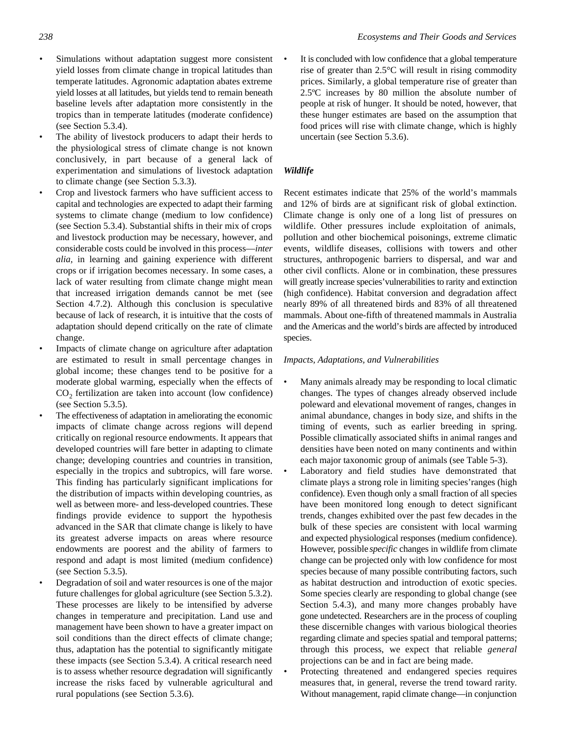- Simulations without adaptation suggest more consistent yield losses from climate change in tropical latitudes than temperate latitudes. Agronomic adaptation abates extreme yield losses at all latitudes, but yields tend to remain beneath baseline levels after adaptation more consistently in the tropics than in temperate latitudes (moderate confidence) (see Section 5.3.4).
- The ability of livestock producers to adapt their herds to the physiological stress of climate change is not known conclusively, in part because of a general lack of experimentation and simulations of livestock adaptation to climate change (see Section 5.3.3).
- Crop and livestock farmers who have sufficient access to capital and technologies are expected to adapt their farming systems to climate change (medium to low confidence) (see Section 5.3.4). Substantial shifts in their mix of crops and livestock production may be necessary, however, and considerable costs could be involved in this process—*inter alia,* in learning and gaining experience with different crops or if irrigation becomes necessary. In some cases, a lack of water resulting from climate change might mean that increased irrigation demands cannot be met (see Section 4.7.2). Although this conclusion is speculative because of lack of research, it is intuitive that the costs of adaptation should depend critically on the rate of climate change.
- Impacts of climate change on agriculture after adaptation are estimated to result in small percentage changes in global income; these changes tend to be positive for a moderate global warming, especially when the effects of $CO_2$ fertilization are taken into account (low confidence) (see Section 5.3.5).
- The effectiveness of adaptation in ameliorating the economic impacts of climate change across regions will depend critically on regional resource endowments. It appears that developed countries will fare better in adapting to climate change; developing countries and countries in transition, especially in the tropics and subtropics, will fare worse. This finding has particularly significant implications for the distribution of impacts within developing countries, as well as between more- and less-developed countries. These findings provide evidence to support the hypothesis advanced in the SAR that climate change is likely to have its greatest adverse impacts on areas where resource endowments are poorest and the ability of farmers to respond and adapt is most limited (medium confidence) (see Section 5.3.5).
- Degradation of soil and water resources is one of the major future challenges for global agriculture (see Section 5.3.2). These processes are likely to be intensified by adverse changes in temperature and precipitation. Land use and management have been shown to have a greater impact on soil conditions than the direct effects of climate change; thus, adaptation has the potential to significantly mitigate these impacts (see Section 5.3.4). A critical research need is to assess whether resource degradation will significantly increase the risks faced by vulnerable agricultural and rural populations (see Section 5.3.6).
- It is concluded with low confidence that a global temperature rise of greater than 2.5°C will result in rising commodity prices. Similarly, a global temperature rise of greater than 2.5°C increases by 80 million the absolute number of people at risk of hunger. It should be noted, however, that these hunger estimates are based on the assumption that food prices will rise with climate change, which is highly uncertain (see Section 5.3.6).

***Wildlife***

Recent estimates indicate that 25% of the world's mammals and 12% of birds are at significant risk of global extinction. Climate change is only one of a long list of pressures on wildlife. Other pressures include exploitation of animals, pollution and other biochemical poisonings, extreme climatic events, wildlife diseases, collisions with towers and other structures, anthropogenic barriers to dispersal, and war and other civil conflicts. Alone or in combination, these pressures will greatly increase species' vulnerabilities to rarity and extinction (high confidence). Habitat conversion and degradation affect nearly 89% of all threatened birds and 83% of all threatened mammals. About one-fifth of threatened mammals in Australia and the Americas and the world's birds are affected by introduced species.

*Impacts, Adaptations, and Vulnerabilities*

- Many animals already may be responding to local climatic changes. The types of changes already observed include poleward and elevational movement of ranges, changes in animal abundance, changes in body size, and shifts in the timing of events, such as earlier breeding in spring. Possible climatically associated shifts in animal ranges and densities have been noted on many continents and within each major taxonomic group of animals (see Table 5-3).
- Laboratory and field studies have demonstrated that climate plays a strong role in limiting species' ranges (high confidence). Even though only a small fraction of all species have been monitored long enough to detect significant trends, changes exhibited over the past few decades in the bulk of these species are consistent with local warming and expected physiological responses (medium confidence). However, possible *specific* changes in wildlife from climate change can be projected only with low confidence for most species because of many possible contributing factors, such as habitat destruction and introduction of exotic species. Some species clearly are responding to global change (see Section 5.4.3), and many more changes probably have gone undetected. Researchers are in the process of coupling these discernible changes with various biological theories regarding climate and species spatial and temporal patterns; through this process, we expect that reliable *general* projections can be and in fact are being made.
- Protecting threatened and endangered species requires measures that, in general, reverse the trend toward rarity. Without management, rapid climate change—in conjunction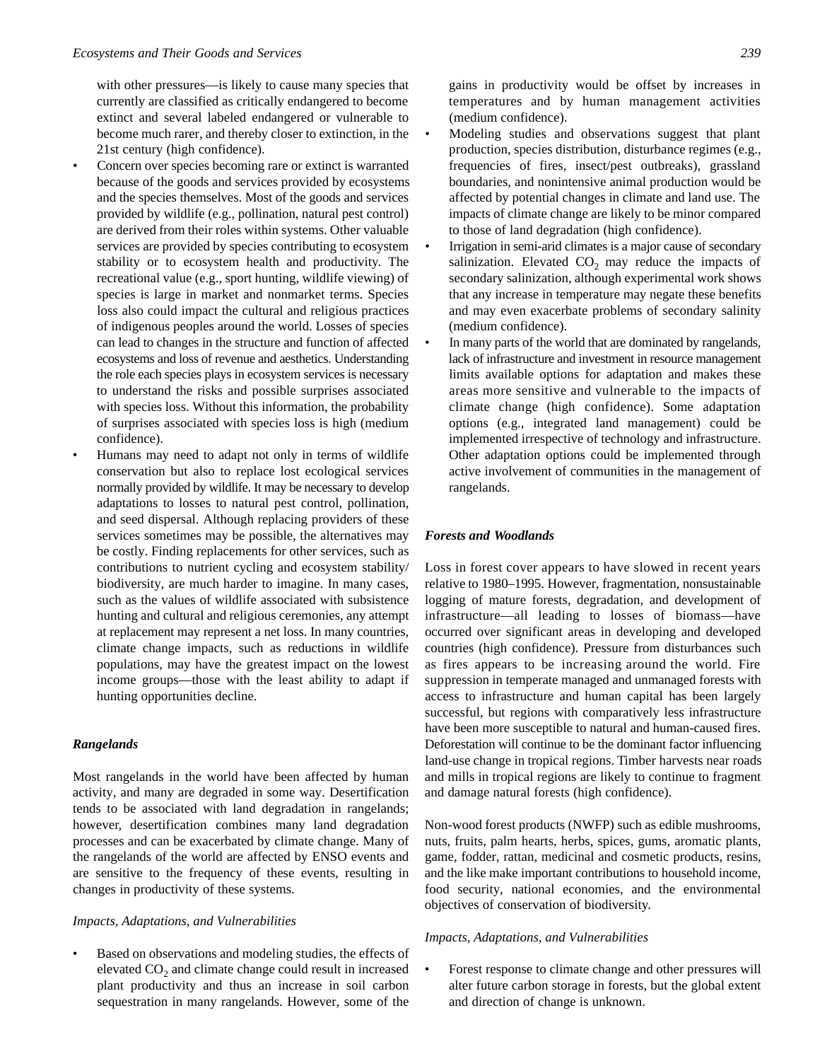with other pressures—is likely to cause many species that currently are classified as critically endangered to become extinct and several labeled endangered or vulnerable to become much rarer, and thereby closer to extinction, in the 21st century (high confidence).

- Concern over species becoming rare or extinct is warranted because of the goods and services provided by ecosystems and the species themselves. Most of the goods and services provided by wildlife (e.g., pollination, natural pest control) are derived from their roles within systems. Other valuable services are provided by species contributing to ecosystem stability or to ecosystem health and productivity. The recreational value (e.g., sport hunting, wildlife viewing) of species is large in market and nonmarket terms. Species loss also could impact the cultural and religious practices of indigenous peoples around the world. Losses of species can lead to changes in the structure and function of affected ecosystems and loss of revenue and aesthetics. Understanding the role each species plays in ecosystem services is necessary to understand the risks and possible surprises associated with species loss. Without this information, the probability of surprises associated with species loss is high (medium confidence).
- Humans may need to adapt not only in terms of wildlife conservation but also to replace lost ecological services normally provided by wildlife. It may be necessary to develop adaptations to losses to natural pest control, pollination, and seed dispersal. Although replacing providers of these services sometimes may be possible, the alternatives may be costly. Finding replacements for other services, such as contributions to nutrient cycling and ecosystem stability/biodiversity, are much harder to imagine. In many cases, such as the values of wildlife associated with subsistence hunting and cultural and religious ceremonies, any attempt at replacement may represent a net loss. In many countries, climate change impacts, such as reductions in wildlife populations, may have the greatest impact on the lowest income groups—those with the least ability to adapt if hunting opportunities decline.

***Rangelands***

Most rangelands in the world have been affected by human activity, and many are degraded in some way. Desertification tends to be associated with land degradation in rangelands; however, desertification combines many land degradation processes and can be exacerbated by climate change. Many of the rangelands of the world are affected by ENSO events and are sensitive to the frequency of these events, resulting in changes in productivity of these systems.

*Impacts, Adaptations, and Vulnerabilities*

- Based on observations and modeling studies, the effects of elevated $CO_2$ and climate change could result in increased plant productivity and thus an increase in soil carbon sequestration in many rangelands. However, some of the gains in productivity would be offset by increases in temperatures and by human management activities (medium confidence).
- Modeling studies and observations suggest that plant production, species distribution, disturbance regimes (e.g., frequencies of fires, insect/pest outbreaks), grassland boundaries, and nonintensive animal production would be affected by potential changes in climate and land use. The impacts of climate change are likely to be minor compared to those of land degradation (high confidence).
- Irrigation in semi-arid climates is a major cause of secondary salinization. Elevated $CO_2$ may reduce the impacts of secondary salinization, although experimental work shows that any increase in temperature may negate these benefits and may even exacerbate problems of secondary salinity (medium confidence).
- In many parts of the world that are dominated by rangelands, lack of infrastructure and investment in resource management limits available options for adaptation and makes these areas more sensitive and vulnerable to the impacts of climate change (high confidence). Some adaptation options (e.g., integrated land management) could be implemented irrespective of technology and infrastructure. Other adaptation options could be implemented through active involvement of communities in the management of rangelands.

***Forests and Woodlands***

Loss in forest cover appears to have slowed in recent years relative to 1980–1995. However, fragmentation, nonsustainable logging of mature forests, degradation, and development of infrastructure—all leading to losses of biomass—have occurred over significant areas in developing and developed countries (high confidence). Pressure from disturbances such as fires appears to be increasing around the world. Fire suppression in temperate managed and unmanaged forests with access to infrastructure and human capital has been largely successful, but regions with comparatively less infrastructure have been more susceptible to natural and human-caused fires. Deforestation will continue to be the dominant factor influencing land-use change in tropical regions. Timber harvests near roads and mills in tropical regions are likely to continue to fragment and damage natural forests (high confidence).

Non-wood forest products (NWFP) such as edible mushrooms, nuts, fruits, palm hearts, herbs, spices, gums, aromatic plants, game, fodder, rattan, medicinal and cosmetic products, resins, and the like make important contributions to household income, food security, national economies, and the environmental objectives of conservation of biodiversity.

*Impacts, Adaptations, and Vulnerabilities*

- Forest response to climate change and other pressures will alter future carbon storage in forests, but the global extent and direction of change is unknown.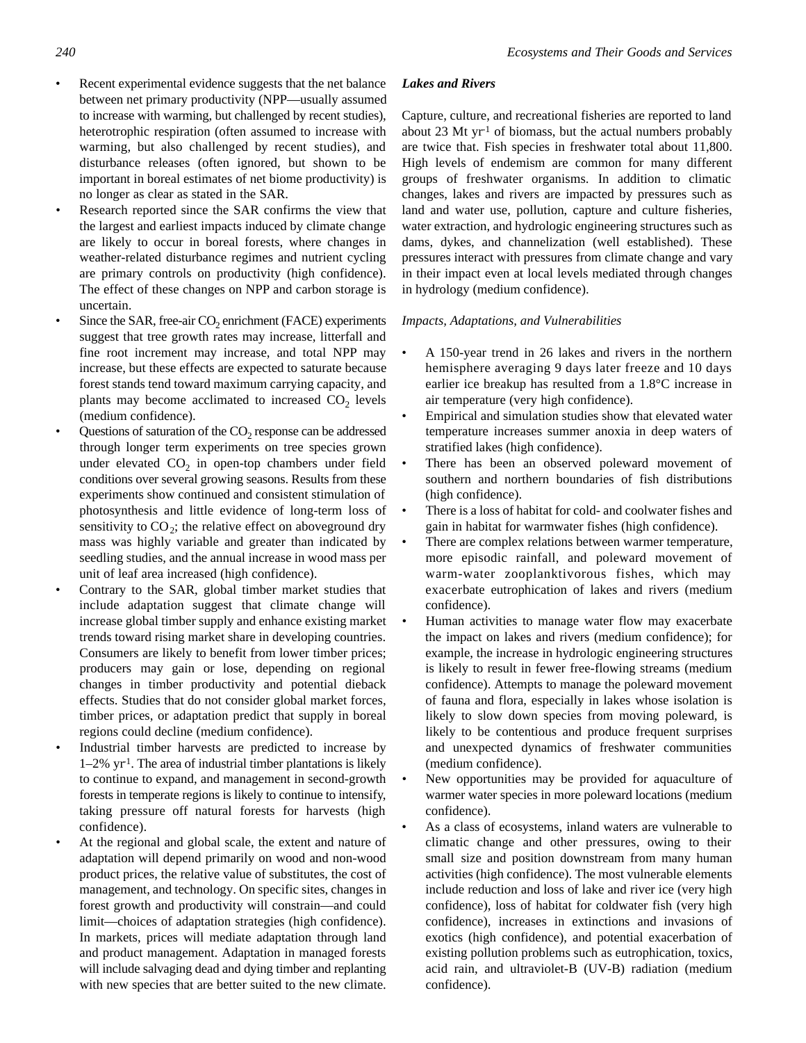- Recent experimental evidence suggests that the net balance between net primary productivity (NPP—usually assumed to increase with warming, but challenged by recent studies), heterotrophic respiration (often assumed to increase with warming, but also challenged by recent studies), and disturbance releases (often ignored, but shown to be important in boreal estimates of net biome productivity) is no longer as clear as stated in the SAR.
- Research reported since the SAR confirms the view that the largest and earliest impacts induced by climate change are likely to occur in boreal forests, where changes in weather-related disturbance regimes and nutrient cycling are primary controls on productivity (high confidence). The effect of these changes on NPP and carbon storage is uncertain.
- Since the SAR, free-air $CO_2$ enrichment (FACE) experiments suggest that tree growth rates may increase, litterfall and fine root increment may increase, and total NPP may increase, but these effects are expected to saturate because forest stands tend toward maximum carrying capacity, and plants may become acclimated to increased $CO_2$ levels (medium confidence).
- Questions of saturation of the $CO_2$ response can be addressed through longer term experiments on tree species grown under elevated $CO_2$ in open-top chambers under field conditions over several growing seasons. Results from these experiments show continued and consistent stimulation of photosynthesis and little evidence of long-term loss of sensitivity to $CO_2$; the relative effect on aboveground dry mass was highly variable and greater than indicated by seedling studies, and the annual increase in wood mass per unit of leaf area increased (high confidence).
- Contrary to the SAR, global timber market studies that include adaptation suggest that climate change will increase global timber supply and enhance existing market trends toward rising market share in developing countries. Consumers are likely to benefit from lower timber prices; producers may gain or lose, depending on regional changes in timber productivity and potential dieback effects. Studies that do not consider global market forces, timber prices, or adaptation predict that supply in boreal regions could decline (medium confidence).
- Industrial timber harvests are predicted to increase by 1–2% $yr^{-1}$. The area of industrial timber plantations is likely to continue to expand, and management in second-growth forests in temperate regions is likely to continue to intensify, taking pressure off natural forests for harvests (high confidence).
- At the regional and global scale, the extent and nature of adaptation will depend primarily on wood and non-wood product prices, the relative value of substitutes, the cost of management, and technology. On specific sites, changes in forest growth and productivity will constrain—and could limit—choices of adaptation strategies (high confidence). In markets, prices will mediate adaptation through land and product management. Adaptation in managed forests will include salvaging dead and dying timber and replanting with new species that are better suited to the new climate.

### *Lakes and Rivers*

Capture, culture, and recreational fisheries are reported to land about 23 Mt $yr^{-1}$ of biomass, but the actual numbers probably are twice that. Fish species in freshwater total about 11,800. High levels of endemism are common for many different groups of freshwater organisms. In addition to climatic changes, lakes and rivers are impacted by pressures such as land and water use, pollution, capture and culture fisheries, water extraction, and hydrologic engineering structures such as dams, dykes, and channelization (well established). These pressures interact with pressures from climate change and vary in their impact even at local levels mediated through changes in hydrology (medium confidence).

*Impacts, Adaptations, and Vulnerabilities*

- A 150-year trend in 26 lakes and rivers in the northern hemisphere averaging 9 days later freeze and 10 days earlier ice breakup has resulted from a 1.8°C increase in air temperature (very high confidence).
- Empirical and simulation studies show that elevated water temperature increases summer anoxia in deep waters of stratified lakes (high confidence).
- There has been an observed poleward movement of southern and northern boundaries of fish distributions (high confidence).
- There is a loss of habitat for cold- and coolwater fishes and gain in habitat for warmwater fishes (high confidence).
- There are complex relations between warmer temperature, more episodic rainfall, and poleward movement of warm-water zooplanktivorous fishes, which may exacerbate eutrophication of lakes and rivers (medium confidence).
- Human activities to manage water flow may exacerbate the impact on lakes and rivers (medium confidence); for example, the increase in hydrologic engineering structures is likely to result in fewer free-flowing streams (medium confidence). Attempts to manage the poleward movement of fauna and flora, especially in lakes whose isolation is likely to slow down species from moving poleward, is likely to be contentious and produce frequent surprises and unexpected dynamics of freshwater communities (medium confidence).
- New opportunities may be provided for aquaculture of warmer water species in more poleward locations (medium confidence).
- As a class of ecosystems, inland waters are vulnerable to climatic change and other pressures, owing to their small size and position downstream from many human activities (high confidence). The most vulnerable elements include reduction and loss of lake and river ice (very high confidence), loss of habitat for coldwater fish (very high confidence), increases in extinctions and invasions of exotics (high confidence), and potential exacerbation of existing pollution problems such as eutrophication, toxics, acid rain, and ultraviolet-B (UV-B) radiation (medium confidence).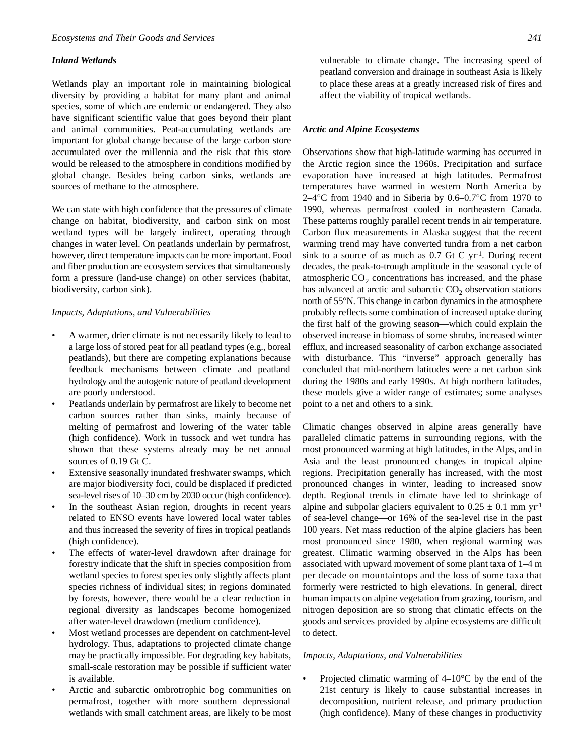### *Inland Wetlands*

Wetlands play an important role in maintaining biological diversity by providing a habitat for many plant and animal species, some of which are endemic or endangered. They also have significant scientific value that goes beyond their plant and animal communities. Peat-accumulating wetlands are important for global change because of the large carbon store accumulated over the millennia and the risk that this store would be released to the atmosphere in conditions modified by global change. Besides being carbon sinks, wetlands are sources of methane to the atmosphere.

We can state with high confidence that the pressures of climate change on habitat, biodiversity, and carbon sink on most wetland types will be largely indirect, operating through changes in water level. On peatlands underlain by permafrost, however, direct temperature impacts can be more important. Food and fiber production are ecosystem services that simultaneously form a pressure (land-use change) on other services (habitat, biodiversity, carbon sink).

*Impacts, Adaptations, and Vulnerabilities*

- A warmer, drier climate is not necessarily likely to lead to a large loss of stored peat for all peatland types (e.g., boreal peatlands), but there are competing explanations because feedback mechanisms between climate and peatland hydrology and the autogenic nature of peatland development are poorly understood.
- Peatlands underlain by permafrost are likely to become net carbon sources rather than sinks, mainly because of melting of permafrost and lowering of the water table (high confidence). Work in tussock and wet tundra has shown that these systems already may be net annual sources of 0.19 Gt C.
- Extensive seasonally inundated freshwater swamps, which are major biodiversity foci, could be displaced if predicted sea-level rises of 10–30 cm by 2030 occur (high confidence).
- In the southeast Asian region, droughts in recent years related to ENSO events have lowered local water tables and thus increased the severity of fires in tropical peatlands (high confidence).
- The effects of water-level drawdown after drainage for forestry indicate that the shift in species composition from wetland species to forest species only slightly affects plant species richness of individual sites; in regions dominated by forests, however, there would be a clear reduction in regional diversity as landscapes become homogenized after water-level drawdown (medium confidence).
- Most wetland processes are dependent on catchment-level hydrology. Thus, adaptations to projected climate change may be practically impossible. For degrading key habitats, small-scale restoration may be possible if sufficient water is available.
- Arctic and subarctic ombrotrophic bog communities on permafrost, together with more southern depressional wetlands with small catchment areas, are likely to be most vulnerable to climate change. The increasing speed of peatland conversion and drainage in southeast Asia is likely to place these areas at a greatly increased risk of fires and affect the viability of tropical wetlands.

### *Arctic and Alpine Ecosystems*

Observations show that high-latitude warming has occurred in the Arctic region since the 1960s. Precipitation and surface evaporation have increased at high latitudes. Permafrost temperatures have warmed in western North America by 2–4°C from 1940 and in Siberia by 0.6–0.7°C from 1970 to 1990, whereas permafrost cooled in northeastern Canada. These patterns roughly parallel recent trends in air temperature. Carbon flux measurements in Alaska suggest that the recent warming trend may have converted tundra from a net carbon sink to a source of as much as 0.7 Gt C yr$^{-1}$. During recent decades, the peak-to-trough amplitude in the seasonal cycle of atmospheric $CO_2$ concentrations has increased, and the phase has advanced at arctic and subarctic $CO_2$ observation stations north of 55°N. This change in carbon dynamics in the atmosphere probably reflects some combination of increased uptake during the first half of the growing season—which could explain the observed increase in biomass of some shrubs, increased winter efflux, and increased seasonality of carbon exchange associated with disturbance. This "inverse" approach generally has concluded that mid-northern latitudes were a net carbon sink during the 1980s and early 1990s. At high northern latitudes, these models give a wider range of estimates; some analyses point to a net and others to a sink.

Climatic changes observed in alpine areas generally have paralleled climatic patterns in surrounding regions, with the most pronounced warming at high latitudes, in the Alps, and in Asia and the least pronounced changes in tropical alpine regions. Precipitation generally has increased, with the most pronounced changes in winter, leading to increased snow depth. Regional trends in climate have led to shrinkage of alpine and subpolar glaciers equivalent to 0.25 ± 0.1 mm yr$^{-1}$ of sea-level change—or 16% of the sea-level rise in the past 100 years. Net mass reduction of the alpine glaciers has been most pronounced since 1980, when regional warming was greatest. Climatic warming observed in the Alps has been associated with upward movement of some plant taxa of 1–4 m per decade on mountaintops and the loss of some taxa that formerly were restricted to high elevations. In general, direct human impacts on alpine vegetation from grazing, tourism, and nitrogen deposition are so strong that climatic effects on the goods and services provided by alpine ecosystems are difficult to detect.

*Impacts, Adaptations, and Vulnerabilities*

- Projected climatic warming of 4–10°C by the end of the 21st century is likely to cause substantial increases in decomposition, nutrient release, and primary production (high confidence). Many of these changes in productivity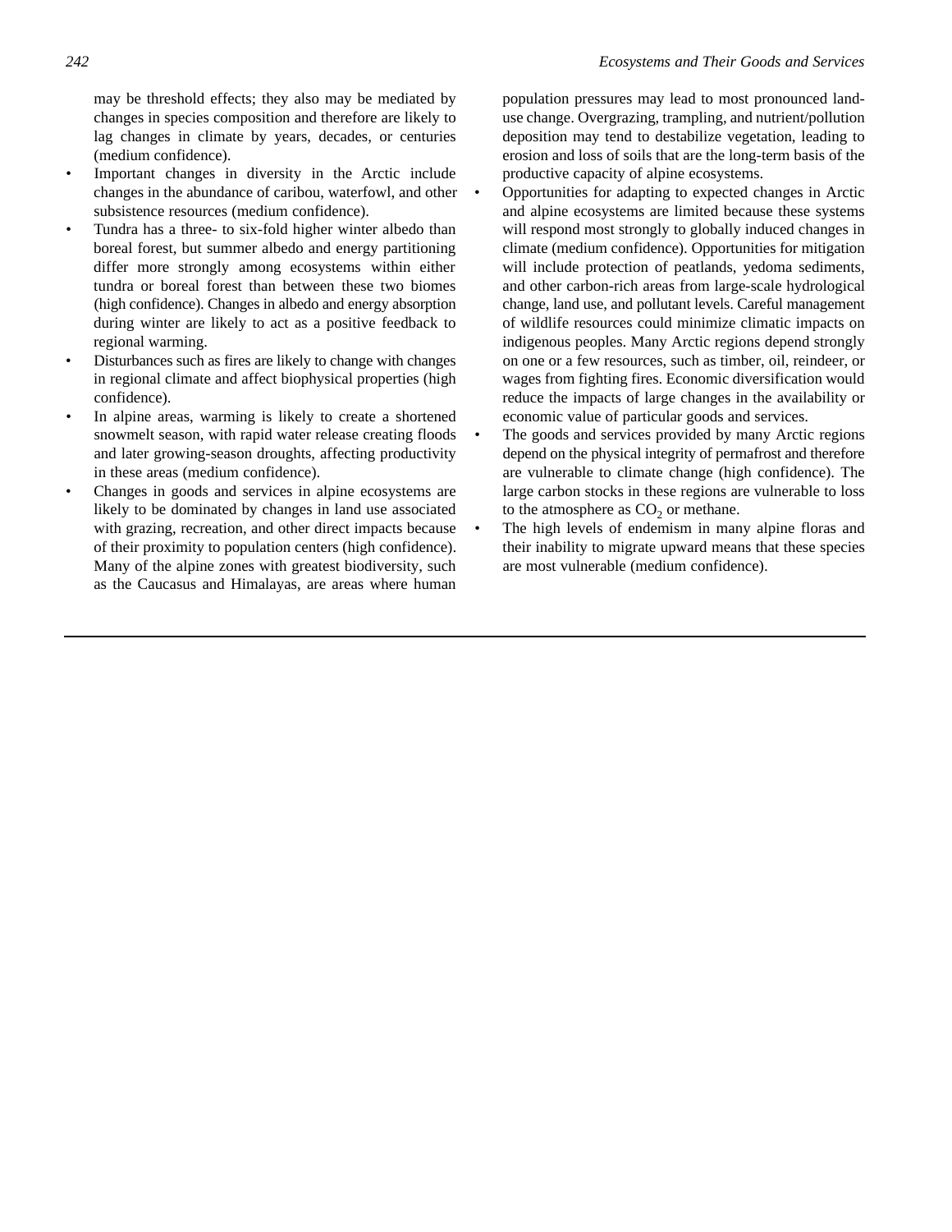may be threshold effects; they also may be mediated by changes in species composition and therefore are likely to lag changes in climate by years, decades, or centuries (medium confidence).

- Important changes in diversity in the Arctic include changes in the abundance of caribou, waterfowl, and other subsistence resources (medium confidence).
- Tundra has a three- to six-fold higher winter albedo than boreal forest, but summer albedo and energy partitioning differ more strongly among ecosystems within either tundra or boreal forest than between these two biomes (high confidence). Changes in albedo and energy absorption during winter are likely to act as a positive feedback to regional warming.
- Disturbances such as fires are likely to change with changes in regional climate and affect biophysical properties (high confidence).
- In alpine areas, warming is likely to create a shortened snowmelt season, with rapid water release creating floods and later growing-season droughts, affecting productivity in these areas (medium confidence).
- Changes in goods and services in alpine ecosystems are likely to be dominated by changes in land use associated with grazing, recreation, and other direct impacts because of their proximity to population centers (high confidence). Many of the alpine zones with greatest biodiversity, such as the Caucasus and Himalayas, are areas where human population pressures may lead to most pronounced land-use change. Overgrazing, trampling, and nutrient/pollution deposition may tend to destabilize vegetation, leading to erosion and loss of soils that are the long-term basis of the productive capacity of alpine ecosystems.
- Opportunities for adapting to expected changes in Arctic and alpine ecosystems are limited because these systems will respond most strongly to globally induced changes in climate (medium confidence). Opportunities for mitigation will include protection of peatlands, yedoma sediments, and other carbon-rich areas from large-scale hydrological change, land use, and pollutant levels. Careful management of wildlife resources could minimize climatic impacts on indigenous peoples. Many Arctic regions depend strongly on one or a few resources, such as timber, oil, reindeer, or wages from fighting fires. Economic diversification would reduce the impacts of large changes in the availability or economic value of particular goods and services.
- The goods and services provided by many Arctic regions depend on the physical integrity of permafrost and therefore are vulnerable to climate change (high confidence). The large carbon stocks in these regions are vulnerable to loss to the atmosphere as $CO_2$ or methane.
- The high levels of endemism in many alpine floras and their inability to migrate upward means that these species are most vulnerable (medium confidence).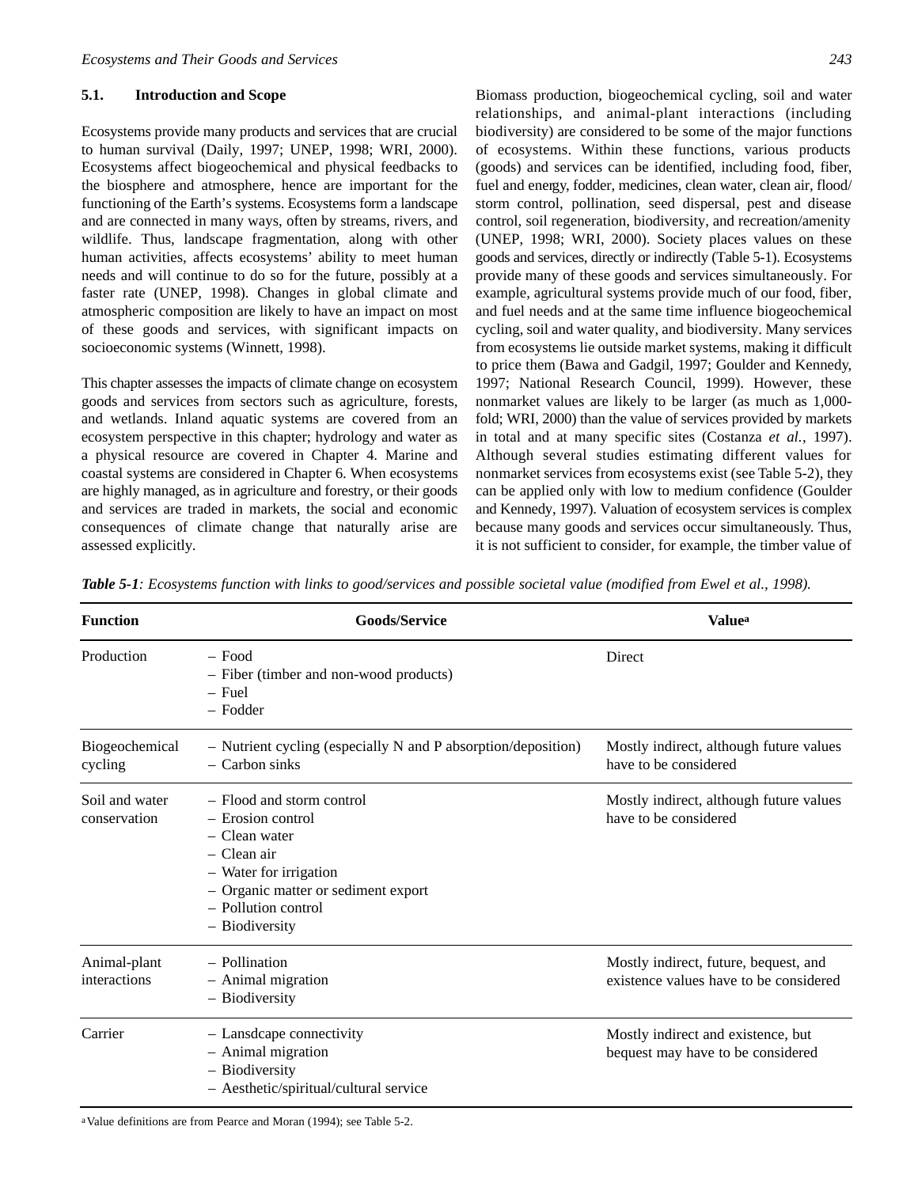### 5.1. Introduction and Scope

Ecosystems provide many products and services that are crucial to human survival (Daily, 1997; UNEP, 1998; WRI, 2000). Ecosystems affect biogeochemical and physical feedbacks to the biosphere and atmosphere, hence are important for the functioning of the Earth's systems. Ecosystems form a landscape and are connected in many ways, often by streams, rivers, and wildlife. Thus, landscape fragmentation, along with other human activities, affects ecosystems' ability to meet human needs and will continue to do so for the future, possibly at a faster rate (UNEP, 1998). Changes in global climate and atmospheric composition are likely to have an impact on most of these goods and services, with significant impacts on socioeconomic systems (Winnett, 1998).

This chapter assesses the impacts of climate change on ecosystem goods and services from sectors such as agriculture, forests, and wetlands. Inland aquatic systems are covered from an ecosystem perspective in this chapter; hydrology and water as a physical resource are covered in Chapter 4. Marine and coastal systems are considered in Chapter 6. When ecosystems are highly managed, as in agriculture and forestry, or their goods and services are traded in markets, the social and economic consequences of climate change that naturally arise are assessed explicitly.

Biomass production, biogeochemical cycling, soil and water relationships, and animal-plant interactions (including biodiversity) are considered to be some of the major functions of ecosystems. Within these functions, various products (goods) and services can be identified, including food, fiber, fuel and energy, fodder, medicines, clean water, clean air, flood/storm control, pollination, seed dispersal, pest and disease control, soil regeneration, biodiversity, and recreation/amenity (UNEP, 1998; WRI, 2000). Society places values on these goods and services, directly or indirectly (Table 5-1). Ecosystems provide many of these goods and services simultaneously. For example, agricultural systems provide much of our food, fiber, and fuel needs and at the same time influence biogeochemical cycling, soil and water quality, and biodiversity. Many services from ecosystems lie outside market systems, making it difficult to price them (Bawa and Gadgil, 1997; Goulder and Kennedy, 1997; National Research Council, 1999). However, these nonmarket values are likely to be larger (as much as 1,000-fold; WRI, 2000) than the value of services provided by markets in total and at many specific sites (Costanza *et al.*, 1997). Although several studies estimating different values for nonmarket services from ecosystems exist (see Table 5-2), they can be applied only with low to medium confidence (Goulder and Kennedy, 1997). Valuation of ecosystem services is complex because many goods and services occur simultaneously. Thus, it is not sufficient to consider, for example, the timber value of

***Table 5-1**: Ecosystems function with links to good/services and possible societal value (modified from Ewel et al., 1998).*

| Function | Goods/Service | Value[a] |
|---|---|---|
| Production | – Food<br>– Fiber (timber and non-wood products)<br>– Fuel<br>– Fodder | Direct |
| Biogeochemical cycling | – Nutrient cycling (especially N and P absorption/deposition)<br>– Carbon sinks | Mostly indirect, although future values have to be considered |
| Soil and water conservation | – Flood and storm control<br>– Erosion control<br>– Clean water<br>– Clean air<br>– Water for irrigation<br>– Organic matter or sediment export<br>– Pollution control<br>– Biodiversity | Mostly indirect, although future values have to be considered |
| Animal-plant interactions | – Pollination<br>– Animal migration<br>– Biodiversity | Mostly indirect, future, bequest, and existence values have to be considered |
| Carrier | – Lansdcape connectivity<br>– Animal migration<br>– Biodiversity<br>– Aesthetic/spiritual/cultural service | Mostly indirect and existence, but bequest may have to be considered |

[a] Value definitions are from Pearce and Moran (1994); see Table 5-2.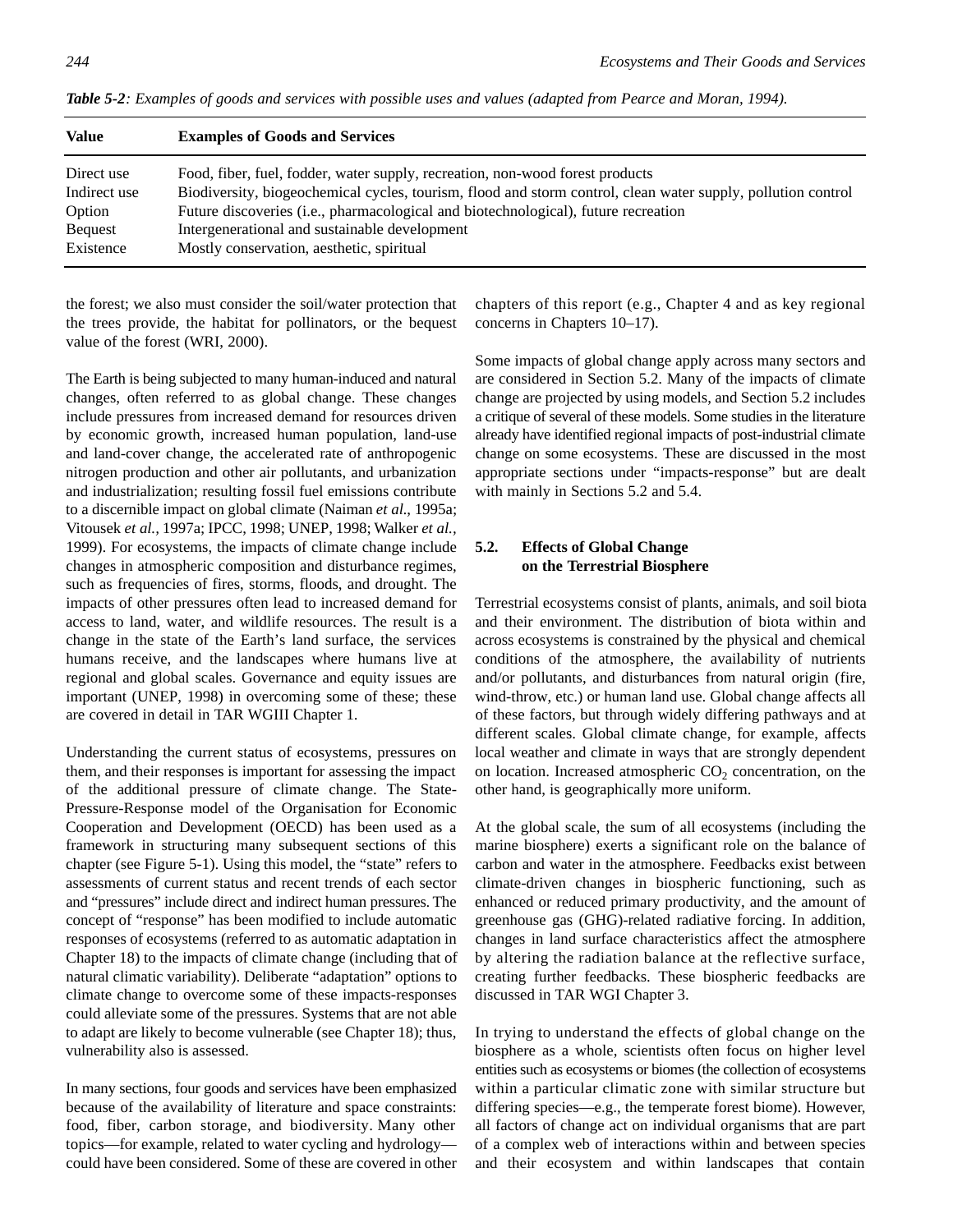*Table 5-2: Examples of goods and services with possible uses and values (adapted from Pearce and Moran, 1994).*

| Value | Examples of Goods and Services |
|---|---|
| Direct use | Food, fiber, fuel, fodder, water supply, recreation, non-wood forest products |
| Indirect use | Biodiversity, biogeochemical cycles, tourism, flood and storm control, clean water supply, pollution control |
| Option | Future discoveries (i.e., pharmacological and biotechnological), future recreation |
| Bequest | Intergenerational and sustainable development |
| Existence | Mostly conservation, aesthetic, spiritual |

the forest; we also must consider the soil/water protection that the trees provide, the habitat for pollinators, or the bequest value of the forest (WRI, 2000).

The Earth is being subjected to many human-induced and natural changes, often referred to as global change. These changes include pressures from increased demand for resources driven by economic growth, increased human population, land-use and land-cover change, the accelerated rate of anthropogenic nitrogen production and other air pollutants, and urbanization and industrialization; resulting fossil fuel emissions contribute to a discernible impact on global climate (Naiman *et al.*, 1995a; Vitousek *et al.,* 1997a; IPCC, 1998; UNEP, 1998; Walker *et al.,* 1999). For ecosystems, the impacts of climate change include changes in atmospheric composition and disturbance regimes, such as frequencies of fires, storms, floods, and drought. The impacts of other pressures often lead to increased demand for access to land, water, and wildlife resources. The result is a change in the state of the Earth's land surface, the services humans receive, and the landscapes where humans live at regional and global scales. Governance and equity issues are important (UNEP, 1998) in overcoming some of these; these are covered in detail in TAR WGIII Chapter 1.

Understanding the current status of ecosystems, pressures on them, and their responses is important for assessing the impact of the additional pressure of climate change. The State-Pressure-Response model of the Organisation for Economic Cooperation and Development (OECD) has been used as a framework in structuring many subsequent sections of this chapter (see Figure 5-1). Using this model, the "state" refers to assessments of current status and recent trends of each sector and "pressures" include direct and indirect human pressures. The concept of "response" has been modified to include automatic responses of ecosystems (referred to as automatic adaptation in Chapter 18) to the impacts of climate change (including that of natural climatic variability). Deliberate "adaptation" options to climate change to overcome some of these impacts-responses could alleviate some of the pressures. Systems that are not able to adapt are likely to become vulnerable (see Chapter 18); thus, vulnerability also is assessed.

In many sections, four goods and services have been emphasized because of the availability of literature and space constraints: food, fiber, carbon storage, and biodiversity. Many other topics—for example, related to water cycling and hydrology—could have been considered. Some of these are covered in other chapters of this report (e.g., Chapter 4 and as key regional concerns in Chapters 10–17).

Some impacts of global change apply across many sectors and are considered in Section 5.2. Many of the impacts of climate change are projected by using models, and Section 5.2 includes a critique of several of these models. Some studies in the literature already have identified regional impacts of post-industrial climate change on some ecosystems. These are discussed in the most appropriate sections under "impacts-response" but are dealt with mainly in Sections 5.2 and 5.4.

## 5.2. Effects of Global Change on the Terrestrial Biosphere

Terrestrial ecosystems consist of plants, animals, and soil biota and their environment. The distribution of biota within and across ecosystems is constrained by the physical and chemical conditions of the atmosphere, the availability of nutrients and/or pollutants, and disturbances from natural origin (fire, wind-throw, etc.) or human land use. Global change affects all of these factors, but through widely differing pathways and at different scales. Global climate change, for example, affects local weather and climate in ways that are strongly dependent on location. Increased atmospheric $CO_2$ concentration, on the other hand, is geographically more uniform.

At the global scale, the sum of all ecosystems (including the marine biosphere) exerts a significant role on the balance of carbon and water in the atmosphere. Feedbacks exist between climate-driven changes in biospheric functioning, such as enhanced or reduced primary productivity, and the amount of greenhouse gas (GHG)-related radiative forcing. In addition, changes in land surface characteristics affect the atmosphere by altering the radiation balance at the reflective surface, creating further feedbacks. These biospheric feedbacks are discussed in TAR WGI Chapter 3.

In trying to understand the effects of global change on the biosphere as a whole, scientists often focus on higher level entities such as ecosystems or biomes (the collection of ecosystems within a particular climatic zone with similar structure but differing species—e.g., the temperate forest biome). However, all factors of change act on individual organisms that are part of a complex web of interactions within and between species and their ecosystem and within landscapes that contain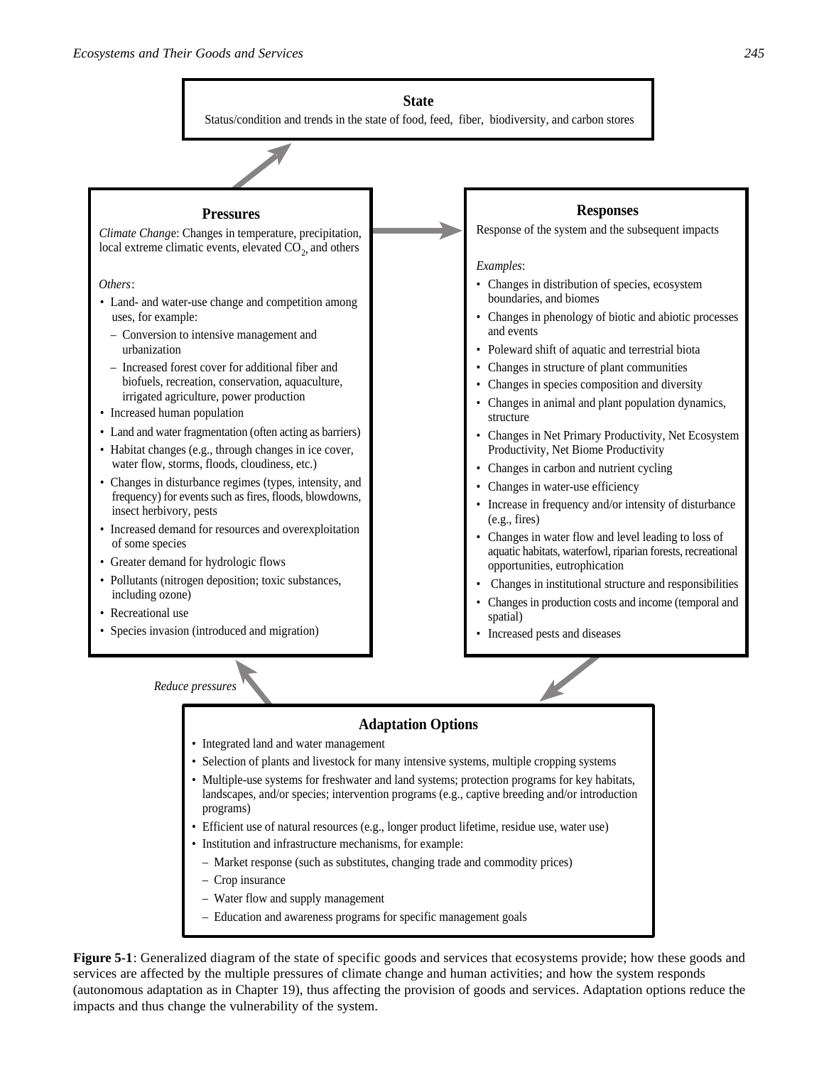**State**

Status/condition and trends in the state of food, feed, fiber, biodiversity, and carbon stores

**Pressures**

*Climate Change*: Changes in temperature, precipitation, local extreme climatic events, elevated $CO_2$, and others

*Others*:

- Land- and water-use change and competition among uses, for example:
  - Conversion to intensive management and urbanization
  - Increased forest cover for additional fiber and biofuels, recreation, conservation, aquaculture, irrigated agriculture, power production
- Increased human population
- Land and water fragmentation (often acting as barriers)
- Habitat changes (e.g., through changes in ice cover, water flow, storms, floods, cloudiness, etc.)
- Changes in disturbance regimes (types, intensity, and frequency) for events such as fires, floods, blowdowns, insect herbivory, pests
- Increased demand for resources and overexploitation of some species
- Greater demand for hydrologic flows
- Pollutants (nitrogen deposition; toxic substances, including ozone)
- Recreational use
- Species invasion (introduced and migration)

**Responses**

Response of the system and the subsequent impacts

*Examples*:

- Changes in distribution of species, ecosystem boundaries, and biomes
- Changes in phenology of biotic and abiotic processes and events
- Poleward shift of aquatic and terrestrial biota
- Changes in structure of plant communities
- Changes in species composition and diversity
- Changes in animal and plant population dynamics, structure
- Changes in Net Primary Productivity, Net Ecosystem Productivity, Net Biome Productivity
- Changes in carbon and nutrient cycling
- Changes in water-use efficiency
- Increase in frequency and/or intensity of disturbance (e.g., fires)
- Changes in water flow and level leading to loss of aquatic habitats, waterfowl, riparian forests, recreational opportunities, eutrophication
- Changes in institutional structure and responsibilities
- Changes in production costs and income (temporal and spatial)
- Increased pests and diseases

*Reduce pressures*

**Adaptation Options**

- Integrated land and water management
- Selection of plants and livestock for many intensive systems, multiple cropping systems
- Multiple-use systems for freshwater and land systems; protection programs for key habitats, landscapes, and/or species; intervention programs (e.g., captive breeding and/or introduction programs)
- Efficient use of natural resources (e.g., longer product lifetime, residue use, water use)
- Institution and infrastructure mechanisms, for example:
  - Market response (such as substitutes, changing trade and commodity prices)
  - Crop insurance
  - Water flow and supply management
  - Education and awareness programs for specific management goals

**Figure 5-1**: Generalized diagram of the state of specific goods and services that ecosystems provide; how these goods and services are affected by the multiple pressures of climate change and human activities; and how the system responds (autonomous adaptation as in Chapter 19), thus affecting the provision of goods and services. Adaptation options reduce the impacts and thus change the vulnerability of the system.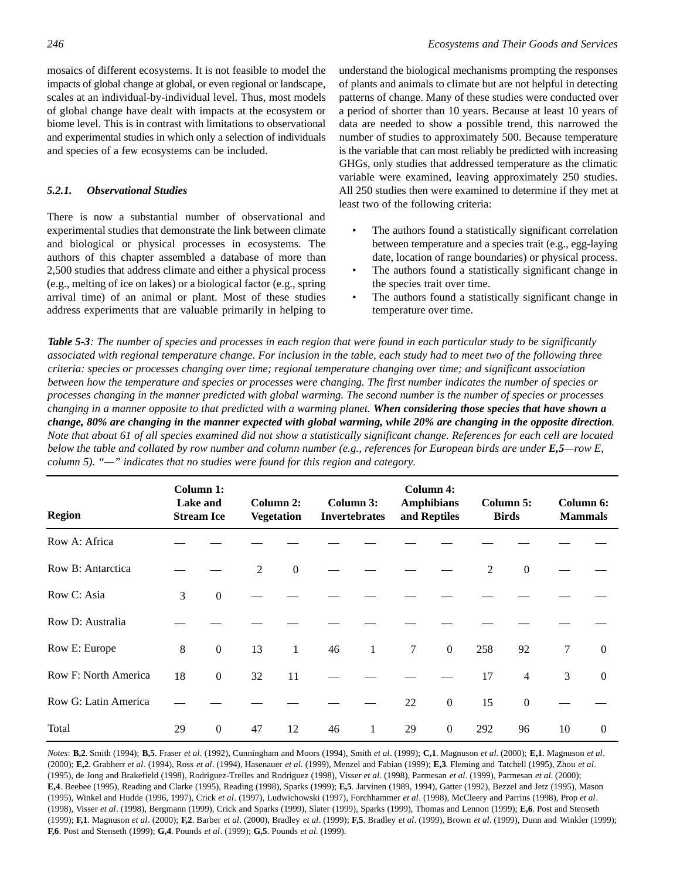mosaics of different ecosystems. It is not feasible to model the impacts of global change at global, or even regional or landscape, scales at an individual-by-individual level. Thus, most models of global change have dealt with impacts at the ecosystem or biome level. This is in contrast with limitations to observational and experimental studies in which only a selection of individuals and species of a few ecosystems can be included.

#### *5.2.1. Observational Studies*

There is now a substantial number of observational and experimental studies that demonstrate the link between climate and biological or physical processes in ecosystems. The authors of this chapter assembled a database of more than 2,500 studies that address climate and either a physical process (e.g., melting of ice on lakes) or a biological factor (e.g., spring arrival time) of an animal or plant. Most of these studies address experiments that are valuable primarily in helping to understand the biological mechanisms prompting the responses of plants and animals to climate but are not helpful in detecting patterns of change. Many of these studies were conducted over a period of shorter than 10 years. Because at least 10 years of data are needed to show a possible trend, this narrowed the number of studies to approximately 500. Because temperature is the variable that can most reliably be predicted with increasing GHGs, only studies that addressed temperature as the climatic variable were examined, leaving approximately 250 studies. All 250 studies then were examined to determine if they met at least two of the following criteria:

- The authors found a statistically significant correlation between temperature and a species trait (e.g., egg-laying date, location of range boundaries) or physical process.
- The authors found a statistically significant change in the species trait over time.
- The authors found a statistically significant change in temperature over time.

***Table 5-3****: The number of species and processes in each region that were found in each particular study to be significantly associated with regional temperature change. For inclusion in the table, each study had to meet two of the following three criteria: species or processes changing over time; regional temperature changing over time; and significant association between how the temperature and species or processes were changing. The first number indicates the number of species or processes changing in the manner predicted with global warming. The second number is the number of species or processes changing in a manner opposite to that predicted with a warming planet.* ***When considering those species that have shown a change, 80% are changing in the manner expected with global warming, while 20% are changing in the opposite direction****. Note that about 61 of all species examined did not show a statistically significant change. References for each cell are located below the table and collated by row number and column number (e.g., references for European birds are under* ***E,5****—row E, column 5). "—" indicates that no studies were found for this region and category.*

| Region | Column 1: Lake and Stream Ice | | Column 2: Vegetation | | Column 3: Invertebrates | | Column 4: Amphibians and Reptiles | | Column 5: Birds | | Column 6: Mammals | |
|---|---|---|---|---|---|---|---|---|---|---|---|---|
| Row A: Africa | — | — | — | — | — | — | — | — | — | — | — | — |
| Row B: Antarctica | — | — | 2 | 0 | — | — | — | — | 2 | 0 | — | — |
| Row C: Asia | 3 | 0 | — | — | — | — | — | — | — | — | — | — |
| Row D: Australia | — | — | — | — | — | — | — | — | — | — | — | — |
| Row E: Europe | 8 | 0 | 13 | 1 | 46 | 1 | 7 | 0 | 258 | 92 | 7 | 0 |
| Row F: North America | 18 | 0 | 32 | 11 | — | — | — | — | 17 | 4 | 3 | 0 |
| Row G: Latin America | — | — | — | — | — | — | 22 | 0 | 15 | 0 | — | — |
| Total | 29 | 0 | 47 | 12 | 46 | 1 | 29 | 0 | 292 | 96 | 10 | 0 |

*Notes*: **B,2**. Smith (1994); **B,5**. Fraser *et al*. (1992), Cunningham and Moors (1994), Smith *et al*. (1999); **C,1**. Magnuson *et al.* (2000); **E,1**. Magnuson *et al*. (2000); **E,2**. Grabherr *et al*. (1994), Ross *et al*. (1994), Hasenauer *et al*. (1999), Menzel and Fabian (1999); **E,3**. Fleming and Tatchell (1995), Zhou *et al*. (1995), de Jong and Brakefield (1998), Rodriguez-Trelles and Rodriguez (1998), Visser *et al*. (1998), Parmesan *et al*. (1999), Parmesan *et al.* (2000); **E,4**. Beebee (1995), Reading and Clarke (1995), Reading (1998), Sparks (1999); **E,5**. Jarvinen (1989, 1994), Gatter (1992), Bezzel and Jetz (1995), Mason (1995), Winkel and Hudde (1996, 1997), Crick *et al*. (1997), Ludwichowski (1997), Forchhammer *et al*. (1998), McCleery and Parrins (1998), Prop *et al*. (1998), Visser *et al*. (1998), Bergmann (1999), Crick and Sparks (1999), Slater (1999), Sparks (1999), Thomas and Lennon (1999); **E,6**. Post and Stenseth (1999); **F,1**. Magnuson *et al*. (2000); **F,2**. Barber *et al*. (2000), Bradley *et al*. (1999); **F,5**. Bradley *et al*. (1999), Brown *et al*. (1999), Dunn and Winkler (1999); **F,6**. Post and Stenseth (1999); **G,4**. Pounds *et al*. (1999); **G,5**. Pounds *et al.* (1999).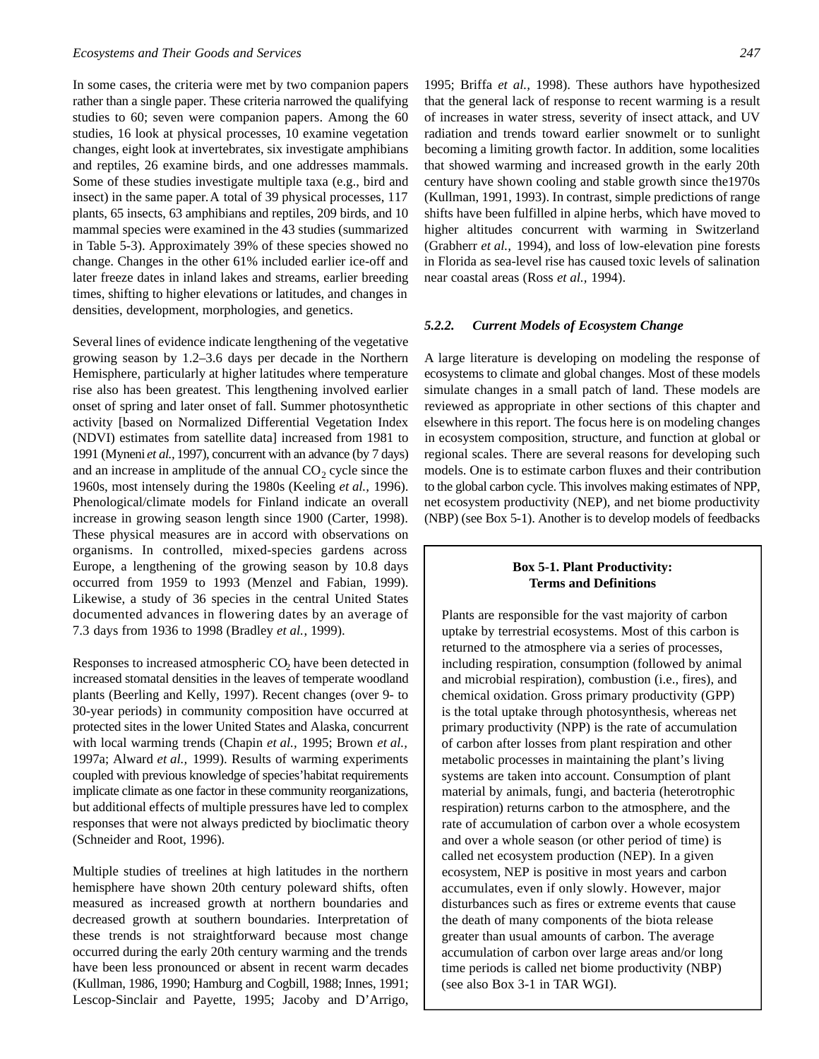In some cases, the criteria were met by two companion papers rather than a single paper. These criteria narrowed the qualifying studies to 60; seven were companion papers. Among the 60 studies, 16 look at physical processes, 10 examine vegetation changes, eight look at invertebrates, six investigate amphibians and reptiles, 26 examine birds, and one addresses mammals. Some of these studies investigate multiple taxa (e.g., bird and insect) in the same paper. A total of 39 physical processes, 117 plants, 65 insects, 63 amphibians and reptiles, 209 birds, and 10 mammal species were examined in the 43 studies (summarized in Table 5-3). Approximately 39% of these species showed no change. Changes in the other 61% included earlier ice-off and later freeze dates in inland lakes and streams, earlier breeding times, shifting to higher elevations or latitudes, and changes in densities, development, morphologies, and genetics.

Several lines of evidence indicate lengthening of the vegetative growing season by 1.2–3.6 days per decade in the Northern Hemisphere, particularly at higher latitudes where temperature rise also has been greatest. This lengthening involved earlier onset of spring and later onset of fall. Summer photosynthetic activity [based on Normalized Differential Vegetation Index (NDVI) estimates from satellite data] increased from 1981 to 1991 (Myneni *et al.,* 1997), concurrent with an advance (by 7 days) and an increase in amplitude of the annual $CO_2$ cycle since the 1960s, most intensely during the 1980s (Keeling *et al.,* 1996). Phenological/climate models for Finland indicate an overall increase in growing season length since 1900 (Carter, 1998). These physical measures are in accord with observations on organisms. In controlled, mixed-species gardens across Europe, a lengthening of the growing season by 10.8 days occurred from 1959 to 1993 (Menzel and Fabian, 1999). Likewise, a study of 36 species in the central United States documented advances in flowering dates by an average of 7.3 days from 1936 to 1998 (Bradley *et al.,* 1999).

Responses to increased atmospheric $CO_2$ have been detected in increased stomatal densities in the leaves of temperate woodland plants (Beerling and Kelly, 1997). Recent changes (over 9- to 30-year periods) in community composition have occurred at protected sites in the lower United States and Alaska, concurrent with local warming trends (Chapin *et al.,* 1995; Brown *et al.,* 1997a; Alward *et al.,* 1999). Results of warming experiments coupled with previous knowledge of species' habitat requirements implicate climate as one factor in these community reorganizations, but additional effects of multiple pressures have led to complex responses that were not always predicted by bioclimatic theory (Schneider and Root, 1996).

Multiple studies of treelines at high latitudes in the northern hemisphere have shown 20th century poleward shifts, often measured as increased growth at northern boundaries and decreased growth at southern boundaries. Interpretation of these trends is not straightforward because most change occurred during the early 20th century warming and the trends have been less pronounced or absent in recent warm decades (Kullman, 1986, 1990; Hamburg and Cogbill, 1988; Innes, 1991; Lescop-Sinclair and Payette, 1995; Jacoby and D'Arrigo, 1995; Briffa *et al.,* 1998). These authors have hypothesized that the general lack of response to recent warming is a result of increases in water stress, severity of insect attack, and UV radiation and trends toward earlier snowmelt or to sunlight becoming a limiting growth factor. In addition, some localities that showed warming and increased growth in the early 20th century have shown cooling and stable growth since the1970s (Kullman, 1991, 1993). In contrast, simple predictions of range shifts have been fulfilled in alpine herbs, which have moved to higher altitudes concurrent with warming in Switzerland (Grabherr *et al.,* 1994), and loss of low-elevation pine forests in Florida as sea-level rise has caused toxic levels of salination near coastal areas (Ross *et al.,* 1994).

#### *5.2.2. Current Models of Ecosystem Change*

A large literature is developing on modeling the response of ecosystems to climate and global changes. Most of these models simulate changes in a small patch of land. These models are reviewed as appropriate in other sections of this chapter and elsewhere in this report. The focus here is on modeling changes in ecosystem composition, structure, and function at global or regional scales. There are several reasons for developing such models. One is to estimate carbon fluxes and their contribution to the global carbon cycle. This involves making estimates of NPP, net ecosystem productivity (NEP), and net biome productivity (NBP) (see Box 5-1). Another is to develop models of feedbacks

> **Box 5-1. Plant Productivity: Terms and Definitions**
>
> Plants are responsible for the vast majority of carbon uptake by terrestrial ecosystems. Most of this carbon is returned to the atmosphere via a series of processes, including respiration, consumption (followed by animal and microbial respiration), combustion (i.e., fires), and chemical oxidation. Gross primary productivity (GPP) is the total uptake through photosynthesis, whereas net primary productivity (NPP) is the rate of accumulation of carbon after losses from plant respiration and other metabolic processes in maintaining the plant's living systems are taken into account. Consumption of plant material by animals, fungi, and bacteria (heterotrophic respiration) returns carbon to the atmosphere, and the rate of accumulation of carbon over a whole ecosystem and over a whole season (or other period of time) is called net ecosystem production (NEP). In a given ecosystem, NEP is positive in most years and carbon accumulates, even if only slowly. However, major disturbances such as fires or extreme events that cause the death of many components of the biota release greater than usual amounts of carbon. The average accumulation of carbon over large areas and/or long time periods is called net biome productivity (NBP) (see also Box 3-1 in TAR WGI).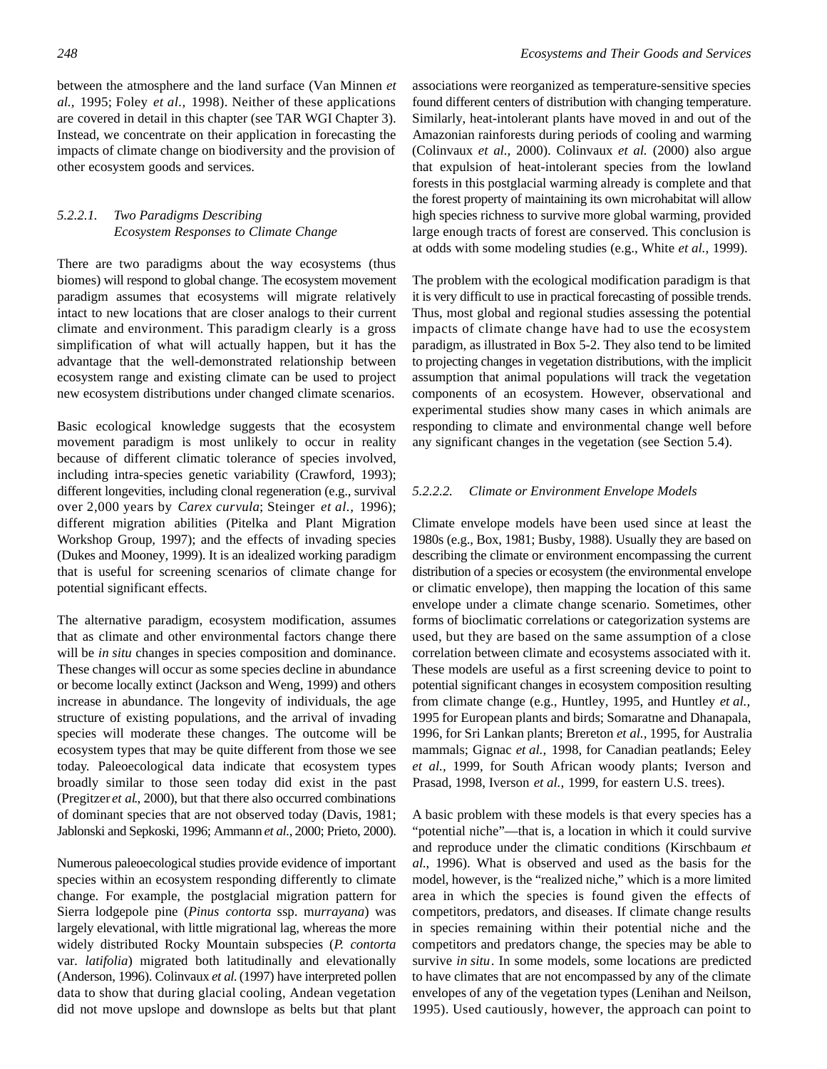between the atmosphere and the land surface (Van Minnen *et al.,* 1995; Foley *et al.,* 1998). Neither of these applications are covered in detail in this chapter (see TAR WGI Chapter 3). Instead, we concentrate on their application in forecasting the impacts of climate change on biodiversity and the provision of other ecosystem goods and services.

#### *5.2.2.1. Two Paradigms Describing Ecosystem Responses to Climate Change*

There are two paradigms about the way ecosystems (thus biomes) will respond to global change. The ecosystem movement paradigm assumes that ecosystems will migrate relatively intact to new locations that are closer analogs to their current climate and environment. This paradigm clearly is a gross simplification of what will actually happen, but it has the advantage that the well-demonstrated relationship between ecosystem range and existing climate can be used to project new ecosystem distributions under changed climate scenarios.

Basic ecological knowledge suggests that the ecosystem movement paradigm is most unlikely to occur in reality because of different climatic tolerance of species involved, including intra-species genetic variability (Crawford, 1993); different longevities, including clonal regeneration (e.g., survival over 2,000 years by *Carex curvula*; Steinger *et al.,* 1996); different migration abilities (Pitelka and Plant Migration Workshop Group, 1997); and the effects of invading species (Dukes and Mooney, 1999). It is an idealized working paradigm that is useful for screening scenarios of climate change for potential significant effects.

The alternative paradigm, ecosystem modification, assumes that as climate and other environmental factors change there will be *in situ* changes in species composition and dominance. These changes will occur as some species decline in abundance or become locally extinct (Jackson and Weng, 1999) and others increase in abundance. The longevity of individuals, the age structure of existing populations, and the arrival of invading species will moderate these changes. The outcome will be ecosystem types that may be quite different from those we see today. Paleoecological data indicate that ecosystem types broadly similar to those seen today did exist in the past (Pregitzer *et al.,* 2000), but that there also occurred combinations of dominant species that are not observed today (Davis, 1981; Jablonski and Sepkoski, 1996; Ammann *et al.,* 2000; Prieto, 2000).

Numerous paleoecological studies provide evidence of important species within an ecosystem responding differently to climate change. For example, the postglacial migration pattern for Sierra lodgepole pine (*Pinus contorta* ssp. m*urrayana*) was largely elevational, with little migrational lag, whereas the more widely distributed Rocky Mountain subspecies (*P. contorta* var. *latifolia*) migrated both latitudinally and elevationally (Anderson, 1996). Colinvaux *et al.* (1997) have interpreted pollen data to show that during glacial cooling, Andean vegetation did not move upslope and downslope as belts but that plant associations were reorganized as temperature-sensitive species found different centers of distribution with changing temperature. Similarly, heat-intolerant plants have moved in and out of the Amazonian rainforests during periods of cooling and warming (Colinvaux *et al.,* 2000). Colinvaux *et al.* (2000) also argue that expulsion of heat-intolerant species from the lowland forests in this postglacial warming already is complete and that the forest property of maintaining its own microhabitat will allow high species richness to survive more global warming, provided large enough tracts of forest are conserved. This conclusion is at odds with some modeling studies (e.g., White *et al.,* 1999).

The problem with the ecological modification paradigm is that it is very difficult to use in practical forecasting of possible trends. Thus, most global and regional studies assessing the potential impacts of climate change have had to use the ecosystem paradigm, as illustrated in Box 5-2. They also tend to be limited to projecting changes in vegetation distributions, with the implicit assumption that animal populations will track the vegetation components of an ecosystem. However, observational and experimental studies show many cases in which animals are responding to climate and environmental change well before any significant changes in the vegetation (see Section 5.4).

#### *5.2.2.2. Climate or Environment Envelope Models*

Climate envelope models have been used since at least the 1980s (e.g., Box, 1981; Busby, 1988). Usually they are based on describing the climate or environment encompassing the current distribution of a species or ecosystem (the environmental envelope or climatic envelope), then mapping the location of this same envelope under a climate change scenario. Sometimes, other forms of bioclimatic correlations or categorization systems are used, but they are based on the same assumption of a close correlation between climate and ecosystems associated with it. These models are useful as a first screening device to point to potential significant changes in ecosystem composition resulting from climate change (e.g., Huntley, 1995, and Huntley *et al.,* 1995 for European plants and birds; Somaratne and Dhanapala, 1996, for Sri Lankan plants; Brereton *et al.,* 1995, for Australia mammals; Gignac *et al.,* 1998, for Canadian peatlands; Eeley *et al.,* 1999, for South African woody plants; Iverson and Prasad, 1998, Iverson *et al.,* 1999, for eastern U.S. trees).

A basic problem with these models is that every species has a "potential niche"—that is, a location in which it could survive and reproduce under the climatic conditions (Kirschbaum *et al.,* 1996). What is observed and used as the basis for the model, however, is the "realized niche," which is a more limited area in which the species is found given the effects of competitors, predators, and diseases. If climate change results in species remaining within their potential niche and the competitors and predators change, the species may be able to survive *in situ*. In some models, some locations are predicted to have climates that are not encompassed by any of the climate envelopes of any of the vegetation types (Lenihan and Neilson, 1995). Used cautiously, however, the approach can point to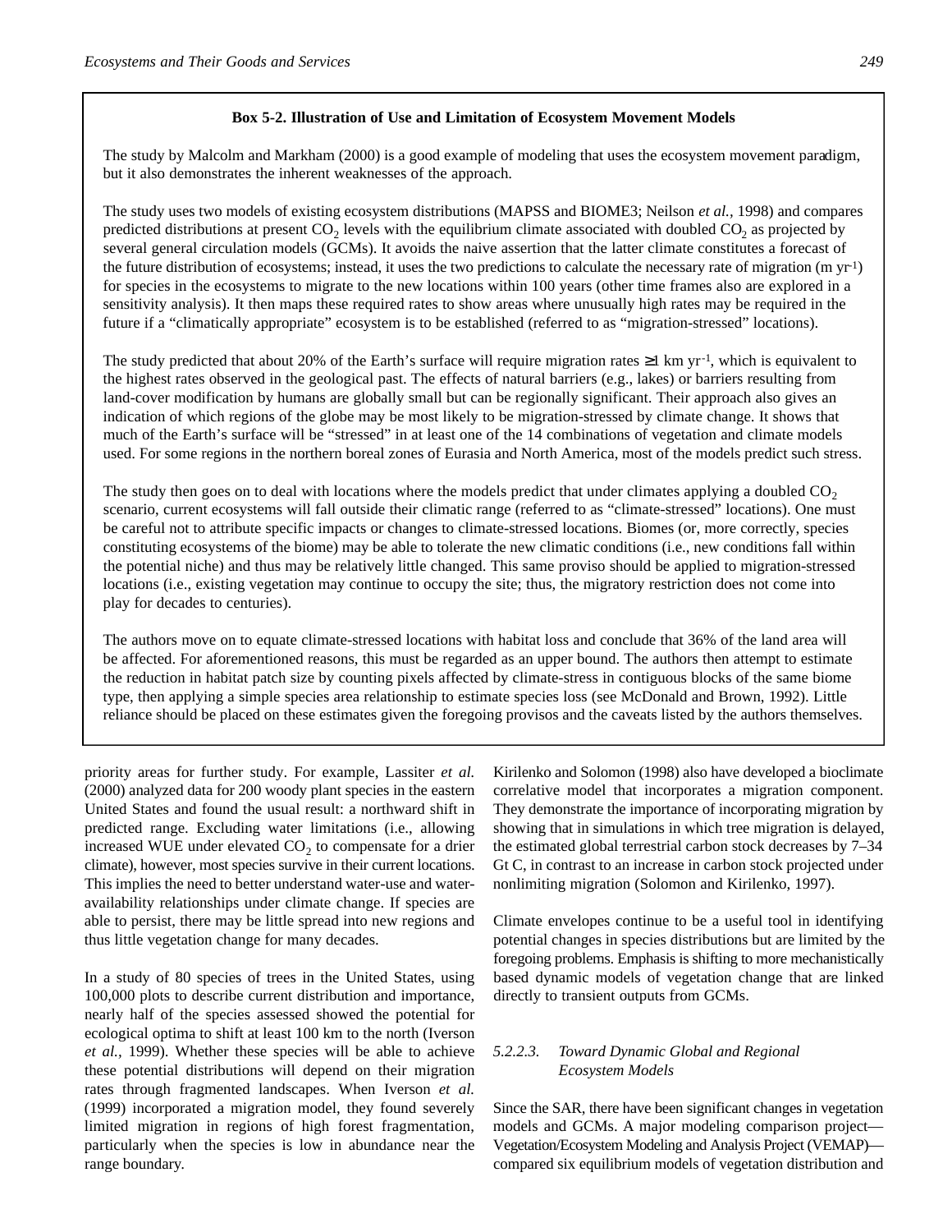**Box 5-2. Illustration of Use and Limitation of Ecosystem Movement Models**

The study by Malcolm and Markham (2000) is a good example of modeling that uses the ecosystem movement paradigm, but it also demonstrates the inherent weaknesses of the approach.

The study uses two models of existing ecosystem distributions (MAPSS and BIOME3; Neilson *et al.*, 1998) and compares predicted distributions at present $CO_2$ levels with the equilibrium climate associated with doubled $CO_2$ as projected by several general circulation models (GCMs). It avoids the naive assertion that the latter climate constitutes a forecast of the future distribution of ecosystems; instead, it uses the two predictions to calculate the necessary rate of migration (m $yr^{-1}$) for species in the ecosystems to migrate to the new locations within 100 years (other time frames also are explored in a sensitivity analysis). It then maps these required rates to show areas where unusually high rates may be required in the future if a "climatically appropriate" ecosystem is to be established (referred to as "migration-stressed" locations).

The study predicted that about 20% of the Earth's surface will require migration rates $\geq$1 km $yr^{-1}$, which is equivalent to the highest rates observed in the geological past. The effects of natural barriers (e.g., lakes) or barriers resulting from land-cover modification by humans are globally small but can be regionally significant. Their approach also gives an indication of which regions of the globe may be most likely to be migration-stressed by climate change. It shows that much of the Earth's surface will be "stressed" in at least one of the 14 combinations of vegetation and climate models used. For some regions in the northern boreal zones of Eurasia and North America, most of the models predict such stress.

The study then goes on to deal with locations where the models predict that under climates applying a doubled $CO_2$ scenario, current ecosystems will fall outside their climatic range (referred to as "climate-stressed" locations). One must be careful not to attribute specific impacts or changes to climate-stressed locations. Biomes (or, more correctly, species constituting ecosystems of the biome) may be able to tolerate the new climatic conditions (i.e., new conditions fall within the potential niche) and thus may be relatively little changed. This same proviso should be applied to migration-stressed locations (i.e., existing vegetation may continue to occupy the site; thus, the migratory restriction does not come into play for decades to centuries).

The authors move on to equate climate-stressed locations with habitat loss and conclude that 36% of the land area will be affected. For aforementioned reasons, this must be regarded as an upper bound. The authors then attempt to estimate the reduction in habitat patch size by counting pixels affected by climate-stress in contiguous blocks of the same biome type, then applying a simple species area relationship to estimate species loss (see McDonald and Brown, 1992). Little reliance should be placed on these estimates given the foregoing provisos and the caveats listed by the authors themselves.

---

priority areas for further study. For example, Lassiter *et al.* (2000) analyzed data for 200 woody plant species in the eastern United States and found the usual result: a northward shift in predicted range. Excluding water limitations (i.e., allowing increased WUE under elevated $CO_2$ to compensate for a drier climate), however, most species survive in their current locations. This implies the need to better understand water-use and water-availability relationships under climate change. If species are able to persist, there may be little spread into new regions and thus little vegetation change for many decades.

In a study of 80 species of trees in the United States, using 100,000 plots to describe current distribution and importance, nearly half of the species assessed showed the potential for ecological optima to shift at least 100 km to the north (Iverson *et al.*, 1999). Whether these species will be able to achieve these potential distributions will depend on their migration rates through fragmented landscapes. When Iverson *et al.* (1999) incorporated a migration model, they found severely limited migration in regions of high forest fragmentation, particularly when the species is low in abundance near the range boundary.

Kirilenko and Solomon (1998) also have developed a bioclimate correlative model that incorporates a migration component. They demonstrate the importance of incorporating migration by showing that in simulations in which tree migration is delayed, the estimated global terrestrial carbon stock decreases by 7–34 Gt C, in contrast to an increase in carbon stock projected under nonlimiting migration (Solomon and Kirilenko, 1997).

Climate envelopes continue to be a useful tool in identifying potential changes in species distributions but are limited by the foregoing problems. Emphasis is shifting to more mechanistically based dynamic models of vegetation change that are linked directly to transient outputs from GCMs.

#### *5.2.2.3. Toward Dynamic Global and Regional Ecosystem Models*

Since the SAR, there have been significant changes in vegetation models and GCMs. A major modeling comparison project—Vegetation/Ecosystem Modeling and Analysis Project (VEMAP)—compared six equilibrium models of vegetation distribution and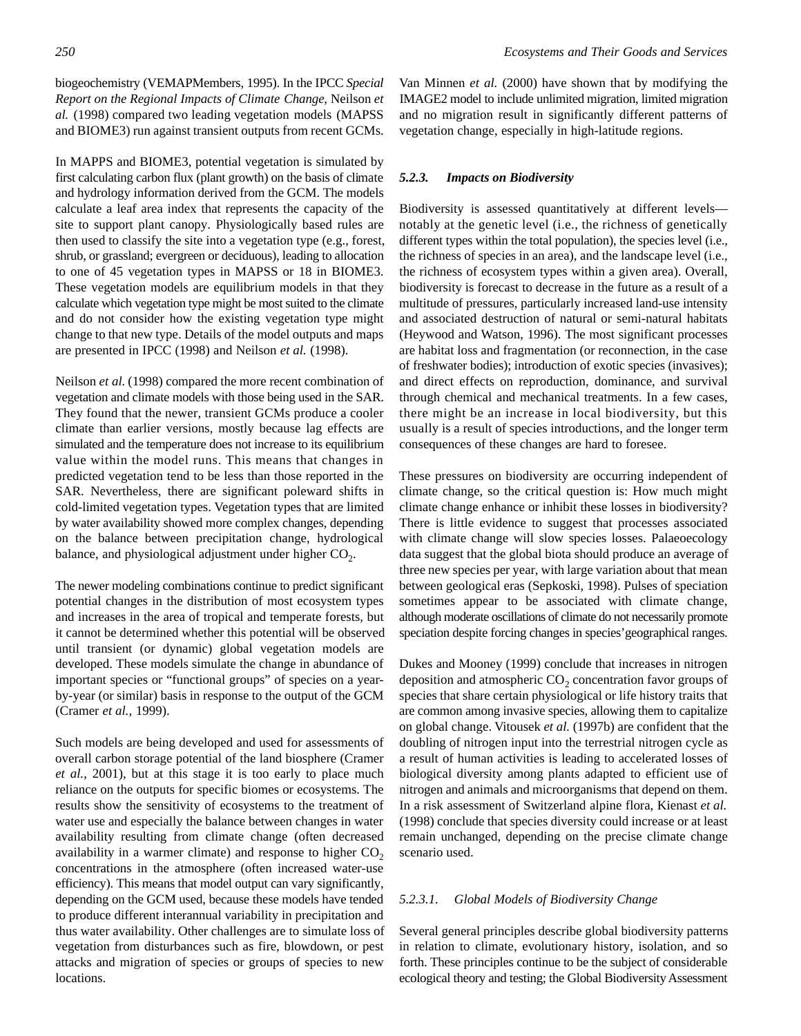biogeochemistry (VEMAPMembers, 1995). In the IPCC *Special Report on the Regional Impacts of Climate Change*, Neilson *et al.* (1998) compared two leading vegetation models (MAPSS and BIOME3) run against transient outputs from recent GCMs.

In MAPPS and BIOME3, potential vegetation is simulated by first calculating carbon flux (plant growth) on the basis of climate and hydrology information derived from the GCM. The models calculate a leaf area index that represents the capacity of the site to support plant canopy. Physiologically based rules are then used to classify the site into a vegetation type (e.g., forest, shrub, or grassland; evergreen or deciduous), leading to allocation to one of 45 vegetation types in MAPSS or 18 in BIOME3. These vegetation models are equilibrium models in that they calculate which vegetation type might be most suited to the climate and do not consider how the existing vegetation type might change to that new type. Details of the model outputs and maps are presented in IPCC (1998) and Neilson *et al.* (1998).

Neilson *et al.* (1998) compared the more recent combination of vegetation and climate models with those being used in the SAR. They found that the newer, transient GCMs produce a cooler climate than earlier versions, mostly because lag effects are simulated and the temperature does not increase to its equilibrium value within the model runs. This means that changes in predicted vegetation tend to be less than those reported in the SAR. Nevertheless, there are significant poleward shifts in cold-limited vegetation types. Vegetation types that are limited by water availability showed more complex changes, depending on the balance between precipitation change, hydrological balance, and physiological adjustment under higher $CO_2$.

The newer modeling combinations continue to predict significant potential changes in the distribution of most ecosystem types and increases in the area of tropical and temperate forests, but it cannot be determined whether this potential will be observed until transient (or dynamic) global vegetation models are developed. These models simulate the change in abundance of important species or "functional groups" of species on a year-by-year (or similar) basis in response to the output of the GCM (Cramer *et al.,* 1999).

Such models are being developed and used for assessments of overall carbon storage potential of the land biosphere (Cramer *et al.*, 2001), but at this stage it is too early to place much reliance on the outputs for specific biomes or ecosystems. The results show the sensitivity of ecosystems to the treatment of water use and especially the balance between changes in water availability resulting from climate change (often decreased availability in a warmer climate) and response to higher $CO_2$ concentrations in the atmosphere (often increased water-use efficiency). This means that model output can vary significantly, depending on the GCM used, because these models have tended to produce different interannual variability in precipitation and thus water availability. Other challenges are to simulate loss of vegetation from disturbances such as fire, blowdown, or pest attacks and migration of species or groups of species to new locations.

Van Minnen *et al.* (2000) have shown that by modifying the IMAGE2 model to include unlimited migration, limited migration and no migration result in significantly different patterns of vegetation change, especially in high-latitude regions.

### *5.2.3. Impacts on Biodiversity*

Biodiversity is assessed quantitatively at different levels—notably at the genetic level (i.e., the richness of genetically different types within the total population), the species level (i.e., the richness of species in an area), and the landscape level (i.e., the richness of ecosystem types within a given area). Overall, biodiversity is forecast to decrease in the future as a result of a multitude of pressures, particularly increased land-use intensity and associated destruction of natural or semi-natural habitats (Heywood and Watson, 1996). The most significant processes are habitat loss and fragmentation (or reconnection, in the case of freshwater bodies); introduction of exotic species (invasives); and direct effects on reproduction, dominance, and survival through chemical and mechanical treatments. In a few cases, there might be an increase in local biodiversity, but this usually is a result of species introductions, and the longer term consequences of these changes are hard to foresee.

These pressures on biodiversity are occurring independent of climate change, so the critical question is: How much might climate change enhance or inhibit these losses in biodiversity? There is little evidence to suggest that processes associated with climate change will slow species losses. Palaeoecology data suggest that the global biota should produce an average of three new species per year, with large variation about that mean between geological eras (Sepkoski, 1998). Pulses of speciation sometimes appear to be associated with climate change, although moderate oscillations of climate do not necessarily promote speciation despite forcing changes in species' geographical ranges.

Dukes and Mooney (1999) conclude that increases in nitrogen deposition and atmospheric $CO_2$ concentration favor groups of species that share certain physiological or life history traits that are common among invasive species, allowing them to capitalize on global change. Vitousek *et al.* (1997b) are confident that the doubling of nitrogen input into the terrestrial nitrogen cycle as a result of human activities is leading to accelerated losses of biological diversity among plants adapted to efficient use of nitrogen and animals and microorganisms that depend on them. In a risk assessment of Switzerland alpine flora, Kienast *et al.* (1998) conclude that species diversity could increase or at least remain unchanged, depending on the precise climate change scenario used.

#### *5.2.3.1. Global Models of Biodiversity Change*

Several general principles describe global biodiversity patterns in relation to climate, evolutionary history, isolation, and so forth. These principles continue to be the subject of considerable ecological theory and testing; the Global Biodiversity Assessment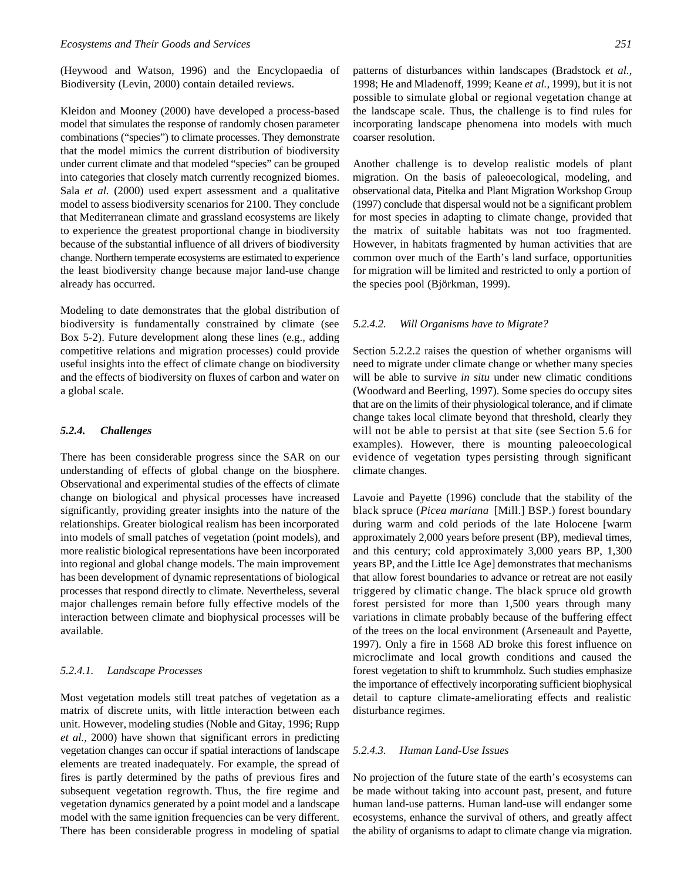(Heywood and Watson, 1996) and the Encyclopaedia of Biodiversity (Levin, 2000) contain detailed reviews.

Kleidon and Mooney (2000) have developed a process-based model that simulates the response of randomly chosen parameter combinations ("species") to climate processes. They demonstrate that the model mimics the current distribution of biodiversity under current climate and that modeled "species" can be grouped into categories that closely match currently recognized biomes. Sala *et al.* (2000) used expert assessment and a qualitative model to assess biodiversity scenarios for 2100. They conclude that Mediterranean climate and grassland ecosystems are likely to experience the greatest proportional change in biodiversity because of the substantial influence of all drivers of biodiversity change. Northern temperate ecosystems are estimated to experience the least biodiversity change because major land-use change already has occurred.

Modeling to date demonstrates that the global distribution of biodiversity is fundamentally constrained by climate (see Box 5-2). Future development along these lines (e.g., adding competitive relations and migration processes) could provide useful insights into the effect of climate change on biodiversity and the effects of biodiversity on fluxes of carbon and water on a global scale.

### *5.2.4. Challenges*

There has been considerable progress since the SAR on our understanding of effects of global change on the biosphere. Observational and experimental studies of the effects of climate change on biological and physical processes have increased significantly, providing greater insights into the nature of the relationships. Greater biological realism has been incorporated into models of small patches of vegetation (point models), and more realistic biological representations have been incorporated into regional and global change models. The main improvement has been development of dynamic representations of biological processes that respond directly to climate. Nevertheless, several major challenges remain before fully effective models of the interaction between climate and biophysical processes will be available.

#### *5.2.4.1. Landscape Processes*

Most vegetation models still treat patches of vegetation as a matrix of discrete units, with little interaction between each unit. However, modeling studies (Noble and Gitay, 1996; Rupp *et al.*, 2000) have shown that significant errors in predicting vegetation changes can occur if spatial interactions of landscape elements are treated inadequately. For example, the spread of fires is partly determined by the paths of previous fires and subsequent vegetation regrowth. Thus, the fire regime and vegetation dynamics generated by a point model and a landscape model with the same ignition frequencies can be very different. There has been considerable progress in modeling of spatial patterns of disturbances within landscapes (Bradstock *et al.*, 1998; He and Mladenoff, 1999; Keane *et al.*, 1999), but it is not possible to simulate global or regional vegetation change at the landscape scale. Thus, the challenge is to find rules for incorporating landscape phenomena into models with much coarser resolution.

Another challenge is to develop realistic models of plant migration. On the basis of paleoecological, modeling, and observational data, Pitelka and Plant Migration Workshop Group (1997) conclude that dispersal would not be a significant problem for most species in adapting to climate change, provided that the matrix of suitable habitats was not too fragmented. However, in habitats fragmented by human activities that are common over much of the Earth's land surface, opportunities for migration will be limited and restricted to only a portion of the species pool (Björkman, 1999).

#### *5.2.4.2. Will Organisms have to Migrate?*

Section 5.2.2.2 raises the question of whether organisms will need to migrate under climate change or whether many species will be able to survive *in situ* under new climatic conditions (Woodward and Beerling, 1997). Some species do occupy sites that are on the limits of their physiological tolerance, and if climate change takes local climate beyond that threshold, clearly they will not be able to persist at that site (see Section 5.6 for examples). However, there is mounting paleoecological evidence of vegetation types persisting through significant climate changes.

Lavoie and Payette (1996) conclude that the stability of the black spruce (*Picea mariana* [Mill.] BSP.) forest boundary during warm and cold periods of the late Holocene [warm approximately 2,000 years before present (BP), medieval times, and this century; cold approximately 3,000 years BP, 1,300 years BP, and the Little Ice Age] demonstrates that mechanisms that allow forest boundaries to advance or retreat are not easily triggered by climatic change. The black spruce old growth forest persisted for more than 1,500 years through many variations in climate probably because of the buffering effect of the trees on the local environment (Arseneault and Payette, 1997). Only a fire in 1568 AD broke this forest influence on microclimate and local growth conditions and caused the forest vegetation to shift to krummholz. Such studies emphasize the importance of effectively incorporating sufficient biophysical detail to capture climate-ameliorating effects and realistic disturbance regimes.

#### *5.2.4.3. Human Land-Use Issues*

No projection of the future state of the earth's ecosystems can be made without taking into account past, present, and future human land-use patterns. Human land-use will endanger some ecosystems, enhance the survival of others, and greatly affect the ability of organisms to adapt to climate change via migration.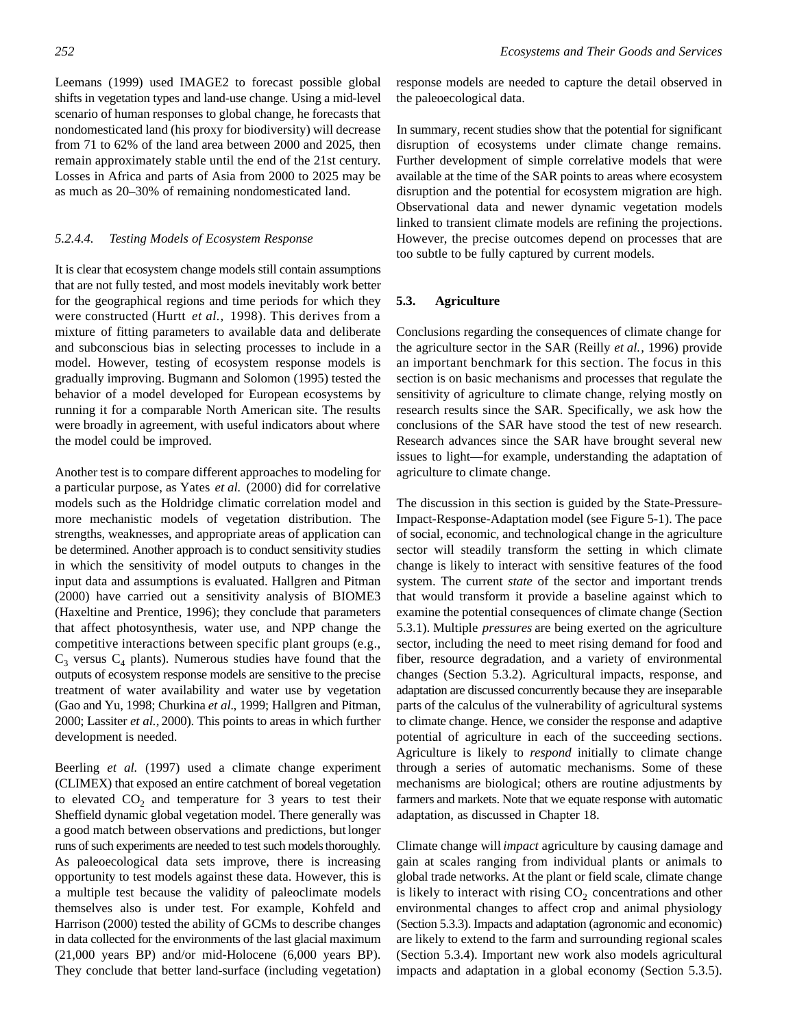Leemans (1999) used IMAGE2 to forecast possible global shifts in vegetation types and land-use change. Using a mid-level scenario of human responses to global change, he forecasts that nondomesticated land (his proxy for biodiversity) will decrease from 71 to 62% of the land area between 2000 and 2025, then remain approximately stable until the end of the 21st century. Losses in Africa and parts of Asia from 2000 to 2025 may be as much as 20–30% of remaining nondomesticated land.

#### *5.2.4.4. Testing Models of Ecosystem Response*

It is clear that ecosystem change models still contain assumptions that are not fully tested, and most models inevitably work better for the geographical regions and time periods for which they were constructed (Hurtt *et al.,* 1998). This derives from a mixture of fitting parameters to available data and deliberate and subconscious bias in selecting processes to include in a model. However, testing of ecosystem response models is gradually improving. Bugmann and Solomon (1995) tested the behavior of a model developed for European ecosystems by running it for a comparable North American site. The results were broadly in agreement, with useful indicators about where the model could be improved.

Another test is to compare different approaches to modeling for a particular purpose, as Yates *et al.* (2000) did for correlative models such as the Holdridge climatic correlation model and more mechanistic models of vegetation distribution. The strengths, weaknesses, and appropriate areas of application can be determined. Another approach is to conduct sensitivity studies in which the sensitivity of model outputs to changes in the input data and assumptions is evaluated. Hallgren and Pitman (2000) have carried out a sensitivity analysis of BIOME3 (Haxeltine and Prentice, 1996); they conclude that parameters that affect photosynthesis, water use, and NPP change the competitive interactions between specific plant groups (e.g., $C_3$ versus $C_4$ plants). Numerous studies have found that the outputs of ecosystem response models are sensitive to the precise treatment of water availability and water use by vegetation (Gao and Yu, 1998; Churkina *et al*., 1999; Hallgren and Pitman, 2000; Lassiter *et al.,* 2000). This points to areas in which further development is needed.

Beerling *et al.* (1997) used a climate change experiment (CLIMEX) that exposed an entire catchment of boreal vegetation to elevated $CO_2$ and temperature for 3 years to test their Sheffield dynamic global vegetation model. There generally was a good match between observations and predictions, but longer runs of such experiments are needed to test such models thoroughly. As paleoecological data sets improve, there is increasing opportunity to test models against these data. However, this is a multiple test because the validity of paleoclimate models themselves also is under test. For example, Kohfeld and Harrison (2000) tested the ability of GCMs to describe changes in data collected for the environments of the last glacial maximum (21,000 years BP) and/or mid-Holocene (6,000 years BP). They conclude that better land-surface (including vegetation) response models are needed to capture the detail observed in the paleoecological data.

In summary, recent studies show that the potential for significant disruption of ecosystems under climate change remains. Further development of simple correlative models that were available at the time of the SAR points to areas where ecosystem disruption and the potential for ecosystem migration are high. Observational data and newer dynamic vegetation models linked to transient climate models are refining the projections. However, the precise outcomes depend on processes that are too subtle to be fully captured by current models.

## 5.3. Agriculture

Conclusions regarding the consequences of climate change for the agriculture sector in the SAR (Reilly *et al.,* 1996) provide an important benchmark for this section. The focus in this section is on basic mechanisms and processes that regulate the sensitivity of agriculture to climate change, relying mostly on research results since the SAR. Specifically, we ask how the conclusions of the SAR have stood the test of new research. Research advances since the SAR have brought several new issues to light—for example, understanding the adaptation of agriculture to climate change.

The discussion in this section is guided by the State-Pressure-Impact-Response-Adaptation model (see Figure 5-1). The pace of social, economic, and technological change in the agriculture sector will steadily transform the setting in which climate change is likely to interact with sensitive features of the food system. The current *state* of the sector and important trends that would transform it provide a baseline against which to examine the potential consequences of climate change (Section 5.3.1). Multiple *pressures* are being exerted on the agriculture sector, including the need to meet rising demand for food and fiber, resource degradation, and a variety of environmental changes (Section 5.3.2). Agricultural impacts, response, and adaptation are discussed concurrently because they are inseparable parts of the calculus of the vulnerability of agricultural systems to climate change. Hence, we consider the response and adaptive potential of agriculture in each of the succeeding sections. Agriculture is likely to *respond* initially to climate change through a series of automatic mechanisms. Some of these mechanisms are biological; others are routine adjustments by farmers and markets. Note that we equate response with automatic adaptation, as discussed in Chapter 18.

Climate change will *impact* agriculture by causing damage and gain at scales ranging from individual plants or animals to global trade networks. At the plant or field scale, climate change is likely to interact with rising $CO_2$ concentrations and other environmental changes to affect crop and animal physiology (Section 5.3.3). Impacts and adaptation (agronomic and economic) are likely to extend to the farm and surrounding regional scales (Section 5.3.4). Important new work also models agricultural impacts and adaptation in a global economy (Section 5.3.5).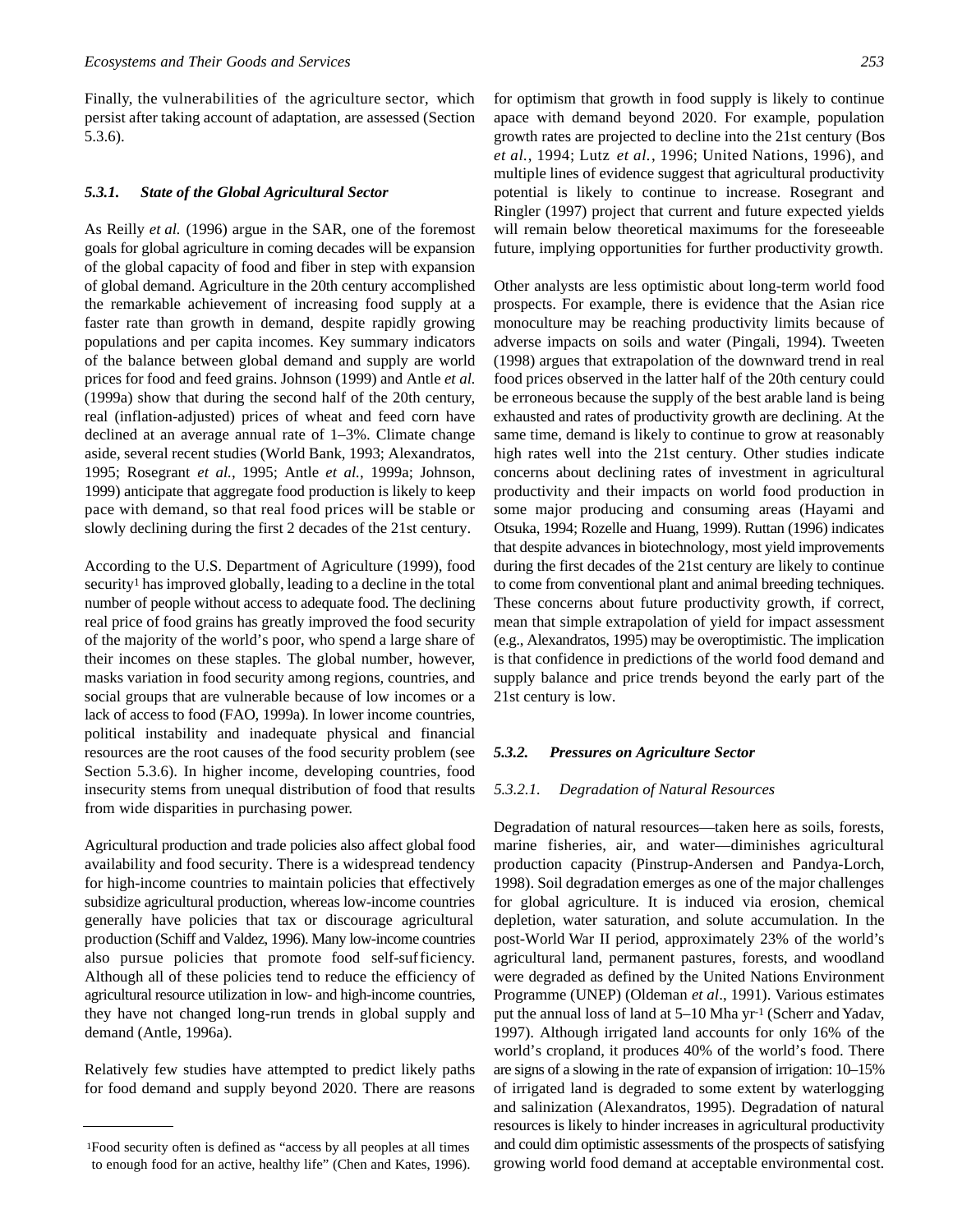Finally, the vulnerabilities of the agriculture sector, which persist after taking account of adaptation, are assessed (Section 5.3.6).

### *5.3.1. State of the Global Agricultural Sector*

As Reilly *et al.* (1996) argue in the SAR, one of the foremost goals for global agriculture in coming decades will be expansion of the global capacity of food and fiber in step with expansion of global demand. Agriculture in the 20th century accomplished the remarkable achievement of increasing food supply at a faster rate than growth in demand, despite rapidly growing populations and per capita incomes. Key summary indicators of the balance between global demand and supply are world prices for food and feed grains. Johnson (1999) and Antle *et al.* (1999a) show that during the second half of the 20th century, real (inflation-adjusted) prices of wheat and feed corn have declined at an average annual rate of 1–3%. Climate change aside, several recent studies (World Bank, 1993; Alexandratos, 1995; Rosegrant *et al.*, 1995; Antle *et al.*, 1999a; Johnson, 1999) anticipate that aggregate food production is likely to keep pace with demand, so that real food prices will be stable or slowly declining during the first 2 decades of the 21st century.

According to the U.S. Department of Agriculture (1999), food security[1] has improved globally, leading to a decline in the total number of people without access to adequate food. The declining real price of food grains has greatly improved the food security of the majority of the world's poor, who spend a large share of their incomes on these staples. The global number, however, masks variation in food security among regions, countries, and social groups that are vulnerable because of low incomes or a lack of access to food (FAO, 1999a). In lower income countries, political instability and inadequate physical and financial resources are the root causes of the food security problem (see Section 5.3.6). In higher income, developing countries, food insecurity stems from unequal distribution of food that results from wide disparities in purchasing power.

Agricultural production and trade policies also affect global food availability and food security. There is a widespread tendency for high-income countries to maintain policies that effectively subsidize agricultural production, whereas low-income countries generally have policies that tax or discourage agricultural production (Schiff and Valdez, 1996). Many low-income countries also pursue policies that promote food self-sufficiency. Although all of these policies tend to reduce the efficiency of agricultural resource utilization in low- and high-income countries, they have not changed long-run trends in global supply and demand (Antle, 1996a).

Relatively few studies have attempted to predict likely paths for food demand and supply beyond 2020. There are reasons for optimism that growth in food supply is likely to continue apace with demand beyond 2020. For example, population growth rates are projected to decline into the 21st century (Bos *et al.*, 1994; Lutz *et al.*, 1996; United Nations, 1996), and multiple lines of evidence suggest that agricultural productivity potential is likely to continue to increase. Rosegrant and Ringler (1997) project that current and future expected yields will remain below theoretical maximums for the foreseeable future, implying opportunities for further productivity growth.

Other analysts are less optimistic about long-term world food prospects. For example, there is evidence that the Asian rice monoculture may be reaching productivity limits because of adverse impacts on soils and water (Pingali, 1994). Tweeten (1998) argues that extrapolation of the downward trend in real food prices observed in the latter half of the 20th century could be erroneous because the supply of the best arable land is being exhausted and rates of productivity growth are declining. At the same time, demand is likely to continue to grow at reasonably high rates well into the 21st century. Other studies indicate concerns about declining rates of investment in agricultural productivity and their impacts on world food production in some major producing and consuming areas (Hayami and Otsuka, 1994; Rozelle and Huang, 1999). Ruttan (1996) indicates that despite advances in biotechnology, most yield improvements during the first decades of the 21st century are likely to continue to come from conventional plant and animal breeding techniques. These concerns about future productivity growth, if correct, mean that simple extrapolation of yield for impact assessment (e.g., Alexandratos, 1995) may be overoptimistic. The implication is that confidence in predictions of the world food demand and supply balance and price trends beyond the early part of the 21st century is low.

### *5.3.2. Pressures on Agriculture Sector*

#### *5.3.2.1. Degradation of Natural Resources*

Degradation of natural resources—taken here as soils, forests, marine fisheries, air, and water—diminishes agricultural production capacity (Pinstrup-Andersen and Pandya-Lorch, 1998). Soil degradation emerges as one of the major challenges for global agriculture. It is induced via erosion, chemical depletion, water saturation, and solute accumulation. In the post-World War II period, approximately 23% of the world's agricultural land, permanent pastures, forests, and woodland were degraded as defined by the United Nations Environment Programme (UNEP) (Oldeman *et al*., 1991). Various estimates put the annual loss of land at 5–10 Mha $yr^{-1}$ (Scherr and Yadav, 1997). Although irrigated land accounts for only 16% of the world's cropland, it produces 40% of the world's food. There are signs of a slowing in the rate of expansion of irrigation: 10–15% of irrigated land is degraded to some extent by waterlogging and salinization (Alexandratos, 1995). Degradation of natural resources is likely to hinder increases in agricultural productivity and could dim optimistic assessments of the prospects of satisfying growing world food demand at acceptable environmental cost.

---

[1] Food security often is defined as "access by all peoples at all times to enough food for an active, healthy life" (Chen and Kates, 1996).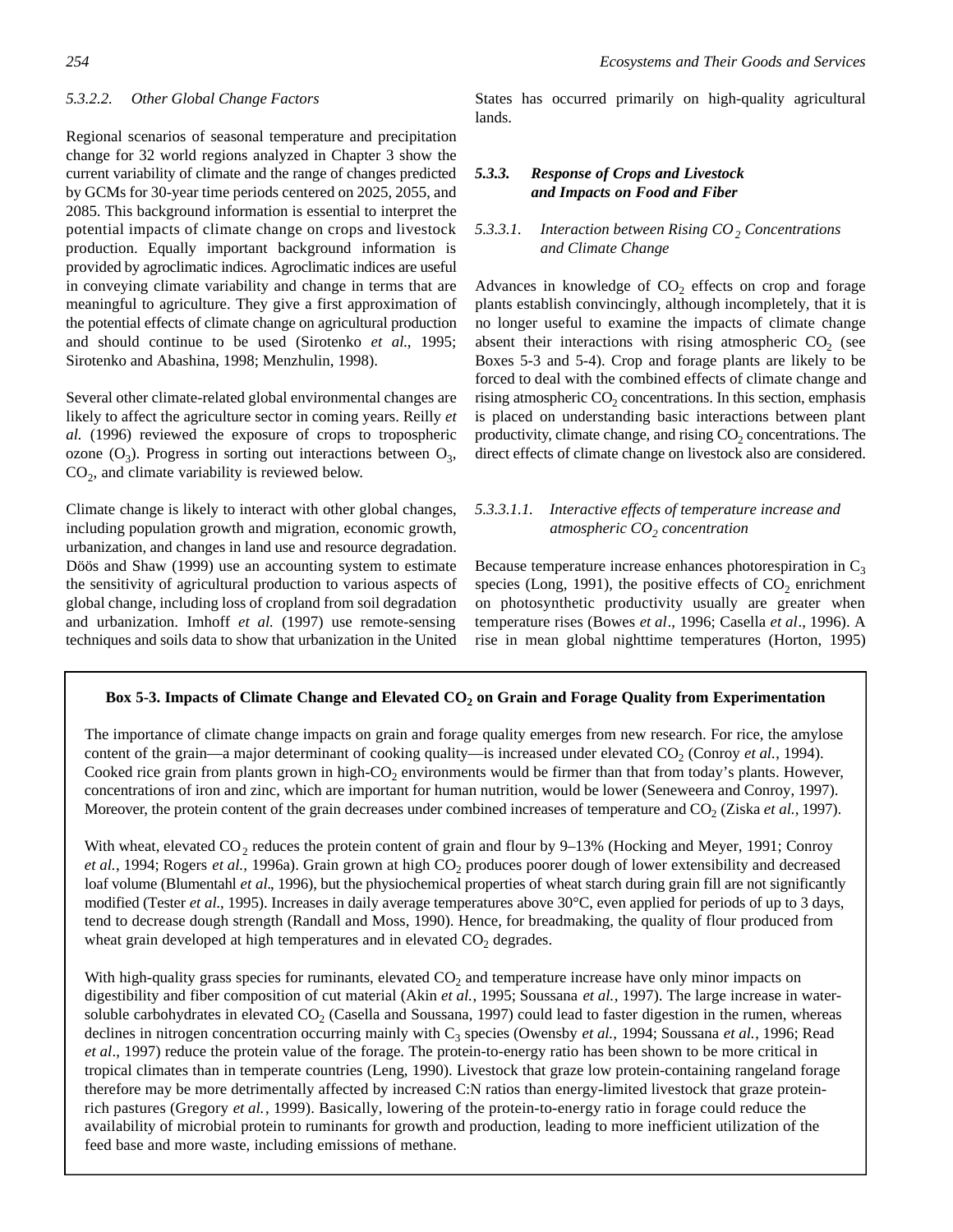#### 5.3.2.2. Other Global Change Factors

Regional scenarios of seasonal temperature and precipitation change for 32 world regions analyzed in Chapter 3 show the current variability of climate and the range of changes predicted by GCMs for 30-year time periods centered on 2025, 2055, and 2085. This background information is essential to interpret the potential impacts of climate change on crops and livestock production. Equally important background information is provided by agroclimatic indices. Agroclimatic indices are useful in conveying climate variability and change in terms that are meaningful to agriculture. They give a first approximation of the potential effects of climate change on agricultural production and should continue to be used (Sirotenko *et al*., 1995; Sirotenko and Abashina, 1998; Menzhulin, 1998).

Several other climate-related global environmental changes are likely to affect the agriculture sector in coming years. Reilly *et al.* (1996) reviewed the exposure of crops to tropospheric ozone ($O_3$). Progress in sorting out interactions between $O_3$, $CO_2$, and climate variability is reviewed below.

Climate change is likely to interact with other global changes, including population growth and migration, economic growth, urbanization, and changes in land use and resource degradation. Döös and Shaw (1999) use an accounting system to estimate the sensitivity of agricultural production to various aspects of global change, including loss of cropland from soil degradation and urbanization. Imhoff *et al.* (1997) use remote-sensing techniques and soils data to show that urbanization in the United States has occurred primarily on high-quality agricultural lands.

### 5.3.3. Response of Crops and Livestock and Impacts on Food and Fiber

#### 5.3.3.1. Interaction between Rising $CO_2$ Concentrations and Climate Change

Advances in knowledge of $CO_2$ effects on crop and forage plants establish convincingly, although incompletely, that it is no longer useful to examine the impacts of climate change absent their interactions with rising atmospheric $CO_2$ (see Boxes 5-3 and 5-4). Crop and forage plants are likely to be forced to deal with the combined effects of climate change and rising atmospheric $CO_2$ concentrations. In this section, emphasis is placed on understanding basic interactions between plant productivity, climate change, and rising $CO_2$ concentrations. The direct effects of climate change on livestock also are considered.

##### 5.3.3.1.1. Interactive effects of temperature increase and atmospheric $CO_2$ concentration

Because temperature increase enhances photorespiration in $C_3$ species (Long, 1991), the positive effects of $CO_2$ enrichment on photosynthetic productivity usually are greater when temperature rises (Bowes *et al*., 1996; Casella *et al*., 1996). A rise in mean global nighttime temperatures (Horton, 1995)

---

**Box 5-3. Impacts of Climate Change and Elevated $CO_2$ on Grain and Forage Quality from Experimentation**

The importance of climate change impacts on grain and forage quality emerges from new research. For rice, the amylose content of the grain—a major determinant of cooking quality—is increased under elevated $CO_2$ (Conroy *et al.*, 1994). Cooked rice grain from plants grown in high-$CO_2$ environments would be firmer than that from today's plants. However, concentrations of iron and zinc, which are important for human nutrition, would be lower (Seneweera and Conroy, 1997). Moreover, the protein content of the grain decreases under combined increases of temperature and $CO_2$ (Ziska *et al.,* 1997).

With wheat, elevated $CO_2$ reduces the protein content of grain and flour by 9–13% (Hocking and Meyer, 1991; Conroy *et al.*, 1994; Rogers *et al.,* 1996a). Grain grown at high $CO_2$ produces poorer dough of lower extensibility and decreased loaf volume (Blumentahl *et al*., 1996), but the physiochemical properties of wheat starch during grain fill are not significantly modified (Tester *et al*., 1995). Increases in daily average temperatures above 30°C, even applied for periods of up to 3 days, tend to decrease dough strength (Randall and Moss, 1990). Hence, for breadmaking, the quality of flour produced from wheat grain developed at high temperatures and in elevated $CO_2$ degrades.

With high-quality grass species for ruminants, elevated $CO_2$ and temperature increase have only minor impacts on digestibility and fiber composition of cut material (Akin *et al.*, 1995; Soussana *et al.*, 1997). The large increase in water-soluble carbohydrates in elevated $CO_2$ (Casella and Soussana, 1997) could lead to faster digestion in the rumen, whereas declines in nitrogen concentration occurring mainly with $C_3$ species (Owensby *et al.,* 1994; Soussana *et al.*, 1996; Read *et al*., 1997) reduce the protein value of the forage. The protein-to-energy ratio has been shown to be more critical in tropical climates than in temperate countries (Leng, 1990). Livestock that graze low protein-containing rangeland forage therefore may be more detrimentally affected by increased C:N ratios than energy-limited livestock that graze protein-rich pastures (Gregory *et al.*, 1999). Basically, lowering of the protein-to-energy ratio in forage could reduce the availability of microbial protein to ruminants for growth and production, leading to more inefficient utilization of the feed base and more waste, including emissions of methane.

---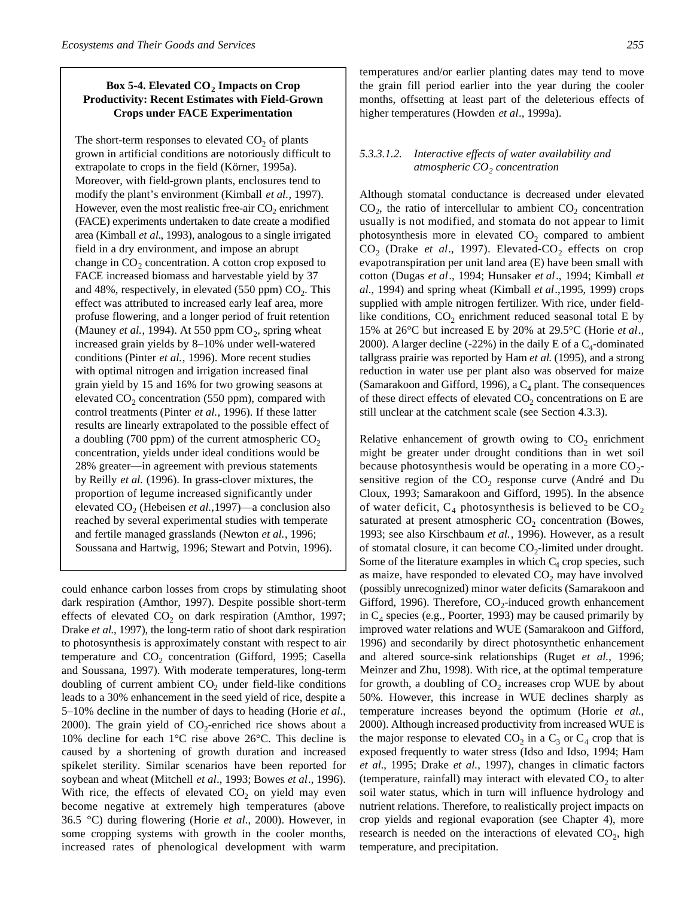**Box 5-4. Elevated $CO_2$ Impacts on Crop Productivity: Recent Estimates with Field-Grown Crops under FACE Experimentation**

The short-term responses to elevated $CO_2$ of plants grown in artificial conditions are notoriously difficult to extrapolate to crops in the field (Körner, 1995a). Moreover, with field-grown plants, enclosures tend to modify the plant's environment (Kimball *et al.*, 1997). However, even the most realistic free-air $CO_2$ enrichment (FACE) experiments undertaken to date create a modified area (Kimball *et al*., 1993), analogous to a single irrigated field in a dry environment, and impose an abrupt change in $CO_2$ concentration. A cotton crop exposed to FACE increased biomass and harvestable yield by 37 and 48%, respectively, in elevated (550 ppm) $CO_2$. This effect was attributed to increased early leaf area, more profuse flowering, and a longer period of fruit retention (Mauney *et al.*, 1994). At 550 ppm $CO_2$, spring wheat increased grain yields by 8–10% under well-watered conditions (Pinter *et al.*, 1996). More recent studies with optimal nitrogen and irrigation increased final grain yield by 15 and 16% for two growing seasons at elevated $CO_2$ concentration (550 ppm), compared with control treatments (Pinter *et al.*, 1996). If these latter results are linearly extrapolated to the possible effect of a doubling (700 ppm) of the current atmospheric $CO_2$ concentration, yields under ideal conditions would be 28% greater—in agreement with previous statements by Reilly *et al.* (1996). In grass-clover mixtures, the proportion of legume increased significantly under elevated $CO_2$ (Hebeisen *et al.*,1997)—a conclusion also reached by several experimental studies with temperate and fertile managed grasslands (Newton *et al.*, 1996; Soussana and Hartwig, 1996; Stewart and Potvin, 1996).

could enhance carbon losses from crops by stimulating shoot dark respiration (Amthor, 1997). Despite possible short-term effects of elevated $CO_2$ on dark respiration (Amthor, 1997; Drake *et al*., 1997), the long-term ratio of shoot dark respiration to photosynthesis is approximately constant with respect to air temperature and $CO_2$ concentration (Gifford, 1995; Casella and Soussana, 1997). With moderate temperatures, long-term doubling of current ambient $CO_2$ under field-like conditions leads to a 30% enhancement in the seed yield of rice, despite a 5–10% decline in the number of days to heading (Horie *et al*., 2000). The grain yield of $CO_2$-enriched rice shows about a 10% decline for each 1°C rise above 26°C. This decline is caused by a shortening of growth duration and increased spikelet sterility. Similar scenarios have been reported for soybean and wheat (Mitchell *et al*., 1993; Bowes *et al*., 1996). With rice, the effects of elevated $CO_2$ on yield may even become negative at extremely high temperatures (above 36.5 °C) during flowering (Horie *et al*., 2000). However, in some cropping systems with growth in the cooler months, increased rates of phenological development with warm temperatures and/or earlier planting dates may tend to move the grain fill period earlier into the year during the cooler months, offsetting at least part of the deleterious effects of higher temperatures (Howden *et al*., 1999a).

#### *5.3.3.1.2. Interactive effects of water availability and atmospheric $CO_2$ concentration*

Although stomatal conductance is decreased under elevated $CO_2$, the ratio of intercellular to ambient $CO_2$ concentration usually is not modified, and stomata do not appear to limit photosynthesis more in elevated $CO_2$ compared to ambient $CO_2$ (Drake *et al*., 1997). Elevated-$CO_2$ effects on crop evapotranspiration per unit land area (E) have been small with cotton (Dugas *et al*., 1994; Hunsaker *et al*., 1994; Kimball *et al*., 1994) and spring wheat (Kimball *et al*.,1995, 1999) crops supplied with ample nitrogen fertilizer. With rice, under field-like conditions, $CO_2$ enrichment reduced seasonal total E by 15% at 26°C but increased E by 20% at 29.5°C (Horie *et al*., 2000). A larger decline (-22%) in the daily E of a $C_4$-dominated tallgrass prairie was reported by Ham *et al.* (1995), and a strong reduction in water use per plant also was observed for maize (Samarakoon and Gifford, 1996), a $C_4$ plant. The consequences of these direct effects of elevated $CO_2$ concentrations on E are still unclear at the catchment scale (see Section 4.3.3).

Relative enhancement of growth owing to $CO_2$ enrichment might be greater under drought conditions than in wet soil because photosynthesis would be operating in a more $CO_2$-sensitive region of the $CO_2$ response curve (André and Du Cloux, 1993; Samarakoon and Gifford, 1995). In the absence of water deficit, $C_4$ photosynthesis is believed to be $CO_2$ saturated at present atmospheric $CO_2$ concentration (Bowes, 1993; see also Kirschbaum *et al.*, 1996). However, as a result of stomatal closure, it can become $CO_2$-limited under drought. Some of the literature examples in which $C_4$ crop species, such as maize, have responded to elevated $CO_2$ may have involved (possibly unrecognized) minor water deficits (Samarakoon and Gifford, 1996). Therefore, $CO_2$-induced growth enhancement in $C_4$ species (e.g., Poorter, 1993) may be caused primarily by improved water relations and WUE (Samarakoon and Gifford, 1996) and secondarily by direct photosynthetic enhancement and altered source-sink relationships (Ruget *et al.*, 1996; Meinzer and Zhu, 1998). With rice, at the optimal temperature for growth, a doubling of $CO_2$ increases crop WUE by about 50%. However, this increase in WUE declines sharply as temperature increases beyond the optimum (Horie *et al.*, 2000). Although increased productivity from increased WUE is the major response to elevated $CO_2$ in a $C_3$ or $C_4$ crop that is exposed frequently to water stress (Idso and Idso, 1994; Ham *et al.*, 1995; Drake *et al.*, 1997), changes in climatic factors (temperature, rainfall) may interact with elevated $CO_2$ to alter soil water status, which in turn will influence hydrology and nutrient relations. Therefore, to realistically project impacts on crop yields and regional evaporation (see Chapter 4), more research is needed on the interactions of elevated $CO_2$, high temperature, and precipitation.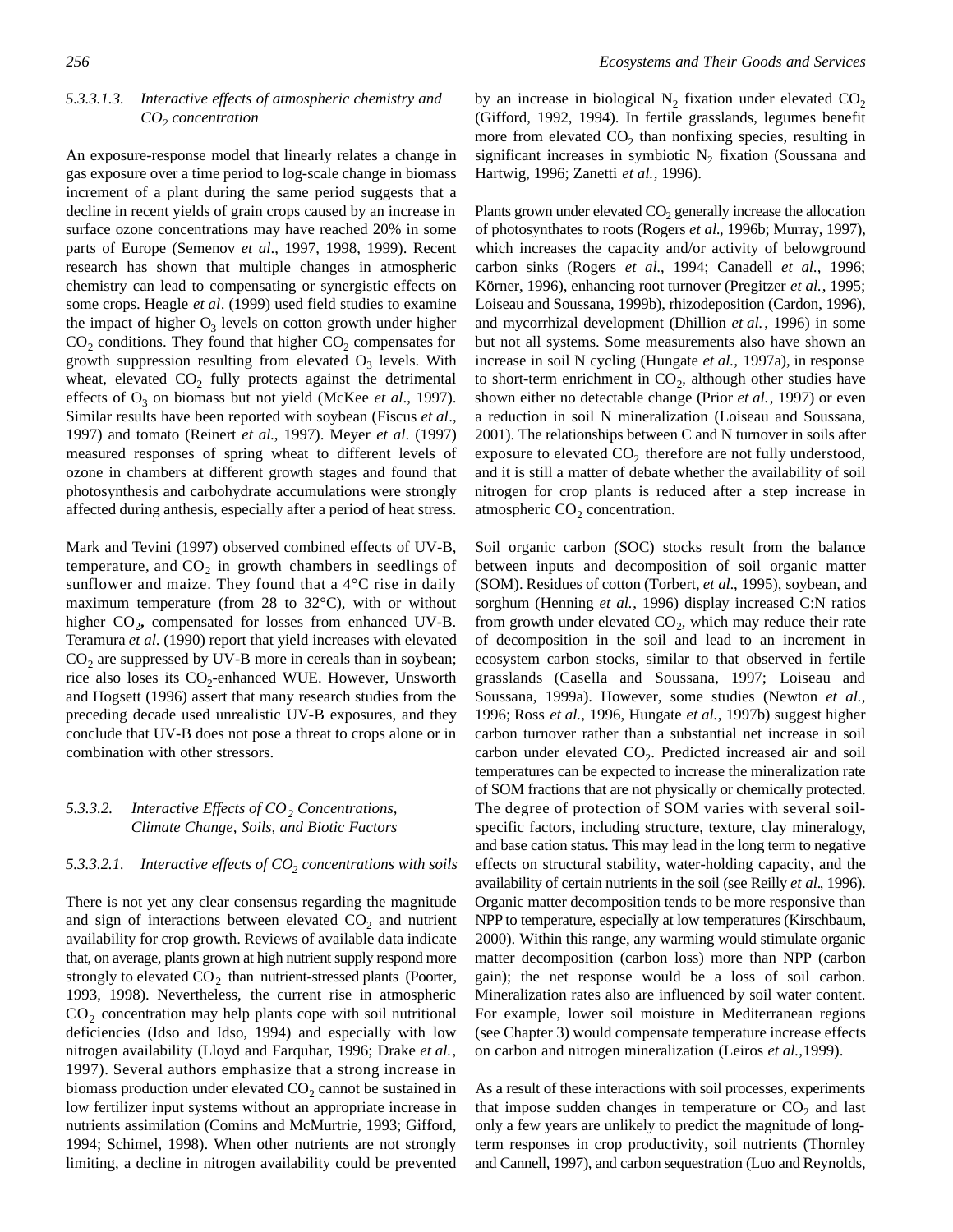#### 5.3.3.1.3. *Interactive effects of atmospheric chemistry and $CO_2$ concentration*

An exposure-response model that linearly relates a change in gas exposure over a time period to log-scale change in biomass increment of a plant during the same period suggests that a decline in recent yields of grain crops caused by an increase in surface ozone concentrations may have reached 20% in some parts of Europe (Semenov *et al*., 1997, 1998, 1999). Recent research has shown that multiple changes in atmospheric chemistry can lead to compensating or synergistic effects on some crops. Heagle *et al*. (1999) used field studies to examine the impact of higher $O_3$ levels on cotton growth under higher $CO_2$ conditions. They found that higher $CO_2$ compensates for growth suppression resulting from elevated $O_3$ levels. With wheat, elevated $CO_2$ fully protects against the detrimental effects of $O_3$ on biomass but not yield (McKee *et al*., 1997). Similar results have been reported with soybean (Fiscus *et al*., 1997) and tomato (Reinert *et al*., 1997). Meyer *et al*. (1997) measured responses of spring wheat to different levels of ozone in chambers at different growth stages and found that photosynthesis and carbohydrate accumulations were strongly affected during anthesis, especially after a period of heat stress.

Mark and Tevini (1997) observed combined effects of UV-B, temperature, and $CO_2$ in growth chambers in seedlings of sunflower and maize. They found that a 4°C rise in daily maximum temperature (from 28 to 32°C), with or without higher $CO_2$, compensated for losses from enhanced UV-B. Teramura *et al*. (1990) report that yield increases with elevated $CO_2$ are suppressed by UV-B more in cereals than in soybean; rice also loses its $CO_2$-enhanced WUE. However, Unsworth and Hogsett (1996) assert that many research studies from the preceding decade used unrealistic UV-B exposures, and they conclude that UV-B does not pose a threat to crops alone or in combination with other stressors.

### 5.3.3.2. *Interactive Effects of $CO_2$ Concentrations, Climate Change, Soils, and Biotic Factors*

#### 5.3.3.2.1. *Interactive effects of $CO_2$ concentrations with soils*

There is not yet any clear consensus regarding the magnitude and sign of interactions between elevated $CO_2$ and nutrient availability for crop growth. Reviews of available data indicate that, on average, plants grown at high nutrient supply respond more strongly to elevated $CO_2$ than nutrient-stressed plants (Poorter, 1993, 1998). Nevertheless, the current rise in atmospheric $CO_2$ concentration may help plants cope with soil nutritional deficiencies (Idso and Idso, 1994) and especially with low nitrogen availability (Lloyd and Farquhar, 1996; Drake *et al.*, 1997). Several authors emphasize that a strong increase in biomass production under elevated $CO_2$ cannot be sustained in low fertilizer input systems without an appropriate increase in nutrients assimilation (Comins and McMurtrie, 1993; Gifford, 1994; Schimel, 1998). When other nutrients are not strongly limiting, a decline in nitrogen availability could be prevented by an increase in biological $N_2$ fixation under elevated $CO_2$ (Gifford, 1992, 1994). In fertile grasslands, legumes benefit more from elevated $CO_2$ than nonfixing species, resulting in significant increases in symbiotic $N_2$ fixation (Soussana and Hartwig, 1996; Zanetti *et al.*, 1996).

Plants grown under elevated $CO_2$ generally increase the allocation of photosynthates to roots (Rogers *et al*., 1996b; Murray, 1997), which increases the capacity and/or activity of belowground carbon sinks (Rogers *et al*., 1994; Canadell *et al*., 1996; Körner, 1996), enhancing root turnover (Pregitzer *et al.*, 1995; Loiseau and Soussana, 1999b), rhizodeposition (Cardon, 1996), and mycorrhizal development (Dhillion *et al.*, 1996) in some but not all systems. Some measurements also have shown an increase in soil N cycling (Hungate *et al.,* 1997a), in response to short-term enrichment in $CO_2$, although other studies have shown either no detectable change (Prior *et al.*, 1997) or even a reduction in soil N mineralization (Loiseau and Soussana, 2001). The relationships between C and N turnover in soils after exposure to elevated $CO_2$ therefore are not fully understood, and it is still a matter of debate whether the availability of soil nitrogen for crop plants is reduced after a step increase in atmospheric $CO_2$ concentration.

Soil organic carbon (SOC) stocks result from the balance between inputs and decomposition of soil organic matter (SOM). Residues of cotton (Torbert, *et al*., 1995), soybean, and sorghum (Henning *et al.*, 1996) display increased C:N ratios from growth under elevated $CO_2$, which may reduce their rate of decomposition in the soil and lead to an increment in ecosystem carbon stocks, similar to that observed in fertile grasslands (Casella and Soussana, 1997; Loiseau and Soussana, 1999a). However, some studies (Newton *et al.*, 1996; Ross *et al.*, 1996, Hungate *et al.*, 1997b) suggest higher carbon turnover rather than a substantial net increase in soil carbon under elevated $CO_2$. Predicted increased air and soil temperatures can be expected to increase the mineralization rate of SOM fractions that are not physically or chemically protected. The degree of protection of SOM varies with several soil-specific factors, including structure, texture, clay mineralogy, and base cation status. This may lead in the long term to negative effects on structural stability, water-holding capacity, and the availability of certain nutrients in the soil (see Reilly *et al*., 1996). Organic matter decomposition tends to be more responsive than NPP to temperature, especially at low temperatures (Kirschbaum, 2000). Within this range, any warming would stimulate organic matter decomposition (carbon loss) more than NPP (carbon gain); the net response would be a loss of soil carbon. Mineralization rates also are influenced by soil water content. For example, lower soil moisture in Mediterranean regions (see Chapter 3) would compensate temperature increase effects on carbon and nitrogen mineralization (Leiros *et al.*,1999).

As a result of these interactions with soil processes, experiments that impose sudden changes in temperature or $CO_2$ and last only a few years are unlikely to predict the magnitude of long-term responses in crop productivity, soil nutrients (Thornley and Cannell, 1997), and carbon sequestration (Luo and Reynolds,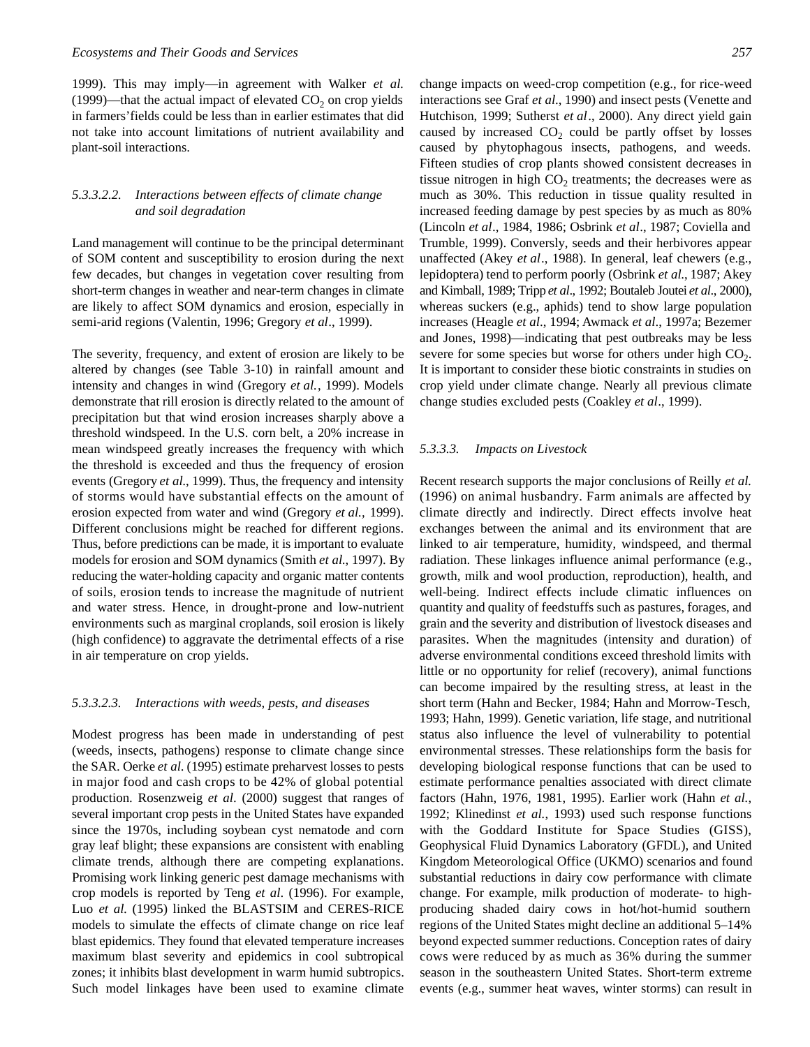1999). This may imply—in agreement with Walker *et al.* (1999)—that the actual impact of elevated $CO_2$ on crop yields in farmers' fields could be less than in earlier estimates that did not take into account limitations of nutrient availability and plant-soil interactions.

##### 5.3.3.2.2. Interactions between effects of climate change and soil degradation

Land management will continue to be the principal determinant of SOM content and susceptibility to erosion during the next few decades, but changes in vegetation cover resulting from short-term changes in weather and near-term changes in climate are likely to affect SOM dynamics and erosion, especially in semi-arid regions (Valentin, 1996; Gregory *et al*., 1999).

The severity, frequency, and extent of erosion are likely to be altered by changes (see Table 3-10) in rainfall amount and intensity and changes in wind (Gregory *et al.*, 1999). Models demonstrate that rill erosion is directly related to the amount of precipitation but that wind erosion increases sharply above a threshold windspeed. In the U.S. corn belt, a 20% increase in mean windspeed greatly increases the frequency with which the threshold is exceeded and thus the frequency of erosion events (Gregory *et al.*, 1999). Thus, the frequency and intensity of storms would have substantial effects on the amount of erosion expected from water and wind (Gregory *et al.,* 1999). Different conclusions might be reached for different regions. Thus, before predictions can be made, it is important to evaluate models for erosion and SOM dynamics (Smith *et al.,* 1997). By reducing the water-holding capacity and organic matter contents of soils, erosion tends to increase the magnitude of nutrient and water stress. Hence, in drought-prone and low-nutrient environments such as marginal croplands, soil erosion is likely (high confidence) to aggravate the detrimental effects of a rise in air temperature on crop yields.

##### 5.3.3.2.3. Interactions with weeds, pests, and diseases

Modest progress has been made in understanding of pest (weeds, insects, pathogens) response to climate change since the SAR. Oerke *et al.* (1995) estimate preharvest losses to pests in major food and cash crops to be 42% of global potential production. Rosenzweig *et al*. (2000) suggest that ranges of several important crop pests in the United States have expanded since the 1970s, including soybean cyst nematode and corn gray leaf blight; these expansions are consistent with enabling climate trends, although there are competing explanations. Promising work linking generic pest damage mechanisms with crop models is reported by Teng *et al*. (1996). For example, Luo *et al.* (1995) linked the BLASTSIM and CERES-RICE models to simulate the effects of climate change on rice leaf blast epidemics. They found that elevated temperature increases maximum blast severity and epidemics in cool subtropical zones; it inhibits blast development in warm humid subtropics. Such model linkages have been used to examine climate change impacts on weed-crop competition (e.g., for rice-weed interactions see Graf *et al*., 1990) and insect pests (Venette and Hutchison, 1999; Sutherst *et al*., 2000). Any direct yield gain caused by increased $CO_2$ could be partly offset by losses caused by phytophagous insects, pathogens, and weeds. Fifteen studies of crop plants showed consistent decreases in tissue nitrogen in high $CO_2$ treatments; the decreases were as much as 30%. This reduction in tissue quality resulted in increased feeding damage by pest species by as much as 80% (Lincoln *et al*., 1984, 1986; Osbrink *et al*., 1987; Coviella and Trumble, 1999). Conversly, seeds and their herbivores appear unaffected (Akey *et al*., 1988). In general, leaf chewers (e.g., lepidoptera) tend to perform poorly (Osbrink *et al*., 1987; Akey and Kimball, 1989; Tripp *et al*., 1992; Boutaleb Joutei *et al*., 2000), whereas suckers (e.g., aphids) tend to show large population increases (Heagle *et al*., 1994; Awmack *et al*., 1997a; Bezemer and Jones, 1998)—indicating that pest outbreaks may be less severe for some species but worse for others under high $CO_2$. It is important to consider these biotic constraints in studies on crop yield under climate change. Nearly all previous climate change studies excluded pests (Coakley *et al*., 1999).

#### 5.3.3.3. Impacts on Livestock

Recent research supports the major conclusions of Reilly *et al.* (1996) on animal husbandry. Farm animals are affected by climate directly and indirectly. Direct effects involve heat exchanges between the animal and its environment that are linked to air temperature, humidity, windspeed, and thermal radiation. These linkages influence animal performance (e.g., growth, milk and wool production, reproduction), health, and well-being. Indirect effects include climatic influences on quantity and quality of feedstuffs such as pastures, forages, and grain and the severity and distribution of livestock diseases and parasites. When the magnitudes (intensity and duration) of adverse environmental conditions exceed threshold limits with little or no opportunity for relief (recovery), animal functions can become impaired by the resulting stress, at least in the short term (Hahn and Becker, 1984; Hahn and Morrow-Tesch, 1993; Hahn, 1999). Genetic variation, life stage, and nutritional status also influence the level of vulnerability to potential environmental stresses. These relationships form the basis for developing biological response functions that can be used to estimate performance penalties associated with direct climate factors (Hahn, 1976, 1981, 1995). Earlier work (Hahn *et al.*, 1992; Klinedinst *et al.*, 1993) used such response functions with the Goddard Institute for Space Studies (GISS), Geophysical Fluid Dynamics Laboratory (GFDL), and United Kingdom Meteorological Office (UKMO) scenarios and found substantial reductions in dairy cow performance with climate change. For example, milk production of moderate- to high-producing shaded dairy cows in hot/hot-humid southern regions of the United States might decline an additional 5–14% beyond expected summer reductions. Conception rates of dairy cows were reduced by as much as 36% during the summer season in the southeastern United States. Short-term extreme events (e.g., summer heat waves, winter storms) can result in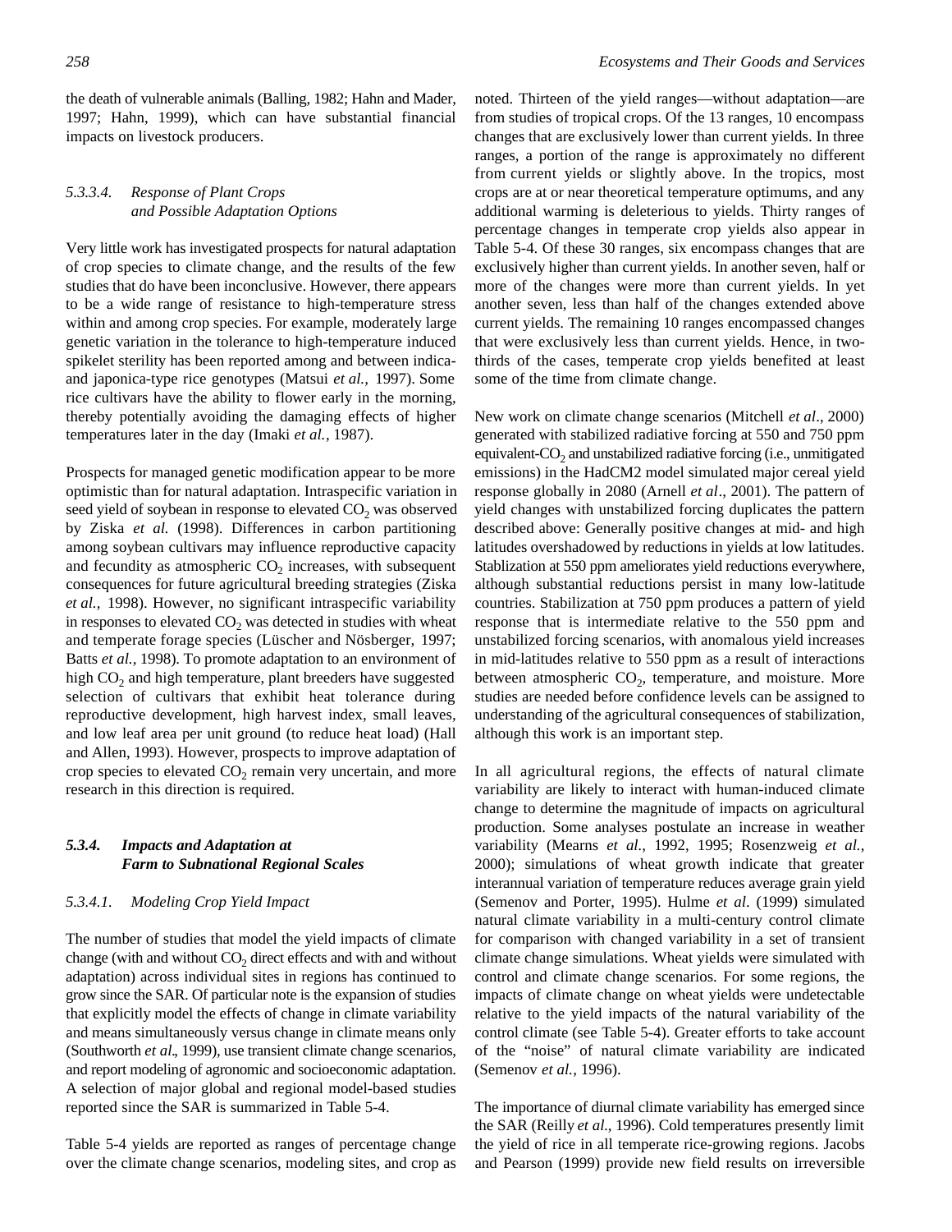the death of vulnerable animals (Balling, 1982; Hahn and Mader, 1997; Hahn, 1999), which can have substantial financial impacts on livestock producers.

#### 5.3.3.4. Response of Plant Crops and Possible Adaptation Options

Very little work has investigated prospects for natural adaptation of crop species to climate change, and the results of the few studies that do have been inconclusive. However, there appears to be a wide range of resistance to high-temperature stress within and among crop species. For example, moderately large genetic variation in the tolerance to high-temperature induced spikelet sterility has been reported among and between indica- and japonica-type rice genotypes (Matsui *et al.,* 1997). Some rice cultivars have the ability to flower early in the morning, thereby potentially avoiding the damaging effects of higher temperatures later in the day (Imaki *et al.*, 1987).

Prospects for managed genetic modification appear to be more optimistic than for natural adaptation. Intraspecific variation in seed yield of soybean in response to elevated $CO_2$ was observed by Ziska *et al.* (1998). Differences in carbon partitioning among soybean cultivars may influence reproductive capacity and fecundity as atmospheric $CO_2$ increases, with subsequent consequences for future agricultural breeding strategies (Ziska *et al.,* 1998). However, no significant intraspecific variability in responses to elevated $CO_2$ was detected in studies with wheat and temperate forage species (Lüscher and Nösberger, 1997; Batts *et al.,* 1998). To promote adaptation to an environment of high $CO_2$ and high temperature, plant breeders have suggested selection of cultivars that exhibit heat tolerance during reproductive development, high harvest index, small leaves, and low leaf area per unit ground (to reduce heat load) (Hall and Allen, 1993). However, prospects to improve adaptation of crop species to elevated $CO_2$ remain very uncertain, and more research in this direction is required.

### 5.3.4. Impacts and Adaptation at Farm to Subnational Regional Scales

#### 5.3.4.1. Modeling Crop Yield Impact

The number of studies that model the yield impacts of climate change (with and without $CO_2$ direct effects and with and without adaptation) across individual sites in regions has continued to grow since the SAR. Of particular note is the expansion of studies that explicitly model the effects of change in climate variability and means simultaneously versus change in climate means only (Southworth *et al*., 1999), use transient climate change scenarios, and report modeling of agronomic and socioeconomic adaptation. A selection of major global and regional model-based studies reported since the SAR is summarized in Table 5-4.

Table 5-4 yields are reported as ranges of percentage change over the climate change scenarios, modeling sites, and crop as noted. Thirteen of the yield ranges—without adaptation—are from studies of tropical crops. Of the 13 ranges, 10 encompass changes that are exclusively lower than current yields. In three ranges, a portion of the range is approximately no different from current yields or slightly above. In the tropics, most crops are at or near theoretical temperature optimums, and any additional warming is deleterious to yields. Thirty ranges of percentage changes in temperate crop yields also appear in Table 5-4. Of these 30 ranges, six encompass changes that are exclusively higher than current yields. In another seven, half or more of the changes were more than current yields. In yet another seven, less than half of the changes extended above current yields. The remaining 10 ranges encompassed changes that were exclusively less than current yields. Hence, in two-thirds of the cases, temperate crop yields benefited at least some of the time from climate change.

New work on climate change scenarios (Mitchell *et al*., 2000) generated with stabilized radiative forcing at 550 and 750 ppm equivalent-$CO_2$ and unstabilized radiative forcing (i.e., unmitigated emissions) in the HadCM2 model simulated major cereal yield response globally in 2080 (Arnell *et al*., 2001). The pattern of yield changes with unstabilized forcing duplicates the pattern described above: Generally positive changes at mid- and high latitudes overshadowed by reductions in yields at low latitudes. Stablization at 550 ppm ameliorates yield reductions everywhere, although substantial reductions persist in many low-latitude countries. Stabilization at 750 ppm produces a pattern of yield response that is intermediate relative to the 550 ppm and unstabilized forcing scenarios, with anomalous yield increases in mid-latitudes relative to 550 ppm as a result of interactions between atmospheric $CO_2$, temperature, and moisture. More studies are needed before confidence levels can be assigned to understanding of the agricultural consequences of stabilization, although this work is an important step.

In all agricultural regions, the effects of natural climate variability are likely to interact with human-induced climate change to determine the magnitude of impacts on agricultural production. Some analyses postulate an increase in weather variability (Mearns *et al*., 1992, 1995; Rosenzweig *et al.*, 2000); simulations of wheat growth indicate that greater interannual variation of temperature reduces average grain yield (Semenov and Porter, 1995). Hulme *et al*. (1999) simulated natural climate variability in a multi-century control climate for comparison with changed variability in a set of transient climate change simulations. Wheat yields were simulated with control and climate change scenarios. For some regions, the impacts of climate change on wheat yields were undetectable relative to the yield impacts of the natural variability of the control climate (see Table 5-4). Greater efforts to take account of the "noise" of natural climate variability are indicated (Semenov *et al.*, 1996).

The importance of diurnal climate variability has emerged since the SAR (Reilly *et al*., 1996). Cold temperatures presently limit the yield of rice in all temperate rice-growing regions. Jacobs and Pearson (1999) provide new field results on irreversible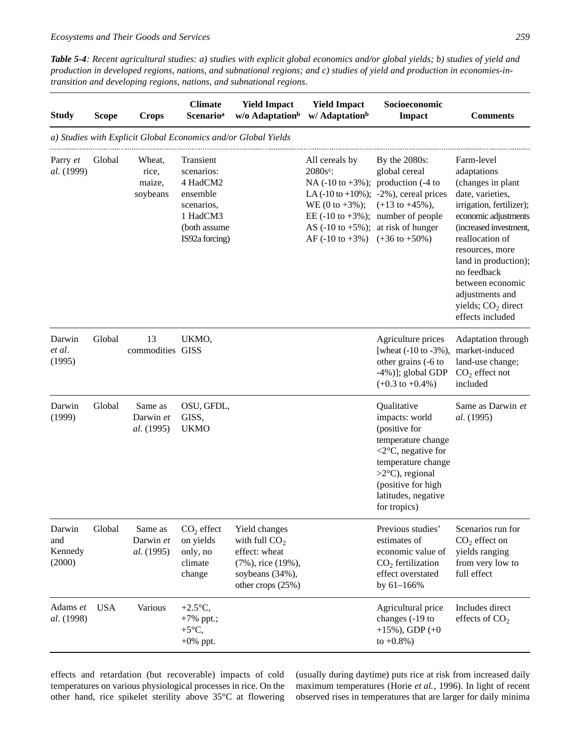***Table 5-4****: Recent agricultural studies: a) studies with explicit global economics and/or global yields; b) studies of yield and production in developed regions, nations, and subnational regions; and c) studies of yield and production in economies-in-transition and developing regions, nations, and subnational regions.*

| Study | Scope | Crops | Climate Scenario[a] | Yield Impact w/o Adaptation[b] | Yield Impact w/ Adaptation[b] | Socioeconomic Impact | Comments |
|---|---|---|---|---|---|---|---|
| *a) Studies with Explicit Global Economics and/or Global Yields* | | | | | | | |
| Parry *et al*. (1999) | Global | Wheat, rice, maize, soybeans | Transient scenarios: 4 HadCM2 ensemble scenarios, 1 HadCM3 (both assume IS92a forcing) | | All cereals by 2080s[c]: NA (-10 to +3%); LA (-10 to +10%); WE (0 to +3%); EE (-10 to +3%); AS (-10 to +5%); AF (-10 to +3%) | By the 2080s: global cereal production (-4 to -2%), cereal prices (+13 to +45%), number of people at risk of hunger (+36 to +50%) | Farm-level adaptations (changes in plant date, varieties, irrigation, fertilizer); economic adjustments (increased investment, reallocation of resources, more land in production); no feedback between economic adjustments and yields; $CO_2$ direct effects included |
| Darwin *et al*. (1995) | Global | 13 commodities | UKMO, GISS | | | Agriculture prices [wheat (-10 to -3%), other grains (-6 to -4%)]; global GDP (+0.3 to +0.4%) | Adaptation through market-induced land-use change; $CO_2$ effect not included |
| Darwin (1999) | Global | Same as Darwin *et al*. (1995) | OSU, GFDL, GISS, UKMO | | | Qualitative impacts: world (positive for temperature change <2°C, negative for temperature change >2°C), regional (positive for high latitudes, negative for tropics) | Same as Darwin *et al*. (1995) |
| Darwin and Kennedy (2000) | Global | Same as Darwin *et al.* (1995) | $CO_2$ effect on yields only, no climate change | Yield changes with full $CO_2$ effect: wheat (7%), rice (19%), soybeans (34%), other crops (25%) | | Previous studies' estimates of economic value of $CO_2$ fertilization effect overstated by 61–166% | Scenarios run for $CO_2$ effect on yields ranging from very low to full effect |
| Adams *et al*. (1998) | USA | Various | +2.5°C, +7% ppt.; +5°C, +0% ppt. | | | Agricultural price changes (-19 to +15%), GDP (+0 to +0.8%) | Includes direct effects of $CO_2$ |

effects and retardation (but recoverable) impacts of cold temperatures on various physiological processes in rice. On the other hand, rice spikelet sterility above 35°C at flowering (usually during daytime) puts rice at risk from increased daily maximum temperatures (Horie *et al.*, 1996). In light of recent observed rises in temperatures that are larger for daily minima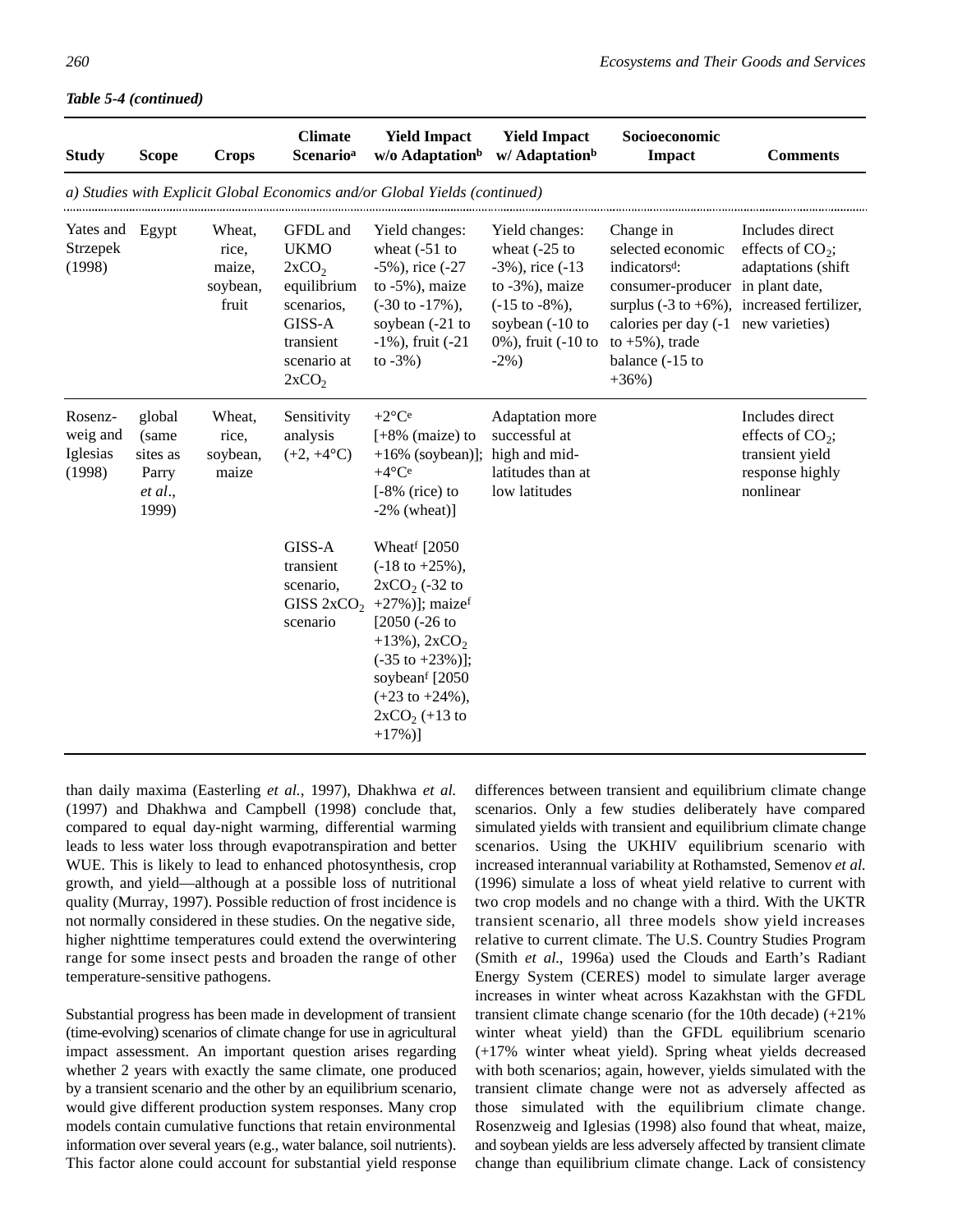*Table 5-4 (continued)*

| Study | Scope | Crops | Climate Scenario[a] | Yield Impact w/o Adaptation[b] | Yield Impact w/ Adaptation[b] | Socioeconomic Impact | Comments |
|---|---|---|---|---|---|---|---|
| *a) Studies with Explicit Global Economics and/or Global Yields (continued)* | | | | | | | |
| Yates and Strzepek (1998) | Egypt | Wheat, rice, maize, soybean, fruit | GFDL and UKMO $2xCO_2$ equilibrium scenarios, GISS-A transient scenario at $2xCO_2$ | Yield changes: wheat (-51 to -5%), rice (-27 to -5%), maize (-30 to -17%), soybean (-21 to -1%), fruit (-21 to -3%) | Yield changes: wheat (-25 to -3%), rice (-13 to -3%), maize (-15 to -8%), soybean (-10 to 0%), fruit (-10 to -2%) | Change in selected economic indicators[d]: consumer-producer surplus (-3 to +6%), calories per day (-1 to +5%), trade balance (-15 to +36%) | Includes direct effects of $CO_2$; adaptations (shift in plant date, increased fertilizer, new varieties) |
| Rosenzweig and Iglesias (1998) | global (same sites as Parry *et al*., 1999) | Wheat, rice, soybean, maize | Sensitivity analysis (+2, +4°C) | +2°C[e] [+8% (maize) to +16% (soybean)]; +4°C[e] [-8% (rice) to -2% (wheat)] | Adaptation more successful at high and mid-latitudes than at low latitudes | | Includes direct effects of $CO_2$; transient yield response highly nonlinear |
| | | | GISS-A transient scenario, GISS $2xCO_2$ scenario | Wheat[f] [2050 (-18 to +25%), $2xCO_2$ (-32 to +27%)]; maize[f] [2050 (-26 to +13%), $2xCO_2$ (-35 to +23%)]; soybean[f] [2050 (+23 to +24%), $2xCO_2$ (+13 to +17%)] | | | |

than daily maxima (Easterling *et al.*, 1997), Dhakhwa *et al.* (1997) and Dhakhwa and Campbell (1998) conclude that, compared to equal day-night warming, differential warming leads to less water loss through evapotranspiration and better WUE. This is likely to lead to enhanced photosynthesis, crop growth, and yield—although at a possible loss of nutritional quality (Murray, 1997). Possible reduction of frost incidence is not normally considered in these studies. On the negative side, higher nighttime temperatures could extend the overwintering range for some insect pests and broaden the range of other temperature-sensitive pathogens.

Substantial progress has been made in development of transient (time-evolving) scenarios of climate change for use in agricultural impact assessment. An important question arises regarding whether 2 years with exactly the same climate, one produced by a transient scenario and the other by an equilibrium scenario, would give different production system responses. Many crop models contain cumulative functions that retain environmental information over several years (e.g., water balance, soil nutrients). This factor alone could account for substantial yield response differences between transient and equilibrium climate change scenarios. Only a few studies deliberately have compared simulated yields with transient and equilibrium climate change scenarios. Using the UKHIV equilibrium scenario with increased interannual variability at Rothamsted, Semenov *et al.* (1996) simulate a loss of wheat yield relative to current with two crop models and no change with a third. With the UKTR transient scenario, all three models show yield increases relative to current climate. The U.S. Country Studies Program (Smith *et al.*, 1996a) used the Clouds and Earth's Radiant Energy System (CERES) model to simulate larger average increases in winter wheat across Kazakhstan with the GFDL transient climate change scenario (for the 10th decade) (+21% winter wheat yield) than the GFDL equilibrium scenario (+17% winter wheat yield). Spring wheat yields decreased with both scenarios; again, however, yields simulated with the transient climate change were not as adversely affected as those simulated with the equilibrium climate change. Rosenzweig and Iglesias (1998) also found that wheat, maize, and soybean yields are less adversely affected by transient climate change than equilibrium climate change. Lack of consistency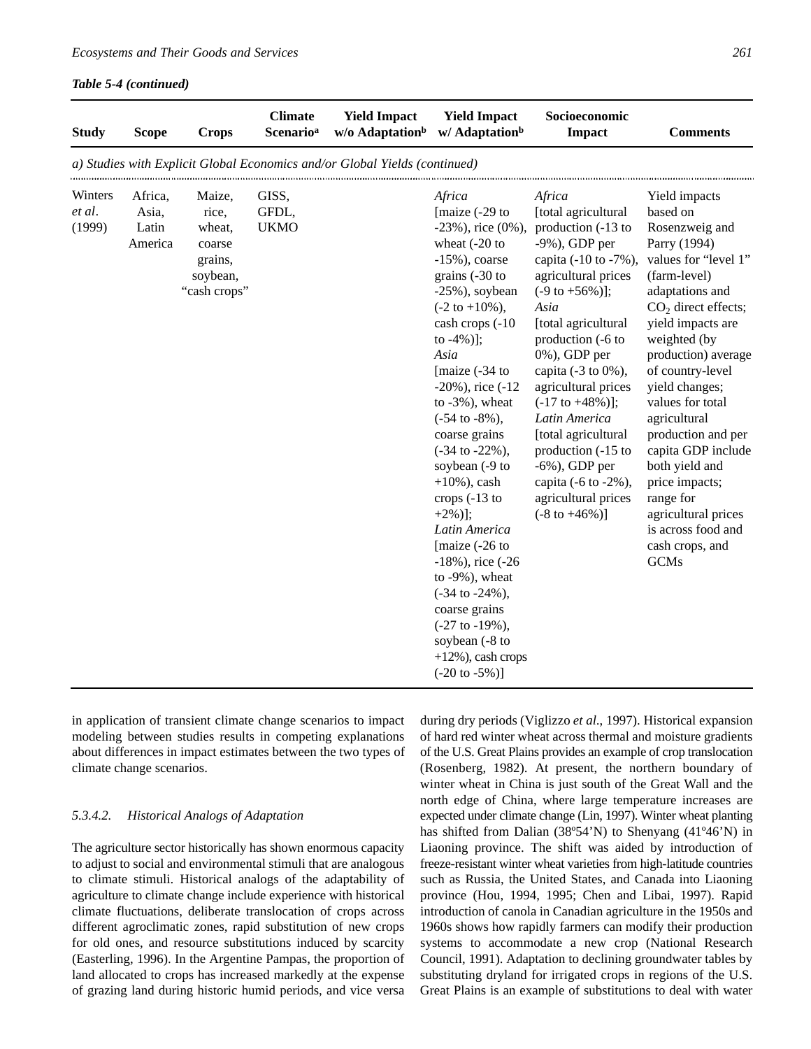**Table 5-4 (continued)**

| Study | Scope | Crops | Climate Scenario[a] | Yield Impact w/o Adaptation[b] | Yield Impact w/ Adaptation[b] | Socioeconomic Impact | Comments |
|---|---|---|---|---|---|---|---|
| *a) Studies with Explicit Global Economics and/or Global Yields (continued)* | | | | | | | |
| Winters *et al*. (1999) | Africa, Asia, Latin America | Maize, rice, wheat, coarse grains, soybean, "cash crops" | GISS, GFDL, UKMO | | *Africa* [maize (-29 to -23%), rice (0%), wheat (-20 to -15%), coarse grains (-30 to -25%), soybean (-2 to +10%), cash crops (-10 to -4%)]; *Asia* [maize (-34 to -20%), rice (-12 to -3%), wheat (-54 to -8%), coarse grains (-34 to -22%), soybean (-9 to +10%), cash crops (-13 to +2%)]; *Latin America* [maize (-26 to -18%), rice (-26 to -9%), wheat (-34 to -24%), coarse grains (-27 to -19%), soybean (-8 to +12%), cash crops (-20 to -5%)] | *Africa* [total agricultural production (-13 to -9%), GDP per capita (-10 to -7%), agricultural prices (-9 to +56%)]; *Asia* [total agricultural production (-6 to 0%), GDP per capita (-3 to 0%), agricultural prices (-17 to +48%)]; *Latin America* [total agricultural production (-15 to -6%), GDP per capita (-6 to -2%), agricultural prices (-8 to +46%)] | Yield impacts based on Rosenzweig and Parry (1994) values for "level 1" (farm-level) adaptations and $CO_2$ direct effects; yield impacts are weighted (by production) average of country-level yield changes; values for total agricultural production and per capita GDP include both yield and price impacts; range for agricultural prices is across food and cash crops, and GCMs |

in application of transient climate change scenarios to impact modeling between studies results in competing explanations about differences in impact estimates between the two types of climate change scenarios.

### 5.3.4.2. Historical Analogs of Adaptation

The agriculture sector historically has shown enormous capacity to adjust to social and environmental stimuli that are analogous to climate stimuli. Historical analogs of the adaptability of agriculture to climate change include experience with historical climate fluctuations, deliberate translocation of crops across different agroclimatic zones, rapid substitution of new crops for old ones, and resource substitutions induced by scarcity (Easterling, 1996). In the Argentine Pampas, the proportion of land allocated to crops has increased markedly at the expense of grazing land during historic humid periods, and vice versa during dry periods (Viglizzo *et al*., 1997). Historical expansion of hard red winter wheat across thermal and moisture gradients of the U.S. Great Plains provides an example of crop translocation (Rosenberg, 1982). At present, the northern boundary of winter wheat in China is just south of the Great Wall and the north edge of China, where large temperature increases are expected under climate change (Lin, 1997). Winter wheat planting has shifted from Dalian (38º54'N) to Shenyang (41º46'N) in Liaoning province. The shift was aided by introduction of freeze-resistant winter wheat varieties from high-latitude countries such as Russia, the United States, and Canada into Liaoning province (Hou, 1994, 1995; Chen and Libai, 1997). Rapid introduction of canola in Canadian agriculture in the 1950s and 1960s shows how rapidly farmers can modify their production systems to accommodate a new crop (National Research Council, 1991). Adaptation to declining groundwater tables by substituting dryland for irrigated crops in regions of the U.S. Great Plains is an example of substitutions to deal with water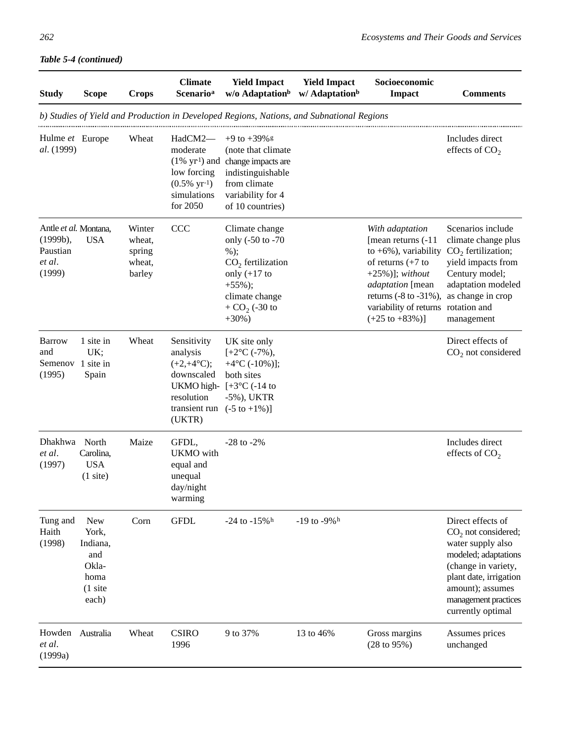*Table 5-4 (continued)*

| Study | Scope | Crops | Climate Scenario[a] | Yield Impact w/o Adaptation[b] | Yield Impact w/ Adaptation[b] | Socioeconomic Impact | Comments |
|---|---|---|---|---|---|---|---|
| *b) Studies of Yield and Production in Developed Regions, Nations, and Subnational Regions* | | | | | | | |
| Hulme *et al*. (1999) | Europe | Wheat | HadCM2—moderate (1% $yr^{-1}$) and low forcing (0.5% $yr^{-1}$) simulations for 2050 | +9 to +39%[g] (note that climate change impacts are indistinguishable from climate variability for 4 of 10 countries) | | | Includes direct effects of $CO_2$ |
| Antle *et al*. (1999b), Paustian *et al*. (1999) | Montana, USA | Winter wheat, spring wheat, barley | CCC | Climate change only (-50 to -70 %); $CO_2$ fertilization only (+17 to +55%); climate change + $CO_2$ (-30 to +30%) | | *With adaptation* [mean returns (-11 to +6%), variability of returns (+7 to +25%)]; *without adaptation* [mean returns (-8 to -31%), variability of returns (+25 to +83%)] | Scenarios include climate change plus $CO_2$ fertilization; yield impacts from Century model; adaptation modeled as change in crop rotation and management |
| Barrow and Semenov (1995) | 1 site in UK; 1 site in Spain | Wheat | Sensitivity analysis (+2,+4°C); downscaled UKMO high-resolution transient run (UKTR) | UK site only [+2°C (-7%), +4°C (-10%)]; both sites [+3°C (-14 to -5%), UKTR (-5 to +1%)] | | | Direct effects of $CO_2$ not considered |
| Dhakhwa *et al*. (1997) | North Carolina, USA (1 site) | Maize | GFDL, UKMO with equal and unequal day/night warming | -28 to -2% | | | Includes direct effects of $CO_2$ |
| Tung and Haith (1998) | New York, Indiana, and Oklahoma (1 site each) | Corn | GFDL | -24 to -15%[h] | -19 to -9%[h] | | Direct effects of $CO_2$ not considered; water supply also modeled; adaptations (change in variety, plant date, irrigation amount); assumes management practices currently optimal |
| Howden *et al*. (1999a) | Australia | Wheat | CSIRO 1996 | 9 to 37% | 13 to 46% | Gross margins (28 to 95%) | Assumes prices unchanged |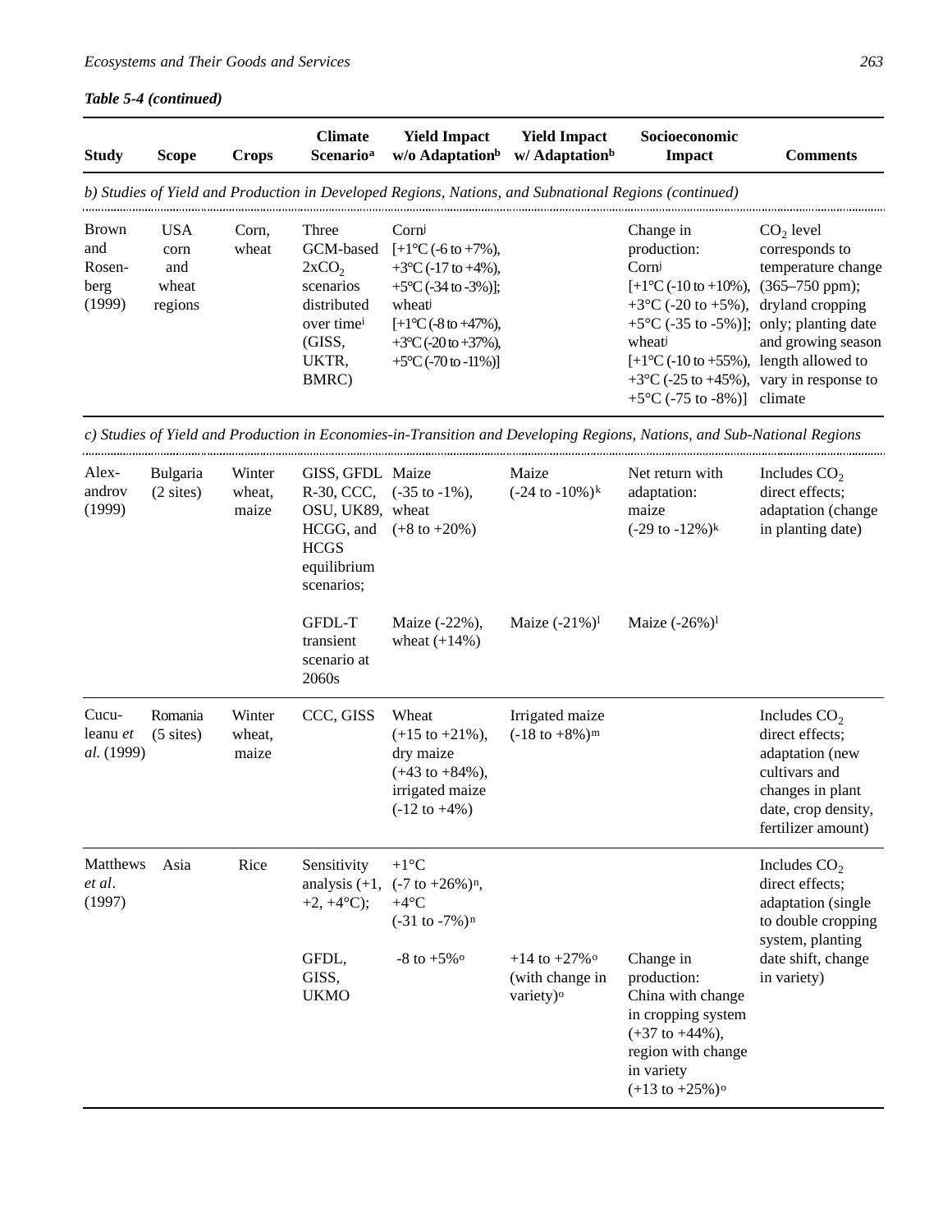*Table 5-4 (continued)*

| Study | Scope | Crops | Climate Scenario[a] | Yield Impact w/o Adaptation[b] | Yield Impact w/ Adaptation[b] | Socioeconomic Impact | Comments |
|---|---|---|---|---|---|---|---|
| *b) Studies of Yield and Production in Developed Regions, Nations, and Subnational Regions (continued)* | | | | | | | |
| Brown and Rosenberg (1999) | USA corn and wheat regions | Corn, wheat | Three GCM-based $2xCO_2$ scenarios distributed over time[i] (GISS, UKTR, BMRC) | Corn[j] [+1°C (-6 to +7%), +3°C (-17 to +4%), +5°C (-34 to -3%)]; wheat[j] [+1°C (-8 to +47%), +3°C (-20 to +37%), +5°C (-70 to -11%)] | | Change in production: Corn[j] [+1°C (-10 to +10%), +3°C (-20 to +5%), +5°C (-35 to -5%)]; wheat[j] [+1°C (-10 to +55%), +3°C (-25 to +45%), +5°C (-75 to -8%)] | $CO_2$ level corresponds to temperature change (365–750 ppm); dryland cropping only; planting date and growing season length allowed to vary in response to climate |
| *c) Studies of Yield and Production in Economies-in-Transition and Developing Regions, Nations, and Sub-National Regions* | | | | | | | |
| Alexandrov (1999) | Bulgaria (2 sites) | Winter wheat, maize | GISS, GFDL R-30, CCC, OSU, UK89, HCGG, and HCGS equilibrium scenarios; | Maize (-35 to -1%), wheat (+8 to +20%) | Maize (-24 to -10%)[k] | Net return with adaptation: maize (-29 to -12%)[k] | Includes $CO_2$ direct effects; adaptation (change in planting date) |
| | | | GFDL-T transient scenario at 2060s | Maize (-22%), wheat (+14%) | Maize (-21%)[l] | Maize (-26%)[l] | |
| Cuculeanu *et al.* (1999) | Romania (5 sites) | Winter wheat, maize | CCC, GISS | Wheat (+15 to +21%), dry maize (+43 to +84%), irrigated maize (-12 to +4%) | Irrigated maize (-18 to +8%)[m] | | Includes $CO_2$ direct effects; adaptation (new cultivars and changes in plant date, crop density, fertilizer amount) |
| Matthews *et al.* (1997) | Asia | Rice | Sensitivity analysis (+1, +2, +4°C); | +1°C (-7 to +26%)[n], +4°C (-31 to -7%)[n] | | | Includes $CO_2$ direct effects; adaptation (single to double cropping system, planting date shift, change in variety) |
| | | | GFDL, GISS, UKMO | -8 to +5%[o] | +14 to +27%[o] (with change in variety)[o] | Change in production: China with change in cropping system (+37 to +44%), region with change in variety (+13 to +25%)[o] | |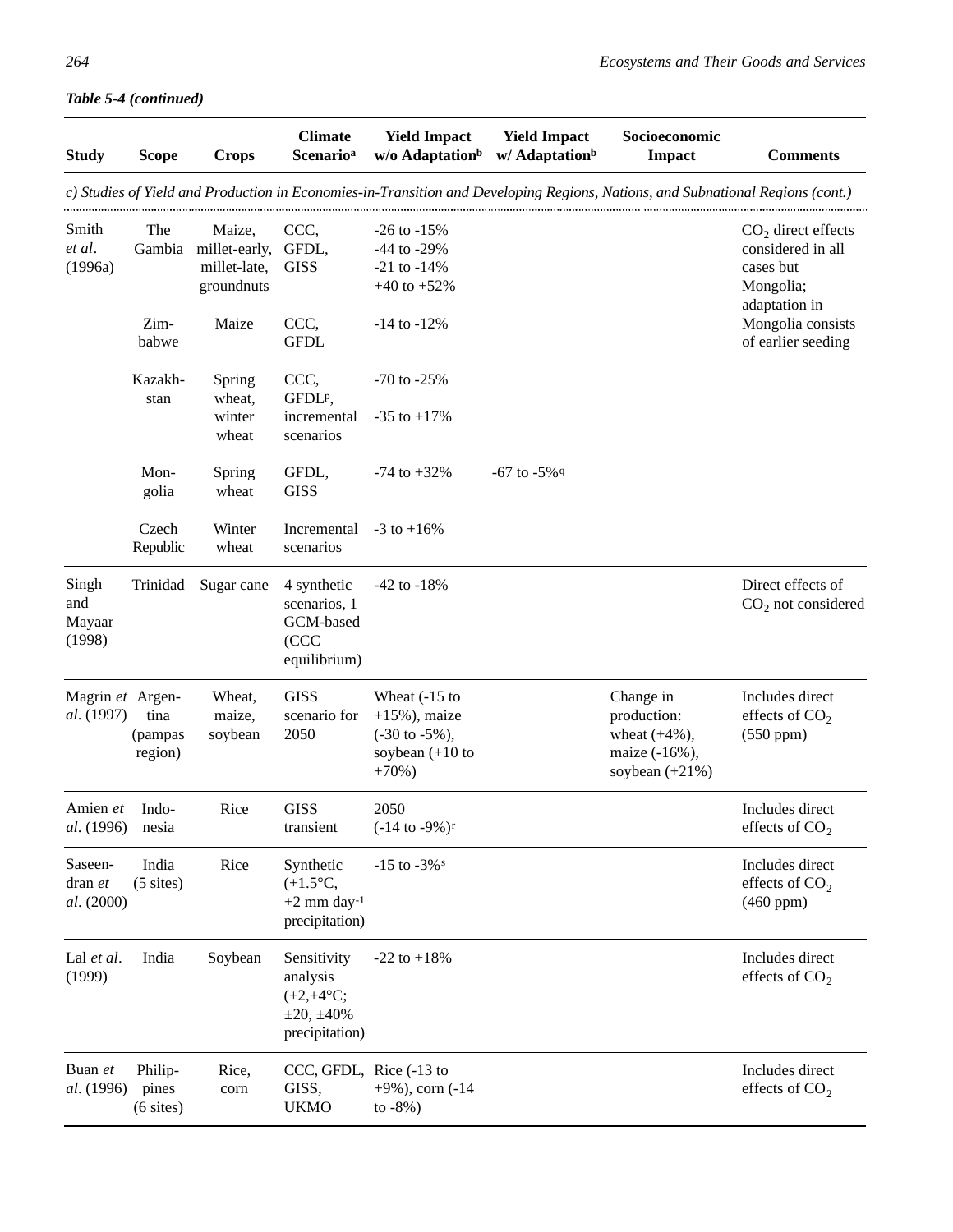*Table 5-4 (continued)*

| Study | Scope | Crops | Climate Scenario[a] | Yield Impact w/o Adaptation[b] | Yield Impact w/ Adaptation[b] | Socioeconomic Impact | Comments |
|---|---|---|---|---|---|---|---|
| *c) Studies of Yield and Production in Economies-in-Transition and Developing Regions, Nations, and Subnational Regions (cont.)* | | | | | | | |
| Smith *et al*. (1996a) | The Gambia | Maize, millet-early, millet-late, groundnuts | CCC, GFDL, GISS | -26 to -15%<br>-44 to -29%<br>-21 to -14%<br>+40 to +52% | | | $CO_2$ direct effects considered in all cases but Mongolia; adaptation in Mongolia consists of earlier seeding |
| | Zimbabwe | Maize | CCC, GFDL | -14 to -12% | | | |
| | Kazakhstan | Spring wheat, winter wheat | CCC, GFDL[p], incremental scenarios | -70 to -25%<br>-35 to +17% | | | |
| | Mongolia | Spring wheat | GFDL, GISS | -74 to +32% | -67 to -5%[q] | | |
| | Czech Republic | Winter wheat | Incremental scenarios | -3 to +16% | | | |
| Singh and Mayaar (1998) | Trinidad | Sugar cane | 4 synthetic scenarios, 1 GCM-based (CCC equilibrium) | -42 to -18% | | | Direct effects of $CO_2$ not considered |
| Magrin *et al*. (1997) | Argentina (pampas region) | Wheat, maize, soybean | GISS scenario for 2050 | Wheat (-15 to +15%), maize (-30 to -5%), soybean (+10 to +70%) | | Change in production: wheat (+4%), maize (-16%), soybean (+21%) | Includes direct effects of $CO_2$ (550 ppm) |
| Amien *et al*. (1996) | Indonesia | Rice | GISS transient | 2050 (-14 to -9%)[r] | | | Includes direct effects of $CO_2$ |
| Saseendran *et al*. (2000) | India (5 sites) | Rice | Synthetic (+1.5°C, +2 mm day$^{-1}$ precipitation) | -15 to -3%[s] | | | Includes direct effects of $CO_2$ (460 ppm) |
| Lal *et al*. (1999) | India | Soybean | Sensitivity analysis (+2,+4°C; ±20, ±40% precipitation) | -22 to +18% | | | Includes direct effects of $CO_2$ |
| Buan *et al*. (1996) | Philippines (6 sites) | Rice, corn | CCC, GFDL, GISS, UKMO | Rice (-13 to +9%), corn (-14 to -8%) | | | Includes direct effects of $CO_2$ |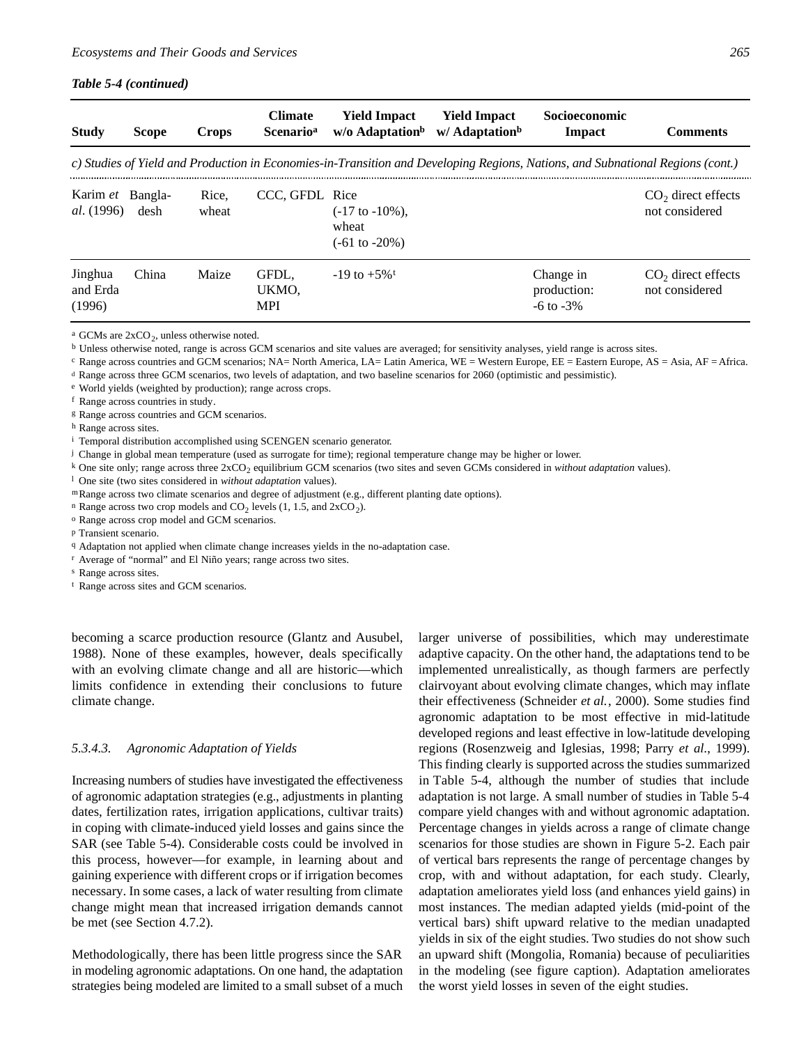*Table 5-4 (continued)*

| Study | Scope | Crops | Climate Scenario[a] | Yield Impact w/o Adaptation[b] | Yield Impact w/ Adaptation[b] | Socioeconomic Impact | Comments |
|---|---|---|---|---|---|---|---|
| *c) Studies of Yield and Production in Economies-in-Transition and Developing Regions, Nations, and Subnational Regions (cont.)* | | | | | | | |
| Karim *et al*. (1996) | Bangladesh | Rice, wheat | CCC, GFDL | Rice (-17 to -10%), wheat (-61 to -20%) | | | $CO_2$ direct effects not considered |
| Jinghua and Erda (1996) | China | Maize | GFDL, UKMO, MPI | -19 to +5%[t] | | Change in production: -6 to -3% | $CO_2$ direct effects not considered |

[a] GCMs are $2xCO_2$, unless otherwise noted.
[b] Unless otherwise noted, range is across GCM scenarios and site values are averaged; for sensitivity analyses, yield range is across sites.
[c] Range across countries and GCM scenarios; NA= North America, LA= Latin America, WE = Western Europe, EE = Eastern Europe, AS = Asia, AF = Africa.
[d] Range across three GCM scenarios, two levels of adaptation, and two baseline scenarios for 2060 (optimistic and pessimistic).
[e] World yields (weighted by production); range across crops.
[f] Range across countries in study.
[g] Range across countries and GCM scenarios.
[h] Range across sites.
[i] Temporal distribution accomplished using SCENGEN scenario generator.
[j] Change in global mean temperature (used as surrogate for time); regional temperature change may be higher or lower.
[k] One site only; range across three $2xCO_2$ equilibrium GCM scenarios (two sites and seven GCMs considered in *without adaptation* values).
[l] One site (two sites considered in *without adaptation* values).
[m] Range across two climate scenarios and degree of adjustment (e.g., different planting date options).
[n] Range across two crop models and $CO_2$ levels (1, 1.5, and $2xCO_2$).
[o] Range across crop model and GCM scenarios.
[p] Transient scenario.
[q] Adaptation not applied when climate change increases yields in the no-adaptation case.
[r] Average of "normal" and El Niño years; range across two sites.
[s] Range across sites.
[t] Range across sites and GCM scenarios.

becoming a scarce production resource (Glantz and Ausubel, 1988). None of these examples, however, deals specifically with an evolving climate change and all are historic—which limits confidence in extending their conclusions to future climate change.

#### 5.3.4.3. Agronomic Adaptation of Yields

Increasing numbers of studies have investigated the effectiveness of agronomic adaptation strategies (e.g., adjustments in planting dates, fertilization rates, irrigation applications, cultivar traits) in coping with climate-induced yield losses and gains since the SAR (see Table 5-4). Considerable costs could be involved in this process, however—for example, in learning about and gaining experience with different crops or if irrigation becomes necessary. In some cases, a lack of water resulting from climate change might mean that increased irrigation demands cannot be met (see Section 4.7.2).

Methodologically, there has been little progress since the SAR in modeling agronomic adaptations. On one hand, the adaptation strategies being modeled are limited to a small subset of a much larger universe of possibilities, which may underestimate adaptive capacity. On the other hand, the adaptations tend to be implemented unrealistically, as though farmers are perfectly clairvoyant about evolving climate changes, which may inflate their effectiveness (Schneider *et al.*, 2000). Some studies find agronomic adaptation to be most effective in mid-latitude developed regions and least effective in low-latitude developing regions (Rosenzweig and Iglesias, 1998; Parry *et al*., 1999). This finding clearly is supported across the studies summarized in Table 5-4, although the number of studies that include adaptation is not large. A small number of studies in Table 5-4 compare yield changes with and without agronomic adaptation. Percentage changes in yields across a range of climate change scenarios for those studies are shown in Figure 5-2. Each pair of vertical bars represents the range of percentage changes by crop, with and without adaptation, for each study. Clearly, adaptation ameliorates yield loss (and enhances yield gains) in most instances. The median adapted yields (mid-point of the vertical bars) shift upward relative to the median unadapted yields in six of the eight studies. Two studies do not show such an upward shift (Mongolia, Romania) because of peculiarities in the modeling (see figure caption). Adaptation ameliorates the worst yield losses in seven of the eight studies.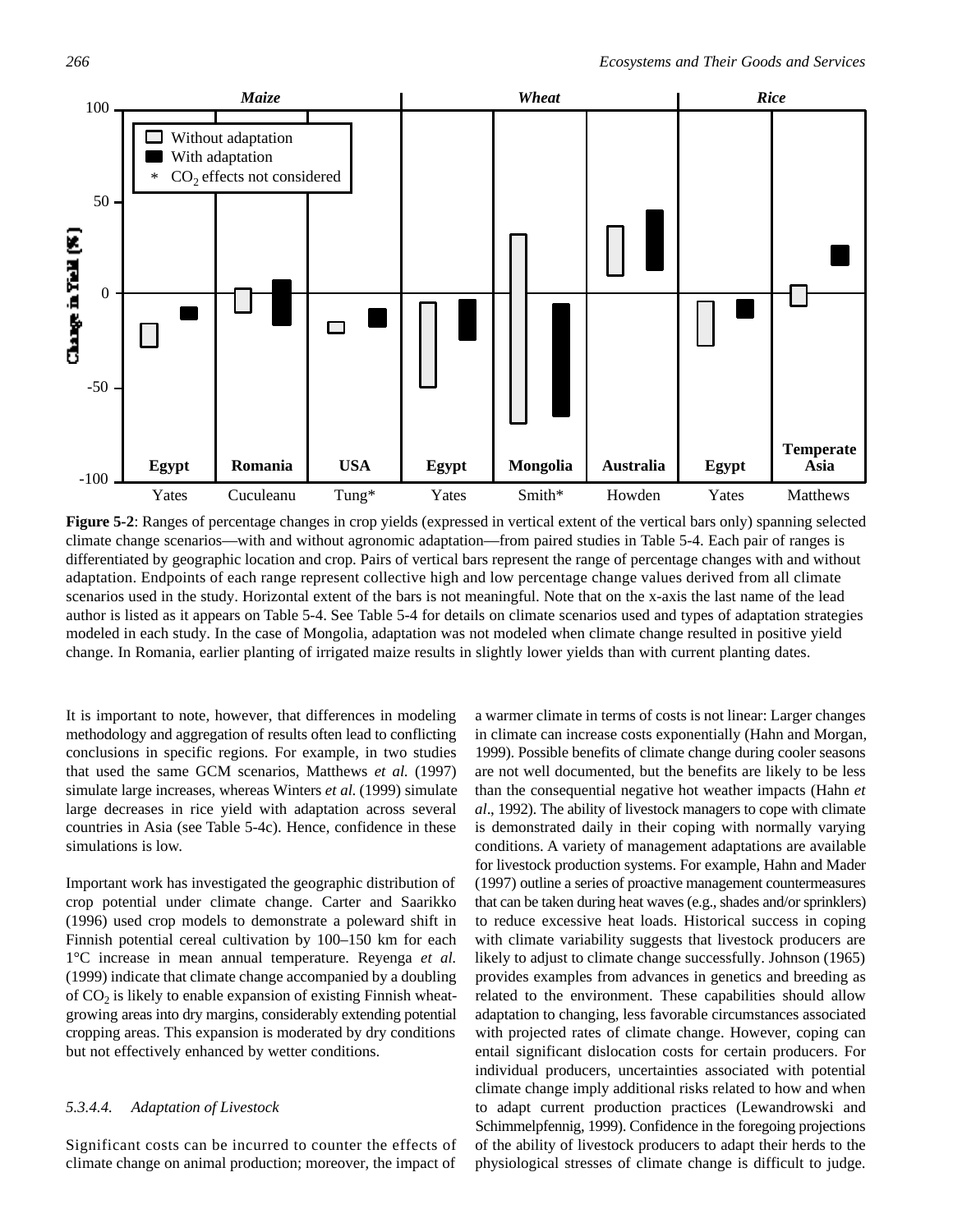**Figure 5-2**: Ranges of percentage changes in crop yields (expressed in vertical extent of the vertical bars only) spanning selected climate change scenarios—with and without agronomic adaptation—from paired studies in Table 5-4. Each pair of ranges is differentiated by geographic location and crop. Pairs of vertical bars represent the range of percentage changes with and without adaptation. Endpoints of each range represent collective high and low percentage change values derived from all climate scenarios used in the study. Horizontal extent of the bars is not meaningful. Note that on the x-axis the last name of the lead author is listed as it appears on Table 5-4. See Table 5-4 for details on climate scenarios used and types of adaptation strategies modeled in each study. In the case of Mongolia, adaptation was not modeled when climate change resulted in positive yield change. In Romania, earlier planting of irrigated maize results in slightly lower yields than with current planting dates.

It is important to note, however, that differences in modeling methodology and aggregation of results often lead to conflicting conclusions in specific regions. For example, in two studies that used the same GCM scenarios, Matthews *et al.* (1997) simulate large increases, whereas Winters *et al.* (1999) simulate large decreases in rice yield with adaptation across several countries in Asia (see Table 5-4c). Hence, confidence in these simulations is low.

Important work has investigated the geographic distribution of crop potential under climate change. Carter and Saarikko (1996) used crop models to demonstrate a poleward shift in Finnish potential cereal cultivation by 100–150 km for each 1°C increase in mean annual temperature. Reyenga *et al.* (1999) indicate that climate change accompanied by a doubling of $CO_2$ is likely to enable expansion of existing Finnish wheat-growing areas into dry margins, considerably extending potential cropping areas. This expansion is moderated by dry conditions but not effectively enhanced by wetter conditions.

#### *5.3.4.4. Adaptation of Livestock*

Significant costs can be incurred to counter the effects of climate change on animal production; moreover, the impact of a warmer climate in terms of costs is not linear: Larger changes in climate can increase costs exponentially (Hahn and Morgan, 1999). Possible benefits of climate change during cooler seasons are not well documented, but the benefits are likely to be less than the consequential negative hot weather impacts (Hahn *et al*., 1992). The ability of livestock managers to cope with climate is demonstrated daily in their coping with normally varying conditions. A variety of management adaptations are available for livestock production systems. For example, Hahn and Mader (1997) outline a series of proactive management countermeasures that can be taken during heat waves (e.g., shades and/or sprinklers) to reduce excessive heat loads. Historical success in coping with climate variability suggests that livestock producers are likely to adjust to climate change successfully. Johnson (1965) provides examples from advances in genetics and breeding as related to the environment. These capabilities should allow adaptation to changing, less favorable circumstances associated with projected rates of climate change. However, coping can entail significant dislocation costs for certain producers. For individual producers, uncertainties associated with potential climate change imply additional risks related to how and when to adapt current production practices (Lewandrowski and Schimmelpfennig, 1999). Confidence in the foregoing projections of the ability of livestock producers to adapt their herds to the physiological stresses of climate change is difficult to judge.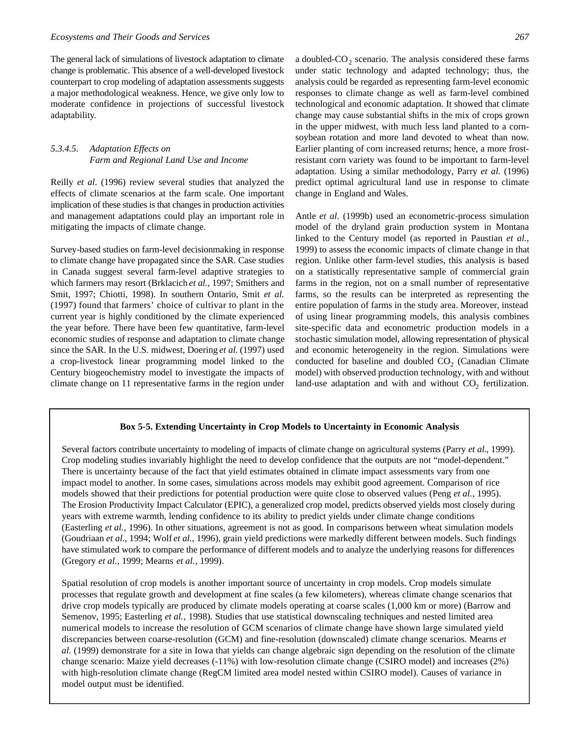The general lack of simulations of livestock adaptation to climate change is problematic. This absence of a well-developed livestock counterpart to crop modeling of adaptation assessments suggests a major methodological weakness. Hence, we give only low to moderate confidence in projections of successful livestock adaptability.

#### *5.3.4.5. Adaptation Effects on Farm and Regional Land Use and Income*

Reilly *et al*. (1996) review several studies that analyzed the effects of climate scenarios at the farm scale. One important implication of these studies is that changes in production activities and management adaptations could play an important role in mitigating the impacts of climate change.

Survey-based studies on farm-level decisionmaking in response to climate change have propagated since the SAR. Case studies in Canada suggest several farm-level adaptive strategies to which farmers may resort (Brklacich *et al.*, 1997; Smithers and Smit, 1997; Chiotti, 1998). In southern Ontario, Smit *et al.* (1997) found that farmers' choice of cultivar to plant in the current year is highly conditioned by the climate experienced the year before. There have been few quantitative, farm-level economic studies of response and adaptation to climate change since the SAR. In the U.S. midwest, Doering *et al.* (1997) used a crop-livestock linear programming model linked to the Century biogeochemistry model to investigate the impacts of climate change on 11 representative farms in the region under a doubled-$CO_2$ scenario. The analysis considered these farms under static technology and adapted technology; thus, the analysis could be regarded as representing farm-level economic responses to climate change as well as farm-level combined technological and economic adaptation. It showed that climate change may cause substantial shifts in the mix of crops grown in the upper midwest, with much less land planted to a corn-soybean rotation and more land devoted to wheat than now. Earlier planting of corn increased returns; hence, a more frost-resistant corn variety was found to be important to farm-level adaptation. Using a similar methodology, Parry *et al.* (1996) predict optimal agricultural land use in response to climate change in England and Wales.

Antle *et al.* (1999b) used an econometric-process simulation model of the dryland grain production system in Montana linked to the Century model (as reported in Paustian *et al.*, 1999) to assess the economic impacts of climate change in that region. Unlike other farm-level studies, this analysis is based on a statistically representative sample of commercial grain farms in the region, not on a small number of representative farms, so the results can be interpreted as representing the entire population of farms in the study area. Moreover, instead of using linear programming models, this analysis combines site-specific data and econometric production models in a stochastic simulation model, allowing representation of physical and economic heterogeneity in the region. Simulations were conducted for baseline and doubled $CO_2$ (Canadian Climate model) with observed production technology, with and without land-use adaptation and with and without $CO_2$ fertilization.

**Box 5-5. Extending Uncertainty in Crop Models to Uncertainty in Economic Analysis**

Several factors contribute uncertainty to modeling of impacts of climate change on agricultural systems (Parry *et al*., 1999). Crop modeling studies invariably highlight the need to develop confidence that the outputs are not "model-dependent." There is uncertainty because of the fact that yield estimates obtained in climate impact assessments vary from one impact model to another. In some cases, simulations across models may exhibit good agreement. Comparison of rice models showed that their predictions for potential production were quite close to observed values (Peng *et al.*, 1995). The Erosion Productivity Impact Calculator (EPIC), a generalized crop model, predicts observed yields most closely during years with extreme warmth, lending confidence to its ability to predict yields under climate change conditions (Easterling *et al.*, 1996). In other situations, agreement is not as good. In comparisons between wheat simulation models (Goudriaan *et al.*, 1994; Wolf *et al.*, 1996), grain yield predictions were markedly different between models. Such findings have stimulated work to compare the performance of different models and to analyze the underlying reasons for differences (Gregory *et al.*, 1999; Mearns *et al.*, 1999).

Spatial resolution of crop models is another important source of uncertainty in crop models. Crop models simulate processes that regulate growth and development at fine scales (a few kilometers), whereas climate change scenarios that drive crop models typically are produced by climate models operating at coarse scales (1,000 km or more) (Barrow and Semenov, 1995; Easterling *et al.*, 1998). Studies that use statistical downscaling techniques and nested limited area numerical models to increase the resolution of GCM scenarios of climate change have shown large simulated yield discrepancies between coarse-resolution (GCM) and fine-resolution (downscaled) climate change scenarios. Mearns *et al.* (1999) demonstrate for a site in Iowa that yields can change algebraic sign depending on the resolution of the climate change scenario: Maize yield decreases (-11%) with low-resolution climate change (CSIRO model) and increases (2%) with high-resolution climate change (RegCM limited area model nested within CSIRO model). Causes of variance in model output must be identified.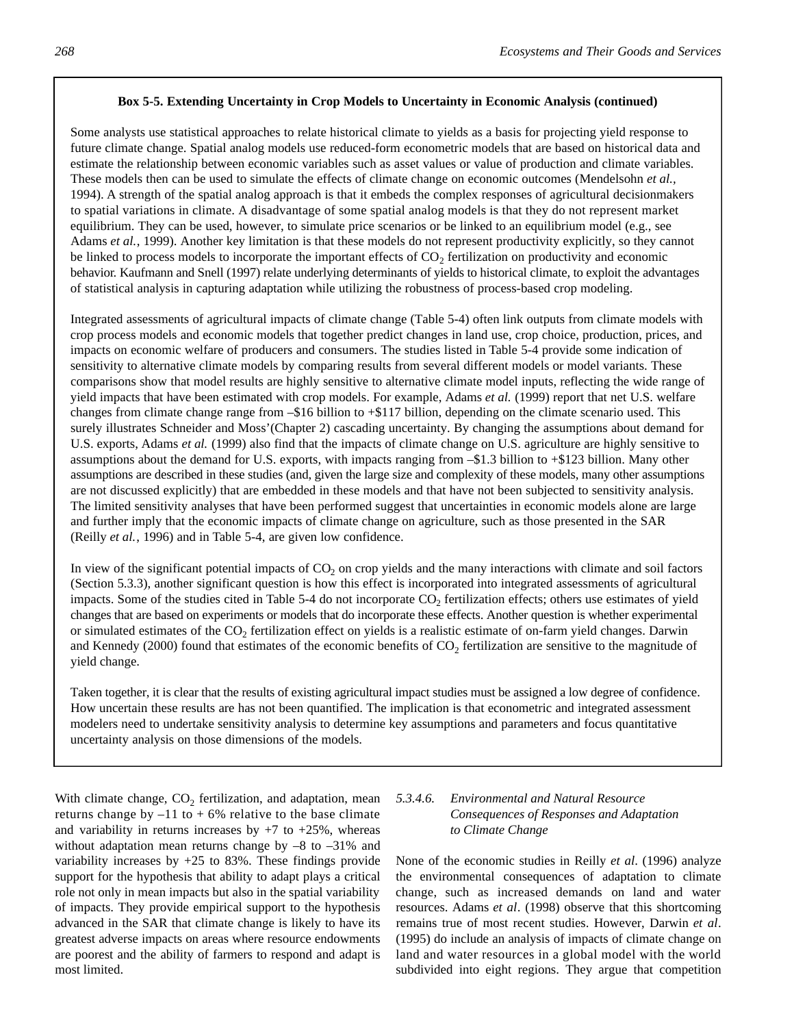**Box 5-5. Extending Uncertainty in Crop Models to Uncertainty in Economic Analysis (continued)**

Some analysts use statistical approaches to relate historical climate to yields as a basis for projecting yield response to future climate change. Spatial analog models use reduced-form econometric models that are based on historical data and estimate the relationship between economic variables such as asset values or value of production and climate variables. These models then can be used to simulate the effects of climate change on economic outcomes (Mendelsohn *et al.*, 1994). A strength of the spatial analog approach is that it embeds the complex responses of agricultural decisionmakers to spatial variations in climate. A disadvantage of some spatial analog models is that they do not represent market equilibrium. They can be used, however, to simulate price scenarios or be linked to an equilibrium model (e.g., see Adams *et al.*, 1999). Another key limitation is that these models do not represent productivity explicitly, so they cannot be linked to process models to incorporate the important effects of $CO_2$ fertilization on productivity and economic behavior. Kaufmann and Snell (1997) relate underlying determinants of yields to historical climate, to exploit the advantages of statistical analysis in capturing adaptation while utilizing the robustness of process-based crop modeling.

Integrated assessments of agricultural impacts of climate change (Table 5-4) often link outputs from climate models with crop process models and economic models that together predict changes in land use, crop choice, production, prices, and impacts on economic welfare of producers and consumers. The studies listed in Table 5-4 provide some indication of sensitivity to alternative climate models by comparing results from several different models or model variants. These comparisons show that model results are highly sensitive to alternative climate model inputs, reflecting the wide range of yield impacts that have been estimated with crop models. For example, Adams *et al.* (1999) report that net U.S. welfare changes from climate change range from –\$16 billion to +\$117 billion, depending on the climate scenario used. This surely illustrates Schneider and Moss'(Chapter 2) cascading uncertainty. By changing the assumptions about demand for U.S. exports, Adams *et al.* (1999) also find that the impacts of climate change on U.S. agriculture are highly sensitive to assumptions about the demand for U.S. exports, with impacts ranging from –\$1.3 billion to +\$123 billion. Many other assumptions are described in these studies (and, given the large size and complexity of these models, many other assumptions are not discussed explicitly) that are embedded in these models and that have not been subjected to sensitivity analysis. The limited sensitivity analyses that have been performed suggest that uncertainties in economic models alone are large and further imply that the economic impacts of climate change on agriculture, such as those presented in the SAR (Reilly *et al.*, 1996) and in Table 5-4, are given low confidence.

In view of the significant potential impacts of $CO_2$ on crop yields and the many interactions with climate and soil factors (Section 5.3.3), another significant question is how this effect is incorporated into integrated assessments of agricultural impacts. Some of the studies cited in Table 5-4 do not incorporate $CO_2$ fertilization effects; others use estimates of yield changes that are based on experiments or models that do incorporate these effects. Another question is whether experimental or simulated estimates of the $CO_2$ fertilization effect on yields is a realistic estimate of on-farm yield changes. Darwin and Kennedy (2000) found that estimates of the economic benefits of $CO_2$ fertilization are sensitive to the magnitude of yield change.

Taken together, it is clear that the results of existing agricultural impact studies must be assigned a low degree of confidence. How uncertain these results are has not been quantified. The implication is that econometric and integrated assessment modelers need to undertake sensitivity analysis to determine key assumptions and parameters and focus quantitative uncertainty analysis on those dimensions of the models.

---

With climate change, $CO_2$ fertilization, and adaptation, mean returns change by –11 to + 6% relative to the base climate and variability in returns increases by +7 to +25%, whereas without adaptation mean returns change by –8 to –31% and variability increases by +25 to 83%. These findings provide support for the hypothesis that ability to adapt plays a critical role not only in mean impacts but also in the spatial variability of impacts. They provide empirical support to the hypothesis advanced in the SAR that climate change is likely to have its greatest adverse impacts on areas where resource endowments are poorest and the ability of farmers to respond and adapt is most limited.

#### *5.3.4.6. Environmental and Natural Resource Consequences of Responses and Adaptation to Climate Change*

None of the economic studies in Reilly *et al*. (1996) analyze the environmental consequences of adaptation to climate change, such as increased demands on land and water resources. Adams *et al*. (1998) observe that this shortcoming remains true of most recent studies. However, Darwin *et al*. (1995) do include an analysis of impacts of climate change on land and water resources in a global model with the world subdivided into eight regions. They argue that competition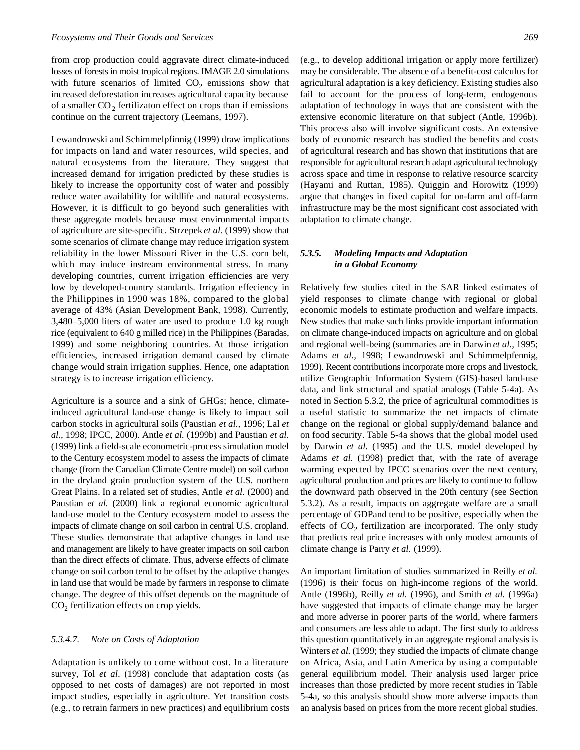from crop production could aggravate direct climate-induced losses of forests in moist tropical regions. IMAGE 2.0 simulations with future scenarios of limited $CO_2$ emissions show that increased deforestation increases agricultural capacity because of a smaller $CO_2$ fertilizaton effect on crops than if emissions continue on the current trajectory (Leemans, 1997).

Lewandrowski and Schimmelpfinnig (1999) draw implications for impacts on land and water resources, wild species, and natural ecosystems from the literature. They suggest that increased demand for irrigation predicted by these studies is likely to increase the opportunity cost of water and possibly reduce water availability for wildlife and natural ecosystems. However, it is difficult to go beyond such generalities with these aggregate models because most environmental impacts of agriculture are site-specific. Strzepek *et al.* (1999) show that some scenarios of climate change may reduce irrigation system reliability in the lower Missouri River in the U.S. corn belt, which may induce instream environmental stress. In many developing countries, current irrigation efficiencies are very low by developed-country standards. Irrigation effeciency in the Philippines in 1990 was 18%, compared to the global average of 43% (Asian Development Bank, 1998). Currently, 3,480–5,000 liters of water are used to produce 1.0 kg rough rice (equivalent to 640 g milled rice) in the Philippines (Baradas, 1999) and some neighboring countries. At those irrigation efficiencies, increased irrigation demand caused by climate change would strain irrigation supplies. Hence, one adaptation strategy is to increase irrigation efficiency.

Agriculture is a source and a sink of GHGs; hence, climate-induced agricultural land-use change is likely to impact soil carbon stocks in agricultural soils (Paustian *et al.*, 1996; Lal *et al.*, 1998; IPCC, 2000). Antle *et al.* (1999b) and Paustian *et al.* (1999) link a field-scale econometric-process simulation model to the Century ecosystem model to assess the impacts of climate change (from the Canadian Climate Centre model) on soil carbon in the dryland grain production system of the U.S. northern Great Plains. In a related set of studies, Antle *et al.* (2000) and Paustian *et al.* (2000) link a regional economic agricultural land-use model to the Century ecosystem model to assess the impacts of climate change on soil carbon in central U.S. cropland. These studies demonstrate that adaptive changes in land use and management are likely to have greater impacts on soil carbon than the direct effects of climate. Thus, adverse effects of climate change on soil carbon tend to be offset by the adaptive changes in land use that would be made by farmers in response to climate change. The degree of this offset depends on the magnitude of $CO_2$ fertilization effects on crop yields.

#### 5.3.4.7. Note on Costs of Adaptation

Adaptation is unlikely to come without cost. In a literature survey, Tol *et al*. (1998) conclude that adaptation costs (as opposed to net costs of damages) are not reported in most impact studies, especially in agriculture. Yet transition costs (e.g., to retrain farmers in new practices) and equilibrium costs (e.g., to develop additional irrigation or apply more fertilizer) may be considerable. The absence of a benefit-cost calculus for agricultural adaptation is a key deficiency. Existing studies also fail to account for the process of long-term, endogenous adaptation of technology in ways that are consistent with the extensive economic literature on that subject (Antle, 1996b). This process also will involve significant costs. An extensive body of economic research has studied the benefits and costs of agricultural research and has shown that institutions that are responsible for agricultural research adapt agricultural technology across space and time in response to relative resource scarcity (Hayami and Ruttan, 1985). Quiggin and Horowitz (1999) argue that changes in fixed capital for on-farm and off-farm infrastructure may be the most significant cost associated with adaptation to climate change.

### 5.3.5. Modeling Impacts and Adaptation in a Global Economy

Relatively few studies cited in the SAR linked estimates of yield responses to climate change with regional or global economic models to estimate production and welfare impacts. New studies that make such links provide important information on climate change-induced impacts on agriculture and on global and regional well-being (summaries are in Darwin *et al.*, 1995; Adams *et al.*, 1998; Lewandrowski and Schimmelpfennig, 1999). Recent contributions incorporate more crops and livestock, utilize Geographic Information System (GIS)-based land-use data, and link structural and spatial analogs (Table 5-4a). As noted in Section 5.3.2, the price of agricultural commodities is a useful statistic to summarize the net impacts of climate change on the regional or global supply/demand balance and on food security. Table 5-4a shows that the global model used by Darwin *et al.* (1995) and the U.S. model developed by Adams *et al.* (1998) predict that, with the rate of average warming expected by IPCC scenarios over the next century, agricultural production and prices are likely to continue to follow the downward path observed in the 20th century (see Section 5.3.2). As a result, impacts on aggregate welfare are a small percentage of GDPand tend to be positive, especially when the effects of $CO_2$ fertilization are incorporated. The only study that predicts real price increases with only modest amounts of climate change is Parry *et al.* (1999).

An important limitation of studies summarized in Reilly *et al.* (1996) is their focus on high-income regions of the world. Antle (1996b), Reilly *et al.* (1996), and Smith *et al.* (1996a) have suggested that impacts of climate change may be larger and more adverse in poorer parts of the world, where farmers and consumers are less able to adapt. The first study to address this question quantitatively in an aggregate regional analysis is Winters *et al.* (1999; they studied the impacts of climate change on Africa, Asia, and Latin America by using a computable general equilibrium model. Their analysis used larger price increases than those predicted by more recent studies in Table 5-4a, so this analysis should show more adverse impacts than an analysis based on prices from the more recent global studies.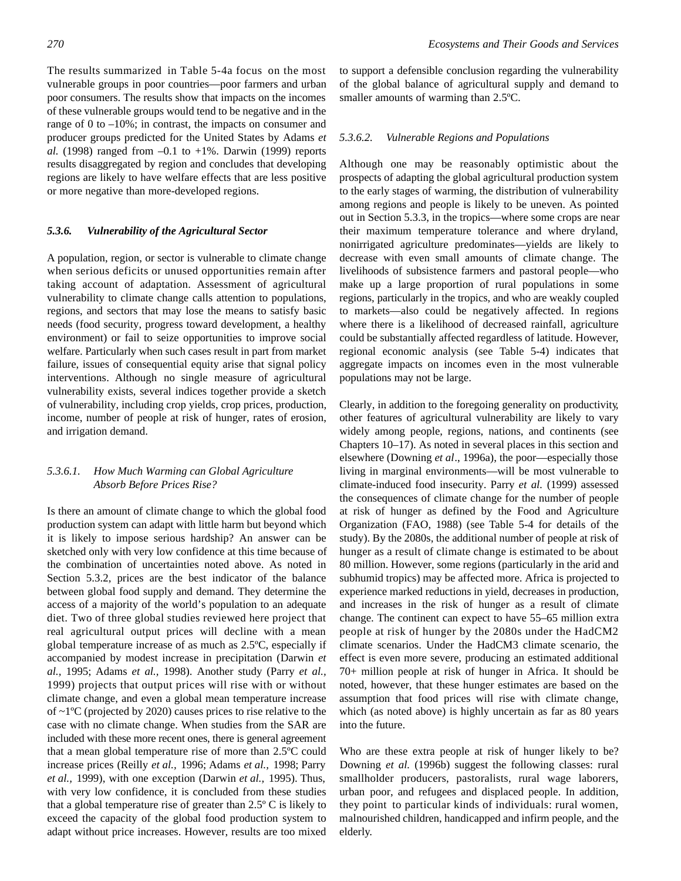The results summarized in Table 5-4a focus on the most vulnerable groups in poor countries—poor farmers and urban poor consumers. The results show that impacts on the incomes of these vulnerable groups would tend to be negative and in the range of 0 to –10%; in contrast, the impacts on consumer and producer groups predicted for the United States by Adams *et al.* (1998) ranged from –0.1 to +1%. Darwin (1999) reports results disaggregated by region and concludes that developing regions are likely to have welfare effects that are less positive or more negative than more-developed regions.

### *5.3.6. Vulnerability of the Agricultural Sector*

A population, region, or sector is vulnerable to climate change when serious deficits or unused opportunities remain after taking account of adaptation. Assessment of agricultural vulnerability to climate change calls attention to populations, regions, and sectors that may lose the means to satisfy basic needs (food security, progress toward development, a healthy environment) or fail to seize opportunities to improve social welfare. Particularly when such cases result in part from market failure, issues of consequential equity arise that signal policy interventions. Although no single measure of agricultural vulnerability exists, several indices together provide a sketch of vulnerability, including crop yields, crop prices, production, income, number of people at risk of hunger, rates of erosion, and irrigation demand.

#### *5.3.6.1. How Much Warming can Global Agriculture Absorb Before Prices Rise?*

Is there an amount of climate change to which the global food production system can adapt with little harm but beyond which it is likely to impose serious hardship? An answer can be sketched only with very low confidence at this time because of the combination of uncertainties noted above. As noted in Section 5.3.2, prices are the best indicator of the balance between global food supply and demand. They determine the access of a majority of the world's population to an adequate diet. Two of three global studies reviewed here project that real agricultural output prices will decline with a mean global temperature increase of as much as 2.5ºC, especially if accompanied by modest increase in precipitation (Darwin *et al.,* 1995; Adams *et al.,* 1998). Another study (Parry *et al.,* 1999) projects that output prices will rise with or without climate change, and even a global mean temperature increase of ~1ºC (projected by 2020) causes prices to rise relative to the case with no climate change. When studies from the SAR are included with these more recent ones, there is general agreement that a mean global temperature rise of more than 2.5ºC could increase prices (Reilly *et al.,* 1996; Adams *et al.,* 1998; Parry *et al.,* 1999), with one exception (Darwin *et al.,* 1995). Thus, with very low confidence, it is concluded from these studies that a global temperature rise of greater than 2.5º C is likely to exceed the capacity of the global food production system to adapt without price increases. However, results are too mixed to support a defensible conclusion regarding the vulnerability of the global balance of agricultural supply and demand to smaller amounts of warming than 2.5ºC.

#### *5.3.6.2. Vulnerable Regions and Populations*

Although one may be reasonably optimistic about the prospects of adapting the global agricultural production system to the early stages of warming, the distribution of vulnerability among regions and people is likely to be uneven. As pointed out in Section 5.3.3, in the tropics—where some crops are near their maximum temperature tolerance and where dryland, nonirrigated agriculture predominates—yields are likely to decrease with even small amounts of climate change. The livelihoods of subsistence farmers and pastoral people—who make up a large proportion of rural populations in some regions, particularly in the tropics, and who are weakly coupled to markets—also could be negatively affected. In regions where there is a likelihood of decreased rainfall, agriculture could be substantially affected regardless of latitude. However, regional economic analysis (see Table 5-4) indicates that aggregate impacts on incomes even in the most vulnerable populations may not be large.

Clearly, in addition to the foregoing generality on productivity, other features of agricultural vulnerability are likely to vary widely among people, regions, nations, and continents (see Chapters 10–17). As noted in several places in this section and elsewhere (Downing *et al*., 1996a), the poor—especially those living in marginal environments—will be most vulnerable to climate-induced food insecurity. Parry *et al.* (1999) assessed the consequences of climate change for the number of people at risk of hunger as defined by the Food and Agriculture Organization (FAO, 1988) (see Table 5-4 for details of the study). By the 2080s, the additional number of people at risk of hunger as a result of climate change is estimated to be about 80 million. However, some regions (particularly in the arid and subhumid tropics) may be affected more. Africa is projected to experience marked reductions in yield, decreases in production, and increases in the risk of hunger as a result of climate change. The continent can expect to have 55–65 million extra people at risk of hunger by the 2080s under the HadCM2 climate scenarios. Under the HadCM3 climate scenario, the effect is even more severe, producing an estimated additional 70+ million people at risk of hunger in Africa. It should be noted, however, that these hunger estimates are based on the assumption that food prices will rise with climate change, which (as noted above) is highly uncertain as far as 80 years into the future.

Who are these extra people at risk of hunger likely to be? Downing *et al.* (1996b) suggest the following classes: rural smallholder producers, pastoralists, rural wage laborers, urban poor, and refugees and displaced people. In addition, they point to particular kinds of individuals: rural women, malnourished children, handicapped and infirm people, and the elderly.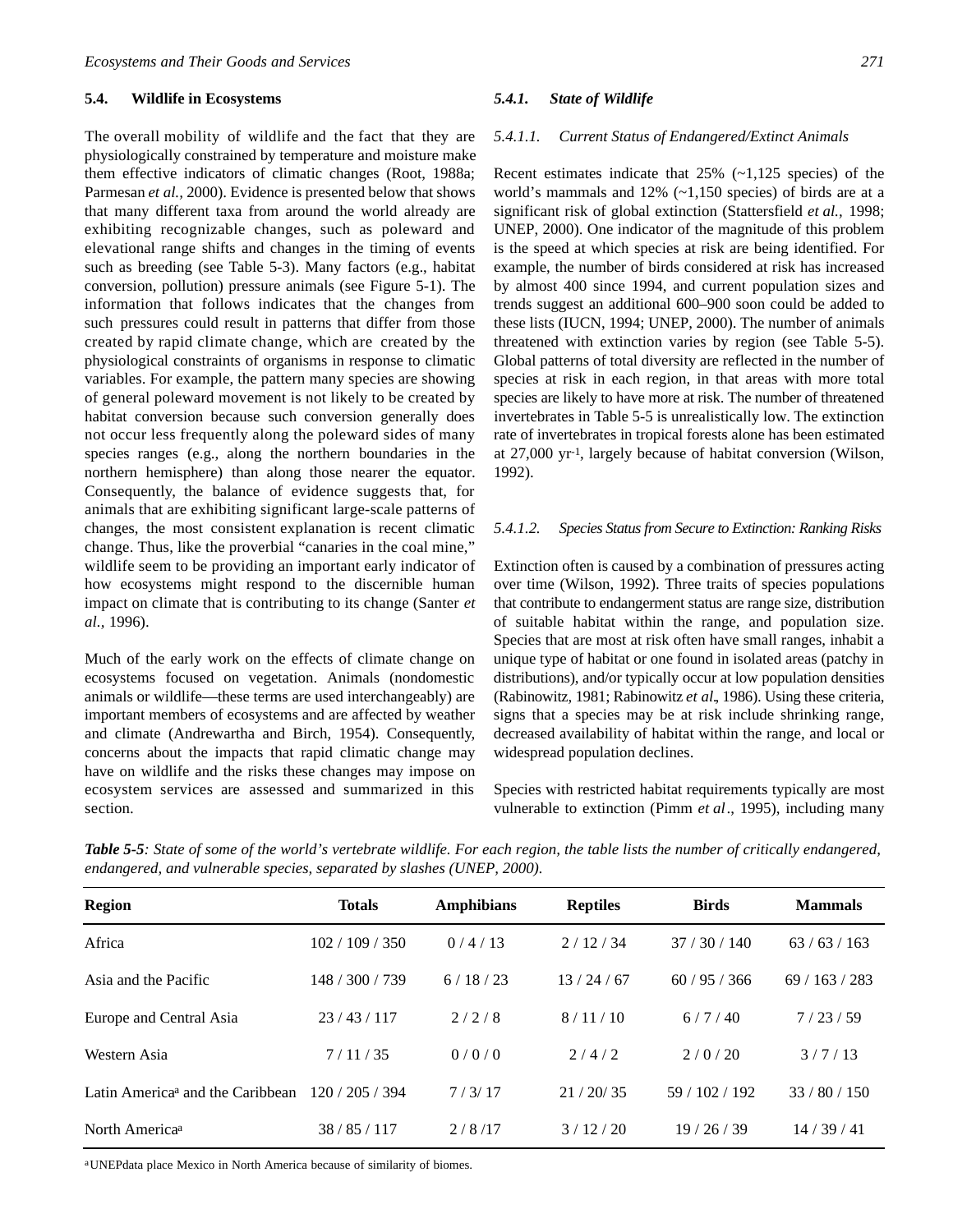## 5.4. Wildlife in Ecosystems

The overall mobility of wildlife and the fact that they are physiologically constrained by temperature and moisture make them effective indicators of climatic changes (Root, 1988a; Parmesan *et al.*, 2000). Evidence is presented below that shows that many different taxa from around the world already are exhibiting recognizable changes, such as poleward and elevational range shifts and changes in the timing of events such as breeding (see Table 5-3). Many factors (e.g., habitat conversion, pollution) pressure animals (see Figure 5-1). The information that follows indicates that the changes from such pressures could result in patterns that differ from those created by rapid climate change, which are created by the physiological constraints of organisms in response to climatic variables. For example, the pattern many species are showing of general poleward movement is not likely to be created by habitat conversion because such conversion generally does not occur less frequently along the poleward sides of many species ranges (e.g., along the northern boundaries in the northern hemisphere) than along those nearer the equator. Consequently, the balance of evidence suggests that, for animals that are exhibiting significant large-scale patterns of changes, the most consistent explanation is recent climatic change. Thus, like the proverbial "canaries in the coal mine," wildlife seem to be providing an important early indicator of how ecosystems might respond to the discernible human impact on climate that is contributing to its change (Santer *et al.*, 1996).

Much of the early work on the effects of climate change on ecosystems focused on vegetation. Animals (nondomestic animals or wildlife—these terms are used interchangeably) are important members of ecosystems and are affected by weather and climate (Andrewartha and Birch, 1954). Consequently, concerns about the impacts that rapid climatic change may have on wildlife and the risks these changes may impose on ecosystem services are assessed and summarized in this section.

### 5.4.1. State of Wildlife

#### 5.4.1.1. Current Status of Endangered/Extinct Animals

Recent estimates indicate that 25% (~1,125 species) of the world's mammals and 12% (~1,150 species) of birds are at a significant risk of global extinction (Stattersfield *et al.*, 1998; UNEP, 2000). One indicator of the magnitude of this problem is the speed at which species at risk are being identified. For example, the number of birds considered at risk has increased by almost 400 since 1994, and current population sizes and trends suggest an additional 600–900 soon could be added to these lists (IUCN, 1994; UNEP, 2000). The number of animals threatened with extinction varies by region (see Table 5-5). Global patterns of total diversity are reflected in the number of species at risk in each region, in that areas with more total species are likely to have more at risk. The number of threatened invertebrates in Table 5-5 is unrealistically low. The extinction rate of invertebrates in tropical forests alone has been estimated at 27,000 $yr^{-1}$, largely because of habitat conversion (Wilson, 1992).

#### 5.4.1.2. Species Status from Secure to Extinction: Ranking Risks

Extinction often is caused by a combination of pressures acting over time (Wilson, 1992). Three traits of species populations that contribute to endangerment status are range size, distribution of suitable habitat within the range, and population size. Species that are most at risk often have small ranges, inhabit a unique type of habitat or one found in isolated areas (patchy in distributions), and/or typically occur at low population densities (Rabinowitz, 1981; Rabinowitz *et al*., 1986). Using these criteria, signs that a species may be at risk include shrinking range, decreased availability of habitat within the range, and local or widespread population declines.

Species with restricted habitat requirements typically are most vulnerable to extinction (Pimm *et al*., 1995), including many

***Table 5-5****: State of some of the world's vertebrate wildlife. For each region, the table lists the number of critically endangered, endangered, and vulnerable species, separated by slashes (UNEP, 2000).*

| Region | Totals | Amphibians | Reptiles | Birds | Mammals |
|---|---|---|---|---|---|
| Africa | 102 / 109 / 350 | 0 / 4 / 13 | 2 / 12 / 34 | 37 / 30 / 140 | 63 / 63 / 163 |
| Asia and the Pacific | 148 / 300 / 739 | 6 / 18 / 23 | 13 / 24 / 67 | 60 / 95 / 366 | 69 / 163 / 283 |
| Europe and Central Asia | 23 / 43 / 117 | 2 / 2 / 8 | 8 / 11 / 10 | 6 / 7 / 40 | 7 / 23 / 59 |
| Western Asia | 7 / 11 / 35 | 0 / 0 / 0 | 2 / 4 / 2 | 2 / 0 / 20 | 3 / 7 / 13 |
| Latin America[a] and the Caribbean | 120 / 205 / 394 | 7 / 3/ 17 | 21 / 20/ 35 | 59 / 102 / 192 | 33 / 80 / 150 |
| North America[a] | 38 / 85 / 117 | 2 / 8 /17 | 3 / 12 / 20 | 19 / 26 / 39 | 14 / 39 / 41 |

[a]UNEPdata place Mexico in North America because of similarity of biomes.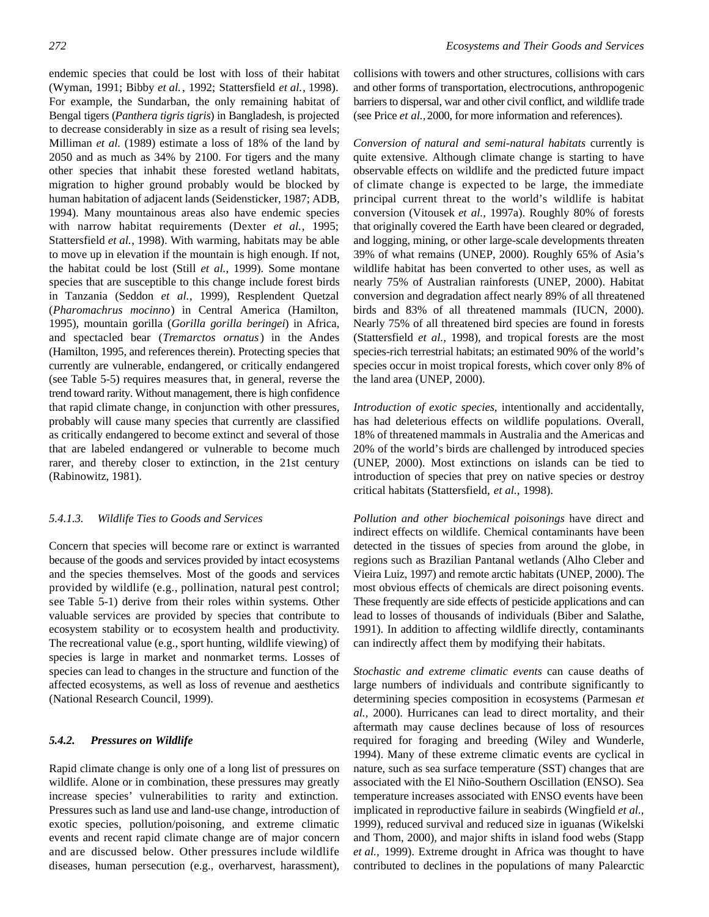endemic species that could be lost with loss of their habitat (Wyman, 1991; Bibby *et al.*, 1992; Stattersfield *et al.*, 1998). For example, the Sundarban, the only remaining habitat of Bengal tigers (*Panthera tigris tigris*) in Bangladesh, is projected to decrease considerably in size as a result of rising sea levels; Milliman *et al.* (1989) estimate a loss of 18% of the land by 2050 and as much as 34% by 2100. For tigers and the many other species that inhabit these forested wetland habitats, migration to higher ground probably would be blocked by human habitation of adjacent lands (Seidensticker, 1987; ADB, 1994). Many mountainous areas also have endemic species with narrow habitat requirements (Dexter *et al.*, 1995; Stattersfield *et al.*, 1998). With warming, habitats may be able to move up in elevation if the mountain is high enough. If not, the habitat could be lost (Still *et al.*, 1999). Some montane species that are susceptible to this change include forest birds in Tanzania (Seddon *et al.*, 1999), Resplendent Quetzal (*Pharomachrus mocinno*) in Central America (Hamilton, 1995), mountain gorilla (*Gorilla gorilla beringei*) in Africa, and spectacled bear (*Tremarctos ornatus*) in the Andes (Hamilton, 1995, and references therein). Protecting species that currently are vulnerable, endangered, or critically endangered (see Table 5-5) requires measures that, in general, reverse the trend toward rarity. Without management, there is high confidence that rapid climate change, in conjunction with other pressures, probably will cause many species that currently are classified as critically endangered to become extinct and several of those that are labeled endangered or vulnerable to become much rarer, and thereby closer to extinction, in the 21st century (Rabinowitz, 1981).

#### *5.4.1.3. Wildlife Ties to Goods and Services*

Concern that species will become rare or extinct is warranted because of the goods and services provided by intact ecosystems and the species themselves. Most of the goods and services provided by wildlife (e.g., pollination, natural pest control; see Table 5-1) derive from their roles within systems. Other valuable services are provided by species that contribute to ecosystem stability or to ecosystem health and productivity. The recreational value (e.g., sport hunting, wildlife viewing) of species is large in market and nonmarket terms. Losses of species can lead to changes in the structure and function of the affected ecosystems, as well as loss of revenue and aesthetics (National Research Council, 1999).

### *5.4.2. Pressures on Wildlife*

Rapid climate change is only one of a long list of pressures on wildlife. Alone or in combination, these pressures may greatly increase species' vulnerabilities to rarity and extinction. Pressures such as land use and land-use change, introduction of exotic species, pollution/poisoning, and extreme climatic events and recent rapid climate change are of major concern and are discussed below. Other pressures include wildlife diseases, human persecution (e.g., overharvest, harassment), collisions with towers and other structures, collisions with cars and other forms of transportation, electrocutions, anthropogenic barriers to dispersal, war and other civil conflict, and wildlife trade (see Price *et al.,* 2000, for more information and references).

*Conversion of natural and semi-natural habitats* currently is quite extensive. Although climate change is starting to have observable effects on wildlife and the predicted future impact of climate change is expected to be large, the immediate principal current threat to the world's wildlife is habitat conversion (Vitousek *et al.,* 1997a). Roughly 80% of forests that originally covered the Earth have been cleared or degraded, and logging, mining, or other large-scale developments threaten 39% of what remains (UNEP, 2000). Roughly 65% of Asia's wildlife habitat has been converted to other uses, as well as nearly 75% of Australian rainforests (UNEP, 2000). Habitat conversion and degradation affect nearly 89% of all threatened birds and 83% of all threatened mammals (IUCN, 2000). Nearly 75% of all threatened bird species are found in forests (Stattersfield *et al.,* 1998), and tropical forests are the most species-rich terrestrial habitats; an estimated 90% of the world's species occur in moist tropical forests, which cover only 8% of the land area (UNEP, 2000).

*Introduction of exotic species*, intentionally and accidentally, has had deleterious effects on wildlife populations. Overall, 18% of threatened mammals in Australia and the Americas and 20% of the world's birds are challenged by introduced species (UNEP, 2000). Most extinctions on islands can be tied to introduction of species that prey on native species or destroy critical habitats (Stattersfield, *et al.,* 1998).

*Pollution and other biochemical poisonings* have direct and indirect effects on wildlife. Chemical contaminants have been detected in the tissues of species from around the globe, in regions such as Brazilian Pantanal wetlands (Alho Cleber and Vieira Luiz, 1997) and remote arctic habitats (UNEP, 2000). The most obvious effects of chemicals are direct poisoning events. These frequently are side effects of pesticide applications and can lead to losses of thousands of individuals (Biber and Salathe, 1991). In addition to affecting wildlife directly, contaminants can indirectly affect them by modifying their habitats.

*Stochastic and extreme climatic events* can cause deaths of large numbers of individuals and contribute significantly to determining species composition in ecosystems (Parmesan *et al.,* 2000). Hurricanes can lead to direct mortality, and their aftermath may cause declines because of loss of resources required for foraging and breeding (Wiley and Wunderle, 1994). Many of these extreme climatic events are cyclical in nature, such as sea surface temperature (SST) changes that are associated with the El Niño-Southern Oscillation (ENSO). Sea temperature increases associated with ENSO events have been implicated in reproductive failure in seabirds (Wingfield *et al.,* 1999), reduced survival and reduced size in iguanas (Wikelski and Thom, 2000), and major shifts in island food webs (Stapp *et al.,* 1999). Extreme drought in Africa was thought to have contributed to declines in the populations of many Palearctic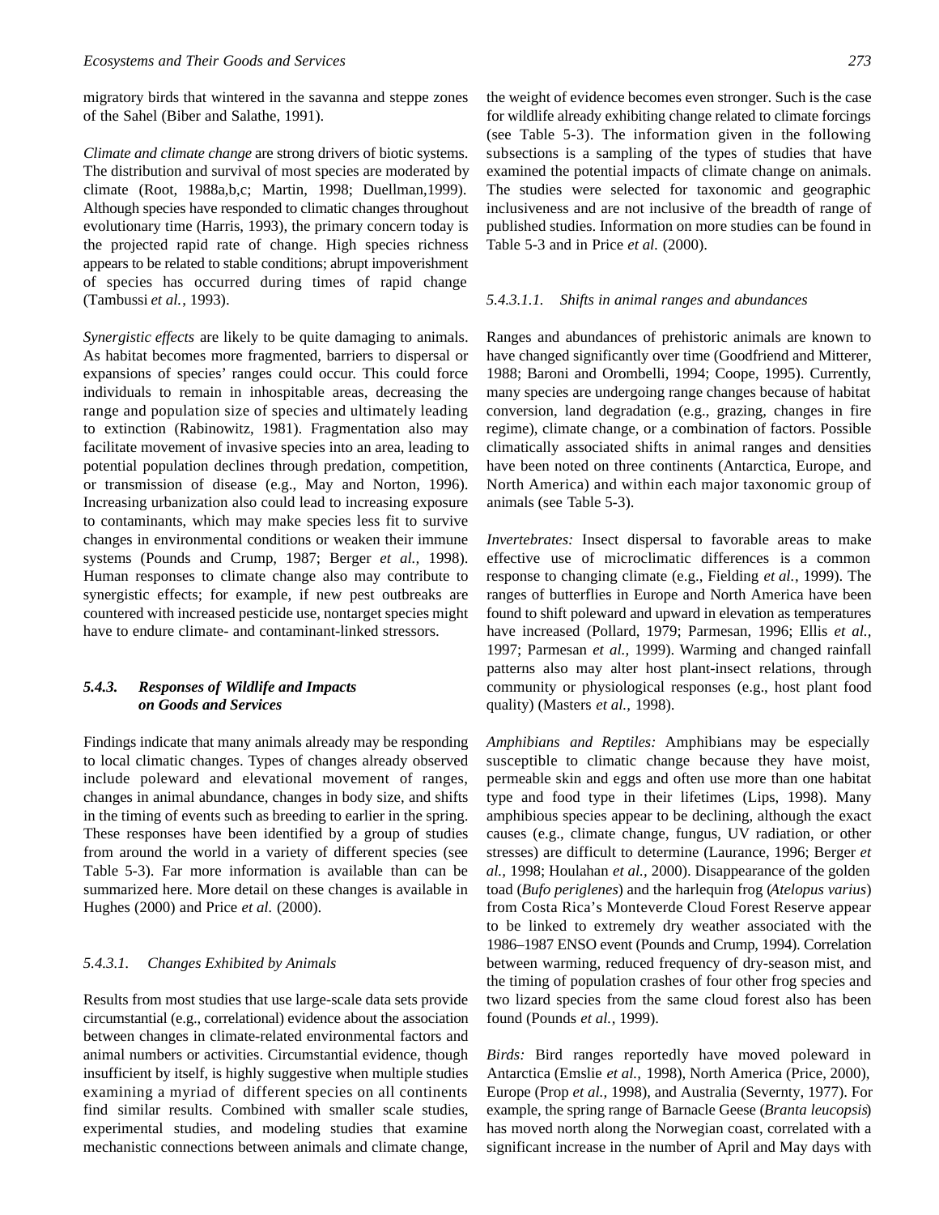migratory birds that wintered in the savanna and steppe zones of the Sahel (Biber and Salathe, 1991).

*Climate and climate change* are strong drivers of biotic systems. The distribution and survival of most species are moderated by climate (Root, 1988a,b,c; Martin, 1998; Duellman,1999). Although species have responded to climatic changes throughout evolutionary time (Harris, 1993), the primary concern today is the projected rapid rate of change. High species richness appears to be related to stable conditions; abrupt impoverishment of species has occurred during times of rapid change (Tambussi *et al.*, 1993).

*Synergistic effects* are likely to be quite damaging to animals. As habitat becomes more fragmented, barriers to dispersal or expansions of species' ranges could occur. This could force individuals to remain in inhospitable areas, decreasing the range and population size of species and ultimately leading to extinction (Rabinowitz, 1981). Fragmentation also may facilitate movement of invasive species into an area, leading to potential population declines through predation, competition, or transmission of disease (e.g., May and Norton, 1996). Increasing urbanization also could lead to increasing exposure to contaminants, which may make species less fit to survive changes in environmental conditions or weaken their immune systems (Pounds and Crump, 1987; Berger *et al.,* 1998). Human responses to climate change also may contribute to synergistic effects; for example, if new pest outbreaks are countered with increased pesticide use, nontarget species might have to endure climate- and contaminant-linked stressors.

### 5.4.3. Responses of Wildlife and Impacts on Goods and Services

Findings indicate that many animals already may be responding to local climatic changes. Types of changes already observed include poleward and elevational movement of ranges, changes in animal abundance, changes in body size, and shifts in the timing of events such as breeding to earlier in the spring. These responses have been identified by a group of studies from around the world in a variety of different species (see Table 5-3). Far more information is available than can be summarized here. More detail on these changes is available in Hughes (2000) and Price *et al.* (2000).

#### 5.4.3.1. Changes Exhibited by Animals

Results from most studies that use large-scale data sets provide circumstantial (e.g., correlational) evidence about the association between changes in climate-related environmental factors and animal numbers or activities. Circumstantial evidence, though insufficient by itself, is highly suggestive when multiple studies examining a myriad of different species on all continents find similar results. Combined with smaller scale studies, experimental studies, and modeling studies that examine mechanistic connections between animals and climate change, the weight of evidence becomes even stronger. Such is the case for wildlife already exhibiting change related to climate forcings (see Table 5-3). The information given in the following subsections is a sampling of the types of studies that have examined the potential impacts of climate change on animals. The studies were selected for taxonomic and geographic inclusiveness and are not inclusive of the breadth of range of published studies. Information on more studies can be found in Table 5-3 and in Price *et al.* (2000).

##### 5.4.3.1.1. Shifts in animal ranges and abundances

Ranges and abundances of prehistoric animals are known to have changed significantly over time (Goodfriend and Mitterer, 1988; Baroni and Orombelli, 1994; Coope, 1995). Currently, many species are undergoing range changes because of habitat conversion, land degradation (e.g., grazing, changes in fire regime), climate change, or a combination of factors. Possible climatically associated shifts in animal ranges and densities have been noted on three continents (Antarctica, Europe, and North America) and within each major taxonomic group of animals (see Table 5-3).

*Invertebrates:* Insect dispersal to favorable areas to make effective use of microclimatic differences is a common response to changing climate (e.g., Fielding *et al.*, 1999). The ranges of butterflies in Europe and North America have been found to shift poleward and upward in elevation as temperatures have increased (Pollard, 1979; Parmesan, 1996; Ellis *et al.,* 1997; Parmesan *et al.,* 1999). Warming and changed rainfall patterns also may alter host plant-insect relations, through community or physiological responses (e.g., host plant food quality) (Masters *et al.,* 1998).

*Amphibians and Reptiles:* Amphibians may be especially susceptible to climatic change because they have moist, permeable skin and eggs and often use more than one habitat type and food type in their lifetimes (Lips, 1998). Many amphibious species appear to be declining, although the exact causes (e.g., climate change, fungus, UV radiation, or other stresses) are difficult to determine (Laurance, 1996; Berger *et al.,* 1998; Houlahan *et al.,* 2000). Disappearance of the golden toad (*Bufo periglenes*) and the harlequin frog (*Atelopus varius*) from Costa Rica's Monteverde Cloud Forest Reserve appear to be linked to extremely dry weather associated with the 1986–1987 ENSO event (Pounds and Crump, 1994). Correlation between warming, reduced frequency of dry-season mist, and the timing of population crashes of four other frog species and two lizard species from the same cloud forest also has been found (Pounds *et al.*, 1999).

*Birds:* Bird ranges reportedly have moved poleward in Antarctica (Emslie *et al.,* 1998), North America (Price, 2000), Europe (Prop *et al.,* 1998), and Australia (Severnty, 1977). For example, the spring range of Barnacle Geese (*Branta leucopsis*) has moved north along the Norwegian coast, correlated with a significant increase in the number of April and May days with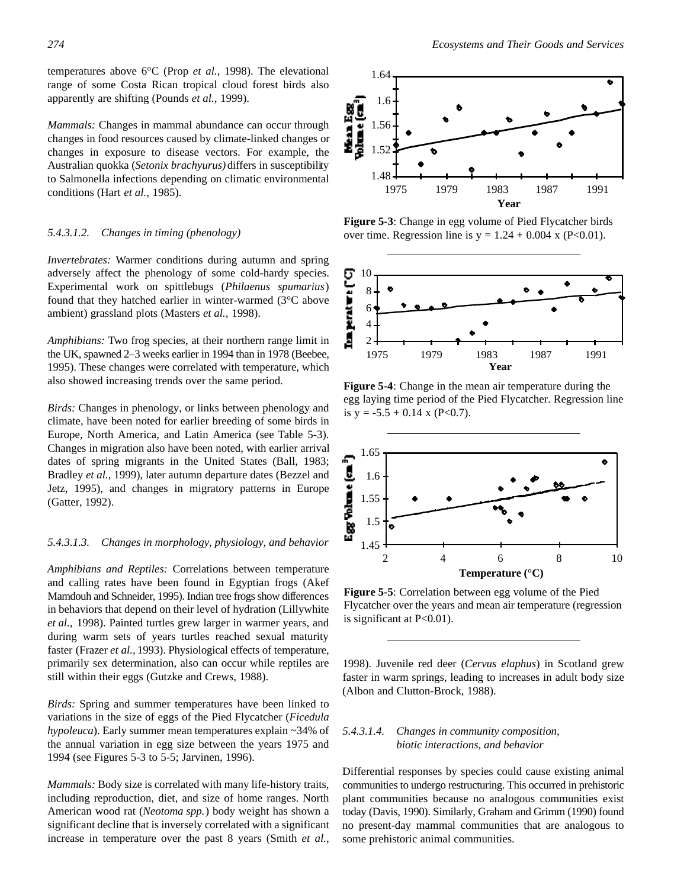temperatures above 6°C (Prop *et al.,* 1998). The elevational range of some Costa Rican tropical cloud forest birds also apparently are shifting (Pounds *et al.,* 1999).

*Mammals:* Changes in mammal abundance can occur through changes in food resources caused by climate-linked changes or changes in exposure to disease vectors. For example, the Australian quokka (*Setonix brachyurus)* differs in susceptibility to Salmonella infections depending on climatic environmental conditions (Hart *et al.,* 1985).

##### *5.4.3.1.2. Changes in timing (phenology)*

*Invertebrates:* Warmer conditions during autumn and spring adversely affect the phenology of some cold-hardy species. Experimental work on spittlebugs (*Philaenus spumarius*) found that they hatched earlier in winter-warmed (3°C above ambient) grassland plots (Masters *et al.,* 1998).

*Amphibians:* Two frog species, at their northern range limit in the UK, spawned 2–3 weeks earlier in 1994 than in 1978 (Beebee, 1995). These changes were correlated with temperature, which also showed increasing trends over the same period.

*Birds:* Changes in phenology, or links between phenology and climate, have been noted for earlier breeding of some birds in Europe, North America, and Latin America (see Table 5-3). Changes in migration also have been noted, with earlier arrival dates of spring migrants in the United States (Ball, 1983; Bradley *et al.,* 1999), later autumn departure dates (Bezzel and Jetz, 1995), and changes in migratory patterns in Europe (Gatter, 1992).

##### *5.4.3.1.3. Changes in morphology, physiology, and behavior*

*Amphibians and Reptiles:* Correlations between temperature and calling rates have been found in Egyptian frogs (Akef Mamdouh and Schneider, 1995). Indian tree frogs show differences in behaviors that depend on their level of hydration (Lillywhite *et al.,* 1998). Painted turtles grew larger in warmer years, and during warm sets of years turtles reached sexual maturity faster (Frazer *et al.,* 1993). Physiological effects of temperature, primarily sex determination, also can occur while reptiles are still within their eggs (Gutzke and Crews, 1988).

*Birds:* Spring and summer temperatures have been linked to variations in the size of eggs of the Pied Flycatcher (*Ficedula hypoleuca*). Early summer mean temperatures explain ~34% of the annual variation in egg size between the years 1975 and 1994 (see Figures 5-3 to 5-5; Jarvinen, 1996).

*Mammals:* Body size is correlated with many life-history traits, including reproduction, diet, and size of home ranges. North American wood rat (*Neotoma spp.*) body weight has shown a significant decline that is inversely correlated with a significant increase in temperature over the past 8 years (Smith *et al.,* 1998). Juvenile red deer (*Cervus elaphus*) in Scotland grew faster in warm springs, leading to increases in adult body size (Albon and Clutton-Brock, 1988).

**Figure 5-3**: Change in egg volume of Pied Flycatcher birds over time. Regression line is $y = 1.24 + 0.004\,x$ ($P<0.01$).

**Figure 5-4**: Change in the mean air temperature during the egg laying time period of the Pied Flycatcher. Regression line is $y = -5.5 + 0.14\,x$ ($P<0.7$).

**Figure 5-5**: Correlation between egg volume of the Pied Flycatcher over the years and mean air temperature (regression is significant at $P<0.01$).

##### *5.4.3.1.4. Changes in community composition, biotic interactions, and behavior*

Differential responses by species could cause existing animal communities to undergo restructuring. This occurred in prehistoric plant communities because no analogous communities exist today (Davis, 1990). Similarly, Graham and Grimm (1990) found no present-day mammal communities that are analogous to some prehistoric animal communities.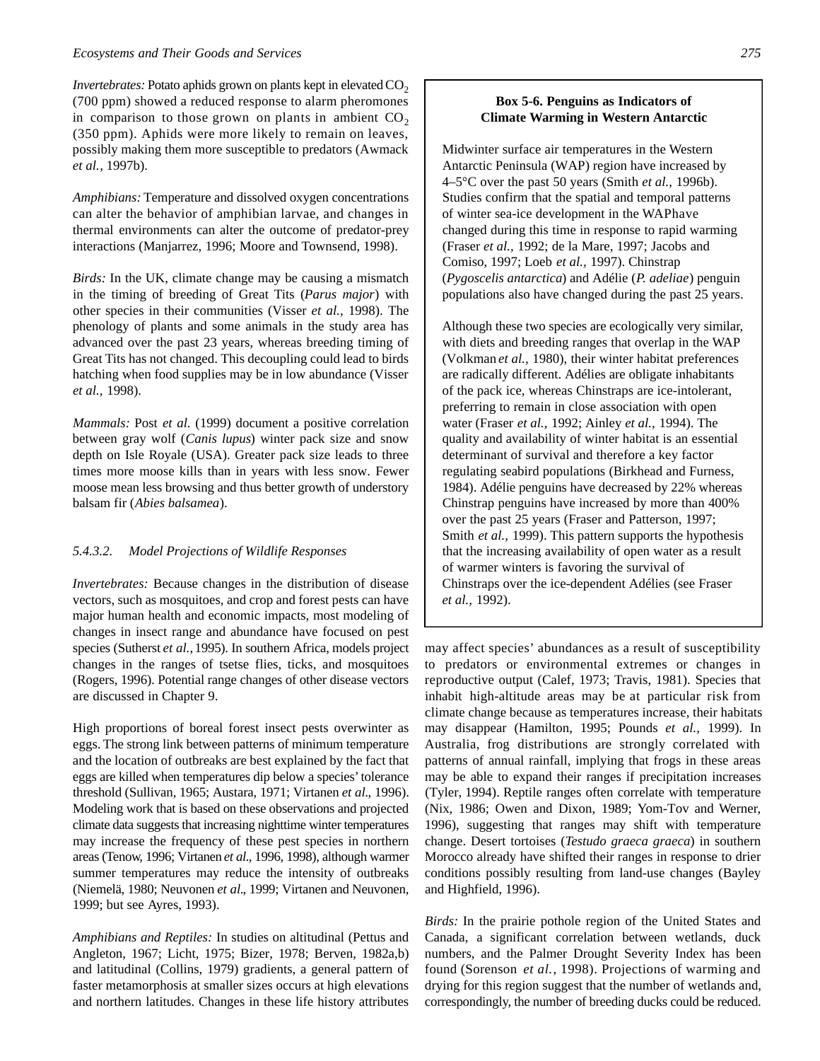*Invertebrates:* Potato aphids grown on plants kept in elevated $CO_2$ (700 ppm) showed a reduced response to alarm pheromones in comparison to those grown on plants in ambient $CO_2$ (350 ppm). Aphids were more likely to remain on leaves, possibly making them more susceptible to predators (Awmack *et al.,* 1997b).

*Amphibians:* Temperature and dissolved oxygen concentrations can alter the behavior of amphibian larvae, and changes in thermal environments can alter the outcome of predator-prey interactions (Manjarrez, 1996; Moore and Townsend, 1998).

*Birds:* In the UK, climate change may be causing a mismatch in the timing of breeding of Great Tits (*Parus major*) with other species in their communities (Visser *et al.,* 1998). The phenology of plants and some animals in the study area has advanced over the past 23 years, whereas breeding timing of Great Tits has not changed. This decoupling could lead to birds hatching when food supplies may be in low abundance (Visser *et al.,* 1998).

*Mammals:* Post *et al.* (1999) document a positive correlation between gray wolf (*Canis lupus*) winter pack size and snow depth on Isle Royale (USA). Greater pack size leads to three times more moose kills than in years with less snow. Fewer moose mean less browsing and thus better growth of understory balsam fir (*Abies balsamea*).

**Box 5-6. Penguins as Indicators of Climate Warming in Western Antarctic**

Midwinter surface air temperatures in the Western Antarctic Peninsula (WAP) region have increased by 4–5°C over the past 50 years (Smith *et al.,* 1996b). Studies confirm that the spatial and temporal patterns of winter sea-ice development in the WAPhave changed during this time in response to rapid warming (Fraser *et al.,* 1992; de la Mare, 1997; Jacobs and Comiso, 1997; Loeb *et al.,* 1997). Chinstrap (*Pygoscelis antarctica*) and Adélie (*P. adeliae*) penguin populations also have changed during the past 25 years.

Although these two species are ecologically very similar, with diets and breeding ranges that overlap in the WAP (Volkman *et al.,* 1980), their winter habitat preferences are radically different. Adélies are obligate inhabitants of the pack ice, whereas Chinstraps are ice-intolerant, preferring to remain in close association with open water (Fraser *et al.,* 1992; Ainley *et al.,* 1994). The quality and availability of winter habitat is an essential determinant of survival and therefore a key factor regulating seabird populations (Birkhead and Furness, 1984). Adélie penguins have decreased by 22% whereas Chinstrap penguins have increased by more than 400% over the past 25 years (Fraser and Patterson, 1997; Smith *et al.,* 1999). This pattern supports the hypothesis that the increasing availability of open water as a result of warmer winters is favoring the survival of Chinstraps over the ice-dependent Adélies (see Fraser *et al.,* 1992).

### 5.4.3.2. Model Projections of Wildlife Responses

*Invertebrates:* Because changes in the distribution of disease vectors, such as mosquitoes, and crop and forest pests can have major human health and economic impacts, most modeling of changes in insect range and abundance have focused on pest species (Sutherst *et al.,* 1995). In southern Africa, models project changes in the ranges of tsetse flies, ticks, and mosquitoes (Rogers, 1996). Potential range changes of other disease vectors are discussed in Chapter 9.

High proportions of boreal forest insect pests overwinter as eggs. The strong link between patterns of minimum temperature and the location of outbreaks are best explained by the fact that eggs are killed when temperatures dip below a species' tolerance threshold (Sullivan, 1965; Austara, 1971; Virtanen *et al*., 1996). Modeling work that is based on these observations and projected climate data suggests that increasing nighttime winter temperatures may increase the frequency of these pest species in northern areas (Tenow, 1996; Virtanen *et al*., 1996, 1998), although warmer summer temperatures may reduce the intensity of outbreaks (Niemelä, 1980; Neuvonen *et al*., 1999; Virtanen and Neuvonen, 1999; but see Ayres, 1993).

*Amphibians and Reptiles:* In studies on altitudinal (Pettus and Angleton, 1967; Licht, 1975; Bizer, 1978; Berven, 1982a,b) and latitudinal (Collins, 1979) gradients, a general pattern of faster metamorphosis at smaller sizes occurs at high elevations and northern latitudes. Changes in these life history attributes may affect species' abundances as a result of susceptibility to predators or environmental extremes or changes in reproductive output (Calef, 1973; Travis, 1981). Species that inhabit high-altitude areas may be at particular risk from climate change because as temperatures increase, their habitats may disappear (Hamilton, 1995; Pounds *et al.,* 1999). In Australia, frog distributions are strongly correlated with patterns of annual rainfall, implying that frogs in these areas may be able to expand their ranges if precipitation increases (Tyler, 1994). Reptile ranges often correlate with temperature (Nix, 1986; Owen and Dixon, 1989; Yom-Tov and Werner, 1996), suggesting that ranges may shift with temperature change. Desert tortoises (*Testudo graeca graeca*) in southern Morocco already have shifted their ranges in response to drier conditions possibly resulting from land-use changes (Bayley and Highfield, 1996).

*Birds:* In the prairie pothole region of the United States and Canada, a significant correlation between wetlands, duck numbers, and the Palmer Drought Severity Index has been found (Sorenson *et al.,* 1998). Projections of warming and drying for this region suggest that the number of wetlands and, correspondingly, the number of breeding ducks could be reduced.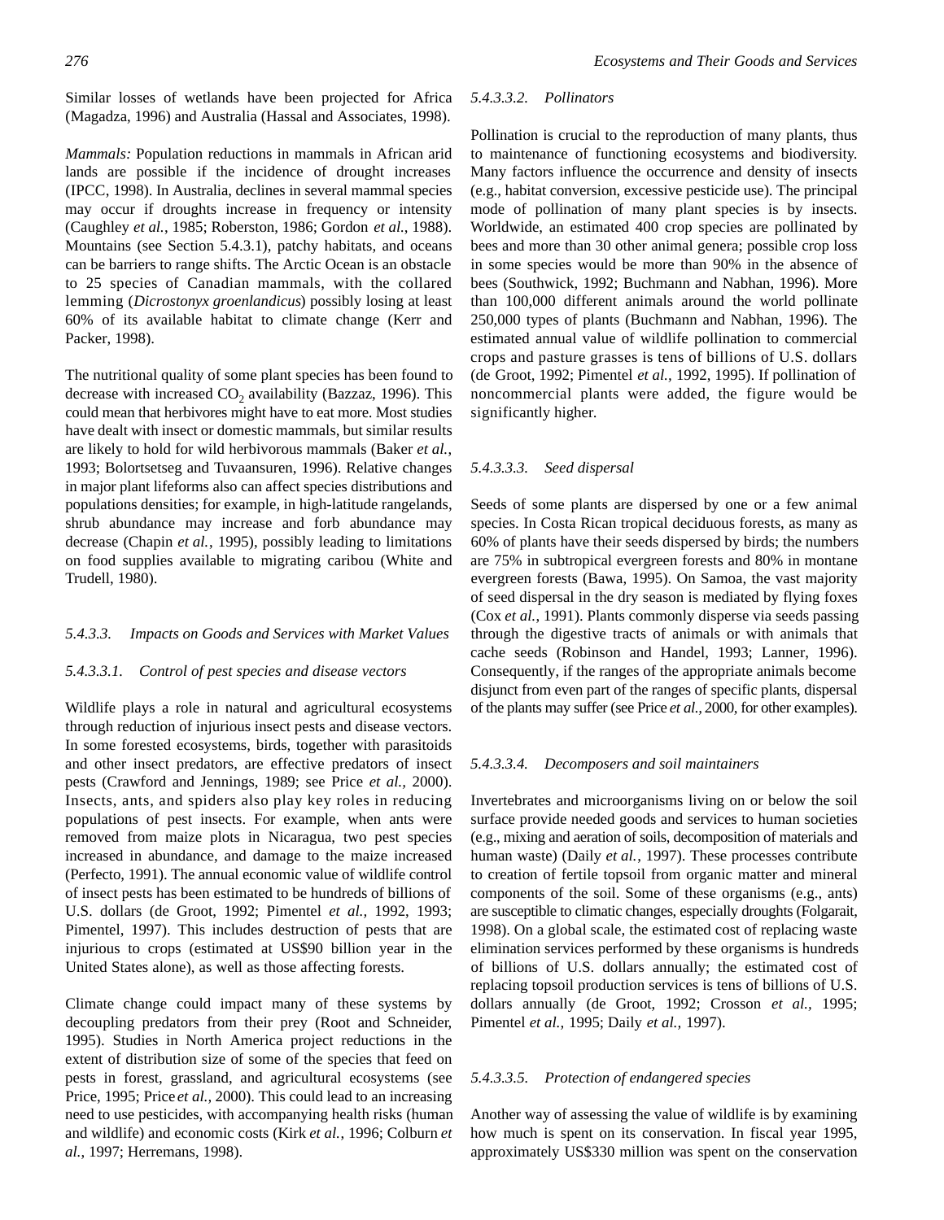Similar losses of wetlands have been projected for Africa (Magadza, 1996) and Australia (Hassal and Associates, 1998).

*Mammals:* Population reductions in mammals in African arid lands are possible if the incidence of drought increases (IPCC, 1998). In Australia, declines in several mammal species may occur if droughts increase in frequency or intensity (Caughley *et al.*, 1985; Roberston, 1986; Gordon *et al.*, 1988). Mountains (see Section 5.4.3.1), patchy habitats, and oceans can be barriers to range shifts. The Arctic Ocean is an obstacle to 25 species of Canadian mammals, with the collared lemming (*Dicrostonyx groenlandicus*) possibly losing at least 60% of its available habitat to climate change (Kerr and Packer, 1998).

The nutritional quality of some plant species has been found to decrease with increased $CO_2$ availability (Bazzaz, 1996). This could mean that herbivores might have to eat more. Most studies have dealt with insect or domestic mammals, but similar results are likely to hold for wild herbivorous mammals (Baker *et al.*, 1993; Bolortsetseg and Tuvaansuren, 1996). Relative changes in major plant lifeforms also can affect species distributions and populations densities; for example, in high-latitude rangelands, shrub abundance may increase and forb abundance may decrease (Chapin *et al.*, 1995), possibly leading to limitations on food supplies available to migrating caribou (White and Trudell, 1980).

#### *5.4.3.3. Impacts on Goods and Services with Market Values*

##### *5.4.3.3.1. Control of pest species and disease vectors*

Wildlife plays a role in natural and agricultural ecosystems through reduction of injurious insect pests and disease vectors. In some forested ecosystems, birds, together with parasitoids and other insect predators, are effective predators of insect pests (Crawford and Jennings, 1989; see Price *et al.,* 2000). Insects, ants, and spiders also play key roles in reducing populations of pest insects. For example, when ants were removed from maize plots in Nicaragua, two pest species increased in abundance, and damage to the maize increased (Perfecto, 1991). The annual economic value of wildlife control of insect pests has been estimated to be hundreds of billions of U.S. dollars (de Groot, 1992; Pimentel *et al.,* 1992, 1993; Pimentel, 1997). This includes destruction of pests that are injurious to crops (estimated at US$90 billion year in the United States alone), as well as those affecting forests.

Climate change could impact many of these systems by decoupling predators from their prey (Root and Schneider, 1995). Studies in North America project reductions in the extent of distribution size of some of the species that feed on pests in forest, grassland, and agricultural ecosystems (see Price, 1995; Price *et al.,* 2000). This could lead to an increasing need to use pesticides, with accompanying health risks (human and wildlife) and economic costs (Kirk *et al.,* 1996; Colburn *et al.,* 1997; Herremans, 1998).

##### *5.4.3.3.2. Pollinators*

Pollination is crucial to the reproduction of many plants, thus to maintenance of functioning ecosystems and biodiversity. Many factors influence the occurrence and density of insects (e.g., habitat conversion, excessive pesticide use). The principal mode of pollination of many plant species is by insects. Worldwide, an estimated 400 crop species are pollinated by bees and more than 30 other animal genera; possible crop loss in some species would be more than 90% in the absence of bees (Southwick, 1992; Buchmann and Nabhan, 1996). More than 100,000 different animals around the world pollinate 250,000 types of plants (Buchmann and Nabhan, 1996). The estimated annual value of wildlife pollination to commercial crops and pasture grasses is tens of billions of U.S. dollars (de Groot, 1992; Pimentel *et al.,* 1992, 1995). If pollination of noncommercial plants were added, the figure would be significantly higher.

##### *5.4.3.3.3. Seed dispersal*

Seeds of some plants are dispersed by one or a few animal species. In Costa Rican tropical deciduous forests, as many as 60% of plants have their seeds dispersed by birds; the numbers are 75% in subtropical evergreen forests and 80% in montane evergreen forests (Bawa, 1995). On Samoa, the vast majority of seed dispersal in the dry season is mediated by flying foxes (Cox *et al.,* 1991). Plants commonly disperse via seeds passing through the digestive tracts of animals or with animals that cache seeds (Robinson and Handel, 1993; Lanner, 1996). Consequently, if the ranges of the appropriate animals become disjunct from even part of the ranges of specific plants, dispersal of the plants may suffer (see Price *et al.,* 2000, for other examples).

##### *5.4.3.3.4. Decomposers and soil maintainers*

Invertebrates and microorganisms living on or below the soil surface provide needed goods and services to human societies (e.g., mixing and aeration of soils, decomposition of materials and human waste) (Daily *et al.*, 1997). These processes contribute to creation of fertile topsoil from organic matter and mineral components of the soil. Some of these organisms (e.g., ants) are susceptible to climatic changes, especially droughts (Folgarait, 1998). On a global scale, the estimated cost of replacing waste elimination services performed by these organisms is hundreds of billions of U.S. dollars annually; the estimated cost of replacing topsoil production services is tens of billions of U.S. dollars annually (de Groot, 1992; Crosson *et al.,* 1995; Pimentel *et al.,* 1995; Daily *et al.,* 1997).

##### *5.4.3.3.5. Protection of endangered species*

Another way of assessing the value of wildlife is by examining how much is spent on its conservation. In fiscal year 1995, approximately US$330 million was spent on the conservation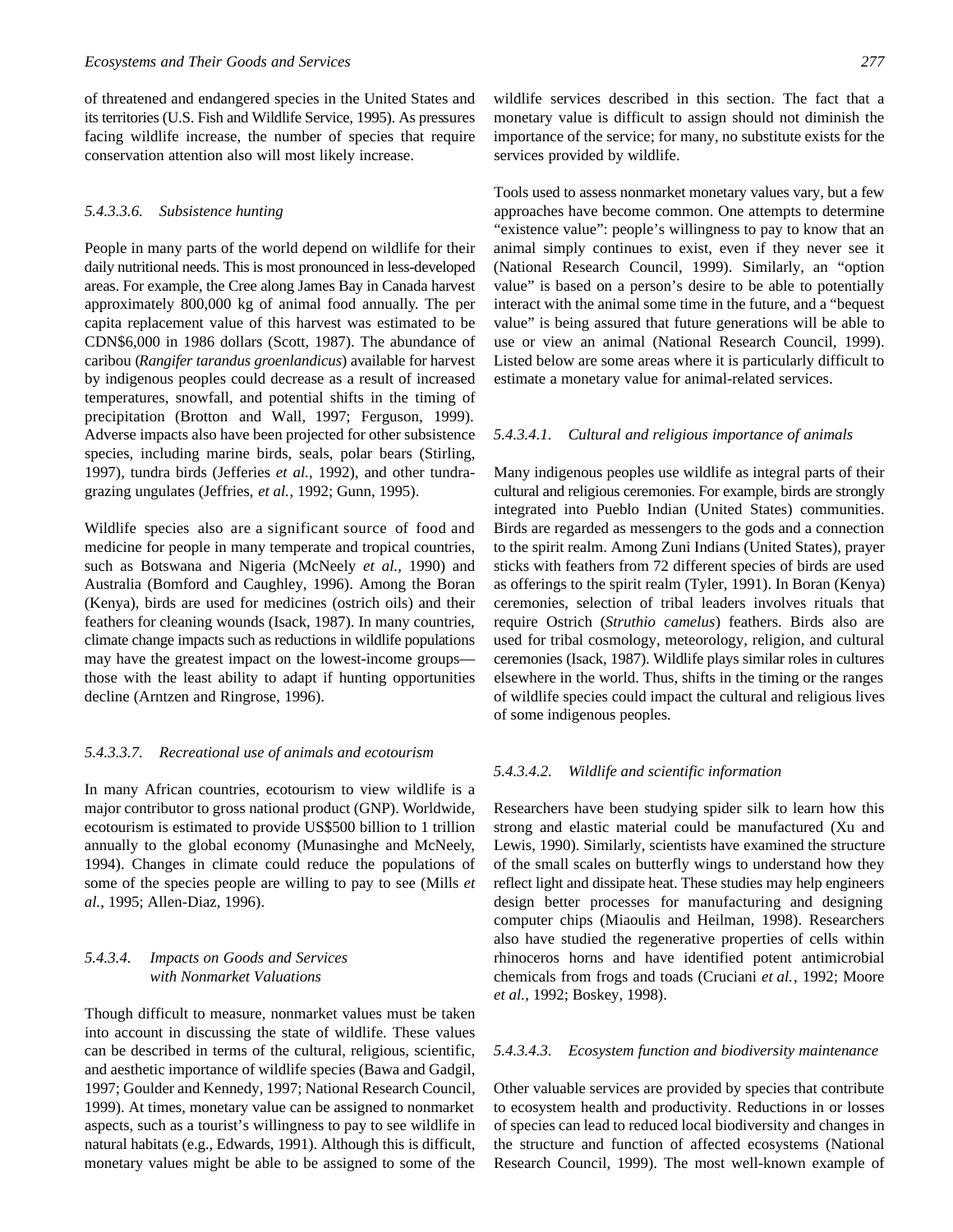of threatened and endangered species in the United States and its territories (U.S. Fish and Wildlife Service, 1995). As pressures facing wildlife increase, the number of species that require conservation attention also will most likely increase.

#### *5.4.3.3.6. Subsistence hunting*

People in many parts of the world depend on wildlife for their daily nutritional needs. This is most pronounced in less-developed areas. For example, the Cree along James Bay in Canada harvest approximately 800,000 kg of animal food annually. The per capita replacement value of this harvest was estimated to be CDN$6,000 in 1986 dollars (Scott, 1987). The abundance of caribou (*Rangifer tarandus groenlandicus*) available for harvest by indigenous peoples could decrease as a result of increased temperatures, snowfall, and potential shifts in the timing of precipitation (Brotton and Wall, 1997; Ferguson, 1999). Adverse impacts also have been projected for other subsistence species, including marine birds, seals, polar bears (Stirling, 1997), tundra birds (Jefferies *et al.*, 1992), and other tundra-grazing ungulates (Jeffries, *et al.*, 1992; Gunn, 1995).

Wildlife species also are a significant source of food and medicine for people in many temperate and tropical countries, such as Botswana and Nigeria (McNeely *et al.*, 1990) and Australia (Bomford and Caughley, 1996). Among the Boran (Kenya), birds are used for medicines (ostrich oils) and their feathers for cleaning wounds (Isack, 1987). In many countries, climate change impacts such as reductions in wildlife populations may have the greatest impact on the lowest-income groups—those with the least ability to adapt if hunting opportunities decline (Arntzen and Ringrose, 1996).

#### *5.4.3.3.7. Recreational use of animals and ecotourism*

In many African countries, ecotourism to view wildlife is a major contributor to gross national product (GNP). Worldwide, ecotourism is estimated to provide US$500 billion to 1 trillion annually to the global economy (Munasinghe and McNeely, 1994). Changes in climate could reduce the populations of some of the species people are willing to pay to see (Mills *et al.*, 1995; Allen-Diaz, 1996).

### *5.4.3.4. Impacts on Goods and Services with Nonmarket Valuations*

Though difficult to measure, nonmarket values must be taken into account in discussing the state of wildlife. These values can be described in terms of the cultural, religious, scientific, and aesthetic importance of wildlife species (Bawa and Gadgil, 1997; Goulder and Kennedy, 1997; National Research Council, 1999). At times, monetary value can be assigned to nonmarket aspects, such as a tourist's willingness to pay to see wildlife in natural habitats (e.g., Edwards, 1991). Although this is difficult, monetary values might be able to be assigned to some of the wildlife services described in this section. The fact that a monetary value is difficult to assign should not diminish the importance of the service; for many, no substitute exists for the services provided by wildlife.

Tools used to assess nonmarket monetary values vary, but a few approaches have become common. One attempts to determine "existence value": people's willingness to pay to know that an animal simply continues to exist, even if they never see it (National Research Council, 1999). Similarly, an "option value" is based on a person's desire to be able to potentially interact with the animal some time in the future, and a "bequest value" is being assured that future generations will be able to use or view an animal (National Research Council, 1999). Listed below are some areas where it is particularly difficult to estimate a monetary value for animal-related services.

#### *5.4.3.4.1. Cultural and religious importance of animals*

Many indigenous peoples use wildlife as integral parts of their cultural and religious ceremonies. For example, birds are strongly integrated into Pueblo Indian (United States) communities. Birds are regarded as messengers to the gods and a connection to the spirit realm. Among Zuni Indians (United States), prayer sticks with feathers from 72 different species of birds are used as offerings to the spirit realm (Tyler, 1991). In Boran (Kenya) ceremonies, selection of tribal leaders involves rituals that require Ostrich (*Struthio camelus*) feathers. Birds also are used for tribal cosmology, meteorology, religion, and cultural ceremonies (Isack, 1987). Wildlife plays similar roles in cultures elsewhere in the world. Thus, shifts in the timing or the ranges of wildlife species could impact the cultural and religious lives of some indigenous peoples.

#### *5.4.3.4.2. Wildlife and scientific information*

Researchers have been studying spider silk to learn how this strong and elastic material could be manufactured (Xu and Lewis, 1990). Similarly, scientists have examined the structure of the small scales on butterfly wings to understand how they reflect light and dissipate heat. These studies may help engineers design better processes for manufacturing and designing computer chips (Miaoulis and Heilman, 1998). Researchers also have studied the regenerative properties of cells within rhinoceros horns and have identified potent antimicrobial chemicals from frogs and toads (Cruciani *et al.*, 1992; Moore *et al.*, 1992; Boskey, 1998).

#### *5.4.3.4.3. Ecosystem function and biodiversity maintenance*

Other valuable services are provided by species that contribute to ecosystem health and productivity. Reductions in or losses of species can lead to reduced local biodiversity and changes in the structure and function of affected ecosystems (National Research Council, 1999). The most well-known example of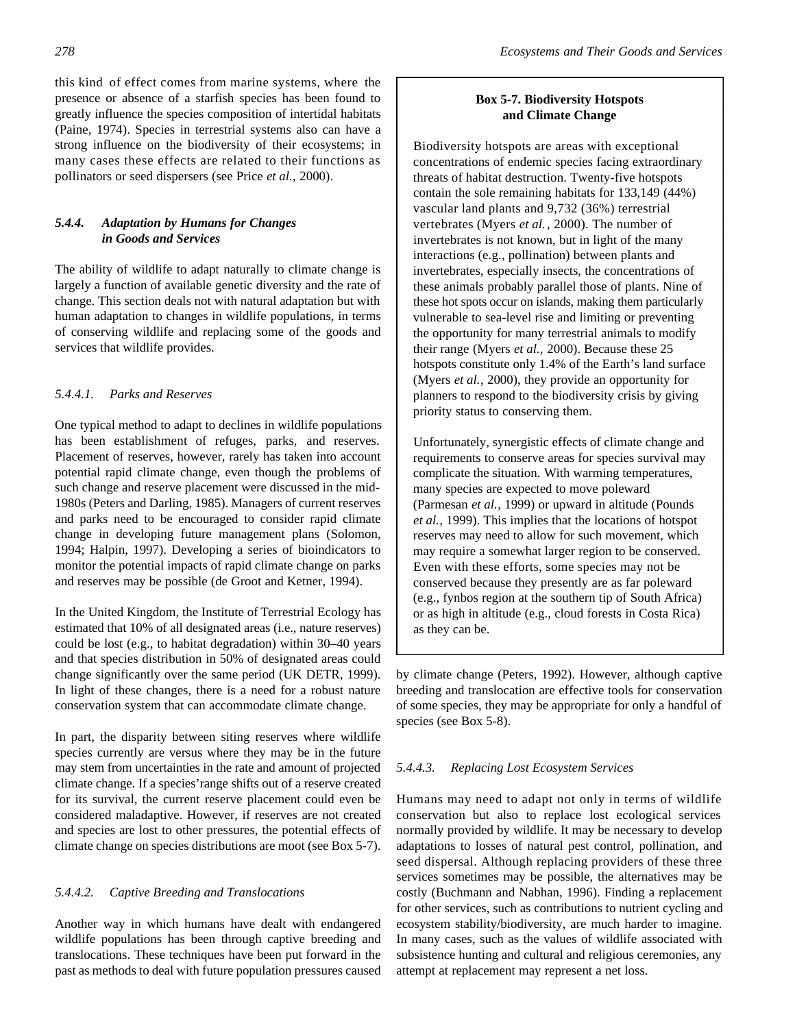this kind of effect comes from marine systems, where the presence or absence of a starfish species has been found to greatly influence the species composition of intertidal habitats (Paine, 1974). Species in terrestrial systems also can have a strong influence on the biodiversity of their ecosystems; in many cases these effects are related to their functions as pollinators or seed dispersers (see Price *et al.,* 2000).

### *5.4.4. Adaptation by Humans for Changes in Goods and Services*

The ability of wildlife to adapt naturally to climate change is largely a function of available genetic diversity and the rate of change. This section deals not with natural adaptation but with human adaptation to changes in wildlife populations, in terms of conserving wildlife and replacing some of the goods and services that wildlife provides.

#### *5.4.4.1. Parks and Reserves*

One typical method to adapt to declines in wildlife populations has been establishment of refuges, parks, and reserves. Placement of reserves, however, rarely has taken into account potential rapid climate change, even though the problems of such change and reserve placement were discussed in the mid-1980s (Peters and Darling, 1985). Managers of current reserves and parks need to be encouraged to consider rapid climate change in developing future management plans (Solomon, 1994; Halpin, 1997). Developing a series of bioindicators to monitor the potential impacts of rapid climate change on parks and reserves may be possible (de Groot and Ketner, 1994).

In the United Kingdom, the Institute of Terrestrial Ecology has estimated that 10% of all designated areas (i.e., nature reserves) could be lost (e.g., to habitat degradation) within 30–40 years and that species distribution in 50% of designated areas could change significantly over the same period (UK DETR, 1999). In light of these changes, there is a need for a robust nature conservation system that can accommodate climate change.

In part, the disparity between siting reserves where wildlife species currently are versus where they may be in the future may stem from uncertainties in the rate and amount of projected climate change. If a species'range shifts out of a reserve created for its survival, the current reserve placement could even be considered maladaptive. However, if reserves are not created and species are lost to other pressures, the potential effects of climate change on species distributions are moot (see Box 5-7).

**Box 5-7. Biodiversity Hotspots and Climate Change**

Biodiversity hotspots are areas with exceptional concentrations of endemic species facing extraordinary threats of habitat destruction. Twenty-five hotspots contain the sole remaining habitats for 133,149 (44%) vascular land plants and 9,732 (36%) terrestrial vertebrates (Myers *et al.*, 2000). The number of invertebrates is not known, but in light of the many interactions (e.g., pollination) between plants and invertebrates, especially insects, the concentrations of these animals probably parallel those of plants. Nine of these hot spots occur on islands, making them particularly vulnerable to sea-level rise and limiting or preventing the opportunity for many terrestrial animals to modify their range (Myers *et al.,* 2000). Because these 25 hotspots constitute only 1.4% of the Earth's land surface (Myers *et al.*, 2000), they provide an opportunity for planners to respond to the biodiversity crisis by giving priority status to conserving them.

Unfortunately, synergistic effects of climate change and requirements to conserve areas for species survival may complicate the situation. With warming temperatures, many species are expected to move poleward (Parmesan *et al.*, 1999) or upward in altitude (Pounds *et al.*, 1999). This implies that the locations of hotspot reserves may need to allow for such movement, which may require a somewhat larger region to be conserved. Even with these efforts, some species may not be conserved because they presently are as far poleward (e.g., fynbos region at the southern tip of South Africa) or as high in altitude (e.g., cloud forests in Costa Rica) as they can be.

#### *5.4.4.2. Captive Breeding and Translocations*

Another way in which humans have dealt with endangered wildlife populations has been through captive breeding and translocations. These techniques have been put forward in the past as methods to deal with future population pressures caused by climate change (Peters, 1992). However, although captive breeding and translocation are effective tools for conservation of some species, they may be appropriate for only a handful of species (see Box 5-8).

#### *5.4.4.3. Replacing Lost Ecosystem Services*

Humans may need to adapt not only in terms of wildlife conservation but also to replace lost ecological services normally provided by wildlife. It may be necessary to develop adaptations to losses of natural pest control, pollination, and seed dispersal. Although replacing providers of these three services sometimes may be possible, the alternatives may be costly (Buchmann and Nabhan, 1996). Finding a replacement for other services, such as contributions to nutrient cycling and ecosystem stability/biodiversity, are much harder to imagine. In many cases, such as the values of wildlife associated with subsistence hunting and cultural and religious ceremonies, any attempt at replacement may represent a net loss.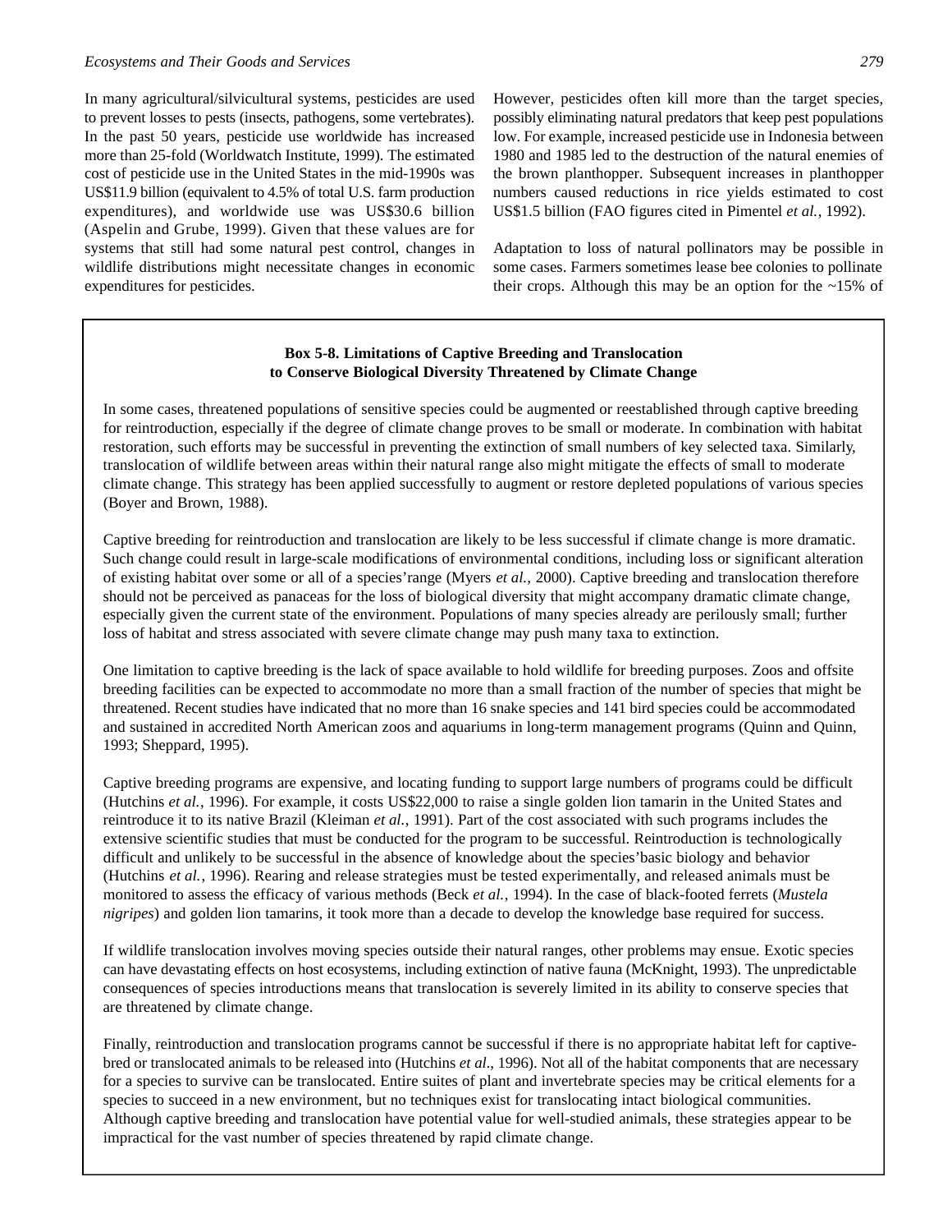In many agricultural/silvicultural systems, pesticides are used to prevent losses to pests (insects, pathogens, some vertebrates). In the past 50 years, pesticide use worldwide has increased more than 25-fold (Worldwatch Institute, 1999). The estimated cost of pesticide use in the United States in the mid-1990s was US$11.9 billion (equivalent to 4.5% of total U.S. farm production expenditures), and worldwide use was US$30.6 billion (Aspelin and Grube, 1999). Given that these values are for systems that still had some natural pest control, changes in wildlife distributions might necessitate changes in economic expenditures for pesticides.

However, pesticides often kill more than the target species, possibly eliminating natural predators that keep pest populations low. For example, increased pesticide use in Indonesia between 1980 and 1985 led to the destruction of the natural enemies of the brown planthopper. Subsequent increases in planthopper numbers caused reductions in rice yields estimated to cost US$1.5 billion (FAO figures cited in Pimentel *et al.*, 1992).

Adaptation to loss of natural pollinators may be possible in some cases. Farmers sometimes lease bee colonies to pollinate their crops. Although this may be an option for the ~15% of

**Box 5-8. Limitations of Captive Breeding and Translocation to Conserve Biological Diversity Threatened by Climate Change**

In some cases, threatened populations of sensitive species could be augmented or reestablished through captive breeding for reintroduction, especially if the degree of climate change proves to be small or moderate. In combination with habitat restoration, such efforts may be successful in preventing the extinction of small numbers of key selected taxa. Similarly, translocation of wildlife between areas within their natural range also might mitigate the effects of small to moderate climate change. This strategy has been applied successfully to augment or restore depleted populations of various species (Boyer and Brown, 1988).

Captive breeding for reintroduction and translocation are likely to be less successful if climate change is more dramatic. Such change could result in large-scale modifications of environmental conditions, including loss or significant alteration of existing habitat over some or all of a species'range (Myers *et al.,* 2000). Captive breeding and translocation therefore should not be perceived as panaceas for the loss of biological diversity that might accompany dramatic climate change, especially given the current state of the environment. Populations of many species already are perilously small; further loss of habitat and stress associated with severe climate change may push many taxa to extinction.

One limitation to captive breeding is the lack of space available to hold wildlife for breeding purposes. Zoos and offsite breeding facilities can be expected to accommodate no more than a small fraction of the number of species that might be threatened. Recent studies have indicated that no more than 16 snake species and 141 bird species could be accommodated and sustained in accredited North American zoos and aquariums in long-term management programs (Quinn and Quinn, 1993; Sheppard, 1995).

Captive breeding programs are expensive, and locating funding to support large numbers of programs could be difficult (Hutchins *et al.*, 1996). For example, it costs US$22,000 to raise a single golden lion tamarin in the United States and reintroduce it to its native Brazil (Kleiman *et al.*, 1991). Part of the cost associated with such programs includes the extensive scientific studies that must be conducted for the program to be successful. Reintroduction is technologically difficult and unlikely to be successful in the absence of knowledge about the species'basic biology and behavior (Hutchins *et al.*, 1996). Rearing and release strategies must be tested experimentally, and released animals must be monitored to assess the efficacy of various methods (Beck *et al.*, 1994). In the case of black-footed ferrets (*Mustela nigripes*) and golden lion tamarins, it took more than a decade to develop the knowledge base required for success.

If wildlife translocation involves moving species outside their natural ranges, other problems may ensue. Exotic species can have devastating effects on host ecosystems, including extinction of native fauna (McKnight, 1993). The unpredictable consequences of species introductions means that translocation is severely limited in its ability to conserve species that are threatened by climate change.

Finally, reintroduction and translocation programs cannot be successful if there is no appropriate habitat left for captive-bred or translocated animals to be released into (Hutchins *et al*., 1996). Not all of the habitat components that are necessary for a species to survive can be translocated. Entire suites of plant and invertebrate species may be critical elements for a species to succeed in a new environment, but no techniques exist for translocating intact biological communities. Although captive breeding and translocation have potential value for well-studied animals, these strategies appear to be impractical for the vast number of species threatened by rapid climate change.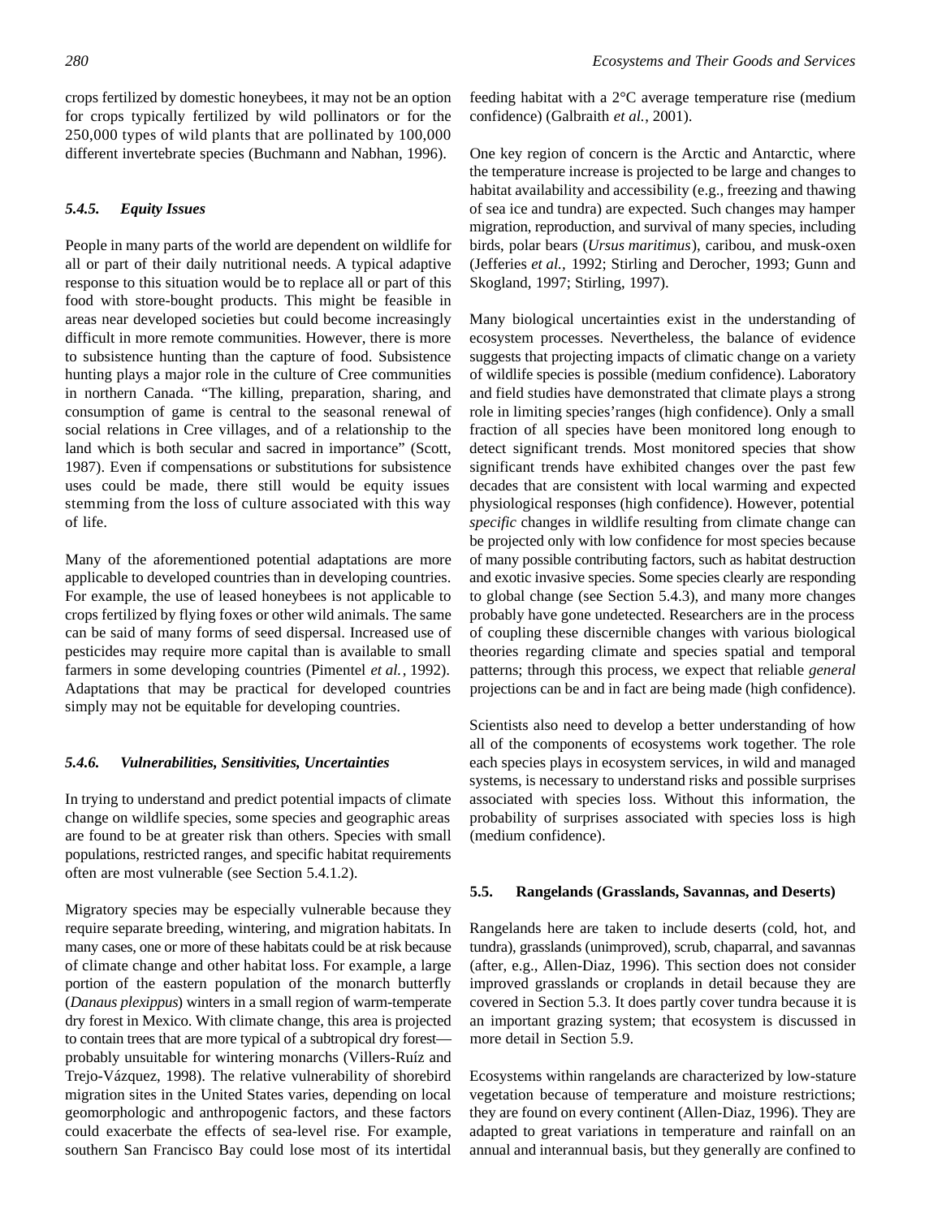crops fertilized by domestic honeybees, it may not be an option for crops typically fertilized by wild pollinators or for the 250,000 types of wild plants that are pollinated by 100,000 different invertebrate species (Buchmann and Nabhan, 1996).

### 5.4.5. Equity Issues

People in many parts of the world are dependent on wildlife for all or part of their daily nutritional needs. A typical adaptive response to this situation would be to replace all or part of this food with store-bought products. This might be feasible in areas near developed societies but could become increasingly difficult in more remote communities. However, there is more to subsistence hunting than the capture of food. Subsistence hunting plays a major role in the culture of Cree communities in northern Canada. "The killing, preparation, sharing, and consumption of game is central to the seasonal renewal of social relations in Cree villages, and of a relationship to the land which is both secular and sacred in importance" (Scott, 1987). Even if compensations or substitutions for subsistence uses could be made, there still would be equity issues stemming from the loss of culture associated with this way of life.

Many of the aforementioned potential adaptations are more applicable to developed countries than in developing countries. For example, the use of leased honeybees is not applicable to crops fertilized by flying foxes or other wild animals. The same can be said of many forms of seed dispersal. Increased use of pesticides may require more capital than is available to small farmers in some developing countries (Pimentel *et al.*, 1992). Adaptations that may be practical for developed countries simply may not be equitable for developing countries.

### 5.4.6. Vulnerabilities, Sensitivities, Uncertainties

In trying to understand and predict potential impacts of climate change on wildlife species, some species and geographic areas are found to be at greater risk than others. Species with small populations, restricted ranges, and specific habitat requirements often are most vulnerable (see Section 5.4.1.2).

Migratory species may be especially vulnerable because they require separate breeding, wintering, and migration habitats. In many cases, one or more of these habitats could be at risk because of climate change and other habitat loss. For example, a large portion of the eastern population of the monarch butterfly (*Danaus plexippus*) winters in a small region of warm-temperate dry forest in Mexico. With climate change, this area is projected to contain trees that are more typical of a subtropical dry forest—probably unsuitable for wintering monarchs (Villers-Ruíz and Trejo-Vázquez, 1998). The relative vulnerability of shorebird migration sites in the United States varies, depending on local geomorphologic and anthropogenic factors, and these factors could exacerbate the effects of sea-level rise. For example, southern San Francisco Bay could lose most of its intertidal feeding habitat with a 2°C average temperature rise (medium confidence) (Galbraith *et al.*, 2001).

One key region of concern is the Arctic and Antarctic, where the temperature increase is projected to be large and changes to habitat availability and accessibility (e.g., freezing and thawing of sea ice and tundra) are expected. Such changes may hamper migration, reproduction, and survival of many species, including birds, polar bears (*Ursus maritimus*), caribou, and musk-oxen (Jefferies *et al.*, 1992; Stirling and Derocher, 1993; Gunn and Skogland, 1997; Stirling, 1997).

Many biological uncertainties exist in the understanding of ecosystem processes. Nevertheless, the balance of evidence suggests that projecting impacts of climatic change on a variety of wildlife species is possible (medium confidence). Laboratory and field studies have demonstrated that climate plays a strong role in limiting species'ranges (high confidence). Only a small fraction of all species have been monitored long enough to detect significant trends. Most monitored species that show significant trends have exhibited changes over the past few decades that are consistent with local warming and expected physiological responses (high confidence). However, potential *specific* changes in wildlife resulting from climate change can be projected only with low confidence for most species because of many possible contributing factors, such as habitat destruction and exotic invasive species. Some species clearly are responding to global change (see Section 5.4.3), and many more changes probably have gone undetected. Researchers are in the process of coupling these discernible changes with various biological theories regarding climate and species spatial and temporal patterns; through this process, we expect that reliable *general* projections can be and in fact are being made (high confidence).

Scientists also need to develop a better understanding of how all of the components of ecosystems work together. The role each species plays in ecosystem services, in wild and managed systems, is necessary to understand risks and possible surprises associated with species loss. Without this information, the probability of surprises associated with species loss is high (medium confidence).

## 5.5. Rangelands (Grasslands, Savannas, and Deserts)

Rangelands here are taken to include deserts (cold, hot, and tundra), grasslands (unimproved), scrub, chaparral, and savannas (after, e.g., Allen-Diaz, 1996). This section does not consider improved grasslands or croplands in detail because they are covered in Section 5.3. It does partly cover tundra because it is an important grazing system; that ecosystem is discussed in more detail in Section 5.9.

Ecosystems within rangelands are characterized by low-stature vegetation because of temperature and moisture restrictions; they are found on every continent (Allen-Diaz, 1996). They are adapted to great variations in temperature and rainfall on an annual and interannual basis, but they generally are confined to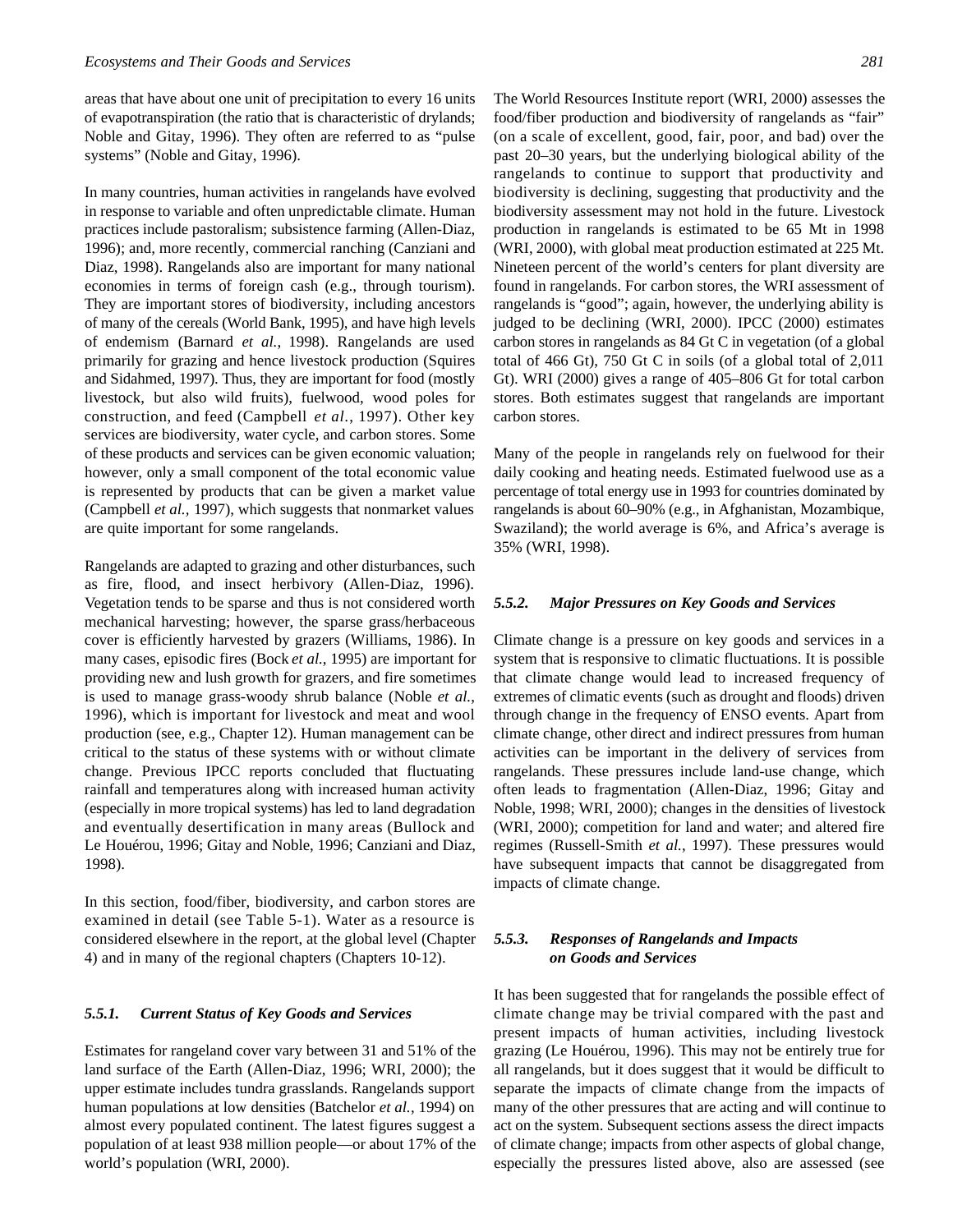areas that have about one unit of precipitation to every 16 units of evapotranspiration (the ratio that is characteristic of drylands; Noble and Gitay, 1996). They often are referred to as "pulse systems" (Noble and Gitay, 1996).

In many countries, human activities in rangelands have evolved in response to variable and often unpredictable climate. Human practices include pastoralism; subsistence farming (Allen-Diaz, 1996); and, more recently, commercial ranching (Canziani and Diaz, 1998). Rangelands also are important for many national economies in terms of foreign cash (e.g., through tourism). They are important stores of biodiversity, including ancestors of many of the cereals (World Bank, 1995), and have high levels of endemism (Barnard *et al.*, 1998). Rangelands are used primarily for grazing and hence livestock production (Squires and Sidahmed, 1997). Thus, they are important for food (mostly livestock, but also wild fruits), fuelwood, wood poles for construction, and feed (Campbell *et al.*, 1997). Other key services are biodiversity, water cycle, and carbon stores. Some of these products and services can be given economic valuation; however, only a small component of the total economic value is represented by products that can be given a market value (Campbell *et al.*, 1997), which suggests that nonmarket values are quite important for some rangelands.

Rangelands are adapted to grazing and other disturbances, such as fire, flood, and insect herbivory (Allen-Diaz, 1996). Vegetation tends to be sparse and thus is not considered worth mechanical harvesting; however, the sparse grass/herbaceous cover is efficiently harvested by grazers (Williams, 1986). In many cases, episodic fires (Bock *et al.*, 1995) are important for providing new and lush growth for grazers, and fire sometimes is used to manage grass-woody shrub balance (Noble *et al.*, 1996), which is important for livestock and meat and wool production (see, e.g., Chapter 12). Human management can be critical to the status of these systems with or without climate change. Previous IPCC reports concluded that fluctuating rainfall and temperatures along with increased human activity (especially in more tropical systems) has led to land degradation and eventually desertification in many areas (Bullock and Le Houérou, 1996; Gitay and Noble, 1996; Canziani and Diaz, 1998).

In this section, food/fiber, biodiversity, and carbon stores are examined in detail (see Table 5-1). Water as a resource is considered elsewhere in the report, at the global level (Chapter 4) and in many of the regional chapters (Chapters 10-12).

### *5.5.1. Current Status of Key Goods and Services*

Estimates for rangeland cover vary between 31 and 51% of the land surface of the Earth (Allen-Diaz, 1996; WRI, 2000); the upper estimate includes tundra grasslands. Rangelands support human populations at low densities (Batchelor *et al.*, 1994) on almost every populated continent. The latest figures suggest a population of at least 938 million people—or about 17% of the world's population (WRI, 2000).

The World Resources Institute report (WRI, 2000) assesses the food/fiber production and biodiversity of rangelands as "fair" (on a scale of excellent, good, fair, poor, and bad) over the past 20–30 years, but the underlying biological ability of the rangelands to continue to support that productivity and biodiversity is declining, suggesting that productivity and the biodiversity assessment may not hold in the future. Livestock production in rangelands is estimated to be 65 Mt in 1998 (WRI, 2000), with global meat production estimated at 225 Mt. Nineteen percent of the world's centers for plant diversity are found in rangelands. For carbon stores, the WRI assessment of rangelands is "good"; again, however, the underlying ability is judged to be declining (WRI, 2000). IPCC (2000) estimates carbon stores in rangelands as 84 Gt C in vegetation (of a global total of 466 Gt), 750 Gt C in soils (of a global total of 2,011 Gt). WRI (2000) gives a range of 405–806 Gt for total carbon stores. Both estimates suggest that rangelands are important carbon stores.

Many of the people in rangelands rely on fuelwood for their daily cooking and heating needs. Estimated fuelwood use as a percentage of total energy use in 1993 for countries dominated by rangelands is about 60–90% (e.g., in Afghanistan, Mozambique, Swaziland); the world average is 6%, and Africa's average is 35% (WRI, 1998).

### *5.5.2. Major Pressures on Key Goods and Services*

Climate change is a pressure on key goods and services in a system that is responsive to climatic fluctuations. It is possible that climate change would lead to increased frequency of extremes of climatic events (such as drought and floods) driven through change in the frequency of ENSO events. Apart from climate change, other direct and indirect pressures from human activities can be important in the delivery of services from rangelands. These pressures include land-use change, which often leads to fragmentation (Allen-Diaz, 1996; Gitay and Noble, 1998; WRI, 2000); changes in the densities of livestock (WRI, 2000); competition for land and water; and altered fire regimes (Russell-Smith *et al.*, 1997). These pressures would have subsequent impacts that cannot be disaggregated from impacts of climate change.

### *5.5.3. Responses of Rangelands and Impacts on Goods and Services*

It has been suggested that for rangelands the possible effect of climate change may be trivial compared with the past and present impacts of human activities, including livestock grazing (Le Houérou, 1996). This may not be entirely true for all rangelands, but it does suggest that it would be difficult to separate the impacts of climate change from the impacts of many of the other pressures that are acting and will continue to act on the system. Subsequent sections assess the direct impacts of climate change; impacts from other aspects of global change, especially the pressures listed above, also are assessed (see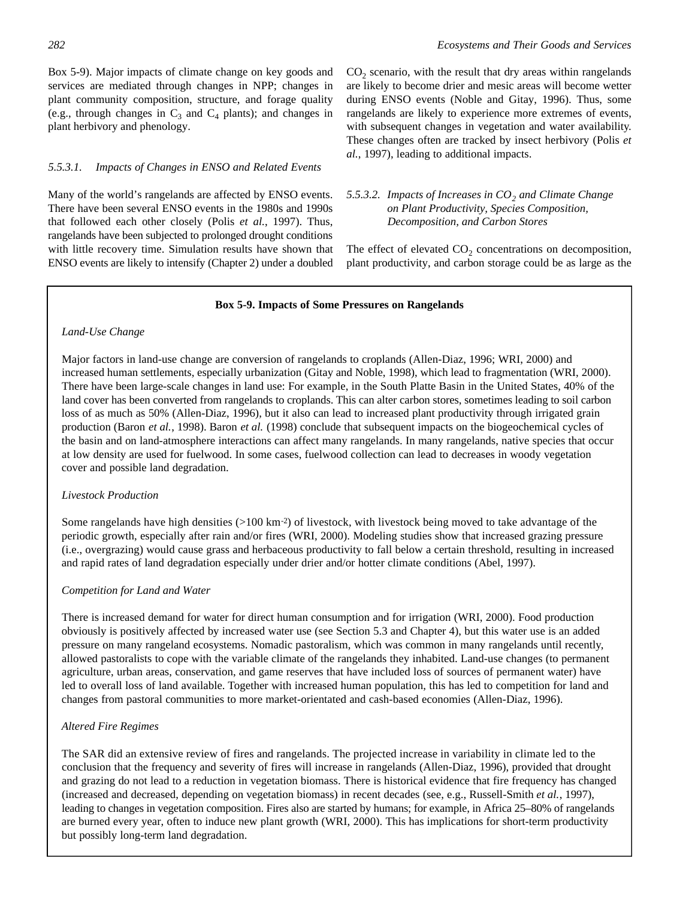Box 5-9). Major impacts of climate change on key goods and services are mediated through changes in NPP; changes in plant community composition, structure, and forage quality (e.g., through changes in $C_3$ and $C_4$ plants); and changes in plant herbivory and phenology.

#### 5.5.3.1. Impacts of Changes in ENSO and Related Events

Many of the world's rangelands are affected by ENSO events. There have been several ENSO events in the 1980s and 1990s that followed each other closely (Polis *et al.*, 1997). Thus, rangelands have been subjected to prolonged drought conditions with little recovery time. Simulation results have shown that ENSO events are likely to intensify (Chapter 2) under a doubled $CO_2$ scenario, with the result that dry areas within rangelands are likely to become drier and mesic areas will become wetter during ENSO events (Noble and Gitay, 1996). Thus, some rangelands are likely to experience more extremes of events, with subsequent changes in vegetation and water availability. These changes often are tracked by insect herbivory (Polis *et al.*, 1997), leading to additional impacts.

#### 5.5.3.2. Impacts of Increases in $CO_2$ and Climate Change on Plant Productivity, Species Composition, Decomposition, and Carbon Stores

The effect of elevated $CO_2$ concentrations on decomposition, plant productivity, and carbon storage could be as large as the

---

**Box 5-9. Impacts of Some Pressures on Rangelands**

*Land-Use Change*

Major factors in land-use change are conversion of rangelands to croplands (Allen-Diaz, 1996; WRI, 2000) and increased human settlements, especially urbanization (Gitay and Noble, 1998), which lead to fragmentation (WRI, 2000). There have been large-scale changes in land use: For example, in the South Platte Basin in the United States, 40% of the land cover has been converted from rangelands to croplands. This can alter carbon stores, sometimes leading to soil carbon loss of as much as 50% (Allen-Diaz, 1996), but it also can lead to increased plant productivity through irrigated grain production (Baron *et al.*, 1998). Baron *et al.* (1998) conclude that subsequent impacts on the biogeochemical cycles of the basin and on land-atmosphere interactions can affect many rangelands. In many rangelands, native species that occur at low density are used for fuelwood. In some cases, fuelwood collection can lead to decreases in woody vegetation cover and possible land degradation.

*Livestock Production*

Some rangelands have high densities (>100 $km^{-2}$) of livestock, with livestock being moved to take advantage of the periodic growth, especially after rain and/or fires (WRI, 2000). Modeling studies show that increased grazing pressure (i.e., overgrazing) would cause grass and herbaceous productivity to fall below a certain threshold, resulting in increased and rapid rates of land degradation especially under drier and/or hotter climate conditions (Abel, 1997).

*Competition for Land and Water*

There is increased demand for water for direct human consumption and for irrigation (WRI, 2000). Food production obviously is positively affected by increased water use (see Section 5.3 and Chapter 4), but this water use is an added pressure on many rangeland ecosystems. Nomadic pastoralism, which was common in many rangelands until recently, allowed pastoralists to cope with the variable climate of the rangelands they inhabited. Land-use changes (to permanent agriculture, urban areas, conservation, and game reserves that have included loss of sources of permanent water) have led to overall loss of land available. Together with increased human population, this has led to competition for land and changes from pastoral communities to more market-orientated and cash-based economies (Allen-Diaz, 1996).

*Altered Fire Regimes*

The SAR did an extensive review of fires and rangelands. The projected increase in variability in climate led to the conclusion that the frequency and severity of fires will increase in rangelands (Allen-Diaz, 1996), provided that drought and grazing do not lead to a reduction in vegetation biomass. There is historical evidence that fire frequency has changed (increased and decreased, depending on vegetation biomass) in recent decades (see, e.g., Russell-Smith *et al.*, 1997), leading to changes in vegetation composition. Fires also are started by humans; for example, in Africa 25–80% of rangelands are burned every year, often to induce new plant growth (WRI, 2000). This has implications for short-term productivity but possibly long-term land degradation.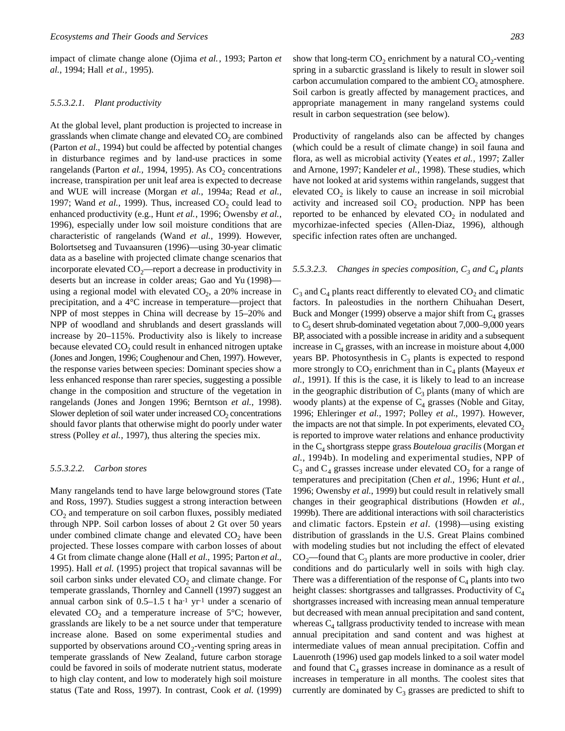impact of climate change alone (Ojima *et al.*, 1993; Parton *et al.*, 1994; Hall *et al.*, 1995).

#### 5.5.3.2.1. Plant productivity

At the global level, plant production is projected to increase in grasslands when climate change and elevated $CO_2$ are combined (Parton *et al.*, 1994) but could be affected by potential changes in disturbance regimes and by land-use practices in some rangelands (Parton *et al.*, 1994, 1995). As $CO_2$ concentrations increase, transpiration per unit leaf area is expected to decrease and WUE will increase (Morgan *et al.*, 1994a; Read *et al.*, 1997; Wand *et al.*, 1999). Thus, increased $CO_2$ could lead to enhanced productivity (e.g., Hunt *et al.*, 1996; Owensby *et al.*, 1996), especially under low soil moisture conditions that are characteristic of rangelands (Wand *et al.*, 1999). However, Bolortsetseg and Tuvaansuren (1996)—using 30-year climatic data as a baseline with projected climate change scenarios that incorporate elevated $CO_2$—report a decrease in productivity in deserts but an increase in colder areas; Gao and Yu (1998)—using a regional model with elevated $CO_2$, a 20% increase in precipitation, and a 4°C increase in temperature—project that NPP of most steppes in China will decrease by 15–20% and NPP of woodland and shrublands and desert grasslands will increase by 20–115%. Productivity also is likely to increase because elevated $CO_2$ could result in enhanced nitrogen uptake (Jones and Jongen, 1996; Coughenour and Chen, 1997). However, the response varies between species: Dominant species show a less enhanced response than rarer species, suggesting a possible change in the composition and structure of the vegetation in rangelands (Jones and Jongen 1996; Berntson *et al.*, 1998). Slower depletion of soil water under increased $CO_2$ concentrations should favor plants that otherwise might do poorly under water stress (Polley *et al.*, 1997), thus altering the species mix.

#### 5.5.3.2.2. Carbon stores

Many rangelands tend to have large belowground stores (Tate and Ross, 1997). Studies suggest a strong interaction between $CO_2$ and temperature on soil carbon fluxes, possibly mediated through NPP. Soil carbon losses of about 2 Gt over 50 years under combined climate change and elevated $CO_2$ have been projected. These losses compare with carbon losses of about 4 Gt from climate change alone (Hall *et al.*, 1995; Parton *et al.*, 1995). Hall *et al.* (1995) project that tropical savannas will be soil carbon sinks under elevated $CO_2$ and climate change. For temperate grasslands, Thornley and Cannell (1997) suggest an annual carbon sink of 0.5–1.5 t ha$^{-1}$ yr$^{-1}$ under a scenario of elevated $CO_2$ and a temperature increase of 5°C; however, grasslands are likely to be a net source under that temperature increase alone. Based on some experimental studies and supported by observations around $CO_2$-venting spring areas in temperate grasslands of New Zealand, future carbon storage could be favored in soils of moderate nutrient status, moderate to high clay content, and low to moderately high soil moisture status (Tate and Ross, 1997). In contrast, Cook *et al.* (1999) show that long-term $CO_2$ enrichment by a natural $CO_2$-venting spring in a subarctic grassland is likely to result in slower soil carbon accumulation compared to the ambient $CO_2$ atmosphere. Soil carbon is greatly affected by management practices, and appropriate management in many rangeland systems could result in carbon sequestration (see below).

Productivity of rangelands also can be affected by changes (which could be a result of climate change) in soil fauna and flora, as well as microbial activity (Yeates *et al.*, 1997; Zaller and Arnone, 1997; Kandeler *et al.*, 1998). These studies, which have not looked at arid systems within rangelands, suggest that elevated $CO_2$ is likely to cause an increase in soil microbial activity and increased soil $CO_2$ production. NPP has been reported to be enhanced by elevated $CO_2$ in nodulated and mycorhizae-infected species (Allen-Diaz, 1996), although specific infection rates often are unchanged.

#### 5.5.3.2.3. Changes in species composition, $C_3$ and $C_4$ plants

$C_3$ and $C_4$ plants react differently to elevated $CO_2$ and climatic factors. In paleostudies in the northern Chihuahan Desert, Buck and Monger (1999) observe a major shift from $C_4$ grasses to $C_3$ desert shrub-dominated vegetation about 7,000–9,000 years BP, associated with a possible increase in aridity and a subsequent increase in $C_4$ grasses, with an increase in moisture about 4,000 years BP. Photosynthesis in $C_3$ plants is expected to respond more strongly to $CO_2$ enrichment than in $C_4$ plants (Mayeux *et al.*, 1991). If this is the case, it is likely to lead to an increase in the geographic distribution of $C_3$ plants (many of which are woody plants) at the expense of $C_4$ grasses (Noble and Gitay, 1996; Ehleringer *et al.*, 1997; Polley *et al.*, 1997). However, the impacts are not that simple. In pot experiments, elevated $CO_2$ is reported to improve water relations and enhance productivity in the $C_4$ shortgrass steppe grass *Bouteloua gracilis* (Morgan *et al.*, 1994b). In modeling and experimental studies, NPP of $C_3$ and $C_4$ grasses increase under elevated $CO_2$ for a range of temperatures and precipitation (Chen *et al.*, 1996; Hunt *et al.*, 1996; Owensby *et al.*, 1999) but could result in relatively small changes in their geographical distributions (Howden *et al.*, 1999b). There are additional interactions with soil characteristics and climatic factors. Epstein *et al*. (1998)—using existing distribution of grasslands in the U.S. Great Plains combined with modeling studies but not including the effect of elevated $CO_2$—found that $C_3$ plants are more productive in cooler, drier conditions and do particularly well in soils with high clay. There was a differentiation of the response of $C_4$ plants into two height classes: shortgrasses and tallgrasses. Productivity of $C_4$ shortgrasses increased with increasing mean annual temperature but decreased with mean annual precipitation and sand content, whereas $C_4$ tallgrass productivity tended to increase with mean annual precipitation and sand content and was highest at intermediate values of mean annual precipitation. Coffin and Lauenroth (1996) used gap models linked to a soil water model and found that $C_4$ grasses increase in dominance as a result of increases in temperature in all months. The coolest sites that currently are dominated by $C_3$ grasses are predicted to shift to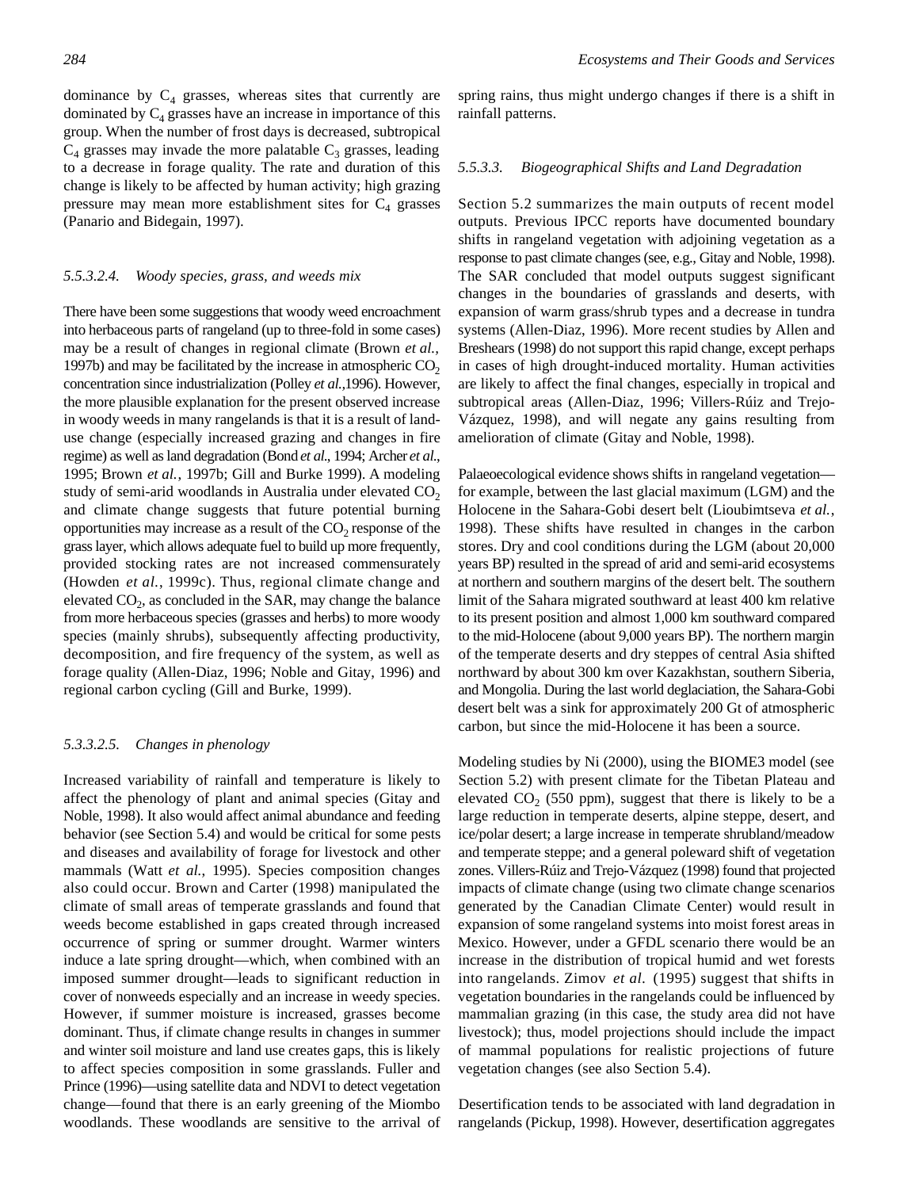dominance by $C_4$ grasses, whereas sites that currently are dominated by $C_4$ grasses have an increase in importance of this group. When the number of frost days is decreased, subtropical $C_4$ grasses may invade the more palatable $C_3$ grasses, leading to a decrease in forage quality. The rate and duration of this change is likely to be affected by human activity; high grazing pressure may mean more establishment sites for $C_4$ grasses (Panario and Bidegain, 1997).

#### 5.5.3.2.4. Woody species, grass, and weeds mix

There have been some suggestions that woody weed encroachment into herbaceous parts of rangeland (up to three-fold in some cases) may be a result of changes in regional climate (Brown *et al.*, 1997b) and may be facilitated by the increase in atmospheric $CO_2$ concentration since industrialization (Polley *et al.*,1996). However, the more plausible explanation for the present observed increase in woody weeds in many rangelands is that it is a result of land-use change (especially increased grazing and changes in fire regime) as well as land degradation (Bond *et al.*, 1994; Archer *et al.*, 1995; Brown *et al.*, 1997b; Gill and Burke 1999). A modeling study of semi-arid woodlands in Australia under elevated $CO_2$ and climate change suggests that future potential burning opportunities may increase as a result of the $CO_2$ response of the grass layer, which allows adequate fuel to build up more frequently, provided stocking rates are not increased commensurately (Howden *et al.*, 1999c). Thus, regional climate change and elevated $CO_2$, as concluded in the SAR, may change the balance from more herbaceous species (grasses and herbs) to more woody species (mainly shrubs), subsequently affecting productivity, decomposition, and fire frequency of the system, as well as forage quality (Allen-Diaz, 1996; Noble and Gitay, 1996) and regional carbon cycling (Gill and Burke, 1999).

#### 5.3.3.2.5. Changes in phenology

Increased variability of rainfall and temperature is likely to affect the phenology of plant and animal species (Gitay and Noble, 1998). It also would affect animal abundance and feeding behavior (see Section 5.4) and would be critical for some pests and diseases and availability of forage for livestock and other mammals (Watt *et al.*, 1995). Species composition changes also could occur. Brown and Carter (1998) manipulated the climate of small areas of temperate grasslands and found that weeds become established in gaps created through increased occurrence of spring or summer drought. Warmer winters induce a late spring drought—which, when combined with an imposed summer drought—leads to significant reduction in cover of nonweeds especially and an increase in weedy species. However, if summer moisture is increased, grasses become dominant. Thus, if climate change results in changes in summer and winter soil moisture and land use creates gaps, this is likely to affect species composition in some grasslands. Fuller and Prince (1996)—using satellite data and NDVI to detect vegetation change—found that there is an early greening of the Miombo woodlands. These woodlands are sensitive to the arrival of spring rains, thus might undergo changes if there is a shift in rainfall patterns.

#### 5.5.3.3. Biogeographical Shifts and Land Degradation

Section 5.2 summarizes the main outputs of recent model outputs. Previous IPCC reports have documented boundary shifts in rangeland vegetation with adjoining vegetation as a response to past climate changes (see, e.g., Gitay and Noble, 1998). The SAR concluded that model outputs suggest significant changes in the boundaries of grasslands and deserts, with expansion of warm grass/shrub types and a decrease in tundra systems (Allen-Diaz, 1996). More recent studies by Allen and Breshears (1998) do not support this rapid change, except perhaps in cases of high drought-induced mortality. Human activities are likely to affect the final changes, especially in tropical and subtropical areas (Allen-Diaz, 1996; Villers-Rúiz and Trejo-Vázquez, 1998), and will negate any gains resulting from amelioration of climate (Gitay and Noble, 1998).

Palaeoecological evidence shows shifts in rangeland vegetation—for example, between the last glacial maximum (LGM) and the Holocene in the Sahara-Gobi desert belt (Lioubimtseva *et al.*, 1998). These shifts have resulted in changes in the carbon stores. Dry and cool conditions during the LGM (about 20,000 years BP) resulted in the spread of arid and semi-arid ecosystems at northern and southern margins of the desert belt. The southern limit of the Sahara migrated southward at least 400 km relative to its present position and almost 1,000 km southward compared to the mid-Holocene (about 9,000 years BP). The northern margin of the temperate deserts and dry steppes of central Asia shifted northward by about 300 km over Kazakhstan, southern Siberia, and Mongolia. During the last world deglaciation, the Sahara-Gobi desert belt was a sink for approximately 200 Gt of atmospheric carbon, but since the mid-Holocene it has been a source.

Modeling studies by Ni (2000), using the BIOME3 model (see Section 5.2) with present climate for the Tibetan Plateau and elevated $CO_2$ (550 ppm), suggest that there is likely to be a large reduction in temperate deserts, alpine steppe, desert, and ice/polar desert; a large increase in temperate shrubland/meadow and temperate steppe; and a general poleward shift of vegetation zones. Villers-Rúiz and Trejo-Vázquez (1998) found that projected impacts of climate change (using two climate change scenarios generated by the Canadian Climate Center) would result in expansion of some rangeland systems into moist forest areas in Mexico. However, under a GFDL scenario there would be an increase in the distribution of tropical humid and wet forests into rangelands. Zimov *et al.* (1995) suggest that shifts in vegetation boundaries in the rangelands could be influenced by mammalian grazing (in this case, the study area did not have livestock); thus, model projections should include the impact of mammal populations for realistic projections of future vegetation changes (see also Section 5.4).

Desertification tends to be associated with land degradation in rangelands (Pickup, 1998). However, desertification aggregates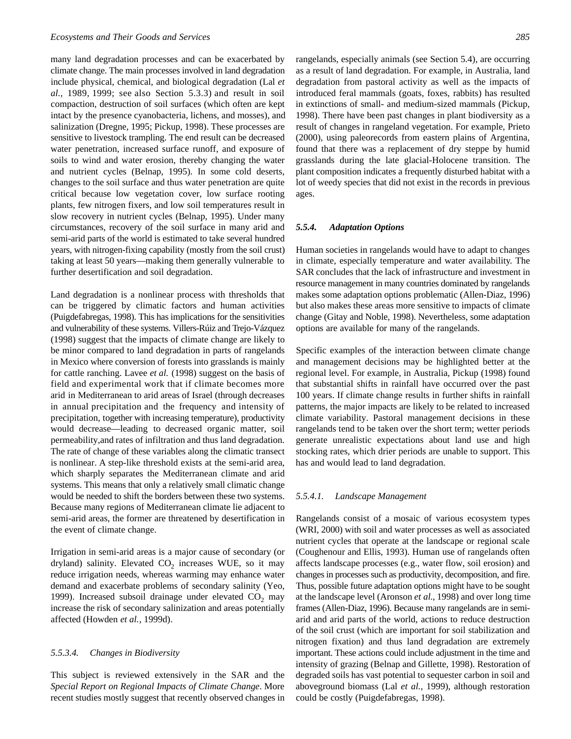many land degradation processes and can be exacerbated by climate change. The main processes involved in land degradation include physical, chemical, and biological degradation (Lal *et al.*, 1989, 1999; see also Section 5.3.3) and result in soil compaction, destruction of soil surfaces (which often are kept intact by the presence cyanobacteria, lichens, and mosses), and salinization (Dregne, 1995; Pickup, 1998). These processes are sensitive to livestock trampling. The end result can be decreased water penetration, increased surface runoff, and exposure of soils to wind and water erosion, thereby changing the water and nutrient cycles (Belnap, 1995). In some cold deserts, changes to the soil surface and thus water penetration are quite critical because low vegetation cover, low surface rooting plants, few nitrogen fixers, and low soil temperatures result in slow recovery in nutrient cycles (Belnap, 1995). Under many circumstances, recovery of the soil surface in many arid and semi-arid parts of the world is estimated to take several hundred years, with nitrogen-fixing capability (mostly from the soil crust) taking at least 50 years—making them generally vulnerable to further desertification and soil degradation.

Land degradation is a nonlinear process with thresholds that can be triggered by climatic factors and human activities (Puigdefabregas, 1998). This has implications for the sensitivities and vulnerability of these systems. Villers-Rúiz and Trejo-Vázquez (1998) suggest that the impacts of climate change are likely to be minor compared to land degradation in parts of rangelands in Mexico where conversion of forests into grasslands is mainly for cattle ranching. Lavee *et al.* (1998) suggest on the basis of field and experimental work that if climate becomes more arid in Mediterranean to arid areas of Israel (through decreases in annual precipitation and the frequency and intensity of precipitation, together with increasing temperature), productivity would decrease—leading to decreased organic matter, soil permeability,and rates of infiltration and thus land degradation. The rate of change of these variables along the climatic transect is nonlinear. A step-like threshold exists at the semi-arid area, which sharply separates the Mediterranean climate and arid systems. This means that only a relatively small climatic change would be needed to shift the borders between these two systems. Because many regions of Mediterranean climate lie adjacent to semi-arid areas, the former are threatened by desertification in the event of climate change.

Irrigation in semi-arid areas is a major cause of secondary (or dryland) salinity. Elevated $CO_2$ increases WUE, so it may reduce irrigation needs, whereas warming may enhance water demand and exacerbate problems of secondary salinity (Yeo, 1999). Increased subsoil drainage under elevated $CO_2$ may increase the risk of secondary salinization and areas potentially affected (Howden *et al.*, 1999d).

#### *5.5.3.4. Changes in Biodiversity*

This subject is reviewed extensively in the SAR and the *Special Report on Regional Impacts of Climate Change*. More recent studies mostly suggest that recently observed changes in rangelands, especially animals (see Section 5.4), are occurring as a result of land degradation. For example, in Australia, land degradation from pastoral activity as well as the impacts of introduced feral mammals (goats, foxes, rabbits) has resulted in extinctions of small- and medium-sized mammals (Pickup, 1998). There have been past changes in plant biodiversity as a result of changes in rangeland vegetation. For example, Prieto (2000), using paleorecords from eastern plains of Argentina, found that there was a replacement of dry steppe by humid grasslands during the late glacial-Holocene transition. The plant composition indicates a frequently disturbed habitat with a lot of weedy species that did not exist in the records in previous ages.

### *5.5.4. Adaptation Options*

Human societies in rangelands would have to adapt to changes in climate, especially temperature and water availability. The SAR concludes that the lack of infrastructure and investment in resource management in many countries dominated by rangelands makes some adaptation options problematic (Allen-Diaz, 1996) but also makes these areas more sensitive to impacts of climate change (Gitay and Noble, 1998). Nevertheless, some adaptation options are available for many of the rangelands.

Specific examples of the interaction between climate change and management decisions may be highlighted better at the regional level. For example, in Australia, Pickup (1998) found that substantial shifts in rainfall have occurred over the past 100 years. If climate change results in further shifts in rainfall patterns, the major impacts are likely to be related to increased climate variability. Pastoral management decisions in these rangelands tend to be taken over the short term; wetter periods generate unrealistic expectations about land use and high stocking rates, which drier periods are unable to support. This has and would lead to land degradation.

#### *5.5.4.1. Landscape Management*

Rangelands consist of a mosaic of various ecosystem types (WRI, 2000) with soil and water processes as well as associated nutrient cycles that operate at the landscape or regional scale (Coughenour and Ellis, 1993). Human use of rangelands often affects landscape processes (e.g., water flow, soil erosion) and changes in processes such as productivity, decomposition, and fire. Thus, possible future adaptation options might have to be sought at the landscape level (Aronson *et al.*, 1998) and over long time frames (Allen-Diaz, 1996). Because many rangelands are in semi-arid and arid parts of the world, actions to reduce destruction of the soil crust (which are important for soil stabilization and nitrogen fixation) and thus land degradation are extremely important. These actions could include adjustment in the time and intensity of grazing (Belnap and Gillette, 1998). Restoration of degraded soils has vast potential to sequester carbon in soil and aboveground biomass (Lal *et al.,* 1999), although restoration could be costly (Puigdefabregas, 1998).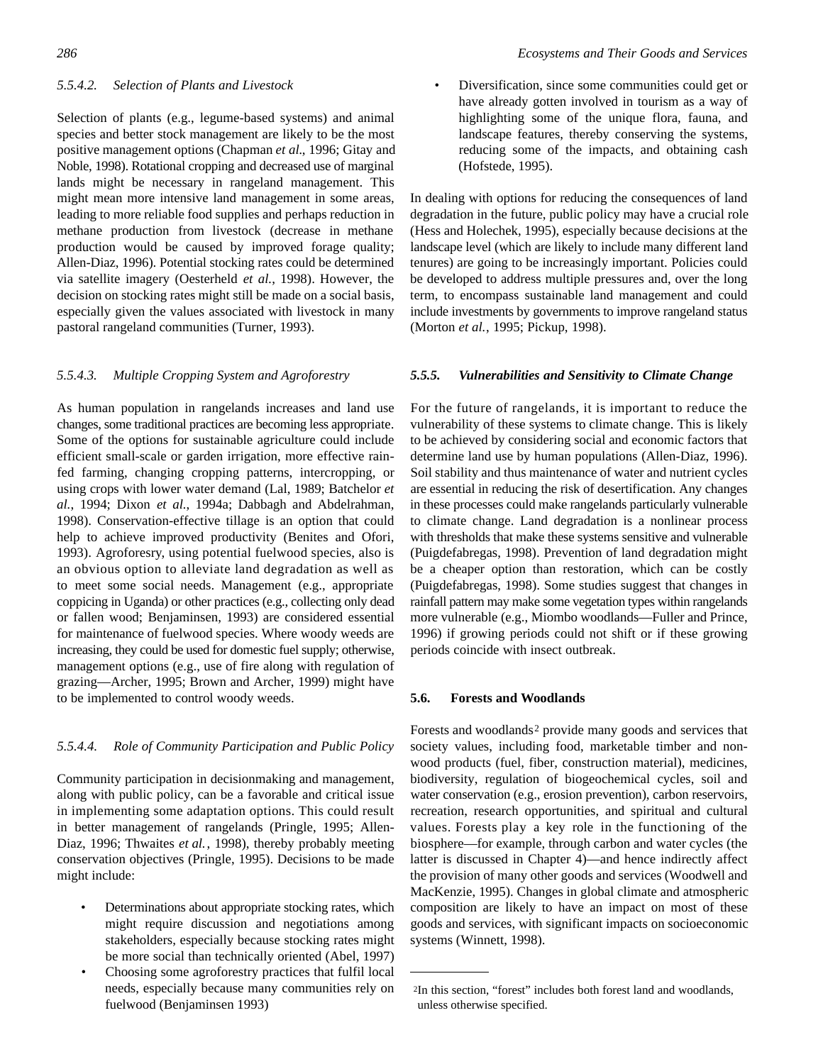#### *5.5.4.2. Selection of Plants and Livestock*

Selection of plants (e.g., legume-based systems) and animal species and better stock management are likely to be the most positive management options (Chapman *et al*., 1996; Gitay and Noble, 1998). Rotational cropping and decreased use of marginal lands might be necessary in rangeland management. This might mean more intensive land management in some areas, leading to more reliable food supplies and perhaps reduction in methane production from livestock (decrease in methane production would be caused by improved forage quality; Allen-Diaz, 1996). Potential stocking rates could be determined via satellite imagery (Oesterheld *et al.*, 1998). However, the decision on stocking rates might still be made on a social basis, especially given the values associated with livestock in many pastoral rangeland communities (Turner, 1993).

#### *5.5.4.3. Multiple Cropping System and Agroforestry*

As human population in rangelands increases and land use changes, some traditional practices are becoming less appropriate. Some of the options for sustainable agriculture could include efficient small-scale or garden irrigation, more effective rain-fed farming, changing cropping patterns, intercropping, or using crops with lower water demand (Lal, 1989; Batchelor *et al.*, 1994; Dixon *et al.*, 1994a; Dabbagh and Abdelrahman, 1998). Conservation-effective tillage is an option that could help to achieve improved productivity (Benites and Ofori, 1993). Agroforesry, using potential fuelwood species, also is an obvious option to alleviate land degradation as well as to meet some social needs. Management (e.g., appropriate coppicing in Uganda) or other practices (e.g., collecting only dead or fallen wood; Benjaminsen, 1993) are considered essential for maintenance of fuelwood species. Where woody weeds are increasing, they could be used for domestic fuel supply; otherwise, management options (e.g., use of fire along with regulation of grazing—Archer, 1995; Brown and Archer, 1999) might have to be implemented to control woody weeds.

#### *5.5.4.4. Role of Community Participation and Public Policy*

Community participation in decisionmaking and management, along with public policy, can be a favorable and critical issue in implementing some adaptation options. This could result in better management of rangelands (Pringle, 1995; Allen-Diaz, 1996; Thwaites *et al.*, 1998), thereby probably meeting conservation objectives (Pringle, 1995). Decisions to be made might include:

- Determinations about appropriate stocking rates, which might require discussion and negotiations among stakeholders, especially because stocking rates might be more social than technically oriented (Abel, 1997)
- Choosing some agroforestry practices that fulfil local needs, especially because many communities rely on fuelwood (Benjaminsen 1993)
- Diversification, since some communities could get or have already gotten involved in tourism as a way of highlighting some of the unique flora, fauna, and landscape features, thereby conserving the systems, reducing some of the impacts, and obtaining cash (Hofstede, 1995).

In dealing with options for reducing the consequences of land degradation in the future, public policy may have a crucial role (Hess and Holechek, 1995), especially because decisions at the landscape level (which are likely to include many different land tenures) are going to be increasingly important. Policies could be developed to address multiple pressures and, over the long term, to encompass sustainable land management and could include investments by governments to improve rangeland status (Morton *et al.*, 1995; Pickup, 1998).

### *5.5.5. Vulnerabilities and Sensitivity to Climate Change*

For the future of rangelands, it is important to reduce the vulnerability of these systems to climate change. This is likely to be achieved by considering social and economic factors that determine land use by human populations (Allen-Diaz, 1996). Soil stability and thus maintenance of water and nutrient cycles are essential in reducing the risk of desertification. Any changes in these processes could make rangelands particularly vulnerable to climate change. Land degradation is a nonlinear process with thresholds that make these systems sensitive and vulnerable (Puigdefabregas, 1998). Prevention of land degradation might be a cheaper option than restoration, which can be costly (Puigdefabregas, 1998). Some studies suggest that changes in rainfall pattern may make some vegetation types within rangelands more vulnerable (e.g., Miombo woodlands—Fuller and Prince, 1996) if growing periods could not shift or if these growing periods coincide with insect outbreak.

## 5.6. Forests and Woodlands

Forests and woodlands[2] provide many goods and services that society values, including food, marketable timber and non-wood products (fuel, fiber, construction material), medicines, biodiversity, regulation of biogeochemical cycles, soil and water conservation (e.g., erosion prevention), carbon reservoirs, recreation, research opportunities, and spiritual and cultural values. Forests play a key role in the functioning of the biosphere—for example, through carbon and water cycles (the latter is discussed in Chapter 4)—and hence indirectly affect the provision of many other goods and services (Woodwell and MacKenzie, 1995). Changes in global climate and atmospheric composition are likely to have an impact on most of these goods and services, with significant impacts on socioeconomic systems (Winnett, 1998).

---

[2]In this section, "forest" includes both forest land and woodlands, unless otherwise specified.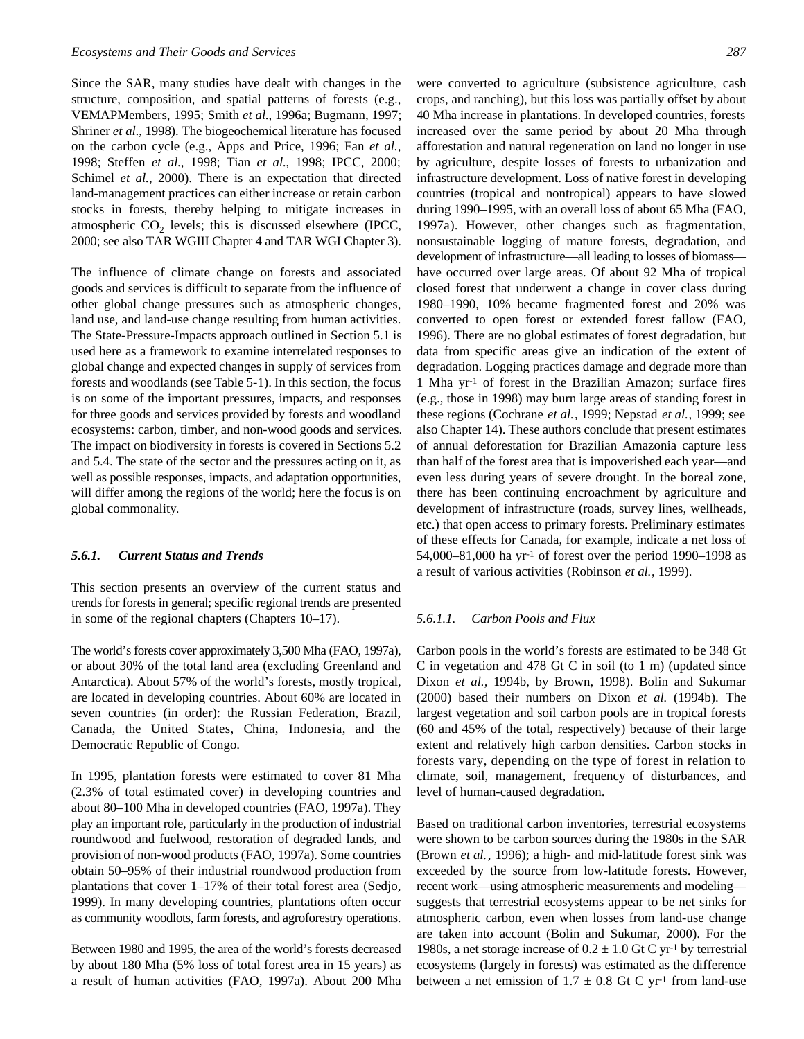Since the SAR, many studies have dealt with changes in the structure, composition, and spatial patterns of forests (e.g., VEMAPMembers, 1995; Smith *et al.*, 1996a; Bugmann, 1997; Shriner *et al.*, 1998). The biogeochemical literature has focused on the carbon cycle (e.g., Apps and Price, 1996; Fan *et al.*, 1998; Steffen *et al.*, 1998; Tian *et al.*, 1998; IPCC, 2000; Schimel *et al.*, 2000). There is an expectation that directed land-management practices can either increase or retain carbon stocks in forests, thereby helping to mitigate increases in atmospheric $CO_2$ levels; this is discussed elsewhere (IPCC, 2000; see also TAR WGIII Chapter 4 and TAR WGI Chapter 3).

The influence of climate change on forests and associated goods and services is difficult to separate from the influence of other global change pressures such as atmospheric changes, land use, and land-use change resulting from human activities. The State-Pressure-Impacts approach outlined in Section 5.1 is used here as a framework to examine interrelated responses to global change and expected changes in supply of services from forests and woodlands (see Table 5-1). In this section, the focus is on some of the important pressures, impacts, and responses for three goods and services provided by forests and woodland ecosystems: carbon, timber, and non-wood goods and services. The impact on biodiversity in forests is covered in Sections 5.2 and 5.4. The state of the sector and the pressures acting on it, as well as possible responses, impacts, and adaptation opportunities, will differ among the regions of the world; here the focus is on global commonality.

### *5.6.1. Current Status and Trends*

This section presents an overview of the current status and trends for forests in general; specific regional trends are presented in some of the regional chapters (Chapters 10–17).

The world's forests cover approximately 3,500 Mha (FAO, 1997a), or about 30% of the total land area (excluding Greenland and Antarctica). About 57% of the world's forests, mostly tropical, are located in developing countries. About 60% are located in seven countries (in order): the Russian Federation, Brazil, Canada, the United States, China, Indonesia, and the Democratic Republic of Congo.

In 1995, plantation forests were estimated to cover 81 Mha (2.3% of total estimated cover) in developing countries and about 80–100 Mha in developed countries (FAO, 1997a). They play an important role, particularly in the production of industrial roundwood and fuelwood, restoration of degraded lands, and provision of non-wood products (FAO, 1997a). Some countries obtain 50–95% of their industrial roundwood production from plantations that cover 1–17% of their total forest area (Sedjo, 1999). In many developing countries, plantations often occur as community woodlots, farm forests, and agroforestry operations.

Between 1980 and 1995, the area of the world's forests decreased by about 180 Mha (5% loss of total forest area in 15 years) as a result of human activities (FAO, 1997a). About 200 Mha were converted to agriculture (subsistence agriculture, cash crops, and ranching), but this loss was partially offset by about 40 Mha increase in plantations. In developed countries, forests increased over the same period by about 20 Mha through afforestation and natural regeneration on land no longer in use by agriculture, despite losses of forests to urbanization and infrastructure development. Loss of native forest in developing countries (tropical and nontropical) appears to have slowed during 1990–1995, with an overall loss of about 65 Mha (FAO, 1997a). However, other changes such as fragmentation, nonsustainable logging of mature forests, degradation, and development of infrastructure—all leading to losses of biomass—have occurred over large areas. Of about 92 Mha of tropical closed forest that underwent a change in cover class during 1980–1990, 10% became fragmented forest and 20% was converted to open forest or extended forest fallow (FAO, 1996). There are no global estimates of forest degradation, but data from specific areas give an indication of the extent of degradation. Logging practices damage and degrade more than 1 Mha $yr^{-1}$ of forest in the Brazilian Amazon; surface fires (e.g., those in 1998) may burn large areas of standing forest in these regions (Cochrane *et al.*, 1999; Nepstad *et al.*, 1999; see also Chapter 14). These authors conclude that present estimates of annual deforestation for Brazilian Amazonia capture less than half of the forest area that is impoverished each year—and even less during years of severe drought. In the boreal zone, there has been continuing encroachment by agriculture and development of infrastructure (roads, survey lines, wellheads, etc.) that open access to primary forests. Preliminary estimates of these effects for Canada, for example, indicate a net loss of 54,000–81,000 ha $yr^{-1}$ of forest over the period 1990–1998 as a result of various activities (Robinson *et al.*, 1999).

#### *5.6.1.1. Carbon Pools and Flux*

Carbon pools in the world's forests are estimated to be 348 Gt C in vegetation and 478 Gt C in soil (to 1 m) (updated since Dixon *et al.*, 1994b, by Brown, 1998). Bolin and Sukumar (2000) based their numbers on Dixon *et al.* (1994b). The largest vegetation and soil carbon pools are in tropical forests (60 and 45% of the total, respectively) because of their large extent and relatively high carbon densities. Carbon stocks in forests vary, depending on the type of forest in relation to climate, soil, management, frequency of disturbances, and level of human-caused degradation.

Based on traditional carbon inventories, terrestrial ecosystems were shown to be carbon sources during the 1980s in the SAR (Brown *et al.*, 1996); a high- and mid-latitude forest sink was exceeded by the source from low-latitude forests. However, recent work—using atmospheric measurements and modeling—suggests that terrestrial ecosystems appear to be net sinks for atmospheric carbon, even when losses from land-use change are taken into account (Bolin and Sukumar, 2000). For the 1980s, a net storage increase of $0.2 \pm 1.0$ Gt C $yr^{-1}$ by terrestrial ecosystems (largely in forests) was estimated as the difference between a net emission of $1.7 \pm 0.8$ Gt C $yr^{-1}$ from land-use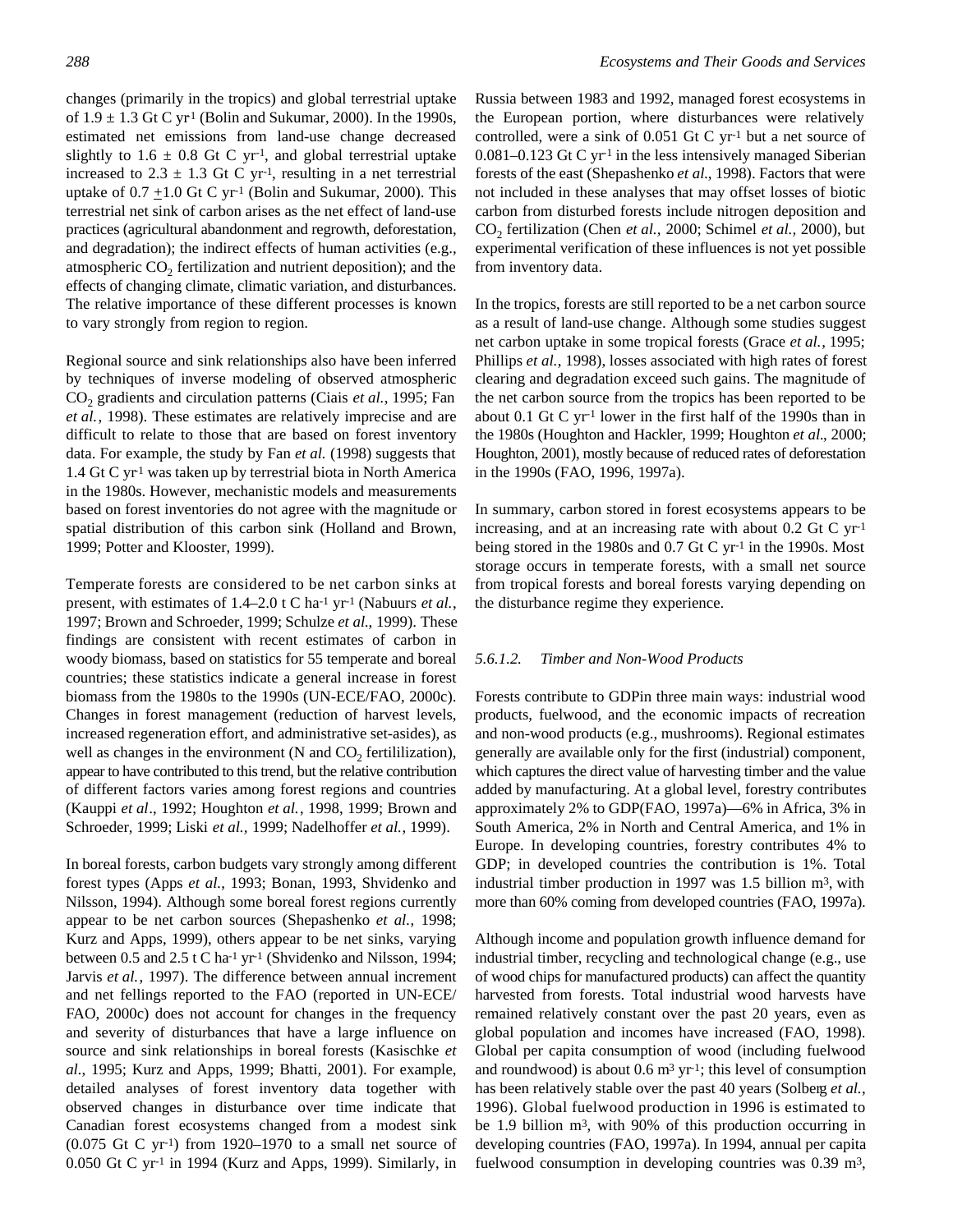changes (primarily in the tropics) and global terrestrial uptake of 1.9 ± 1.3 Gt C $yr^{-1}$ (Bolin and Sukumar, 2000). In the 1990s, estimated net emissions from land-use change decreased slightly to 1.6 ± 0.8 Gt C $yr^{-1}$, and global terrestrial uptake increased to 2.3 ± 1.3 Gt C $yr^{-1}$, resulting in a net terrestrial uptake of 0.7 ±1.0 Gt C $yr^{-1}$ (Bolin and Sukumar, 2000). This terrestrial net sink of carbon arises as the net effect of land-use practices (agricultural abandonment and regrowth, deforestation, and degradation); the indirect effects of human activities (e.g., atmospheric $CO_2$ fertilization and nutrient deposition); and the effects of changing climate, climatic variation, and disturbances. The relative importance of these different processes is known to vary strongly from region to region.

Regional source and sink relationships also have been inferred by techniques of inverse modeling of observed atmospheric $CO_2$ gradients and circulation patterns (Ciais *et al.*, 1995; Fan *et al.*, 1998). These estimates are relatively imprecise and are difficult to relate to those that are based on forest inventory data. For example, the study by Fan *et al.* (1998) suggests that 1.4 Gt C $yr^{-1}$ was taken up by terrestrial biota in North America in the 1980s. However, mechanistic models and measurements based on forest inventories do not agree with the magnitude or spatial distribution of this carbon sink (Holland and Brown, 1999; Potter and Klooster, 1999).

Temperate forests are considered to be net carbon sinks at present, with estimates of 1.4–2.0 t C $ha^{-1}$ $yr^{-1}$ (Nabuurs *et al.*, 1997; Brown and Schroeder, 1999; Schulze *et al.*, 1999). These findings are consistent with recent estimates of carbon in woody biomass, based on statistics for 55 temperate and boreal countries; these statistics indicate a general increase in forest biomass from the 1980s to the 1990s (UN-ECE/FAO, 2000c). Changes in forest management (reduction of harvest levels, increased regeneration effort, and administrative set-asides), as well as changes in the environment (N and $CO_2$ fertililization), appear to have contributed to this trend, but the relative contribution of different factors varies among forest regions and countries (Kauppi *et al*., 1992; Houghton *et al.*, 1998, 1999; Brown and Schroeder, 1999; Liski *et al.,* 1999; Nadelhoffer *et al.*, 1999).

In boreal forests, carbon budgets vary strongly among different forest types (Apps *et al.*, 1993; Bonan, 1993, Shvidenko and Nilsson, 1994). Although some boreal forest regions currently appear to be net carbon sources (Shepashenko *et al.*, 1998; Kurz and Apps, 1999), others appear to be net sinks, varying between 0.5 and 2.5 t C $ha^{-1}$ $yr^{-1}$ (Shvidenko and Nilsson, 1994; Jarvis *et al.*, 1997). The difference between annual increment and net fellings reported to the FAO (reported in UN-ECE/FAO, 2000c) does not account for changes in the frequency and severity of disturbances that have a large influence on source and sink relationships in boreal forests (Kasischke *et al.*, 1995; Kurz and Apps, 1999; Bhatti, 2001). For example, detailed analyses of forest inventory data together with observed changes in disturbance over time indicate that Canadian forest ecosystems changed from a modest sink (0.075 Gt C $yr^{-1}$) from 1920–1970 to a small net source of 0.050 Gt C $yr^{-1}$ in 1994 (Kurz and Apps, 1999). Similarly, in Russia between 1983 and 1992, managed forest ecosystems in the European portion, where disturbances were relatively controlled, were a sink of 0.051 Gt C $yr^{-1}$ but a net source of 0.081–0.123 Gt C $yr^{-1}$ in the less intensively managed Siberian forests of the east (Shepashenko *et al.*, 1998). Factors that were not included in these analyses that may offset losses of biotic carbon from disturbed forests include nitrogen deposition and $CO_2$ fertilization (Chen *et al.,* 2000; Schimel *et al.,* 2000), but experimental verification of these influences is not yet possible from inventory data.

In the tropics, forests are still reported to be a net carbon source as a result of land-use change. Although some studies suggest net carbon uptake in some tropical forests (Grace *et al.*, 1995; Phillips *et al.*, 1998), losses associated with high rates of forest clearing and degradation exceed such gains. The magnitude of the net carbon source from the tropics has been reported to be about 0.1 Gt C $yr^{-1}$ lower in the first half of the 1990s than in the 1980s (Houghton and Hackler, 1999; Houghton *et al*., 2000; Houghton, 2001), mostly because of reduced rates of deforestation in the 1990s (FAO, 1996, 1997a).

In summary, carbon stored in forest ecosystems appears to be increasing, and at an increasing rate with about 0.2 Gt C $yr^{-1}$ being stored in the 1980s and 0.7 Gt C $yr^{-1}$ in the 1990s. Most storage occurs in temperate forests, with a small net source from tropical forests and boreal forests varying depending on the disturbance regime they experience.

#### 5.6.1.2. *Timber and Non-Wood Products*

Forests contribute to GDPin three main ways: industrial wood products, fuelwood, and the economic impacts of recreation and non-wood products (e.g., mushrooms). Regional estimates generally are available only for the first (industrial) component, which captures the direct value of harvesting timber and the value added by manufacturing. At a global level, forestry contributes approximately 2% to GDP(FAO, 1997a)—6% in Africa, 3% in South America, 2% in North and Central America, and 1% in Europe. In developing countries, forestry contributes 4% to GDP; in developed countries the contribution is 1%. Total industrial timber production in 1997 was 1.5 billion $m^3$, with more than 60% coming from developed countries (FAO, 1997a).

Although income and population growth influence demand for industrial timber, recycling and technological change (e.g., use of wood chips for manufactured products) can affect the quantity harvested from forests. Total industrial wood harvests have remained relatively constant over the past 20 years, even as global population and incomes have increased (FAO, 1998). Global per capita consumption of wood (including fuelwood and roundwood) is about 0.6 $m^3$ $yr^{-1}$; this level of consumption has been relatively stable over the past 40 years (Solberg *et al.*, 1996). Global fuelwood production in 1996 is estimated to be 1.9 billion $m^3$, with 90% of this production occurring in developing countries (FAO, 1997a). In 1994, annual per capita fuelwood consumption in developing countries was 0.39 $m^3$,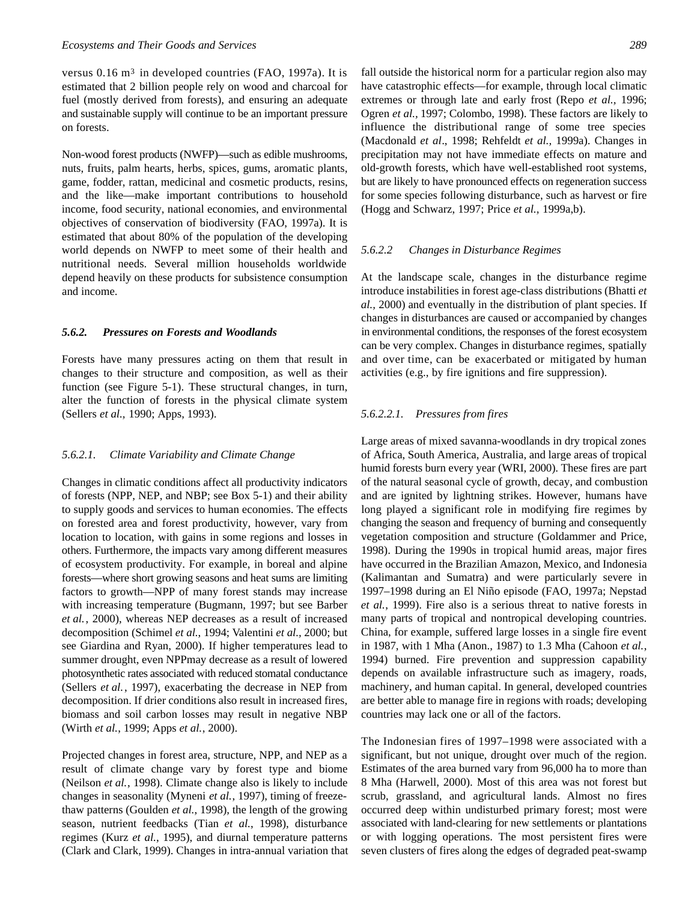versus 0.16 $m^3$ in developed countries (FAO, 1997a). It is estimated that 2 billion people rely on wood and charcoal for fuel (mostly derived from forests), and ensuring an adequate and sustainable supply will continue to be an important pressure on forests.

Non-wood forest products (NWFP)—such as edible mushrooms, nuts, fruits, palm hearts, herbs, spices, gums, aromatic plants, game, fodder, rattan, medicinal and cosmetic products, resins, and the like—make important contributions to household income, food security, national economies, and environmental objectives of conservation of biodiversity (FAO, 1997a). It is estimated that about 80% of the population of the developing world depends on NWFP to meet some of their health and nutritional needs. Several million households worldwide depend heavily on these products for subsistence consumption and income.

### *5.6.2. Pressures on Forests and Woodlands*

Forests have many pressures acting on them that result in changes to their structure and composition, as well as their function (see Figure 5-1). These structural changes, in turn, alter the function of forests in the physical climate system (Sellers *et al.*, 1990; Apps, 1993).

#### *5.6.2.1. Climate Variability and Climate Change*

Changes in climatic conditions affect all productivity indicators of forests (NPP, NEP, and NBP; see Box 5-1) and their ability to supply goods and services to human economies. The effects on forested area and forest productivity, however, vary from location to location, with gains in some regions and losses in others. Furthermore, the impacts vary among different measures of ecosystem productivity. For example, in boreal and alpine forests—where short growing seasons and heat sums are limiting factors to growth—NPP of many forest stands may increase with increasing temperature (Bugmann, 1997; but see Barber *et al.*, 2000), whereas NEP decreases as a result of increased decomposition (Schimel *et al.*, 1994; Valentini *et al.*, 2000; but see Giardina and Ryan, 2000). If higher temperatures lead to summer drought, even NPPmay decrease as a result of lowered photosynthetic rates associated with reduced stomatal conductance (Sellers *et al.*, 1997), exacerbating the decrease in NEP from decomposition. If drier conditions also result in increased fires, biomass and soil carbon losses may result in negative NBP (Wirth *et al.*, 1999; Apps *et al.*, 2000).

Projected changes in forest area, structure, NPP, and NEP as a result of climate change vary by forest type and biome (Neilson *et al.*, 1998). Climate change also is likely to include changes in seasonality (Myneni *et al.*, 1997), timing of freeze-thaw patterns (Goulden *et al.*, 1998), the length of the growing season, nutrient feedbacks (Tian *et al.*, 1998), disturbance regimes (Kurz *et al.*, 1995), and diurnal temperature patterns (Clark and Clark, 1999). Changes in intra-annual variation that fall outside the historical norm for a particular region also may have catastrophic effects—for example, through local climatic extremes or through late and early frost (Repo *et al.*, 1996; Ogren *et al.*, 1997; Colombo, 1998). These factors are likely to influence the distributional range of some tree species (Macdonald *et al*., 1998; Rehfeldt *et al.*, 1999a). Changes in precipitation may not have immediate effects on mature and old-growth forests, which have well-established root systems, but are likely to have pronounced effects on regeneration success for some species following disturbance, such as harvest or fire (Hogg and Schwarz, 1997; Price *et al.*, 1999a,b).

#### *5.6.2.2 Changes in Disturbance Regimes*

At the landscape scale, changes in the disturbance regime introduce instabilities in forest age-class distributions (Bhatti *et al.,* 2000) and eventually in the distribution of plant species. If changes in disturbances are caused or accompanied by changes in environmental conditions, the responses of the forest ecosystem can be very complex. Changes in disturbance regimes, spatially and over time, can be exacerbated or mitigated by human activities (e.g., by fire ignitions and fire suppression).

##### *5.6.2.2.1. Pressures from fires*

Large areas of mixed savanna-woodlands in dry tropical zones of Africa, South America, Australia, and large areas of tropical humid forests burn every year (WRI, 2000). These fires are part of the natural seasonal cycle of growth, decay, and combustion and are ignited by lightning strikes. However, humans have long played a significant role in modifying fire regimes by changing the season and frequency of burning and consequently vegetation composition and structure (Goldammer and Price, 1998). During the 1990s in tropical humid areas, major fires have occurred in the Brazilian Amazon, Mexico, and Indonesia (Kalimantan and Sumatra) and were particularly severe in 1997–1998 during an El Niño episode (FAO, 1997a; Nepstad *et al.*, 1999). Fire also is a serious threat to native forests in many parts of tropical and nontropical developing countries. China, for example, suffered large losses in a single fire event in 1987, with 1 Mha (Anon., 1987) to 1.3 Mha (Cahoon *et al.*, 1994) burned. Fire prevention and suppression capability depends on available infrastructure such as imagery, roads, machinery, and human capital. In general, developed countries are better able to manage fire in regions with roads; developing countries may lack one or all of the factors.

The Indonesian fires of 1997–1998 were associated with a significant, but not unique, drought over much of the region. Estimates of the area burned vary from 96,000 ha to more than 8 Mha (Harwell, 2000). Most of this area was not forest but scrub, grassland, and agricultural lands. Almost no fires occurred deep within undisturbed primary forest; most were associated with land-clearing for new settlements or plantations or with logging operations. The most persistent fires were seven clusters of fires along the edges of degraded peat-swamp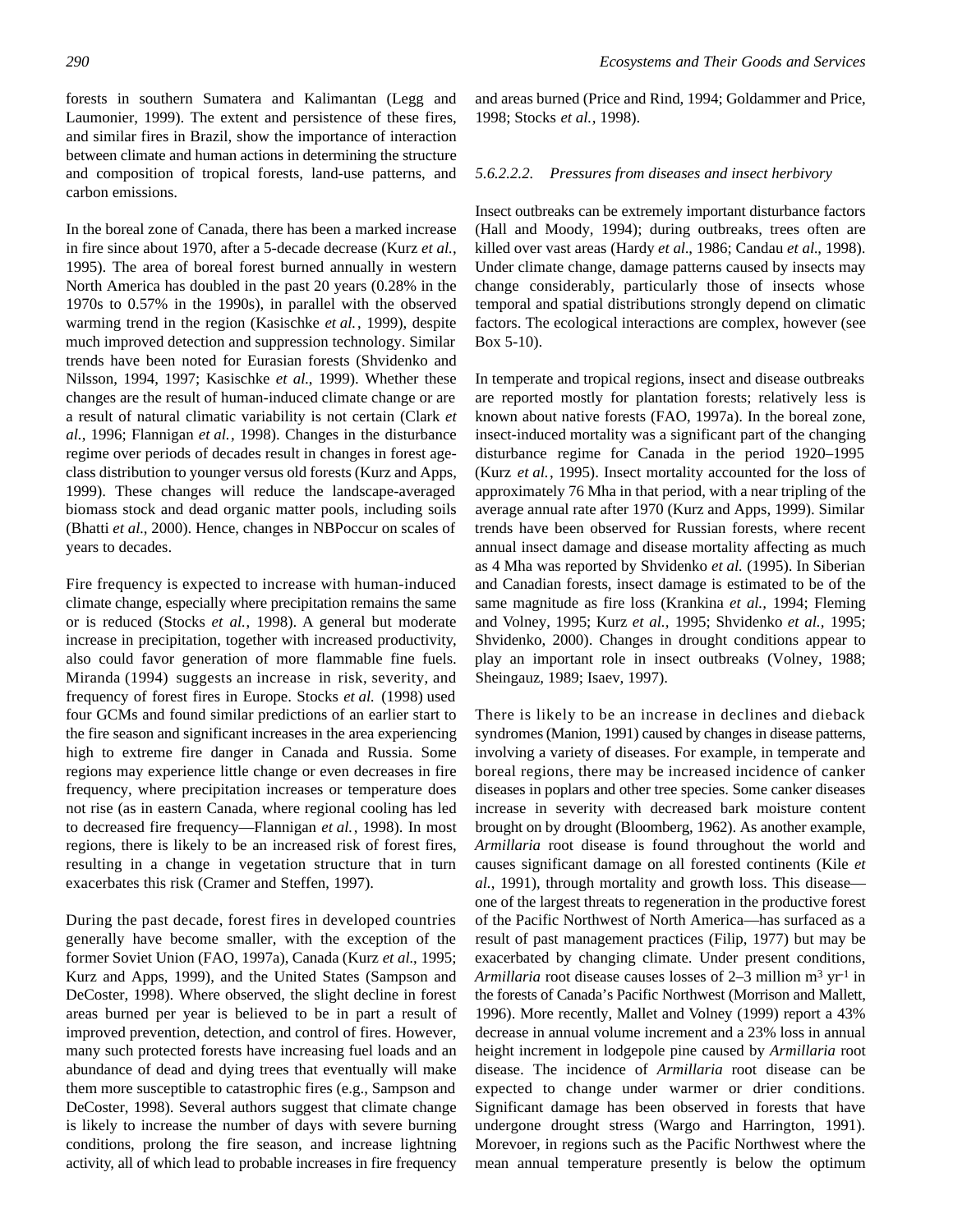forests in southern Sumatera and Kalimantan (Legg and Laumonier, 1999). The extent and persistence of these fires, and similar fires in Brazil, show the importance of interaction between climate and human actions in determining the structure and composition of tropical forests, land-use patterns, and carbon emissions.

In the boreal zone of Canada, there has been a marked increase in fire since about 1970, after a 5-decade decrease (Kurz *et al.*, 1995). The area of boreal forest burned annually in western North America has doubled in the past 20 years (0.28% in the 1970s to 0.57% in the 1990s), in parallel with the observed warming trend in the region (Kasischke *et al.*, 1999), despite much improved detection and suppression technology. Similar trends have been noted for Eurasian forests (Shvidenko and Nilsson, 1994, 1997; Kasischke *et al.*, 1999). Whether these changes are the result of human-induced climate change or are a result of natural climatic variability is not certain (Clark *et al.*, 1996; Flannigan *et al.*, 1998). Changes in the disturbance regime over periods of decades result in changes in forest age-class distribution to younger versus old forests (Kurz and Apps, 1999). These changes will reduce the landscape-averaged biomass stock and dead organic matter pools, including soils (Bhatti *et al.*, 2000). Hence, changes in NBPoccur on scales of years to decades.

Fire frequency is expected to increase with human-induced climate change, especially where precipitation remains the same or is reduced (Stocks *et al.*, 1998). A general but moderate increase in precipitation, together with increased productivity, also could favor generation of more flammable fine fuels. Miranda (1994) suggests an increase in risk, severity, and frequency of forest fires in Europe. Stocks *et al.* (1998) used four GCMs and found similar predictions of an earlier start to the fire season and significant increases in the area experiencing high to extreme fire danger in Canada and Russia. Some regions may experience little change or even decreases in fire frequency, where precipitation increases or temperature does not rise (as in eastern Canada, where regional cooling has led to decreased fire frequency—Flannigan *et al.*, 1998). In most regions, there is likely to be an increased risk of forest fires, resulting in a change in vegetation structure that in turn exacerbates this risk (Cramer and Steffen, 1997).

During the past decade, forest fires in developed countries generally have become smaller, with the exception of the former Soviet Union (FAO, 1997a), Canada (Kurz *et al.*, 1995; Kurz and Apps, 1999), and the United States (Sampson and DeCoster, 1998). Where observed, the slight decline in forest areas burned per year is believed to be in part a result of improved prevention, detection, and control of fires. However, many such protected forests have increasing fuel loads and an abundance of dead and dying trees that eventually will make them more susceptible to catastrophic fires (e.g., Sampson and DeCoster, 1998). Several authors suggest that climate change is likely to increase the number of days with severe burning conditions, prolong the fire season, and increase lightning activity, all of which lead to probable increases in fire frequency and areas burned (Price and Rind, 1994; Goldammer and Price, 1998; Stocks *et al.*, 1998).

##### *5.6.2.2.2. Pressures from diseases and insect herbivory*

Insect outbreaks can be extremely important disturbance factors (Hall and Moody, 1994); during outbreaks, trees often are killed over vast areas (Hardy *et al.*, 1986; Candau *et al.*, 1998). Under climate change, damage patterns caused by insects may change considerably, particularly those of insects whose temporal and spatial distributions strongly depend on climatic factors. The ecological interactions are complex, however (see Box 5-10).

In temperate and tropical regions, insect and disease outbreaks are reported mostly for plantation forests; relatively less is known about native forests (FAO, 1997a). In the boreal zone, insect-induced mortality was a significant part of the changing disturbance regime for Canada in the period 1920–1995 (Kurz *et al.*, 1995). Insect mortality accounted for the loss of approximately 76 Mha in that period, with a near tripling of the average annual rate after 1970 (Kurz and Apps, 1999). Similar trends have been observed for Russian forests, where recent annual insect damage and disease mortality affecting as much as 4 Mha was reported by Shvidenko *et al.* (1995). In Siberian and Canadian forests, insect damage is estimated to be of the same magnitude as fire loss (Krankina *et al.*, 1994; Fleming and Volney, 1995; Kurz *et al.*, 1995; Shvidenko *et al.*, 1995; Shvidenko, 2000). Changes in drought conditions appear to play an important role in insect outbreaks (Volney, 1988; Sheingauz, 1989; Isaev, 1997).

There is likely to be an increase in declines and dieback syndromes (Manion, 1991) caused by changes in disease patterns, involving a variety of diseases. For example, in temperate and boreal regions, there may be increased incidence of canker diseases in poplars and other tree species. Some canker diseases increase in severity with decreased bark moisture content brought on by drought (Bloomberg, 1962). As another example, *Armillaria* root disease is found throughout the world and causes significant damage on all forested continents (Kile *et al.*, 1991), through mortality and growth loss. This disease—one of the largest threats to regeneration in the productive forest of the Pacific Northwest of North America—has surfaced as a result of past management practices (Filip, 1977) but may be exacerbated by changing climate. Under present conditions, *Armillaria* root disease causes losses of 2–3 million $m^3$ $yr^{-1}$ in the forests of Canada's Pacific Northwest (Morrison and Mallett, 1996). More recently, Mallet and Volney (1999) report a 43% decrease in annual volume increment and a 23% loss in annual height increment in lodgepole pine caused by *Armillaria* root disease. The incidence of *Armillaria* root disease can be expected to change under warmer or drier conditions. Significant damage has been observed in forests that have undergone drought stress (Wargo and Harrington, 1991). Morevoer, in regions such as the Pacific Northwest where the mean annual temperature presently is below the optimum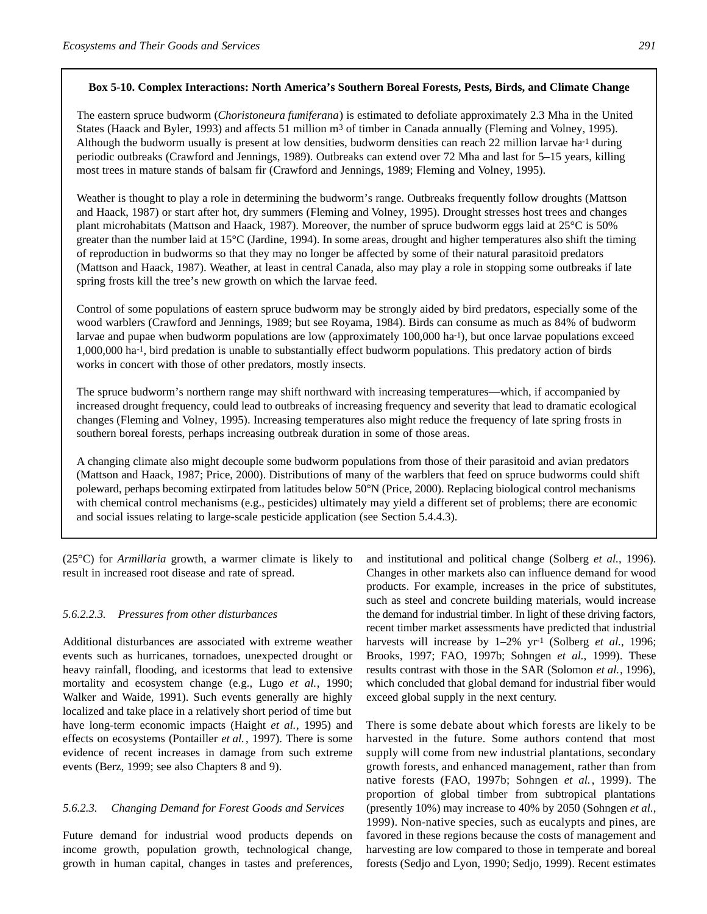**Box 5-10. Complex Interactions: North America's Southern Boreal Forests, Pests, Birds, and Climate Change**

The eastern spruce budworm (*Choristoneura fumiferana*) is estimated to defoliate approximately 2.3 Mha in the United States (Haack and Byler, 1993) and affects 51 million $m^3$ of timber in Canada annually (Fleming and Volney, 1995). Although the budworm usually is present at low densities, budworm densities can reach 22 million larvae $ha^{-1}$ during periodic outbreaks (Crawford and Jennings, 1989). Outbreaks can extend over 72 Mha and last for 5–15 years, killing most trees in mature stands of balsam fir (Crawford and Jennings, 1989; Fleming and Volney, 1995).

Weather is thought to play a role in determining the budworm's range. Outbreaks frequently follow droughts (Mattson and Haack, 1987) or start after hot, dry summers (Fleming and Volney, 1995). Drought stresses host trees and changes plant microhabitats (Mattson and Haack, 1987). Moreover, the number of spruce budworm eggs laid at 25°C is 50% greater than the number laid at 15°C (Jardine, 1994). In some areas, drought and higher temperatures also shift the timing of reproduction in budworms so that they may no longer be affected by some of their natural parasitoid predators (Mattson and Haack, 1987). Weather, at least in central Canada, also may play a role in stopping some outbreaks if late spring frosts kill the tree's new growth on which the larvae feed.

Control of some populations of eastern spruce budworm may be strongly aided by bird predators, especially some of the wood warblers (Crawford and Jennings, 1989; but see Royama, 1984). Birds can consume as much as 84% of budworm larvae and pupae when budworm populations are low (approximately 100,000 $ha^{-1}$), but once larvae populations exceed 1,000,000 $ha^{-1}$, bird predation is unable to substantially effect budworm populations. This predatory action of birds works in concert with those of other predators, mostly insects.

The spruce budworm's northern range may shift northward with increasing temperatures—which, if accompanied by increased drought frequency, could lead to outbreaks of increasing frequency and severity that lead to dramatic ecological changes (Fleming and Volney, 1995). Increasing temperatures also might reduce the frequency of late spring frosts in southern boreal forests, perhaps increasing outbreak duration in some of those areas.

A changing climate also might decouple some budworm populations from those of their parasitoid and avian predators (Mattson and Haack, 1987; Price, 2000). Distributions of many of the warblers that feed on spruce budworms could shift poleward, perhaps becoming extirpated from latitudes below 50°N (Price, 2000). Replacing biological control mechanisms with chemical control mechanisms (e.g., pesticides) ultimately may yield a different set of problems; there are economic and social issues relating to large-scale pesticide application (see Section 5.4.4.3).

(25°C) for *Armillaria* growth, a warmer climate is likely to result in increased root disease and rate of spread.

#### *5.6.2.2.3. Pressures from other disturbances*

Additional disturbances are associated with extreme weather events such as hurricanes, tornadoes, unexpected drought or heavy rainfall, flooding, and icestorms that lead to extensive mortality and ecosystem change (e.g., Lugo *et al.*, 1990; Walker and Waide, 1991). Such events generally are highly localized and take place in a relatively short period of time but have long-term economic impacts (Haight *et al.*, 1995) and effects on ecosystems (Pontailler *et al.*, 1997). There is some evidence of recent increases in damage from such extreme events (Berz, 1999; see also Chapters 8 and 9).

### *5.6.2.3. Changing Demand for Forest Goods and Services*

Future demand for industrial wood products depends on income growth, population growth, technological change, growth in human capital, changes in tastes and preferences, and institutional and political change (Solberg *et al.*, 1996). Changes in other markets also can influence demand for wood products. For example, increases in the price of substitutes, such as steel and concrete building materials, would increase the demand for industrial timber. In light of these driving factors, recent timber market assessments have predicted that industrial harvests will increase by 1–2% $yr^{-1}$ (Solberg *et al.*, 1996; Brooks, 1997; FAO, 1997b; Sohngen *et al.*, 1999). These results contrast with those in the SAR (Solomon *et al.*, 1996), which concluded that global demand for industrial fiber would exceed global supply in the next century.

There is some debate about which forests are likely to be harvested in the future. Some authors contend that most supply will come from new industrial plantations, secondary growth forests, and enhanced management, rather than from native forests (FAO, 1997b; Sohngen *et al.*, 1999). The proportion of global timber from subtropical plantations (presently 10%) may increase to 40% by 2050 (Sohngen *et al.*, 1999). Non-native species, such as eucalypts and pines, are favored in these regions because the costs of management and harvesting are low compared to those in temperate and boreal forests (Sedjo and Lyon, 1990; Sedjo, 1999). Recent estimates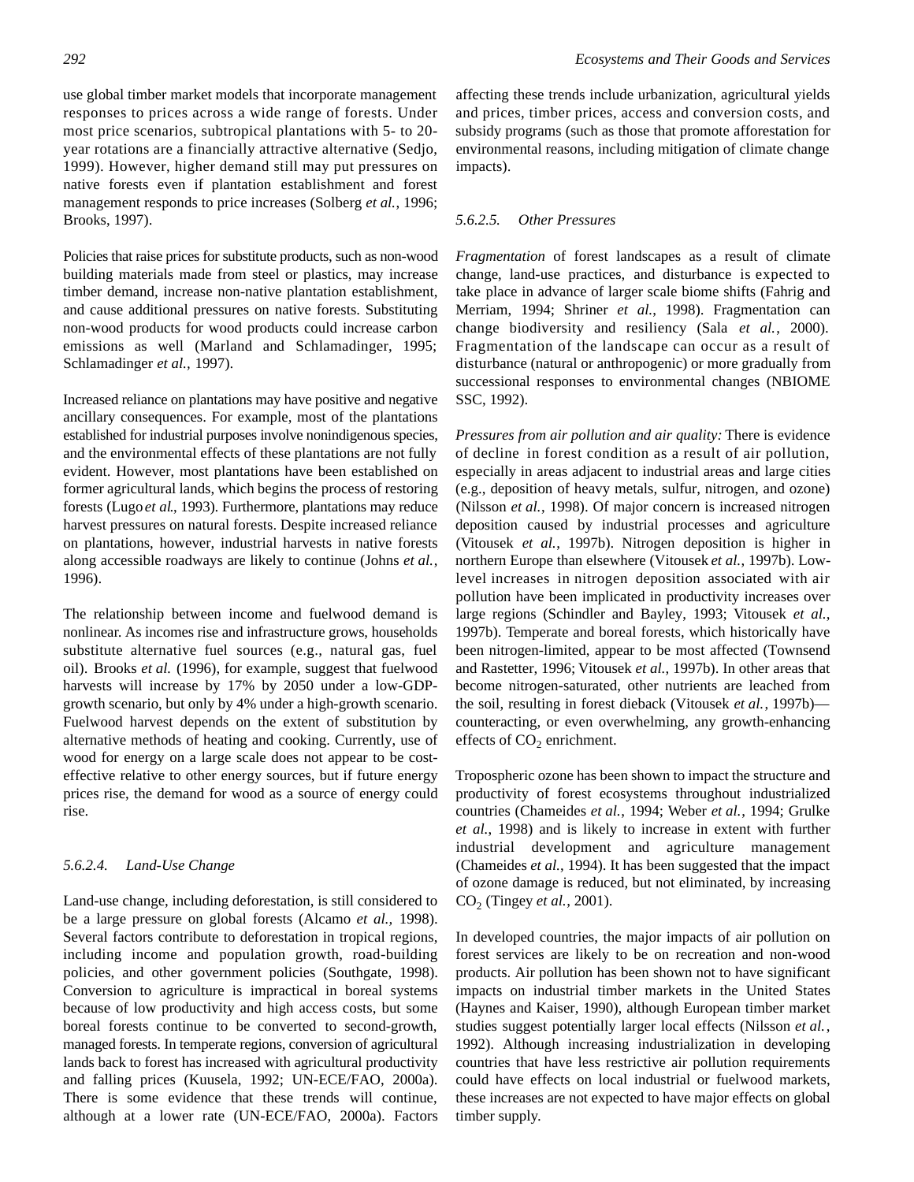use global timber market models that incorporate management responses to prices across a wide range of forests. Under most price scenarios, subtropical plantations with 5- to 20-year rotations are a financially attractive alternative (Sedjo, 1999). However, higher demand still may put pressures on native forests even if plantation establishment and forest management responds to price increases (Solberg *et al.*, 1996; Brooks, 1997).

Policies that raise prices for substitute products, such as non-wood building materials made from steel or plastics, may increase timber demand, increase non-native plantation establishment, and cause additional pressures on native forests. Substituting non-wood products for wood products could increase carbon emissions as well (Marland and Schlamadinger, 1995; Schlamadinger *et al.*, 1997).

Increased reliance on plantations may have positive and negative ancillary consequences. For example, most of the plantations established for industrial purposes involve nonindigenous species, and the environmental effects of these plantations are not fully evident. However, most plantations have been established on former agricultural lands, which begins the process of restoring forests (Lugo *et al.*, 1993). Furthermore, plantations may reduce harvest pressures on natural forests. Despite increased reliance on plantations, however, industrial harvests in native forests along accessible roadways are likely to continue (Johns *et al.*, 1996).

The relationship between income and fuelwood demand is nonlinear. As incomes rise and infrastructure grows, households substitute alternative fuel sources (e.g., natural gas, fuel oil). Brooks *et al.* (1996), for example, suggest that fuelwood harvests will increase by 17% by 2050 under a low-GDP-growth scenario, but only by 4% under a high-growth scenario. Fuelwood harvest depends on the extent of substitution by alternative methods of heating and cooking. Currently, use of wood for energy on a large scale does not appear to be cost-effective relative to other energy sources, but if future energy prices rise, the demand for wood as a source of energy could rise.

#### *5.6.2.4. Land-Use Change*

Land-use change, including deforestation, is still considered to be a large pressure on global forests (Alcamo *et al.*, 1998). Several factors contribute to deforestation in tropical regions, including income and population growth, road-building policies, and other government policies (Southgate, 1998). Conversion to agriculture is impractical in boreal systems because of low productivity and high access costs, but some boreal forests continue to be converted to second-growth, managed forests. In temperate regions, conversion of agricultural lands back to forest has increased with agricultural productivity and falling prices (Kuusela, 1992; UN-ECE/FAO, 2000a). There is some evidence that these trends will continue, although at a lower rate (UN-ECE/FAO, 2000a). Factors affecting these trends include urbanization, agricultural yields and prices, timber prices, access and conversion costs, and subsidy programs (such as those that promote afforestation for environmental reasons, including mitigation of climate change impacts).

#### *5.6.2.5. Other Pressures*

*Fragmentation* of forest landscapes as a result of climate change, land-use practices, and disturbance is expected to take place in advance of larger scale biome shifts (Fahrig and Merriam, 1994; Shriner *et al.*, 1998). Fragmentation can change biodiversity and resiliency (Sala *et al.*, 2000). Fragmentation of the landscape can occur as a result of disturbance (natural or anthropogenic) or more gradually from successional responses to environmental changes (NBIOME SSC, 1992).

*Pressures from air pollution and air quality:* There is evidence of decline in forest condition as a result of air pollution, especially in areas adjacent to industrial areas and large cities (e.g., deposition of heavy metals, sulfur, nitrogen, and ozone) (Nilsson *et al.*, 1998). Of major concern is increased nitrogen deposition caused by industrial processes and agriculture (Vitousek *et al.*, 1997b). Nitrogen deposition is higher in northern Europe than elsewhere (Vitousek *et al.*, 1997b). Low-level increases in nitrogen deposition associated with air pollution have been implicated in productivity increases over large regions (Schindler and Bayley, 1993; Vitousek *et al.*, 1997b). Temperate and boreal forests, which historically have been nitrogen-limited, appear to be most affected (Townsend and Rastetter, 1996; Vitousek *et al.*, 1997b). In other areas that become nitrogen-saturated, other nutrients are leached from the soil, resulting in forest dieback (Vitousek *et al.*, 1997b)—counteracting, or even overwhelming, any growth-enhancing effects of $CO_2$ enrichment.

Tropospheric ozone has been shown to impact the structure and productivity of forest ecosystems throughout industrialized countries (Chameides *et al.*, 1994; Weber *et al.*, 1994; Grulke *et al.*, 1998) and is likely to increase in extent with further industrial development and agriculture management (Chameides *et al.*, 1994). It has been suggested that the impact of ozone damage is reduced, but not eliminated, by increasing $CO_2$ (Tingey *et al.*, 2001).

In developed countries, the major impacts of air pollution on forest services are likely to be on recreation and non-wood products. Air pollution has been shown not to have significant impacts on industrial timber markets in the United States (Haynes and Kaiser, 1990), although European timber market studies suggest potentially larger local effects (Nilsson *et al.*, 1992). Although increasing industrialization in developing countries that have less restrictive air pollution requirements could have effects on local industrial or fuelwood markets, these increases are not expected to have major effects on global timber supply.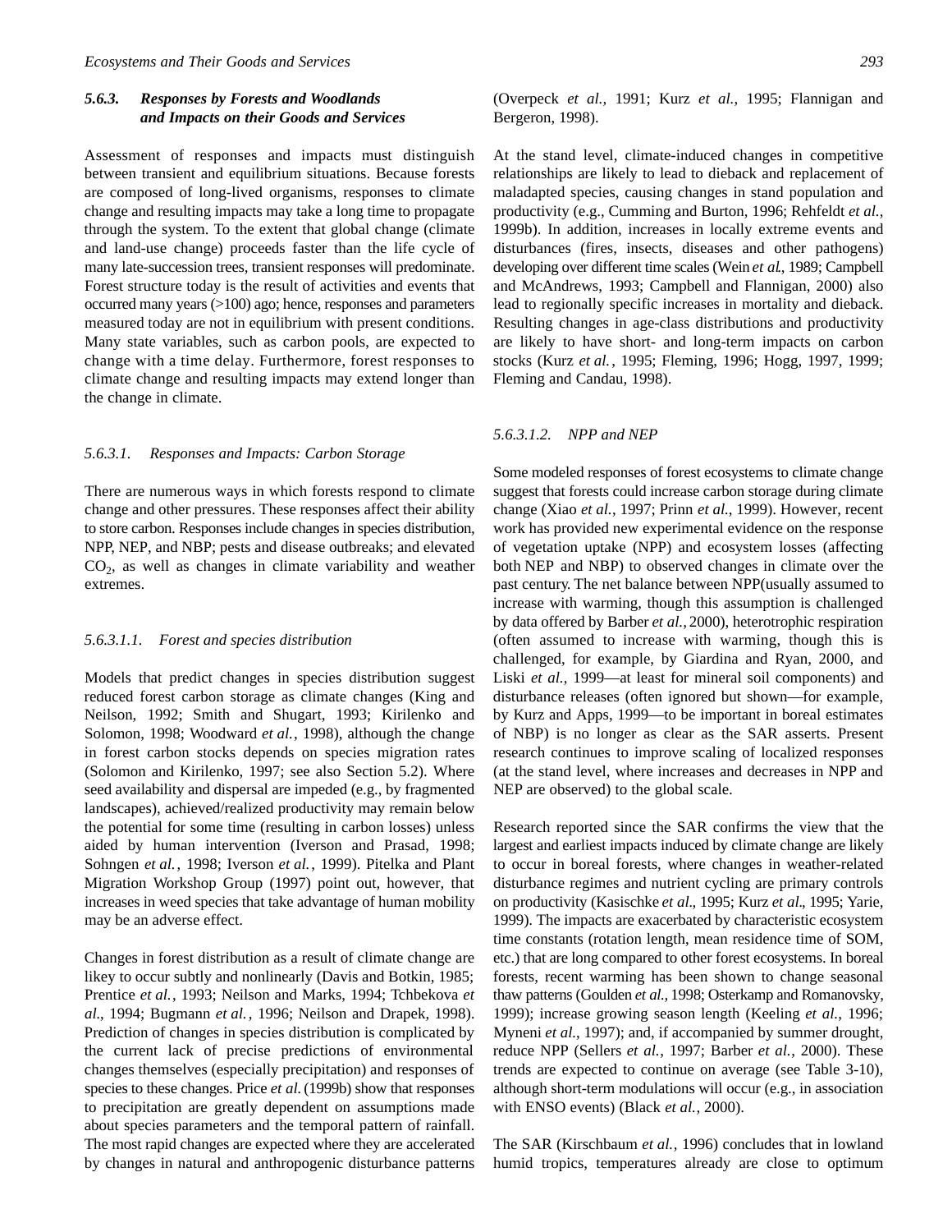### 5.6.3. Responses by Forests and Woodlands and Impacts on their Goods and Services

Assessment of responses and impacts must distinguish between transient and equilibrium situations. Because forests are composed of long-lived organisms, responses to climate change and resulting impacts may take a long time to propagate through the system. To the extent that global change (climate and land-use change) proceeds faster than the life cycle of many late-succession trees, transient responses will predominate. Forest structure today is the result of activities and events that occurred many years (>100) ago; hence, responses and parameters measured today are not in equilibrium with present conditions. Many state variables, such as carbon pools, are expected to change with a time delay. Furthermore, forest responses to climate change and resulting impacts may extend longer than the change in climate.

#### 5.6.3.1. Responses and Impacts: Carbon Storage

There are numerous ways in which forests respond to climate change and other pressures. These responses affect their ability to store carbon. Responses include changes in species distribution, NPP, NEP, and NBP; pests and disease outbreaks; and elevated $CO_2$, as well as changes in climate variability and weather extremes.

##### 5.6.3.1.1. Forest and species distribution

Models that predict changes in species distribution suggest reduced forest carbon storage as climate changes (King and Neilson, 1992; Smith and Shugart, 1993; Kirilenko and Solomon, 1998; Woodward *et al.*, 1998), although the change in forest carbon stocks depends on species migration rates (Solomon and Kirilenko, 1997; see also Section 5.2). Where seed availability and dispersal are impeded (e.g., by fragmented landscapes), achieved/realized productivity may remain below the potential for some time (resulting in carbon losses) unless aided by human intervention (Iverson and Prasad, 1998; Sohngen *et al.*, 1998; Iverson *et al.*, 1999). Pitelka and Plant Migration Workshop Group (1997) point out, however, that increases in weed species that take advantage of human mobility may be an adverse effect.

Changes in forest distribution as a result of climate change are likey to occur subtly and nonlinearly (Davis and Botkin, 1985; Prentice *et al.*, 1993; Neilson and Marks, 1994; Tchbekova *et al.*, 1994; Bugmann *et al.*, 1996; Neilson and Drapek, 1998). Prediction of changes in species distribution is complicated by the current lack of precise predictions of environmental changes themselves (especially precipitation) and responses of species to these changes. Price *et al.* (1999b) show that responses to precipitation are greatly dependent on assumptions made about species parameters and the temporal pattern of rainfall. The most rapid changes are expected where they are accelerated by changes in natural and anthropogenic disturbance patterns (Overpeck *et al.*, 1991; Kurz *et al.*, 1995; Flannigan and Bergeron, 1998).

At the stand level, climate-induced changes in competitive relationships are likely to lead to dieback and replacement of maladapted species, causing changes in stand population and productivity (e.g., Cumming and Burton, 1996; Rehfeldt *et al.*, 1999b). In addition, increases in locally extreme events and disturbances (fires, insects, diseases and other pathogens) developing over different time scales (Wein *et al.*, 1989; Campbell and McAndrews, 1993; Campbell and Flannigan, 2000) also lead to regionally specific increases in mortality and dieback. Resulting changes in age-class distributions and productivity are likely to have short- and long-term impacts on carbon stocks (Kurz *et al.*, 1995; Fleming, 1996; Hogg, 1997, 1999; Fleming and Candau, 1998).

##### 5.6.3.1.2. NPP and NEP

Some modeled responses of forest ecosystems to climate change suggest that forests could increase carbon storage during climate change (Xiao *et al.*, 1997; Prinn *et al.*, 1999). However, recent work has provided new experimental evidence on the response of vegetation uptake (NPP) and ecosystem losses (affecting both NEP and NBP) to observed changes in climate over the past century. The net balance between NPP(usually assumed to increase with warming, though this assumption is challenged by data offered by Barber *et al.*, 2000), heterotrophic respiration (often assumed to increase with warming, though this is challenged, for example, by Giardina and Ryan, 2000, and Liski *et al.*, 1999—at least for mineral soil components) and disturbance releases (often ignored but shown—for example, by Kurz and Apps, 1999—to be important in boreal estimates of NBP) is no longer as clear as the SAR asserts. Present research continues to improve scaling of localized responses (at the stand level, where increases and decreases in NPP and NEP are observed) to the global scale.

Research reported since the SAR confirms the view that the largest and earliest impacts induced by climate change are likely to occur in boreal forests, where changes in weather-related disturbance regimes and nutrient cycling are primary controls on productivity (Kasischke *et al.*, 1995; Kurz *et al.*, 1995; Yarie, 1999). The impacts are exacerbated by characteristic ecosystem time constants (rotation length, mean residence time of SOM, etc.) that are long compared to other forest ecosystems. In boreal forests, recent warming has been shown to change seasonal thaw patterns (Goulden *et al.*, 1998; Osterkamp and Romanovsky, 1999); increase growing season length (Keeling *et al.*, 1996; Myneni *et al.*, 1997); and, if accompanied by summer drought, reduce NPP (Sellers *et al.*, 1997; Barber *et al.*, 2000). These trends are expected to continue on average (see Table 3-10), although short-term modulations will occur (e.g., in association with ENSO events) (Black *et al.*, 2000).

The SAR (Kirschbaum *et al.*, 1996) concludes that in lowland humid tropics, temperatures already are close to optimum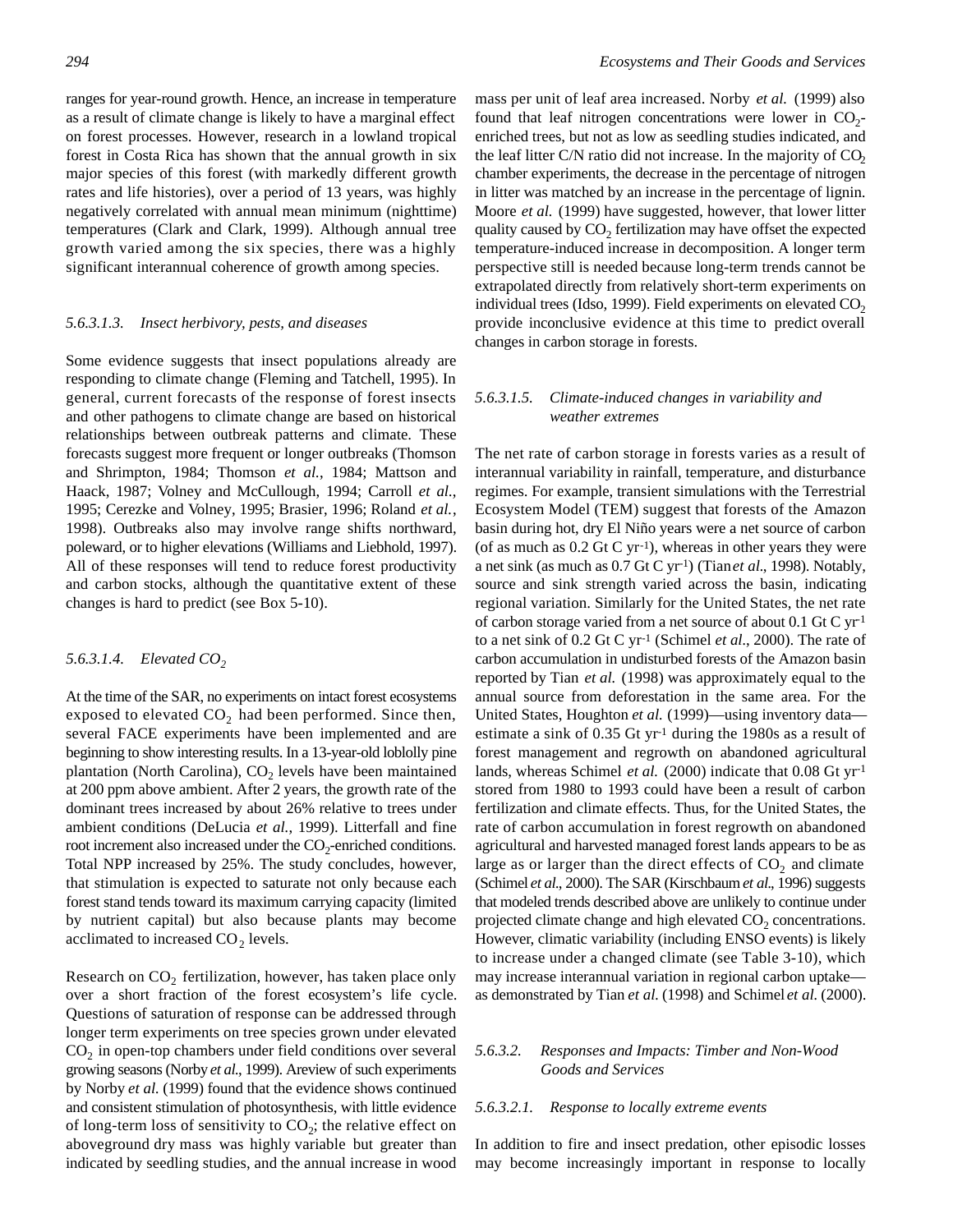ranges for year-round growth. Hence, an increase in temperature as a result of climate change is likely to have a marginal effect on forest processes. However, research in a lowland tropical forest in Costa Rica has shown that the annual growth in six major species of this forest (with markedly different growth rates and life histories), over a period of 13 years, was highly negatively correlated with annual mean minimum (nighttime) temperatures (Clark and Clark, 1999). Although annual tree growth varied among the six species, there was a highly significant interannual coherence of growth among species.

##### 5.6.3.1.3. Insect herbivory, pests, and diseases

Some evidence suggests that insect populations already are responding to climate change (Fleming and Tatchell, 1995). In general, current forecasts of the response of forest insects and other pathogens to climate change are based on historical relationships between outbreak patterns and climate. These forecasts suggest more frequent or longer outbreaks (Thomson and Shrimpton, 1984; Thomson *et al.*, 1984; Mattson and Haack, 1987; Volney and McCullough, 1994; Carroll *et al.*, 1995; Cerezke and Volney, 1995; Brasier, 1996; Roland *et al.*, 1998). Outbreaks also may involve range shifts northward, poleward, or to higher elevations (Williams and Liebhold, 1997). All of these responses will tend to reduce forest productivity and carbon stocks, although the quantitative extent of these changes is hard to predict (see Box 5-10).

##### 5.6.3.1.4. Elevated $CO_2$

At the time of the SAR, no experiments on intact forest ecosystems exposed to elevated $CO_2$ had been performed. Since then, several FACE experiments have been implemented and are beginning to show interesting results. In a 13-year-old loblolly pine plantation (North Carolina), $CO_2$ levels have been maintained at 200 ppm above ambient. After 2 years, the growth rate of the dominant trees increased by about 26% relative to trees under ambient conditions (DeLucia *et al.*, 1999). Litterfall and fine root increment also increased under the $CO_2$-enriched conditions. Total NPP increased by 25%. The study concludes, however, that stimulation is expected to saturate not only because each forest stand tends toward its maximum carrying capacity (limited by nutrient capital) but also because plants may become acclimated to increased $CO_2$ levels.

Research on $CO_2$ fertilization, however, has taken place only over a short fraction of the forest ecosystem's life cycle. Questions of saturation of response can be addressed through longer term experiments on tree species grown under elevated $CO_2$ in open-top chambers under field conditions over several growing seasons (Norby *et al.*, 1999). A review of such experiments by Norby *et al.* (1999) found that the evidence shows continued and consistent stimulation of photosynthesis, with little evidence of long-term loss of sensitivity to $CO_2$; the relative effect on aboveground dry mass was highly variable but greater than indicated by seedling studies, and the annual increase in wood mass per unit of leaf area increased. Norby *et al.* (1999) also found that leaf nitrogen concentrations were lower in $CO_2$-enriched trees, but not as low as seedling studies indicated, and the leaf litter C/N ratio did not increase. In the majority of $CO_2$ chamber experiments, the decrease in the percentage of nitrogen in litter was matched by an increase in the percentage of lignin. Moore *et al.* (1999) have suggested, however, that lower litter quality caused by $CO_2$ fertilization may have offset the expected temperature-induced increase in decomposition. A longer term perspective still is needed because long-term trends cannot be extrapolated directly from relatively short-term experiments on individual trees (Idso, 1999). Field experiments on elevated $CO_2$ provide inconclusive evidence at this time to predict overall changes in carbon storage in forests.

##### 5.6.3.1.5. Climate-induced changes in variability and weather extremes

The net rate of carbon storage in forests varies as a result of interannual variability in rainfall, temperature, and disturbance regimes. For example, transient simulations with the Terrestrial Ecosystem Model (TEM) suggest that forests of the Amazon basin during hot, dry El Niño years were a net source of carbon (of as much as 0.2 Gt C $yr^{-1}$), whereas in other years they were a net sink (as much as 0.7 Gt C $yr^{-1}$) (Tian *et al.*, 1998). Notably, source and sink strength varied across the basin, indicating regional variation. Similarly for the United States, the net rate of carbon storage varied from a net source of about 0.1 Gt C $yr^{-1}$ to a net sink of 0.2 Gt C $yr^{-1}$ (Schimel *et al.*, 2000). The rate of carbon accumulation in undisturbed forests of the Amazon basin reported by Tian *et al.* (1998) was approximately equal to the annual source from deforestation in the same area. For the United States, Houghton *et al.* (1999)—using inventory data—estimate a sink of 0.35 Gt $yr^{-1}$ during the 1980s as a result of forest management and regrowth on abandoned agricultural lands, whereas Schimel *et al.* (2000) indicate that 0.08 Gt $yr^{-1}$ stored from 1980 to 1993 could have been a result of carbon fertilization and climate effects. Thus, for the United States, the rate of carbon accumulation in forest regrowth on abandoned agricultural and harvested managed forest lands appears to be as large as or larger than the direct effects of $CO_2$ and climate (Schimel *et al.*, 2000). The SAR (Kirschbaum *et al.*, 1996) suggests that modeled trends described above are unlikely to continue under projected climate change and high elevated $CO_2$ concentrations. However, climatic variability (including ENSO events) is likely to increase under a changed climate (see Table 3-10), which may increase interannual variation in regional carbon uptake—as demonstrated by Tian *et al.* (1998) and Schimel *et al.* (2000).

#### 5.6.3.2. Responses and Impacts: Timber and Non-Wood Goods and Services

##### 5.6.3.2.1. Response to locally extreme events

In addition to fire and insect predation, other episodic losses may become increasingly important in response to locally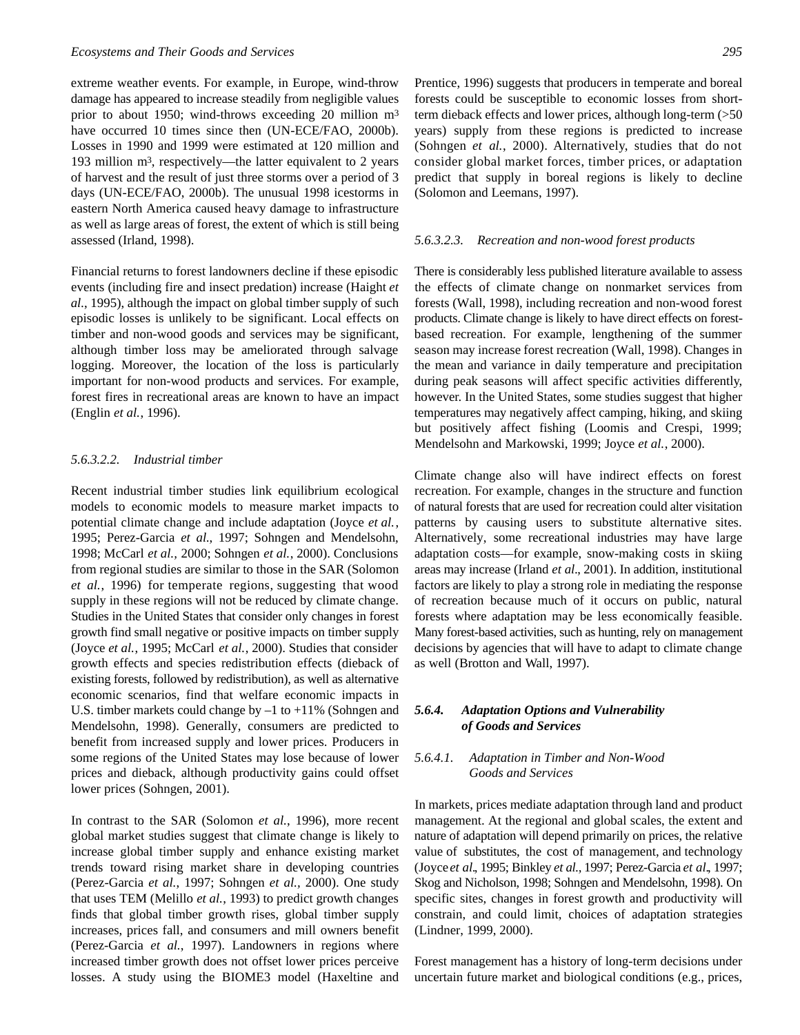extreme weather events. For example, in Europe, wind-throw damage has appeared to increase steadily from negligible values prior to about 1950; wind-throws exceeding 20 million $m^3$ have occurred 10 times since then (UN-ECE/FAO, 2000b). Losses in 1990 and 1999 were estimated at 120 million and 193 million $m^3$, respectively—the latter equivalent to 2 years of harvest and the result of just three storms over a period of 3 days (UN-ECE/FAO, 2000b). The unusual 1998 icestorms in eastern North America caused heavy damage to infrastructure as well as large areas of forest, the extent of which is still being assessed (Irland, 1998).

Financial returns to forest landowners decline if these episodic events (including fire and insect predation) increase (Haight *et al.*, 1995), although the impact on global timber supply of such episodic losses is unlikely to be significant. Local effects on timber and non-wood goods and services may be significant, although timber loss may be ameliorated through salvage logging. Moreover, the location of the loss is particularly important for non-wood products and services. For example, forest fires in recreational areas are known to have an impact (Englin *et al.*, 1996).

##### *5.6.3.2.2. Industrial timber*

Recent industrial timber studies link equilibrium ecological models to economic models to measure market impacts to potential climate change and include adaptation (Joyce *et al.*, 1995; Perez-Garcia *et al.*, 1997; Sohngen and Mendelsohn, 1998; McCarl *et al.*, 2000; Sohngen *et al.*, 2000). Conclusions from regional studies are similar to those in the SAR (Solomon *et al.*, 1996) for temperate regions, suggesting that wood supply in these regions will not be reduced by climate change. Studies in the United States that consider only changes in forest growth find small negative or positive impacts on timber supply (Joyce *et al.*, 1995; McCarl *et al.*, 2000). Studies that consider growth effects and species redistribution effects (dieback of existing forests, followed by redistribution), as well as alternative economic scenarios, find that welfare economic impacts in U.S. timber markets could change by –1 to +11% (Sohngen and Mendelsohn, 1998). Generally, consumers are predicted to benefit from increased supply and lower prices. Producers in some regions of the United States may lose because of lower prices and dieback, although productivity gains could offset lower prices (Sohngen, 2001).

In contrast to the SAR (Solomon *et al.*, 1996), more recent global market studies suggest that climate change is likely to increase global timber supply and enhance existing market trends toward rising market share in developing countries (Perez-Garcia *et al.*, 1997; Sohngen *et al.*, 2000). One study that uses TEM (Melillo *et al.*, 1993) to predict growth changes finds that global timber growth rises, global timber supply increases, prices fall, and consumers and mill owners benefit (Perez-Garcia *et al.*, 1997). Landowners in regions where increased timber growth does not offset lower prices perceive losses. A study using the BIOME3 model (Haxeltine and Prentice, 1996) suggests that producers in temperate and boreal forests could be susceptible to economic losses from short-term dieback effects and lower prices, although long-term (>50 years) supply from these regions is predicted to increase (Sohngen *et al.*, 2000). Alternatively, studies that do not consider global market forces, timber prices, or adaptation predict that supply in boreal regions is likely to decline (Solomon and Leemans, 1997).

##### *5.6.3.2.3. Recreation and non-wood forest products*

There is considerably less published literature available to assess the effects of climate change on nonmarket services from forests (Wall, 1998), including recreation and non-wood forest products. Climate change is likely to have direct effects on forest-based recreation. For example, lengthening of the summer season may increase forest recreation (Wall, 1998). Changes in the mean and variance in daily temperature and precipitation during peak seasons will affect specific activities differently, however. In the United States, some studies suggest that higher temperatures may negatively affect camping, hiking, and skiing but positively affect fishing (Loomis and Crespi, 1999; Mendelsohn and Markowski, 1999; Joyce *et al.*, 2000).

Climate change also will have indirect effects on forest recreation. For example, changes in the structure and function of natural forests that are used for recreation could alter visitation patterns by causing users to substitute alternative sites. Alternatively, some recreational industries may have large adaptation costs—for example, snow-making costs in skiing areas may increase (Irland *et al*., 2001). In addition, institutional factors are likely to play a strong role in mediating the response of recreation because much of it occurs on public, natural forests where adaptation may be less economically feasible. Many forest-based activities, such as hunting, rely on management decisions by agencies that will have to adapt to climate change as well (Brotton and Wall, 1997).

### ***5.6.4. Adaptation Options and Vulnerability of Goods and Services***

#### *5.6.4.1. Adaptation in Timber and Non-Wood Goods and Services*

In markets, prices mediate adaptation through land and product management. At the regional and global scales, the extent and nature of adaptation will depend primarily on prices, the relative value of substitutes, the cost of management, and technology (Joyce *et al*., 1995; Binkley *et al.*, 1997; Perez-Garcia *et al*., 1997; Skog and Nicholson, 1998; Sohngen and Mendelsohn, 1998). On specific sites, changes in forest growth and productivity will constrain, and could limit, choices of adaptation strategies (Lindner, 1999, 2000).

Forest management has a history of long-term decisions under uncertain future market and biological conditions (e.g., prices,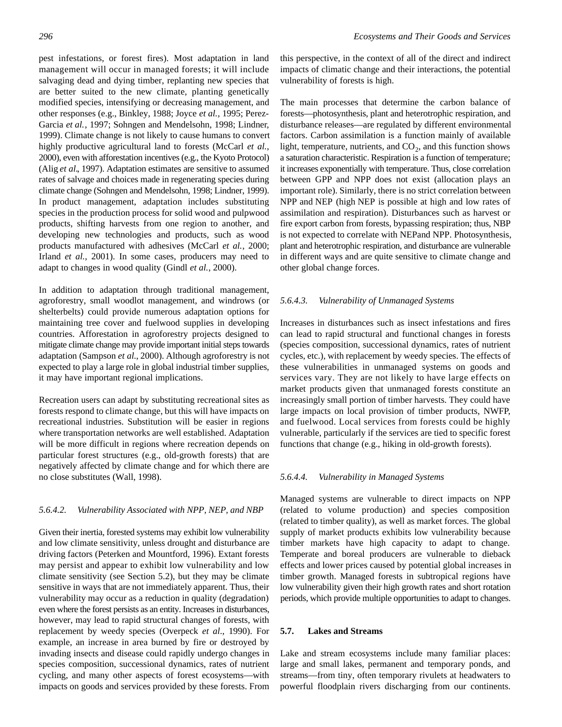pest infestations, or forest fires). Most adaptation in land management will occur in managed forests; it will include salvaging dead and dying timber, replanting new species that are better suited to the new climate, planting genetically modified species, intensifying or decreasing management, and other responses (e.g., Binkley, 1988; Joyce *et al.*, 1995; Perez-Garcia *et al.*, 1997; Sohngen and Mendelsohn, 1998; Lindner, 1999). Climate change is not likely to cause humans to convert highly productive agricultural land to forests (McCarl *et al.*, 2000), even with afforestation incentives (e.g., the Kyoto Protocol) (Alig *et al*., 1997). Adaptation estimates are sensitive to assumed rates of salvage and choices made in regenerating species during climate change (Sohngen and Mendelsohn, 1998; Lindner, 1999). In product management, adaptation includes substituting species in the production process for solid wood and pulpwood products, shifting harvests from one region to another, and developing new technologies and products, such as wood products manufactured with adhesives (McCarl *et al.*, 2000; Irland *et al.*, 2001). In some cases, producers may need to adapt to changes in wood quality (Gindl *et al.*, 2000).

In addition to adaptation through traditional management, agroforestry, small woodlot management, and windrows (or shelterbelts) could provide numerous adaptation options for maintaining tree cover and fuelwood supplies in developing countries. Afforestation in agroforestry projects designed to mitigate climate change may provide important initial steps towards adaptation (Sampson *et al*., 2000). Although agroforestry is not expected to play a large role in global industrial timber supplies, it may have important regional implications.

Recreation users can adapt by substituting recreational sites as forests respond to climate change, but this will have impacts on recreational industries. Substitution will be easier in regions where transportation networks are well established. Adaptation will be more difficult in regions where recreation depends on particular forest structures (e.g., old-growth forests) that are negatively affected by climate change and for which there are no close substitutes (Wall, 1998).

#### 5.6.4.2. Vulnerability Associated with NPP, NEP, and NBP

Given their inertia, forested systems may exhibit low vulnerability and low climate sensitivity, unless drought and disturbance are driving factors (Peterken and Mountford, 1996). Extant forests may persist and appear to exhibit low vulnerability and low climate sensitivity (see Section 5.2), but they may be climate sensitive in ways that are not immediately apparent. Thus, their vulnerability may occur as a reduction in quality (degradation) even where the forest persists as an entity. Increases in disturbances, however, may lead to rapid structural changes of forests, with replacement by weedy species (Overpeck *et al*., 1990). For example, an increase in area burned by fire or destroyed by invading insects and disease could rapidly undergo changes in species composition, successional dynamics, rates of nutrient cycling, and many other aspects of forest ecosystems—with impacts on goods and services provided by these forests. From this perspective, in the context of all of the direct and indirect impacts of climatic change and their interactions, the potential vulnerability of forests is high.

The main processes that determine the carbon balance of forests—photosynthesis, plant and heterotrophic respiration, and disturbance releases—are regulated by different environmental factors. Carbon assimilation is a function mainly of available light, temperature, nutrients, and $CO_2$, and this function shows a saturation characteristic. Respiration is a function of temperature; it increases exponentially with temperature. Thus, close correlation between GPP and NPP does not exist (allocation plays an important role). Similarly, there is no strict correlation between NPP and NEP (high NEP is possible at high and low rates of assimilation and respiration). Disturbances such as harvest or fire export carbon from forests, bypassing respiration; thus, NBP is not expected to correlate with NEPand NPP. Photosynthesis, plant and heterotrophic respiration, and disturbance are vulnerable in different ways and are quite sensitive to climate change and other global change forces.

#### 5.6.4.3. Vulnerability of Unmanaged Systems

Increases in disturbances such as insect infestations and fires can lead to rapid structural and functional changes in forests (species composition, successional dynamics, rates of nutrient cycles, etc.), with replacement by weedy species. The effects of these vulnerabilities in unmanaged systems on goods and services vary. They are not likely to have large effects on market products given that unmanaged forests constitute an increasingly small portion of timber harvests. They could have large impacts on local provision of timber products, NWFP, and fuelwood. Local services from forests could be highly vulnerable, particularly if the services are tied to specific forest functions that change (e.g., hiking in old-growth forests).

#### 5.6.4.4. Vulnerability in Managed Systems

Managed systems are vulnerable to direct impacts on NPP (related to volume production) and species composition (related to timber quality), as well as market forces. The global supply of market products exhibits low vulnerability because timber markets have high capacity to adapt to change. Temperate and boreal producers are vulnerable to dieback effects and lower prices caused by potential global increases in timber growth. Managed forests in subtropical regions have low vulnerability given their high growth rates and short rotation periods, which provide multiple opportunities to adapt to changes.

## 5.7. Lakes and Streams

Lake and stream ecosystems include many familiar places: large and small lakes, permanent and temporary ponds, and streams—from tiny, often temporary rivulets at headwaters to powerful floodplain rivers discharging from our continents.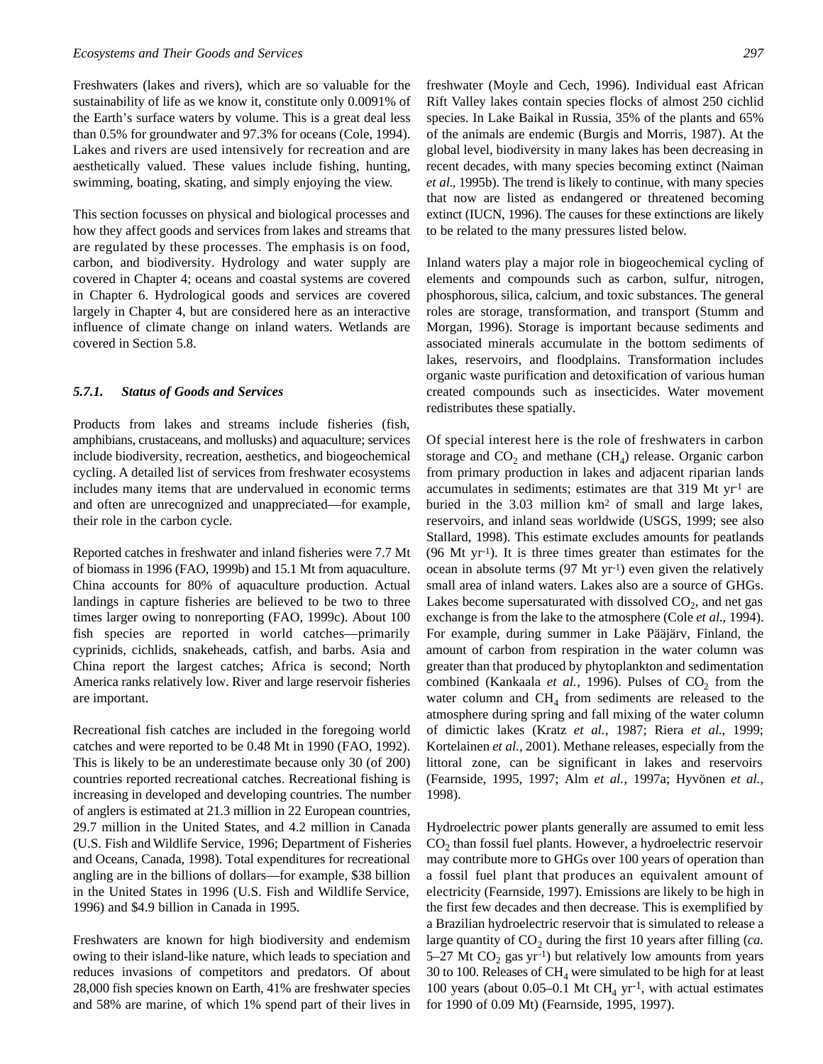Freshwaters (lakes and rivers), which are so valuable for the sustainability of life as we know it, constitute only 0.0091% of the Earth's surface waters by volume. This is a great deal less than 0.5% for groundwater and 97.3% for oceans (Cole, 1994). Lakes and rivers are used intensively for recreation and are aesthetically valued. These values include fishing, hunting, swimming, boating, skating, and simply enjoying the view.

This section focusses on physical and biological processes and how they affect goods and services from lakes and streams that are regulated by these processes. The emphasis is on food, carbon, and biodiversity. Hydrology and water supply are covered in Chapter 4; oceans and coastal systems are covered in Chapter 6. Hydrological goods and services are covered largely in Chapter 4, but are considered here as an interactive influence of climate change on inland waters. Wetlands are covered in Section 5.8.

### *5.7.1. Status of Goods and Services*

Products from lakes and streams include fisheries (fish, amphibians, crustaceans, and mollusks) and aquaculture; services include biodiversity, recreation, aesthetics, and biogeochemical cycling. A detailed list of services from freshwater ecosystems includes many items that are undervalued in economic terms and often are unrecognized and unappreciated—for example, their role in the carbon cycle.

Reported catches in freshwater and inland fisheries were 7.7 Mt of biomass in 1996 (FAO, 1999b) and 15.1 Mt from aquaculture. China accounts for 80% of aquaculture production. Actual landings in capture fisheries are believed to be two to three times larger owing to nonreporting (FAO, 1999c). About 100 fish species are reported in world catches—primarily cyprinids, cichlids, snakeheads, catfish, and barbs. Asia and China report the largest catches; Africa is second; North America ranks relatively low. River and large reservoir fisheries are important.

Recreational fish catches are included in the foregoing world catches and were reported to be 0.48 Mt in 1990 (FAO, 1992). This is likely to be an underestimate because only 30 (of 200) countries reported recreational catches. Recreational fishing is increasing in developed and developing countries. The number of anglers is estimated at 21.3 million in 22 European countries, 29.7 million in the United States, and 4.2 million in Canada (U.S. Fish and Wildlife Service, 1996; Department of Fisheries and Oceans, Canada, 1998). Total expenditures for recreational angling are in the billions of dollars—for example, $38 billion in the United States in 1996 (U.S. Fish and Wildlife Service, 1996) and $4.9 billion in Canada in 1995.

Freshwaters are known for high biodiversity and endemism owing to their island-like nature, which leads to speciation and reduces invasions of competitors and predators. Of about 28,000 fish species known on Earth, 41% are freshwater species and 58% are marine, of which 1% spend part of their lives in freshwater (Moyle and Cech, 1996). Individual east African Rift Valley lakes contain species flocks of almost 250 cichlid species. In Lake Baikal in Russia, 35% of the plants and 65% of the animals are endemic (Burgis and Morris, 1987). At the global level, biodiversity in many lakes has been decreasing in recent decades, with many species becoming extinct (Naiman *et al*., 1995b). The trend is likely to continue, with many species that now are listed as endangered or threatened becoming extinct (IUCN, 1996). The causes for these extinctions are likely to be related to the many pressures listed below.

Inland waters play a major role in biogeochemical cycling of elements and compounds such as carbon, sulfur, nitrogen, phosphorous, silica, calcium, and toxic substances. The general roles are storage, transformation, and transport (Stumm and Morgan, 1996). Storage is important because sediments and associated minerals accumulate in the bottom sediments of lakes, reservoirs, and floodplains. Transformation includes organic waste purification and detoxification of various human created compounds such as insecticides. Water movement redistributes these spatially.

Of special interest here is the role of freshwaters in carbon storage and $CO_2$ and methane ($CH_4$) release. Organic carbon from primary production in lakes and adjacent riparian lands accumulates in sediments; estimates are that 319 Mt yr$^{-1}$ are buried in the 3.03 million km$^2$ of small and large lakes, reservoirs, and inland seas worldwide (USGS, 1999; see also Stallard, 1998). This estimate excludes amounts for peatlands (96 Mt yr$^{-1}$). It is three times greater than estimates for the ocean in absolute terms (97 Mt yr$^{-1}$) even given the relatively small area of inland waters. Lakes also are a source of GHGs. Lakes become supersaturated with dissolved $CO_2$, and net gas exchange is from the lake to the atmosphere (Cole *et al*., 1994). For example, during summer in Lake Pääjärv, Finland, the amount of carbon from respiration in the water column was greater than that produced by phytoplankton and sedimentation combined (Kankaala *et al.*, 1996). Pulses of $CO_2$ from the water column and $CH_4$ from sediments are released to the atmosphere during spring and fall mixing of the water column of dimictic lakes (Kratz *et al.*, 1987; Riera *et al.*, 1999; Kortelainen *et al.,* 2001). Methane releases, especially from the littoral zone, can be significant in lakes and reservoirs (Fearnside, 1995, 1997; Alm *et al.*, 1997a; Hyvönen *et al.*, 1998).

Hydroelectric power plants generally are assumed to emit less $CO_2$ than fossil fuel plants. However, a hydroelectric reservoir may contribute more to GHGs over 100 years of operation than a fossil fuel plant that produces an equivalent amount of electricity (Fearnside, 1997). Emissions are likely to be high in the first few decades and then decrease. This is exemplified by a Brazilian hydroelectric reservoir that is simulated to release a large quantity of $CO_2$ during the first 10 years after filling (*ca.* 5–27 Mt $CO_2$ gas yr$^{-1}$) but relatively low amounts from years 30 to 100. Releases of $CH_4$ were simulated to be high for at least 100 years (about 0.05–0.1 Mt $CH_4$ yr$^{-1}$, with actual estimates for 1990 of 0.09 Mt) (Fearnside, 1995, 1997).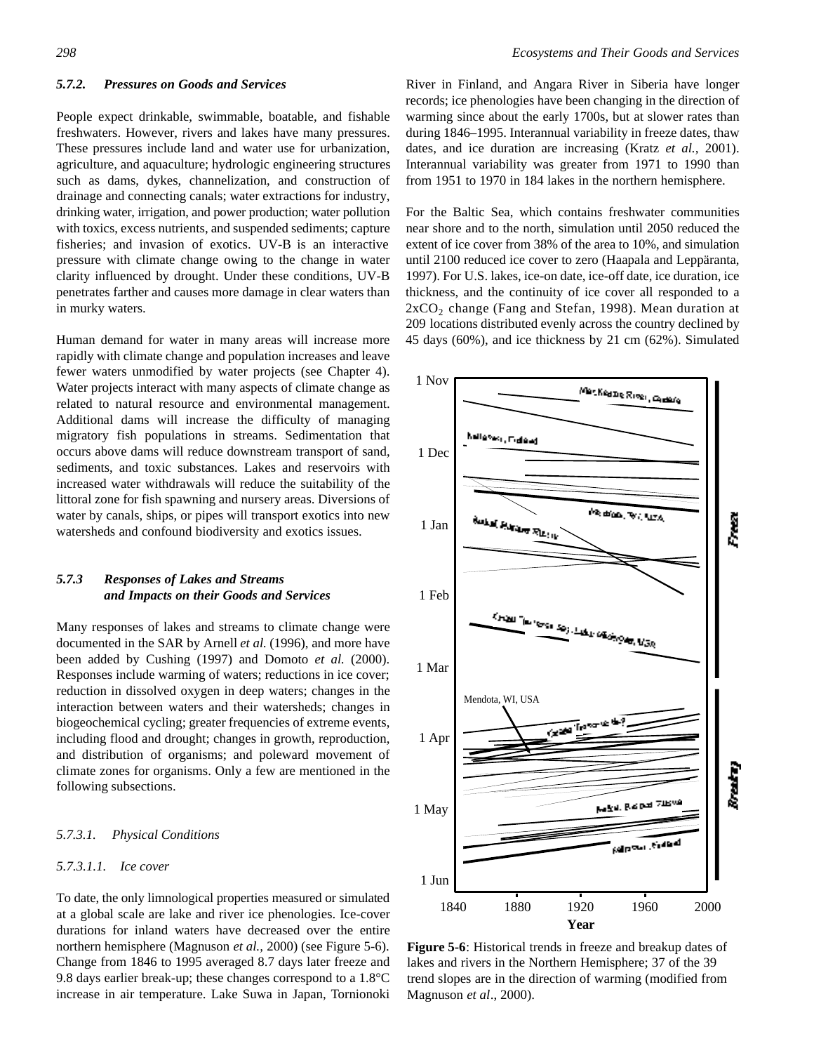#### 5.7.2. Pressures on Goods and Services

People expect drinkable, swimmable, boatable, and fishable freshwaters. However, rivers and lakes have many pressures. These pressures include land and water use for urbanization, agriculture, and aquaculture; hydrologic engineering structures such as dams, dykes, channelization, and construction of drainage and connecting canals; water extractions for industry, drinking water, irrigation, and power production; water pollution with toxics, excess nutrients, and suspended sediments; capture fisheries; and invasion of exotics. UV-B is an interactive pressure with climate change owing to the change in water clarity influenced by drought. Under these conditions, UV-B penetrates farther and causes more damage in clear waters than in murky waters.

Human demand for water in many areas will increase more rapidly with climate change and population increases and leave fewer waters unmodified by water projects (see Chapter 4). Water projects interact with many aspects of climate change as related to natural resource and environmental management. Additional dams will increase the difficulty of managing migratory fish populations in streams. Sedimentation that occurs above dams will reduce downstream transport of sand, sediments, and toxic substances. Lakes and reservoirs with increased water withdrawals will reduce the suitability of the littoral zone for fish spawning and nursery areas. Diversions of water by canals, ships, or pipes will transport exotics into new watersheds and confound biodiversity and exotics issues.

#### 5.7.3 Responses of Lakes and Streams and Impacts on their Goods and Services

Many responses of lakes and streams to climate change were documented in the SAR by Arnell *et al.* (1996), and more have been added by Cushing (1997) and Domoto *et al.* (2000). Responses include warming of waters; reductions in ice cover; reduction in dissolved oxygen in deep waters; changes in the interaction between waters and their watersheds; changes in biogeochemical cycling; greater frequencies of extreme events, including flood and drought; changes in growth, reproduction, and distribution of organisms; and poleward movement of climate zones for organisms. Only a few are mentioned in the following subsections.

##### 5.7.3.1. Physical Conditions

##### 5.7.3.1.1. Ice cover

To date, the only limnological properties measured or simulated at a global scale are lake and river ice phenologies. Ice-cover durations for inland waters have decreased over the entire northern hemisphere (Magnuson *et al.*, 2000) (see Figure 5-6). Change from 1846 to 1995 averaged 8.7 days later freeze and 9.8 days earlier break-up; these changes correspond to a 1.8°C increase in air temperature. Lake Suwa in Japan, Tornionoki River in Finland, and Angara River in Siberia have longer records; ice phenologies have been changing in the direction of warming since about the early 1700s, but at slower rates than during 1846–1995. Interannual variability in freeze dates, thaw dates, and ice duration are increasing (Kratz *et al.*, 2001). Interannual variability was greater from 1971 to 1990 than from 1951 to 1970 in 184 lakes in the northern hemisphere.

For the Baltic Sea, which contains freshwater communities near shore and to the north, simulation until 2050 reduced the extent of ice cover from 38% of the area to 10%, and simulation until 2100 reduced ice cover to zero (Haapala and Leppäranta, 1997). For U.S. lakes, ice-on date, ice-off date, ice duration, ice thickness, and the continuity of ice cover all responded to a $2xCO_2$ change (Fang and Stefan, 1998). Mean duration at 209 locations distributed evenly across the country declined by 45 days (60%), and ice thickness by 21 cm (62%). Simulated

**Figure 5-6**: Historical trends in freeze and breakup dates of lakes and rivers in the Northern Hemisphere; 37 of the 39 trend slopes are in the direction of warming (modified from Magnuson *et al*., 2000).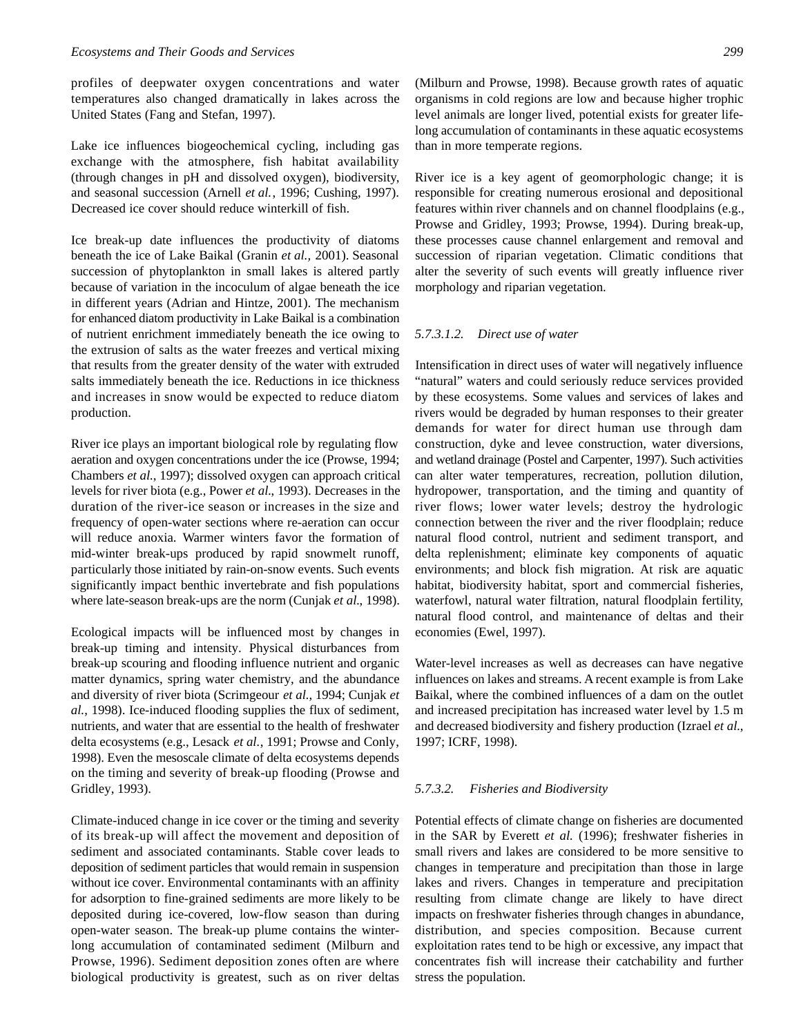profiles of deepwater oxygen concentrations and water temperatures also changed dramatically in lakes across the United States (Fang and Stefan, 1997).

Lake ice influences biogeochemical cycling, including gas exchange with the atmosphere, fish habitat availability (through changes in pH and dissolved oxygen), biodiversity, and seasonal succession (Arnell *et al.*, 1996; Cushing, 1997). Decreased ice cover should reduce winterkill of fish.

Ice break-up date influences the productivity of diatoms beneath the ice of Lake Baikal (Granin *et al.*, 2001). Seasonal succession of phytoplankton in small lakes is altered partly because of variation in the incoculum of algae beneath the ice in different years (Adrian and Hintze, 2001). The mechanism for enhanced diatom productivity in Lake Baikal is a combination of nutrient enrichment immediately beneath the ice owing to the extrusion of salts as the water freezes and vertical mixing that results from the greater density of the water with extruded salts immediately beneath the ice. Reductions in ice thickness and increases in snow would be expected to reduce diatom production.

River ice plays an important biological role by regulating flow aeration and oxygen concentrations under the ice (Prowse, 1994; Chambers *et al.*, 1997); dissolved oxygen can approach critical levels for river biota (e.g., Power *et al.*, 1993). Decreases in the duration of the river-ice season or increases in the size and frequency of open-water sections where re-aeration can occur will reduce anoxia. Warmer winters favor the formation of mid-winter break-ups produced by rapid snowmelt runoff, particularly those initiated by rain-on-snow events. Such events significantly impact benthic invertebrate and fish populations where late-season break-ups are the norm (Cunjak *et al.*, 1998).

Ecological impacts will be influenced most by changes in break-up timing and intensity. Physical disturbances from break-up scouring and flooding influence nutrient and organic matter dynamics, spring water chemistry, and the abundance and diversity of river biota (Scrimgeour *et al.*, 1994; Cunjak *et al.*, 1998). Ice-induced flooding supplies the flux of sediment, nutrients, and water that are essential to the health of freshwater delta ecosystems (e.g., Lesack *et al.*, 1991; Prowse and Conly, 1998). Even the mesoscale climate of delta ecosystems depends on the timing and severity of break-up flooding (Prowse and Gridley, 1993).

Climate-induced change in ice cover or the timing and severity of its break-up will affect the movement and deposition of sediment and associated contaminants. Stable cover leads to deposition of sediment particles that would remain in suspension without ice cover. Environmental contaminants with an affinity for adsorption to fine-grained sediments are more likely to be deposited during ice-covered, low-flow season than during open-water season. The break-up plume contains the winter-long accumulation of contaminated sediment (Milburn and Prowse, 1996). Sediment deposition zones often are where biological productivity is greatest, such as on river deltas (Milburn and Prowse, 1998). Because growth rates of aquatic organisms in cold regions are low and because higher trophic level animals are longer lived, potential exists for greater life-long accumulation of contaminants in these aquatic ecosystems than in more temperate regions.

River ice is a key agent of geomorphologic change; it is responsible for creating numerous erosional and depositional features within river channels and on channel floodplains (e.g., Prowse and Gridley, 1993; Prowse, 1994). During break-up, these processes cause channel enlargement and removal and succession of riparian vegetation. Climatic conditions that alter the severity of such events will greatly influence river morphology and riparian vegetation.

##### *5.7.3.1.2. Direct use of water*

Intensification in direct uses of water will negatively influence "natural" waters and could seriously reduce services provided by these ecosystems. Some values and services of lakes and rivers would be degraded by human responses to their greater demands for water for direct human use through dam construction, dyke and levee construction, water diversions, and wetland drainage (Postel and Carpenter, 1997). Such activities can alter water temperatures, recreation, pollution dilution, hydropower, transportation, and the timing and quantity of river flows; lower water levels; destroy the hydrologic connection between the river and the river floodplain; reduce natural flood control, nutrient and sediment transport, and delta replenishment; eliminate key components of aquatic environments; and block fish migration. At risk are aquatic habitat, biodiversity habitat, sport and commercial fisheries, waterfowl, natural water filtration, natural floodplain fertility, natural flood control, and maintenance of deltas and their economies (Ewel, 1997).

Water-level increases as well as decreases can have negative influences on lakes and streams. A recent example is from Lake Baikal, where the combined influences of a dam on the outlet and increased precipitation has increased water level by 1.5 m and decreased biodiversity and fishery production (Izrael *et al.*, 1997; ICRF, 1998).

#### *5.7.3.2. Fisheries and Biodiversity*

Potential effects of climate change on fisheries are documented in the SAR by Everett *et al.* (1996); freshwater fisheries in small rivers and lakes are considered to be more sensitive to changes in temperature and precipitation than those in large lakes and rivers. Changes in temperature and precipitation resulting from climate change are likely to have direct impacts on freshwater fisheries through changes in abundance, distribution, and species composition. Because current exploitation rates tend to be high or excessive, any impact that concentrates fish will increase their catchability and further stress the population.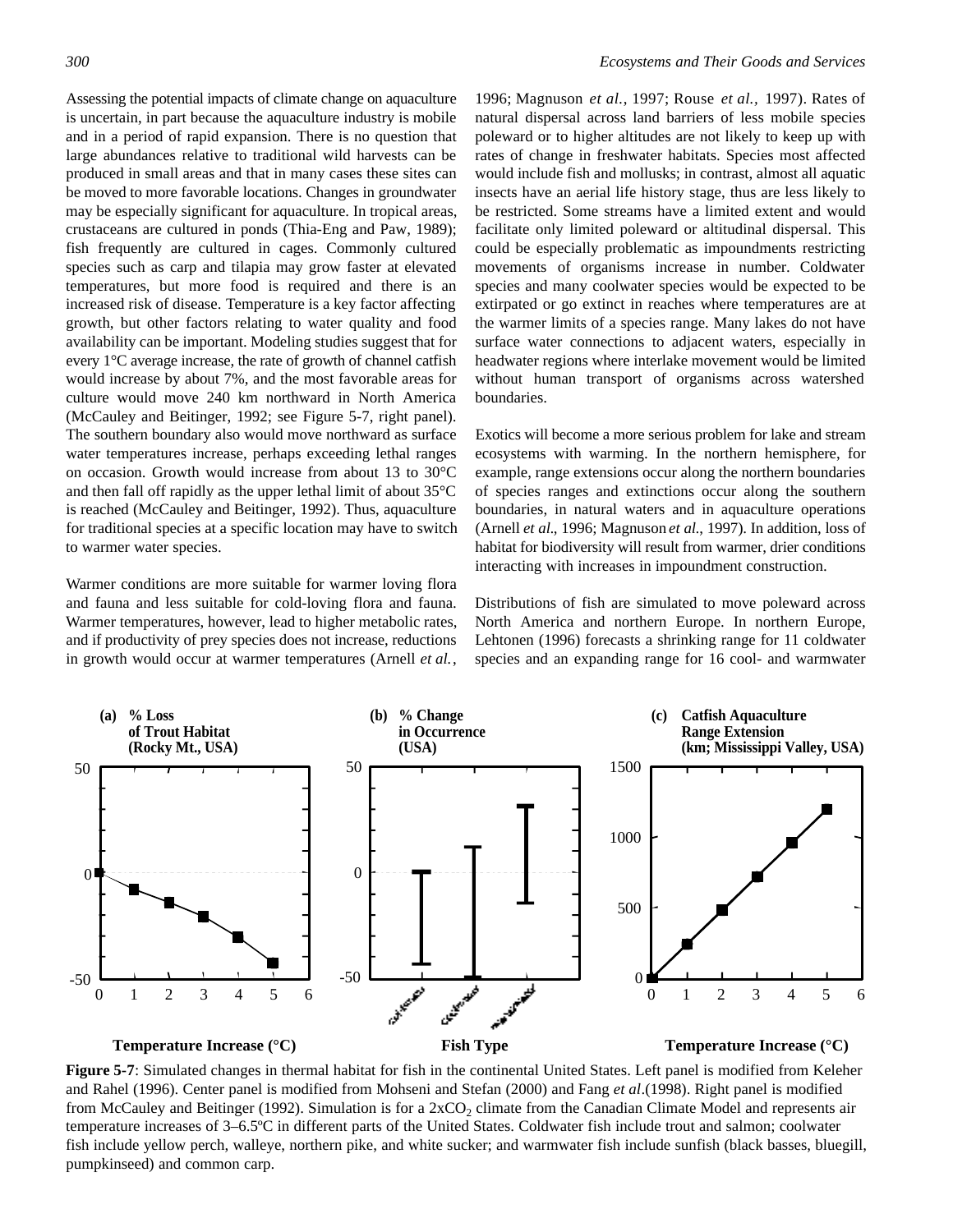Assessing the potential impacts of climate change on aquaculture is uncertain, in part because the aquaculture industry is mobile and in a period of rapid expansion. There is no question that large abundances relative to traditional wild harvests can be produced in small areas and that in many cases these sites can be moved to more favorable locations. Changes in groundwater may be especially significant for aquaculture. In tropical areas, crustaceans are cultured in ponds (Thia-Eng and Paw, 1989); fish frequently are cultured in cages. Commonly cultured species such as carp and tilapia may grow faster at elevated temperatures, but more food is required and there is an increased risk of disease. Temperature is a key factor affecting growth, but other factors relating to water quality and food availability can be important. Modeling studies suggest that for every 1°C average increase, the rate of growth of channel catfish would increase by about 7%, and the most favorable areas for culture would move 240 km northward in North America (McCauley and Beitinger, 1992; see Figure 5-7, right panel). The southern boundary also would move northward as surface water temperatures increase, perhaps exceeding lethal ranges on occasion. Growth would increase from about 13 to 30°C and then fall off rapidly as the upper lethal limit of about 35°C is reached (McCauley and Beitinger, 1992). Thus, aquaculture for traditional species at a specific location may have to switch to warmer water species.

Warmer conditions are more suitable for warmer loving flora and fauna and less suitable for cold-loving flora and fauna. Warmer temperatures, however, lead to higher metabolic rates, and if productivity of prey species does not increase, reductions in growth would occur at warmer temperatures (Arnell *et al.*, 1996; Magnuson *et al.*, 1997; Rouse *et al.*, 1997). Rates of natural dispersal across land barriers of less mobile species poleward or to higher altitudes are not likely to keep up with rates of change in freshwater habitats. Species most affected would include fish and mollusks; in contrast, almost all aquatic insects have an aerial life history stage, thus are less likely to be restricted. Some streams have a limited extent and would facilitate only limited poleward or altitudinal dispersal. This could be especially problematic as impoundments restricting movements of organisms increase in number. Coldwater species and many coolwater species would be expected to be extirpated or go extinct in reaches where temperatures are at the warmer limits of a species range. Many lakes do not have surface water connections to adjacent waters, especially in headwater regions where interlake movement would be limited without human transport of organisms across watershed boundaries.

Exotics will become a more serious problem for lake and stream ecosystems with warming. In the northern hemisphere, for example, range extensions occur along the northern boundaries of species ranges and extinctions occur along the southern boundaries, in natural waters and in aquaculture operations (Arnell *et al.*, 1996; Magnuson *et al.*, 1997). In addition, loss of habitat for biodiversity will result from warmer, drier conditions interacting with increases in impoundment construction.

Distributions of fish are simulated to move poleward across North America and northern Europe. In northern Europe, Lehtonen (1996) forecasts a shrinking range for 11 coldwater species and an expanding range for 16 cool- and warmwater

**Figure 5-7**: Simulated changes in thermal habitat for fish in the continental United States. Left panel is modified from Keleher and Rahel (1996). Center panel is modified from Mohseni and Stefan (2000) and Fang *et al*.(1998). Right panel is modified from McCauley and Beitinger (1992). Simulation is for a $2xCO_2$ climate from the Canadian Climate Model and represents air temperature increases of 3–6.5ºC in different parts of the United States. Coldwater fish include trout and salmon; coolwater fish include yellow perch, walleye, northern pike, and white sucker; and warmwater fish include sunfish (black basses, bluegill, pumpkinseed) and common carp.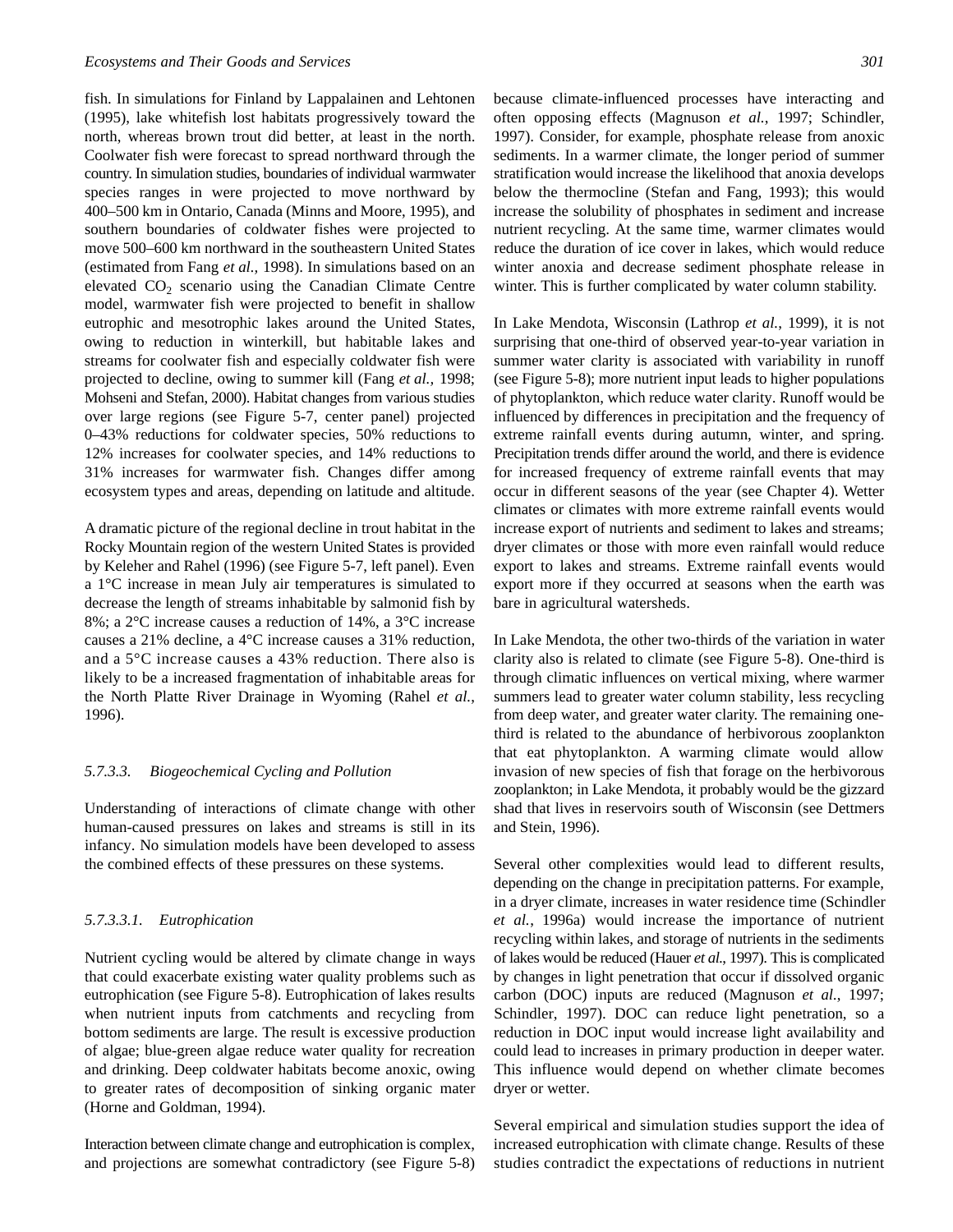fish. In simulations for Finland by Lappalainen and Lehtonen (1995), lake whitefish lost habitats progressively toward the north, whereas brown trout did better, at least in the north. Coolwater fish were forecast to spread northward through the country. In simulation studies, boundaries of individual warmwater species ranges in were projected to move northward by 400–500 km in Ontario, Canada (Minns and Moore, 1995), and southern boundaries of coldwater fishes were projected to move 500–600 km northward in the southeastern United States (estimated from Fang *et al.,* 1998). In simulations based on an elevated $CO_2$ scenario using the Canadian Climate Centre model, warmwater fish were projected to benefit in shallow eutrophic and mesotrophic lakes around the United States, owing to reduction in winterkill, but habitable lakes and streams for coolwater fish and especially coldwater fish were projected to decline, owing to summer kill (Fang *et al.,* 1998; Mohseni and Stefan, 2000). Habitat changes from various studies over large regions (see Figure 5-7, center panel) projected 0–43% reductions for coldwater species, 50% reductions to 12% increases for coolwater species, and 14% reductions to 31% increases for warmwater fish. Changes differ among ecosystem types and areas, depending on latitude and altitude.

A dramatic picture of the regional decline in trout habitat in the Rocky Mountain region of the western United States is provided by Keleher and Rahel (1996) (see Figure 5-7, left panel). Even a 1°C increase in mean July air temperatures is simulated to decrease the length of streams inhabitable by salmonid fish by 8%; a 2°C increase causes a reduction of 14%, a 3°C increase causes a 21% decline, a 4°C increase causes a 31% reduction, and a 5°C increase causes a 43% reduction. There also is likely to be a increased fragmentation of inhabitable areas for the North Platte River Drainage in Wyoming (Rahel *et al.*, 1996).

### *5.7.3.3. Biogeochemical Cycling and Pollution*

Understanding of interactions of climate change with other human-caused pressures on lakes and streams is still in its infancy. No simulation models have been developed to assess the combined effects of these pressures on these systems.

#### *5.7.3.3.1. Eutrophication*

Nutrient cycling would be altered by climate change in ways that could exacerbate existing water quality problems such as eutrophication (see Figure 5-8). Eutrophication of lakes results when nutrient inputs from catchments and recycling from bottom sediments are large. The result is excessive production of algae; blue-green algae reduce water quality for recreation and drinking. Deep coldwater habitats become anoxic, owing to greater rates of decomposition of sinking organic mater (Horne and Goldman, 1994).

Interaction between climate change and eutrophication is complex, and projections are somewhat contradictory (see Figure 5-8) because climate-influenced processes have interacting and often opposing effects (Magnuson *et al.*, 1997; Schindler, 1997). Consider, for example, phosphate release from anoxic sediments. In a warmer climate, the longer period of summer stratification would increase the likelihood that anoxia develops below the thermocline (Stefan and Fang, 1993); this would increase the solubility of phosphates in sediment and increase nutrient recycling. At the same time, warmer climates would reduce the duration of ice cover in lakes, which would reduce winter anoxia and decrease sediment phosphate release in winter. This is further complicated by water column stability.

In Lake Mendota, Wisconsin (Lathrop *et al.*, 1999), it is not surprising that one-third of observed year-to-year variation in summer water clarity is associated with variability in runoff (see Figure 5-8); more nutrient input leads to higher populations of phytoplankton, which reduce water clarity. Runoff would be influenced by differences in precipitation and the frequency of extreme rainfall events during autumn, winter, and spring. Precipitation trends differ around the world, and there is evidence for increased frequency of extreme rainfall events that may occur in different seasons of the year (see Chapter 4). Wetter climates or climates with more extreme rainfall events would increase export of nutrients and sediment to lakes and streams; dryer climates or those with more even rainfall would reduce export to lakes and streams. Extreme rainfall events would export more if they occurred at seasons when the earth was bare in agricultural watersheds.

In Lake Mendota, the other two-thirds of the variation in water clarity also is related to climate (see Figure 5-8). One-third is through climatic influences on vertical mixing, where warmer summers lead to greater water column stability, less recycling from deep water, and greater water clarity. The remaining one-third is related to the abundance of herbivorous zooplankton that eat phytoplankton. A warming climate would allow invasion of new species of fish that forage on the herbivorous zooplankton; in Lake Mendota, it probably would be the gizzard shad that lives in reservoirs south of Wisconsin (see Dettmers and Stein, 1996).

Several other complexities would lead to different results, depending on the change in precipitation patterns. For example, in a dryer climate, increases in water residence time (Schindler *et al.*, 1996a) would increase the importance of nutrient recycling within lakes, and storage of nutrients in the sediments of lakes would be reduced (Hauer *et al.*, 1997). This is complicated by changes in light penetration that occur if dissolved organic carbon (DOC) inputs are reduced (Magnuson *et al.*, 1997; Schindler, 1997). DOC can reduce light penetration, so a reduction in DOC input would increase light availability and could lead to increases in primary production in deeper water. This influence would depend on whether climate becomes dryer or wetter.

Several empirical and simulation studies support the idea of increased eutrophication with climate change. Results of these studies contradict the expectations of reductions in nutrient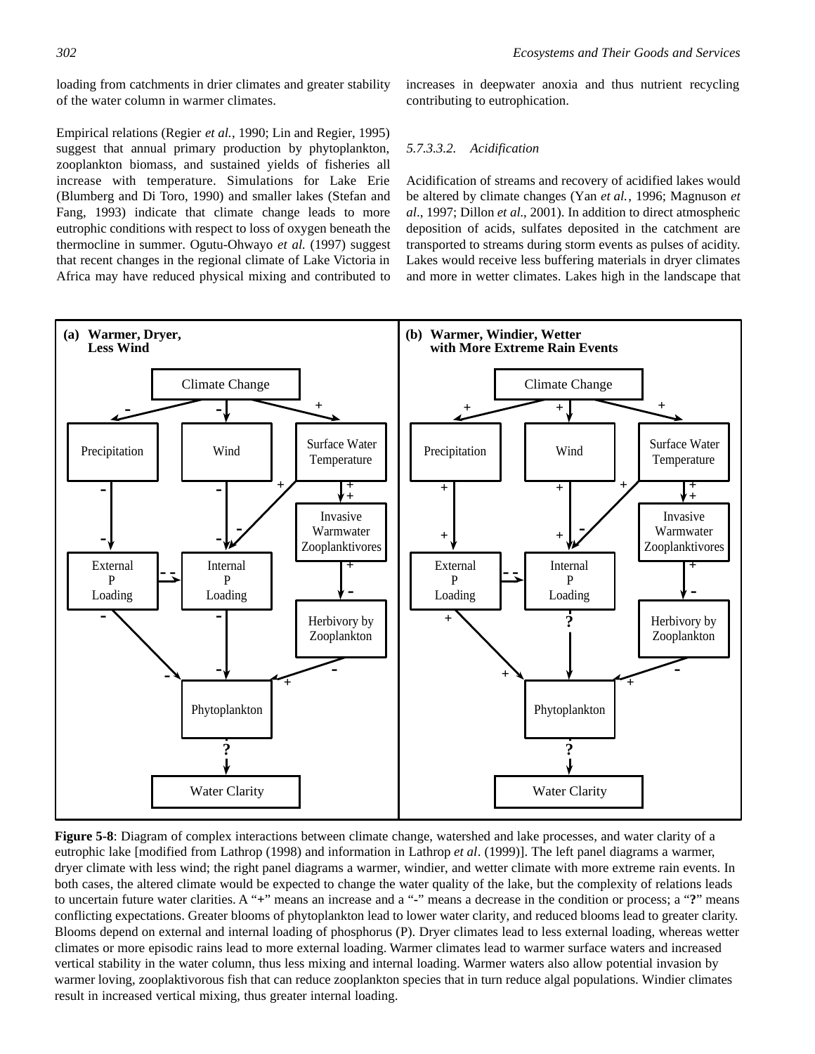loading from catchments in drier climates and greater stability of the water column in warmer climates.

Empirical relations (Regier *et al.*, 1990; Lin and Regier, 1995) suggest that annual primary production by phytoplankton, zooplankton biomass, and sustained yields of fisheries all increase with temperature. Simulations for Lake Erie (Blumberg and Di Toro, 1990) and smaller lakes (Stefan and Fang, 1993) indicate that climate change leads to more eutrophic conditions with respect to loss of oxygen beneath the thermocline in summer. Ogutu-Ohwayo *et al.* (1997) suggest that recent changes in the regional climate of Lake Victoria in Africa may have reduced physical mixing and contributed to increases in deepwater anoxia and thus nutrient recycling contributing to eutrophication.

##### *5.7.3.3.2. Acidification*

Acidification of streams and recovery of acidified lakes would be altered by climate changes (Yan *et al.*, 1996; Magnuson *et al.*, 1997; Dillon *et al.*, 2001). In addition to direct atmospheric deposition of acids, sulfates deposited in the catchment are transported to streams during storm events as pulses of acidity. Lakes would receive less buffering materials in dryer climates and more in wetter climates. Lakes high in the landscape that

**Figure 5-8**: Diagram of complex interactions between climate change, watershed and lake processes, and water clarity of a eutrophic lake [modified from Lathrop (1998) and information in Lathrop *et al*. (1999)]. The left panel diagrams a warmer, dryer climate with less wind; the right panel diagrams a warmer, windier, and wetter climate with more extreme rain events. In both cases, the altered climate would be expected to change the water quality of the lake, but the complexity of relations leads to uncertain future water clarities. A "**+**" means an increase and a "**-**" means a decrease in the condition or process; a "**?**" means conflicting expectations. Greater blooms of phytoplankton lead to lower water clarity, and reduced blooms lead to greater clarity. Blooms depend on external and internal loading of phosphorus (P). Dryer climates lead to less external loading, whereas wetter climates or more episodic rains lead to more external loading. Warmer climates lead to warmer surface waters and increased vertical stability in the water column, thus less mixing and internal loading. Warmer waters also allow potential invasion by warmer loving, zooplaktivorous fish that can reduce zooplankton species that in turn reduce algal populations. Windier climates result in increased vertical mixing, thus greater internal loading.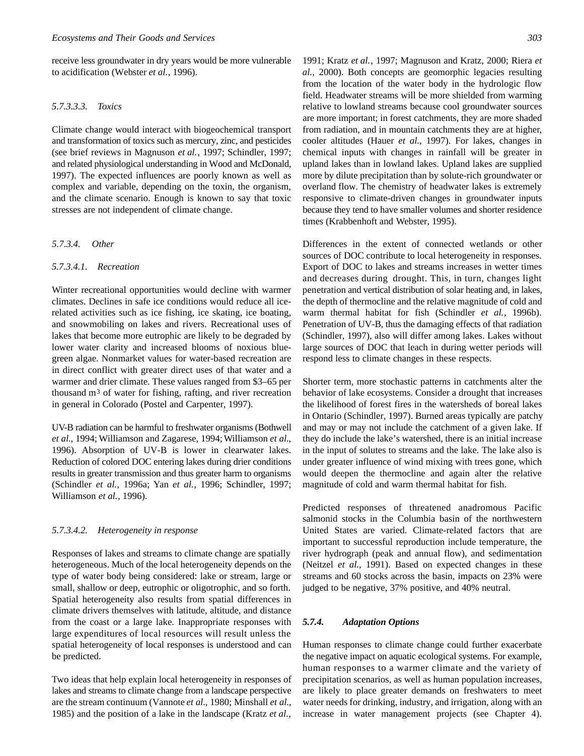receive less groundwater in dry years would be more vulnerable to acidification (Webster *et al.*, 1996).

##### 5.7.3.3.3. Toxics

Climate change would interact with biogeochemical transport and transformation of toxics such as mercury, zinc, and pesticides (see brief reviews in Magnuson *et al.*, 1997; Schindler, 1997; and related physiological understanding in Wood and McDonald, 1997). The expected influences are poorly known as well as complex and variable, depending on the toxin, the organism, and the climate scenario. Enough is known to say that toxic stresses are not independent of climate change.

#### 5.7.3.4. Other

##### 5.7.3.4.1. Recreation

Winter recreational opportunities would decline with warmer climates. Declines in safe ice conditions would reduce all ice-related activities such as ice fishing, ice skating, ice boating, and snowmobiling on lakes and rivers. Recreational uses of lakes that become more eutrophic are likely to be degraded by lower water clarity and increased blooms of noxious blue-green algae. Nonmarket values for water-based recreation are in direct conflict with greater direct uses of that water and a warmer and drier climate. These values ranged from \$3–65 per thousand $m^3$ of water for fishing, rafting, and river recreation in general in Colorado (Postel and Carpenter, 1997).

UV-B radiation can be harmful to freshwater organisms (Bothwell *et al.*, 1994; Williamson and Zagarese, 1994; Williamson *et al.*, 1996). Absorption of UV-B is lower in clearwater lakes. Reduction of colored DOC entering lakes during drier conditions results in greater transmission and thus greater harm to organisms (Schindler *et al.*, 1996a; Yan *et al.*, 1996; Schindler, 1997; Williamson *et al.*, 1996).

##### 5.7.3.4.2. Heterogeneity in response

Responses of lakes and streams to climate change are spatially heterogeneous. Much of the local heterogeneity depends on the type of water body being considered: lake or stream, large or small, shallow or deep, eutrophic or oligotrophic, and so forth. Spatial heterogeneity also results from spatial differences in climate drivers themselves with latitude, altitude, and distance from the coast or a large lake. Inappropriate responses with large expenditures of local resources will result unless the spatial heterogeneity of local responses is understood and can be predicted.

Two ideas that help explain local heterogeneity in responses of lakes and streams to climate change from a landscape perspective are the stream continuum (Vannote *et al.*, 1980; Minshall *et al.*, 1985) and the position of a lake in the landscape (Kratz *et al.*, 1991; Kratz *et al.*, 1997; Magnuson and Kratz, 2000; Riera *et al.*, 2000). Both concepts are geomorphic legacies resulting from the location of the water body in the hydrologic flow field. Headwater streams will be more shielded from warming relative to lowland streams because cool groundwater sources are more important; in forest catchments, they are more shaded from radiation, and in mountain catchments they are at higher, cooler altitudes (Hauer *et al.*, 1997). For lakes, changes in chemical inputs with changes in rainfall will be greater in upland lakes than in lowland lakes. Upland lakes are supplied more by dilute precipitation than by solute-rich groundwater or overland flow. The chemistry of headwater lakes is extremely responsive to climate-driven changes in groundwater inputs because they tend to have smaller volumes and shorter residence times (Krabbenhoft and Webster, 1995).

Differences in the extent of connected wetlands or other sources of DOC contribute to local heterogeneity in responses. Export of DOC to lakes and streams increases in wetter times and decreases during drought. This, in turn, changes light penetration and vertical distribution of solar heating and, in lakes, the depth of thermocline and the relative magnitude of cold and warm thermal habitat for fish (Schindler *et al.*, 1996b). Penetration of UV-B, thus the damaging effects of that radiation (Schindler, 1997), also will differ among lakes. Lakes without large sources of DOC that leach in during wetter periods will respond less to climate changes in these respects.

Shorter term, more stochastic patterns in catchments alter the behavior of lake ecosystems. Consider a drought that increases the likelihood of forest fires in the watersheds of boreal lakes in Ontario (Schindler, 1997). Burned areas typically are patchy and may or may not include the catchment of a given lake. If they do include the lake's watershed, there is an initial increase in the input of solutes to streams and the lake. The lake also is under greater influence of wind mixing with trees gone, which would deepen the thermocline and again alter the relative magnitude of cold and warm thermal habitat for fish.

Predicted responses of threatened anadromous Pacific salmonid stocks in the Columbia basin of the northwestern United States are varied. Climate-related factors that are important to successful reproduction include temperature, the river hydrograph (peak and annual flow), and sedimentation (Neitzel *et al.*, 1991). Based on expected changes in these streams and 60 stocks across the basin, impacts on 23% were judged to be negative, 37% positive, and 40% neutral.

### 5.7.4. Adaptation Options

Human responses to climate change could further exacerbate the negative impact on aquatic ecological systems. For example, human responses to a warmer climate and the variety of precipitation scenarios, as well as human population increases, are likely to place greater demands on freshwaters to meet water needs for drinking, industry, and irrigation, along with an increase in water management projects (see Chapter 4).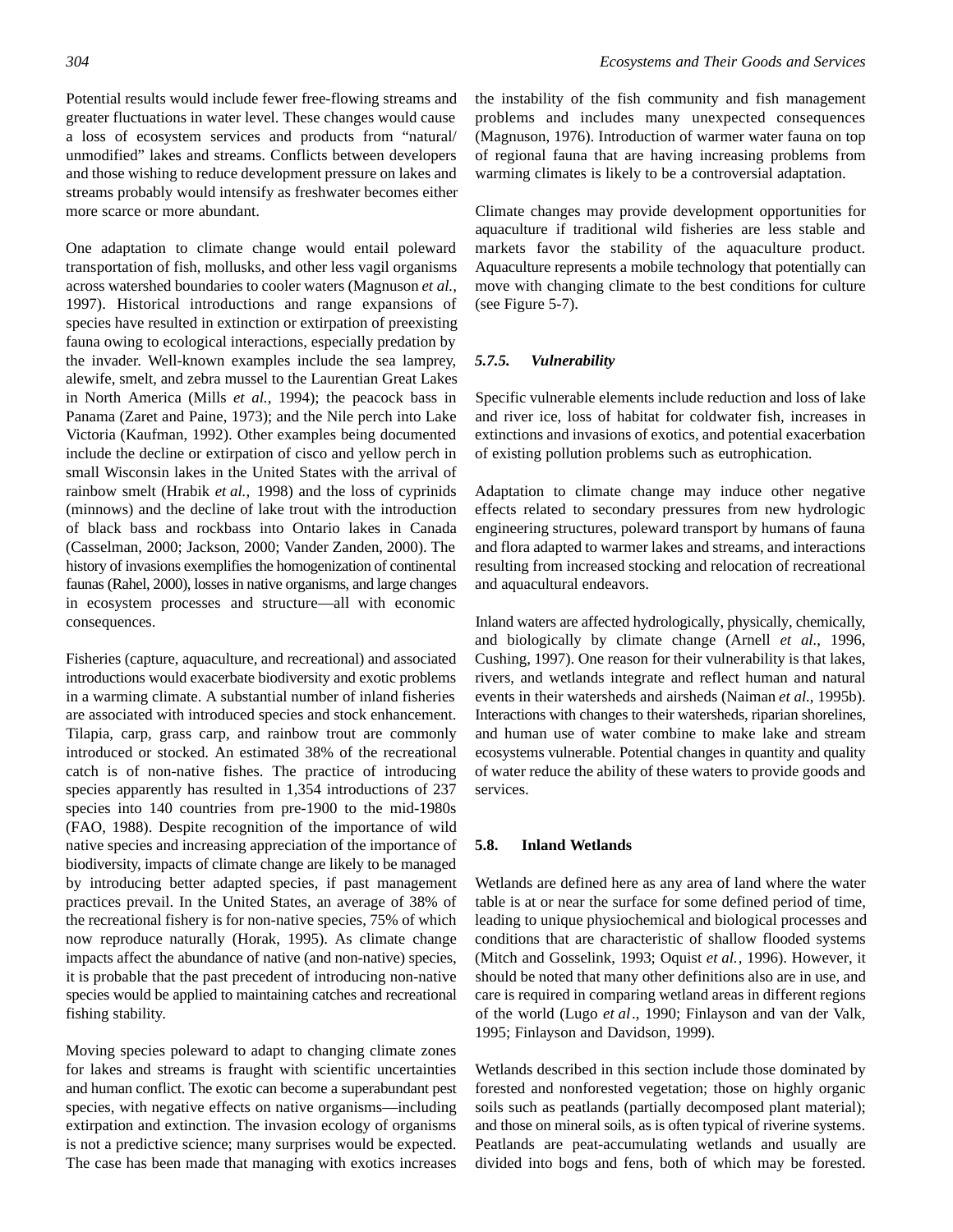Potential results would include fewer free-flowing streams and greater fluctuations in water level. These changes would cause a loss of ecosystem services and products from "natural/ unmodified" lakes and streams. Conflicts between developers and those wishing to reduce development pressure on lakes and streams probably would intensify as freshwater becomes either more scarce or more abundant.

One adaptation to climate change would entail poleward transportation of fish, mollusks, and other less vagil organisms across watershed boundaries to cooler waters (Magnuson *et al.,* 1997). Historical introductions and range expansions of species have resulted in extinction or extirpation of preexisting fauna owing to ecological interactions, especially predation by the invader. Well-known examples include the sea lamprey, alewife, smelt, and zebra mussel to the Laurentian Great Lakes in North America (Mills *et al.*, 1994); the peacock bass in Panama (Zaret and Paine, 1973); and the Nile perch into Lake Victoria (Kaufman, 1992). Other examples being documented include the decline or extirpation of cisco and yellow perch in small Wisconsin lakes in the United States with the arrival of rainbow smelt (Hrabik *et al.,* 1998) and the loss of cyprinids (minnows) and the decline of lake trout with the introduction of black bass and rockbass into Ontario lakes in Canada (Casselman, 2000; Jackson, 2000; Vander Zanden, 2000). The history of invasions exemplifies the homogenization of continental faunas (Rahel, 2000), losses in native organisms, and large changes in ecosystem processes and structure—all with economic consequences.

Fisheries (capture, aquaculture, and recreational) and associated introductions would exacerbate biodiversity and exotic problems in a warming climate. A substantial number of inland fisheries are associated with introduced species and stock enhancement. Tilapia, carp, grass carp, and rainbow trout are commonly introduced or stocked. An estimated 38% of the recreational catch is of non-native fishes. The practice of introducing species apparently has resulted in 1,354 introductions of 237 species into 140 countries from pre-1900 to the mid-1980s (FAO, 1988). Despite recognition of the importance of wild native species and increasing appreciation of the importance of biodiversity, impacts of climate change are likely to be managed by introducing better adapted species, if past management practices prevail. In the United States, an average of 38% of the recreational fishery is for non-native species, 75% of which now reproduce naturally (Horak, 1995). As climate change impacts affect the abundance of native (and non-native) species, it is probable that the past precedent of introducing non-native species would be applied to maintaining catches and recreational fishing stability.

Moving species poleward to adapt to changing climate zones for lakes and streams is fraught with scientific uncertainties and human conflict. The exotic can become a superabundant pest species, with negative effects on native organisms—including extirpation and extinction. The invasion ecology of organisms is not a predictive science; many surprises would be expected. The case has been made that managing with exotics increases the instability of the fish community and fish management problems and includes many unexpected consequences (Magnuson, 1976). Introduction of warmer water fauna on top of regional fauna that are having increasing problems from warming climates is likely to be a controversial adaptation.

Climate changes may provide development opportunities for aquaculture if traditional wild fisheries are less stable and markets favor the stability of the aquaculture product. Aquaculture represents a mobile technology that potentially can move with changing climate to the best conditions for culture (see Figure 5-7).

### *5.7.5. Vulnerability*

Specific vulnerable elements include reduction and loss of lake and river ice, loss of habitat for coldwater fish, increases in extinctions and invasions of exotics, and potential exacerbation of existing pollution problems such as eutrophication.

Adaptation to climate change may induce other negative effects related to secondary pressures from new hydrologic engineering structures, poleward transport by humans of fauna and flora adapted to warmer lakes and streams, and interactions resulting from increased stocking and relocation of recreational and aquacultural endeavors.

Inland waters are affected hydrologically, physically, chemically, and biologically by climate change (Arnell *et al.*, 1996, Cushing, 1997). One reason for their vulnerability is that lakes, rivers, and wetlands integrate and reflect human and natural events in their watersheds and airsheds (Naiman *et al.*, 1995b). Interactions with changes to their watersheds, riparian shorelines, and human use of water combine to make lake and stream ecosystems vulnerable. Potential changes in quantity and quality of water reduce the ability of these waters to provide goods and services.

## 5.8. Inland Wetlands

Wetlands are defined here as any area of land where the water table is at or near the surface for some defined period of time, leading to unique physiochemical and biological processes and conditions that are characteristic of shallow flooded systems (Mitch and Gosselink, 1993; Oquist *et al.*, 1996). However, it should be noted that many other definitions also are in use, and care is required in comparing wetland areas in different regions of the world (Lugo *et al*., 1990; Finlayson and van der Valk, 1995; Finlayson and Davidson, 1999).

Wetlands described in this section include those dominated by forested and nonforested vegetation; those on highly organic soils such as peatlands (partially decomposed plant material); and those on mineral soils, as is often typical of riverine systems. Peatlands are peat-accumulating wetlands and usually are divided into bogs and fens, both of which may be forested.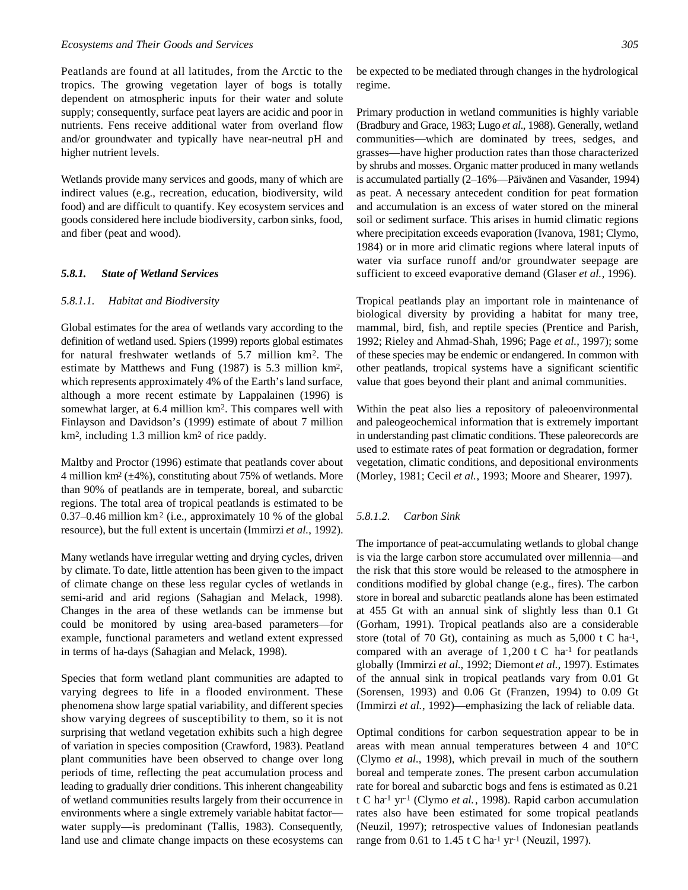Peatlands are found at all latitudes, from the Arctic to the tropics. The growing vegetation layer of bogs is totally dependent on atmospheric inputs for their water and solute supply; consequently, surface peat layers are acidic and poor in nutrients. Fens receive additional water from overland flow and/or groundwater and typically have near-neutral pH and higher nutrient levels.

Wetlands provide many services and goods, many of which are indirect values (e.g., recreation, education, biodiversity, wild food) and are difficult to quantify. Key ecosystem services and goods considered here include biodiversity, carbon sinks, food, and fiber (peat and wood).

### *5.8.1. State of Wetland Services*

#### *5.8.1.1. Habitat and Biodiversity*

Global estimates for the area of wetlands vary according to the definition of wetland used. Spiers (1999) reports global estimates for natural freshwater wetlands of 5.7 million km$^2$. The estimate by Matthews and Fung (1987) is 5.3 million km$^2$, which represents approximately 4% of the Earth's land surface, although a more recent estimate by Lappalainen (1996) is somewhat larger, at 6.4 million km$^2$. This compares well with Finlayson and Davidson's (1999) estimate of about 7 million km$^2$, including 1.3 million km$^2$ of rice paddy.

Maltby and Proctor (1996) estimate that peatlands cover about 4 million km$^2$ (±4%), constituting about 75% of wetlands. More than 90% of peatlands are in temperate, boreal, and subarctic regions. The total area of tropical peatlands is estimated to be 0.37–0.46 million km$^2$ (i.e., approximately 10 % of the global resource), but the full extent is uncertain (Immirzi *et al.*, 1992).

Many wetlands have irregular wetting and drying cycles, driven by climate. To date, little attention has been given to the impact of climate change on these less regular cycles of wetlands in semi-arid and arid regions (Sahagian and Melack, 1998). Changes in the area of these wetlands can be immense but could be monitored by using area-based parameters—for example, functional parameters and wetland extent expressed in terms of ha-days (Sahagian and Melack, 1998).

Species that form wetland plant communities are adapted to varying degrees to life in a flooded environment. These phenomena show large spatial variability, and different species show varying degrees of susceptibility to them, so it is not surprising that wetland vegetation exhibits such a high degree of variation in species composition (Crawford, 1983). Peatland plant communities have been observed to change over long periods of time, reflecting the peat accumulation process and leading to gradually drier conditions. This inherent changeability of wetland communities results largely from their occurrence in environments where a single extremely variable habitat factor—water supply—is predominant (Tallis, 1983). Consequently, land use and climate change impacts on these ecosystems can be expected to be mediated through changes in the hydrological regime.

Primary production in wetland communities is highly variable (Bradbury and Grace, 1983; Lugo *et al.*, 1988). Generally, wetland communities—which are dominated by trees, sedges, and grasses—have higher production rates than those characterized by shrubs and mosses. Organic matter produced in many wetlands is accumulated partially (2–16%—Päivänen and Vasander, 1994) as peat. A necessary antecedent condition for peat formation and accumulation is an excess of water stored on the mineral soil or sediment surface. This arises in humid climatic regions where precipitation exceeds evaporation (Ivanova, 1981; Clymo, 1984) or in more arid climatic regions where lateral inputs of water via surface runoff and/or groundwater seepage are sufficient to exceed evaporative demand (Glaser *et al.*, 1996).

Tropical peatlands play an important role in maintenance of biological diversity by providing a habitat for many tree, mammal, bird, fish, and reptile species (Prentice and Parish, 1992; Rieley and Ahmad-Shah, 1996; Page *et al.*, 1997); some of these species may be endemic or endangered. In common with other peatlands, tropical systems have a significant scientific value that goes beyond their plant and animal communities.

Within the peat also lies a repository of paleoenvironmental and paleogeochemical information that is extremely important in understanding past climatic conditions. These paleorecords are used to estimate rates of peat formation or degradation, former vegetation, climatic conditions, and depositional environments (Morley, 1981; Cecil *et al.*, 1993; Moore and Shearer, 1997).

#### *5.8.1.2. Carbon Sink*

The importance of peat-accumulating wetlands to global change is via the large carbon store accumulated over millennia—and the risk that this store would be released to the atmosphere in conditions modified by global change (e.g., fires). The carbon store in boreal and subarctic peatlands alone has been estimated at 455 Gt with an annual sink of slightly less than 0.1 Gt (Gorham, 1991). Tropical peatlands also are a considerable store (total of 70 Gt), containing as much as 5,000 t C ha$^{-1}$, compared with an average of 1,200 t C ha$^{-1}$ for peatlands globally (Immirzi *et al.*, 1992; Diemont *et al.*, 1997). Estimates of the annual sink in tropical peatlands vary from 0.01 Gt (Sorensen, 1993) and 0.06 Gt (Franzen, 1994) to 0.09 Gt (Immirzi *et al.*, 1992)—emphasizing the lack of reliable data.

Optimal conditions for carbon sequestration appear to be in areas with mean annual temperatures between 4 and 10°C (Clymo *et al.*, 1998), which prevail in much of the southern boreal and temperate zones. The present carbon accumulation rate for boreal and subarctic bogs and fens is estimated as 0.21 t C ha$^{-1}$ yr$^{-1}$ (Clymo *et al.*, 1998). Rapid carbon accumulation rates also have been estimated for some tropical peatlands (Neuzil, 1997); retrospective values of Indonesian peatlands range from 0.61 to 1.45 t C ha$^{-1}$ yr$^{-1}$ (Neuzil, 1997).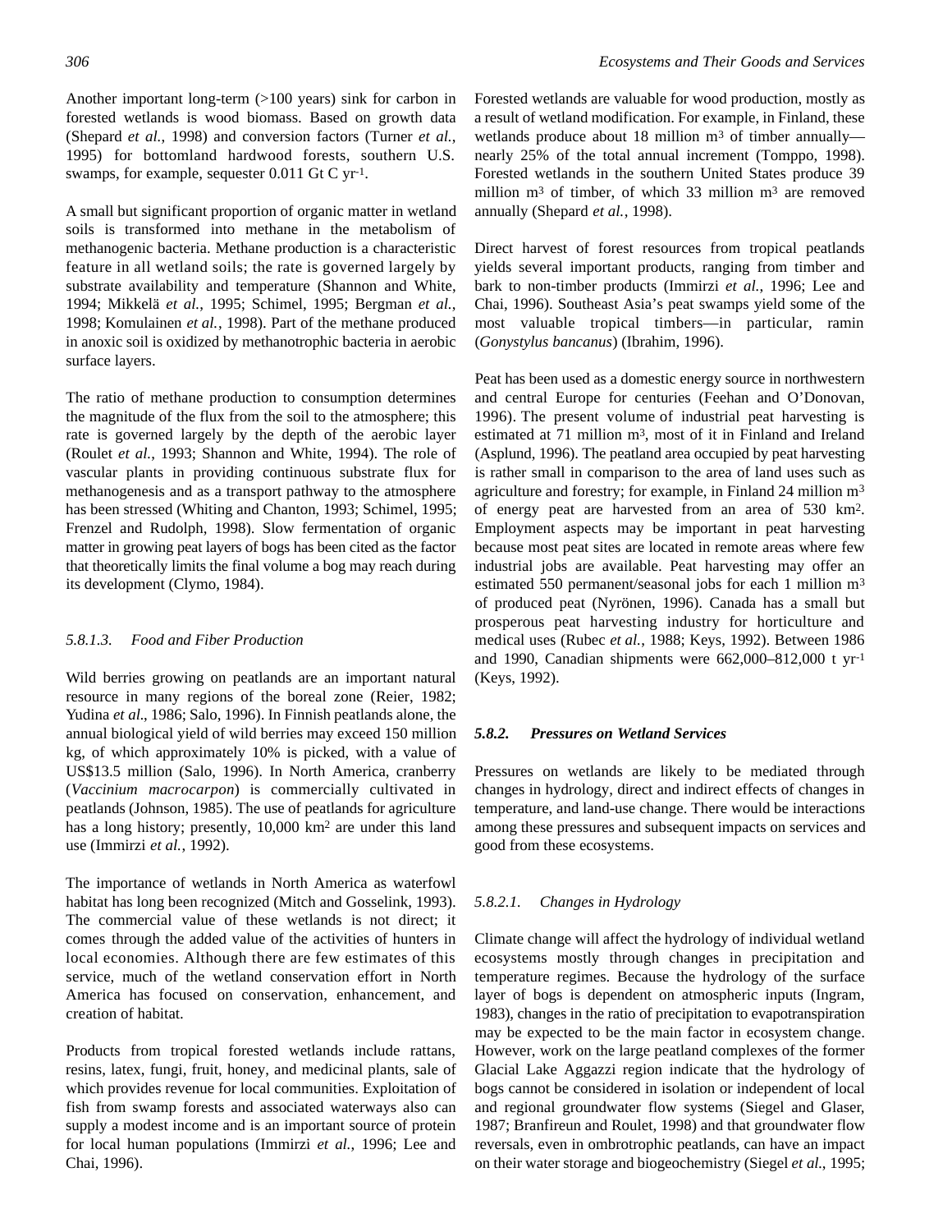Another important long-term (>100 years) sink for carbon in forested wetlands is wood biomass. Based on growth data (Shepard *et al.,* 1998) and conversion factors (Turner *et al.*, 1995) for bottomland hardwood forests, southern U.S. swamps, for example, sequester 0.011 Gt C $yr^{-1}$.

A small but significant proportion of organic matter in wetland soils is transformed into methane in the metabolism of methanogenic bacteria. Methane production is a characteristic feature in all wetland soils; the rate is governed largely by substrate availability and temperature (Shannon and White, 1994; Mikkelä *et al.*, 1995; Schimel, 1995; Bergman *et al.*, 1998; Komulainen *et al.*, 1998). Part of the methane produced in anoxic soil is oxidized by methanotrophic bacteria in aerobic surface layers.

The ratio of methane production to consumption determines the magnitude of the flux from the soil to the atmosphere; this rate is governed largely by the depth of the aerobic layer (Roulet *et al.*, 1993; Shannon and White, 1994). The role of vascular plants in providing continuous substrate flux for methanogenesis and as a transport pathway to the atmosphere has been stressed (Whiting and Chanton, 1993; Schimel, 1995; Frenzel and Rudolph, 1998). Slow fermentation of organic matter in growing peat layers of bogs has been cited as the factor that theoretically limits the final volume a bog may reach during its development (Clymo, 1984).

#### *5.8.1.3. Food and Fiber Production*

Wild berries growing on peatlands are an important natural resource in many regions of the boreal zone (Reier, 1982; Yudina *et al.*, 1986; Salo, 1996). In Finnish peatlands alone, the annual biological yield of wild berries may exceed 150 million kg, of which approximately 10% is picked, with a value of US$13.5 million (Salo, 1996). In North America, cranberry (*Vaccinium macrocarpon*) is commercially cultivated in peatlands (Johnson, 1985). The use of peatlands for agriculture has a long history; presently, 10,000 $km^2$ are under this land use (Immirzi *et al.,* 1992).

The importance of wetlands in North America as waterfowl habitat has long been recognized (Mitch and Gosselink, 1993). The commercial value of these wetlands is not direct; it comes through the added value of the activities of hunters in local economies. Although there are few estimates of this service, much of the wetland conservation effort in North America has focused on conservation, enhancement, and creation of habitat.

Products from tropical forested wetlands include rattans, resins, latex, fungi, fruit, honey, and medicinal plants, sale of which provides revenue for local communities. Exploitation of fish from swamp forests and associated waterways also can supply a modest income and is an important source of protein for local human populations (Immirzi *et al.*, 1996; Lee and Chai, 1996).

Forested wetlands are valuable for wood production, mostly as a result of wetland modification. For example, in Finland, these wetlands produce about 18 million $m^3$ of timber annually—nearly 25% of the total annual increment (Tomppo, 1998). Forested wetlands in the southern United States produce 39 million $m^3$ of timber, of which 33 million $m^3$ are removed annually (Shepard *et al.*, 1998).

Direct harvest of forest resources from tropical peatlands yields several important products, ranging from timber and bark to non-timber products (Immirzi *et al.,* 1996; Lee and Chai, 1996). Southeast Asia's peat swamps yield some of the most valuable tropical timbers—in particular, ramin (*Gonystylus bancanus*) (Ibrahim, 1996).

Peat has been used as a domestic energy source in northwestern and central Europe for centuries (Feehan and O'Donovan, 1996). The present volume of industrial peat harvesting is estimated at 71 million $m^3$, most of it in Finland and Ireland (Asplund, 1996). The peatland area occupied by peat harvesting is rather small in comparison to the area of land uses such as agriculture and forestry; for example, in Finland 24 million $m^3$ of energy peat are harvested from an area of 530 $km^2$. Employment aspects may be important in peat harvesting because most peat sites are located in remote areas where few industrial jobs are available. Peat harvesting may offer an estimated 550 permanent/seasonal jobs for each 1 million $m^3$ of produced peat (Nyrönen, 1996). Canada has a small but prosperous peat harvesting industry for horticulture and medical uses (Rubec *et al.*, 1988; Keys, 1992). Between 1986 and 1990, Canadian shipments were 662,000–812,000 t $yr^{-1}$ (Keys, 1992).

### ***5.8.2. Pressures on Wetland Services***

Pressures on wetlands are likely to be mediated through changes in hydrology, direct and indirect effects of changes in temperature, and land-use change. There would be interactions among these pressures and subsequent impacts on services and good from these ecosystems.

#### *5.8.2.1. Changes in Hydrology*

Climate change will affect the hydrology of individual wetland ecosystems mostly through changes in precipitation and temperature regimes. Because the hydrology of the surface layer of bogs is dependent on atmospheric inputs (Ingram, 1983), changes in the ratio of precipitation to evapotranspiration may be expected to be the main factor in ecosystem change. However, work on the large peatland complexes of the former Glacial Lake Aggazzi region indicate that the hydrology of bogs cannot be considered in isolation or independent of local and regional groundwater flow systems (Siegel and Glaser, 1987; Branfireun and Roulet, 1998) and that groundwater flow reversals, even in ombrotrophic peatlands, can have an impact on their water storage and biogeochemistry (Siegel *et al.*, 1995;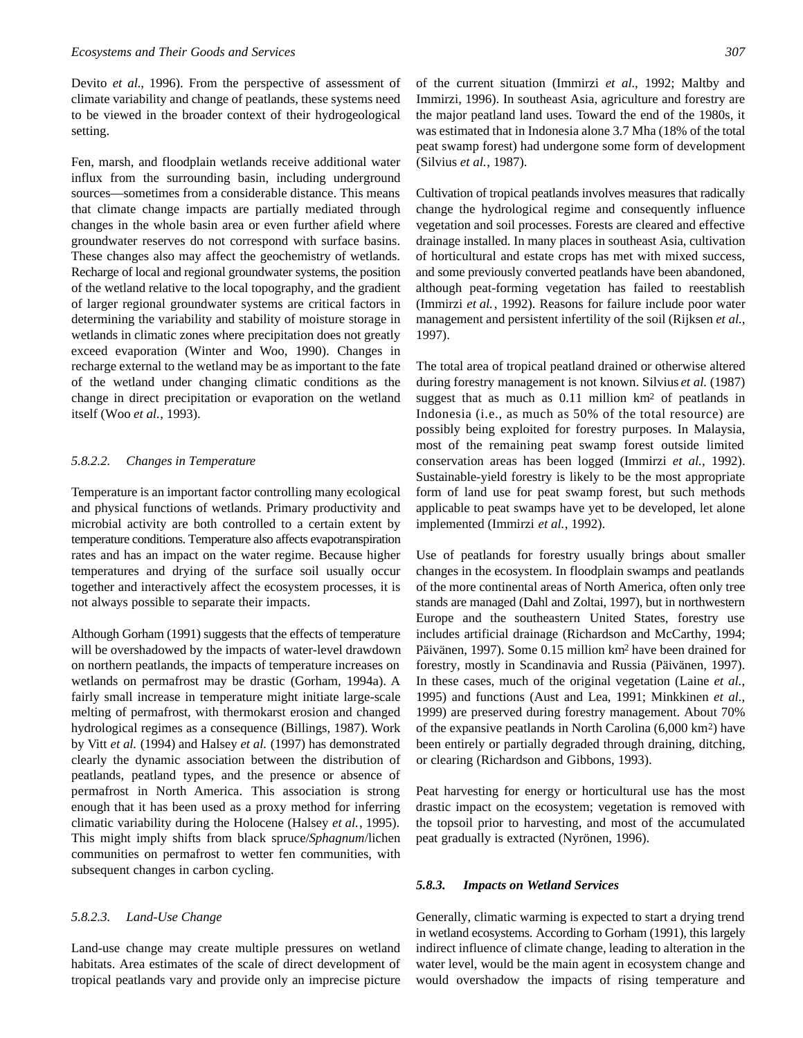Devito *et al.*, 1996). From the perspective of assessment of climate variability and change of peatlands, these systems need to be viewed in the broader context of their hydrogeological setting.

Fen, marsh, and floodplain wetlands receive additional water influx from the surrounding basin, including underground sources—sometimes from a considerable distance. This means that climate change impacts are partially mediated through changes in the whole basin area or even further afield where groundwater reserves do not correspond with surface basins. These changes also may affect the geochemistry of wetlands. Recharge of local and regional groundwater systems, the position of the wetland relative to the local topography, and the gradient of larger regional groundwater systems are critical factors in determining the variability and stability of moisture storage in wetlands in climatic zones where precipitation does not greatly exceed evaporation (Winter and Woo, 1990). Changes in recharge external to the wetland may be as important to the fate of the wetland under changing climatic conditions as the change in direct precipitation or evaporation on the wetland itself (Woo *et al.*, 1993).

#### *5.8.2.2. Changes in Temperature*

Temperature is an important factor controlling many ecological and physical functions of wetlands. Primary productivity and microbial activity are both controlled to a certain extent by temperature conditions. Temperature also affects evapotranspiration rates and has an impact on the water regime. Because higher temperatures and drying of the surface soil usually occur together and interactively affect the ecosystem processes, it is not always possible to separate their impacts.

Although Gorham (1991) suggests that the effects of temperature will be overshadowed by the impacts of water-level drawdown on northern peatlands, the impacts of temperature increases on wetlands on permafrost may be drastic (Gorham, 1994a). A fairly small increase in temperature might initiate large-scale melting of permafrost, with thermokarst erosion and changed hydrological regimes as a consequence (Billings, 1987). Work by Vitt *et al.* (1994) and Halsey *et al.* (1997) has demonstrated clearly the dynamic association between the distribution of peatlands, peatland types, and the presence or absence of permafrost in North America. This association is strong enough that it has been used as a proxy method for inferring climatic variability during the Holocene (Halsey *et al.*, 1995). This might imply shifts from black spruce/*Sphagnum*/lichen communities on permafrost to wetter fen communities, with subsequent changes in carbon cycling.

#### *5.8.2.3. Land-Use Change*

Land-use change may create multiple pressures on wetland habitats. Area estimates of the scale of direct development of tropical peatlands vary and provide only an imprecise picture of the current situation (Immirzi *et al.*, 1992; Maltby and Immirzi, 1996). In southeast Asia, agriculture and forestry are the major peatland land uses. Toward the end of the 1980s, it was estimated that in Indonesia alone 3.7 Mha (18% of the total peat swamp forest) had undergone some form of development (Silvius *et al.*, 1987).

Cultivation of tropical peatlands involves measures that radically change the hydrological regime and consequently influence vegetation and soil processes. Forests are cleared and effective drainage installed. In many places in southeast Asia, cultivation of horticultural and estate crops has met with mixed success, and some previously converted peatlands have been abandoned, although peat-forming vegetation has failed to reestablish (Immirzi *et al.*, 1992). Reasons for failure include poor water management and persistent infertility of the soil (Rijksen *et al.*, 1997).

The total area of tropical peatland drained or otherwise altered during forestry management is not known. Silvius *et al.* (1987) suggest that as much as 0.11 million km$^2$ of peatlands in Indonesia (i.e., as much as 50% of the total resource) are possibly being exploited for forestry purposes. In Malaysia, most of the remaining peat swamp forest outside limited conservation areas has been logged (Immirzi *et al.*, 1992). Sustainable-yield forestry is likely to be the most appropriate form of land use for peat swamp forest, but such methods applicable to peat swamps have yet to be developed, let alone implemented (Immirzi *et al.*, 1992).

Use of peatlands for forestry usually brings about smaller changes in the ecosystem. In floodplain swamps and peatlands of the more continental areas of North America, often only tree stands are managed (Dahl and Zoltai, 1997), but in northwestern Europe and the southeastern United States, forestry use includes artificial drainage (Richardson and McCarthy, 1994; Päivänen, 1997). Some 0.15 million km$^2$ have been drained for forestry, mostly in Scandinavia and Russia (Päivänen, 1997). In these cases, much of the original vegetation (Laine *et al.*, 1995) and functions (Aust and Lea, 1991; Minkkinen *et al.*, 1999) are preserved during forestry management. About 70% of the expansive peatlands in North Carolina (6,000 km$^2$) have been entirely or partially degraded through draining, ditching, or clearing (Richardson and Gibbons, 1993).

Peat harvesting for energy or horticultural use has the most drastic impact on the ecosystem; vegetation is removed with the topsoil prior to harvesting, and most of the accumulated peat gradually is extracted (Nyrönen, 1996).

### ***5.8.3. Impacts on Wetland Services***

Generally, climatic warming is expected to start a drying trend in wetland ecosystems. According to Gorham (1991), this largely indirect influence of climate change, leading to alteration in the water level, would be the main agent in ecosystem change and would overshadow the impacts of rising temperature and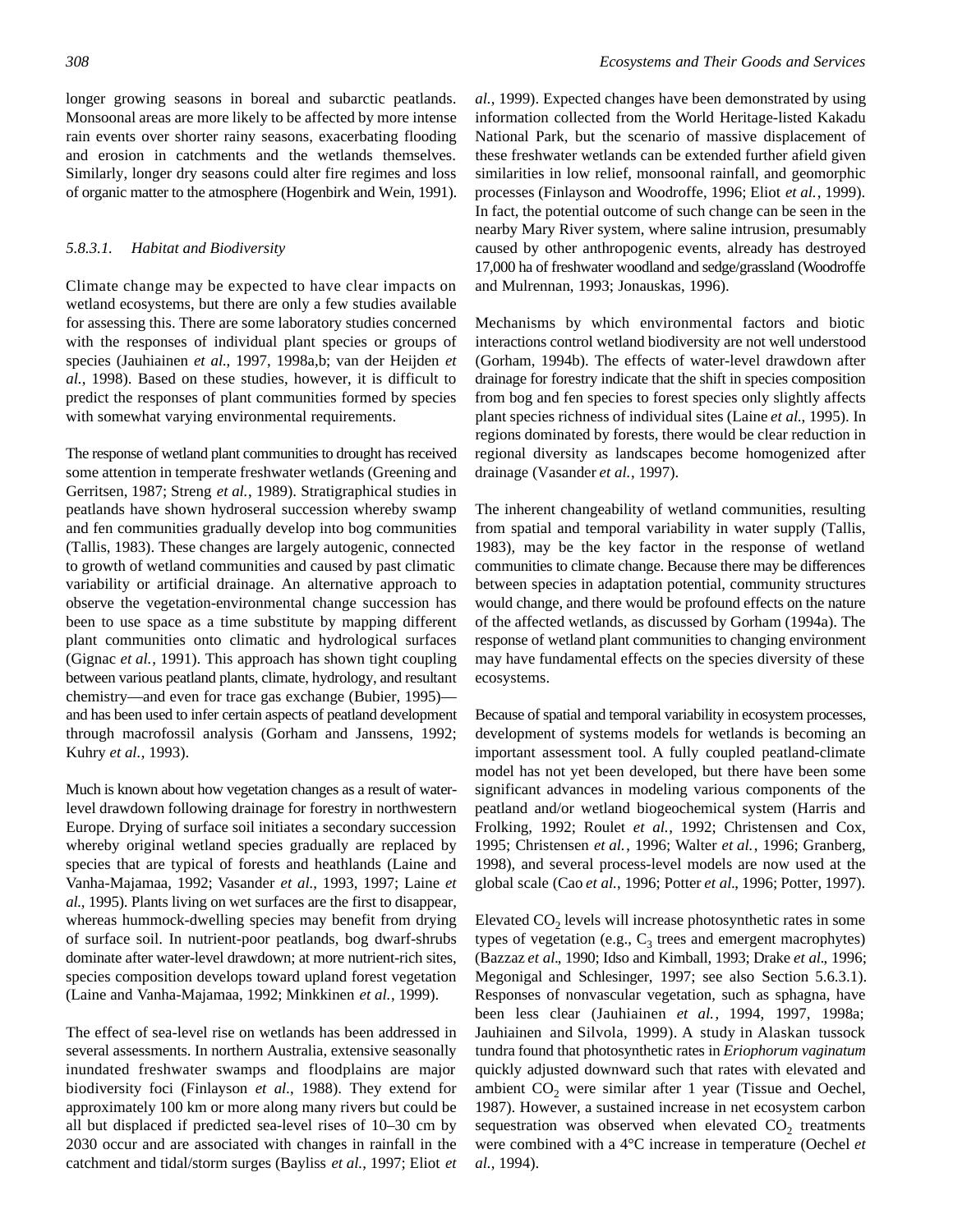longer growing seasons in boreal and subarctic peatlands. Monsoonal areas are more likely to be affected by more intense rain events over shorter rainy seasons, exacerbating flooding and erosion in catchments and the wetlands themselves. Similarly, longer dry seasons could alter fire regimes and loss of organic matter to the atmosphere (Hogenbirk and Wein, 1991).

### *5.8.3.1. Habitat and Biodiversity*

Climate change may be expected to have clear impacts on wetland ecosystems, but there are only a few studies available for assessing this. There are some laboratory studies concerned with the responses of individual plant species or groups of species (Jauhiainen *et al*., 1997, 1998a,b; van der Heijden *et al.*, 1998). Based on these studies, however, it is difficult to predict the responses of plant communities formed by species with somewhat varying environmental requirements.

The response of wetland plant communities to drought has received some attention in temperate freshwater wetlands (Greening and Gerritsen, 1987; Streng *et al.*, 1989). Stratigraphical studies in peatlands have shown hydroseral succession whereby swamp and fen communities gradually develop into bog communities (Tallis, 1983). These changes are largely autogenic, connected to growth of wetland communities and caused by past climatic variability or artificial drainage. An alternative approach to observe the vegetation-environmental change succession has been to use space as a time substitute by mapping different plant communities onto climatic and hydrological surfaces (Gignac *et al.*, 1991). This approach has shown tight coupling between various peatland plants, climate, hydrology, and resultant chemistry—and even for trace gas exchange (Bubier, 1995)—and has been used to infer certain aspects of peatland development through macrofossil analysis (Gorham and Janssens, 1992; Kuhry *et al.*, 1993).

Much is known about how vegetation changes as a result of water-level drawdown following drainage for forestry in northwestern Europe. Drying of surface soil initiates a secondary succession whereby original wetland species gradually are replaced by species that are typical of forests and heathlands (Laine and Vanha-Majamaa, 1992; Vasander *et al.*, 1993, 1997; Laine *et al*., 1995). Plants living on wet surfaces are the first to disappear, whereas hummock-dwelling species may benefit from drying of surface soil. In nutrient-poor peatlands, bog dwarf-shrubs dominate after water-level drawdown; at more nutrient-rich sites, species composition develops toward upland forest vegetation (Laine and Vanha-Majamaa, 1992; Minkkinen *et al.*, 1999).

The effect of sea-level rise on wetlands has been addressed in several assessments. In northern Australia, extensive seasonally inundated freshwater swamps and floodplains are major biodiversity foci (Finlayson *et al*., 1988). They extend for approximately 100 km or more along many rivers but could be all but displaced if predicted sea-level rises of 10–30 cm by 2030 occur and are associated with changes in rainfall in the catchment and tidal/storm surges (Bayliss *et al.*, 1997; Eliot *et al.*, 1999). Expected changes have been demonstrated by using information collected from the World Heritage-listed Kakadu National Park, but the scenario of massive displacement of these freshwater wetlands can be extended further afield given similarities in low relief, monsoonal rainfall, and geomorphic processes (Finlayson and Woodroffe, 1996; Eliot *et al.*, 1999). In fact, the potential outcome of such change can be seen in the nearby Mary River system, where saline intrusion, presumably caused by other anthropogenic events, already has destroyed 17,000 ha of freshwater woodland and sedge/grassland (Woodroffe and Mulrennan, 1993; Jonauskas, 1996).

Mechanisms by which environmental factors and biotic interactions control wetland biodiversity are not well understood (Gorham, 1994b). The effects of water-level drawdown after drainage for forestry indicate that the shift in species composition from bog and fen species to forest species only slightly affects plant species richness of individual sites (Laine *et al.*, 1995). In regions dominated by forests, there would be clear reduction in regional diversity as landscapes become homogenized after drainage (Vasander *et al.*, 1997).

The inherent changeability of wetland communities, resulting from spatial and temporal variability in water supply (Tallis, 1983), may be the key factor in the response of wetland communities to climate change. Because there may be differences between species in adaptation potential, community structures would change, and there would be profound effects on the nature of the affected wetlands, as discussed by Gorham (1994a). The response of wetland plant communities to changing environment may have fundamental effects on the species diversity of these ecosystems.

Because of spatial and temporal variability in ecosystem processes, development of systems models for wetlands is becoming an important assessment tool. A fully coupled peatland-climate model has not yet been developed, but there have been some significant advances in modeling various components of the peatland and/or wetland biogeochemical system (Harris and Frolking, 1992; Roulet *et al.*, 1992; Christensen and Cox, 1995; Christensen *et al.*, 1996; Walter *et al.*, 1996; Granberg, 1998), and several process-level models are now used at the global scale (Cao *et al.*, 1996; Potter *et al*., 1996; Potter, 1997).

Elevated $CO_2$ levels will increase photosynthetic rates in some types of vegetation (e.g., $C_3$ trees and emergent macrophytes) (Bazzaz *et al*., 1990; Idso and Kimball, 1993; Drake *et al*., 1996; Megonigal and Schlesinger, 1997; see also Section 5.6.3.1). Responses of nonvascular vegetation, such as sphagna, have been less clear (Jauhiainen *et al.*, 1994, 1997, 1998a; Jauhiainen and Silvola, 1999). A study in Alaskan tussock tundra found that photosynthetic rates in *Eriophorum vaginatum* quickly adjusted downward such that rates with elevated and ambient $CO_2$ were similar after 1 year (Tissue and Oechel, 1987). However, a sustained increase in net ecosystem carbon sequestration was observed when elevated $CO_2$ treatments were combined with a 4°C increase in temperature (Oechel *et al.*, 1994).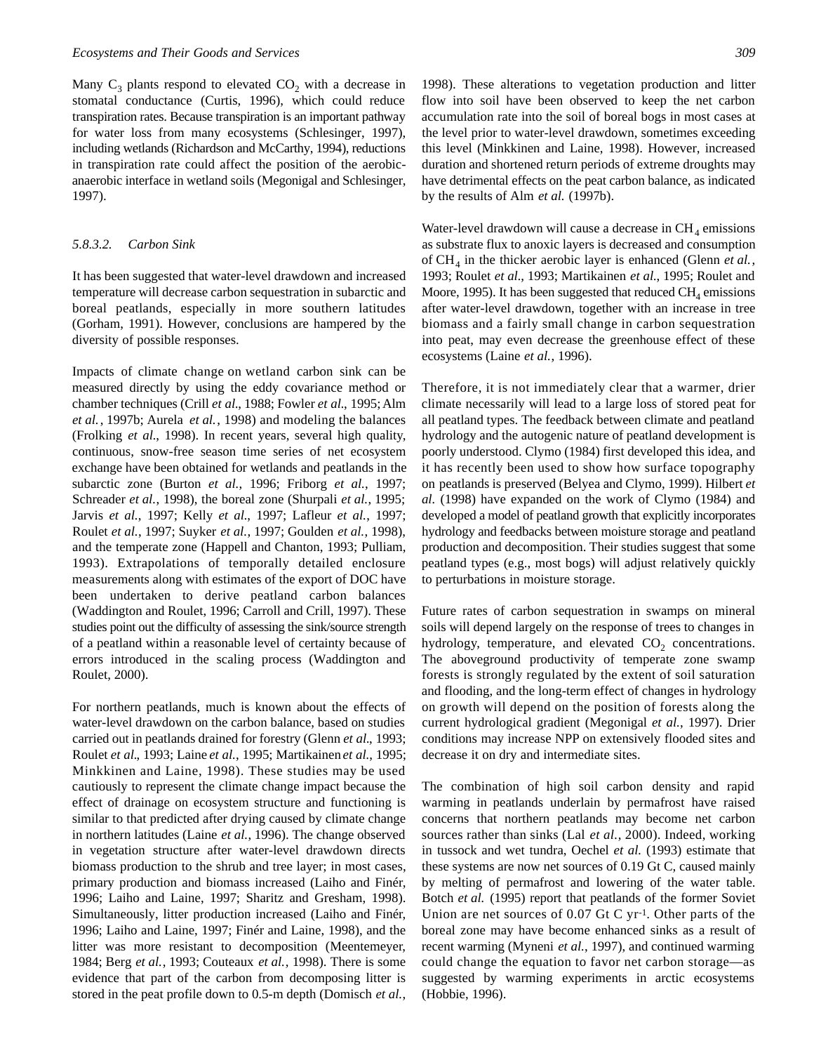Many $C_3$ plants respond to elevated $CO_2$ with a decrease in stomatal conductance (Curtis, 1996), which could reduce transpiration rates. Because transpiration is an important pathway for water loss from many ecosystems (Schlesinger, 1997), including wetlands (Richardson and McCarthy, 1994), reductions in transpiration rate could affect the position of the aerobic-anaerobic interface in wetland soils (Megonigal and Schlesinger, 1997).

#### *5.8.3.2. Carbon Sink*

It has been suggested that water-level drawdown and increased temperature will decrease carbon sequestration in subarctic and boreal peatlands, especially in more southern latitudes (Gorham, 1991). However, conclusions are hampered by the diversity of possible responses.

Impacts of climate change on wetland carbon sink can be measured directly by using the eddy covariance method or chamber techniques (Crill *et al*., 1988; Fowler *et al*., 1995; Alm *et al.*, 1997b; Aurela *et al.*, 1998) and modeling the balances (Frolking *et al*., 1998). In recent years, several high quality, continuous, snow-free season time series of net ecosystem exchange have been obtained for wetlands and peatlands in the subarctic zone (Burton *et al.*, 1996; Friborg *et al.*, 1997; Schreader *et al.*, 1998), the boreal zone (Shurpali *et al.*, 1995; Jarvis *et al.*, 1997; Kelly *et al.*, 1997; Lafleur *et al.*, 1997; Roulet *et al.*, 1997; Suyker *et al.*, 1997; Goulden *et al.*, 1998), and the temperate zone (Happell and Chanton, 1993; Pulliam, 1993). Extrapolations of temporally detailed enclosure measurements along with estimates of the export of DOC have been undertaken to derive peatland carbon balances (Waddington and Roulet, 1996; Carroll and Crill, 1997). These studies point out the difficulty of assessing the sink/source strength of a peatland within a reasonable level of certainty because of errors introduced in the scaling process (Waddington and Roulet, 2000).

For northern peatlands, much is known about the effects of water-level drawdown on the carbon balance, based on studies carried out in peatlands drained for forestry (Glenn *et al*., 1993; Roulet *et al*., 1993; Laine *et al.*, 1995; Martikainen *et al*., 1995; Minkkinen and Laine, 1998). These studies may be used cautiously to represent the climate change impact because the effect of drainage on ecosystem structure and functioning is similar to that predicted after drying caused by climate change in northern latitudes (Laine *et al.*, 1996). The change observed in vegetation structure after water-level drawdown directs biomass production to the shrub and tree layer; in most cases, primary production and biomass increased (Laiho and Finér, 1996; Laiho and Laine, 1997; Sharitz and Gresham, 1998). Simultaneously, litter production increased (Laiho and Finér, 1996; Laiho and Laine, 1997; Finér and Laine, 1998), and the litter was more resistant to decomposition (Meentemeyer, 1984; Berg *et al.*, 1993; Couteaux *et al.*, 1998). There is some evidence that part of the carbon from decomposing litter is stored in the peat profile down to 0.5-m depth (Domisch *et al.*, 1998). These alterations to vegetation production and litter flow into soil have been observed to keep the net carbon accumulation rate into the soil of boreal bogs in most cases at the level prior to water-level drawdown, sometimes exceeding this level (Minkkinen and Laine, 1998). However, increased duration and shortened return periods of extreme droughts may have detrimental effects on the peat carbon balance, as indicated by the results of Alm *et al.* (1997b).

Water-level drawdown will cause a decrease in $CH_4$ emissions as substrate flux to anoxic layers is decreased and consumption of $CH_4$ in the thicker aerobic layer is enhanced (Glenn *et al.*, 1993; Roulet *et al*., 1993; Martikainen *et al*., 1995; Roulet and Moore, 1995). It has been suggested that reduced $CH_4$ emissions after water-level drawdown, together with an increase in tree biomass and a fairly small change in carbon sequestration into peat, may even decrease the greenhouse effect of these ecosystems (Laine *et al.*, 1996).

Therefore, it is not immediately clear that a warmer, drier climate necessarily will lead to a large loss of stored peat for all peatland types. The feedback between climate and peatland hydrology and the autogenic nature of peatland development is poorly understood. Clymo (1984) first developed this idea, and it has recently been used to show how surface topography on peatlands is preserved (Belyea and Clymo, 1999). Hilbert *et al.* (1998) have expanded on the work of Clymo (1984) and developed a model of peatland growth that explicitly incorporates hydrology and feedbacks between moisture storage and peatland production and decomposition. Their studies suggest that some peatland types (e.g., most bogs) will adjust relatively quickly to perturbations in moisture storage.

Future rates of carbon sequestration in swamps on mineral soils will depend largely on the response of trees to changes in hydrology, temperature, and elevated $CO_2$ concentrations. The aboveground productivity of temperate zone swamp forests is strongly regulated by the extent of soil saturation and flooding, and the long-term effect of changes in hydrology on growth will depend on the position of forests along the current hydrological gradient (Megonigal *et al.*, 1997). Drier conditions may increase NPP on extensively flooded sites and decrease it on dry and intermediate sites.

The combination of high soil carbon density and rapid warming in peatlands underlain by permafrost have raised concerns that northern peatlands may become net carbon sources rather than sinks (Lal *et al.*, 2000). Indeed, working in tussock and wet tundra, Oechel *et al.* (1993) estimate that these systems are now net sources of 0.19 Gt C, caused mainly by melting of permafrost and lowering of the water table. Botch *et al.* (1995) report that peatlands of the former Soviet Union are net sources of 0.07 Gt C $yr^{-1}$. Other parts of the boreal zone may have become enhanced sinks as a result of recent warming (Myneni *et al.*, 1997), and continued warming could change the equation to favor net carbon storage—as suggested by warming experiments in arctic ecosystems (Hobbie, 1996).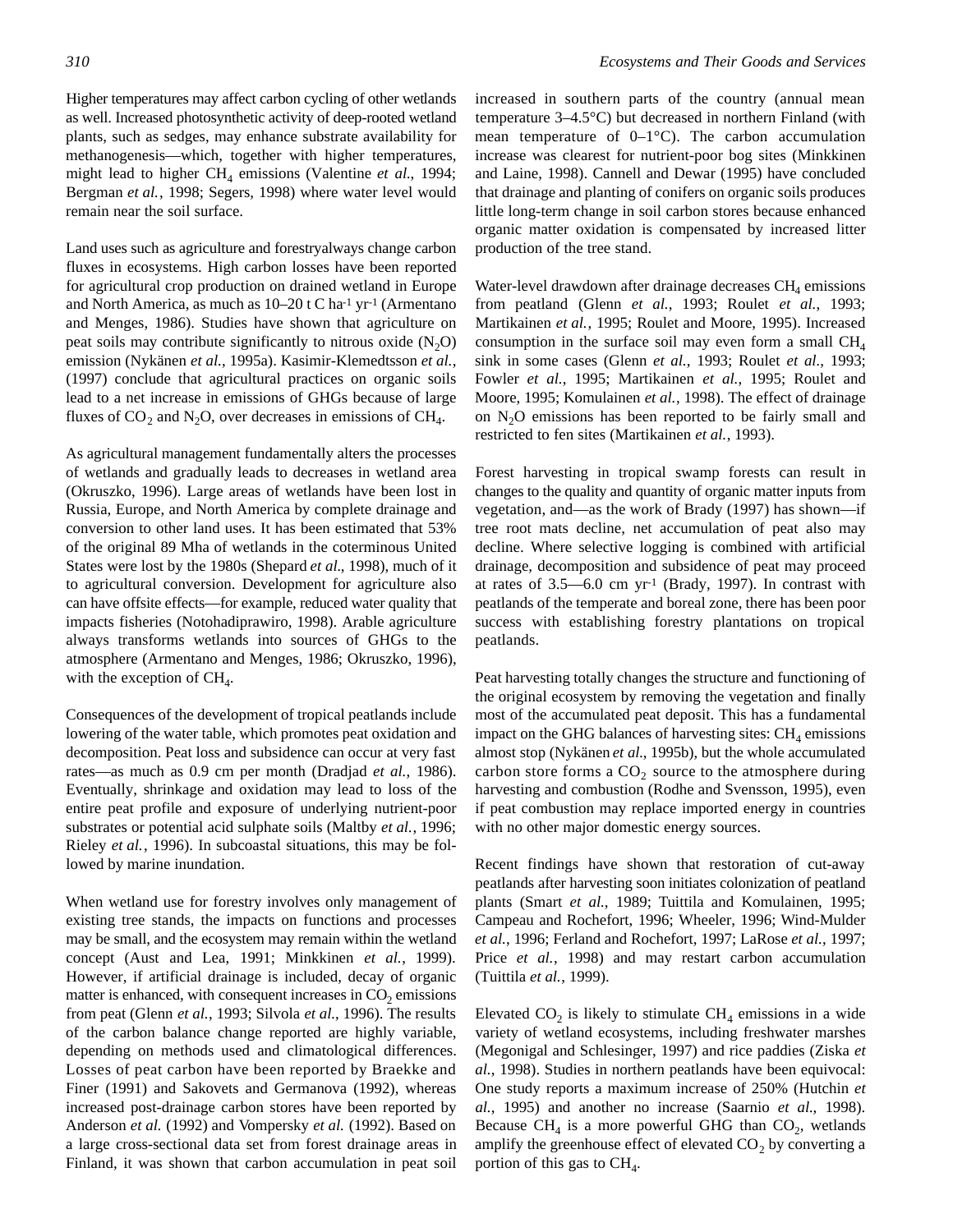Higher temperatures may affect carbon cycling of other wetlands as well. Increased photosynthetic activity of deep-rooted wetland plants, such as sedges, may enhance substrate availability for methanogenesis—which, together with higher temperatures, might lead to higher $CH_4$ emissions (Valentine *et al.*, 1994; Bergman *et al.*, 1998; Segers, 1998) where water level would remain near the soil surface.

Land uses such as agriculture and forestryalways change carbon fluxes in ecosystems. High carbon losses have been reported for agricultural crop production on drained wetland in Europe and North America, as much as 10–20 t C ha$^{-1}$ yr$^{-1}$ (Armentano and Menges, 1986). Studies have shown that agriculture on peat soils may contribute significantly to nitrous oxide ($N_2O$) emission (Nykänen *et al.*, 1995a). Kasimir-Klemedtsson *et al.*, (1997) conclude that agricultural practices on organic soils lead to a net increase in emissions of GHGs because of large fluxes of $CO_2$ and $N_2O$, over decreases in emissions of $CH_4$.

As agricultural management fundamentally alters the processes of wetlands and gradually leads to decreases in wetland area (Okruszko, 1996). Large areas of wetlands have been lost in Russia, Europe, and North America by complete drainage and conversion to other land uses. It has been estimated that 53% of the original 89 Mha of wetlands in the coterminous United States were lost by the 1980s (Shepard *et al*., 1998), much of it to agricultural conversion. Development for agriculture also can have offsite effects—for example, reduced water quality that impacts fisheries (Notohadiprawiro, 1998). Arable agriculture always transforms wetlands into sources of GHGs to the atmosphere (Armentano and Menges, 1986; Okruszko, 1996), with the exception of $CH_4$.

Consequences of the development of tropical peatlands include lowering of the water table, which promotes peat oxidation and decomposition. Peat loss and subsidence can occur at very fast rates—as much as 0.9 cm per month (Dradjad *et al.*, 1986). Eventually, shrinkage and oxidation may lead to loss of the entire peat profile and exposure of underlying nutrient-poor substrates or potential acid sulphate soils (Maltby *et al.*, 1996; Rieley *et al.*, 1996). In subcoastal situations, this may be followed by marine inundation.

When wetland use for forestry involves only management of existing tree stands, the impacts on functions and processes may be small, and the ecosystem may remain within the wetland concept (Aust and Lea, 1991; Minkkinen *et al.*, 1999). However, if artificial drainage is included, decay of organic matter is enhanced, with consequent increases in $CO_2$ emissions from peat (Glenn *et al.*, 1993; Silvola *et al.*, 1996). The results of the carbon balance change reported are highly variable, depending on methods used and climatological differences. Losses of peat carbon have been reported by Braekke and Finer (1991) and Sakovets and Germanova (1992), whereas increased post-drainage carbon stores have been reported by Anderson *et al.* (1992) and Vompersky *et al.* (1992). Based on a large cross-sectional data set from forest drainage areas in Finland, it was shown that carbon accumulation in peat soil increased in southern parts of the country (annual mean temperature 3–4.5°C) but decreased in northern Finland (with mean temperature of 0–1°C). The carbon accumulation increase was clearest for nutrient-poor bog sites (Minkkinen and Laine, 1998). Cannell and Dewar (1995) have concluded that drainage and planting of conifers on organic soils produces little long-term change in soil carbon stores because enhanced organic matter oxidation is compensated by increased litter production of the tree stand.

Water-level drawdown after drainage decreases $CH_4$ emissions from peatland (Glenn *et al.*, 1993; Roulet *et al.*, 1993; Martikainen *et al.*, 1995; Roulet and Moore, 1995). Increased consumption in the surface soil may even form a small $CH_4$ sink in some cases (Glenn *et al.*, 1993; Roulet *et al*., 1993; Fowler *et al.*, 1995; Martikainen *et al.*, 1995; Roulet and Moore, 1995; Komulainen *et al.*, 1998). The effect of drainage on $N_2O$ emissions has been reported to be fairly small and restricted to fen sites (Martikainen *et al.*, 1993).

Forest harvesting in tropical swamp forests can result in changes to the quality and quantity of organic matter inputs from vegetation, and—as the work of Brady (1997) has shown—if tree root mats decline, net accumulation of peat also may decline. Where selective logging is combined with artificial drainage, decomposition and subsidence of peat may proceed at rates of 3.5—6.0 cm yr$^{-1}$ (Brady, 1997). In contrast with peatlands of the temperate and boreal zone, there has been poor success with establishing forestry plantations on tropical peatlands.

Peat harvesting totally changes the structure and functioning of the original ecosystem by removing the vegetation and finally most of the accumulated peat deposit. This has a fundamental impact on the GHG balances of harvesting sites: $CH_4$ emissions almost stop (Nykänen *et al*., 1995b), but the whole accumulated carbon store forms a $CO_2$ source to the atmosphere during harvesting and combustion (Rodhe and Svensson, 1995), even if peat combustion may replace imported energy in countries with no other major domestic energy sources.

Recent findings have shown that restoration of cut-away peatlands after harvesting soon initiates colonization of peatland plants (Smart *et al.*, 1989; Tuittila and Komulainen, 1995; Campeau and Rochefort, 1996; Wheeler, 1996; Wind-Mulder *et al.*, 1996; Ferland and Rochefort, 1997; LaRose *et al.*, 1997; Price *et al.*, 1998) and may restart carbon accumulation (Tuittila *et al.*, 1999).

Elevated $CO_2$ is likely to stimulate $CH_4$ emissions in a wide variety of wetland ecosystems, including freshwater marshes (Megonigal and Schlesinger, 1997) and rice paddies (Ziska *et al.*, 1998). Studies in northern peatlands have been equivocal: One study reports a maximum increase of 250% (Hutchin *et al.*, 1995) and another no increase (Saarnio *et al.*, 1998). Because $CH_4$ is a more powerful GHG than $CO_2$, wetlands amplify the greenhouse effect of elevated $CO_2$ by converting a portion of this gas to $CH_4$.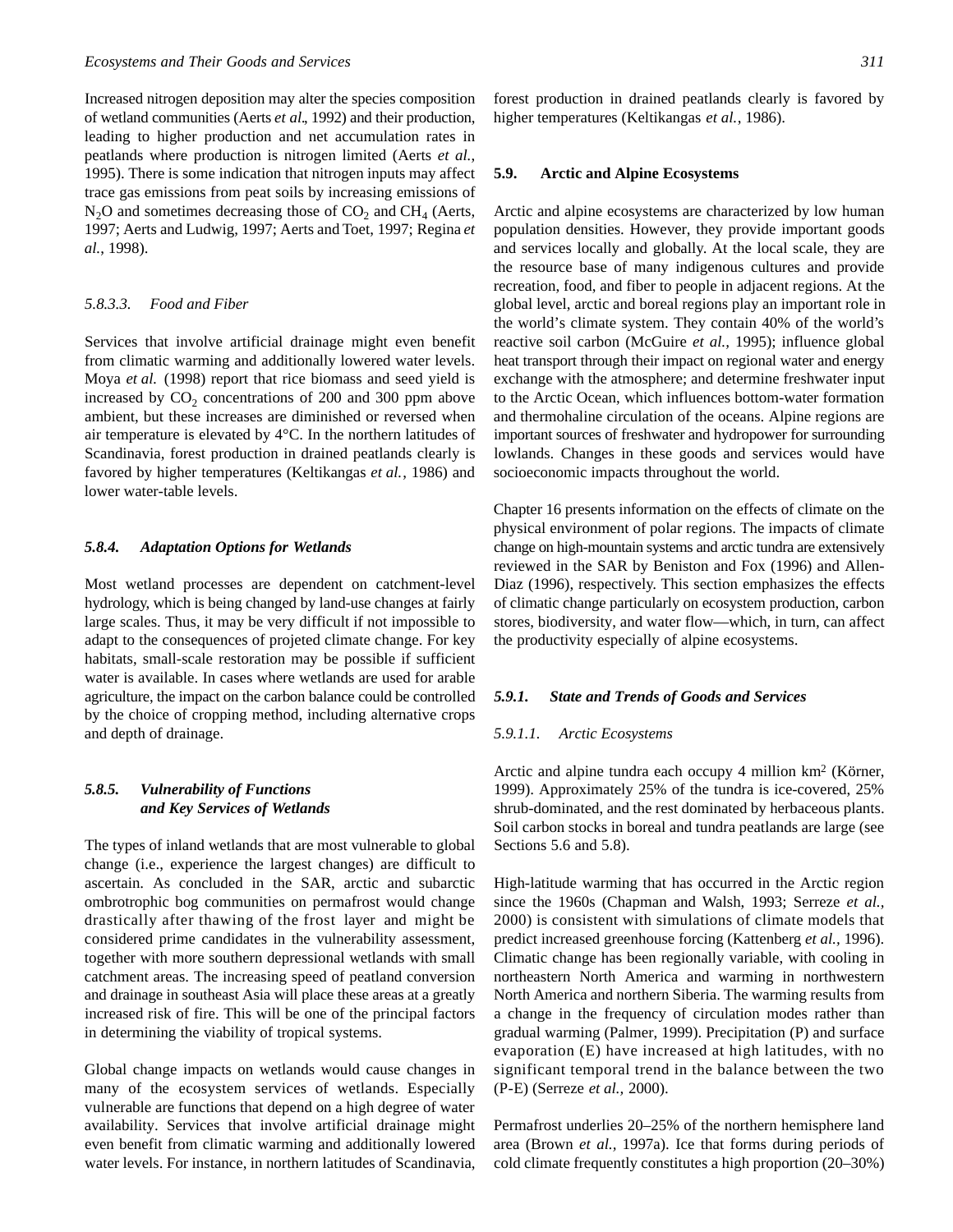Increased nitrogen deposition may alter the species composition of wetland communities (Aerts *et al*., 1992) and their production, leading to higher production and net accumulation rates in peatlands where production is nitrogen limited (Aerts *et al.*, 1995). There is some indication that nitrogen inputs may affect trace gas emissions from peat soils by increasing emissions of $N_2O$ and sometimes decreasing those of $CO_2$ and $CH_4$ (Aerts, 1997; Aerts and Ludwig, 1997; Aerts and Toet, 1997; Regina *et al.*, 1998).

#### *5.8.3.3. Food and Fiber*

Services that involve artificial drainage might even benefit from climatic warming and additionally lowered water levels. Moya *et al.* (1998) report that rice biomass and seed yield is increased by $CO_2$ concentrations of 200 and 300 ppm above ambient, but these increases are diminished or reversed when air temperature is elevated by 4°C. In the northern latitudes of Scandinavia, forest production in drained peatlands clearly is favored by higher temperatures (Keltikangas *et al.*, 1986) and lower water-table levels.

### *5.8.4. Adaptation Options for Wetlands*

Most wetland processes are dependent on catchment-level hydrology, which is being changed by land-use changes at fairly large scales. Thus, it may be very difficult if not impossible to adapt to the consequences of projeted climate change. For key habitats, small-scale restoration may be possible if sufficient water is available. In cases where wetlands are used for arable agriculture, the impact on the carbon balance could be controlled by the choice of cropping method, including alternative crops and depth of drainage.

### *5.8.5. Vulnerability of Functions and Key Services of Wetlands*

The types of inland wetlands that are most vulnerable to global change (i.e., experience the largest changes) are difficult to ascertain. As concluded in the SAR, arctic and subarctic ombrotrophic bog communities on permafrost would change drastically after thawing of the frost layer and might be considered prime candidates in the vulnerability assessment, together with more southern depressional wetlands with small catchment areas. The increasing speed of peatland conversion and drainage in southeast Asia will place these areas at a greatly increased risk of fire. This will be one of the principal factors in determining the viability of tropical systems.

Global change impacts on wetlands would cause changes in many of the ecosystem services of wetlands. Especially vulnerable are functions that depend on a high degree of water availability. Services that involve artificial drainage might even benefit from climatic warming and additionally lowered water levels. For instance, in northern latitudes of Scandinavia, forest production in drained peatlands clearly is favored by higher temperatures (Keltikangas *et al.*, 1986).

## 5.9. Arctic and Alpine Ecosystems

Arctic and alpine ecosystems are characterized by low human population densities. However, they provide important goods and services locally and globally. At the local scale, they are the resource base of many indigenous cultures and provide recreation, food, and fiber to people in adjacent regions. At the global level, arctic and boreal regions play an important role in the world's climate system. They contain 40% of the world's reactive soil carbon (McGuire *et al.*, 1995); influence global heat transport through their impact on regional water and energy exchange with the atmosphere; and determine freshwater input to the Arctic Ocean, which influences bottom-water formation and thermohaline circulation of the oceans. Alpine regions are important sources of freshwater and hydropower for surrounding lowlands. Changes in these goods and services would have socioeconomic impacts throughout the world.

Chapter 16 presents information on the effects of climate on the physical environment of polar regions. The impacts of climate change on high-mountain systems and arctic tundra are extensively reviewed in the SAR by Beniston and Fox (1996) and Allen-Diaz (1996), respectively. This section emphasizes the effects of climatic change particularly on ecosystem production, carbon stores, biodiversity, and water flow—which, in turn, can affect the productivity especially of alpine ecosystems.

### *5.9.1. State and Trends of Goods and Services*

#### *5.9.1.1. Arctic Ecosystems*

Arctic and alpine tundra each occupy 4 million km² (Körner, 1999). Approximately 25% of the tundra is ice-covered, 25% shrub-dominated, and the rest dominated by herbaceous plants. Soil carbon stocks in boreal and tundra peatlands are large (see Sections 5.6 and 5.8).

High-latitude warming that has occurred in the Arctic region since the 1960s (Chapman and Walsh, 1993; Serreze *et al.*, 2000) is consistent with simulations of climate models that predict increased greenhouse forcing (Kattenberg *et al.*, 1996). Climatic change has been regionally variable, with cooling in northeastern North America and warming in northwestern North America and northern Siberia. The warming results from a change in the frequency of circulation modes rather than gradual warming (Palmer, 1999). Precipitation (P) and surface evaporation (E) have increased at high latitudes, with no significant temporal trend in the balance between the two (P-E) (Serreze *et al.*, 2000).

Permafrost underlies 20–25% of the northern hemisphere land area (Brown *et al.*, 1997a). Ice that forms during periods of cold climate frequently constitutes a high proportion (20–30%)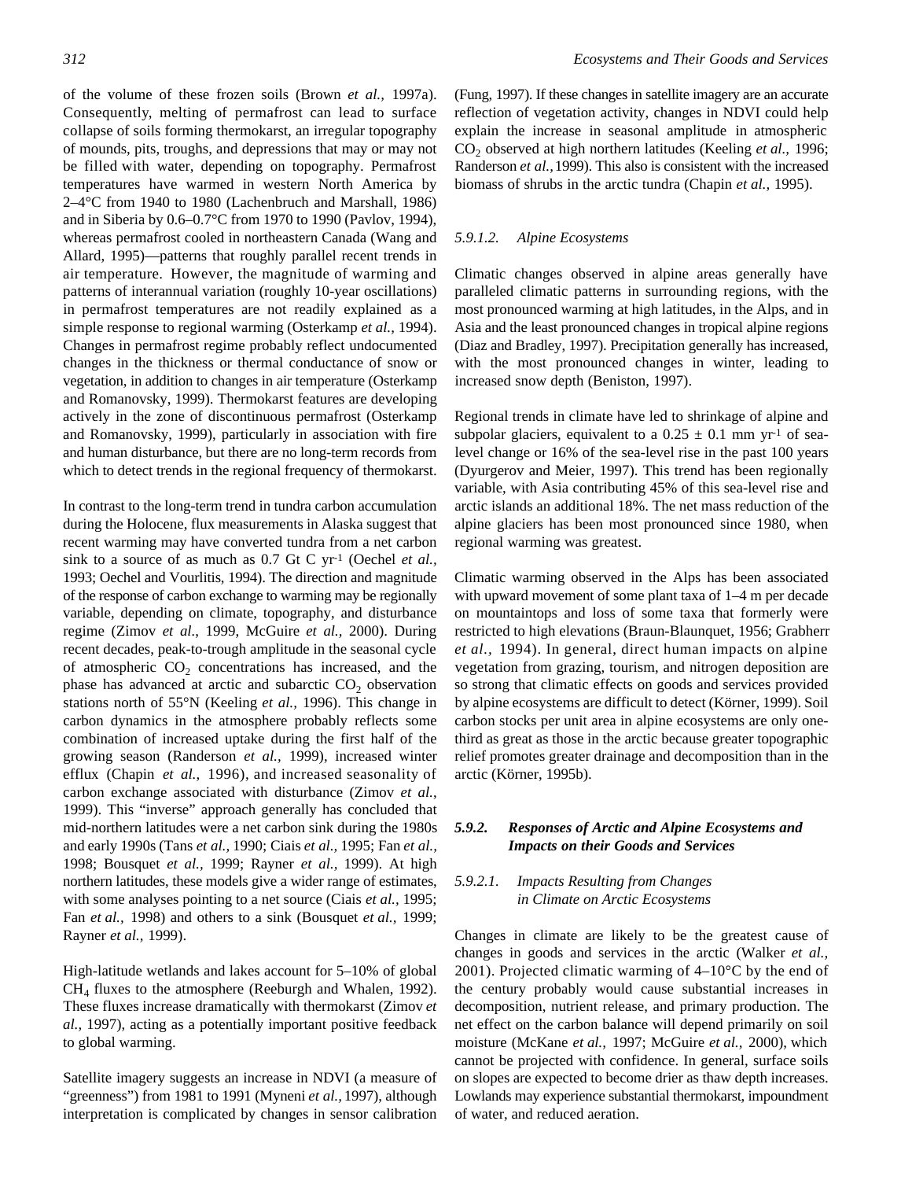of the volume of these frozen soils (Brown *et al.*, 1997a). Consequently, melting of permafrost can lead to surface collapse of soils forming thermokarst, an irregular topography of mounds, pits, troughs, and depressions that may or may not be filled with water, depending on topography. Permafrost temperatures have warmed in western North America by 2–4°C from 1940 to 1980 (Lachenbruch and Marshall, 1986) and in Siberia by 0.6–0.7°C from 1970 to 1990 (Pavlov, 1994), whereas permafrost cooled in northeastern Canada (Wang and Allard, 1995)—patterns that roughly parallel recent trends in air temperature. However, the magnitude of warming and patterns of interannual variation (roughly 10-year oscillations) in permafrost temperatures are not readily explained as a simple response to regional warming (Osterkamp *et al.*, 1994). Changes in permafrost regime probably reflect undocumented changes in the thickness or thermal conductance of snow or vegetation, in addition to changes in air temperature (Osterkamp and Romanovsky, 1999). Thermokarst features are developing actively in the zone of discontinuous permafrost (Osterkamp and Romanovsky, 1999), particularly in association with fire and human disturbance, but there are no long-term records from which to detect trends in the regional frequency of thermokarst.

In contrast to the long-term trend in tundra carbon accumulation during the Holocene, flux measurements in Alaska suggest that recent warming may have converted tundra from a net carbon sink to a source of as much as 0.7 Gt C $yr^{-1}$ (Oechel *et al.*, 1993; Oechel and Vourlitis, 1994). The direction and magnitude of the response of carbon exchange to warming may be regionally variable, depending on climate, topography, and disturbance regime (Zimov *et al*., 1999, McGuire *et al.*, 2000). During recent decades, peak-to-trough amplitude in the seasonal cycle of atmospheric $CO_2$ concentrations has increased, and the phase has advanced at arctic and subarctic $CO_2$ observation stations north of 55°N (Keeling *et al.*, 1996). This change in carbon dynamics in the atmosphere probably reflects some combination of increased uptake during the first half of the growing season (Randerson *et al.*, 1999), increased winter efflux (Chapin *et al.*, 1996), and increased seasonality of carbon exchange associated with disturbance (Zimov *et al.*, 1999). This "inverse" approach generally has concluded that mid-northern latitudes were a net carbon sink during the 1980s and early 1990s (Tans *et al.*, 1990; Ciais *et al.*, 1995; Fan *et al.*, 1998; Bousquet *et al.*, 1999; Rayner *et al.*, 1999). At high northern latitudes, these models give a wider range of estimates, with some analyses pointing to a net source (Ciais *et al.*, 1995; Fan *et al.*, 1998) and others to a sink (Bousquet *et al.*, 1999; Rayner *et al.*, 1999).

High-latitude wetlands and lakes account for 5–10% of global $CH_4$ fluxes to the atmosphere (Reeburgh and Whalen, 1992). These fluxes increase dramatically with thermokarst (Zimov *et al.*, 1997), acting as a potentially important positive feedback to global warming.

Satellite imagery suggests an increase in NDVI (a measure of "greenness") from 1981 to 1991 (Myneni *et al.*, 1997), although interpretation is complicated by changes in sensor calibration (Fung, 1997). If these changes in satellite imagery are an accurate reflection of vegetation activity, changes in NDVI could help explain the increase in seasonal amplitude in atmospheric $CO_2$ observed at high northern latitudes (Keeling *et al.*, 1996; Randerson *et al.*, 1999). This also is consistent with the increased biomass of shrubs in the arctic tundra (Chapin *et al.*, 1995).

#### *5.9.1.2. Alpine Ecosystems*

Climatic changes observed in alpine areas generally have paralleled climatic patterns in surrounding regions, with the most pronounced warming at high latitudes, in the Alps, and in Asia and the least pronounced changes in tropical alpine regions (Diaz and Bradley, 1997). Precipitation generally has increased, with the most pronounced changes in winter, leading to increased snow depth (Beniston, 1997).

Regional trends in climate have led to shrinkage of alpine and subpolar glaciers, equivalent to a $0.25 \pm 0.1$ mm $yr^{-1}$ of sea-level change or 16% of the sea-level rise in the past 100 years (Dyurgerov and Meier, 1997). This trend has been regionally variable, with Asia contributing 45% of this sea-level rise and arctic islands an additional 18%. The net mass reduction of the alpine glaciers has been most pronounced since 1980, when regional warming was greatest.

Climatic warming observed in the Alps has been associated with upward movement of some plant taxa of 1–4 m per decade on mountaintops and loss of some taxa that formerly were restricted to high elevations (Braun-Blaunquet, 1956; Grabherr *et al.*, 1994). In general, direct human impacts on alpine vegetation from grazing, tourism, and nitrogen deposition are so strong that climatic effects on goods and services provided by alpine ecosystems are difficult to detect (Körner, 1999). Soil carbon stocks per unit area in alpine ecosystems are only one-third as great as those in the arctic because greater topographic relief promotes greater drainage and decomposition than in the arctic (Körner, 1995b).

### *5.9.2. Responses of Arctic and Alpine Ecosystems and Impacts on their Goods and Services*

#### *5.9.2.1. Impacts Resulting from Changes in Climate on Arctic Ecosystems*

Changes in climate are likely to be the greatest cause of changes in goods and services in the arctic (Walker *et al.*, 2001). Projected climatic warming of 4–10°C by the end of the century probably would cause substantial increases in decomposition, nutrient release, and primary production. The net effect on the carbon balance will depend primarily on soil moisture (McKane *et al.*, 1997; McGuire *et al.*, 2000), which cannot be projected with confidence. In general, surface soils on slopes are expected to become drier as thaw depth increases. Lowlands may experience substantial thermokarst, impoundment of water, and reduced aeration.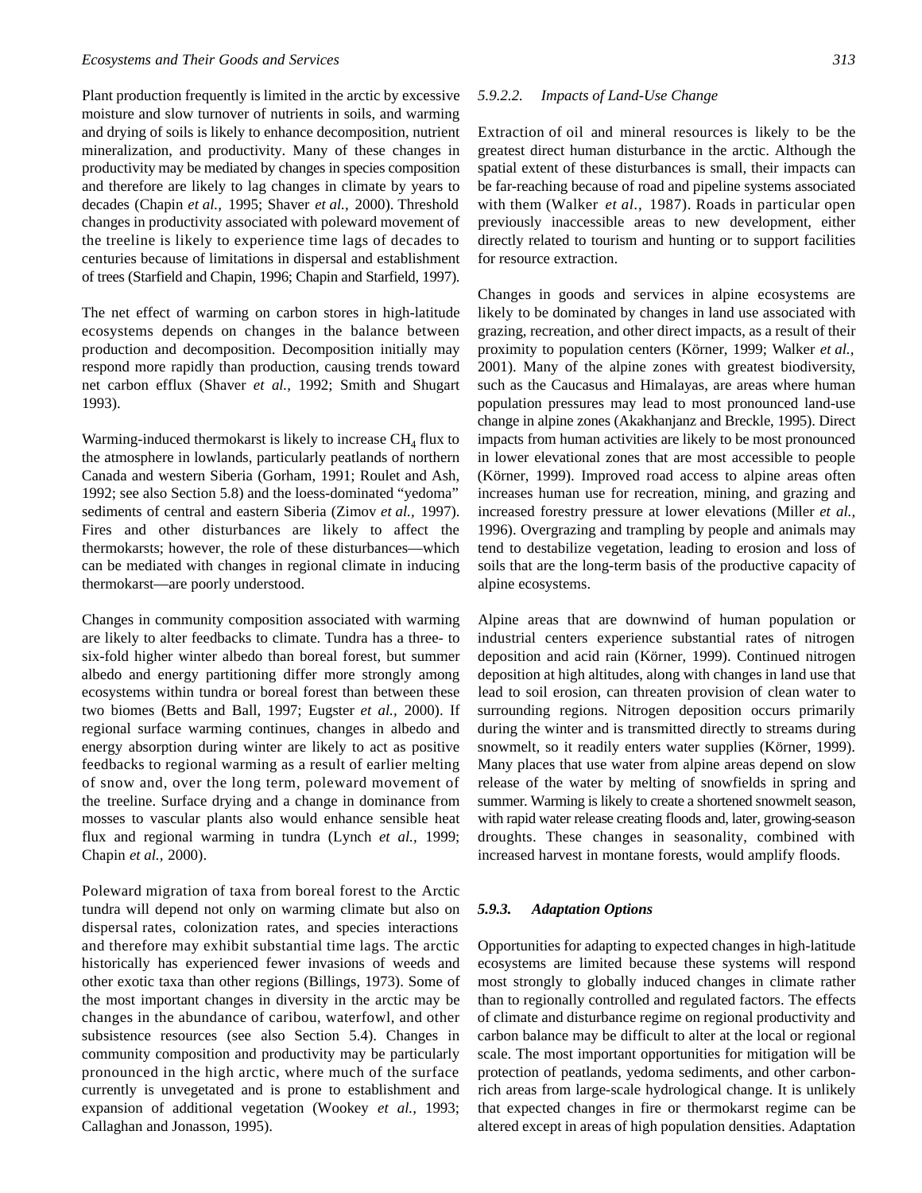Plant production frequently is limited in the arctic by excessive moisture and slow turnover of nutrients in soils, and warming and drying of soils is likely to enhance decomposition, nutrient mineralization, and productivity. Many of these changes in productivity may be mediated by changes in species composition and therefore are likely to lag changes in climate by years to decades (Chapin *et al.,* 1995; Shaver *et al.,* 2000). Threshold changes in productivity associated with poleward movement of the treeline is likely to experience time lags of decades to centuries because of limitations in dispersal and establishment of trees (Starfield and Chapin, 1996; Chapin and Starfield, 1997).

The net effect of warming on carbon stores in high-latitude ecosystems depends on changes in the balance between production and decomposition. Decomposition initially may respond more rapidly than production, causing trends toward net carbon efflux (Shaver *et al.,* 1992; Smith and Shugart 1993).

Warming-induced thermokarst is likely to increase $CH_4$ flux to the atmosphere in lowlands, particularly peatlands of northern Canada and western Siberia (Gorham, 1991; Roulet and Ash, 1992; see also Section 5.8) and the loess-dominated "yedoma" sediments of central and eastern Siberia (Zimov *et al.,* 1997). Fires and other disturbances are likely to affect the thermokarsts; however, the role of these disturbances—which can be mediated with changes in regional climate in inducing thermokarst—are poorly understood.

Changes in community composition associated with warming are likely to alter feedbacks to climate. Tundra has a three- to six-fold higher winter albedo than boreal forest, but summer albedo and energy partitioning differ more strongly among ecosystems within tundra or boreal forest than between these two biomes (Betts and Ball, 1997; Eugster *et al.,* 2000). If regional surface warming continues, changes in albedo and energy absorption during winter are likely to act as positive feedbacks to regional warming as a result of earlier melting of snow and, over the long term, poleward movement of the treeline. Surface drying and a change in dominance from mosses to vascular plants also would enhance sensible heat flux and regional warming in tundra (Lynch *et al.,* 1999; Chapin *et al.,* 2000).

Poleward migration of taxa from boreal forest to the Arctic tundra will depend not only on warming climate but also on dispersal rates, colonization rates, and species interactions and therefore may exhibit substantial time lags. The arctic historically has experienced fewer invasions of weeds and other exotic taxa than other regions (Billings, 1973). Some of the most important changes in diversity in the arctic may be changes in the abundance of caribou, waterfowl, and other subsistence resources (see also Section 5.4). Changes in community composition and productivity may be particularly pronounced in the high arctic, where much of the surface currently is unvegetated and is prone to establishment and expansion of additional vegetation (Wookey *et al.,* 1993; Callaghan and Jonasson, 1995).

#### *5.9.2.2. Impacts of Land-Use Change*

Extraction of oil and mineral resources is likely to be the greatest direct human disturbance in the arctic. Although the spatial extent of these disturbances is small, their impacts can be far-reaching because of road and pipeline systems associated with them (Walker *et al.,* 1987). Roads in particular open previously inaccessible areas to new development, either directly related to tourism and hunting or to support facilities for resource extraction.

Changes in goods and services in alpine ecosystems are likely to be dominated by changes in land use associated with grazing, recreation, and other direct impacts, as a result of their proximity to population centers (Körner, 1999; Walker *et al.,* 2001). Many of the alpine zones with greatest biodiversity, such as the Caucasus and Himalayas, are areas where human population pressures may lead to most pronounced land-use change in alpine zones (Akakhanjanz and Breckle, 1995). Direct impacts from human activities are likely to be most pronounced in lower elevational zones that are most accessible to people (Körner, 1999). Improved road access to alpine areas often increases human use for recreation, mining, and grazing and increased forestry pressure at lower elevations (Miller *et al.,* 1996). Overgrazing and trampling by people and animals may tend to destabilize vegetation, leading to erosion and loss of soils that are the long-term basis of the productive capacity of alpine ecosystems.

Alpine areas that are downwind of human population or industrial centers experience substantial rates of nitrogen deposition and acid rain (Körner, 1999). Continued nitrogen deposition at high altitudes, along with changes in land use that lead to soil erosion, can threaten provision of clean water to surrounding regions. Nitrogen deposition occurs primarily during the winter and is transmitted directly to streams during snowmelt, so it readily enters water supplies (Körner, 1999). Many places that use water from alpine areas depend on slow release of the water by melting of snowfields in spring and summer. Warming is likely to create a shortened snowmelt season, with rapid water release creating floods and, later, growing-season droughts. These changes in seasonality, combined with increased harvest in montane forests, would amplify floods.

### ***5.9.3. Adaptation Options***

Opportunities for adapting to expected changes in high-latitude ecosystems are limited because these systems will respond most strongly to globally induced changes in climate rather than to regionally controlled and regulated factors. The effects of climate and disturbance regime on regional productivity and carbon balance may be difficult to alter at the local or regional scale. The most important opportunities for mitigation will be protection of peatlands, yedoma sediments, and other carbon-rich areas from large-scale hydrological change. It is unlikely that expected changes in fire or thermokarst regime can be altered except in areas of high population densities. Adaptation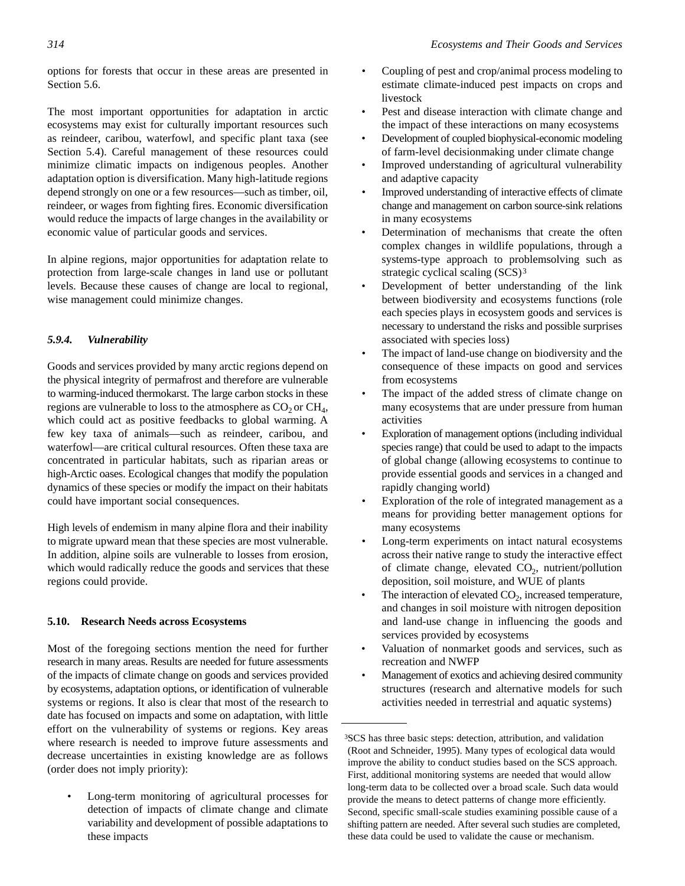options for forests that occur in these areas are presented in Section 5.6.

The most important opportunities for adaptation in arctic ecosystems may exist for culturally important resources such as reindeer, caribou, waterfowl, and specific plant taxa (see Section 5.4). Careful management of these resources could minimize climatic impacts on indigenous peoples. Another adaptation option is diversification. Many high-latitude regions depend strongly on one or a few resources—such as timber, oil, reindeer, or wages from fighting fires. Economic diversification would reduce the impacts of large changes in the availability or economic value of particular goods and services.

In alpine regions, major opportunities for adaptation relate to protection from large-scale changes in land use or pollutant levels. Because these causes of change are local to regional, wise management could minimize changes.

#### *5.9.4. Vulnerability*

Goods and services provided by many arctic regions depend on the physical integrity of permafrost and therefore are vulnerable to warming-induced thermokarst. The large carbon stocks in these regions are vulnerable to loss to the atmosphere as $CO_2$ or $CH_4$, which could act as positive feedbacks to global warming. A few key taxa of animals—such as reindeer, caribou, and waterfowl—are critical cultural resources. Often these taxa are concentrated in particular habitats, such as riparian areas or high-Arctic oases. Ecological changes that modify the population dynamics of these species or modify the impact on their habitats could have important social consequences.

High levels of endemism in many alpine flora and their inability to migrate upward mean that these species are most vulnerable. In addition, alpine soils are vulnerable to losses from erosion, which would radically reduce the goods and services that these regions could provide.

### 5.10. Research Needs across Ecosystems

Most of the foregoing sections mention the need for further research in many areas. Results are needed for future assessments of the impacts of climate change on goods and services provided by ecosystems, adaptation options, or identification of vulnerable systems or regions. It also is clear that most of the research to date has focused on impacts and some on adaptation, with little effort on the vulnerability of systems or regions. Key areas where research is needed to improve future assessments and decrease uncertainties in existing knowledge are as follows (order does not imply priority):

- Long-term monitoring of agricultural processes for detection of impacts of climate change and climate variability and development of possible adaptations to these impacts
- Coupling of pest and crop/animal process modeling to estimate climate-induced pest impacts on crops and livestock
- Pest and disease interaction with climate change and the impact of these interactions on many ecosystems
- Development of coupled biophysical-economic modeling of farm-level decisionmaking under climate change
- Improved understanding of agricultural vulnerability and adaptive capacity
- Improved understanding of interactive effects of climate change and management on carbon source-sink relations in many ecosystems
- Determination of mechanisms that create the often complex changes in wildlife populations, through a systems-type approach to problemsolving such as strategic cyclical scaling (SCS)[3]
- Development of better understanding of the link between biodiversity and ecosystems functions (role each species plays in ecosystem goods and services is necessary to understand the risks and possible surprises associated with species loss)
- The impact of land-use change on biodiversity and the consequence of these impacts on good and services from ecosystems
- The impact of the added stress of climate change on many ecosystems that are under pressure from human activities
- Exploration of management options (including individual species range) that could be used to adapt to the impacts of global change (allowing ecosystems to continue to provide essential goods and services in a changed and rapidly changing world)
- Exploration of the role of integrated management as a means for providing better management options for many ecosystems
- Long-term experiments on intact natural ecosystems across their native range to study the interactive effect of climate change, elevated $CO_2$, nutrient/pollution deposition, soil moisture, and WUE of plants
- The interaction of elevated $CO_2$, increased temperature, and changes in soil moisture with nitrogen deposition and land-use change in influencing the goods and services provided by ecosystems
- Valuation of nonmarket goods and services, such as recreation and NWFP
- Management of exotics and achieving desired community structures (research and alternative models for such activities needed in terrestrial and aquatic systems)

---

[3]SCS has three basic steps: detection, attribution, and validation (Root and Schneider, 1995). Many types of ecological data would improve the ability to conduct studies based on the SCS approach. First, additional monitoring systems are needed that would allow long-term data to be collected over a broad scale. Such data would provide the means to detect patterns of change more efficiently. Second, specific small-scale studies examining possible cause of a shifting pattern are needed. After several such studies are completed, these data could be used to validate the cause or mechanism.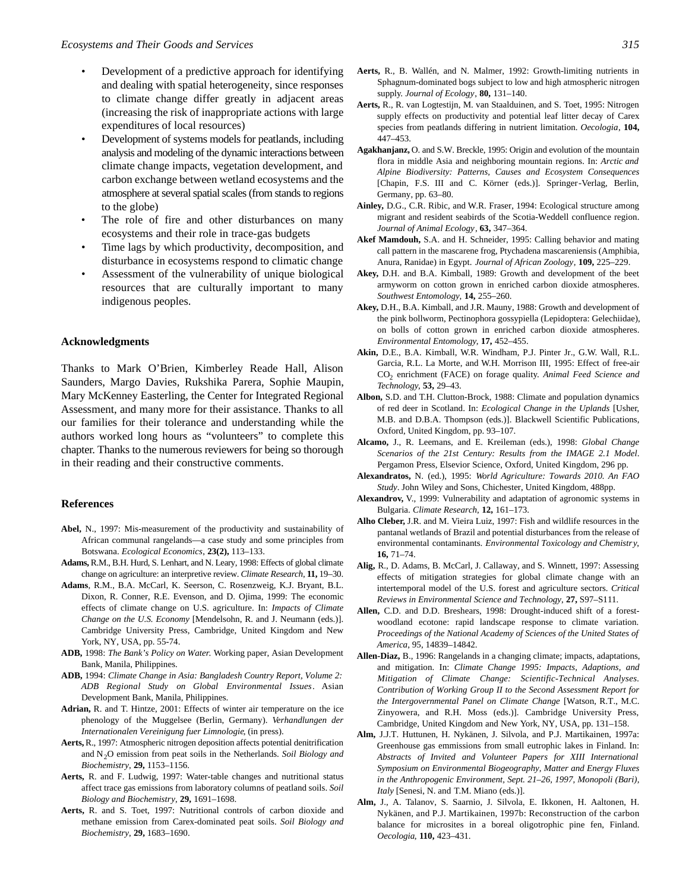- Development of a predictive approach for identifying and dealing with spatial heterogeneity, since responses to climate change differ greatly in adjacent areas (increasing the risk of inappropriate actions with large expenditures of local resources)
- Development of systems models for peatlands, including analysis and modeling of the dynamic interactions between climate change impacts, vegetation development, and carbon exchange between wetland ecosystems and the atmosphere at several spatial scales (from stands to regions to the globe)
- The role of fire and other disturbances on many ecosystems and their role in trace-gas budgets
- Time lags by which productivity, decomposition, and disturbance in ecosystems respond to climatic change
- Assessment of the vulnerability of unique biological resources that are culturally important to many indigenous peoples.

## Acknowledgments

Thanks to Mark O'Brien, Kimberley Reade Hall, Alison Saunders, Margo Davies, Rukshika Parera, Sophie Maupin, Mary McKenney Easterling, the Center for Integrated Regional Assessment, and many more for their assistance. Thanks to all our families for their tolerance and understanding while the authors worked long hours as "volunteers" to complete this chapter. Thanks to the numerous reviewers for being so thorough in their reading and their constructive comments.

## References

**Abel,** N., 1997: Mis-measurement of the productivity and sustainability of African communal rangelands—a case study and some principles from Botswana. *Ecological Economics*, **23(2),** 113–133.

**Adams,** R.M., B.H. Hurd, S. Lenhart, and N. Leary, 1998: Effects of global climate change on agriculture: an interpretive review. *Climate Research*, **11,** 19–30.

**Adams**, R.M., B.A. McCarl, K. Seerson, C. Rosenzweig, K.J. Bryant, B.L. Dixon, R. Conner, R.E. Evenson, and D. Ojima, 1999: The economic effects of climate change on U.S. agriculture. In: *Impacts of Climate Change on the U.S. Economy* [Mendelsohn, R. and J. Neumann (eds.)]. Cambridge University Press, Cambridge, United Kingdom and New York, NY, USA, pp. 55-74.

**ADB,** 1998: *The Bank's Policy on Water.* Working paper, Asian Development Bank, Manila, Philippines.

**ADB,** 1994: *Climate Change in Asia: Bangladesh Country Report, Volume 2: ADB Regional Study on Global Environmental Issues*. Asian Development Bank, Manila, Philippines.

**Adrian,** R. and T. Hintze, 2001: Effects of winter air temperature on the ice phenology of the Muggelsee (Berlin, Germany). *Verhandlungen der Internationalen Vereinigung fuer Limnologie*, (in press).

**Aerts,** R., 1997: Atmospheric nitrogen deposition affects potential denitrification and $N_2O$ emission from peat soils in the Netherlands. *Soil Biology and Biochemistry*, **29,** 1153–1156.

**Aerts,** R. and F. Ludwig, 1997: Water-table changes and nutritional status affect trace gas emissions from laboratory columns of peatland soils. *Soil Biology and Biochemistry*, **29,** 1691–1698.

**Aerts,** R. and S. Toet, 1997: Nutritional controls of carbon dioxide and methane emission from Carex-dominated peat soils. *Soil Biology and Biochemistry*, **29,** 1683–1690.

**Aerts,** R., B. Wallén, and N. Malmer, 1992: Growth-limiting nutrients in Sphagnum-dominated bogs subject to low and high atmospheric nitrogen supply. *Journal of Ecology*, **80,** 131–140.

**Aerts,** R., R. van Logtestijn, M. van Staalduinen, and S. Toet, 1995: Nitrogen supply effects on productivity and potential leaf litter decay of Carex species from peatlands differing in nutrient limitation. *Oecologia*, **104,** 447–453.

**Agakhanjanz,** O. and S.W. Breckle, 1995: Origin and evolution of the mountain flora in middle Asia and neighboring mountain regions. In: *Arctic and Alpine Biodiversity: Patterns, Causes and Ecosystem Consequences* [Chapin, F.S. III and C. Körner (eds.)]. Springer-Verlag, Berlin, Germany, pp. 63–80.

**Ainley,** D.G., C.R. Ribic, and W.R. Fraser, 1994: Ecological structure among migrant and resident seabirds of the Scotia-Weddell confluence region. *Journal of Animal Ecology*, **63,** 347–364.

**Akef Mamdouh,** S.A. and H. Schneider, 1995: Calling behavior and mating call pattern in the mascarene frog, Ptychadena mascareniensis (Amphibia, Anura, Ranidae) in Egypt. *Journal of African Zoology*, **109,** 225–229.

**Akey,** D.H. and B.A. Kimball, 1989: Growth and development of the beet armyworm on cotton grown in enriched carbon dioxide atmospheres. *Southwest Entomology*, **14,** 255–260.

**Akey,** D.H., B.A. Kimball, and J.R. Mauny, 1988: Growth and development of the pink bollworm, Pectinophora gossypiella (Lepidoptera: Gelechiidae), on bolls of cotton grown in enriched carbon dioxide atmospheres. *Environmental Entomology*, **17,** 452–455.

**Akin,** D.E., B.A. Kimball, W.R. Windham, P.J. Pinter Jr., G.W. Wall, R.L. Garcia, R.L. La Morte, and W.H. Morrison III, 1995: Effect of free-air $CO_2$ enrichment (FACE) on forage quality. *Animal Feed Science and Technology*, **53,** 29–43.

**Albon,** S.D. and T.H. Clutton-Brock, 1988: Climate and population dynamics of red deer in Scotland. In: *Ecological Change in the Uplands* [Usher, M.B. and D.B.A. Thompson (eds.)]. Blackwell Scientific Publications, Oxford, United Kingdom, pp. 93–107.

**Alcamo,** J., R. Leemans, and E. Kreileman (eds.), 1998: *Global Change Scenarios of the 21st Century: Results from the IMAGE 2.1 Model*. Pergamon Press, Elsevier Science, Oxford, United Kingdom, 296 pp.

**Alexandratos,** N. (ed.), 1995: *World Agriculture: Towards 2010. An FAO Study*. John Wiley and Sons, Chichester, United Kingdom, 488pp.

**Alexandrov,** V., 1999: Vulnerability and adaptation of agronomic systems in Bulgaria. *Climate Research*, **12,** 161–173.

**Alho Cleber,** J.R. and M. Vieira Luiz, 1997: Fish and wildlife resources in the pantanal wetlands of Brazil and potential disturbances from the release of environmental contaminants. *Environmental Toxicology and Chemistry*, **16,** 71–74.

**Alig,** R., D. Adams, B. McCarl, J. Callaway, and S. Winnett, 1997: Assessing effects of mitigation strategies for global climate change with an intertemporal model of the U.S. forest and agriculture sectors. *Critical Reviews in Environmental Science and Technology*, **27,** S97–S111.

**Allen,** C.D. and D.D. Breshears, 1998: Drought-induced shift of a forest-woodland ecotone: rapid landscape response to climate variation. *Proceedings of the National Academy of Sciences of the United States of America*, 95, 14839–14842.

**Allen-Diaz,** B., 1996: Rangelands in a changing climate; impacts, adaptations, and mitigation. In: *Climate Change 1995: Impacts, Adaptions, and Mitigation of Climate Change: Scientific-Technical Analyses. Contribution of Working Group II to the Second Assessment Report for the Intergovernmental Panel on Climate Change* [Watson, R.T., M.C. Zinyowera, and R.H. Moss (eds.)]. Cambridge University Press, Cambridge, United Kingdom and New York, NY, USA, pp. 131–158.

**Alm,** J.J.T. Huttunen, H. Nykänen, J. Silvola, and P.J. Martikainen, 1997a: Greenhouse gas emmissions from small eutrophic lakes in Finland. In: *Abstracts of Invited and Volunteer Papers for XIII International Symposium on Environmental Biogeography, Matter and Energy Fluxes in the Anthropogenic Environment, Sept. 21–26, 1997, Monopoli (Bari), Italy* [Senesi, N. and T.M. Miano (eds.)].

**Alm,** J., A. Talanov, S. Saarnio, J. Silvola, E. Ikkonen, H. Aaltonen, H. Nykänen, and P.J. Martikainen, 1997b: Reconstruction of the carbon balance for microsites in a boreal oligotrophic pine fen, Finland. *Oecologia*, **110,** 423–431.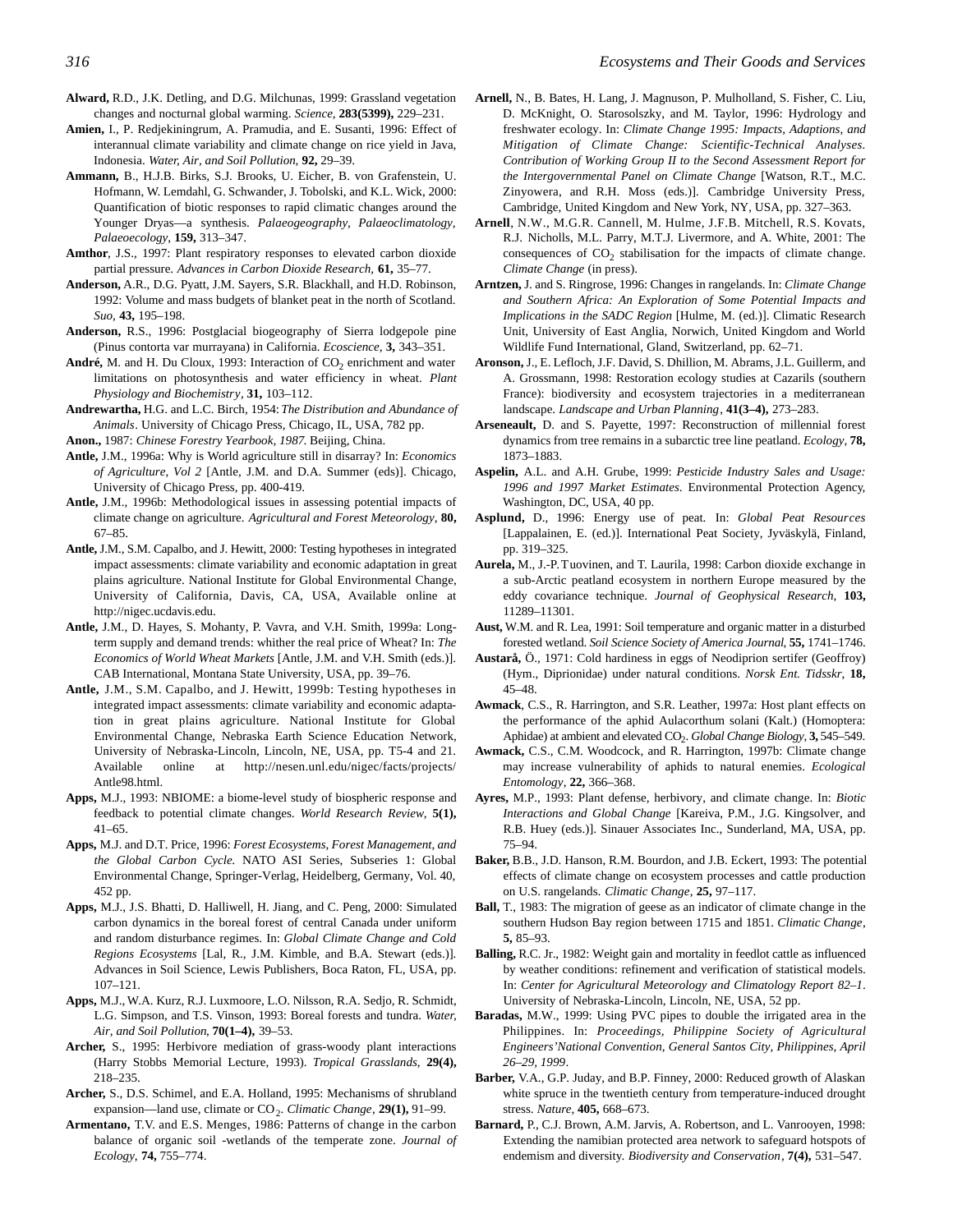**Alward,** R.D., J.K. Detling, and D.G. Milchunas, 1999: Grassland vegetation changes and nocturnal global warming. *Science,* **283(5399),** 229–231.

**Amien,** I., P. Redjekiningrum, A. Pramudia, and E. Susanti, 1996: Effect of interannual climate variability and climate change on rice yield in Java, Indonesia. *Water, Air, and Soil Pollution,* **92,** 29–39.

**Ammann,** B., H.J.B. Birks, S.J. Brooks, U. Eicher, B. von Grafenstein, U. Hofmann, W. Lemdahl, G. Schwander, J. Tobolski, and K.L. Wick, 2000: Quantification of biotic responses to rapid climatic changes around the Younger Dryas—a synthesis. *Palaeogeography, Palaeoclimatology, Palaeoecology,* **159,** 313–347.

**Amthor**, J.S., 1997: Plant respiratory responses to elevated carbon dioxide partial pressure. *Advances in Carbon Dioxide Research,* **61,** 35–77.

**Anderson,** A.R., D.G. Pyatt, J.M. Sayers, S.R. Blackhall, and H.D. Robinson, 1992: Volume and mass budgets of blanket peat in the north of Scotland. *Suo,* **43,** 195–198.

**Anderson,** R.S., 1996: Postglacial biogeography of Sierra lodgepole pine (Pinus contorta var murrayana) in California. *Ecoscience,* **3,** 343–351.

**André,** M. and H. Du Cloux, 1993: Interaction of $CO_2$ enrichment and water limitations on photosynthesis and water efficiency in wheat. *Plant Physiology and Biochemistry*, **31,** 103–112.

**Andrewartha,** H.G. and L.C. Birch, 1954: *The Distribution and Abundance of Animals*. University of Chicago Press, Chicago, IL, USA, 782 pp.

**Anon.,** 1987: *Chinese Forestry Yearbook, 1987.* Beijing, China.

**Antle,** J.M., 1996a: Why is World agriculture still in disarray? In: *Economics of Agriculture, Vol 2* [Antle, J.M. and D.A. Summer (eds)]. Chicago, University of Chicago Press, pp. 400-419.

**Antle,** J.M., 1996b: Methodological issues in assessing potential impacts of climate change on agriculture. *Agricultural and Forest Meteorology,* **80,** 67–85.

**Antle,** J.M., S.M. Capalbo, and J. Hewitt, 2000: Testing hypotheses in integrated impact assessments: climate variability and economic adaptation in great plains agriculture. National Institute for Global Environmental Change, University of California, Davis, CA, USA, Available online at http://nigec.ucdavis.edu.

**Antle,** J.M., D. Hayes, S. Mohanty, P. Vavra, and V.H. Smith, 1999a: Long-term supply and demand trends: whither the real price of Wheat? In: *The Economics of World Wheat Markets* [Antle, J.M. and V.H. Smith (eds.)]. CAB International, Montana State University, USA, pp. 39–76.

**Antle,** J.M., S.M. Capalbo, and J. Hewitt, 1999b: Testing hypotheses in integrated impact assessments: climate variability and economic adaptation in great plains agriculture. National Institute for Global Environmental Change, Nebraska Earth Science Education Network, University of Nebraska-Lincoln, Lincoln, NE, USA, pp. T5-4 and 21. Available online at http://nesen.unl.edu/nigec/facts/projects/Antle98.html.

**Apps,** M.J., 1993: NBIOME: a biome-level study of biospheric response and feedback to potential climate changes. *World Research Review,* **5(1),** 41–65.

**Apps,** M.J. and D.T. Price, 1996: *Forest Ecosystems, Forest Management, and the Global Carbon Cycle.* NATO ASI Series, Subseries 1: Global Environmental Change, Springer-Verlag, Heidelberg, Germany, Vol. 40, 452 pp.

**Apps,** M.J., J.S. Bhatti, D. Halliwell, H. Jiang, and C. Peng, 2000: Simulated carbon dynamics in the boreal forest of central Canada under uniform and random disturbance regimes. In: *Global Climate Change and Cold Regions Ecosystems* [Lal, R., J.M. Kimble, and B.A. Stewart (eds.)]. Advances in Soil Science, Lewis Publishers, Boca Raton, FL, USA, pp. 107–121.

**Apps,** M.J., W.A. Kurz, R.J. Luxmoore, L.O. Nilsson, R.A. Sedjo, R. Schmidt, L.G. Simpson, and T.S. Vinson, 1993: Boreal forests and tundra. *Water, Air, and Soil Pollution,* **70(1–4),** 39–53.

**Archer,** S., 1995: Herbivore mediation of grass-woody plant interactions (Harry Stobbs Memorial Lecture, 1993). *Tropical Grasslands,* **29(4),** 218–235.

**Archer,** S., D.S. Schimel, and E.A. Holland, 1995: Mechanisms of shrubland expansion—land use, climate or $CO_2$. *Climatic Change,* **29(1),** 91–99.

**Armentano,** T.V. and E.S. Menges, 1986: Patterns of change in the carbon balance of organic soil -wetlands of the temperate zone. *Journal of Ecology,* **74,** 755–774.

**Arnell,** N., B. Bates, H. Lang, J. Magnuson, P. Mulholland, S. Fisher, C. Liu, D. McKnight, O. Starosolszky, and M. Taylor, 1996: Hydrology and freshwater ecology. In: *Climate Change 1995: Impacts, Adaptions, and Mitigation of Climate Change: Scientific-Technical Analyses. Contribution of Working Group II to the Second Assessment Report for the Intergovernmental Panel on Climate Change* [Watson, R.T., M.C. Zinyowera, and R.H. Moss (eds.)]. Cambridge University Press, Cambridge, United Kingdom and New York, NY, USA, pp. 327–363.

**Arnell**, N.W., M.G.R. Cannell, M. Hulme, J.F.B. Mitchell, R.S. Kovats, R.J. Nicholls, M.L. Parry, M.T.J. Livermore, and A. White, 2001: The consequences of $CO_2$ stabilisation for the impacts of climate change. *Climate Change* (in press).

**Arntzen,** J. and S. Ringrose, 1996: Changes in rangelands. In: *Climate Change and Southern Africa: An Exploration of Some Potential Impacts and Implications in the SADC Region* [Hulme, M. (ed.)]. Climatic Research Unit, University of East Anglia, Norwich, United Kingdom and World Wildlife Fund International, Gland, Switzerland, pp. 62–71.

**Aronson,** J., E. Lefloch, J.F. David, S. Dhillion, M. Abrams, J.L. Guillerm, and A. Grossmann, 1998: Restoration ecology studies at Cazarils (southern France): biodiversity and ecosystem trajectories in a mediterranean landscape. *Landscape and Urban Planning*, **41(3–4),** 273–283.

**Arseneault,** D. and S. Payette, 1997: Reconstruction of millennial forest dynamics from tree remains in a subarctic tree line peatland. *Ecology,* **78,** 1873–1883.

**Aspelin,** A.L. and A.H. Grube, 1999: *Pesticide Industry Sales and Usage: 1996 and 1997 Market Estimates*. Environmental Protection Agency, Washington, DC, USA, 40 pp.

**Asplund,** D., 1996: Energy use of peat. In: *Global Peat Resources* [Lappalainen, E. (ed.)]. International Peat Society, Jyväskylä, Finland, pp. 319–325.

**Aurela,** M., J.-P. Tuovinen, and T. Laurila, 1998: Carbon dioxide exchange in a sub-Arctic peatland ecosystem in northern Europe measured by the eddy covariance technique. *Journal of Geophysical Research,* **103,** 11289–11301.

**Aust,** W.M. and R. Lea, 1991: Soil temperature and organic matter in a disturbed forested wetland. *Soil Science Society of America Journal,* **55,** 1741–1746.

**Austarå,** Ö., 1971: Cold hardiness in eggs of Neodiprion sertifer (Geoffroy) (Hym., Diprionidae) under natural conditions. *Norsk Ent. Tidsskr,* **18,** 45–48.

**Awmack**, C.S., R. Harrington, and S.R. Leather, 1997a: Host plant effects on the performance of the aphid Aulacorthum solani (Kalt.) (Homoptera: Aphidae) at ambient and elevated $CO_2$. *Global Change Biology,* **3,** 545–549.

**Awmack,** C.S., C.M. Woodcock, and R. Harrington, 1997b: Climate change may increase vulnerability of aphids to natural enemies. *Ecological Entomology,* **22,** 366–368.

**Ayres,** M.P., 1993: Plant defense, herbivory, and climate change. In: *Biotic Interactions and Global Change* [Kareiva, P.M., J.G. Kingsolver, and R.B. Huey (eds.)]. Sinauer Associates Inc., Sunderland, MA, USA, pp. 75–94.

**Baker,** B.B., J.D. Hanson, R.M. Bourdon, and J.B. Eckert, 1993: The potential effects of climate change on ecosystem processes and cattle production on U.S. rangelands. *Climatic Change,* **25,** 97–117.

**Ball,** T., 1983: The migration of geese as an indicator of climate change in the southern Hudson Bay region between 1715 and 1851. *Climatic Change,* **5,** 85–93.

**Balling,** R.C. Jr., 1982: Weight gain and mortality in feedlot cattle as influenced by weather conditions: refinement and verification of statistical models. In: *Center for Agricultural Meteorology and Climatology Report 82–1*. University of Nebraska-Lincoln, Lincoln, NE, USA, 52 pp.

**Baradas,** M.W., 1999: Using PVC pipes to double the irrigated area in the Philippines. In: *Proceedings, Philippine Society of Agricultural Engineers'National Convention, General Santos City, Philippines, April 26–29, 1999*.

**Barber,** V.A., G.P. Juday, and B.P. Finney, 2000: Reduced growth of Alaskan white spruce in the twentieth century from temperature-induced drought stress. *Nature,* **405,** 668–673.

**Barnard,** P., C.J. Brown, A.M. Jarvis, A. Robertson, and L. Vanrooyen, 1998: Extending the namibian protected area network to safeguard hotspots of endemism and diversity. *Biodiversity and Conservation*, **7(4),** 531–547.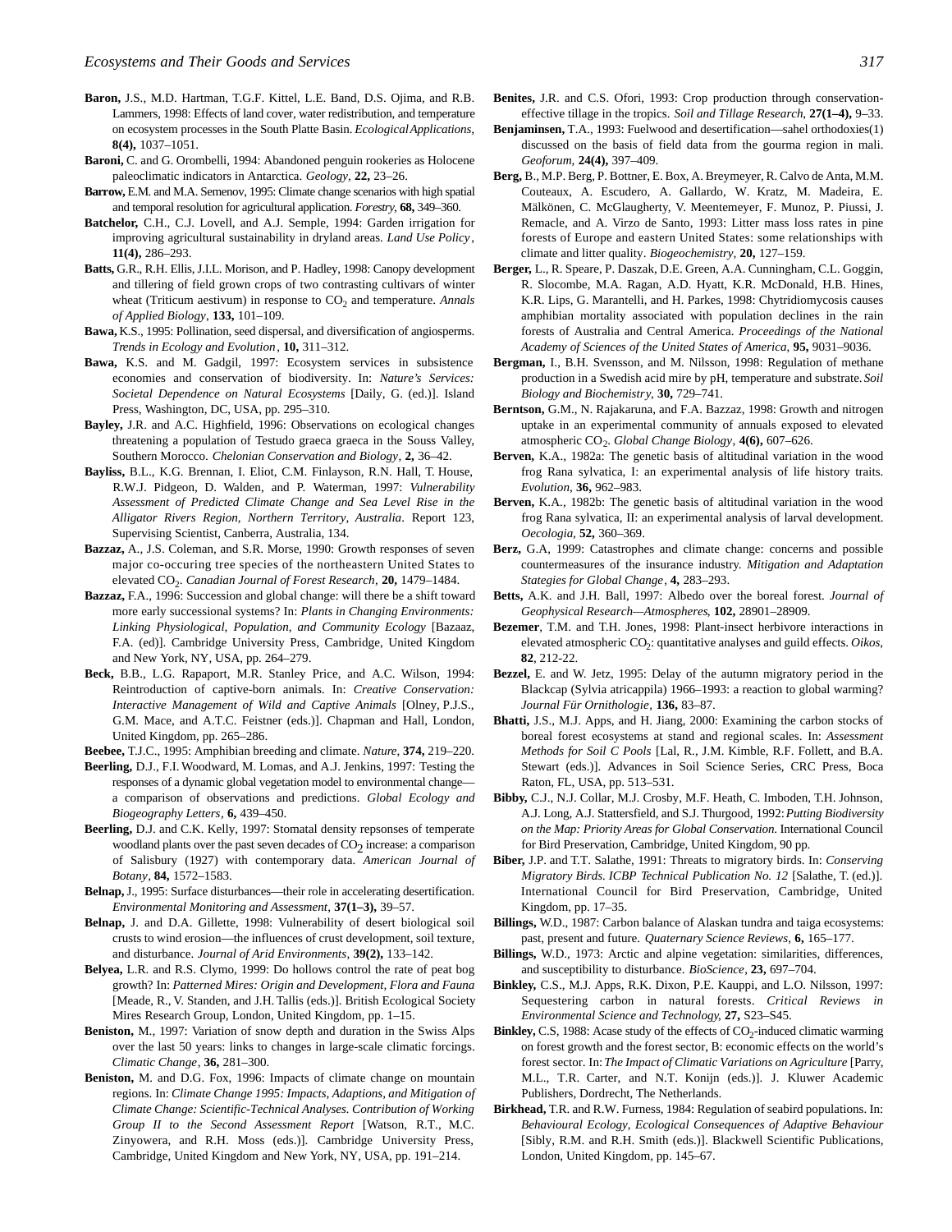**Baron,** J.S., M.D. Hartman, T.G.F. Kittel, L.E. Band, D.S. Ojima, and R.B. Lammers, 1998: Effects of land cover, water redistribution, and temperature on ecosystem processes in the South Platte Basin. *Ecological Applications*, **8(4),** 1037–1051.

**Baroni,** C. and G. Orombelli, 1994: Abandoned penguin rookeries as Holocene paleoclimatic indicators in Antarctica. *Geology*, **22,** 23–26.

**Barrow,** E.M. and M.A. Semenov, 1995: Climate change scenarios with high spatial and temporal resolution for agricultural application. *Forestry*, **68,** 349–360.

**Batchelor,** C.H., C.J. Lovell, and A.J. Semple, 1994: Garden irrigation for improving agricultural sustainability in dryland areas. *Land Use Policy*, **11(4),** 286–293.

**Batts,** G.R., R.H. Ellis, J.I.L. Morison, and P. Hadley, 1998: Canopy development and tillering of field grown crops of two contrasting cultivars of winter wheat (Triticum aestivum) in response to $CO_2$ and temperature. *Annals of Applied Biology*, **133,** 101–109.

**Bawa,** K.S., 1995: Pollination, seed dispersal, and diversification of angiosperms. *Trends in Ecology and Evolution*, **10,** 311–312.

**Bawa,** K.S. and M. Gadgil, 1997: Ecosystem services in subsistence economies and conservation of biodiversity. In: *Nature's Services: Societal Dependence on Natural Ecosystems* [Daily, G. (ed.)]. Island Press, Washington, DC, USA, pp. 295–310.

**Bayley,** J.R. and A.C. Highfield, 1996: Observations on ecological changes threatening a population of Testudo graeca graeca in the Souss Valley, Southern Morocco. *Chelonian Conservation and Biology*, **2,** 36–42.

**Bayliss,** B.L., K.G. Brennan, I. Eliot, C.M. Finlayson, R.N. Hall, T. House, R.W.J. Pidgeon, D. Walden, and P. Waterman, 1997: *Vulnerability Assessment of Predicted Climate Change and Sea Level Rise in the Alligator Rivers Region, Northern Territory, Australia*. Report 123, Supervising Scientist, Canberra, Australia, 134.

**Bazzaz,** A., J.S. Coleman, and S.R. Morse, 1990: Growth responses of seven major co-occuring tree species of the northeastern United States to elevated $CO_2$. *Canadian Journal of Forest Research*, **20,** 1479–1484.

**Bazzaz,** F.A., 1996: Succession and global change: will there be a shift toward more early successional systems? In: *Plants in Changing Environments: Linking Physiological, Population, and Community Ecology* [Bazaaz, F.A. (ed)]. Cambridge University Press, Cambridge, United Kingdom and New York, NY, USA, pp. 264–279.

**Beck,** B.B., L.G. Rapaport, M.R. Stanley Price, and A.C. Wilson, 1994: Reintroduction of captive-born animals. In: *Creative Conservation: Interactive Management of Wild and Captive Animals* [Olney, P.J.S., G.M. Mace, and A.T.C. Feistner (eds.)]. Chapman and Hall, London, United Kingdom, pp. 265–286.

**Beebee,** T.J.C., 1995: Amphibian breeding and climate. *Nature*, **374,** 219–220.

**Beerling,** D.J., F.I. Woodward, M. Lomas, and A.J. Jenkins, 1997: Testing the responses of a dynamic global vegetation model to environmental change—a comparison of observations and predictions. *Global Ecology and Biogeography Letters*, **6,** 439–450.

**Beerling,** D.J. and C.K. Kelly, 1997: Stomatal density repsonses of temperate woodland plants over the past seven decades of $CO_2$ increase: a comparison of Salisbury (1927) with contemporary data. *American Journal of Botany*, **84,** 1572–1583.

**Belnap,** J., 1995: Surface disturbances—their role in accelerating desertification. *Environmental Monitoring and Assessment*, **37(1–3),** 39–57.

**Belnap,** J. and D.A. Gillette, 1998: Vulnerability of desert biological soil crusts to wind erosion—the influences of crust development, soil texture, and disturbance. *Journal of Arid Environments*, **39(2),** 133–142.

**Belyea,** L.R. and R.S. Clymo, 1999: Do hollows control the rate of peat bog growth? In: *Patterned Mires: Origin and Development, Flora and Fauna* [Meade, R., V. Standen, and J.H. Tallis (eds.)]. British Ecological Society Mires Research Group, London, United Kingdom, pp. 1–15.

**Beniston,** M., 1997: Variation of snow depth and duration in the Swiss Alps over the last 50 years: links to changes in large-scale climatic forcings. *Climatic Change*, **36,** 281–300.

**Beniston,** M. and D.G. Fox, 1996: Impacts of climate change on mountain regions. In: *Climate Change 1995: Impacts, Adaptions, and Mitigation of Climate Change: Scientific-Technical Analyses. Contribution of Working Group II to the Second Assessment Report* [Watson, R.T., M.C. Zinyowera, and R.H. Moss (eds.)]. Cambridge University Press, Cambridge, United Kingdom and New York, NY, USA, pp. 191–214.

**Benites,** J.R. and C.S. Ofori, 1993: Crop production through conservation-effective tillage in the tropics. *Soil and Tillage Research*, **27(1–4),** 9–33.

**Benjaminsen,** T.A., 1993: Fuelwood and desertification—sahel orthodoxies(1) discussed on the basis of field data from the gourma region in mali. *Geoforum*, **24(4),** 397–409.

**Berg,** B., M.P. Berg, P. Bottner, E. Box, A. Breymeyer, R. Calvo de Anta, M.M. Couteaux, A. Escudero, A. Gallardo, W. Kratz, M. Madeira, E. Mälkönen, C. McGlaugherty, V. Meentemeyer, F. Munoz, P. Piussi, J. Remacle, and A. Virzo de Santo, 1993: Litter mass loss rates in pine forests of Europe and eastern United States: some relationships with climate and litter quality. *Biogeochemistry*, **20,** 127–159.

**Berger,** L., R. Speare, P. Daszak, D.E. Green, A.A. Cunningham, C.L. Goggin, R. Slocombe, M.A. Ragan, A.D. Hyatt, K.R. McDonald, H.B. Hines, K.R. Lips, G. Marantelli, and H. Parkes, 1998: Chytridiomycosis causes amphibian mortality associated with population declines in the rain forests of Australia and Central America. *Proceedings of the National Academy of Sciences of the United States of America*, **95,** 9031–9036.

**Bergman,** I., B.H. Svensson, and M. Nilsson, 1998: Regulation of methane production in a Swedish acid mire by pH, temperature and substrate. *Soil Biology and Biochemistry*, **30,** 729–741.

**Berntson,** G.M., N. Rajakaruna, and F.A. Bazzaz, 1998: Growth and nitrogen uptake in an experimental community of annuals exposed to elevated atmospheric $CO_2$. *Global Change Biology*, **4(6),** 607–626.

**Berven,** K.A., 1982a: The genetic basis of altitudinal variation in the wood frog Rana sylvatica, I: an experimental analysis of life history traits. *Evolution*, **36,** 962–983.

**Berven,** K.A., 1982b: The genetic basis of altitudinal variation in the wood frog Rana sylvatica, II: an experimental analysis of larval development. *Oecologia*, **52,** 360–369.

**Berz,** G.A, 1999: Catastrophes and climate change: concerns and possible countermeasures of the insurance industry. *Mitigation and Adaptation Stategies for Global Change*, **4,** 283–293.

**Betts,** A.K. and J.H. Ball, 1997: Albedo over the boreal forest. *Journal of Geophysical Research—Atmospheres*, **102,** 28901–28909.

**Bezemer**, T.M. and T.H. Jones, 1998: Plant-insect herbivore interactions in elevated atmospheric $CO_2$: quantitative analyses and guild effects. *Oikos*, **82**, 212-22.

**Bezzel,** E. and W. Jetz, 1995: Delay of the autumn migratory period in the Blackcap (Sylvia atricappila) 1966–1993: a reaction to global warming? *Journal Für Ornithologie*, **136,** 83–87.

**Bhatti,** J.S., M.J. Apps, and H. Jiang, 2000: Examining the carbon stocks of boreal forest ecosystems at stand and regional scales. In: *Assessment Methods for Soil C Pools* [Lal, R., J.M. Kimble, R.F. Follett, and B.A. Stewart (eds.)]. Advances in Soil Science Series, CRC Press, Boca Raton, FL, USA, pp. 513–531.

**Bibby,** C.J., N.J. Collar, M.J. Crosby, M.F. Heath, C. Imboden, T.H. Johnson, A.J. Long, A.J. Stattersfield, and S.J. Thurgood, 1992: *Putting Biodiversity on the Map: Priority Areas for Global Conservation*. International Council for Bird Preservation, Cambridge, United Kingdom, 90 pp.

**Biber,** J.P. and T.T. Salathe, 1991: Threats to migratory birds. In: *Conserving Migratory Birds. ICBP Technical Publication No. 12* [Salathe, T. (ed.)]. International Council for Bird Preservation, Cambridge, United Kingdom, pp. 17–35.

**Billings,** W.D., 1987: Carbon balance of Alaskan tundra and taiga ecosystems: past, present and future. *Quaternary Science Reviews*, **6,** 165–177.

**Billings,** W.D., 1973: Arctic and alpine vegetation: similarities, differences, and susceptibility to disturbance. *BioScience*, **23,** 697–704.

**Binkley,** C.S., M.J. Apps, R.K. Dixon, P.E. Kauppi, and L.O. Nilsson, 1997: Sequestering carbon in natural forests. *Critical Reviews in Environmental Science and Technology*, **27,** S23–S45.

**Binkley,** C.S, 1988: Acase study of the effects of $CO_2$-induced climatic warming on forest growth and the forest sector, B: economic effects on the world's forest sector. In: *The Impact of Climatic Variations on Agriculture* [Parry, M.L., T.R. Carter, and N.T. Konijn (eds.)]. J. Kluwer Academic Publishers, Dordrecht, The Netherlands.

**Birkhead,** T.R. and R.W. Furness, 1984: Regulation of seabird populations. In: *Behavioural Ecology, Ecological Consequences of Adaptive Behaviour* [Sibly, R.M. and R.H. Smith (eds.)]. Blackwell Scientific Publications, London, United Kingdom, pp. 145–67.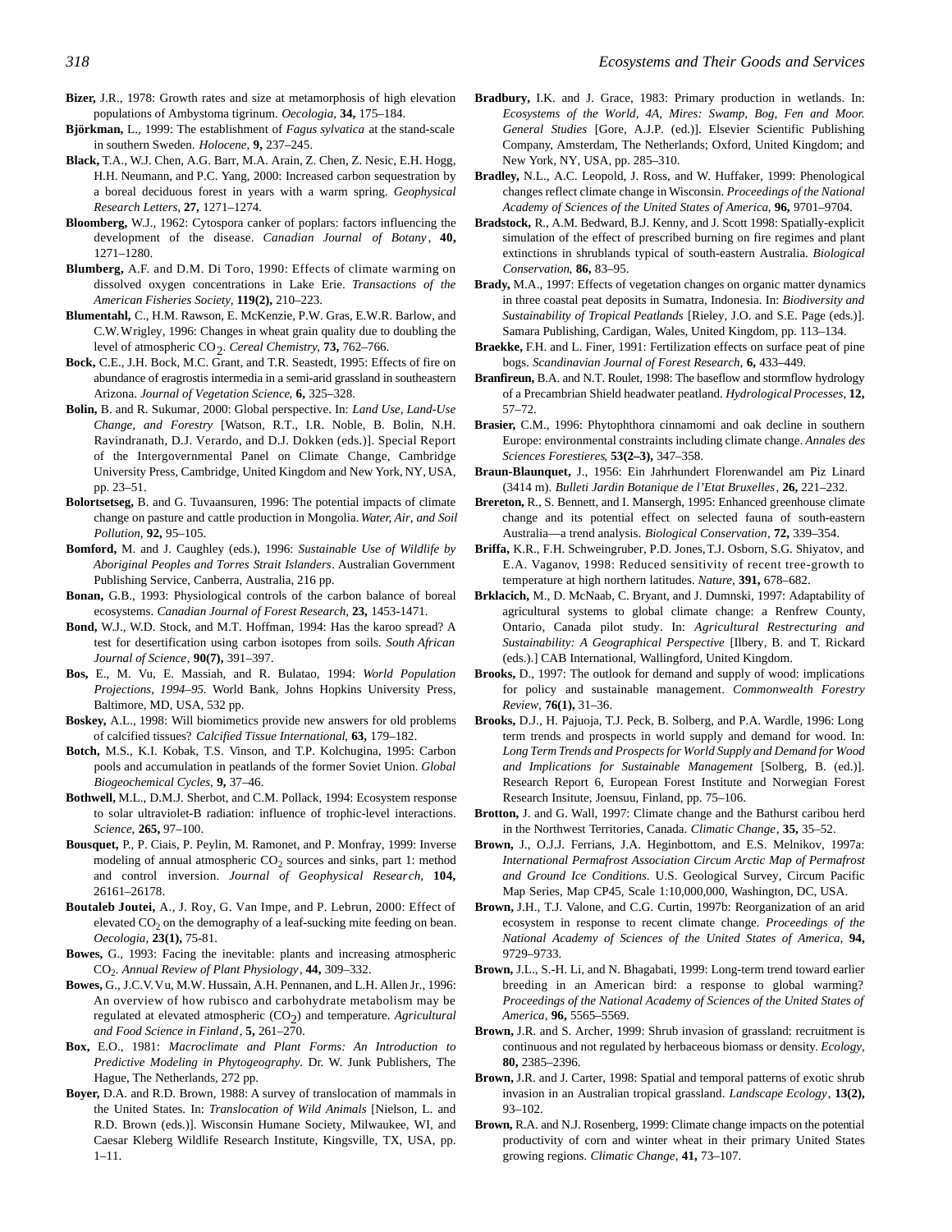**Bizer,** J.R., 1978: Growth rates and size at metamorphosis of high elevation populations of Ambystoma tigrinum. *Oecologia*, **34,** 175–184.

**Björkman,** L., 1999: The establishment of *Fagus sylvatica* at the stand-scale in southern Sweden. *Holocene*, **9,** 237–245.

**Black,** T.A., W.J. Chen, A.G. Barr, M.A. Arain, Z. Chen, Z. Nesic, E.H. Hogg, H.H. Neumann, and P.C. Yang, 2000: Increased carbon sequestration by a boreal deciduous forest in years with a warm spring. *Geophysical Research Letters*, **27,** 1271–1274.

**Bloomberg,** W.J., 1962: Cytospora canker of poplars: factors influencing the development of the disease. *Canadian Journal of Botany*, **40,** 1271–1280.

**Blumberg,** A.F. and D.M. Di Toro, 1990: Effects of climate warming on dissolved oxygen concentrations in Lake Erie. *Transactions of the American Fisheries Society*, **119(2),** 210–223.

**Blumentahl,** C., H.M. Rawson, E. McKenzie, P.W. Gras, E.W.R. Barlow, and C.W. Wrigley, 1996: Changes in wheat grain quality due to doubling the level of atmospheric $CO_2$. *Cereal Chemistry*, **73,** 762–766.

**Bock,** C.E., J.H. Bock, M.C. Grant, and T.R. Seastedt, 1995: Effects of fire on abundance of eragrostis intermedia in a semi-arid grassland in southeastern Arizona. *Journal of Vegetation Science*, **6,** 325–328.

**Bolin,** B. and R. Sukumar, 2000: Global perspective. In: *Land Use, Land-Use Change, and Forestry* [Watson, R.T., I.R. Noble, B. Bolin, N.H. Ravindranath, D.J. Verardo, and D.J. Dokken (eds.)]. Special Report of the Intergovernmental Panel on Climate Change, Cambridge University Press, Cambridge, United Kingdom and New York, NY, USA, pp. 23–51.

**Bolortsetseg,** B. and G. Tuvaansuren, 1996: The potential impacts of climate change on pasture and cattle production in Mongolia. *Water, Air, and Soil Pollution*, **92,** 95–105.

**Bomford,** M. and J. Caughley (eds.), 1996: *Sustainable Use of Wildlife by Aboriginal Peoples and Torres Strait Islanders*. Australian Government Publishing Service, Canberra, Australia, 216 pp.

**Bonan,** G.B., 1993: Physiological controls of the carbon balance of boreal ecosystems. *Canadian Journal of Forest Research*, **23,** 1453-1471.

**Bond,** W.J., W.D. Stock, and M.T. Hoffman, 1994: Has the karoo spread? A test for desertification using carbon isotopes from soils. *South African Journal of Science*, **90(7),** 391–397.

**Bos,** E., M. Vu, E. Massiah, and R. Bulatao, 1994: *World Population Projections, 1994–95*. World Bank, Johns Hopkins University Press, Baltimore, MD, USA, 532 pp.

**Boskey,** A.L., 1998: Will biomimetics provide new answers for old problems of calcified tissues? *Calcified Tissue International*, **63,** 179–182.

**Botch,** M.S., K.I. Kobak, T.S. Vinson, and T.P. Kolchugina, 1995: Carbon pools and accumulation in peatlands of the former Soviet Union. *Global Biogeochemical Cycles*, **9,** 37–46.

**Bothwell,** M.L., D.M.J. Sherbot, and C.M. Pollack, 1994: Ecosystem response to solar ultraviolet-B radiation: influence of trophic-level interactions. *Science*, **265,** 97–100.

**Bousquet,** P., P. Ciais, P. Peylin, M. Ramonet, and P. Monfray, 1999: Inverse modeling of annual atmospheric $CO_2$ sources and sinks, part 1: method and control inversion. *Journal of Geophysical Research*, **104,** 26161–26178.

**Boutaleb Joutei,** A., J. Roy, G. Van Impe, and P. Lebrun, 2000: Effect of elevated $CO_2$ on the demography of a leaf-sucking mite feeding on bean. *Oecologia*, **23(1),** 75-81.

**Bowes,** G., 1993: Facing the inevitable: plants and increasing atmospheric $CO_2$. *Annual Review of Plant Physiology*, **44,** 309–332.

**Bowes,** G., J.C.V. Vu, M.W. Hussain, A.H. Pennanen, and L.H. Allen Jr., 1996: An overview of how rubisco and carbohydrate metabolism may be regulated at elevated atmospheric ($CO_2$) and temperature. *Agricultural and Food Science in Finland*, **5,** 261–270.

**Box,** E.O., 1981: *Macroclimate and Plant Forms: An Introduction to Predictive Modeling in Phytogeography*. Dr. W. Junk Publishers, The Hague, The Netherlands, 272 pp.

**Boyer,** D.A. and R.D. Brown, 1988: A survey of translocation of mammals in the United States. In: *Translocation of Wild Animals* [Nielson, L. and R.D. Brown (eds.)]. Wisconsin Humane Society, Milwaukee, WI, and Caesar Kleberg Wildlife Research Institute, Kingsville, TX, USA, pp. 1–11.

**Bradbury,** I.K. and J. Grace, 1983: Primary production in wetlands. In: *Ecosystems of the World, 4A, Mires: Swamp, Bog, Fen and Moor. General Studies* [Gore, A.J.P. (ed.)]. Elsevier Scientific Publishing Company, Amsterdam, The Netherlands; Oxford, United Kingdom; and New York, NY, USA, pp. 285–310.

**Bradley,** N.L., A.C. Leopold, J. Ross, and W. Huffaker, 1999: Phenological changes reflect climate change in Wisconsin. *Proceedings of the National Academy of Sciences of the United States of America*, **96,** 9701–9704.

**Bradstock,** R., A.M. Bedward, B.J. Kenny, and J. Scott 1998: Spatially-explicit simulation of the effect of prescribed burning on fire regimes and plant extinctions in shrublands typical of south-eastern Australia. *Biological Conservation*, **86,** 83–95.

**Brady,** M.A., 1997: Effects of vegetation changes on organic matter dynamics in three coastal peat deposits in Sumatra, Indonesia. In: *Biodiversity and Sustainability of Tropical Peatlands* [Rieley, J.O. and S.E. Page (eds.)]. Samara Publishing, Cardigan, Wales, United Kingdom, pp. 113–134.

**Braekke,** F.H. and L. Finer, 1991: Fertilization effects on surface peat of pine bogs. *Scandinavian Journal of Forest Research*, **6,** 433–449.

**Branfireun,** B.A. and N.T. Roulet, 1998: The baseflow and stormflow hydrology of a Precambrian Shield headwater peatland. *Hydrological Processes*, **12,** 57–72.

**Brasier,** C.M., 1996: Phytophthora cinnamomi and oak decline in southern Europe: environmental constraints including climate change. *Annales des Sciences Forestieres*, **53(2–3),** 347–358.

**Braun-Blaunquet,** J., 1956: Ein Jahrhundert Florenwandel am Piz Linard (3414 m). *Bulleti Jardin Botanique de l'Etat Bruxelles*, **26,** 221–232.

**Brereton,** R., S. Bennett, and I. Mansergh, 1995: Enhanced greenhouse climate change and its potential effect on selected fauna of south-eastern Australia—a trend analysis. *Biological Conservation*, **72,** 339–354.

**Briffa,** K.R., F.H. Schweingruber, P.D. Jones, T.J. Osborn, S.G. Shiyatov, and E.A. Vaganov, 1998: Reduced sensitivity of recent tree-growth to temperature at high northern latitudes. *Nature*, **391,** 678–682.

**Brklacich,** M., D. McNaab, C. Bryant, and J. Dumnski, 1997: Adaptability of agricultural systems to global climate change: a Renfrew County, Ontario, Canada pilot study. In: *Agricultural Restrecturing and Sustainability: A Geographical Perspective* [Ilbery, B. and T. Rickard (eds.).] CAB International, Wallingford, United Kingdom.

**Brooks,** D., 1997: The outlook for demand and supply of wood: implications for policy and sustainable management. *Commonwealth Forestry Review*, **76(1),** 31–36.

**Brooks,** D.J., H. Pajuoja, T.J. Peck, B. Solberg, and P.A. Wardle, 1996: Long term trends and prospects in world supply and demand for wood. In: *Long Term Trends and Prospects for World Supply and Demand for Wood and Implications for Sustainable Management* [Solberg, B. (ed.)]. Research Report 6, European Forest Institute and Norwegian Forest Research Insitute, Joensuu, Finland, pp. 75–106.

**Brotton,** J. and G. Wall, 1997: Climate change and the Bathurst caribou herd in the Northwest Territories, Canada. *Climatic Change*, **35,** 35–52.

**Brown,** J., O.J.J. Ferrians, J.A. Heginbottom, and E.S. Melnikov, 1997a: *International Permafrost Association Circum Arctic Map of Permafrost and Ground Ice Conditions*. U.S. Geological Survey, Circum Pacific Map Series, Map CP45, Scale 1:10,000,000, Washington, DC, USA.

**Brown,** J.H., T.J. Valone, and C.G. Curtin, 1997b: Reorganization of an arid ecosystem in response to recent climate change. *Proceedings of the National Academy of Sciences of the United States of America*, **94,** 9729–9733.

**Brown,** J.L., S.-H. Li, and N. Bhagabati, 1999: Long-term trend toward earlier breeding in an American bird: a response to global warming? *Proceedings of the National Academy of Sciences of the United States of America*, **96,** 5565–5569.

**Brown,** J.R. and S. Archer, 1999: Shrub invasion of grassland: recruitment is continuous and not regulated by herbaceous biomass or density. *Ecology*, **80,** 2385–2396.

**Brown,** J.R. and J. Carter, 1998: Spatial and temporal patterns of exotic shrub invasion in an Australian tropical grassland. *Landscape Ecology*, **13(2),** 93–102.

**Brown,** R.A. and N.J. Rosenberg, 1999: Climate change impacts on the potential productivity of corn and winter wheat in their primary United States growing regions. *Climatic Change*, **41,** 73–107.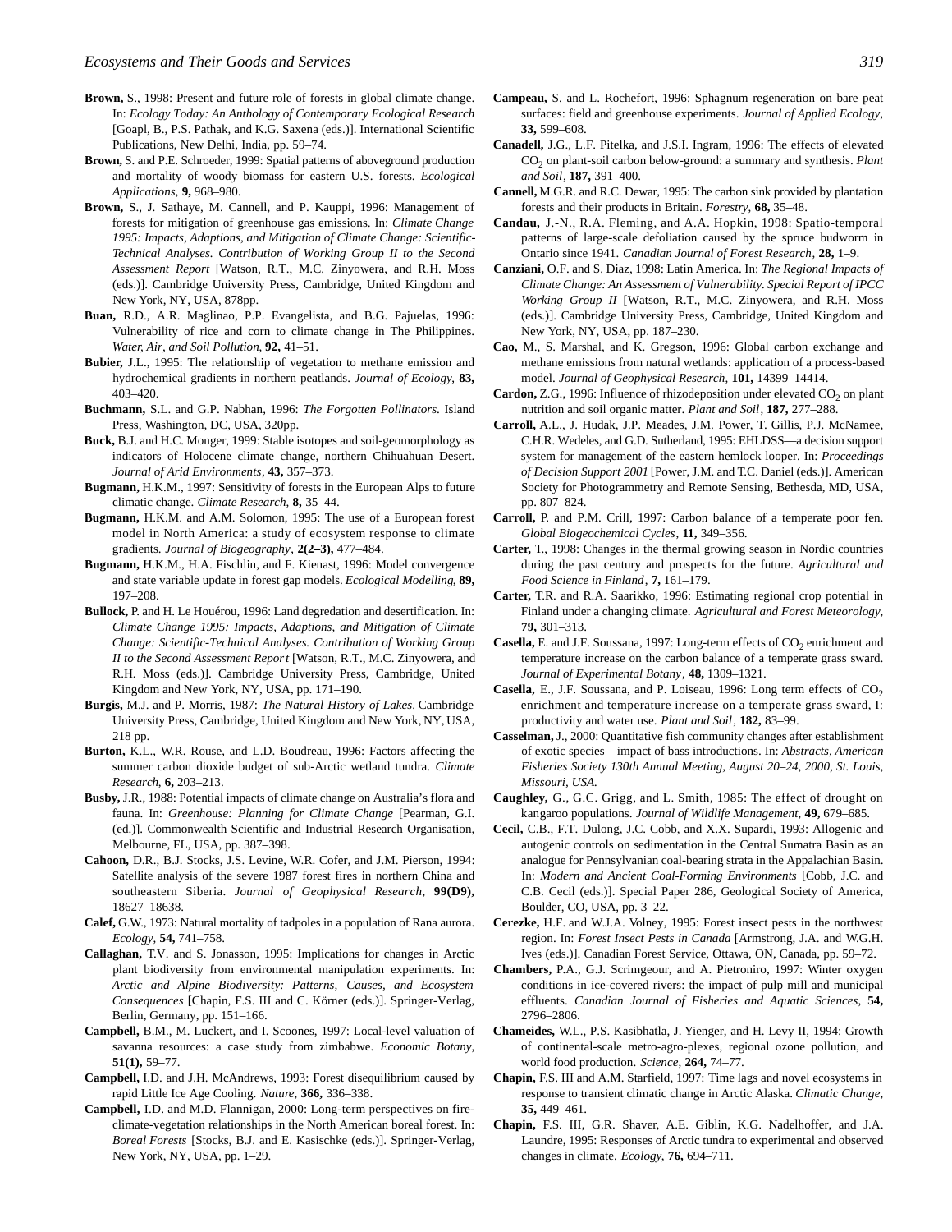**Brown,** S., 1998: Present and future role of forests in global climate change. In: *Ecology Today: An Anthology of Contemporary Ecological Research* [Goapl, B., P.S. Pathak, and K.G. Saxena (eds.)]. International Scientific Publications, New Delhi, India, pp. 59–74.

**Brown,** S. and P.E. Schroeder, 1999: Spatial patterns of aboveground production and mortality of woody biomass for eastern U.S. forests. *Ecological Applications*, **9,** 968–980.

**Brown,** S., J. Sathaye, M. Cannell, and P. Kauppi, 1996: Management of forests for mitigation of greenhouse gas emissions. In: *Climate Change 1995: Impacts, Adaptions, and Mitigation of Climate Change: Scientific-Technical Analyses. Contribution of Working Group II to the Second Assessment Report* [Watson, R.T., M.C. Zinyowera, and R.H. Moss (eds.)]. Cambridge University Press, Cambridge, United Kingdom and New York, NY, USA, 878pp.

**Buan,** R.D., A.R. Maglinao, P.P. Evangelista, and B.G. Pajuelas, 1996: Vulnerability of rice and corn to climate change in The Philippines. *Water, Air, and Soil Pollution*, **92,** 41–51.

**Bubier,** J.L., 1995: The relationship of vegetation to methane emission and hydrochemical gradients in northern peatlands. *Journal of Ecology*, **83,** 403–420.

**Buchmann,** S.L. and G.P. Nabhan, 1996: *The Forgotten Pollinators*. Island Press, Washington, DC, USA, 320pp.

**Buck,** B.J. and H.C. Monger, 1999: Stable isotopes and soil-geomorphology as indicators of Holocene climate change, northern Chihuahuan Desert. *Journal of Arid Environments*, **43,** 357–373.

**Bugmann,** H.K.M., 1997: Sensitivity of forests in the European Alps to future climatic change. *Climate Research*, **8,** 35–44.

**Bugmann,** H.K.M. and A.M. Solomon, 1995: The use of a European forest model in North America: a study of ecosystem response to climate gradients. *Journal of Biogeography*, **2(2–3),** 477–484.

**Bugmann,** H.K.M., H.A. Fischlin, and F. Kienast, 1996: Model convergence and state variable update in forest gap models. *Ecological Modelling*, **89,** 197–208.

**Bullock,** P. and H. Le Houérou, 1996: Land degredation and desertification. In: *Climate Change 1995: Impacts, Adaptions, and Mitigation of Climate Change: Scientific-Technical Analyses. Contribution of Working Group II to the Second Assessment Report* [Watson, R.T., M.C. Zinyowera, and R.H. Moss (eds.)]. Cambridge University Press, Cambridge, United Kingdom and New York, NY, USA, pp. 171–190.

**Burgis,** M.J. and P. Morris, 1987: *The Natural History of Lakes*. Cambridge University Press, Cambridge, United Kingdom and New York, NY, USA, 218 pp.

**Burton,** K.L., W.R. Rouse, and L.D. Boudreau, 1996: Factors affecting the summer carbon dioxide budget of sub-Arctic wetland tundra. *Climate Research*, **6,** 203–213.

**Busby,** J.R., 1988: Potential impacts of climate change on Australia's flora and fauna. In: *Greenhouse: Planning for Climate Change* [Pearman, G.I. (ed.)]. Commonwealth Scientific and Industrial Research Organisation, Melbourne, FL, USA, pp. 387–398.

**Cahoon,** D.R., B.J. Stocks, J.S. Levine, W.R. Cofer, and J.M. Pierson, 1994: Satellite analysis of the severe 1987 forest fires in northern China and southeastern Siberia. *Journal of Geophysical Research*, **99(D9),** 18627–18638.

**Calef,** G.W., 1973: Natural mortality of tadpoles in a population of Rana aurora. *Ecology*, **54,** 741–758.

**Callaghan,** T.V. and S. Jonasson, 1995: Implications for changes in Arctic plant biodiversity from environmental manipulation experiments. In: *Arctic and Alpine Biodiversity: Patterns, Causes, and Ecosystem Consequences* [Chapin, F.S. III and C. Körner (eds.)]. Springer-Verlag, Berlin, Germany, pp. 151–166.

**Campbell,** B.M., M. Luckert, and I. Scoones, 1997: Local-level valuation of savanna resources: a case study from zimbabwe. *Economic Botany*, **51(1),** 59–77.

**Campbell,** I.D. and J.H. McAndrews, 1993: Forest disequilibrium caused by rapid Little Ice Age Cooling. *Nature*, **366,** 336–338.

**Campbell,** I.D. and M.D. Flannigan, 2000: Long-term perspectives on fire-climate-vegetation relationships in the North American boreal forest. In: *Boreal Forests* [Stocks, B.J. and E. Kasischke (eds.)]. Springer-Verlag, New York, NY, USA, pp. 1–29.

**Campeau,** S. and L. Rochefort, 1996: Sphagnum regeneration on bare peat surfaces: field and greenhouse experiments. *Journal of Applied Ecology*, **33,** 599–608.

**Canadell,** J.G., L.F. Pitelka, and J.S.I. Ingram, 1996: The effects of elevated $CO_2$ on plant-soil carbon below-ground: a summary and synthesis. *Plant and Soil*, **187,** 391–400.

**Cannell,** M.G.R. and R.C. Dewar, 1995: The carbon sink provided by plantation forests and their products in Britain. *Forestry*, **68,** 35–48.

**Candau,** J.-N., R.A. Fleming, and A.A. Hopkin, 1998: Spatio-temporal patterns of large-scale defoliation caused by the spruce budworm in Ontario since 1941. *Canadian Journal of Forest Research*, **28,** 1–9.

**Canziani,** O.F. and S. Diaz, 1998: Latin America. In: *The Regional Impacts of Climate Change: An Assessment of Vulnerability. Special Report of IPCC Working Group II* [Watson, R.T., M.C. Zinyowera, and R.H. Moss (eds.)]. Cambridge University Press, Cambridge, United Kingdom and New York, NY, USA, pp. 187–230.

**Cao,** M., S. Marshal, and K. Gregson, 1996: Global carbon exchange and methane emissions from natural wetlands: application of a process-based model. *Journal of Geophysical Research*, **101,** 14399–14414.

**Cardon,** Z.G., 1996: Influence of rhizodeposition under elevated $CO_2$ on plant nutrition and soil organic matter. *Plant and Soil*, **187,** 277–288.

**Carroll,** A.L., J. Hudak, J.P. Meades, J.M. Power, T. Gillis, P.J. McNamee, C.H.R. Wedeles, and G.D. Sutherland, 1995: EHLDSS—a decision support system for management of the eastern hemlock looper. In: *Proceedings of Decision Support 2001* [Power, J.M. and T.C. Daniel (eds.)]. American Society for Photogrammetry and Remote Sensing, Bethesda, MD, USA, pp. 807–824.

**Carroll,** P. and P.M. Crill, 1997: Carbon balance of a temperate poor fen. *Global Biogeochemical Cycles*, **11,** 349–356.

**Carter,** T., 1998: Changes in the thermal growing season in Nordic countries during the past century and prospects for the future. *Agricultural and Food Science in Finland*, **7,** 161–179.

**Carter,** T.R. and R.A. Saarikko, 1996: Estimating regional crop potential in Finland under a changing climate. *Agricultural and Forest Meteorology*, **79,** 301–313.

**Casella,** E. and J.F. Soussana, 1997: Long-term effects of $CO_2$ enrichment and temperature increase on the carbon balance of a temperate grass sward. *Journal of Experimental Botany*, **48,** 1309–1321.

**Casella,** E., J.F. Soussana, and P. Loiseau, 1996: Long term effects of $CO_2$ enrichment and temperature increase on a temperate grass sward, I: productivity and water use. *Plant and Soil*, **182,** 83–99.

**Casselman,** J., 2000: Quantitative fish community changes after establishment of exotic species—impact of bass introductions. In: *Abstracts, American Fisheries Society 130th Annual Meeting, August 20–24, 2000, St. Louis, Missouri, USA.*

**Caughley,** G., G.C. Grigg, and L. Smith, 1985: The effect of drought on kangaroo populations. *Journal of Wildlife Management*, **49,** 679–685.

**Cecil,** C.B., F.T. Dulong, J.C. Cobb, and X.X. Supardi, 1993: Allogenic and autogenic controls on sedimentation in the Central Sumatra Basin as an analogue for Pennsylvanian coal-bearing strata in the Appalachian Basin. In: *Modern and Ancient Coal-Forming Environments* [Cobb, J.C. and C.B. Cecil (eds.)]. Special Paper 286, Geological Society of America, Boulder, CO, USA, pp. 3–22.

**Cerezke,** H.F. and W.J.A. Volney, 1995: Forest insect pests in the northwest region. In: *Forest Insect Pests in Canada* [Armstrong, J.A. and W.G.H. Ives (eds.)]. Canadian Forest Service, Ottawa, ON, Canada, pp. 59–72.

**Chambers,** P.A., G.J. Scrimgeour, and A. Pietroniro, 1997: Winter oxygen conditions in ice-covered rivers: the impact of pulp mill and municipal effluents. *Canadian Journal of Fisheries and Aquatic Sciences*, **54,** 2796–2806.

**Chameides,** W.L., P.S. Kasibhatla, J. Yienger, and H. Levy II, 1994: Growth of continental-scale metro-agro-plexes, regional ozone pollution, and world food production. *Science*, **264,** 74–77.

**Chapin,** F.S. III and A.M. Starfield, 1997: Time lags and novel ecosystems in response to transient climatic change in Arctic Alaska. *Climatic Change*, **35,** 449–461.

**Chapin,** F.S. III, G.R. Shaver, A.E. Giblin, K.G. Nadelhoffer, and J.A. Laundre, 1995: Responses of Arctic tundra to experimental and observed changes in climate. *Ecology*, **76,** 694–711.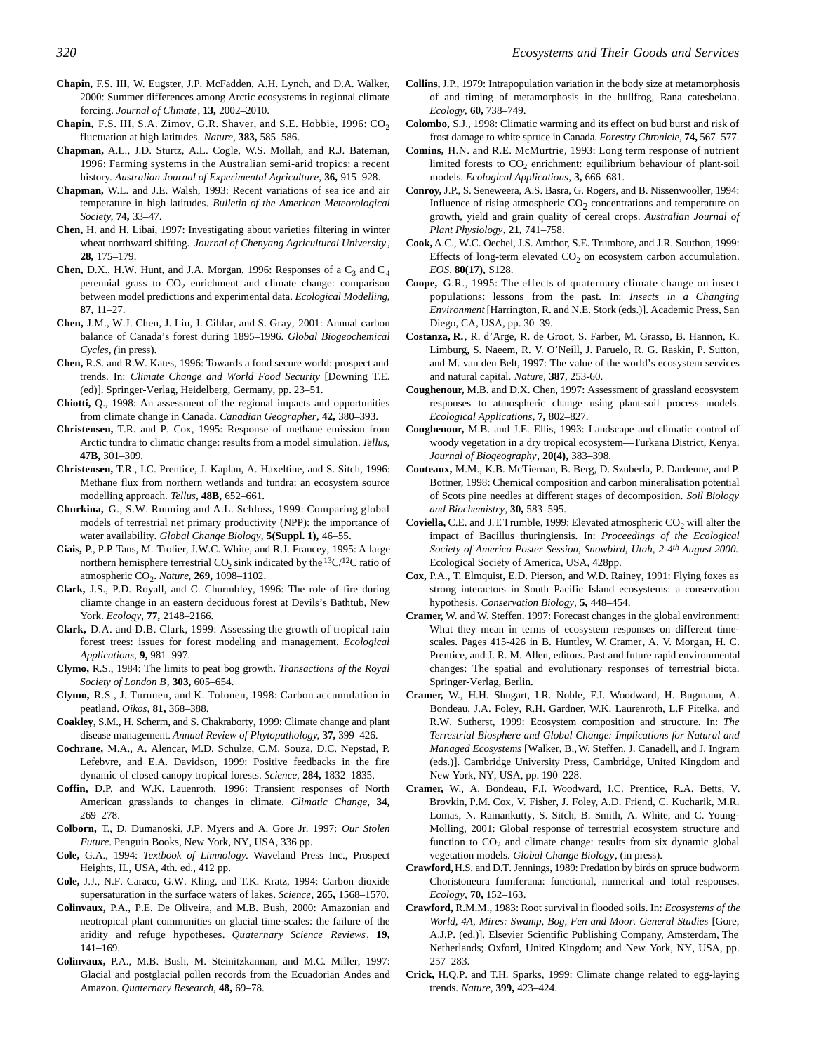**Chapin,** F.S. III, W. Eugster, J.P. McFadden, A.H. Lynch, and D.A. Walker, 2000: Summer differences among Arctic ecosystems in regional climate forcing. *Journal of Climate*, **13,** 2002–2010.

**Chapin,** F.S. III, S.A. Zimov, G.R. Shaver, and S.E. Hobbie, 1996: $CO_2$ fluctuation at high latitudes. *Nature,* **383,** 585–586.

**Chapman,** A.L., J.D. Sturtz, A.L. Cogle, W.S. Mollah, and R.J. Bateman, 1996: Farming systems in the Australian semi-arid tropics: a recent history. *Australian Journal of Experimental Agriculture*, **36,** 915–928.

**Chapman,** W.L. and J.E. Walsh, 1993: Recent variations of sea ice and air temperature in high latitudes. *Bulletin of the American Meteorological Society,* **74,** 33–47.

**Chen,** H. and H. Libai, 1997: Investigating about varieties filtering in winter wheat northward shifting. *Journal of Chenyang Agricultural University*, **28,** 175–179.

**Chen,** D.X., H.W. Hunt, and J.A. Morgan, 1996: Responses of a $C_3$ and $C_4$ perennial grass to $CO_2$ enrichment and climate change: comparison between model predictions and experimental data. *Ecological Modelling,* **87,** 11–27.

**Chen,** J.M., W.J. Chen, J. Liu, J. Cihlar, and S. Gray, 2001: Annual carbon balance of Canada's forest during 1895–1996. *Global Biogeochemical Cycles,* (in press).

**Chen,** R.S. and R.W. Kates, 1996: Towards a food secure world: prospect and trends. In: *Climate Change and World Food Security* [Downing T.E. (ed)]. Springer-Verlag, Heidelberg, Germany, pp. 23–51.

**Chiotti,** Q., 1998: An assessment of the regional impacts and opportunities from climate change in Canada. *Canadian Geographer*, **42,** 380–393.

**Christensen,** T.R. and P. Cox, 1995: Response of methane emission from Arctic tundra to climatic change: results from a model simulation. *Tellus*, **47B,** 301–309.

**Christensen,** T.R., I.C. Prentice, J. Kaplan, A. Haxeltine, and S. Sitch, 1996: Methane flux from northern wetlands and tundra: an ecosystem source modelling approach. *Tellus*, **48B,** 652–661.

**Churkina,** G., S.W. Running and A.L. Schloss, 1999: Comparing global models of terrestrial net primary productivity (NPP): the importance of water availability. *Global Change Biology*, **5(Suppl. 1),** 46–55.

**Ciais,** P., P.P. Tans, M. Trolier, J.W.C. White, and R.J. Francey, 1995: A large northern hemisphere terrestrial $CO_2$ sink indicated by the $^{13}C/^{12}C$ ratio of atmospheric $CO_2$. *Nature*, **269,** 1098–1102.

**Clark,** J.S., P.D. Royall, and C. Churmbley, 1996: The role of fire during cliamte change in an eastern deciduous forest at Devils's Bathtub, New York. *Ecology,* **77,** 2148–2166.

**Clark,** D.A. and D.B. Clark, 1999: Assessing the growth of tropical rain forest trees: issues for forest modeling and management. *Ecological Applications*, **9,** 981–997.

**Clymo,** R.S., 1984: The limits to peat bog growth. *Transactions of the Royal Society of London B*, **303,** 605–654.

**Clymo,** R.S., J. Turunen, and K. Tolonen, 1998: Carbon accumulation in peatland. *Oikos,* **81,** 368–388.

**Coakley**, S.M., H. Scherm, and S. Chakraborty, 1999: Climate change and plant disease management. *Annual Review of Phytopathology,* **37,** 399–426.

**Cochrane,** M.A., A. Alencar, M.D. Schulze, C.M. Souza, D.C. Nepstad, P. Lefebvre, and E.A. Davidson, 1999: Positive feedbacks in the fire dynamic of closed canopy tropical forests. *Science*, **284,** 1832–1835.

**Coffin,** D.P. and W.K. Lauenroth, 1996: Transient responses of North American grasslands to changes in climate. *Climatic Change*, **34,** 269–278.

**Colborn,** T., D. Dumanoski, J.P. Myers and A. Gore Jr. 1997: *Our Stolen Future*. Penguin Books, New York, NY, USA, 336 pp.

**Cole,** G.A., 1994: *Textbook of Limnology.* Waveland Press Inc., Prospect Heights, IL, USA, 4th. ed., 412 pp.

**Cole,** J.J., N.F. Caraco, G.W. Kling, and T.K. Kratz, 1994: Carbon dioxide supersaturation in the surface waters of lakes. *Science*, **265,** 1568–1570.

**Colinvaux,** P.A., P.E. De Oliveira, and M.B. Bush, 2000: Amazonian and neotropical plant communities on glacial time-scales: the failure of the aridity and refuge hypotheses. *Quaternary Science Reviews*, **19,** 141–169.

**Colinvaux,** P.A., M.B. Bush, M. Steinitzkannan, and M.C. Miller, 1997: Glacial and postglacial pollen records from the Ecuadorian Andes and Amazon. *Quaternary Research*, **48,** 69–78.

**Collins,** J.P., 1979: Intrapopulation variation in the body size at metamorphosis of and timing of metamorphosis in the bullfrog, Rana catesbeiana. *Ecology*, **60,** 738–749.

**Colombo,** S.J., 1998: Climatic warming and its effect on bud burst and risk of frost damage to white spruce in Canada. *Forestry Chronicle*, **74,** 567–577.

**Comins,** H.N. and R.E. McMurtrie, 1993: Long term response of nutrient limited forests to $CO_2$ enrichment: equilibrium behaviour of plant-soil models. *Ecological Applications*, **3,** 666–681.

**Conroy,** J.P., S. Seneweera, A.S. Basra, G. Rogers, and B. Nissenwooller, 1994: Influence of rising atmospheric $CO_2$ concentrations and temperature on growth, yield and grain quality of cereal crops. *Australian Journal of Plant Physiology*, **21,** 741–758.

**Cook,** A.C., W.C. Oechel, J.S. Amthor, S.E. Trumbore, and J.R. Southon, 1999: Effects of long-term elevated $CO_2$ on ecosystem carbon accumulation. *EOS*, **80(17),** S128.

**Coope,** G.R., 1995: The effects of quaternary climate change on insect populations: lessons from the past. In: *Insects in a Changing Environment* [Harrington, R. and N.E. Stork (eds.)]. Academic Press, San Diego, CA, USA, pp. 30–39.

**Costanza, R.**, R. d'Arge, R. de Groot, S. Farber, M. Grasso, B. Hannon, K. Limburg, S. Naeem, R. V. O'Neill, J. Paruelo, R. G. Raskin, P. Sutton, and M. van den Belt, 1997: The value of the world's ecosystem services and natural capital. *Nature*, **387**, 253-60.

**Coughenour,** M.B. and D.X. Chen, 1997: Assessment of grassland ecosystem responses to atmospheric change using plant-soil process models. *Ecological Applications*, **7,** 802–827.

**Coughenour,** M.B. and J.E. Ellis, 1993: Landscape and climatic control of woody vegetation in a dry tropical ecosystem—Turkana District, Kenya. *Journal of Biogeography*, **20(4),** 383–398.

**Couteaux,** M.M., K.B. McTiernan, B. Berg, D. Szuberla, P. Dardenne, and P. Bottner, 1998: Chemical composition and carbon mineralisation potential of Scots pine needles at different stages of decomposition. *Soil Biology and Biochemistry*, **30,** 583–595.

**Coviella,** C.E. and J.T.Trumble, 1999: Elevated atmospheric $CO_2$ will alter the impact of Bacillus thuringiensis. In: *Proceedings of the Ecological Society of America Poster Session, Snowbird, Utah, 2-4th August 2000.* Ecological Society of America, USA, 428pp.

**Cox,** P.A., T. Elmquist, E.D. Pierson, and W.D. Rainey, 1991: Flying foxes as strong interactors in South Pacific Island ecosystems: a conservation hypothesis. *Conservation Biology*, **5,** 448–454.

**Cramer,** W. and W. Steffen. 1997: Forecast changes in the global environment: What they mean in terms of ecosystem responses on different time-scales. Pages 415-426 in B. Huntley, W. Cramer, A. V. Morgan, H. C. Prentice, and J. R. M. Allen, editors. Past and future rapid environmental changes: The spatial and evolutionary responses of terrestrial biota. Springer-Verlag, Berlin.

**Cramer,** W., H.H. Shugart, I.R. Noble, F.I. Woodward, H. Bugmann, A. Bondeau, J.A. Foley, R.H. Gardner, W.K. Laurenroth, L.F Pitelka, and R.W. Sutherst, 1999: Ecosystem composition and structure. In: *The Terrestrial Biosphere and Global Change: Implications for Natural and Managed Ecosystems* [Walker, B., W. Steffen, J. Canadell, and J. Ingram (eds.)]. Cambridge University Press, Cambridge, United Kingdom and New York, NY, USA, pp. 190–228.

**Cramer,** W., A. Bondeau, F.I. Woodward, I.C. Prentice, R.A. Betts, V. Brovkin, P.M. Cox, V. Fisher, J. Foley, A.D. Friend, C. Kucharik, M.R. Lomas, N. Ramankutty, S. Sitch, B. Smith, A. White, and C. Young-Molling, 2001: Global response of terrestrial ecosystem structure and function to $CO_2$ and climate change: results from six dynamic global vegetation models. *Global Change Biology*, (in press).

**Crawford,** H.S. and D.T. Jennings, 1989: Predation by birds on spruce budworm Choristoneura fumiferana: functional, numerical and total responses. *Ecology*, **70,** 152–163.

**Crawford,** R.M.M., 1983: Root survival in flooded soils. In: *Ecosystems of the World, 4A, Mires: Swamp, Bog, Fen and Moor. General Studies* [Gore, A.J.P. (ed.)]. Elsevier Scientific Publishing Company, Amsterdam, The Netherlands; Oxford, United Kingdom; and New York, NY, USA, pp. 257–283.

**Crick,** H.Q.P. and T.H. Sparks, 1999: Climate change related to egg-laying trends. *Nature*, **399,** 423–424.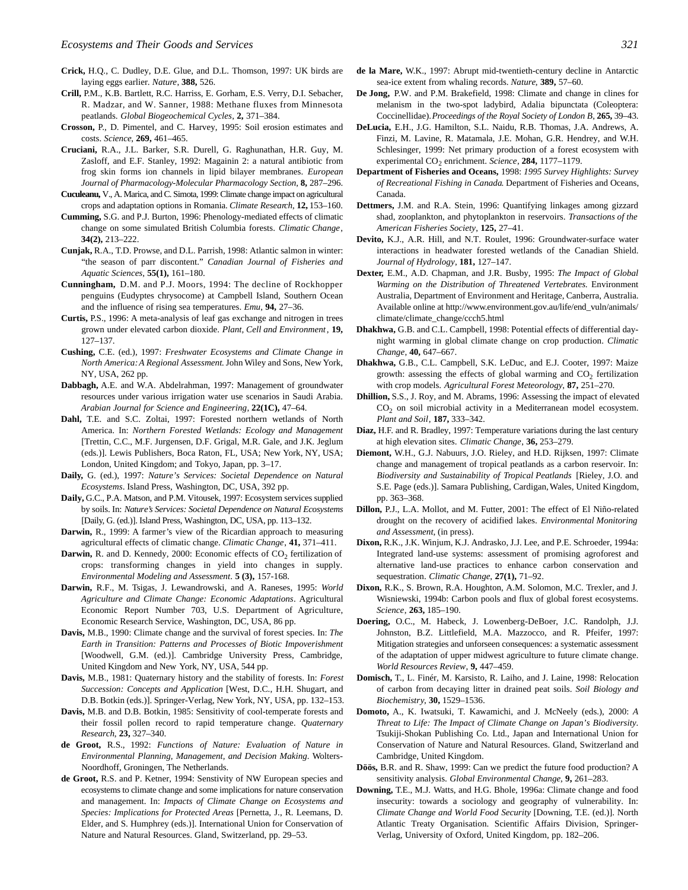**Crick,** H.Q., C. Dudley, D.E. Glue, and D.L. Thomson, 1997: UK birds are laying eggs earlier. *Nature*, **388,** 526.

**Crill,** P.M., K.B. Bartlett, R.C. Harriss, E. Gorham, E.S. Verry, D.I. Sebacher, R. Madzar, and W. Sanner, 1988: Methane fluxes from Minnesota peatlands. *Global Biogeochemical Cycles*, **2,** 371–384.

**Crosson,** P., D. Pimentel, and C. Harvey, 1995: Soil erosion estimates and costs. *Science*, **269,** 461–465.

**Cruciani,** R.A., J.L. Barker, S.R. Durell, G. Raghunathan, H.R. Guy, M. Zasloff, and E.F. Stanley, 1992: Magainin 2: a natural antibiotic from frog skin forms ion channels in lipid bilayer membranes. *European Journal of Pharmacology-Molecular Pharmacology Section*, **8,** 287–296.

**Cuculeanu,** V., A. Marica, and C. Simota, 1999: Climate change impact on agricultural crops and adaptation options in Romania. *Climate Research*, **12,** 153–160.

**Cumming,** S.G. and P.J. Burton, 1996: Phenology-mediated effects of climatic change on some simulated British Columbia forests. *Climatic Change*, **34(2),** 213–222.

**Cunjak,** R.A., T.D. Prowse, and D.L. Parrish, 1998: Atlantic salmon in winter: "the season of parr discontent." *Canadian Journal of Fisheries and Aquatic Sciences*, **55(1),** 161–180.

**Cunningham,** D.M. and P.J. Moors, 1994: The decline of Rockhopper penguins (Eudyptes chrysocome) at Campbell Island, Southern Ocean and the influence of rising sea temperatures. *Emu*, **94,** 27–36.

**Curtis,** P.S., 1996: A meta-analysis of leaf gas exchange and nitrogen in trees grown under elevated carbon dioxide. *Plant, Cell and Environment*, **19,** 127–137.

**Cushing,** C.E. (ed.), 1997: *Freshwater Ecosystems and Climate Change in North America: A Regional Assessment.* John Wiley and Sons, New York, NY, USA, 262 pp.

**Dabbagh,** A.E. and W.A. Abdelrahman, 1997: Management of groundwater resources under various irrigation water use scenarios in Saudi Arabia. *Arabian Journal for Science and Engineering*, **22(1C),** 47–64.

**Dahl,** T.E. and S.C. Zoltai, 1997: Forested northern wetlands of North America. In: *Northern Forested Wetlands: Ecology and Management* [Trettin, C.C., M.F. Jurgensen, D.F. Grigal, M.R. Gale, and J.K. Jeglum (eds.)]. Lewis Publishers, Boca Raton, FL, USA; New York, NY, USA; London, United Kingdom; and Tokyo, Japan, pp. 3–17.

**Daily,** G. (ed.), 1997: *Nature's Services: Societal Dependence on Natural Ecosystems*. Island Press, Washington, DC, USA, 392 pp.

**Daily,** G.C., P.A. Matson, and P.M. Vitousek, 1997: Ecosystem services supplied by soils. In: *Nature's Services: Societal Dependence on Natural Ecosystems* [Daily, G. (ed.)]. Island Press, Washington, DC, USA, pp. 113–132.

**Darwin,** R., 1999: A farmer's view of the Ricardian approach to measuring agricultural effects of climatic change. *Climatic Change*, **41,** 371–411.

**Darwin,** R. and D. Kennedy, 2000: Economic effects of $CO_2$ fertilization of crops: transforming changes in yield into changes in supply. *Environmental Modeling and Assessment*. **5 (3),** 157-168.

**Darwin,** R.F., M. Tsigas, J. Lewandrowski, and A. Raneses, 1995: *World Agriculture and Climate Change: Economic Adaptations*. Agricultural Economic Report Number 703, U.S. Department of Agriculture, Economic Research Service, Washington, DC, USA, 86 pp.

**Davis,** M.B., 1990: Climate change and the survival of forest species. In: *The Earth in Transition: Patterns and Processes of Biotic Impoverishment* [Woodwell, G.M. (ed.)]. Cambridge University Press, Cambridge, United Kingdom and New York, NY, USA, 544 pp.

**Davis,** M.B., 1981: Quaternary history and the stability of forests. In: *Forest Succession: Concepts and Application* [West, D.C., H.H. Shugart, and D.B. Botkin (eds.)]. Springer-Verlag, New York, NY, USA, pp. 132–153.

**Davis,** M.B. and D.B. Botkin, 1985: Sensitivity of cool-temperate forests and their fossil pollen record to rapid temperature change. *Quaternary Research*, **23,** 327–340.

**de Groot,** R.S., 1992: *Functions of Nature: Evaluation of Nature in Environmental Planning, Management, and Decision Making*. Wolters-Noordhoff, Groningen, The Netherlands.

**de Groot,** R.S. and P. Ketner, 1994: Senstivity of NW European species and ecosystems to climate change and some implications for nature conservation and management. In: *Impacts of Climate Change on Ecosystems and Species: Implications for Protected Areas* [Pernetta, J., R. Leemans, D. Elder, and S. Humphrey (eds.)]. International Union for Conservation of Nature and Natural Resources. Gland, Switzerland, pp. 29–53.

**de la Mare,** W.K., 1997: Abrupt mid-twentieth-century decline in Antarctic sea-ice extent from whaling records. *Nature*, **389,** 57–60.

**De Jong,** P.W. and P.M. Brakefield, 1998: Climate and change in clines for melanism in the two-spot ladybird, Adalia bipunctata (Coleoptera: Coccinellidae). *Proceedings of the Royal Society of London B*, **265,** 39–43.

**DeLucia,** E.H., J.G. Hamilton, S.L. Naidu, R.B. Thomas, J.A. Andrews, A. Finzi, M. Lavine, R. Matamala, J.E. Mohan, G.R. Hendrey, and W.H. Schlesinger, 1999: Net primary production of a forest ecosystem with experimental $CO_2$ enrichment. *Science*, **284,** 1177–1179.

**Department of Fisheries and Oceans,** 1998: *1995 Survey Highlights: Survey of Recreational Fishing in Canada*. Department of Fisheries and Oceans, Canada.

**Dettmers,** J.M. and R.A. Stein, 1996: Quantifying linkages among gizzard shad, zooplankton, and phytoplankton in reservoirs. *Transactions of the American Fisheries Society*, **125,** 27–41.

**Devito,** K.J., A.R. Hill, and N.T. Roulet, 1996: Groundwater-surface water interactions in headwater forested wetlands of the Canadian Shield. *Journal of Hydrology*, **181,** 127–147.

**Dexter,** E.M., A.D. Chapman, and J.R. Busby, 1995: *The Impact of Global Warming on the Distribution of Threatened Vertebrates.* Environment Australia, Department of Environment and Heritage, Canberra, Australia. Available online at http://www.environment.gov.au/life/end_vuln/animals/climate/climate_change/ccch5.html

**Dhakhwa,** G.B. and C.L. Campbell, 1998: Potential effects of differential day-night warming in global climate change on crop production. *Climatic Change*, **40,** 647–667.

**Dhakhwa,** G.B., C.L. Campbell, S.K. LeDuc, and E.J. Cooter, 1997: Maize growth: assessing the effects of global warming and $CO_2$ fertilization with crop models. *Agricultural Forest Meteorology*, **87,** 251–270.

**Dhillion,** S.S., J. Roy, and M. Abrams, 1996: Assessing the impact of elevated $CO_2$ on soil microbial activity in a Mediterranean model ecosystem. *Plant and Soil*, **187,** 333–342.

**Diaz,** H.F. and R. Bradley, 1997: Temperature variations during the last century at high elevation sites. *Climatic Change*, **36,** 253–279.

**Diemont,** W.H., G.J. Nabuurs, J.O. Rieley, and H.D. Rijksen, 1997: Climate change and management of tropical peatlands as a carbon reservoir. In: *Biodiversity and Sustainability of Tropical Peatlands* [Rieley, J.O. and S.E. Page (eds.)]. Samara Publishing, Cardigan, Wales, United Kingdom, pp. 363–368.

**Dillon,** P.J., L.A. Mollot, and M. Futter, 2001: The effect of El Niño-related drought on the recovery of acidified lakes. *Environmental Monitoring and Assessment*, (in press).

**Dixon,** R.K., J.K. Winjum, K.J. Andrasko, J.J. Lee, and P.E. Schroeder, 1994a: Integrated land-use systems: assessment of promising agroforest and alternative land-use practices to enhance carbon conservation and sequestration. *Climatic Change*, **27(1),** 71–92.

**Dixon,** R.K., S. Brown, R.A. Houghton, A.M. Solomon, M.C. Trexler, and J. Wisniewski, 1994b: Carbon pools and flux of global forest ecosystems. *Science*, **263,** 185–190.

**Doering,** O.C., M. Habeck, J. Lowenberg-DeBoer, J.C. Randolph, J.J. Johnston, B.Z. Littlefield, M.A. Mazzocco, and R. Pfeifer, 1997: Mitigation strategies and unforseen consequences: a systematic assessment of the adaptation of upper midwest agriculture to future climate change. *World Resources Review*, **9,** 447–459.

**Domisch,** T., L. Finér, M. Karsisto, R. Laiho, and J. Laine, 1998: Relocation of carbon from decaying litter in drained peat soils. *Soil Biology and Biochemistry*, **30,** 1529–1536.

**Domoto,** A., K. Iwatsuki, T. Kawamichi, and J. McNeely (eds.), 2000: *A Threat to Life: The Impact of Climate Change on Japan's Biodiversity.* Tsukiji-Shokan Publishing Co. Ltd., Japan and International Union for Conservation of Nature and Natural Resources. Gland, Switzerland and Cambridge, United Kingdom.

**Döös,** B.R. and R. Shaw, 1999: Can we predict the future food production? A sensitivity analysis. *Global Environmental Change*, **9,** 261–283.

**Downing,** T.E., M.J. Watts, and H.G. Bhole, 1996a: Climate change and food insecurity: towards a sociology and geography of vulnerability. In: *Climate Change and World Food Security* [Downing, T.E. (ed.)]. North Atlantic Treaty Organisation. Scientific Affairs Division, Springer-Verlag, University of Oxford, United Kingdom, pp. 182–206.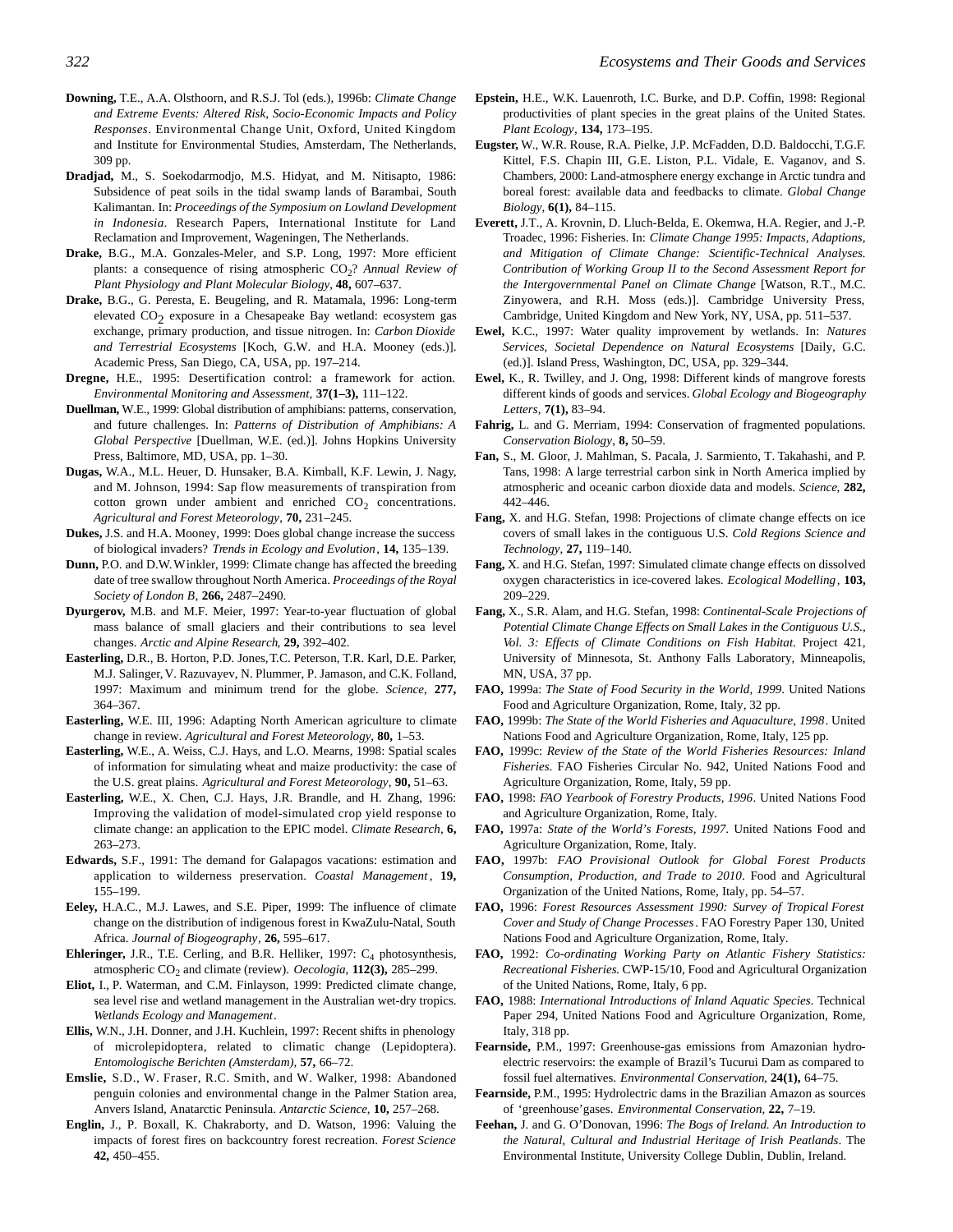**Downing,** T.E., A.A. Olsthoorn, and R.S.J. Tol (eds.), 1996b: *Climate Change and Extreme Events: Altered Risk, Socio-Economic Impacts and Policy Responses*. Environmental Change Unit, Oxford, United Kingdom and Institute for Environmental Studies, Amsterdam, The Netherlands, 309 pp.

**Dradjad,** M., S. Soekodarmodjo, M.S. Hidyat, and M. Nitisapto, 1986: Subsidence of peat soils in the tidal swamp lands of Barambai, South Kalimantan. In: *Proceedings of the Symposium on Lowland Development in Indonesia*. Research Papers, International Institute for Land Reclamation and Improvement, Wageningen, The Netherlands.

**Drake,** B.G., M.A. Gonzales-Meler, and S.P. Long, 1997: More efficient plants: a consequence of rising atmospheric $CO_2$? *Annual Review of Plant Physiology and Plant Molecular Biology*, **48,** 607–637.

**Drake,** B.G., G. Peresta, E. Beugeling, and R. Matamala, 1996: Long-term elevated $CO_2$ exposure in a Chesapeake Bay wetland: ecosystem gas exchange, primary production, and tissue nitrogen. In: *Carbon Dioxide and Terrestrial Ecosystems* [Koch, G.W. and H.A. Mooney (eds.)]. Academic Press, San Diego, CA, USA, pp. 197–214.

**Dregne,** H.E., 1995: Desertification control: a framework for action. *Environmental Monitoring and Assessment*, **37(1–3),** 111–122.

**Duellman,** W.E., 1999: Global distribution of amphibians: patterns, conservation, and future challenges. In: *Patterns of Distribution of Amphibians: A Global Perspective* [Duellman, W.E. (ed.)]. Johns Hopkins University Press, Baltimore, MD, USA, pp. 1–30.

**Dugas,** W.A., M.L. Heuer, D. Hunsaker, B.A. Kimball, K.F. Lewin, J. Nagy, and M. Johnson, 1994: Sap flow measurements of transpiration from cotton grown under ambient and enriched $CO_2$ concentrations. *Agricultural and Forest Meteorology*, **70,** 231–245.

**Dukes,** J.S. and H.A. Mooney, 1999: Does global change increase the success of biological invaders? *Trends in Ecology and Evolution*, **14,** 135–139.

**Dunn,** P.O. and D.W. Winkler, 1999: Climate change has affected the breeding date of tree swallow throughout North America. *Proceedings of the Royal Society of London B*, **266,** 2487–2490.

**Dyurgerov,** M.B. and M.F. Meier, 1997: Year-to-year fluctuation of global mass balance of small glaciers and their contributions to sea level changes. *Arctic and Alpine Research*, **29,** 392–402.

**Easterling,** D.R., B. Horton, P.D. Jones, T.C. Peterson, T.R. Karl, D.E. Parker, M.J. Salinger, V. Razuvayev, N. Plummer, P. Jamason, and C.K. Folland, 1997: Maximum and minimum trend for the globe. *Science*, **277,** 364–367.

**Easterling,** W.E. III, 1996: Adapting North American agriculture to climate change in review. *Agricultural and Forest Meteorology*, **80,** 1–53.

**Easterling,** W.E., A. Weiss, C.J. Hays, and L.O. Mearns, 1998: Spatial scales of information for simulating wheat and maize productivity: the case of the U.S. great plains. *Agricultural and Forest Meteorology*, **90,** 51–63.

**Easterling,** W.E., X. Chen, C.J. Hays, J.R. Brandle, and H. Zhang, 1996: Improving the validation of model-simulated crop yield response to climate change: an application to the EPIC model. *Climate Research*, **6,** 263–273.

**Edwards,** S.F., 1991: The demand for Galapagos vacations: estimation and application to wilderness preservation. *Coastal Management*, **19,** 155–199.

**Eeley,** H.A.C., M.J. Lawes, and S.E. Piper, 1999: The influence of climate change on the distribution of indigenous forest in KwaZulu-Natal, South Africa. *Journal of Biogeography*, **26,** 595–617.

**Ehleringer,** J.R., T.E. Cerling, and B.R. Helliker, 1997: $C_4$ photosynthesis, atmospheric $CO_2$ and climate (review). *Oecologia*, **112(3),** 285–299.

**Eliot,** I., P. Waterman, and C.M. Finlayson, 1999: Predicted climate change, sea level rise and wetland management in the Australian wet-dry tropics. *Wetlands Ecology and Management*.

**Ellis,** W.N., J.H. Donner, and J.H. Kuchlein, 1997: Recent shifts in phenology of microlepidoptera, related to climatic change (Lepidoptera). *Entomologische Berichten (Amsterdam)*, **57,** 66–72.

**Emslie,** S.D., W. Fraser, R.C. Smith, and W. Walker, 1998: Abandoned penguin colonies and environmental change in the Palmer Station area, Anvers Island, Anatarctic Peninsula. *Antarctic Science*, **10,** 257–268.

**Englin,** J., P. Boxall, K. Chakraborty, and D. Watson, 1996: Valuing the impacts of forest fires on backcountry forest recreation. *Forest Science* **42,** 450–455.

**Epstein,** H.E., W.K. Lauenroth, I.C. Burke, and D.P. Coffin, 1998: Regional productivities of plant species in the great plains of the United States. *Plant Ecology*, **134,** 173–195.

**Eugster,** W., W.R. Rouse, R.A. Pielke, J.P. McFadden, D.D. Baldocchi, T.G.F. Kittel, F.S. Chapin III, G.E. Liston, P.L. Vidale, E. Vaganov, and S. Chambers, 2000: Land-atmosphere energy exchange in Arctic tundra and boreal forest: available data and feedbacks to climate. *Global Change Biology*, **6(1),** 84–115.

**Everett,** J.T., A. Krovnin, D. Lluch-Belda, E. Okemwa, H.A. Regier, and J.-P. Troadec, 1996: Fisheries. In: *Climate Change 1995: Impacts, Adaptions, and Mitigation of Climate Change: Scientific-Technical Analyses. Contribution of Working Group II to the Second Assessment Report for the Intergovernmental Panel on Climate Change* [Watson, R.T., M.C. Zinyowera, and R.H. Moss (eds.)]. Cambridge University Press, Cambridge, United Kingdom and New York, NY, USA, pp. 511–537.

**Ewel,** K.C., 1997: Water quality improvement by wetlands. In: *Natures Services, Societal Dependence on Natural Ecosystems* [Daily, G.C. (ed.)]. Island Press, Washington, DC, USA, pp. 329–344.

**Ewel,** K., R. Twilley, and J. Ong, 1998: Different kinds of mangrove forests different kinds of goods and services. *Global Ecology and Biogeography Letters*, **7(1),** 83–94.

**Fahrig,** L. and G. Merriam, 1994: Conservation of fragmented populations. *Conservation Biology*, **8,** 50–59.

**Fan,** S., M. Gloor, J. Mahlman, S. Pacala, J. Sarmiento, T. Takahashi, and P. Tans, 1998: A large terrestrial carbon sink in North America implied by atmospheric and oceanic carbon dioxide data and models. *Science*, **282,** 442–446.

**Fang,** X. and H.G. Stefan, 1998: Projections of climate change effects on ice covers of small lakes in the contiguous U.S. *Cold Regions Science and Technology*, **27,** 119–140.

**Fang,** X. and H.G. Stefan, 1997: Simulated climate change effects on dissolved oxygen characteristics in ice-covered lakes. *Ecological Modelling*, **103,** 209–229.

**Fang,** X., S.R. Alam, and H.G. Stefan, 1998: *Continental-Scale Projections of Potential Climate Change Effects on Small Lakes in the Contiguous U.S., Vol. 3: Effects of Climate Conditions on Fish Habitat*. Project 421, University of Minnesota, St. Anthony Falls Laboratory, Minneapolis, MN, USA, 37 pp.

**FAO,** 1999a: *The State of Food Security in the World, 1999*. United Nations Food and Agriculture Organization, Rome, Italy, 32 pp.

**FAO,** 1999b: *The State of the World Fisheries and Aquaculture, 1998*. United Nations Food and Agriculture Organization, Rome, Italy, 125 pp.

**FAO,** 1999c: *Review of the State of the World Fisheries Resources: Inland Fisheries*. FAO Fisheries Circular No. 942, United Nations Food and Agriculture Organization, Rome, Italy, 59 pp.

**FAO,** 1998: *FAO Yearbook of Forestry Products, 1996*. United Nations Food and Agriculture Organization, Rome, Italy.

**FAO,** 1997a: *State of the World's Forests, 1997*. United Nations Food and Agriculture Organization, Rome, Italy.

**FAO,** 1997b: *FAO Provisional Outlook for Global Forest Products Consumption, Production, and Trade to 2010*. Food and Agricultural Organization of the United Nations, Rome, Italy, pp. 54–57.

**FAO,** 1996: *Forest Resources Assessment 1990: Survey of Tropical Forest Cover and Study of Change Processes*. FAO Forestry Paper 130, United Nations Food and Agriculture Organization, Rome, Italy.

**FAO,** 1992: *Co-ordinating Working Party on Atlantic Fishery Statistics: Recreational Fisheries*. CWP-15/10, Food and Agricultural Organization of the United Nations, Rome, Italy, 6 pp.

**FAO,** 1988: *International Introductions of Inland Aquatic Species*. Technical Paper 294, United Nations Food and Agriculture Organization, Rome, Italy, 318 pp.

**Fearnside,** P.M., 1997: Greenhouse-gas emissions from Amazonian hydro-electric reservoirs: the example of Brazil's Tucurui Dam as compared to fossil fuel alternatives. *Environmental Conservation*, **24(1),** 64–75.

**Fearnside,** P.M., 1995: Hydrolectric dams in the Brazilian Amazon as sources of 'greenhouse' gases. *Environmental Conservation*, **22,** 7–19.

**Feehan,** J. and G. O'Donovan, 1996: *The Bogs of Ireland. An Introduction to the Natural, Cultural and Industrial Heritage of Irish Peatlands*. The Environmental Institute, University College Dublin, Dublin, Ireland.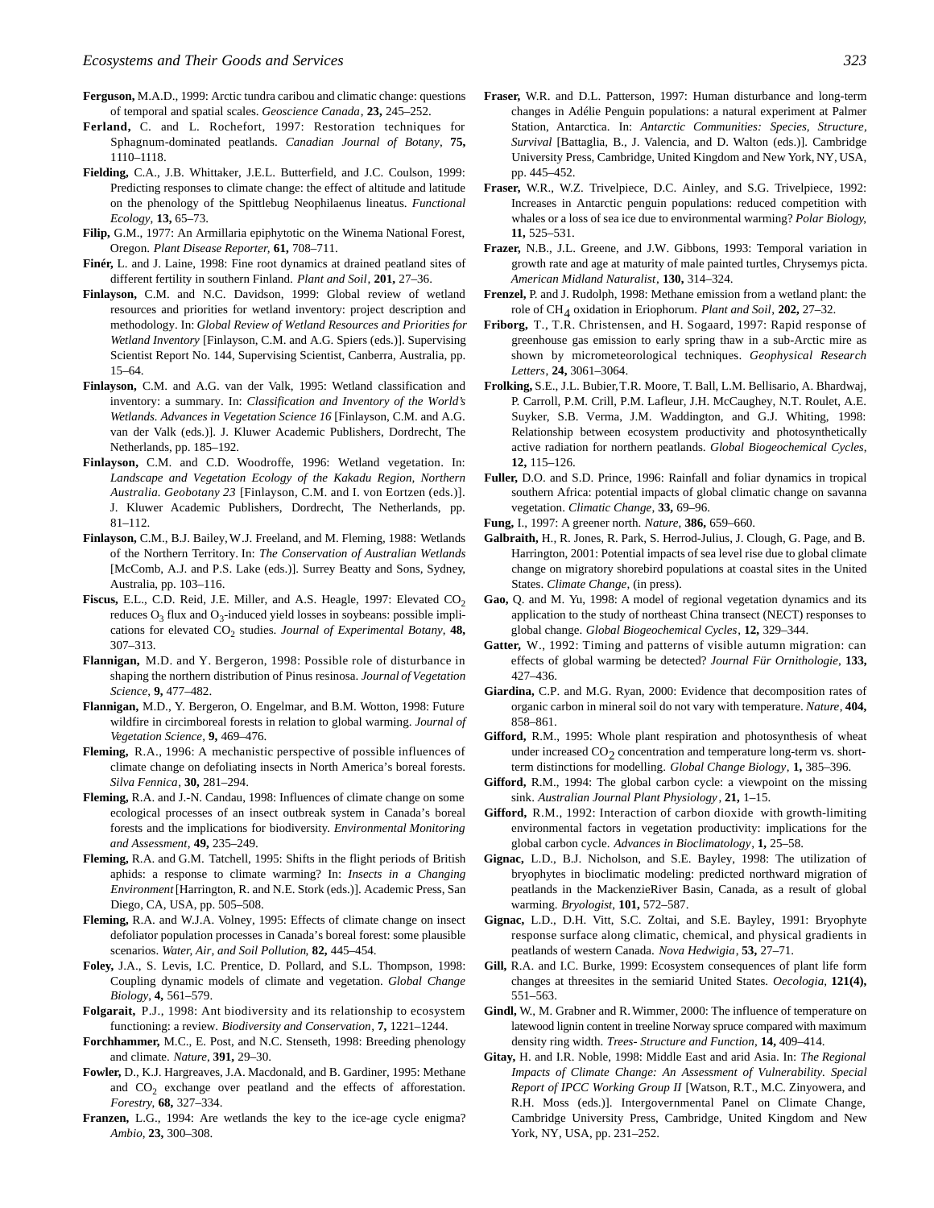**Ferguson,** M.A.D., 1999: Arctic tundra caribou and climatic change: questions of temporal and spatial scales. *Geoscience Canada*, **23,** 245–252.

**Ferland,** C. and L. Rochefort, 1997: Restoration techniques for Sphagnum-dominated peatlands. *Canadian Journal of Botany*, **75,** 1110–1118.

**Fielding,** C.A., J.B. Whittaker, J.E.L. Butterfield, and J.C. Coulson, 1999: Predicting responses to climate change: the effect of altitude and latitude on the phenology of the Spittlebug Neophilaenus lineatus. *Functional Ecology*, **13,** 65–73.

**Filip,** G.M., 1977: An Armillaria epiphytotic on the Winema National Forest, Oregon. *Plant Disease Reporter,* **61,** 708–711.

**Finér,** L. and J. Laine, 1998: Fine root dynamics at drained peatland sites of different fertility in southern Finland. *Plant and Soil*, **201,** 27–36.

**Finlayson,** C.M. and N.C. Davidson, 1999: Global review of wetland resources and priorities for wetland inventory: project description and methodology. In: *Global Review of Wetland Resources and Priorities for Wetland Inventory* [Finlayson, C.M. and A.G. Spiers (eds.)]. Supervising Scientist Report No. 144, Supervising Scientist, Canberra, Australia, pp. 15–64.

**Finlayson,** C.M. and A.G. van der Valk, 1995: Wetland classification and inventory: a summary. In: *Classification and Inventory of the World's Wetlands. Advances in Vegetation Science 16* [Finlayson, C.M. and A.G. van der Valk (eds.)]. J. Kluwer Academic Publishers, Dordrecht, The Netherlands, pp. 185–192.

**Finlayson,** C.M. and C.D. Woodroffe, 1996: Wetland vegetation. In: *Landscape and Vegetation Ecology of the Kakadu Region, Northern Australia. Geobotany 23* [Finlayson, C.M. and I. von Eortzen (eds.)]. J. Kluwer Academic Publishers, Dordrecht, The Netherlands, pp. 81–112.

**Finlayson,** C.M., B.J. Bailey, W.J. Freeland, and M. Fleming, 1988: Wetlands of the Northern Territory. In: *The Conservation of Australian Wetlands* [McComb, A.J. and P.S. Lake (eds.)]. Surrey Beatty and Sons, Sydney, Australia, pp. 103–116.

**Fiscus,** E.L., C.D. Reid, J.E. Miller, and A.S. Heagle, 1997: Elevated $CO_2$ reduces $O_3$ flux and $O_3$-induced yield losses in soybeans: possible implications for elevated $CO_2$ studies. *Journal of Experimental Botany*, **48,** 307–313.

**Flannigan,** M.D. and Y. Bergeron, 1998: Possible role of disturbance in shaping the northern distribution of Pinus resinosa. *Journal of Vegetation Science*, **9,** 477–482.

**Flannigan,** M.D., Y. Bergeron, O. Engelmar, and B.M. Wotton, 1998: Future wildfire in circimboreal forests in relation to global warming. *Journal of Vegetation Science*, **9,** 469–476.

**Fleming,** R.A., 1996: A mechanistic perspective of possible influences of climate change on defoliating insects in North America's boreal forests. *Silva Fennica*, **30,** 281–294.

**Fleming,** R.A. and J.-N. Candau, 1998: Influences of climate change on some ecological processes of an insect outbreak system in Canada's boreal forests and the implications for biodiversity. *Environmental Monitoring and Assessment*, **49,** 235–249.

**Fleming,** R.A. and G.M. Tatchell, 1995: Shifts in the flight periods of British aphids: a response to climate warming? In: *Insects in a Changing Environment* [Harrington, R. and N.E. Stork (eds.)]. Academic Press, San Diego, CA, USA, pp. 505–508.

**Fleming,** R.A. and W.J.A. Volney, 1995: Effects of climate change on insect defoliator population processes in Canada's boreal forest: some plausible scenarios. *Water, Air, and Soil Pollution,* **82,** 445–454.

**Foley,** J.A., S. Levis, I.C. Prentice, D. Pollard, and S.L. Thompson, 1998: Coupling dynamic models of climate and vegetation. *Global Change Biology*, **4,** 561–579.

**Folgarait,** P.J., 1998: Ant biodiversity and its relationship to ecosystem functioning: a review. *Biodiversity and Conservation*, **7,** 1221–1244.

**Forchhammer,** M.C., E. Post, and N.C. Stenseth, 1998: Breeding phenology and climate. *Nature*, **391,** 29–30.

**Fowler,** D., K.J. Hargreaves, J.A. Macdonald, and B. Gardiner, 1995: Methane and $CO_2$ exchange over peatland and the effects of afforestation. *Forestry*, **68,** 327–334.

**Franzen,** L.G., 1994: Are wetlands the key to the ice-age cycle enigma? *Ambio,* **23,** 300–308.

**Fraser,** W.R. and D.L. Patterson, 1997: Human disturbance and long-term changes in Adélie Penguin populations: a natural experiment at Palmer Station, Antarctica. In: *Antarctic Communities: Species, Structure, Survival* [Battaglia, B., J. Valencia, and D. Walton (eds.)]. Cambridge University Press, Cambridge, United Kingdom and New York, NY, USA, pp. 445–452.

**Fraser,** W.R., W.Z. Trivelpiece, D.C. Ainley, and S.G. Trivelpiece, 1992: Increases in Antarctic penguin populations: reduced competition with whales or a loss of sea ice due to environmental warming? *Polar Biology,* **11,** 525–531.

**Frazer,** N.B., J.L. Greene, and J.W. Gibbons, 1993: Temporal variation in growth rate and age at maturity of male painted turtles, Chrysemys picta. *American Midland Naturalist*, **130,** 314–324.

**Frenzel,** P. and J. Rudolph, 1998: Methane emission from a wetland plant: the role of $CH_4$ oxidation in Eriophorum. *Plant and Soil*, **202,** 27–32.

**Friborg,** T., T.R. Christensen, and H. Sogaard, 1997: Rapid response of greenhouse gas emission to early spring thaw in a sub-Arctic mire as shown by micrometeorological techniques. *Geophysical Research Letters*, **24,** 3061–3064.

**Frolking,** S.E., J.L. Bubier, T.R. Moore, T. Ball, L.M. Bellisario, A. Bhardwaj, P. Carroll, P.M. Crill, P.M. Lafleur, J.H. McCaughey, N.T. Roulet, A.E. Suyker, S.B. Verma, J.M. Waddington, and G.J. Whiting, 1998: Relationship between ecosystem productivity and photosynthetically active radiation for northern peatlands. *Global Biogeochemical Cycles*, **12,** 115–126.

**Fuller,** D.O. and S.D. Prince, 1996: Rainfall and foliar dynamics in tropical southern Africa: potential impacts of global climatic change on savanna vegetation. *Climatic Change*, **33,** 69–96.

**Fung,** I., 1997: A greener north. *Nature*, **386,** 659–660.

**Galbraith,** H., R. Jones, R. Park, S. Herrod-Julius, J. Clough, G. Page, and B. Harrington, 2001: Potential impacts of sea level rise due to global climate change on migratory shorebird populations at coastal sites in the United States. *Climate Change*, (in press).

**Gao,** Q. and M. Yu, 1998: A model of regional vegetation dynamics and its application to the study of northeast China transect (NECT) responses to global change. *Global Biogeochemical Cycles*, **12,** 329–344.

**Gatter,** W., 1992: Timing and patterns of visible autumn migration: can effects of global warming be detected? *Journal Für Ornithologie*, **133,** 427–436.

**Giardina,** C.P. and M.G. Ryan, 2000: Evidence that decomposition rates of organic carbon in mineral soil do not vary with temperature. *Nature*, **404,** 858–861.

**Gifford,** R.M., 1995: Whole plant respiration and photosynthesis of wheat under increased $CO_2$ concentration and temperature long-term vs. short-term distinctions for modelling. *Global Change Biology*, **1,** 385–396.

**Gifford,** R.M., 1994: The global carbon cycle: a viewpoint on the missing sink. *Australian Journal Plant Physiology*, **21,** 1–15.

**Gifford,** R.M., 1992: Interaction of carbon dioxide with growth-limiting environmental factors in vegetation productivity: implications for the global carbon cycle. *Advances in Bioclimatology*, **1,** 25–58.

**Gignac,** L.D., B.J. Nicholson, and S.E. Bayley, 1998: The utilization of bryophytes in bioclimatic modeling: predicted northward migration of peatlands in the MackenzieRiver Basin, Canada, as a result of global warming. *Bryologist*, **101,** 572–587.

**Gignac,** L.D., D.H. Vitt, S.C. Zoltai, and S.E. Bayley, 1991: Bryophyte response surface along climatic, chemical, and physical gradients in peatlands of western Canada. *Nova Hedwigia*, **53,** 27–71.

**Gill,** R.A. and I.C. Burke, 1999: Ecosystem consequences of plant life form changes at threesites in the semiarid United States. *Oecologia*, **121(4),** 551–563.

**Gindl,** W., M. Grabner and R. Wimmer, 2000: The influence of temperature on latewood lignin content in treeline Norway spruce compared with maximum density ring width. *Trees- Structure and Function*, **14,** 409–414.

**Gitay,** H. and I.R. Noble, 1998: Middle East and arid Asia. In: *The Regional Impacts of Climate Change: An Assessment of Vulnerability. Special Report of IPCC Working Group II* [Watson, R.T., M.C. Zinyowera, and R.H. Moss (eds.)]. Intergovernmental Panel on Climate Change, Cambridge University Press, Cambridge, United Kingdom and New York, NY, USA, pp. 231–252.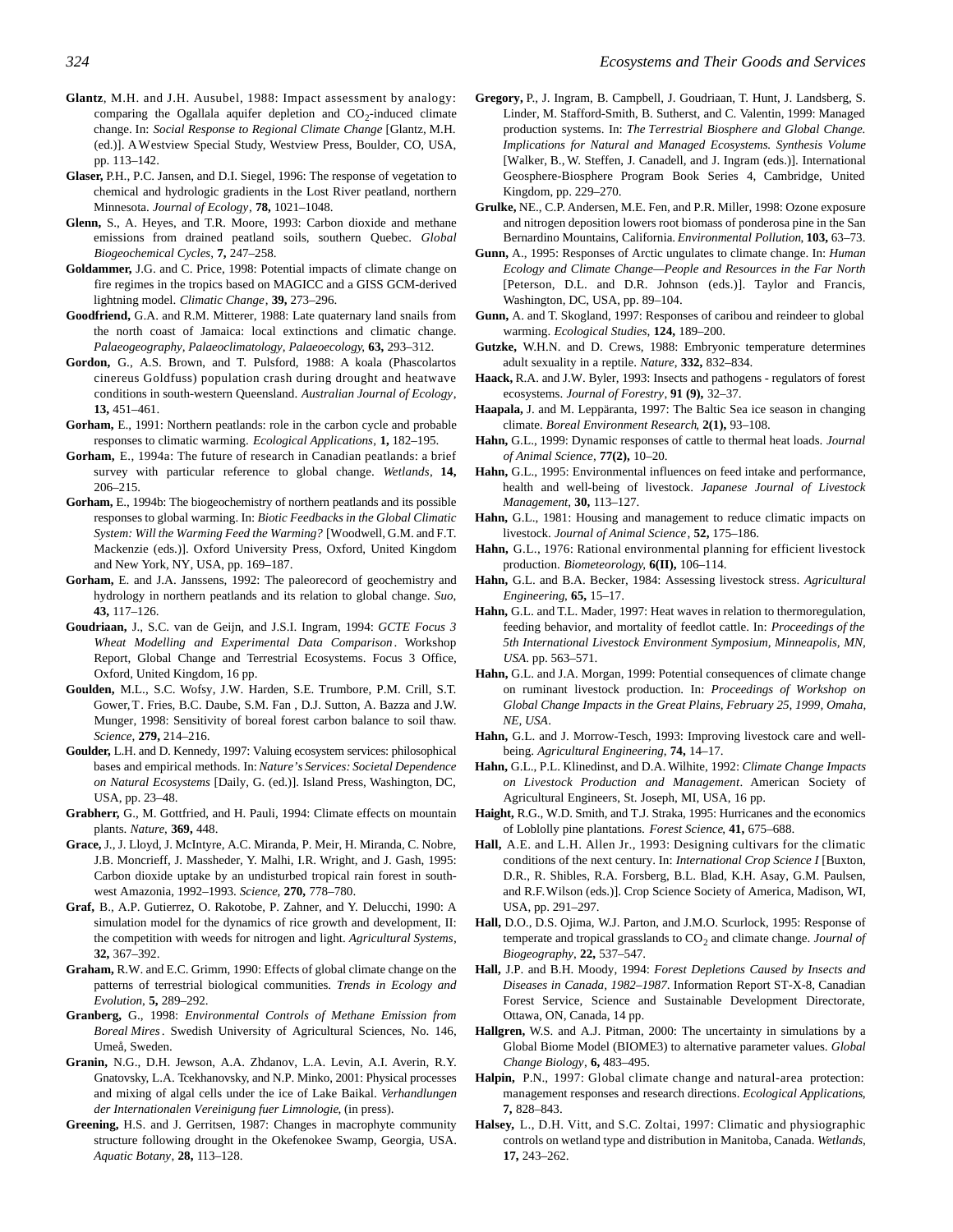**Glantz**, M.H. and J.H. Ausubel, 1988: Impact assessment by analogy: comparing the Ogallala aquifer depletion and $CO_2$-induced climate change. In: *Social Response to Regional Climate Change* [Glantz, M.H. (ed.)]. A Westview Special Study, Westview Press, Boulder, CO, USA, pp. 113–142.

**Glaser,** P.H., P.C. Jansen, and D.I. Siegel, 1996: The response of vegetation to chemical and hydrologic gradients in the Lost River peatland, northern Minnesota. *Journal of Ecology*, **78,** 1021–1048.

**Glenn,** S., A. Heyes, and T.R. Moore, 1993: Carbon dioxide and methane emissions from drained peatland soils, southern Quebec. *Global Biogeochemical Cycles*, **7,** 247–258.

**Goldammer,** J.G. and C. Price, 1998: Potential impacts of climate change on fire regimes in the tropics based on MAGICC and a GISS GCM-derived lightning model. *Climatic Change*, **39,** 273–296.

**Goodfriend,** G.A. and R.M. Mitterer, 1988: Late quaternary land snails from the north coast of Jamaica: local extinctions and climatic change. *Palaeogeography, Palaeoclimatology, Palaeoecology,* **63,** 293–312.

**Gordon,** G., A.S. Brown, and T. Pulsford, 1988: A koala (Phascolartos cinereus Goldfuss) population crash during drought and heatwave conditions in south-western Queensland. *Australian Journal of Ecology*, **13,** 451–461.

**Gorham,** E., 1991: Northern peatlands: role in the carbon cycle and probable responses to climatic warming. *Ecological Applications*, **1,** 182–195.

**Gorham,** E., 1994a: The future of research in Canadian peatlands: a brief survey with particular reference to global change. *Wetlands*, **14,** 206–215.

**Gorham,** E., 1994b: The biogeochemistry of northern peatlands and its possible responses to global warming. In: *Biotic Feedbacks in the Global Climatic System: Will the Warming Feed the Warming?* [Woodwell, G.M. and F.T. Mackenzie (eds.)]. Oxford University Press, Oxford, United Kingdom and New York, NY, USA, pp. 169–187.

**Gorham,** E. and J.A. Janssens, 1992: The paleorecord of geochemistry and hydrology in northern peatlands and its relation to global change. *Suo*, **43,** 117–126.

**Goudriaan,** J., S.C. van de Geijn, and J.S.I. Ingram, 1994: *GCTE Focus 3 Wheat Modelling and Experimental Data Comparison*. Workshop Report, Global Change and Terrestrial Ecosystems. Focus 3 Office, Oxford, United Kingdom, 16 pp.

**Goulden,** M.L., S.C. Wofsy, J.W. Harden, S.E. Trumbore, P.M. Crill, S.T. Gower, T. Fries, B.C. Daube, S.M. Fan , D.J. Sutton, A. Bazza and J.W. Munger, 1998: Sensitivity of boreal forest carbon balance to soil thaw. *Science*, **279,** 214–216.

**Goulder,** L.H. and D. Kennedy, 1997: Valuing ecosystem services: philosophical bases and empirical methods. In: *Nature's Services: Societal Dependence on Natural Ecosystems* [Daily, G. (ed.)]. Island Press, Washington, DC, USA, pp. 23–48.

**Grabherr,** G., M. Gottfried, and H. Pauli, 1994: Climate effects on mountain plants. *Nature*, **369,** 448.

**Grace,** J., J. Lloyd, J. McIntyre, A.C. Miranda, P. Meir, H. Miranda, C. Nobre, J.B. Moncrieff, J. Massheder, Y. Malhi, I.R. Wright, and J. Gash, 1995: Carbon dioxide uptake by an undisturbed tropical rain forest in south-west Amazonia, 1992–1993. *Science*, **270,** 778–780.

**Graf,** B., A.P. Gutierrez, O. Rakotobe, P. Zahner, and Y. Delucchi, 1990: A simulation model for the dynamics of rice growth and development, II: the competition with weeds for nitrogen and light. *Agricultural Systems*, **32,** 367–392.

**Graham,** R.W. and E.C. Grimm, 1990: Effects of global climate change on the patterns of terrestrial biological communities. *Trends in Ecology and Evolution*, **5,** 289–292.

**Granberg,** G., 1998: *Environmental Controls of Methane Emission from Boreal Mires*. Swedish University of Agricultural Sciences, No. 146, Umeå, Sweden.

**Granin,** N.G., D.H. Jewson, A.A. Zhdanov, L.A. Levin, A.I. Averin, R.Y. Gnatovsky, L.A. Tcekhanovsky, and N.P. Minko, 2001: Physical processes and mixing of algal cells under the ice of Lake Baikal. *Verhandlungen der Internationalen Vereinigung fuer Limnologie*, (in press).

**Greening,** H.S. and J. Gerritsen, 1987: Changes in macrophyte community structure following drought in the Okefenokee Swamp, Georgia, USA. *Aquatic Botany*, **28,** 113–128.

**Gregory,** P., J. Ingram, B. Campbell, J. Goudriaan, T. Hunt, J. Landsberg, S. Linder, M. Stafford-Smith, B. Sutherst, and C. Valentin, 1999: Managed production systems. In: *The Terrestrial Biosphere and Global Change. Implications for Natural and Managed Ecosystems. Synthesis Volume* [Walker, B., W. Steffen, J. Canadell, and J. Ingram (eds.)]. International Geosphere-Biosphere Program Book Series 4, Cambridge, United Kingdom, pp. 229–270.

**Grulke,** NE., C.P. Andersen, M.E. Fen, and P.R. Miller, 1998: Ozone exposure and nitrogen deposition lowers root biomass of ponderosa pine in the San Bernardino Mountains, California. *Environmental Pollution*, **103,** 63–73.

**Gunn,** A., 1995: Responses of Arctic ungulates to climate change. In: *Human Ecology and Climate Change—People and Resources in the Far North* [Peterson, D.L. and D.R. Johnson (eds.)]. Taylor and Francis, Washington, DC, USA, pp. 89–104.

**Gunn,** A. and T. Skogland, 1997: Responses of caribou and reindeer to global warming. *Ecological Studies*, **124,** 189–200.

**Gutzke,** W.H.N. and D. Crews, 1988: Embryonic temperature determines adult sexuality in a reptile. *Nature*, **332,** 832–834.

**Haack,** R.A. and J.W. Byler, 1993: Insects and pathogens - regulators of forest ecosystems. *Journal of Forestry*, **91 (9),** 32–37.

**Haapala,** J. and M. Leppäranta, 1997: The Baltic Sea ice season in changing climate. *Boreal Environment Research*, **2(1),** 93–108.

**Hahn,** G.L., 1999: Dynamic responses of cattle to thermal heat loads. *Journal of Animal Science*, **77(2),** 10–20.

**Hahn,** G.L., 1995: Environmental influences on feed intake and performance, health and well-being of livestock. *Japanese Journal of Livestock Management*, **30,** 113–127.

**Hahn,** G.L., 1981: Housing and management to reduce climatic impacts on livestock. *Journal of Animal Science*, **52,** 175–186.

**Hahn,** G.L., 1976: Rational environmental planning for efficient livestock production. *Biometeorology*, **6(II),** 106–114.

**Hahn,** G.L. and B.A. Becker, 1984: Assessing livestock stress. *Agricultural Engineering*, **65,** 15–17.

**Hahn,** G.L. and T.L. Mader, 1997: Heat waves in relation to thermoregulation, feeding behavior, and mortality of feedlot cattle. In: *Proceedings of the 5th International Livestock Environment Symposium, Minneapolis, MN, USA*. pp. 563–571.

**Hahn,** G.L. and J.A. Morgan, 1999: Potential consequences of climate change on ruminant livestock production. In: *Proceedings of Workshop on Global Change Impacts in the Great Plains, February 25, 1999, Omaha, NE, USA*.

**Hahn,** G.L. and J. Morrow-Tesch, 1993: Improving livestock care and well-being. *Agricultural Engineering*, **74,** 14–17.

**Hahn,** G.L., P.L. Klinedinst, and D.A. Wilhite, 1992: *Climate Change Impacts on Livestock Production and Management*. American Society of Agricultural Engineers, St. Joseph, MI, USA, 16 pp.

**Haight,** R.G., W.D. Smith, and T.J. Straka, 1995: Hurricanes and the economics of Loblolly pine plantations. *Forest Science*, **41,** 675–688.

**Hall,** A.E. and L.H. Allen Jr., 1993: Designing cultivars for the climatic conditions of the next century. In: *International Crop Science I* [Buxton, D.R., R. Shibles, R.A. Forsberg, B.L. Blad, K.H. Asay, G.M. Paulsen, and R.F. Wilson (eds.)]. Crop Science Society of America, Madison, WI, USA, pp. 291–297.

**Hall,** D.O., D.S. Ojima, W.J. Parton, and J.M.O. Scurlock, 1995: Response of temperate and tropical grasslands to $CO_2$ and climate change. *Journal of Biogeography*, **22,** 537–547.

**Hall,** J.P. and B.H. Moody, 1994: *Forest Depletions Caused by Insects and Diseases in Canada, 1982–1987*. Information Report ST-X-8, Canadian Forest Service, Science and Sustainable Development Directorate, Ottawa, ON, Canada, 14 pp.

**Hallgren,** W.S. and A.J. Pitman, 2000: The uncertainty in simulations by a Global Biome Model (BIOME3) to alternative parameter values. *Global Change Biology*, **6,** 483–495.

**Halpin,** P.N., 1997: Global climate change and natural-area protection: management responses and research directions. *Ecological Applications*, **7,** 828–843.

**Halsey,** L., D.H. Vitt, and S.C. Zoltai, 1997: Climatic and physiographic controls on wetland type and distribution in Manitoba, Canada. *Wetlands*, **17,** 243–262.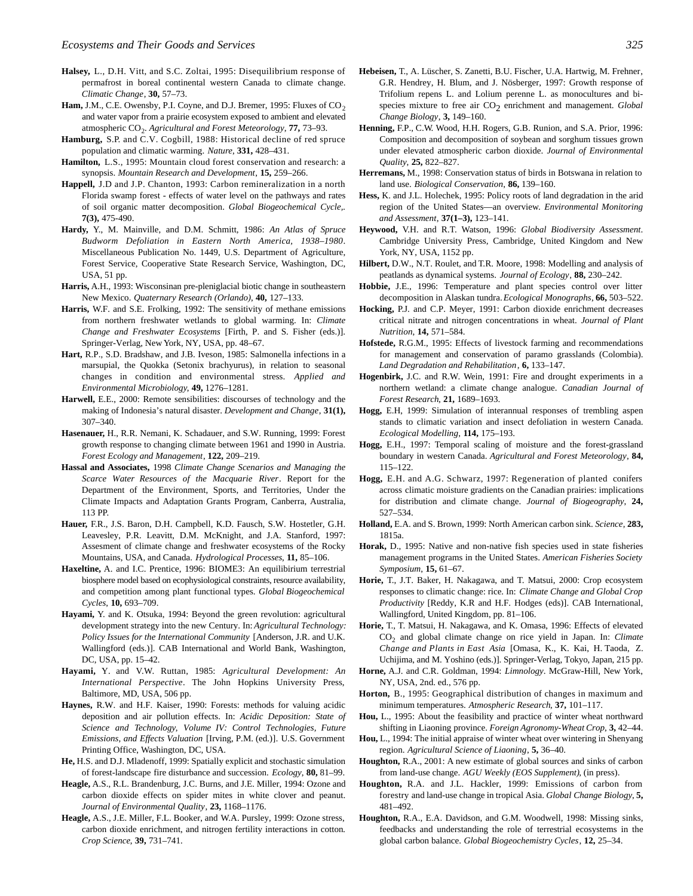**Halsey,** L., D.H. Vitt, and S.C. Zoltai, 1995: Disequilibrium response of permafrost in boreal continental western Canada to climate change. *Climatic Change*, **30,** 57–73.

**Ham,** J.M., C.E. Owensby, P.I. Coyne, and D.J. Bremer, 1995: Fluxes of $CO_2$ and water vapor from a prairie ecosystem exposed to ambient and elevated atmospheric $CO_2$. *Agricultural and Forest Meteorology*, **77,** 73–93.

**Hamburg,** S.P. and C.V. Cogbill, 1988: Historical decline of red spruce population and climatic warming. *Nature*, **331,** 428–431.

**Hamilton,** L.S., 1995: Mountain cloud forest conservation and research: a synopsis. *Mountain Research and Development*, **15,** 259–266.

**Happell,** J.D and J.P. Chanton, 1993: Carbon remineralization in a north Florida swamp forest - effects of water level on the pathways and rates of soil organic matter decomposition. *Global Biogeochemical Cycle,.* **7(3),** 475-490.

**Hardy,** Y., M. Mainville, and D.M. Schmitt, 1986: *An Atlas of Spruce Budworm Defoliation in Eastern North America, 1938–1980*. Miscellaneous Publication No. 1449, U.S. Department of Agriculture, Forest Service, Cooperative State Research Service, Washington, DC, USA, 51 pp.

**Harris,** A.H., 1993: Wisconsinan pre-pleniglacial biotic change in southeastern New Mexico. *Quaternary Research (Orlando)*, **40,** 127–133.

**Harris,** W.F. and S.E. Frolking, 1992: The sensitivity of methane emissions from northern freshwater wetlands to global warming. In: *Climate Change and Freshwater Ecosystems* [Firth, P. and S. Fisher (eds.)]. Springer-Verlag, New York, NY, USA, pp. 48–67.

**Hart,** R.P., S.D. Bradshaw, and J.B. Iveson, 1985: Salmonella infections in a marsupial, the Quokka (Setonix brachyurus), in relation to seasonal changes in condition and environmental stress. *Applied and Environmental Microbiology*, **49,** 1276–1281.

**Harwell,** E.E., 2000: Remote sensibilities: discourses of technology and the making of Indonesia's natural disaster. *Development and Change*, **31(1),** 307–340.

**Hasenauer,** H., R.R. Nemani, K. Schadauer, and S.W. Running, 1999: Forest growth response to changing climate between 1961 and 1990 in Austria. *Forest Ecology and Management*, **122,** 209–219.

**Hassal and Associates,** 1998 *Climate Change Scenarios and Managing the Scarce Water Resources of the Macquarie River*. Report for the Department of the Environment, Sports, and Territories, Under the Climate Impacts and Adaptation Grants Program, Canberra, Australia, 113 PP.

**Hauer,** F.R., J.S. Baron, D.H. Campbell, K.D. Fausch, S.W. Hostetler, G.H. Leavesley, P.R. Leavitt, D.M. McKnight, and J.A. Stanford, 1997: Assesment of climate change and freshwater ecosystems of the Rocky Mountains, USA, and Canada. *Hydrological Processes*, **11,** 85–106.

**Haxeltine,** A. and I.C. Prentice, 1996: BIOME3: An equilibrium terrestrial biosphere model based on ecophysiological constraints, resource availability, and competition among plant functional types. *Global Biogeochemical Cycles*, **10,** 693–709.

**Hayami,** Y. and K. Otsuka, 1994: Beyond the green revolution: agricultural development strategy into the new Century. In: *Agricultural Technology: Policy Issues for the International Community* [Anderson, J.R. and U.K. Wallingford (eds.)]. CAB International and World Bank, Washington, DC, USA, pp. 15–42.

**Hayami,** Y. and V.W. Ruttan, 1985: *Agricultural Development: An International Perspective*. The John Hopkins University Press, Baltimore, MD, USA, 506 pp.

**Haynes,** R.W. and H.F. Kaiser, 1990: Forests: methods for valuing acidic deposition and air pollution effects. In: *Acidic Deposition: State of Science and Technology, Volume IV: Control Technologies, Future Emissions, and Effects Valuation* [Irving, P.M. (ed.)]. U.S. Government Printing Office, Washington, DC, USA.

**He,** H.S. and D.J. Mladenoff, 1999: Spatially explicit and stochastic simulation of forest-landscape fire disturbance and succession. *Ecology*, **80,** 81–99.

**Heagle,** A.S., R.L. Brandenburg, J.C. Burns, and J.E. Miller, 1994: Ozone and carbon dioxide effects on spider mites in white clover and peanut. *Journal of Environmental Quality*, **23,** 1168–1176.

**Heagle,** A.S., J.E. Miller, F.L. Booker, and W.A. Pursley, 1999: Ozone stress, carbon dioxide enrichment, and nitrogen fertility interactions in cotton. *Crop Science*, **39,** 731–741.

**Hebeisen,** T., A. Lüscher, S. Zanetti, B.U. Fischer, U.A. Hartwig, M. Frehner, G.R. Hendrey, H. Blum, and J. Nösberger, 1997: Growth response of Trifolium repens L. and Lolium perenne L. as monocultures and bi-species mixture to free air $CO_2$ enrichment and management. *Global Change Biology*, **3,** 149–160.

**Henning,** F.P., C.W. Wood, H.H. Rogers, G.B. Runion, and S.A. Prior, 1996: Composition and decomposition of soybean and sorghum tissues grown under elevated atmospheric carbon dioxide. *Journal of Environmental Quality*, **25,** 822–827.

**Herremans,** M., 1998: Conservation status of birds in Botswana in relation to land use. *Biological Conservation*, **86,** 139–160.

**Hess,** K. and J.L. Holechek, 1995: Policy roots of land degradation in the arid region of the United States—an overview. *Environmental Monitoring and Assessment*, **37(1–3),** 123–141.

**Heywood,** V.H. and R.T. Watson, 1996: *Global Biodiversity Assessment*. Cambridge University Press, Cambridge, United Kingdom and New York, NY, USA, 1152 pp.

**Hilbert,** D.W., N.T. Roulet, and T.R. Moore, 1998: Modelling and analysis of peatlands as dynamical systems. *Journal of Ecology*, **88,** 230–242.

**Hobbie,** J.E., 1996: Temperature and plant species control over litter decomposition in Alaskan tundra. *Ecological Monographs*, **66,** 503–522.

**Hocking,** P.J. and C.P. Meyer, 1991: Carbon dioxide enrichment decreases critical nitrate and nitrogen concentrations in wheat. *Journal of Plant Nutrition*, **14,** 571–584.

**Hofstede,** R.G.M., 1995: Effects of livestock farming and recommendations for management and conservation of paramo grasslands (Colombia). *Land Degradation and Rehabilitation*, **6,** 133–147.

**Hogenbirk,** J.C. and R.W. Wein, 1991: Fire and drought experiments in a northern wetland: a climate change analogue. *Canadian Journal of Forest Research*, **21,** 1689–1693.

**Hogg,** E.H, 1999: Simulation of interannual responses of trembling aspen stands to climatic variation and insect defoliation in western Canada. *Ecological Modelling*, **114,** 175–193.

**Hogg,** E.H., 1997: Temporal scaling of moisture and the forest-grassland boundary in western Canada. *Agricultural and Forest Meteorology*, **84,** 115–122.

**Hogg,** E.H. and A.G. Schwarz, 1997: Regeneration of planted conifers across climatic moisture gradients on the Canadian prairies: implications for distribution and climate change. *Journal of Biogeography*, **24,** 527–534.

**Holland,** E.A. and S. Brown, 1999: North American carbon sink. *Science*, **283,** 1815a.

**Horak,** D., 1995: Native and non-native fish species used in state fisheries management programs in the United States. *American Fisheries Society Symposium*, **15,** 61–67.

**Horie,** T., J.T. Baker, H. Nakagawa, and T. Matsui, 2000: Crop ecosystem responses to climatic change: rice. In: *Climate Change and Global Crop Productivity* [Reddy, K.R and H.F. Hodges (eds)]. CAB International, Wallingford, United Kingdom, pp. 81–106.

**Horie,** T., T. Matsui, H. Nakagawa, and K. Omasa, 1996: Effects of elevated $CO_2$ and global climate change on rice yield in Japan. In: *Climate Change and Plants in East Asia* [Omasa, K., K. Kai, H. Taoda, Z. Uchijima, and M. Yoshino (eds.)]. Springer-Verlag, Tokyo, Japan, 215 pp.

**Horne,** A.J. and C.R. Goldman, 1994: *Limnology*. McGraw-Hill, New York, NY, USA, 2nd. ed., 576 pp.

**Horton,** B., 1995: Geographical distribution of changes in maximum and minimum temperatures. *Atmospheric Research*, **37,** 101–117.

**Hou,** L., 1995: About the feasibility and practice of winter wheat northward shifting in Liaoning province. *Foreign Agronomy-Wheat Crop*, **3,** 42–44.

**Hou,** L., 1994: The initial appraise of winter wheat over wintering in Shenyang region. *Agricultural Science of Liaoning*, **5,** 36–40.

**Houghton,** R.A., 2001: A new estimate of global sources and sinks of carbon from land-use change. *AGU Weekly (EOS Supplement)*, (in press).

**Houghton,** R.A. and J.L. Hackler, 1999: Emissions of carbon from forestry and land-use change in tropical Asia. *Global Change Biology*, **5,** 481–492.

**Houghton,** R.A., E.A. Davidson, and G.M. Woodwell, 1998: Missing sinks, feedbacks and understanding the role of terrestrial ecosystems in the global carbon balance. *Global Biogeochemistry Cycles*, **12,** 25–34.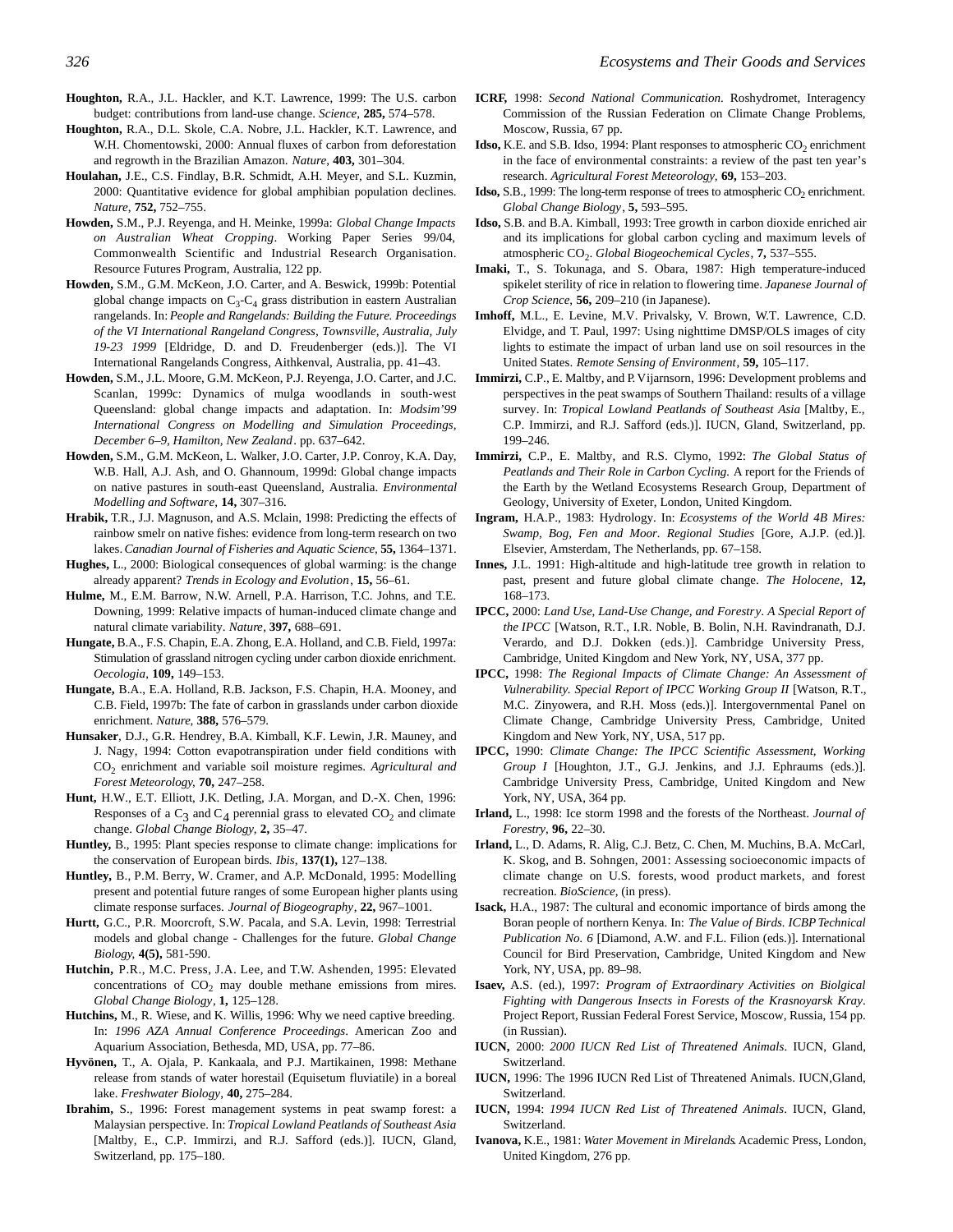**Houghton,** R.A., J.L. Hackler, and K.T. Lawrence, 1999: The U.S. carbon budget: contributions from land-use change. *Science*, **285,** 574–578.

**Houghton,** R.A., D.L. Skole, C.A. Nobre, J.L. Hackler, K.T. Lawrence, and W.H. Chomentowski, 2000: Annual fluxes of carbon from deforestation and regrowth in the Brazilian Amazon. *Nature,* **403,** 301–304.

**Houlahan,** J.E., C.S. Findlay, B.R. Schmidt, A.H. Meyer, and S.L. Kuzmin, 2000: Quantitative evidence for global amphibian population declines. *Nature,* **752,** 752–755.

**Howden,** S.M., P.J. Reyenga, and H. Meinke, 1999a: *Global Change Impacts on Australian Wheat Cropping*. Working Paper Series 99/04, Commonwealth Scientific and Industrial Research Organisation. Resource Futures Program, Australia, 122 pp.

**Howden,** S.M., G.M. McKeon, J.O. Carter, and A. Beswick, 1999b: Potential global change impacts on $C_3$-$C_4$ grass distribution in eastern Australian rangelands. In: *People and Rangelands: Building the Future. Proceedings of the VI International Rangeland Congress, Townsville, Australia, July 19-23 1999* [Eldridge, D. and D. Freudenberger (eds.)]. The VI International Rangelands Congress, Aithkenval, Australia, pp. 41–43.

**Howden,** S.M., J.L. Moore, G.M. McKeon, P.J. Reyenga, J.O. Carter, and J.C. Scanlan, 1999c: Dynamics of mulga woodlands in south-west Queensland: global change impacts and adaptation. In: *Modsim'99 International Congress on Modelling and Simulation Proceedings, December 6–9, Hamilton, New Zealand*. pp. 637–642.

**Howden,** S.M., G.M. McKeon, L. Walker, J.O. Carter, J.P. Conroy, K.A. Day, W.B. Hall, A.J. Ash, and O. Ghannoum, 1999d: Global change impacts on native pastures in south-east Queensland, Australia. *Environmental Modelling and Software*, **14,** 307–316.

**Hrabik,** T.R., J.J. Magnuson, and A.S. Mclain, 1998: Predicting the effects of rainbow smelt on native fishes: evidence from long-term research on two lakes. *Canadian Journal of Fisheries and Aquatic Science*, **55,** 1364–1371.

**Hughes,** L., 2000: Biological consequences of global warming: is the change already apparent? *Trends in Ecology and Evolution*, **15,** 56–61.

**Hulme,** M., E.M. Barrow, N.W. Arnell, P.A. Harrison, T.C. Johns, and T.E. Downing, 1999: Relative impacts of human-induced climate change and natural climate variability. *Nature*, **397,** 688–691.

**Hungate,** B.A., F.S. Chapin, E.A. Zhong, E.A. Holland, and C.B. Field, 1997a: Stimulation of grassland nitrogen cycling under carbon dioxide enrichment. *Oecologia*, **109,** 149–153.

**Hungate,** B.A., E.A. Holland, R.B. Jackson, F.S. Chapin, H.A. Mooney, and C.B. Field, 1997b: The fate of carbon in grasslands under carbon dioxide enrichment. *Nature*, **388,** 576–579.

**Hunsaker**, D.J., G.R. Hendrey, B.A. Kimball, K.F. Lewin, J.R. Mauney, and J. Nagy, 1994: Cotton evapotranspiration under field conditions with $CO_2$ enrichment and variable soil moisture regimes. *Agricultural and Forest Meteorology,* **70,** 247–258.

**Hunt,** H.W., E.T. Elliott, J.K. Detling, J.A. Morgan, and D.-X. Chen, 1996: Responses of a $C_3$ and $C_4$ perennial grass to elevated $CO_2$ and climate change. *Global Change Biology,* **2,** 35–47.

**Huntley,** B., 1995: Plant species response to climate change: implications for the conservation of European birds. *Ibis,* **137(1),** 127–138.

**Huntley,** B., P.M. Berry, W. Cramer, and A.P. McDonald, 1995: Modelling present and potential future ranges of some European higher plants using climate response surfaces. *Journal of Biogeography*, **22,** 967–1001.

**Hurtt,** G.C., P.R. Moorcroft, S.W. Pacala, and S.A. Levin, 1998: Terrestrial models and global change - Challenges for the future. *Global Change Biology,* **4(5),** 581-590.

**Hutchin,** P.R., M.C. Press, J.A. Lee, and T.W. Ashenden, 1995: Elevated concentrations of $CO_2$ may double methane emissions from mires. *Global Change Biology*, **1,** 125–128.

**Hutchins,** M., R. Wiese, and K. Willis, 1996: Why we need captive breeding. In: *1996 AZA Annual Conference Proceedings*. American Zoo and Aquarium Association, Bethesda, MD, USA, pp. 77–86.

**Hyvönen,** T., A. Ojala, P. Kankaala, and P.J. Martikainen, 1998: Methane release from stands of water horestail (Equisetum fluviatile) in a boreal lake. *Freshwater Biology*, **40,** 275–284.

**Ibrahim,** S., 1996: Forest management systems in peat swamp forest: a Malaysian perspective. In: *Tropical Lowland Peatlands of Southeast Asia* [Maltby, E., C.P. Immirzi, and R.J. Safford (eds.)]. IUCN, Gland, Switzerland, pp. 175–180.

**ICRF,** 1998: *Second National Communication*. Roshydromet, Interagency Commission of the Russian Federation on Climate Change Problems, Moscow, Russia, 67 pp.

**Idso,** K.E. and S.B. Idso, 1994: Plant responses to atmospheric $CO_2$ enrichment in the face of environmental constraints: a review of the past ten year's research. *Agricultural Forest Meteorology,* **69,** 153–203.

**Idso,** S.B., 1999: The long-term response of trees to atmospheric $CO_2$ enrichment. *Global Change Biology*, **5,** 593–595.

**Idso,** S.B. and B.A. Kimball, 1993: Tree growth in carbon dioxide enriched air and its implications for global carbon cycling and maximum levels of atmospheric $CO_2$. *Global Biogeochemical Cycles*, **7,** 537–555.

**Imaki,** T., S. Tokunaga, and S. Obara, 1987: High temperature-induced spikelet sterility of rice in relation to flowering time. *Japanese Journal of Crop Science*, **56,** 209–210 (in Japanese).

**Imhoff,** M.L., E. Levine, M.V. Privalsky, V. Brown, W.T. Lawrence, C.D. Elvidge, and T. Paul, 1997: Using nighttime DMSP/OLS images of city lights to estimate the impact of urban land use on soil resources in the United States. *Remote Sensing of Environment*, **59,** 105–117.

**Immirzi,** C.P., E. Maltby, and P. Vijarnsorn, 1996: Development problems and perspectives in the peat swamps of Southern Thailand: results of a village survey. In: *Tropical Lowland Peatlands of Southeast Asia* [Maltby, E., C.P. Immirzi, and R.J. Safford (eds.)]. IUCN, Gland, Switzerland, pp. 199–246.

**Immirzi,** C.P., E. Maltby, and R.S. Clymo, 1992: *The Global Status of Peatlands and Their Role in Carbon Cycling.* A report for the Friends of the Earth by the Wetland Ecosystems Research Group, Department of Geology, University of Exeter, London, United Kingdom.

**Ingram,** H.A.P., 1983: Hydrology. In: *Ecosystems of the World 4B Mires: Swamp, Bog, Fen and Moor. Regional Studies* [Gore, A.J.P. (ed.)]. Elsevier, Amsterdam, The Netherlands, pp. 67–158.

**Innes,** J.L. 1991: High-altitude and high-latitude tree growth in relation to past, present and future global climate change. *The Holocene*, **12,** 168–173.

**IPCC,** 2000: *Land Use, Land-Use Change, and Forestry*. *A Special Report of the IPCC* [Watson, R.T., I.R. Noble, B. Bolin, N.H. Ravindranath, D.J. Verardo, and D.J. Dokken (eds.)]. Cambridge University Press, Cambridge, United Kingdom and New York, NY, USA, 377 pp.

**IPCC,** 1998: *The Regional Impacts of Climate Change: An Assessment of Vulnerability. Special Report of IPCC Working Group II* [Watson, R.T., M.C. Zinyowera, and R.H. Moss (eds.)]. Intergovernmental Panel on Climate Change, Cambridge University Press, Cambridge, United Kingdom and New York, NY, USA, 517 pp.

**IPCC,** 1990: *Climate Change: The IPCC Scientific Assessment, Working Group I* [Houghton, J.T., G.J. Jenkins, and J.J. Ephraums (eds.)]. Cambridge University Press, Cambridge, United Kingdom and New York, NY, USA, 364 pp.

**Irland,** L., 1998: Ice storm 1998 and the forests of the Northeast. *Journal of Forestry*, **96,** 22–30.

**Irland,** L., D. Adams, R. Alig, C.J. Betz, C. Chen, M. Muchins, B.A. McCarl, K. Skog, and B. Sohngen, 2001: Assessing socioeconomic impacts of climate change on U.S. forests, wood product markets, and forest recreation. *BioScience*, (in press).

**Isack,** H.A., 1987: The cultural and economic importance of birds among the Boran people of northern Kenya. In: *The Value of Birds. ICBP Technical Publication No. 6* [Diamond, A.W. and F.L. Filion (eds.)]. International Council for Bird Preservation, Cambridge, United Kingdom and New York, NY, USA, pp. 89–98.

**Isaev,** A.S. (ed.), 1997: *Program of Extraordinary Activities on Biolgical Fighting with Dangerous Insects in Forests of the Krasnoyarsk Kray*. Project Report, Russian Federal Forest Service, Moscow, Russia, 154 pp. (in Russian).

**IUCN,** 2000: *2000 IUCN Red List of Threatened Animals*. IUCN, Gland, Switzerland.

**IUCN,** 1996: The 1996 IUCN Red List of Threatened Animals. IUCN,Gland, Switzerland.

**IUCN,** 1994: *1994 IUCN Red List of Threatened Animals*. IUCN, Gland, Switzerland.

**Ivanova,** K.E., 1981: *Water Movement in Mirelands*. Academic Press, London, United Kingdom, 276 pp.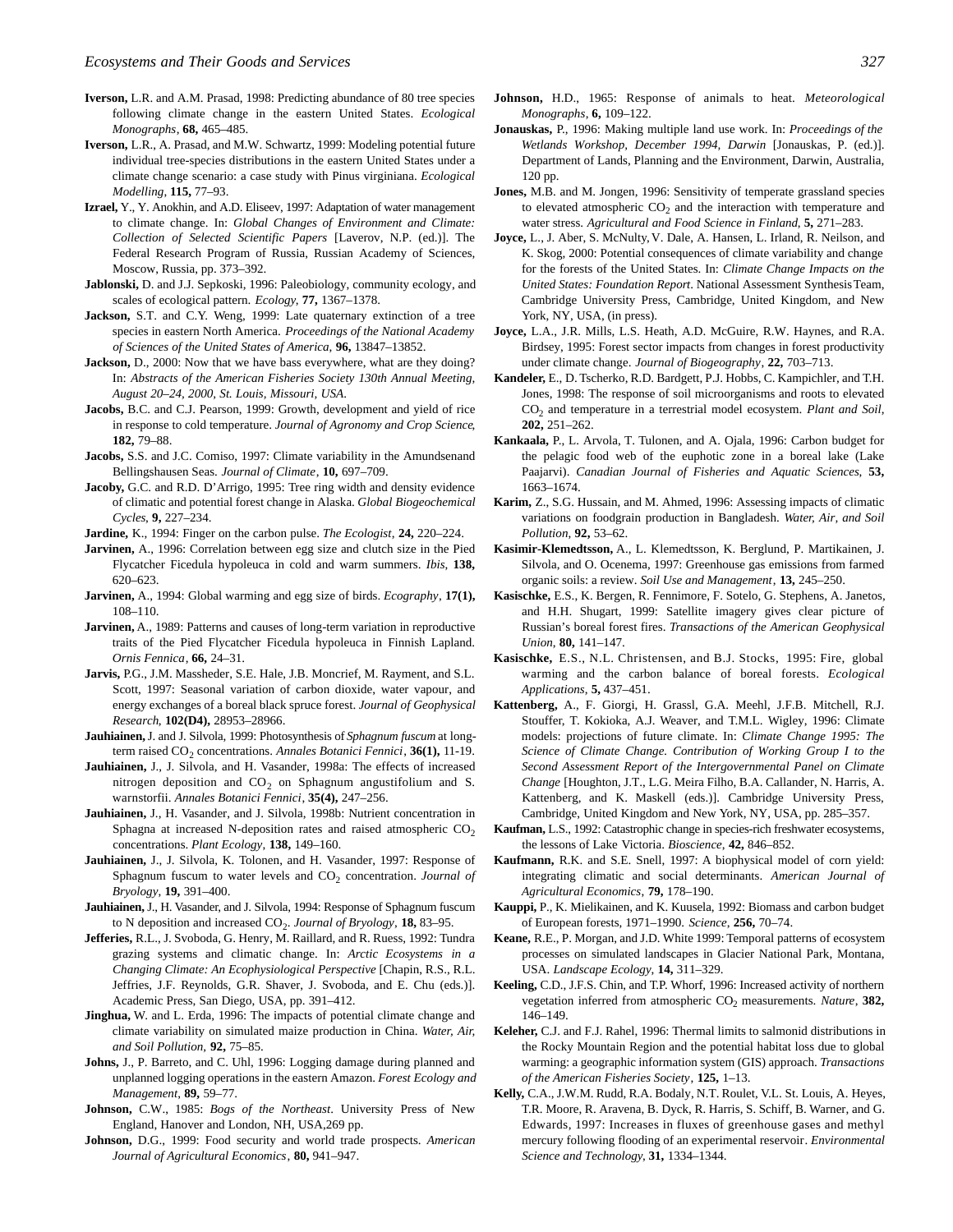**Iverson,** L.R. and A.M. Prasad, 1998: Predicting abundance of 80 tree species following climate change in the eastern United States. *Ecological Monographs*, **68,** 465–485.

**Iverson,** L.R., A. Prasad, and M.W. Schwartz, 1999: Modeling potential future individual tree-species distributions in the eastern United States under a climate change scenario: a case study with Pinus virginiana. *Ecological Modelling*, **115,** 77–93.

**Izrael,** Y., Y. Anokhin, and A.D. Eliseev, 1997: Adaptation of water management to climate change. In: *Global Changes of Environment and Climate: Collection of Selected Scientific Papers* [Laverov, N.P. (ed.)]. The Federal Research Program of Russia, Russian Academy of Sciences, Moscow, Russia, pp. 373–392.

**Jablonski,** D. and J.J. Sepkoski, 1996: Paleobiology, community ecology, and scales of ecological pattern. *Ecology*, **77,** 1367–1378.

**Jackson,** S.T. and C.Y. Weng, 1999: Late quaternary extinction of a tree species in eastern North America. *Proceedings of the National Academy of Sciences of the United States of America*, **96,** 13847–13852.

**Jackson,** D., 2000: Now that we have bass everywhere, what are they doing? In: *Abstracts of the American Fisheries Society 130th Annual Meeting, August 20–24, 2000, St. Louis, Missouri, USA*.

**Jacobs,** B.C. and C.J. Pearson, 1999: Growth, development and yield of rice in response to cold temperature. *Journal of Agronomy and Crop Science*, **182,** 79–88.

**Jacobs,** S.S. and J.C. Comiso, 1997: Climate variability in the Amundsenand Bellingshausen Seas. *Journal of Climate*, **10,** 697–709.

**Jacoby,** G.C. and R.D. D'Arrigo, 1995: Tree ring width and density evidence of climatic and potential forest change in Alaska. *Global Biogeochemical Cycles*, **9,** 227–234.

**Jardine,** K., 1994: Finger on the carbon pulse. *The Ecologist*, **24,** 220–224.

**Jarvinen,** A., 1996: Correlation between egg size and clutch size in the Pied Flycatcher Ficedula hypoleuca in cold and warm summers. *Ibis*, **138,** 620–623.

**Jarvinen,** A., 1994: Global warming and egg size of birds. *Ecography*, **17(1),** 108–110.

**Jarvinen,** A., 1989: Patterns and causes of long-term variation in reproductive traits of the Pied Flycatcher Ficedula hypoleuca in Finnish Lapland. *Ornis Fennica*, **66,** 24–31.

**Jarvis,** P.G., J.M. Massheder, S.E. Hale, J.B. Moncrief, M. Rayment, and S.L. Scott, 1997: Seasonal variation of carbon dioxide, water vapour, and energy exchanges of a boreal black spruce forest. *Journal of Geophysical Research*, **102(D4),** 28953–28966.

**Jauhiainen,** J. and J. Silvola, 1999: Photosynthesis of *Sphagnum fuscum* at long-term raised $CO_2$ concentrations. *Annales Botanici Fennici*, **36(1),** 11-19.

**Jauhiainen,** J., J. Silvola, and H. Vasander, 1998a: The effects of increased nitrogen deposition and $CO_2$ on Sphagnum angustifolium and S. warnstorfii. *Annales Botanici Fennici*, **35(4),** 247–256.

**Jauhiainen,** J., H. Vasander, and J. Silvola, 1998b: Nutrient concentration in Sphagna at increased N-deposition rates and raised atmospheric $CO_2$ concentrations. *Plant Ecology*, **138,** 149–160.

**Jauhiainen,** J., J. Silvola, K. Tolonen, and H. Vasander, 1997: Response of Sphagnum fuscum to water levels and $CO_2$ concentration. *Journal of Bryology*, **19,** 391–400.

**Jauhiainen,** J., H. Vasander, and J. Silvola, 1994: Response of Sphagnum fuscum to N deposition and increased $CO_2$. *Journal of Bryology*, **18,** 83–95.

**Jefferies,** R.L., J. Svoboda, G. Henry, M. Raillard, and R. Ruess, 1992: Tundra grazing systems and climatic change. In: *Arctic Ecosystems in a Changing Climate: An Ecophysiological Perspective* [Chapin, R.S., R.L. Jeffries, J.F. Reynolds, G.R. Shaver, J. Svoboda, and E. Chu (eds.)]. Academic Press, San Diego, USA, pp. 391–412.

**Jinghua,** W. and L. Erda, 1996: The impacts of potential climate change and climate variability on simulated maize production in China. *Water, Air, and Soil Pollution*, **92,** 75–85.

**Johns,** J., P. Barreto, and C. Uhl, 1996: Logging damage during planned and unplanned logging operations in the eastern Amazon. *Forest Ecology and Management*, **89,** 59–77.

**Johnson,** C.W., 1985: *Bogs of the Northeast*. University Press of New England, Hanover and London, NH, USA,269 pp.

**Johnson,** D.G., 1999: Food security and world trade prospects. *American Journal of Agricultural Economics*, **80,** 941–947.

**Johnson,** H.D., 1965: Response of animals to heat. *Meteorological Monographs*, **6,** 109–122.

**Jonauskas,** P., 1996: Making multiple land use work. In: *Proceedings of the Wetlands Workshop, December 1994, Darwin* [Jonauskas, P. (ed.)]. Department of Lands, Planning and the Environment, Darwin, Australia, 120 pp.

**Jones,** M.B. and M. Jongen, 1996: Sensitivity of temperate grassland species to elevated atmospheric $CO_2$ and the interaction with temperature and water stress. *Agricultural and Food Science in Finland*, **5,** 271–283.

**Joyce,** L., J. Aber, S. McNulty, V. Dale, A. Hansen, L. Irland, R. Neilson, and K. Skog, 2000: Potential consequences of climate variability and change for the forests of the United States. In: *Climate Change Impacts on the United States: Foundation Report*. National Assessment Synthesis Team, Cambridge University Press, Cambridge, United Kingdom, and New York, NY, USA, (in press).

**Joyce,** L.A., J.R. Mills, L.S. Heath, A.D. McGuire, R.W. Haynes, and R.A. Birdsey, 1995: Forest sector impacts from changes in forest productivity under climate change. *Journal of Biogeography*, **22,** 703–713.

**Kandeler,** E., D. Tscherko, R.D. Bardgett, P.J. Hobbs, C. Kampichler, and T.H. Jones, 1998: The response of soil microorganisms and roots to elevated $CO_2$ and temperature in a terrestrial model ecosystem. *Plant and Soil*, **202,** 251–262.

**Kankaala,** P., L. Arvola, T. Tulonen, and A. Ojala, 1996: Carbon budget for the pelagic food web of the euphotic zone in a boreal lake (Lake Paajarvi). *Canadian Journal of Fisheries and Aquatic Sciences*, **53,** 1663–1674.

**Karim,** Z., S.G. Hussain, and M. Ahmed, 1996: Assessing impacts of climatic variations on foodgrain production in Bangladesh. *Water, Air, and Soil Pollution*, **92,** 53–62.

**Kasimir-Klemedtsson,** A., L. Klemedtsson, K. Berglund, P. Martikainen, J. Silvola, and O. Ocenema, 1997: Greenhouse gas emissions from farmed organic soils: a review. *Soil Use and Management*, **13,** 245–250.

**Kasischke,** E.S., K. Bergen, R. Fennimore, F. Sotelo, G. Stephens, A. Janetos, and H.H. Shugart, 1999: Satellite imagery gives clear picture of Russian's boreal forest fires. *Transactions of the American Geophysical Union*, **80,** 141–147.

**Kasischke,** E.S., N.L. Christensen, and B.J. Stocks, 1995: Fire, global warming and the carbon balance of boreal forests. *Ecological Applications*, **5,** 437–451.

**Kattenberg,** A., F. Giorgi, H. Grassl, G.A. Meehl, J.F.B. Mitchell, R.J. Stouffer, T. Kokioka, A.J. Weaver, and T.M.L. Wigley, 1996: Climate models: projections of future climate. In: *Climate Change 1995: The Science of Climate Change. Contribution of Working Group I to the Second Assessment Report of the Intergovernmental Panel on Climate Change* [Houghton, J.T., L.G. Meira Filho, B.A. Callander, N. Harris, A. Kattenberg, and K. Maskell (eds.)]. Cambridge University Press, Cambridge, United Kingdom and New York, NY, USA, pp. 285–357.

**Kaufman,** L.S., 1992: Catastrophic change in species-rich freshwater ecosystems, the lessons of Lake Victoria. *Bioscience*, **42,** 846–852.

**Kaufmann,** R.K. and S.E. Snell, 1997: A biophysical model of corn yield: integrating climatic and social determinants. *American Journal of Agricultural Economics*, **79,** 178–190.

**Kauppi,** P., K. Mielikainen, and K. Kuusela, 1992: Biomass and carbon budget of European forests, 1971–1990. *Science*, **256,** 70–74.

**Keane,** R.E., P. Morgan, and J.D. White 1999: Temporal patterns of ecosystem processes on simulated landscapes in Glacier National Park, Montana, USA. *Landscape Ecology*, **14,** 311–329.

**Keeling,** C.D., J.F.S. Chin, and T.P. Whorf, 1996: Increased activity of northern vegetation inferred from atmospheric $CO_2$ measurements. *Nature*, **382,** 146–149.

**Keleher,** C.J. and F.J. Rahel, 1996: Thermal limits to salmonid distributions in the Rocky Mountain Region and the potential habitat loss due to global warming: a geographic information system (GIS) approach. *Transactions of the American Fisheries Society*, **125,** 1–13.

**Kelly,** C.A., J.W.M. Rudd, R.A. Bodaly, N.T. Roulet, V.L. St. Louis, A. Heyes, T.R. Moore, R. Aravena, B. Dyck, R. Harris, S. Schiff, B. Warner, and G. Edwards, 1997: Increases in fluxes of greenhouse gases and methyl mercury following flooding of an experimental reservoir. *Environmental Science and Technology*, **31,** 1334–1344.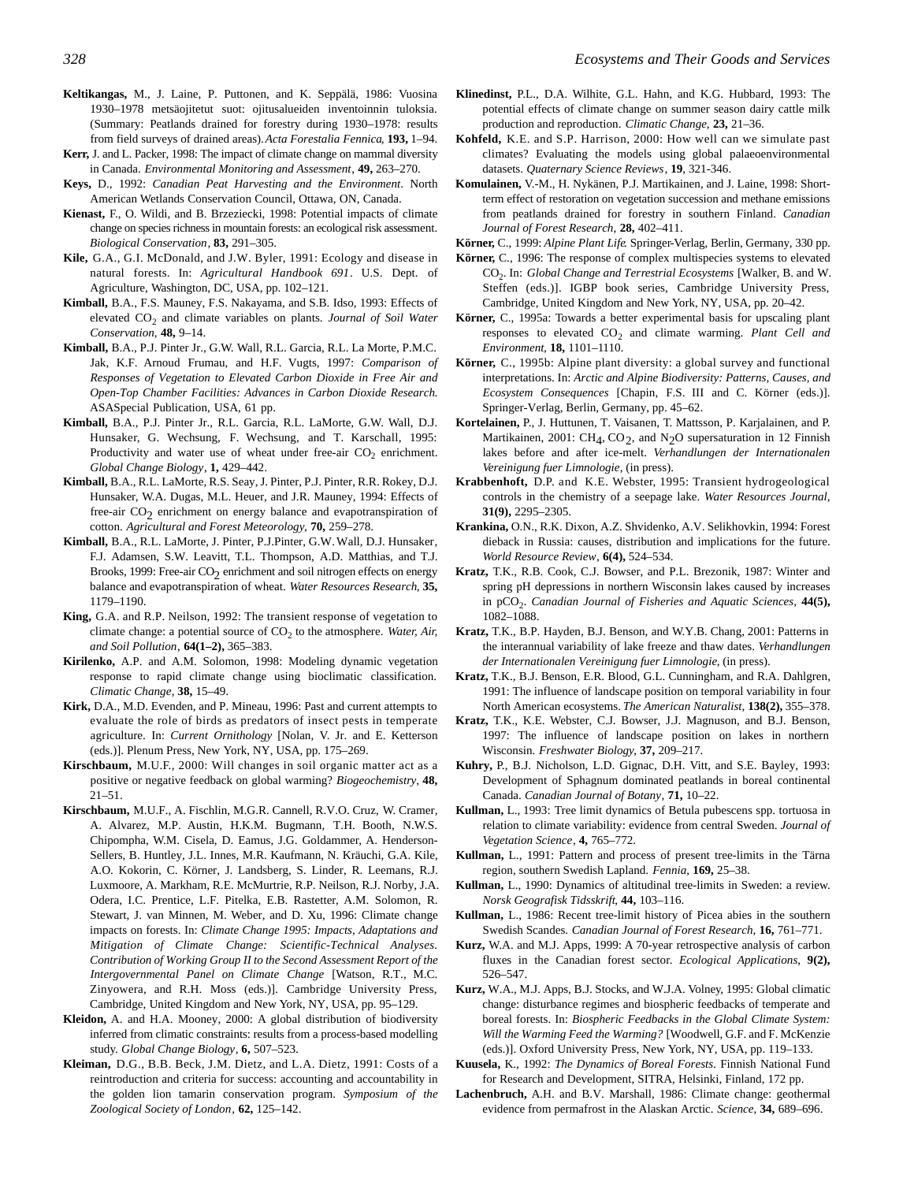**Keltikangas,** M., J. Laine, P. Puttonen, and K. Seppälä, 1986: Vuosina 1930–1978 metsäojitetut suot: ojitusalueiden inventoinnin tuloksia. (Summary: Peatlands drained for forestry during 1930–1978: results from field surveys of drained areas). *Acta Forestalia Fennica*, **193,** 1–94.

**Kerr,** J. and L. Packer, 1998: The impact of climate change on mammal diversity in Canada. *Environmental Monitoring and Assessment*, **49,** 263–270.

**Keys,** D., 1992: *Canadian Peat Harvesting and the Environment*. North American Wetlands Conservation Council, Ottawa, ON, Canada.

**Kienast,** F., O. Wildi, and B. Brzeziecki, 1998: Potential impacts of climate change on species richness in mountain forests: an ecological risk assessment. *Biological Conservation*, **83,** 291–305.

**Kile,** G.A., G.I. McDonald, and J.W. Byler, 1991: Ecology and disease in natural forests. In: *Agricultural Handbook 691*. U.S. Dept. of Agriculture, Washington, DC, USA, pp. 102–121.

**Kimball,** B.A., F.S. Mauney, F.S. Nakayama, and S.B. Idso, 1993: Effects of elevated $CO_2$ and climate variables on plants. *Journal of Soil Water Conservation*, **48,** 9–14.

**Kimball,** B.A., P.J. Pinter Jr., G.W. Wall, R.L. Garcia, R.L. La Morte, P.M.C. Jak, K.F. Arnoud Frumau, and H.F. Vugts, 1997: *Comparison of Responses of Vegetation to Elevated Carbon Dioxide in Free Air and Open-Top Chamber Facilities: Advances in Carbon Dioxide Research.* ASASpecial Publication, USA, 61 pp.

**Kimball,** B.A., P.J. Pinter Jr., R.L. Garcia, R.L. LaMorte, G.W. Wall, D.J. Hunsaker, G. Wechsung, F. Wechsung, and T. Karschall, 1995: Productivity and water use of wheat under free-air $CO_2$ enrichment. *Global Change Biology*, **1,** 429–442.

**Kimball,** B.A., R.L. LaMorte, R.S. Seay, J. Pinter, P.J. Pinter, R.R. Rokey, D.J. Hunsaker, W.A. Dugas, M.L. Heuer, and J.R. Mauney, 1994: Effects of free-air $CO_2$ enrichment on energy balance and evapotranspiration of cotton. *Agricultural and Forest Meteorology*, **70,** 259–278.

**Kimball,** B.A., R.L. LaMorte, J. Pinter, P.J.Pinter, G.W. Wall, D.J. Hunsaker, F.J. Adamsen, S.W. Leavitt, T.L. Thompson, A.D. Matthias, and T.J. Brooks, 1999: Free-air $CO_2$ enrichment and soil nitrogen effects on energy balance and evapotranspiration of wheat. *Water Resources Research*, **35,** 1179–1190.

**King,** G.A. and R.P. Neilson, 1992: The transient response of vegetation to climate change: a potential source of $CO_2$ to the atmosphere. *Water, Air, and Soil Pollution*, **64(1–2),** 365–383.

**Kirilenko,** A.P. and A.M. Solomon, 1998: Modeling dynamic vegetation response to rapid climate change using bioclimatic classification. *Climatic Change*, **38,** 15–49.

**Kirk,** D.A., M.D. Evenden, and P. Mineau, 1996: Past and current attempts to evaluate the role of birds as predators of insect pests in temperate agriculture. In: *Current Ornithology* [Nolan, V. Jr. and E. Ketterson (eds.)]. Plenum Press, New York, NY, USA, pp. 175–269.

**Kirschbaum,** M.U.F., 2000: Will changes in soil organic matter act as a positive or negative feedback on global warming? *Biogeochemistry*, **48,** 21–51.

**Kirschbaum,** M.U.F., A. Fischlin, M.G.R. Cannell, R.V.O. Cruz, W. Cramer, A. Alvarez, M.P. Austin, H.K.M. Bugmann, T.H. Booth, N.W.S. Chipompha, W.M. Cisela, D. Eamus, J.G. Goldammer, A. Henderson-Sellers, B. Huntley, J.L. Innes, M.R. Kaufmann, N. Kräuchi, G.A. Kile, A.O. Kokorin, C. Körner, J. Landsberg, S. Linder, R. Leemans, R.J. Luxmoore, A. Markham, R.E. McMurtrie, R.P. Neilson, R.J. Norby, J.A. Odera, I.C. Prentice, L.F. Pitelka, E.B. Rastetter, A.M. Solomon, R. Stewart, J. van Minnen, M. Weber, and D. Xu, 1996: Climate change impacts on forests. In: *Climate Change 1995: Impacts, Adaptations and Mitigation of Climate Change: Scientific-Technical Analyses. Contribution of Working Group II to the Second Assessment Report of the Intergovernmental Panel on Climate Change* [Watson, R.T., M.C. Zinyowera, and R.H. Moss (eds.)]. Cambridge University Press, Cambridge, United Kingdom and New York, NY, USA, pp. 95–129.

**Kleidon,** A. and H.A. Mooney, 2000: A global distribution of biodiversity inferred from climatic constraints: results from a process-based modelling study. *Global Change Biology*, **6,** 507–523.

**Kleiman,** D.G., B.B. Beck, J.M. Dietz, and L.A. Dietz, 1991: Costs of a reintroduction and criteria for success: accounting and accountability in the golden lion tamarin conservation program. *Symposium of the Zoological Society of London*, **62,** 125–142.

**Klinedinst,** P.L., D.A. Wilhite, G.L. Hahn, and K.G. Hubbard, 1993: The potential effects of climate change on summer season dairy cattle milk production and reproduction. *Climatic Change*, **23,** 21–36.

**Kohfeld,** K.E. and S.P. Harrison, 2000: How well can we simulate past climates? Evaluating the models using global palaeoenvironmental datasets. *Quaternary Science Reviews*, **19**, 321-346.

**Komulainen,** V.-M., H. Nykänen, P.J. Martikainen, and J. Laine, 1998: Short-term effect of restoration on vegetation succession and methane emissions from peatlands drained for forestry in southern Finland. *Canadian Journal of Forest Research*, **28,** 402–411.

**Körner,** C., 1999: *Alpine Plant Life*. Springer-Verlag, Berlin, Germany, 330 pp.

**Körner,** C., 1996: The response of complex multispecies systems to elevated $CO_2$. In: *Global Change and Terrestrial Ecosystems* [Walker, B. and W. Steffen (eds.)]. IGBP book series, Cambridge University Press, Cambridge, United Kingdom and New York, NY, USA, pp. 20–42.

**Körner,** C., 1995a: Towards a better experimental basis for upscaling plant responses to elevated $CO_2$ and climate warming. *Plant Cell and Environment*, **18,** 1101–1110.

**Körner,** C., 1995b: Alpine plant diversity: a global survey and functional interpretations. In: *Arctic and Alpine Biodiversity: Patterns, Causes, and Ecosystem Consequences* [Chapin, F.S. III and C. Körner (eds.)]. Springer-Verlag, Berlin, Germany, pp. 45–62.

**Kortelainen,** P., J. Huttunen, T. Vaisanen, T. Mattsson, P. Karjalainen, and P. Martikainen, 2001: $CH_4$, $CO_2$, and $N_2O$ supersaturation in 12 Finnish lakes before and after ice-melt. *Verhandlungen der Internationalen Vereinigung fuer Limnologie*, (in press).

**Krabbenhoft,** D.P. and K.E. Webster, 1995: Transient hydrogeological controls in the chemistry of a seepage lake. *Water Resources Journal*, **31(9),** 2295–2305.

**Krankina,** O.N., R.K. Dixon, A.Z. Shvidenko, A.V. Selikhovkin, 1994: Forest dieback in Russia: causes, distribution and implications for the future. *World Resource Review*, **6(4),** 524–534.

**Kratz,** T.K., R.B. Cook, C.J. Bowser, and P.L. Brezonik, 1987: Winter and spring pH depressions in northern Wisconsin lakes caused by increases in $pCO_2$. *Canadian Journal of Fisheries and Aquatic Sciences*, **44(5),** 1082–1088.

**Kratz,** T.K., B.P. Hayden, B.J. Benson, and W.Y.B. Chang, 2001: Patterns in the interannual variability of lake freeze and thaw dates. *Verhandlungen der Internationalen Vereinigung fuer Limnologie*, (in press).

**Kratz,** T.K., B.J. Benson, E.R. Blood, G.L. Cunningham, and R.A. Dahlgren, 1991: The influence of landscape position on temporal variability in four North American ecosystems. *The American Naturalist*, **138(2),** 355–378.

**Kratz,** T.K., K.E. Webster, C.J. Bowser, J.J. Magnuson, and B.J. Benson, 1997: The influence of landscape position on lakes in northern Wisconsin. *Freshwater Biology*, **37,** 209–217.

**Kuhry,** P., B.J. Nicholson, L.D. Gignac, D.H. Vitt, and S.E. Bayley, 1993: Development of Sphagnum dominated peatlands in boreal continental Canada. *Canadian Journal of Botany*, **71,** 10–22.

**Kullman,** L., 1993: Tree limit dynamics of Betula pubescens spp. tortuosa in relation to climate variability: evidence from central Sweden. *Journal of Vegetation Science*, **4,** 765–772.

**Kullman,** L., 1991: Pattern and process of present tree-limits in the Tärna region, southern Swedish Lapland. *Fennia*, **169,** 25–38.

**Kullman,** L., 1990: Dynamics of altitudinal tree-limits in Sweden: a review. *Norsk Geografisk Tidsskrift*, **44,** 103–116.

**Kullman,** L., 1986: Recent tree-limit history of Picea abies in the southern Swedish Scandes. *Canadian Journal of Forest Research*, **16,** 761–771.

**Kurz,** W.A. and M.J. Apps, 1999: A 70-year retrospective analysis of carbon fluxes in the Canadian forest sector. *Ecological Applications*, **9(2),** 526–547.

**Kurz,** W.A., M.J. Apps, B.J. Stocks, and W.J.A. Volney, 1995: Global climatic change: disturbance regimes and biospheric feedbacks of temperate and boreal forests. In: *Biospheric Feedbacks in the Global Climate System: Will the Warming Feed the Warming?* [Woodwell, G.F. and F. McKenzie (eds.)]. Oxford University Press, New York, NY, USA, pp. 119–133.

**Kuusela,** K., 1992: *The Dynamics of Boreal Forests*. Finnish National Fund for Research and Development, SITRA, Helsinki, Finland, 172 pp.

**Lachenbruch,** A.H. and B.V. Marshall, 1986: Climate change: geothermal evidence from permafrost in the Alaskan Arctic. *Science*, **34,** 689–696.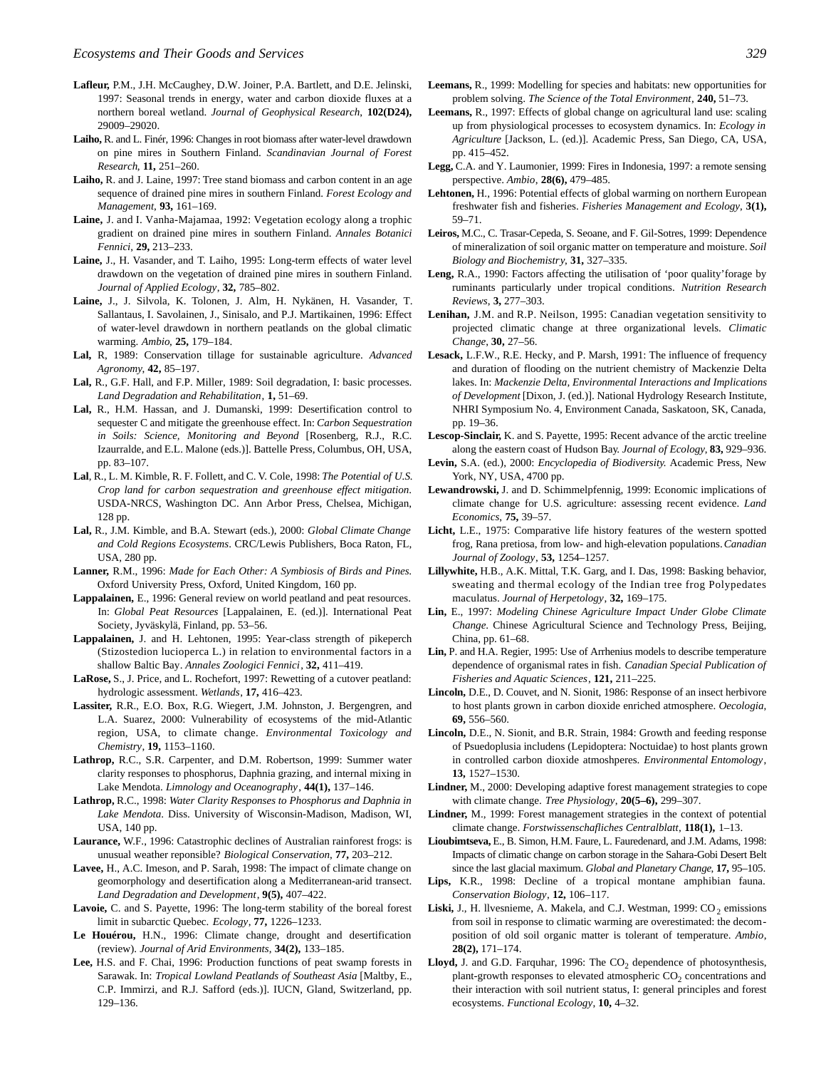**Lafleur,** P.M., J.H. McCaughey, D.W. Joiner, P.A. Bartlett, and D.E. Jelinski, 1997: Seasonal trends in energy, water and carbon dioxide fluxes at a northern boreal wetland. *Journal of Geophysical Research*, **102(D24),** 29009–29020.

**Laiho,** R. and L. Finér, 1996: Changes in root biomass after water-level drawdown on pine mires in Southern Finland. *Scandinavian Journal of Forest Research*, **11,** 251–260.

**Laiho,** R. and J. Laine, 1997: Tree stand biomass and carbon content in an age sequence of drained pine mires in southern Finland. *Forest Ecology and Management*, **93,** 161–169.

**Laine,** J. and I. Vanha-Majamaa, 1992: Vegetation ecology along a trophic gradient on drained pine mires in southern Finland. *Annales Botanici Fennici*, **29,** 213–233.

**Laine,** J., H. Vasander, and T. Laiho, 1995: Long-term effects of water level drawdown on the vegetation of drained pine mires in southern Finland. *Journal of Applied Ecology*, **32,** 785–802.

**Laine,** J., J. Silvola, K. Tolonen, J. Alm, H. Nykänen, H. Vasander, T. Sallantaus, I. Savolainen, J., Sinisalo, and P.J. Martikainen, 1996: Effect of water-level drawdown in northern peatlands on the global climatic warming. *Ambio*, **25,** 179–184.

**Lal,** R, 1989: Conservation tillage for sustainable agriculture. *Advanced Agronomy*, **42,** 85–197.

**Lal,** R., G.F. Hall, and F.P. Miller, 1989: Soil degradation, I: basic processes. *Land Degradation and Rehabilitation*, **1,** 51–69.

**Lal,** R., H.M. Hassan, and J. Dumanski, 1999: Desertification control to sequester C and mitigate the greenhouse effect. In: *Carbon Sequestration in Soils: Science, Monitoring and Beyond* [Rosenberg, R.J., R.C. Izaurralde, and E.L. Malone (eds.)]. Battelle Press, Columbus, OH, USA, pp. 83–107.

**Lal**, R., L. M. Kimble, R. F. Follett, and C. V. Cole, 1998: *The Potential of U.S. Crop land for carbon sequestration and greenhouse effect mitigation*. USDA-NRCS, Washington DC. Ann Arbor Press, Chelsea, Michigan, 128 pp.

**Lal,** R., J.M. Kimble, and B.A. Stewart (eds.), 2000: *Global Climate Change and Cold Regions Ecosystems*. CRC/Lewis Publishers, Boca Raton, FL, USA, 280 pp.

**Lanner,** R.M., 1996: *Made for Each Other: A Symbiosis of Birds and Pines.* Oxford University Press, Oxford, United Kingdom, 160 pp.

**Lappalainen,** E., 1996: General review on world peatland and peat resources. In: *Global Peat Resources* [Lappalainen, E. (ed.)]. International Peat Society, Jyväskylä, Finland, pp. 53–56.

**Lappalainen,** J. and H. Lehtonen, 1995: Year-class strength of pikeperch (Stizostedion lucioperca L.) in relation to environmental factors in a shallow Baltic Bay. *Annales Zoologici Fennici*, **32,** 411–419.

**LaRose,** S., J. Price, and L. Rochefort, 1997: Rewetting of a cutover peatland: hydrologic assessment. *Wetlands*, **17,** 416–423.

**Lassiter,** R.R., E.O. Box, R.G. Wiegert, J.M. Johnston, J. Bergengren, and L.A. Suarez, 2000: Vulnerability of ecosystems of the mid-Atlantic region, USA, to climate change. *Environmental Toxicology and Chemistry*, **19,** 1153–1160.

**Lathrop,** R.C., S.R. Carpenter, and D.M. Robertson, 1999: Summer water clarity responses to phosphorus, Daphnia grazing, and internal mixing in Lake Mendota. *Limnology and Oceanography*, **44(1),** 137–146.

**Lathrop,** R.C., 1998: *Water Clarity Responses to Phosphorus and Daphnia in Lake Mendota.* Diss. University of Wisconsin-Madison, Madison, WI, USA, 140 pp.

**Laurance,** W.F., 1996: Catastrophic declines of Australian rainforest frogs: is unusual weather reponsible? *Biological Conservation*, **77,** 203–212.

**Lavee,** H., A.C. Imeson, and P. Sarah, 1998: The impact of climate change on geomorphology and desertification along a Mediterranean-arid transect. *Land Degradation and Development*, **9(5),** 407–422.

**Lavoie,** C. and S. Payette, 1996: The long-term stability of the boreal forest limit in subarctic Quebec. *Ecology*, **77,** 1226–1233.

**Le Houérou,** H.N., 1996: Climate change, drought and desertification (review). *Journal of Arid Environments*, **34(2),** 133–185.

**Lee,** H.S. and F. Chai, 1996: Production functions of peat swamp forests in Sarawak. In: *Tropical Lowland Peatlands of Southeast Asia* [Maltby, E., C.P. Immirzi, and R.J. Safford (eds.)]. IUCN, Gland, Switzerland, pp. 129–136.

**Leemans,** R., 1999: Modelling for species and habitats: new opportunities for problem solving. *The Science of the Total Environment*, **240,** 51–73.

**Leemans,** R., 1997: Effects of global change on agricultural land use: scaling up from physiological processes to ecosystem dynamics. In: *Ecology in Agriculture* [Jackson, L. (ed.)]. Academic Press, San Diego, CA, USA, pp. 415–452.

**Legg,** C.A. and Y. Laumonier, 1999: Fires in Indonesia, 1997: a remote sensing perspective. *Ambio*, **28(6),** 479–485.

**Lehtonen,** H., 1996: Potential effects of global warming on northern European freshwater fish and fisheries. *Fisheries Management and Ecology*, **3(1),** 59–71.

**Leiros,** M.C., C. Trasar-Cepeda, S. Seoane, and F. Gil-Sotres, 1999: Dependence of mineralization of soil organic matter on temperature and moisture. *Soil Biology and Biochemistry*, **31,** 327–335.

**Leng,** R.A., 1990: Factors affecting the utilisation of 'poor quality'forage by ruminants particularly under tropical conditions. *Nutrition Research Reviews*, **3,** 277–303.

**Lenihan,** J.M. and R.P. Neilson, 1995: Canadian vegetation sensitivity to projected climatic change at three organizational levels. *Climatic Change*, **30,** 27–56.

**Lesack,** L.F.W., R.E. Hecky, and P. Marsh, 1991: The influence of frequency and duration of flooding on the nutrient chemistry of Mackenzie Delta lakes. In: *Mackenzie Delta, Environmental Interactions and Implications of Development* [Dixon, J. (ed.)]. National Hydrology Research Institute, NHRI Symposium No. 4, Environment Canada, Saskatoon, SK, Canada, pp. 19–36.

**Lescop-Sinclair,** K. and S. Payette, 1995: Recent advance of the arctic treeline along the eastern coast of Hudson Bay. *Journal of Ecology*, **83,** 929–936.

**Levin,** S.A. (ed.), 2000: *Encyclopedia of Biodiversity.* Academic Press, New York, NY, USA, 4700 pp.

**Lewandrowski,** J. and D. Schimmelpfennig, 1999: Economic implications of climate change for U.S. agriculture: assessing recent evidence. *Land Economics*, **75,** 39–57.

**Licht,** L.E., 1975: Comparative life history features of the western spotted frog, Rana pretiosa, from low- and high-elevation populations. *Canadian Journal of Zoology*, **53,** 1254–1257.

**Lillywhite,** H.B., A.K. Mittal, T.K. Garg, and I. Das, 1998: Basking behavior, sweating and thermal ecology of the Indian tree frog Polypedates maculatus. *Journal of Herpetology*, **32,** 169–175.

**Lin,** E., 1997: *Modeling Chinese Agriculture Impact Under Globe Climate Change.* Chinese Agricultural Science and Technology Press, Beijing, China, pp. 61–68.

**Lin,** P. and H.A. Regier, 1995: Use of Arrhenius models to describe temperature dependence of organismal rates in fish. *Canadian Special Publication of Fisheries and Aquatic Sciences*, **121,** 211–225.

**Lincoln,** D.E., D. Couvet, and N. Sionit, 1986: Response of an insect herbivore to host plants grown in carbon dioxide enriched atmosphere. *Oecologia*, **69,** 556–560.

**Lincoln,** D.E., N. Sionit, and B.R. Strain, 1984: Growth and feeding response of Psuedoplusia includens (Lepidoptera: Noctuidae) to host plants grown in controlled carbon dioxide atmoshperes. *Environmental Entomology*, **13,** 1527–1530.

**Lindner,** M., 2000: Developing adaptive forest management strategies to cope with climate change. *Tree Physiology*, **20(5–6),** 299–307.

**Lindner,** M., 1999: Forest management strategies in the context of potential climate change. *Forstwissenschafliches Centralblatt*, **118(1),** 1–13.

**Lioubimtseva,** E., B. Simon, H.M. Faure, L. Fauredenard, and J.M. Adams, 1998: Impacts of climatic change on carbon storage in the Sahara-Gobi Desert Belt since the last glacial maximum. *Global and Planetary Change*, **17,** 95–105.

**Lips,** K.R., 1998: Decline of a tropical montane amphibian fauna. *Conservation Biology*, **12,** 106–117.

**Liski,** J., H. llvesnieme, A. Makela, and C.J. Westman, 1999: $CO_2$ emissions from soil in response to climatic warming are overestimated: the decomposition of old soil organic matter is tolerant of temperature. *Ambio*, **28(2),** 171–174.

**Lloyd,** J. and G.D. Farquhar, 1996: The $CO_2$ dependence of photosynthesis, plant-growth responses to elevated atmospheric $CO_2$ concentrations and their interaction with soil nutrient status, I: general principles and forest ecosystems. *Functional Ecology*, **10,** 4–32.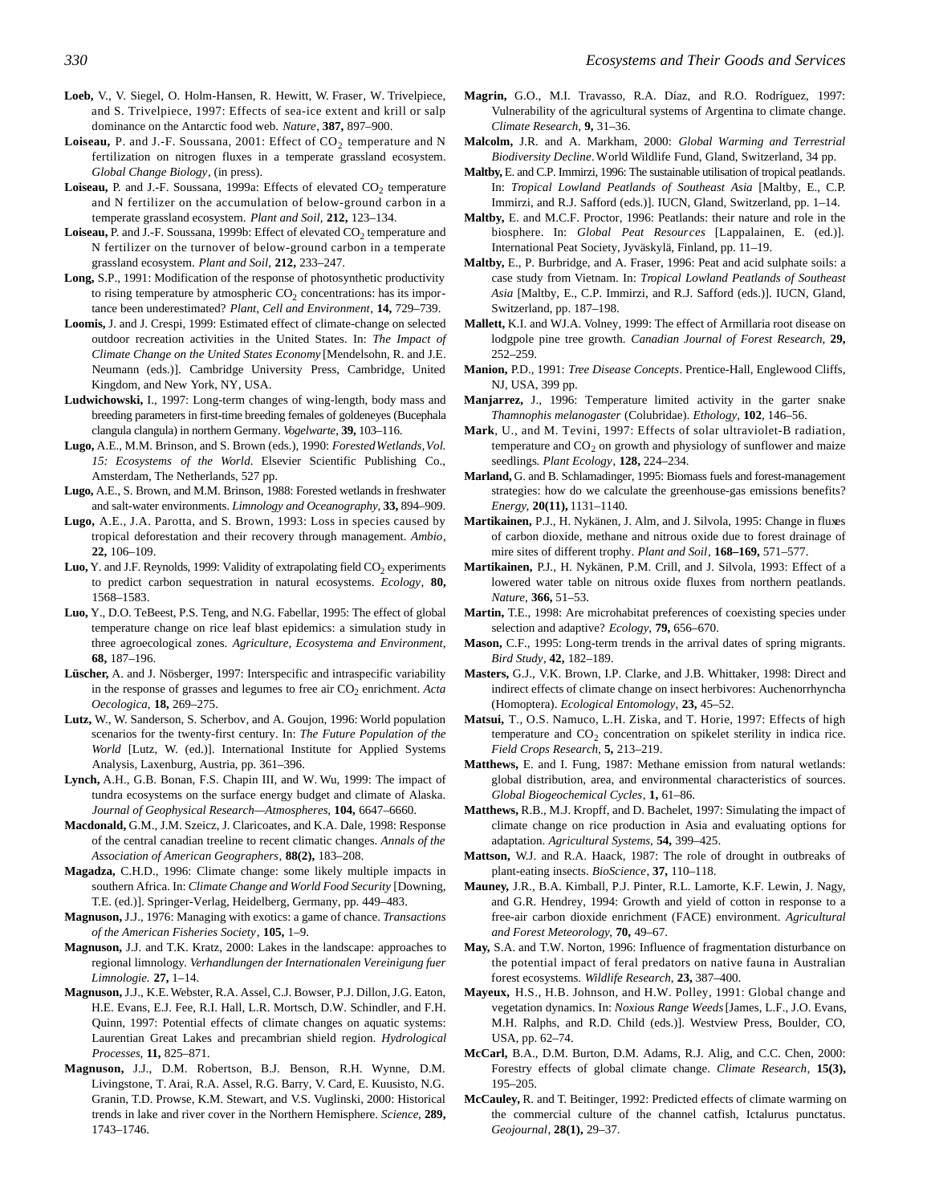**Loeb,** V., V. Siegel, O. Holm-Hansen, R. Hewitt, W. Fraser, W. Trivelpiece, and S. Trivelpiece, 1997: Effects of sea-ice extent and krill or salp dominance on the Antarctic food web. *Nature*, **387,** 897–900.

**Loiseau,** P. and J.-F. Soussana, 2001: Effect of $CO_2$ temperature and N fertilization on nitrogen fluxes in a temperate grassland ecosystem. *Global Change Biology*, (in press).

**Loiseau,** P. and J.-F. Soussana, 1999a: Effects of elevated $CO_2$ temperature and N fertilizer on the accumulation of below-ground carbon in a temperate grassland ecosystem. *Plant and Soil*, **212,** 123–134.

**Loiseau,** P. and J.-F. Soussana, 1999b: Effect of elevated $CO_2$ temperature and N fertilizer on the turnover of below-ground carbon in a temperate grassland ecosystem. *Plant and Soil*, **212,** 233–247.

**Long,** S.P., 1991: Modification of the response of photosynthetic productivity to rising temperature by atmospheric $CO_2$ concentrations: has its importance been underestimated? *Plant, Cell and Environment*, **14,** 729–739.

**Loomis,** J. and J. Crespi, 1999: Estimated effect of climate-change on selected outdoor recreation activities in the United States. In: *The Impact of Climate Change on the United States Economy* [Mendelsohn, R. and J.E. Neumann (eds.)]. Cambridge University Press, Cambridge, United Kingdom, and New York, NY, USA.

**Ludwichowski,** I., 1997: Long-term changes of wing-length, body mass and breeding parameters in first-time breeding females of goldeneyes (Bucephala clangula clangula) in northern Germany. *Vogelwarte*, **39,** 103–116.

**Lugo,** A.E., M.M. Brinson, and S. Brown (eds.), 1990: *Forested Wetlands, Vol. 15: Ecosystems of the World*. Elsevier Scientific Publishing Co., Amsterdam, The Netherlands, 527 pp.

**Lugo,** A.E., S. Brown, and M.M. Brinson, 1988: Forested wetlands in freshwater and salt-water environments. *Limnology and Oceanography*, **33,** 894–909.

**Lugo,** A.E., J.A. Parotta, and S. Brown, 1993: Loss in species caused by tropical deforestation and their recovery through management. *Ambio*, **22,** 106–109.

**Luo,** Y. and J.F. Reynolds, 1999: Validity of extrapolating field $CO_2$ experiments to predict carbon sequestration in natural ecosystems. *Ecology*, **80,** 1568–1583.

**Luo,** Y., D.O. TeBeest, P.S. Teng, and N.G. Fabellar, 1995: The effect of global temperature change on rice leaf blast epidemics: a simulation study in three agroecological zones. *Agriculture, Ecosystema and Environment*, **68,** 187–196.

**Lüscher,** A. and J. Nösberger, 1997: Interspecific and intraspecific variability in the response of grasses and legumes to free air $CO_2$ enrichment. *Acta Oecologica*, **18,** 269–275.

**Lutz,** W., W. Sanderson, S. Scherbov, and A. Goujon, 1996: World population scenarios for the twenty-first century. In: *The Future Population of the World* [Lutz, W. (ed.)]. International Institute for Applied Systems Analysis, Laxenburg, Austria, pp. 361–396.

**Lynch,** A.H., G.B. Bonan, F.S. Chapin III, and W. Wu, 1999: The impact of tundra ecosystems on the surface energy budget and climate of Alaska. *Journal of Geophysical Research—Atmospheres*, **104,** 6647–6660.

**Macdonald,** G.M., J.M. Szeicz, J. Claricoates, and K.A. Dale, 1998: Response of the central canadian treeline to recent climatic changes. *Annals of the Association of American Geographers*, **88(2),** 183–208.

**Magadza,** C.H.D., 1996: Climate change: some likely multiple impacts in southern Africa. In: *Climate Change and World Food Security* [Downing, T.E. (ed.)]. Springer-Verlag, Heidelberg, Germany, pp. 449–483.

**Magnuson,** J.J., 1976: Managing with exotics: a game of chance. *Transactions of the American Fisheries Society*, **105,** 1–9.

**Magnuson,** J.J. and T.K. Kratz, 2000: Lakes in the landscape: approaches to regional limnology. *Verhandlungen der Internationalen Vereinigung fuer Limnologie.* **27,** 1–14.

**Magnuson,** J.J., K.E. Webster, R.A. Assel, C.J. Bowser, P.J. Dillon, J.G. Eaton, H.E. Evans, E.J. Fee, R.I. Hall, L.R. Mortsch, D.W. Schindler, and F.H. Quinn, 1997: Potential effects of climate changes on aquatic systems: Laurentian Great Lakes and precambrian shield region. *Hydrological Processes*, **11,** 825–871.

**Magnuson,** J.J., D.M. Robertson, B.J. Benson, R.H. Wynne, D.M. Livingstone, T. Arai, R.A. Assel, R.G. Barry, V. Card, E. Kuusisto, N.G. Granin, T.D. Prowse, K.M. Stewart, and V.S. Vuglinski, 2000: Historical trends in lake and river cover in the Northern Hemisphere. *Science*, **289,** 1743–1746.

**Magrin,** G.O., M.I. Travasso, R.A. Díaz, and R.O. Rodríguez, 1997: Vulnerability of the agricultural systems of Argentina to climate change. *Climate Research*, **9,** 31–36.

**Malcolm,** J.R. and A. Markham, 2000: *Global Warming and Terrestrial Biodiversity Decline*. World Wildlife Fund, Gland, Switzerland, 34 pp.

**Maltby,** E. and C.P. Immirzi, 1996: The sustainable utilisation of tropical peatlands. In: *Tropical Lowland Peatlands of Southeast Asia* [Maltby, E., C.P. Immirzi, and R.J. Safford (eds.)]. IUCN, Gland, Switzerland, pp. 1–14.

**Maltby,** E. and M.C.F. Proctor, 1996: Peatlands: their nature and role in the biosphere. In: *Global Peat Resources* [Lappalainen, E. (ed.)]. International Peat Society, Jyväskylä, Finland, pp. 11–19.

**Maltby,** E., P. Burbridge, and A. Fraser, 1996: Peat and acid sulphate soils: a case study from Vietnam. In: *Tropical Lowland Peatlands of Southeast Asia* [Maltby, E., C.P. Immirzi, and R.J. Safford (eds.)]. IUCN, Gland, Switzerland, pp. 187–198.

**Mallett,** K.I. and W.J.A. Volney, 1999: The effect of Armillaria root disease on lodgpole pine tree growth. *Canadian Journal of Forest Research*, **29,** 252–259.

**Manion,** P.D., 1991: *Tree Disease Concepts*. Prentice-Hall, Englewood Cliffs, NJ, USA, 399 pp.

**Manjarrez,** J., 1996: Temperature limited activity in the garter snake *Thamnophis melanogaster* (Colubridae). *Ethology*, **102**, 146–56.

**Mark**, U., and M. Tevini, 1997: Effects of solar ultraviolet-B radiation, temperature and $CO_2$ on growth and physiology of sunflower and maize seedlings. *Plant Ecology*, **128,** 224–234.

**Marland,** G. and B. Schlamadinger, 1995: Biomass fuels and forest-management strategies: how do we calculate the greenhouse-gas emissions benefits? *Energy*, **20(11),** 1131–1140.

**Martikainen,** P.J., H. Nykänen, J. Alm, and J. Silvola, 1995: Change in fluxes of carbon dioxide, methane and nitrous oxide due to forest drainage of mire sites of different trophy. *Plant and Soil*, **168–169,** 571–577.

**Martikainen,** P.J., H. Nykänen, P.M. Crill, and J. Silvola, 1993: Effect of a lowered water table on nitrous oxide fluxes from northern peatlands. *Nature*, **366,** 51–53.

**Martin,** T.E., 1998: Are microhabitat preferences of coexisting species under selection and adaptive? *Ecology*, **79,** 656–670.

**Mason,** C.F., 1995: Long-term trends in the arrival dates of spring migrants. *Bird Study*, **42,** 182–189.

**Masters,** G.J., V.K. Brown, I.P. Clarke, and J.B. Whittaker, 1998: Direct and indirect effects of climate change on insect herbivores: Auchenorrhyncha (Homoptera). *Ecological Entomology*, **23,** 45–52.

**Matsui,** T., O.S. Namuco, L.H. Ziska, and T. Horie, 1997: Effects of high temperature and $CO_2$ concentration on spikelet sterility in indica rice. *Field Crops Research*, **5,** 213–219.

**Matthews,** E. and I. Fung, 1987: Methane emission from natural wetlands: global distribution, area, and environmental characteristics of sources. *Global Biogeochemical Cycles*, **1,** 61–86.

**Matthews,** R.B., M.J. Kropff, and D. Bachelet, 1997: Simulating the impact of climate change on rice production in Asia and evaluating options for adaptation. *Agricultural Systems*, **54,** 399–425.

**Mattson,** W.J. and R.A. Haack, 1987: The role of drought in outbreaks of plant-eating insects. *BioScience*, **37,** 110–118.

**Mauney,** J.R., B.A. Kimball, P.J. Pinter, R.L. Lamorte, K.F. Lewin, J. Nagy, and G.R. Hendrey, 1994: Growth and yield of cotton in response to a free-air carbon dioxide enrichment (FACE) environment. *Agricultural and Forest Meteorology*, **70,** 49–67.

**May,** S.A. and T.W. Norton, 1996: Influence of fragmentation disturbance on the potential impact of feral predators on native fauna in Australian forest ecosystems. *Wildlife Research*, **23,** 387–400.

**Mayeux,** H.S., H.B. Johnson, and H.W. Polley, 1991: Global change and vegetation dynamics. In: *Noxious Range Weeds* [James, L.F., J.O. Evans, M.H. Ralphs, and R.D. Child (eds.)]. Westview Press, Boulder, CO, USA, pp. 62–74.

**McCarl,** B.A., D.M. Burton, D.M. Adams, R.J. Alig, and C.C. Chen, 2000: Forestry effects of global climate change. *Climate Research*, **15(3),** 195–205.

**McCauley,** R. and T. Beitinger, 1992: Predicted effects of climate warming on the commercial culture of the channel catfish, Ictalurus punctatus. *Geojournal*, **28(1),** 29–37.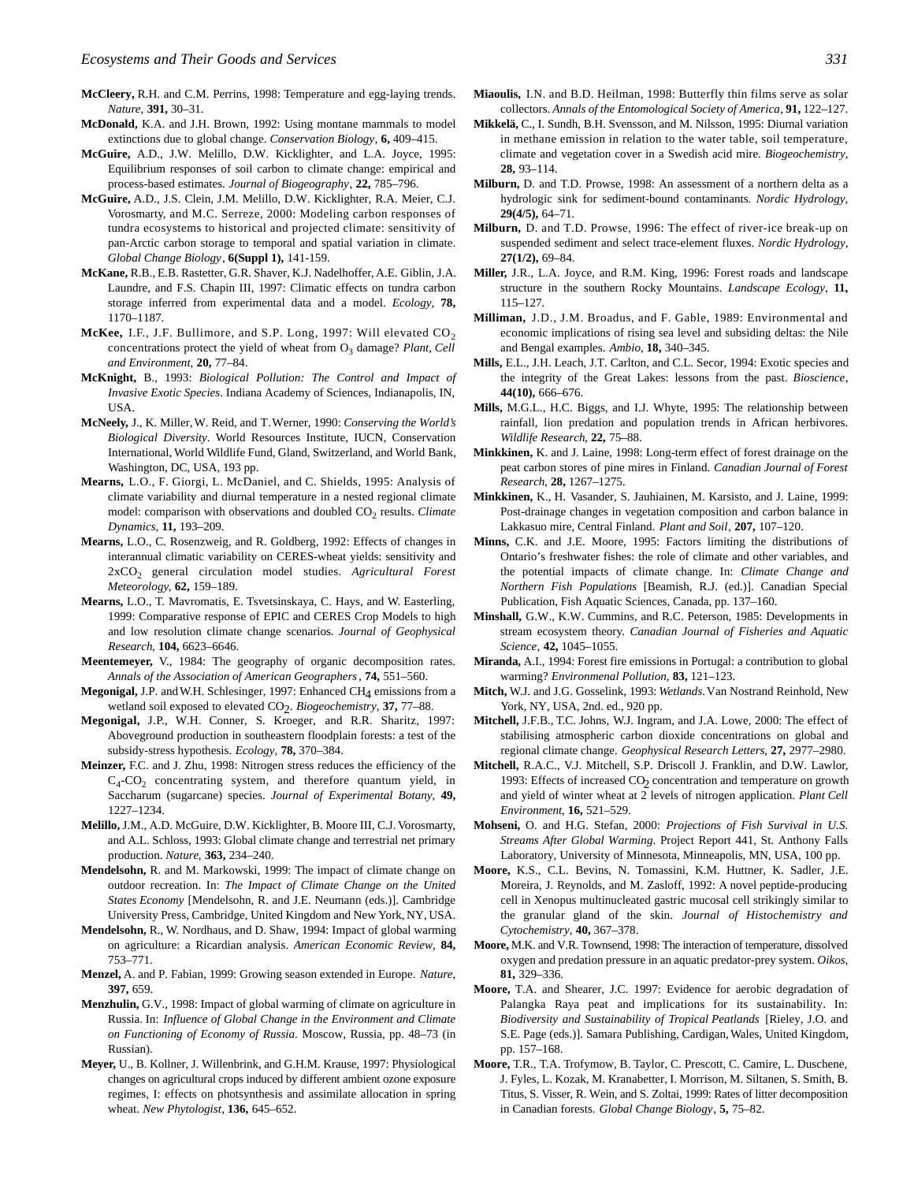**McCleery,** R.H. and C.M. Perrins, 1998: Temperature and egg-laying trends. *Nature*, **391,** 30–31.

**McDonald,** K.A. and J.H. Brown, 1992: Using montane mammals to model extinctions due to global change. *Conservation Biology*, **6,** 409–415.

**McGuire,** A.D., J.W. Melillo, D.W. Kicklighter, and L.A. Joyce, 1995: Equilibrium responses of soil carbon to climate change: empirical and process-based estimates. *Journal of Biogeography*, **22,** 785–796.

**McGuire,** A.D., J.S. Clein, J.M. Melillo, D.W. Kicklighter, R.A. Meier, C.J. Vorosmarty, and M.C. Serreze, 2000: Modeling carbon responses of tundra ecosystems to historical and projected climate: sensitivity of pan-Arctic carbon storage to temporal and spatial variation in climate. *Global Change Biology*, **6(Suppl 1),** 141-159.

**McKane,** R.B., E.B. Rastetter, G.R. Shaver, K.J. Nadelhoffer, A.E. Giblin, J.A. Laundre, and F.S. Chapin III, 1997: Climatic effects on tundra carbon storage inferred from experimental data and a model. *Ecology*, **78,** 1170–1187.

**McKee,** I.F., J.F. Bullimore, and S.P. Long, 1997: Will elevated $CO_2$ concentrations protect the yield of wheat from $O_3$ damage? *Plant, Cell and Environment*, **20,** 77–84.

**McKnight,** B., 1993: *Biological Pollution: The Control and Impact of Invasive Exotic Species*. Indiana Academy of Sciences, Indianapolis, IN, USA.

**McNeely,** J., K. Miller, W. Reid, and T. Werner, 1990: *Conserving the World's Biological Diversity*. World Resources Institute, IUCN, Conservation International, World Wildlife Fund, Gland, Switzerland, and World Bank, Washington, DC, USA, 193 pp.

**Mearns,** L.O., F. Giorgi, L. McDaniel, and C. Shields, 1995: Analysis of climate variability and diurnal temperature in a nested regional climate model: comparison with observations and doubled $CO_2$ results. *Climate Dynamics*, **11,** 193–209.

**Mearns,** L.O., C. Rosenzweig, and R. Goldberg, 1992: Effects of changes in interannual climatic variability on CERES-wheat yields: sensitivity and $2xCO_2$ general circulation model studies. *Agricultural Forest Meteorology*, **62,** 159–189.

**Mearns,** L.O., T. Mavromatis, E. Tsvetsinskaya, C. Hays, and W. Easterling, 1999: Comparative response of EPIC and CERES Crop Models to high and low resolution climate change scenarios. *Journal of Geophysical Research*, **104,** 6623–6646.

**Meentemeyer,** V., 1984: The geography of organic decomposition rates. *Annals of the Association of American Geographers*, **74,** 551–560.

**Megonigal,** J.P. and W.H. Schlesinger, 1997: Enhanced $CH_4$ emissions from a wetland soil exposed to elevated $CO_2$. *Biogeochemistry*, **37,** 77–88.

**Megonigal,** J.P., W.H. Conner, S. Kroeger, and R.R. Sharitz, 1997: Aboveground production in southeastern floodplain forests: a test of the subsidy-stress hypothesis. *Ecology*, **78,** 370–384.

**Meinzer,** F.C. and J. Zhu, 1998: Nitrogen stress reduces the efficiency of the $C_4$-$CO_2$ concentrating system, and therefore quantum yield, in Saccharum (sugarcane) species. *Journal of Experimental Botany*, **49,** 1227–1234.

**Melillo,** J.M., A.D. McGuire, D.W. Kicklighter, B. Moore III, C.J. Vorosmarty, and A.L. Schloss, 1993: Global climate change and terrestrial net primary production. *Nature*, **363,** 234–240.

**Mendelsohn,** R. and M. Markowski, 1999: The impact of climate change on outdoor recreation. In: *The Impact of Climate Change on the United States Economy* [Mendelsohn, R. and J.E. Neumann (eds.)]. Cambridge University Press, Cambridge, United Kingdom and New York, NY, USA.

**Mendelsohn,** R., W. Nordhaus, and D. Shaw, 1994: Impact of global warming on agriculture: a Ricardian analysis. *American Economic Review*, **84,** 753–771.

**Menzel,** A. and P. Fabian, 1999: Growing season extended in Europe. *Nature*, **397,** 659.

**Menzhulin,** G.V., 1998: Impact of global warming of climate on agriculture in Russia. In: *Influence of Global Change in the Environment and Climate on Functioning of Economy of Russia*. Moscow, Russia, pp. 48–73 (in Russian).

**Meyer,** U., B. Kollner, J. Willenbrink, and G.H.M. Krause, 1997: Physiological changes on agricultural crops induced by different ambient ozone exposure regimes, I: effects on photsynthesis and assimilate allocation in spring wheat. *New Phytologist*, **136,** 645–652.

**Miaoulis,** I.N. and B.D. Heilman, 1998: Butterfly thin films serve as solar collectors. *Annals of the Entomological Society of America*, **91,** 122–127.

**Mikkelä,** C., I. Sundh, B.H. Svensson, and M. Nilsson, 1995: Diurnal variation in methane emission in relation to the water table, soil temperature, climate and vegetation cover in a Swedish acid mire. *Biogeochemistry*, **28,** 93–114.

**Milburn,** D. and T.D. Prowse, 1998: An assessment of a northern delta as a hydrologic sink for sediment-bound contaminants. *Nordic Hydrology*, **29(4/5),** 64–71.

**Milburn,** D. and T.D. Prowse, 1996: The effect of river-ice break-up on suspended sediment and select trace-element fluxes. *Nordic Hydrology*, **27(1/2),** 69–84.

**Miller,** J.R., L.A. Joyce, and R.M. King, 1996: Forest roads and landscape structure in the southern Rocky Mountains. *Landscape Ecology*, **11,** 115–127.

**Milliman,** J.D., J.M. Broadus, and F. Gable, 1989: Environmental and economic implications of rising sea level and subsiding deltas: the Nile and Bengal examples. *Ambio*, **18,** 340–345.

**Mills,** E.L., J.H. Leach, J.T. Carlton, and C.L. Secor, 1994: Exotic species and the integrity of the Great Lakes: lessons from the past. *Bioscience*, **44(10),** 666–676.

**Mills,** M.G.L., H.C. Biggs, and I.J. Whyte, 1995: The relationship between rainfall, lion predation and population trends in African herbivores. *Wildlife Research*, **22,** 75–88.

**Minkkinen,** K. and J. Laine, 1998: Long-term effect of forest drainage on the peat carbon stores of pine mires in Finland. *Canadian Journal of Forest Research*, **28,** 1267–1275.

**Minkkinen,** K., H. Vasander, S. Jauhiainen, M. Karsisto, and J. Laine, 1999: Post-drainage changes in vegetation composition and carbon balance in Lakkasuo mire, Central Finland. *Plant and Soil*, **207,** 107–120.

**Minns,** C.K. and J.E. Moore, 1995: Factors limiting the distributions of Ontario's freshwater fishes: the role of climate and other variables, and the potential impacts of climate change. In: *Climate Change and Northern Fish Populations* [Beamish, R.J. (ed.)]. Canadian Special Publication, Fish Aquatic Sciences, Canada, pp. 137–160.

**Minshall,** G.W., K.W. Cummins, and R.C. Peterson, 1985: Developments in stream ecosystem theory. *Canadian Journal of Fisheries and Aquatic Science*, **42,** 1045–1055.

**Miranda,** A.I., 1994: Forest fire emissions in Portugal: a contribution to global warming? *Environmenal Pollution*, **83,** 121–123.

**Mitch,** W.J. and J.G. Gosselink, 1993: *Wetlands*. Van Nostrand Reinhold, New York, NY, USA, 2nd. ed., 920 pp.

**Mitchell,** J.F.B., T.C. Johns, W.J. Ingram, and J.A. Lowe, 2000: The effect of stabilising atmospheric carbon dioxide concentrations on global and regional climate change. *Geophysical Research Letters*, **27,** 2977–2980.

**Mitchell,** R.A.C., V.J. Mitchell, S.P. Driscoll J. Franklin, and D.W. Lawlor, 1993: Effects of increased $CO_2$ concentration and temperature on growth and yield of winter wheat at 2 levels of nitrogen application. *Plant Cell Environment*, **16,** 521–529.

**Mohseni,** O. and H.G. Stefan, 2000: *Projections of Fish Survival in U.S. Streams After Global Warming*. Project Report 441, St. Anthony Falls Laboratory, University of Minnesota, Minneapolis, MN, USA, 100 pp.

**Moore,** K.S., C.L. Bevins, N. Tomassini, K.M. Huttner, K. Sadler, J.E. Moreira, J. Reynolds, and M. Zasloff, 1992: A novel peptide-producing cell in Xenopus multinucleated gastric mucosal cell strikingly similar to the granular gland of the skin. *Journal of Histochemistry and Cytochemistry*, **40,** 367–378.

**Moore,** M.K. and V.R. Townsend, 1998: The interaction of temperature, dissolved oxygen and predation pressure in an aquatic predator-prey system. *Oikos*, **81,** 329–336.

**Moore,** T.A. and Shearer, J.C. 1997: Evidence for aerobic degradation of Palangka Raya peat and implications for its sustainability. In: *Biodiversity and Sustainability of Tropical Peatlands* [Rieley, J.O. and S.E. Page (eds.)]. Samara Publishing, Cardigan, Wales, United Kingdom, pp. 157–168.

**Moore,** T.R., T.A. Trofymow, B. Taylor, C. Prescott, C. Camire, L. Duschene, J. Fyles, L. Kozak, M. Kranabetter, I. Morrison, M. Siltanen, S. Smith, B. Titus, S. Visser, R. Wein, and S. Zoltai, 1999: Rates of litter decomposition in Canadian forests. *Global Change Biology*, **5,** 75–82.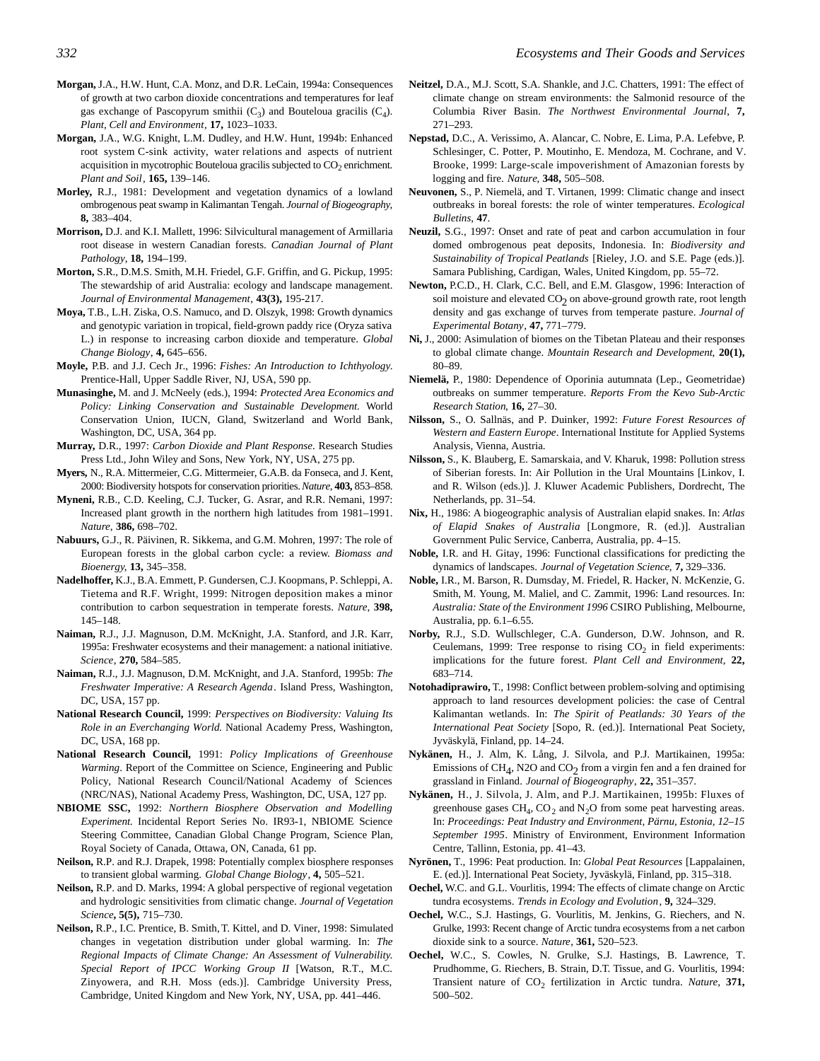**Morgan,** J.A., H.W. Hunt, C.A. Monz, and D.R. LeCain, 1994a: Consequences of growth at two carbon dioxide concentrations and temperatures for leaf gas exchange of Pascopyrum smithii ($C_3$) and Bouteloua gracilis ($C_4$). *Plant, Cell and Environment*, **17,** 1023–1033.

**Morgan,** J.A., W.G. Knight, L.M. Dudley, and H.W. Hunt, 1994b: Enhanced root system C-sink activity, water relations and aspects of nutrient acquisition in mycotrophic Bouteloua gracilis subjected to $CO_2$ enrichment. *Plant and Soil*, **165,** 139–146.

**Morley,** R.J., 1981: Development and vegetation dynamics of a lowland ombrogenous peat swamp in Kalimantan Tengah. *Journal of Biogeography,* **8,** 383–404.

**Morrison,** D.J. and K.I. Mallett, 1996: Silvicultural management of Armillaria root disease in western Canadian forests. *Canadian Journal of Plant Pathology*, **18,** 194–199.

**Morton,** S.R., D.M.S. Smith, M.H. Friedel, G.F. Griffin, and G. Pickup, 1995: The stewardship of arid Australia: ecology and landscape management. *Journal of Environmental Management*, **43(3),** 195-217.

**Moya,** T.B., L.H. Ziska, O.S. Namuco, and D. Olszyk, 1998: Growth dynamics and genotypic variation in tropical, field-grown paddy rice (Oryza sativa L.) in response to increasing carbon dioxide and temperature. *Global Change Biology*, **4,** 645–656.

**Moyle,** P.B. and J.J. Cech Jr., 1996: *Fishes: An Introduction to Ichthyology*. Prentice-Hall, Upper Saddle River, NJ, USA, 590 pp.

**Munasinghe,** M. and J. McNeely (eds.), 1994: *Protected Area Economics and Policy: Linking Conservation and Sustainable Development.* World Conservation Union, IUCN, Gland, Switzerland and World Bank, Washington, DC, USA, 364 pp.

**Murray,** D.R., 1997: *Carbon Dioxide and Plant Response*. Research Studies Press Ltd., John Wiley and Sons, New York, NY, USA, 275 pp.

**Myers,** N., R.A. Mittermeier, C.G. Mittermeier, G.A.B. da Fonseca, and J. Kent, 2000: Biodiversity hotspots for conservation priorities. *Nature,* **403,** 853–858.

**Myneni,** R.B., C.D. Keeling, C.J. Tucker, G. Asrar, and R.R. Nemani, 1997: Increased plant growth in the northern high latitudes from 1981–1991. *Nature,* **386,** 698–702.

**Nabuurs,** G.J., R. Päivinen, R. Sikkema, and G.M. Mohren, 1997: The role of European forests in the global carbon cycle: a review. *Biomass and Bioenergy,* **13,** 345–358.

**Nadelhoffer,** K.J., B.A. Emmett, P. Gundersen, C.J. Koopmans, P. Schleppi, A. Tietema and R.F. Wright, 1999: Nitrogen deposition makes a minor contribution to carbon sequestration in temperate forests. *Nature,* **398,** 145–148.

**Naiman,** R.J., J.J. Magnuson, D.M. McKnight, J.A. Stanford, and J.R. Karr, 1995a: Freshwater ecosystems and their management: a national initiative. *Science*, **270,** 584–585.

**Naiman,** R.J., J.J. Magnuson, D.M. McKnight, and J.A. Stanford, 1995b: *The Freshwater Imperative: A Research Agenda*. Island Press, Washington, DC, USA, 157 pp.

**National Research Council,** 1999: *Perspectives on Biodiversity: Valuing Its Role in an Everchanging World.* National Academy Press, Washington, DC, USA, 168 pp.

**National Research Council,** 1991: *Policy Implications of Greenhouse Warming*. Report of the Committee on Science, Engineering and Public Policy, National Research Council/National Academy of Sciences (NRC/NAS), National Academy Press, Washington, DC, USA, 127 pp.

**NBIOME SSC,** 1992: *Northern Biosphere Observation and Modelling Experiment.* Incidental Report Series No. IR93-1, NBIOME Science Steering Committee, Canadian Global Change Program, Science Plan, Royal Society of Canada, Ottawa, ON, Canada, 61 pp.

**Neilson,** R.P. and R.J. Drapek, 1998: Potentially complex biosphere responses to transient global warming. *Global Change Biology*, **4,** 505–521.

**Neilson,** R.P. and D. Marks, 1994: A global perspective of regional vegetation and hydrologic sensitivities from climatic change. *Journal of Vegetation Science***, 5(5),** 715–730.

**Neilson,** R.P., I.C. Prentice, B. Smith, T. Kittel, and D. Viner, 1998: Simulated changes in vegetation distribution under global warming. In: *The Regional Impacts of Climate Change: An Assessment of Vulnerability. Special Report of IPCC Working Group II* [Watson, R.T., M.C. Zinyowera, and R.H. Moss (eds.)]. Cambridge University Press, Cambridge, United Kingdom and New York, NY, USA, pp. 441–446.

**Neitzel,** D.A., M.J. Scott, S.A. Shankle, and J.C. Chatters, 1991: The effect of climate change on stream environments: the Salmonid resource of the Columbia River Basin. *The Northwest Environmental Journal*, **7,** 271–293.

**Nepstad,** D.C., A. Verissimo, A. Alancar, C. Nobre, E. Lima, P.A. Lefebve, P. Schlesinger, C. Potter, P. Moutinho, E. Mendoza, M. Cochrane, and V. Brooke, 1999: Large-scale impoverishment of Amazonian forests by logging and fire. *Nature,* **348,** 505–508.

**Neuvonen,** S., P. Niemelä, and T. Virtanen, 1999: Climatic change and insect outbreaks in boreal forests: the role of winter temperatures. *Ecological Bulletins*, **47**.

**Neuzil,** S.G., 1997: Onset and rate of peat and carbon accumulation in four domed ombrogenous peat deposits, Indonesia. In: *Biodiversity and Sustainability of Tropical Peatlands* [Rieley, J.O. and S.E. Page (eds.)]. Samara Publishing, Cardigan, Wales, United Kingdom, pp. 55–72.

**Newton,** P.C.D., H. Clark, C.C. Bell, and E.M. Glasgow, 1996: Interaction of soil moisture and elevated $CO_2$ on above-ground growth rate, root length density and gas exchange of turves from temperate pasture. *Journal of Experimental Botany*, **47,** 771–779.

**Ni,** J., 2000: Asimulation of biomes on the Tibetan Plateau and their responses to global climate change. *Mountain Research and Development,* **20(1),** 80–89.

**Niemelä,** P., 1980: Dependence of Oporinia autumnata (Lep., Geometridae) outbreaks on summer temperature. *Reports From the Kevo Sub-Arctic Research Station,* **16,** 27–30.

**Nilsson,** S., O. Sallnäs, and P. Duinker, 1992: *Future Forest Resources of Western and Eastern Europe*. International Institute for Applied Systems Analysis, Vienna, Austria.

**Nilsson,** S., K. Blauberg, E. Samarskaia, and V. Kharuk, 1998: Pollution stress of Siberian forests. In: Air Pollution in the Ural Mountains [Linkov, I. and R. Wilson (eds.)]. J. Kluwer Academic Publishers, Dordrecht, The Netherlands, pp. 31–54.

**Nix,** H., 1986: A biogeographic analysis of Australian elapid snakes. In: *Atlas of Elapid Snakes of Australia* [Longmore, R. (ed.)]. Australian Government Public Service, Canberra, Australia, pp. 4–15.

**Noble,** I.R. and H. Gitay, 1996: Functional classifications for predicting the dynamics of landscapes. *Journal of Vegetation Science,* **7,** 329–336.

**Noble,** I.R., M. Barson, R. Dumsday, M. Friedel, R. Hacker, N. McKenzie, G. Smith, M. Young, M. Maliel, and C. Zammit, 1996: Land resources. In: *Australia: State of the Environment 1996* CSIRO Publishing, Melbourne, Australia, pp. 6.1–6.55.

**Norby,** R.J., S.D. Wullschleger, C.A. Gunderson, D.W. Johnson, and R. Ceulemans, 1999: Tree response to rising $CO_2$ in field experiments: implications for the future forest. *Plant Cell and Environment,* **22,** 683–714.

**Notohadiprawiro,** T., 1998: Conflict between problem-solving and optimising approach to land resources development policies: the case of Central Kalimantan wetlands. In: *The Spirit of Peatlands: 30 Years of the International Peat Society* [Sopo, R. (ed.)]. International Peat Society, Jyväskylä, Finland, pp. 14–24.

**Nykänen,** H., J. Alm, K. Lång, J. Silvola, and P.J. Martikainen, 1995a: Emissions of $CH_4$, N2O and $CO_2$ from a virgin fen and a fen drained for grassland in Finland. *Journal of Biogeography*, **22,** 351–357.

**Nykänen,** H., J. Silvola, J. Alm, and P.J. Martikainen, 1995b: Fluxes of greenhouse gases $CH_4$, $CO_2$ and $N_2O$ from some peat harvesting areas. In: *Proceedings: Peat Industry and Environment, Pärnu, Estonia, 12–15 September 1995*. Ministry of Environment, Environment Information Centre, Tallinn, Estonia, pp. 41–43.

**Nyrönen,** T., 1996: Peat production. In: *Global Peat Resources* [Lappalainen, E. (ed.)]. International Peat Society, Jyväskylä, Finland, pp. 315–318.

**Oechel,** W.C. and G.L. Vourlitis, 1994: The effects of climate change on Arctic tundra ecosystems. *Trends in Ecology and Evolution*, **9,** 324–329.

**Oechel,** W.C., S.J. Hastings, G. Vourlitis, M. Jenkins, G. Riechers, and N. Grulke, 1993: Recent change of Arctic tundra ecosystems from a net carbon dioxide sink to a source. *Nature*, **361,** 520–523.

**Oechel,** W.C., S. Cowles, N. Grulke, S.J. Hastings, B. Lawrence, T. Prudhomme, G. Riechers, B. Strain, D.T. Tissue, and G. Vourlitis, 1994: Transient nature of $CO_2$ fertilization in Arctic tundra. *Nature*, **371,** 500–502.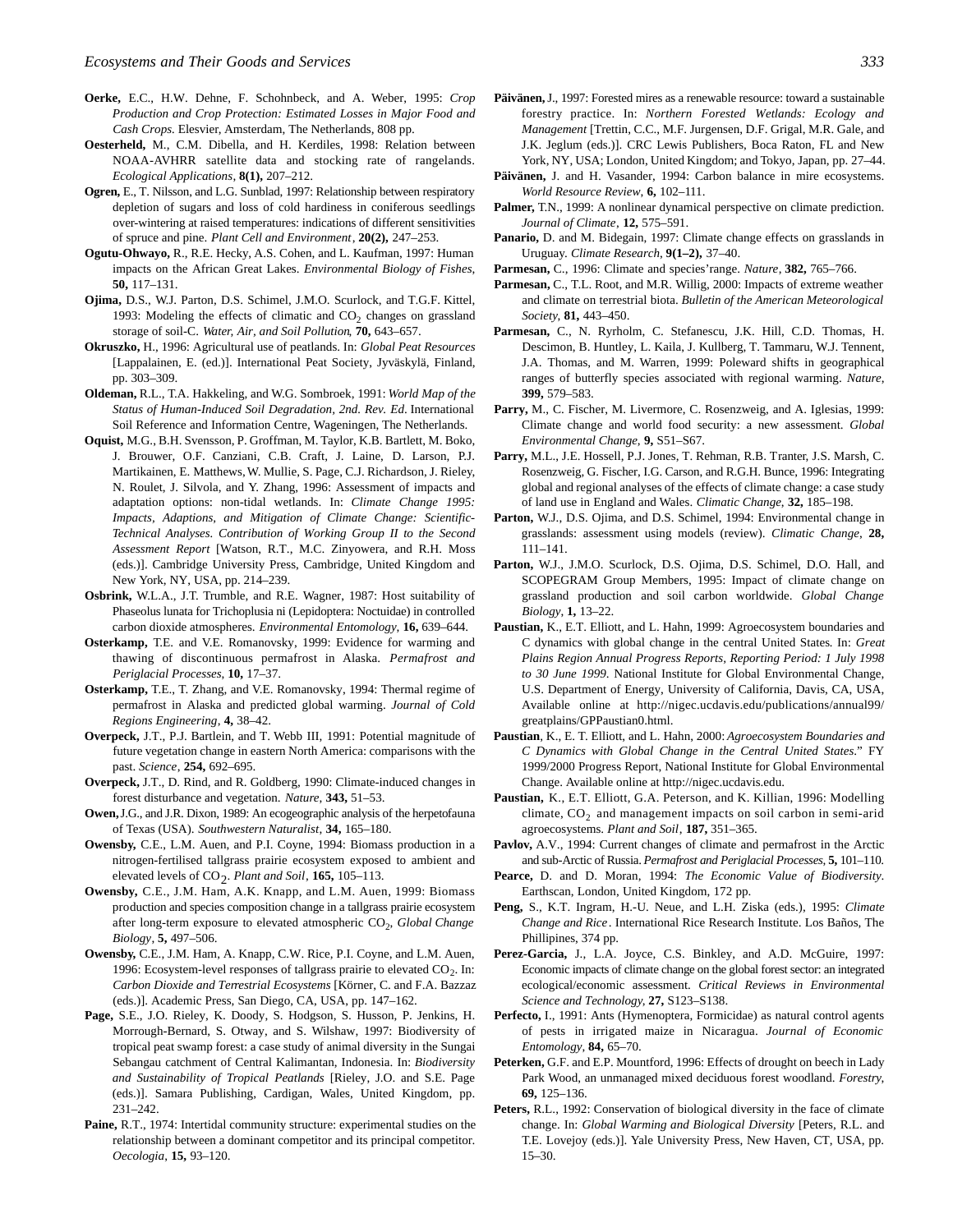**Oerke,** E.C., H.W. Dehne, F. Schohnbeck, and A. Weber, 1995: *Crop Production and Crop Protection: Estimated Losses in Major Food and Cash Crops*. Elsevier, Amsterdam, The Netherlands, 808 pp.

**Oesterheld,** M., C.M. Dibella, and H. Kerdiles, 1998: Relation between NOAA-AVHRR satellite data and stocking rate of rangelands. *Ecological Applications*, **8(1),** 207–212.

**Ogren,** E., T. Nilsson, and L.G. Sunblad, 1997: Relationship between respiratory depletion of sugars and loss of cold hardiness in coniferous seedlings over-wintering at raised temperatures: indications of different sensitivities of spruce and pine. *Plant Cell and Environment*, **20(2),** 247–253.

**Ogutu-Ohwayo,** R., R.E. Hecky, A.S. Cohen, and L. Kaufman, 1997: Human impacts on the African Great Lakes. *Environmental Biology of Fishes*, **50,** 117–131.

**Ojima,** D.S., W.J. Parton, D.S. Schimel, J.M.O. Scurlock, and T.G.F. Kittel, 1993: Modeling the effects of climatic and $CO_2$ changes on grassland storage of soil-C. *Water, Air, and Soil Pollution*, **70,** 643–657.

**Okruszko,** H., 1996: Agricultural use of peatlands. In: *Global Peat Resources* [Lappalainen, E. (ed.)]. International Peat Society, Jyväskylä, Finland, pp. 303–309.

**Oldeman,** R.L., T.A. Hakkeling, and W.G. Sombroek, 1991: *World Map of the Status of Human-Induced Soil Degradation, 2nd. Rev. Ed*. International Soil Reference and Information Centre, Wageningen, The Netherlands.

**Oquist,** M.G., B.H. Svensson, P. Groffman, M. Taylor, K.B. Bartlett, M. Boko, J. Brouwer, O.F. Canziani, C.B. Craft, J. Laine, D. Larson, P.J. Martikainen, E. Matthews, W. Mullie, S. Page, C.J. Richardson, J. Rieley, N. Roulet, J. Silvola, and Y. Zhang, 1996: Assessment of impacts and adaptation options: non-tidal wetlands. In: *Climate Change 1995: Impacts, Adaptions, and Mitigation of Climate Change: Scientific-Technical Analyses. Contribution of Working Group II to the Second Assessment Report* [Watson, R.T., M.C. Zinyowera, and R.H. Moss (eds.)]. Cambridge University Press, Cambridge, United Kingdom and New York, NY, USA, pp. 214–239.

**Osbrink,** W.L.A., J.T. Trumble, and R.E. Wagner, 1987: Host suitability of Phaseolus lunata for Trichoplusia ni (Lepidoptera: Noctuidae) in controlled carbon dioxide atmospheres. *Environmental Entomology*, **16,** 639–644.

**Osterkamp,** T.E. and V.E. Romanovsky, 1999: Evidence for warming and thawing of discontinuous permafrost in Alaska. *Permafrost and Periglacial Processes*, **10,** 17–37.

**Osterkamp,** T.E., T. Zhang, and V.E. Romanovsky, 1994: Thermal regime of permafrost in Alaska and predicted global warming. *Journal of Cold Regions Engineering*, **4,** 38–42.

**Overpeck,** J.T., P.J. Bartlein, and T. Webb III, 1991: Potential magnitude of future vegetation change in eastern North America: comparisons with the past. *Science*, **254,** 692–695.

**Overpeck,** J.T., D. Rind, and R. Goldberg, 1990: Climate-induced changes in forest disturbance and vegetation. *Nature*, **343,** 51–53.

**Owen,** J.G., and J.R. Dixon, 1989: An ecogeographic analysis of the herpetofauna of Texas (USA). *Southwestern Naturalist*, **34,** 165–180.

**Owensby,** C.E., L.M. Auen, and P.I. Coyne, 1994: Biomass production in a nitrogen-fertilised tallgrass prairie ecosystem exposed to ambient and elevated levels of $CO_2$. *Plant and Soil*, **165,** 105–113.

**Owensby,** C.E., J.M. Ham, A.K. Knapp, and L.M. Auen, 1999: Biomass production and species composition change in a tallgrass prairie ecosystem after long-term exposure to elevated atmospheric $CO_2$, *Global Change Biology*, **5,** 497–506.

**Owensby,** C.E., J.M. Ham, A. Knapp, C.W. Rice, P.I. Coyne, and L.M. Auen, 1996: Ecosystem-level responses of tallgrass prairie to elevated $CO_2$. In: *Carbon Dioxide and Terrestrial Ecosystems* [Körner, C. and F.A. Bazzaz (eds.)]. Academic Press, San Diego, CA, USA, pp. 147–162.

**Page,** S.E., J.O. Rieley, K. Doody, S. Hodgson, S. Husson, P. Jenkins, H. Morrough-Bernard, S. Otway, and S. Wilshaw, 1997: Biodiversity of tropical peat swamp forest: a case study of animal diversity in the Sungai Sebangau catchment of Central Kalimantan, Indonesia. In: *Biodiversity and Sustainability of Tropical Peatlands* [Rieley, J.O. and S.E. Page (eds.)]. Samara Publishing, Cardigan, Wales, United Kingdom, pp. 231–242.

**Paine,** R.T., 1974: Intertidal community structure: experimental studies on the relationship between a dominant competitor and its principal competitor. *Oecologia*, **15,** 93–120.

**Päivänen,** J., 1997: Forested mires as a renewable resource: toward a sustainable forestry practice. In: *Northern Forested Wetlands: Ecology and Management* [Trettin, C.C., M.F. Jurgensen, D.F. Grigal, M.R. Gale, and J.K. Jeglum (eds.)]. CRC Lewis Publishers, Boca Raton, FL and New York, NY, USA; London, United Kingdom; and Tokyo, Japan, pp. 27–44.

**Päivänen,** J. and H. Vasander, 1994: Carbon balance in mire ecosystems. *World Resource Review*, **6,** 102–111.

**Palmer,** T.N., 1999: A nonlinear dynamical perspective on climate prediction. *Journal of Climate*, **12,** 575–591.

**Panario,** D. and M. Bidegain, 1997: Climate change effects on grasslands in Uruguay. *Climate Research*, **9(1–2),** 37–40.

**Parmesan,** C., 1996: Climate and species'range. *Nature*, **382,** 765–766.

**Parmesan,** C., T.L. Root, and M.R. Willig, 2000: Impacts of extreme weather and climate on terrestrial biota. *Bulletin of the American Meteorological Society*, **81,** 443–450.

**Parmesan,** C., N. Ryrholm, C. Stefanescu, J.K. Hill, C.D. Thomas, H. Descimon, B. Huntley, L. Kaila, J. Kullberg, T. Tammaru, W.J. Tennent, J.A. Thomas, and M. Warren, 1999: Poleward shifts in geographical ranges of butterfly species associated with regional warming. *Nature*, **399,** 579–583.

**Parry,** M., C. Fischer, M. Livermore, C. Rosenzweig, and A. Iglesias, 1999: Climate change and world food security: a new assessment. *Global Environmental Change*, **9,** S51–S67.

**Parry,** M.L., J.E. Hossell, P.J. Jones, T. Rehman, R.B. Tranter, J.S. Marsh, C. Rosenzweig, G. Fischer, I.G. Carson, and R.G.H. Bunce, 1996: Integrating global and regional analyses of the effects of climate change: a case study of land use in England and Wales. *Climatic Change*, **32,** 185–198.

**Parton,** W.J., D.S. Ojima, and D.S. Schimel, 1994: Environmental change in grasslands: assessment using models (review). *Climatic Change*, **28,** 111–141.

**Parton,** W.J., J.M.O. Scurlock, D.S. Ojima, D.S. Schimel, D.O. Hall, and SCOPEGRAM Group Members, 1995: Impact of climate change on grassland production and soil carbon worldwide. *Global Change Biology*, **1,** 13–22.

**Paustian,** K., E.T. Elliott, and L. Hahn, 1999: Agroecosystem boundaries and C dynamics with global change in the central United States. In: *Great Plains Region Annual Progress Reports, Reporting Period: 1 July 1998 to 30 June 1999*. National Institute for Global Environmental Change, U.S. Department of Energy, University of California, Davis, CA, USA, Available online at http://nigec.ucdavis.edu/publications/annual99/greatplains/GPPaustian0.html.

**Paustian**, K., E. T. Elliott, and L. Hahn, 2000: *Agroecosystem Boundaries and C Dynamics with Global Change in the Central United States*." FY 1999/2000 Progress Report, National Institute for Global Environmental Change. Available online at http://nigec.ucdavis.edu.

**Paustian,** K., E.T. Elliott, G.A. Peterson, and K. Killian, 1996: Modelling climate, $CO_2$ and management impacts on soil carbon in semi-arid agroecosystems. *Plant and Soil*, **187,** 351–365.

**Pavlov,** A.V., 1994: Current changes of climate and permafrost in the Arctic and sub-Arctic of Russia. *Permafrost and Periglacial Processes*, **5,** 101–110.

**Pearce,** D. and D. Moran, 1994: *The Economic Value of Biodiversity*. Earthscan, London, United Kingdom, 172 pp.

**Peng,** S., K.T. Ingram, H.-U. Neue, and L.H. Ziska (eds.), 1995: *Climate Change and Rice*. International Rice Research Institute. Los Baños, The Phillipines, 374 pp.

**Perez-Garcia,** J., L.A. Joyce, C.S. Binkley, and A.D. McGuire, 1997: Economic impacts of climate change on the global forest sector: an integrated ecological/economic assessment. *Critical Reviews in Environmental Science and Technology*, **27,** S123–S138.

**Perfecto,** I., 1991: Ants (Hymenoptera, Formicidae) as natural control agents of pests in irrigated maize in Nicaragua. *Journal of Economic Entomology*, **84,** 65–70.

**Peterken,** G.F. and E.P. Mountford, 1996: Effects of drought on beech in Lady Park Wood, an unmanaged mixed deciduous forest woodland. *Forestry*, **69,** 125–136.

**Peters,** R.L., 1992: Conservation of biological diversity in the face of climate change. In: *Global Warming and Biological Diversity* [Peters, R.L. and T.E. Lovejoy (eds.)]. Yale University Press, New Haven, CT, USA, pp. 15–30.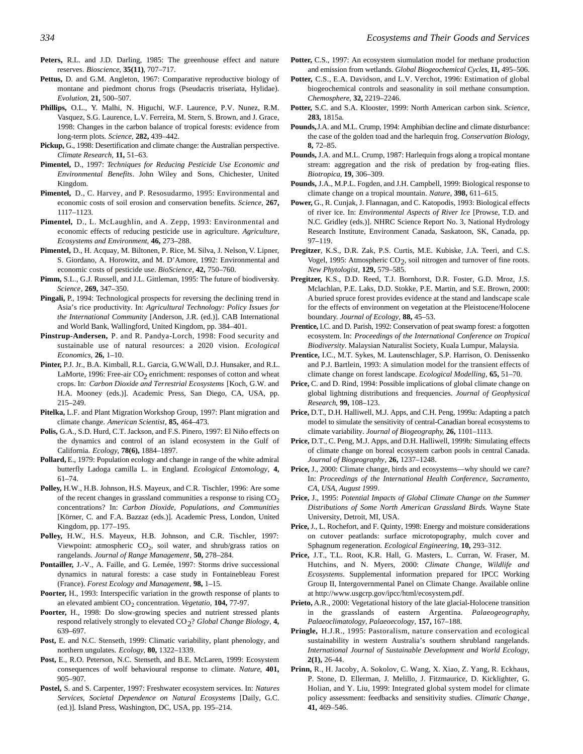**Peters,** R.L. and J.D. Darling, 1985: The greenhouse effect and nature reserves. *Bioscience*, **35(11)**, 707–717.

**Pettus,** D. and G.M. Angleton, 1967: Comparative reproductive biology of montane and piedmont chorus frogs (Pseudacris triseriata, Hylidae). *Evolution*, **21,** 500–507.

**Phillips,** O.L., Y. Malhi, N. Higuchi, W.F. Laurence, P.V. Nunez, R.M. Vasquez, S.G. Laurence, L.V. Ferreira, M. Stern, S. Brown, and J. Grace, 1998: Changes in the carbon balance of tropical forests: evidence from long-term plots. *Science*, **282,** 439–442.

**Pickup,** G., 1998: Desertification and climate change: the Australian perspective. *Climate Research*, **11,** 51–63.

**Pimentel,** D., 1997: *Techniques for Reducing Pesticide Use Economic and Environmental Benefits*. John Wiley and Sons, Chichester, United Kingdom.

**Pimentel,** D., C. Harvey, and P. Resosudarmo, 1995: Environmental and economic costs of soil erosion and conservation benefits. *Science*, **267,** 1117–1123.

**Pimentel,** D., L. McLaughlin, and A. Zepp, 1993: Environmental and economic effects of reducing pesticide use in agriculture. *Agriculture, Ecosystems and Environment*, **46,** 273–288.

**Pimentel,** D., H. Acquay, M. Biltonen, P. Rice, M. Silva, J. Nelson, V. Lipner, S. Giordano, A. Horowitz, and M. D'Amore, 1992: Environmental and economic costs of pesticide use. *BioScience*, **42,** 750–760.

**Pimm,** S.L., G.J. Russell, and J.L. Gittleman, 1995: The future of biodiversity. *Science*, **269,** 347–350.

**Pingali,** P., 1994: Technological prospects for reversing the declining trend in Asia's rice productivity. In: *Agricultural Technology: Policy Issues for the International Community* [Anderson, J.R. (ed.)]. CAB International and World Bank, Wallingford, United Kingdom, pp. 384–401.

**Pinstrup-Andersen,** P. and R. Pandya-Lorch, 1998: Food security and sustainable use of natural resources: a 2020 vision. *Ecological Economics*, **26,** 1–10.

**Pinter,** P.J. Jr., B.A. Kimball, R.L. Garcia, G.W. Wall, D.J. Hunsaker, and R.L. LaMorte, 1996: Free-air $CO_2$ enrichment: responses of cotton and wheat crops. In: *Carbon Dioxide and Terrestrial Ecosystems* [Koch, G.W. and H.A. Mooney (eds.)]. Academic Press, San Diego, CA, USA, pp. 215–249.

**Pitelka,** L.F. and Plant Migration Workshop Group, 1997: Plant migration and climate change. *American Scientist*, **85,** 464–473.

**Polis,** G.A., S.D. Hurd, C.T. Jackson, and F.S. Pinero, 1997: El Niño effects on the dynamics and control of an island ecosystem in the Gulf of California. *Ecology*, **78(6),** 1884–1897.

**Pollard,** E., 1979: Population ecology and change in range of the white admiral butterfly Ladoga camilla L. in England. *Ecological Entomology*, **4,** 61–74.

**Polley,** H.W., H.B. Johnson, H.S. Mayeux, and C.R. Tischler, 1996: Are some of the recent changes in grassland communities a response to rising $CO_2$ concentrations? In: *Carbon Dioxide, Populations, and Communities* [Körner, C. and F.A. Bazzaz (eds.)]. Academic Press, London, United Kingdom, pp. 177–195.

**Polley,** H.W., H.S. Mayeux, H.B. Johnson, and C.R. Tischler, 1997: Viewpoint: atmospheric $CO_2$, soil water, and shrub/grass ratios on rangelands. *Journal of Range Management*, **50,** 278–284.

**Pontailler,** J.-V., A. Faille, and G. Lemée, 1997: Storms drive successional dynamics in natural forests: a case study in Fontainebleau Forest (France). *Forest Ecology and Management*, **98,** 1–15.

**Poorter,** H., 1993: Interspecific variation in the growth response of plants to an elevated ambient $CO_2$ concentration. *Vegetatio*, **104,** 77-97.

**Poorter,** H., 1998: Do slow-growing species and nutrient stressed plants respond relatively strongly to elevated $CO_2$? *Global Change Biology*, **4,** 639–697.

**Post,** E. and N.C. Stenseth, 1999: Climatic variability, plant phenology, and northern ungulates. *Ecology*, **80,** 1322–1339.

**Post,** E., R.O. Peterson, N.C. Stenseth, and B.E. McLaren, 1999: Ecosystem consequences of wolf behavioural response to climate. *Nature*, **401,** 905–907.

**Postel,** S. and S. Carpenter, 1997: Freshwater ecosystem services. In: *Natures Services, Societal Dependence on Natural Ecosystems* [Daily, G.C. (ed.)]. Island Press, Washington, DC, USA, pp. 195–214.

**Potter,** C.S., 1997: An ecosystem siumulation model for methane production and emission from wetlands. *Global Biogeochemical Cycles*, **11,** 495–506.

**Potter,** C.S., E.A. Davidson, and L.V. Verchot, 1996: Estimation of global biogeochemical controls and seasonality in soil methane consumption. *Chemosphere*, **32,** 2219–2246.

**Potter,** S.C. and S.A. Klooster, 1999: North American carbon sink. *Science*, **283,** 1815a.

**Pounds,** J.A. and M.L. Crump, 1994: Amphibian decline and climate disturbance: the case of the golden toad and the harlequin frog. *Conservation Biology*, **8,** 72–85.

**Pounds,** J.A. and M.L. Crump, 1987: Harlequin frogs along a tropical montane stream: aggregation and the risk of predation by frog-eating flies. *Biotropica*, **19,** 306–309.

**Pounds,** J.A., M.P.L. Fogden, and J.H. Campbell, 1999: Biological response to climate change on a tropical mountain. *Nature*, **398,** 611–615.

**Power,** G., R. Cunjak, J. Flannagan, and C. Katopodis, 1993: Biological effects of river ice. In: *Environmental Aspects of River Ice* [Prowse, T.D. and N.C. Gridley (eds.)]. NHRC Science Report No. 3, National Hydrology Research Institute, Environment Canada, Saskatoon, SK, Canada, pp. 97–119.

**Pregitzer**, K.S., D.R. Zak, P.S. Curtis, M.E. Kubiske, J.A. Teeri, and C.S. Vogel, 1995: Atmospheric $CO_2$, soil nitrogen and turnover of fine roots. *New Phytologist*, **129,** 579–585.

**Pregitzer,** K.S., D.D. Reed, T.J. Bornhorst, D.R. Foster, G.D. Mroz, J.S. Mclachlan, P.E. Laks, D.D. Stokke, P.E. Martin, and S.E. Brown, 2000: A buried spruce forest provides evidence at the stand and landscape scale for the effects of environment on vegetation at the Pleistocene/Holocene boundary. *Journal of Ecology*, **88,** 45–53.

**Prentice,** I.C. and D. Parish, 1992: Conservation of peat swamp forest: a forgotten ecosystem. In: *Proceedings of the International Conference on Tropical Biodiversity*. Malaysian Naturalist Society, Kuala Lumpur, Malaysia.

**Prentice,** I.C., M.T. Sykes, M. Lautenschlager, S.P. Harrison, O. Denissenko and P.J. Bartlein, 1993: A simulation model for the transient effects of climate change on forest landscape. *Ecological Modelling*, **65,** 51–70.

**Price,** C. and D. Rind, 1994: Possible implications of global climate change on global lightning distributions and frequencies. *Journal of Geophysical Research*, **99,** 108–123.

**Price,** D.T., D.H. Halliwell, M.J. Apps, and C.H. Peng, 1999a: Adapting a patch model to simulate the sensitivity of central-Canadian boreal ecosystems to climate variability. *Journal of Biogeography*, **26,** 1101–1113.

**Price,** D.T., C. Peng, M.J. Apps, and D.H. Halliwell, 1999b: Simulating effects of climate change on boreal ecosystem carbon pools in central Canada. *Journal of Biogeography*, **26,** 1237–1248.

**Price,** J., 2000: Climate change, birds and ecosystems—why should we care? In: *Proceedings of the International Health Conference, Sacramento, CA, USA, August 1999*.

**Price,** J., 1995: *Potential Impacts of Global Climate Change on the Summer Distributions of Some North American Grassland Birds.* Wayne State University, Detroit, MI, USA.

**Price,** J., L. Rochefort, and F. Quinty, 1998: Energy and moisture considerations on cutover peatlands: surface microtopography, mulch cover and Sphagnum regeneration. *Ecological Engineering*, **10,** 293–312.

**Price,** J.T., T.L. Root, K.R. Hall, G. Masters, L. Curran, W. Fraser, M. Hutchins, and N. Myers, 2000: *Climate Change, Wildlife and Ecosystems*. Supplemental information prepared for IPCC Working Group II, Intergovernmental Panel on Climate Change. Available online at http://www.usgcrp.gov/ipcc/html/ecosystem.pdf.

**Prieto,** A.R., 2000: Vegetational history of the late glacial-Holocene transition in the grasslands of eastern Argentina. *Palaeogeography, Palaeoclimatology, Palaeoecology*, **157,** 167–188.

**Pringle,** H.J.R., 1995: Pastoralism, nature conservation and ecological sustainability in western Australia's southern shrubland rangelands. *International Journal of Sustainable Development and World Ecology*, **2(1),** 26-44.

**Prinn,** R., H. Jacoby, A. Sokolov, C. Wang, X. Xiao, Z. Yang, R. Eckhaus, P. Stone, D. Ellerman, J. Melillo, J. Fitzmaurice, D. Kicklighter, G. Holian, and Y. Liu, 1999: Integrated global system model for climate policy assessment: feedbacks and sensitivity studies. *Climatic Change*, **41,** 469–546.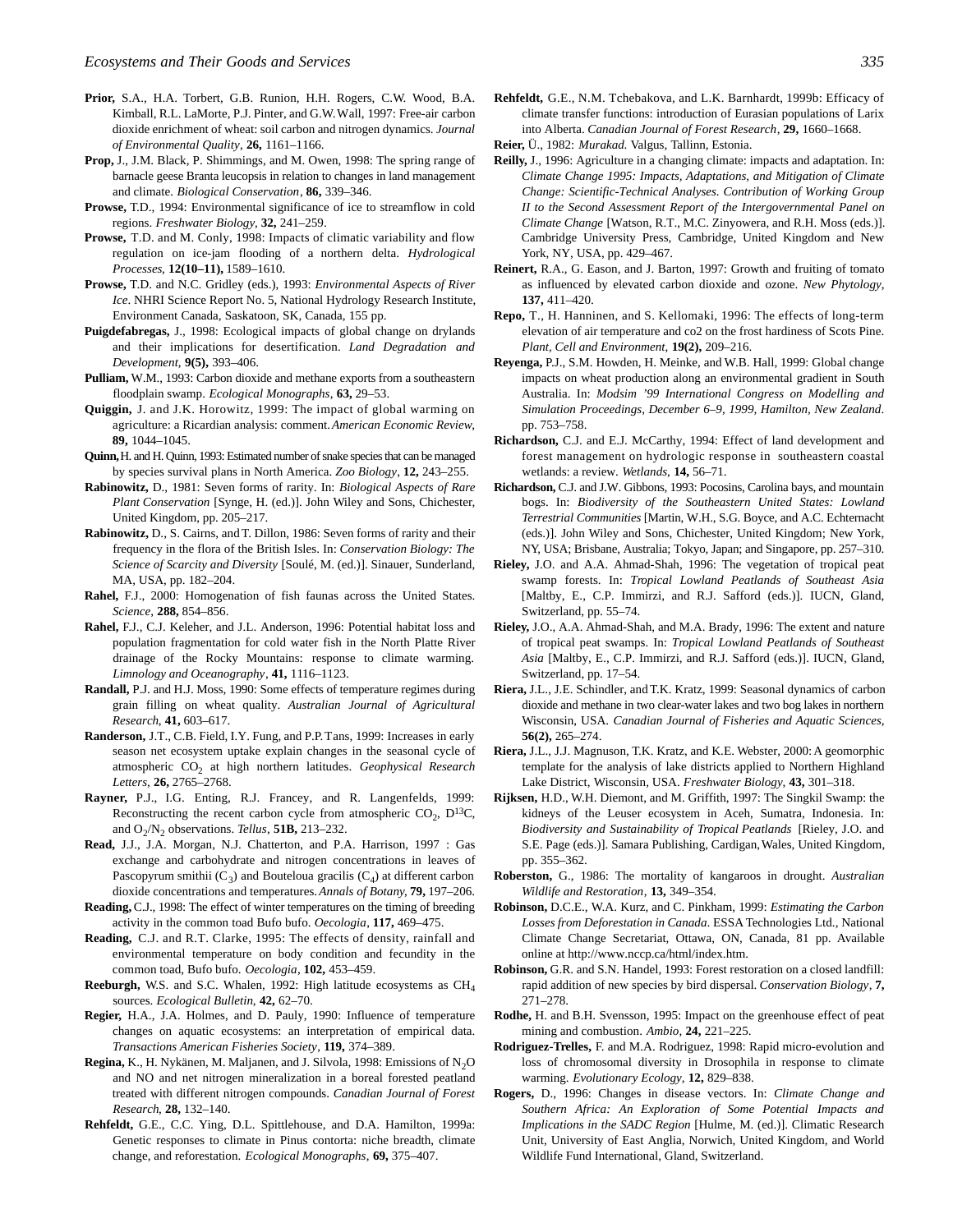**Prior,** S.A., H.A. Torbert, G.B. Runion, H.H. Rogers, C.W. Wood, B.A. Kimball, R.L. LaMorte, P.J. Pinter, and G.W. Wall, 1997: Free-air carbon dioxide enrichment of wheat: soil carbon and nitrogen dynamics. *Journal of Environmental Quality*, **26,** 1161–1166.

**Prop,** J., J.M. Black, P. Shimmings, and M. Owen, 1998: The spring range of barnacle geese Branta leucopsis in relation to changes in land management and climate. *Biological Conservation*, **86,** 339–346.

**Prowse,** T.D., 1994: Environmental significance of ice to streamflow in cold regions. *Freshwater Biology*, **32,** 241–259.

**Prowse,** T.D. and M. Conly, 1998: Impacts of climatic variability and flow regulation on ice-jam flooding of a northern delta. *Hydrological Processes*, **12(10–11),** 1589–1610.

**Prowse,** T.D. and N.C. Gridley (eds.), 1993: *Environmental Aspects of River Ice*. NHRI Science Report No. 5, National Hydrology Research Institute, Environment Canada, Saskatoon, SK, Canada, 155 pp.

**Puigdefabregas,** J., 1998: Ecological impacts of global change on drylands and their implications for desertification. *Land Degradation and Development*, **9(5),** 393–406.

**Pulliam,** W.M., 1993: Carbon dioxide and methane exports from a southeastern floodplain swamp. *Ecological Monographs*, **63,** 29–53.

**Quiggin,** J. and J.K. Horowitz, 1999: The impact of global warming on agriculture: a Ricardian analysis: comment. *American Economic Review*, **89,** 1044–1045.

**Quinn,** H. and H. Quinn, 1993: Estimated number of snake species that can be managed by species survival plans in North America. *Zoo Biology*, **12,** 243–255.

**Rabinowitz,** D., 1981: Seven forms of rarity. In: *Biological Aspects of Rare Plant Conservation* [Synge, H. (ed.)]. John Wiley and Sons, Chichester, United Kingdom, pp. 205–217.

**Rabinowitz,** D., S. Cairns, and T. Dillon, 1986: Seven forms of rarity and their frequency in the flora of the British Isles. In: *Conservation Biology: The Science of Scarcity and Diversity* [Soulé, M. (ed.)]. Sinauer, Sunderland, MA, USA, pp. 182–204.

**Rahel,** F.J., 2000: Homogenation of fish faunas across the United States. *Science*, **288,** 854–856.

**Rahel,** F.J., C.J. Keleher, and J.L. Anderson, 1996: Potential habitat loss and population fragmentation for cold water fish in the North Platte River drainage of the Rocky Mountains: response to climate warming. *Limnology and Oceanography*, **41,** 1116–1123.

**Randall,** P.J. and H.J. Moss, 1990: Some effects of temperature regimes during grain filling on wheat quality. *Australian Journal of Agricultural Research*, **41,** 603–617.

**Randerson,** J.T., C.B. Field, I.Y. Fung, and P.P. Tans, 1999: Increases in early season net ecosystem uptake explain changes in the seasonal cycle of atmospheric $CO_2$ at high northern latitudes. *Geophysical Research Letters*, **26,** 2765–2768.

**Rayner,** P.J., I.G. Enting, R.J. Francey, and R. Langenfelds, 1999: Reconstructing the recent carbon cycle from atmospheric $CO_2$, $D^{13}C$, and $O_2/N_2$ observations. *Tellus*, **51B,** 213–232.

**Read,** J.J., J.A. Morgan, N.J. Chatterton, and P.A. Harrison, 1997 : Gas exchange and carbohydrate and nitrogen concentrations in leaves of Pascopyrum smithii ($C_3$) and Bouteloua gracilis ($C_4$) at different carbon dioxide concentrations and temperatures. *Annals of Botany*, **79,** 197–206.

**Reading,** C.J., 1998: The effect of winter temperatures on the timing of breeding activity in the common toad Bufo bufo. *Oecologia*, **117,** 469–475.

**Reading,** C.J. and R.T. Clarke, 1995: The effects of density, rainfall and environmental temperature on body condition and fecundity in the common toad, Bufo bufo. *Oecologia*, **102,** 453–459.

**Reeburgh,** W.S. and S.C. Whalen, 1992: High latitude ecosystems as $CH_4$ sources. *Ecological Bulletin*, **42,** 62–70.

**Regier,** H.A., J.A. Holmes, and D. Pauly, 1990: Influence of temperature changes on aquatic ecosystems: an interpretation of empirical data. *Transactions American Fisheries Society*, **119,** 374–389.

**Regina,** K., H. Nykänen, M. Maljanen, and J. Silvola, 1998: Emissions of $N_2O$ and NO and net nitrogen mineralization in a boreal forested peatland treated with different nitrogen compounds. *Canadian Journal of Forest Research*, **28,** 132–140.

**Rehfeldt,** G.E., C.C. Ying, D.L. Spittlehouse, and D.A. Hamilton, 1999a: Genetic responses to climate in Pinus contorta: niche breadth, climate change, and reforestation. *Ecological Monographs*, **69,** 375–407.

**Rehfeldt,** G.E., N.M. Tchebakova, and L.K. Barnhardt, 1999b: Efficacy of climate transfer functions: introduction of Eurasian populations of Larix into Alberta. *Canadian Journal of Forest Research*, **29,** 1660–1668.

**Reier,** Ü., 1982: *Murakad.* Valgus, Tallinn, Estonia.

**Reilly,** J., 1996: Agriculture in a changing climate: impacts and adaptation. In: *Climate Change 1995: Impacts, Adaptations, and Mitigation of Climate Change: Scientific-Technical Analyses. Contribution of Working Group II to the Second Assessment Report of the Intergovernmental Panel on Climate Change* [Watson, R.T., M.C. Zinyowera, and R.H. Moss (eds.)]. Cambridge University Press, Cambridge, United Kingdom and New York, NY, USA, pp. 429–467.

**Reinert,** R.A., G. Eason, and J. Barton, 1997: Growth and fruiting of tomato as influenced by elevated carbon dioxide and ozone. *New Phytology*, **137,** 411–420.

**Repo,** T., H. Hanninen, and S. Kellomaki, 1996: The effects of long-term elevation of air temperature and co2 on the frost hardiness of Scots Pine. *Plant, Cell and Environment*, **19(2),** 209–216.

**Reyenga,** P.J., S.M. Howden, H. Meinke, and W.B. Hall, 1999: Global change impacts on wheat production along an environmental gradient in South Australia. In: *Modsim '99 International Congress on Modelling and Simulation Proceedings, December 6–9, 1999, Hamilton, New Zealand*. pp. 753–758.

**Richardson,** C.J. and E.J. McCarthy, 1994: Effect of land development and forest management on hydrologic response in southeastern coastal wetlands: a review. *Wetlands*, **14,** 56–71.

**Richardson,** C.J. and J.W. Gibbons, 1993: Pocosins, Carolina bays, and mountain bogs. In: *Biodiversity of the Southeastern United States: Lowland Terrestrial Communities* [Martin, W.H., S.G. Boyce, and A.C. Echternacht (eds.)]. John Wiley and Sons, Chichester, United Kingdom; New York, NY, USA; Brisbane, Australia; Tokyo, Japan; and Singapore, pp. 257–310.

**Rieley,** J.O. and A.A. Ahmad-Shah, 1996: The vegetation of tropical peat swamp forests. In: *Tropical Lowland Peatlands of Southeast Asia* [Maltby, E., C.P. Immirzi, and R.J. Safford (eds.)]. IUCN, Gland, Switzerland, pp. 55–74.

**Rieley,** J.O., A.A. Ahmad-Shah, and M.A. Brady, 1996: The extent and nature of tropical peat swamps. In: *Tropical Lowland Peatlands of Southeast Asia* [Maltby, E., C.P. Immirzi, and R.J. Safford (eds.)]. IUCN, Gland, Switzerland, pp. 17–54.

**Riera,** J.L., J.E. Schindler, and T.K. Kratz, 1999: Seasonal dynamics of carbon dioxide and methane in two clear-water lakes and two bog lakes in northern Wisconsin, USA. *Canadian Journal of Fisheries and Aquatic Sciences*, **56(2),** 265–274.

**Riera,** J.L., J.J. Magnuson, T.K. Kratz, and K.E. Webster, 2000: A geomorphic template for the analysis of lake districts applied to Northern Highland Lake District, Wisconsin, USA. *Freshwater Biology*, **43,** 301–318.

**Rijksen,** H.D., W.H. Diemont, and M. Griffith, 1997: The Singkil Swamp: the kidneys of the Leuser ecosystem in Aceh, Sumatra, Indonesia. In: *Biodiversity and Sustainability of Tropical Peatlands* [Rieley, J.O. and S.E. Page (eds.)]. Samara Publishing, Cardigan, Wales, United Kingdom, pp. 355–362.

**Roberston,** G., 1986: The mortality of kangaroos in drought. *Australian Wildlife and Restoration*, **13,** 349–354.

**Robinson,** D.C.E., W.A. Kurz, and C. Pinkham, 1999: *Estimating the Carbon Losses from Deforestation in Canada*. ESSA Technologies Ltd., National Climate Change Secretariat, Ottawa, ON, Canada, 81 pp. Available online at http://www.nccp.ca/html/index.htm.

**Robinson,** G.R. and S.N. Handel, 1993: Forest restoration on a closed landfill: rapid addition of new species by bird dispersal. *Conservation Biology*, **7,** 271–278.

**Rodhe,** H. and B.H. Svensson, 1995: Impact on the greenhouse effect of peat mining and combustion. *Ambio*, **24,** 221–225.

**Rodriguez-Trelles,** F. and M.A. Rodriguez, 1998: Rapid micro-evolution and loss of chromosomal diversity in Drosophila in response to climate warming. *Evolutionary Ecology*, **12,** 829–838.

**Rogers,** D., 1996: Changes in disease vectors. In: *Climate Change and Southern Africa: An Exploration of Some Potential Impacts and Implications in the SADC Region* [Hulme, M. (ed.)]. Climatic Research Unit, University of East Anglia, Norwich, United Kingdom, and World Wildlife Fund International, Gland, Switzerland.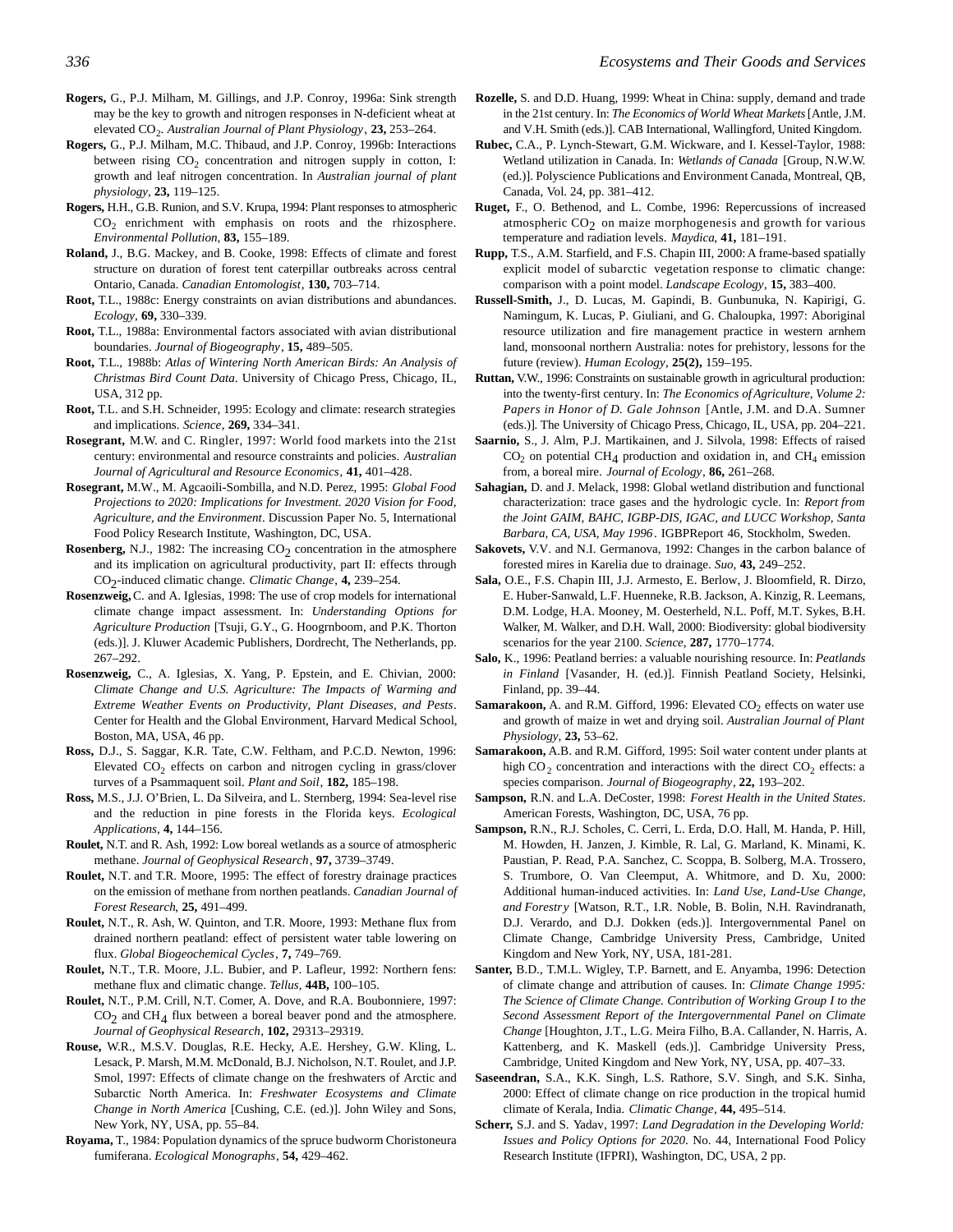**Rogers,** G., P.J. Milham, M. Gillings, and J.P. Conroy, 1996a: Sink strength may be the key to growth and nitrogen responses in N-deficient wheat at elevated $CO_2$. *Australian Journal of Plant Physiology*, **23,** 253–264.

**Rogers,** G., P.J. Milham, M.C. Thibaud, and J.P. Conroy, 1996b: Interactions between rising $CO_2$ concentration and nitrogen supply in cotton, I: growth and leaf nitrogen concentration. In *Australian journal of plant physiology*, **23,** 119–125.

**Rogers,** H.H., G.B. Runion, and S.V. Krupa, 1994: Plant responses to atmospheric $CO_2$ enrichment with emphasis on roots and the rhizosphere. *Environmental Pollution*, **83,** 155–189.

**Roland,** J., B.G. Mackey, and B. Cooke, 1998: Effects of climate and forest structure on duration of forest tent caterpillar outbreaks across central Ontario, Canada. *Canadian Entomologist*, **130,** 703–714.

**Root,** T.L., 1988c: Energy constraints on avian distributions and abundances. *Ecology*, **69,** 330–339.

**Root,** T.L., 1988a: Environmental factors associated with avian distributional boundaries. *Journal of Biogeography*, **15,** 489–505.

**Root,** T.L., 1988b: *Atlas of Wintering North American Birds: An Analysis of Christmas Bird Count Data*. University of Chicago Press, Chicago, IL, USA, 312 pp.

**Root,** T.L. and S.H. Schneider, 1995: Ecology and climate: research strategies and implications. *Science*, **269,** 334–341.

**Rosegrant,** M.W. and C. Ringler, 1997: World food markets into the 21st century: environmental and resource constraints and policies. *Australian Journal of Agricultural and Resource Economics*, **41,** 401–428.

**Rosegrant,** M.W., M. Agcaoili-Sombilla, and N.D. Perez, 1995: *Global Food Projections to 2020: Implications for Investment. 2020 Vision for Food, Agriculture, and the Environment*. Discussion Paper No. 5, International Food Policy Research Institute, Washington, DC, USA.

**Rosenberg,** N.J., 1982: The increasing $CO_2$ concentration in the atmosphere and its implication on agricultural productivity, part II: effects through $CO_2$-induced climatic change. *Climatic Change*, **4,** 239–254.

**Rosenzweig,** C. and A. Iglesias, 1998: The use of crop models for international climate change impact assessment. In: *Understanding Options for Agriculture Production* [Tsuji, G.Y., G. Hoogrnboom, and P.K. Thorton (eds.)]. J. Kluwer Academic Publishers, Dordrecht, The Netherlands, pp. 267–292.

**Rosenzweig,** C., A. Iglesias, X. Yang, P. Epstein, and E. Chivian, 2000: *Climate Change and U.S. Agriculture: The Impacts of Warming and Extreme Weather Events on Productivity, Plant Diseases, and Pests*. Center for Health and the Global Environment, Harvard Medical School, Boston, MA, USA, 46 pp.

**Ross,** D.J., S. Saggar, K.R. Tate, C.W. Feltham, and P.C.D. Newton, 1996: Elevated $CO_2$ effects on carbon and nitrogen cycling in grass/clover turves of a Psammaquent soil. *Plant and Soil*, **182,** 185–198.

**Ross,** M.S., J.J. O'Brien, L. Da Silveira, and L. Sternberg, 1994: Sea-level rise and the reduction in pine forests in the Florida keys. *Ecological Applications*, **4,** 144–156.

**Roulet,** N.T. and R. Ash, 1992: Low boreal wetlands as a source of atmospheric methane. *Journal of Geophysical Research*, **97,** 3739–3749.

**Roulet,** N.T. and T.R. Moore, 1995: The effect of forestry drainage practices on the emission of methane from northen peatlands. *Canadian Journal of Forest Research*, **25,** 491–499.

**Roulet,** N.T., R. Ash, W. Quinton, and T.R. Moore, 1993: Methane flux from drained northern peatland: effect of persistent water table lowering on flux. *Global Biogeochemical Cycles*, **7,** 749–769.

**Roulet,** N.T., T.R. Moore, J.L. Bubier, and P. Lafleur, 1992: Northern fens: methane flux and climatic change. *Tellus*, **44B,** 100–105.

**Roulet,** N.T., P.M. Crill, N.T. Comer, A. Dove, and R.A. Boubonniere, 1997: $CO_2$ and $CH_4$ flux between a boreal beaver pond and the atmosphere. *Journal of Geophysical Research*, **102,** 29313–29319.

**Rouse,** W.R., M.S.V. Douglas, R.E. Hecky, A.E. Hershey, G.W. Kling, L. Lesack, P. Marsh, M.M. McDonald, B.J. Nicholson, N.T. Roulet, and J.P. Smol, 1997: Effects of climate change on the freshwaters of Arctic and Subarctic North America. In: *Freshwater Ecosystems and Climate Change in North America* [Cushing, C.E. (ed.)]. John Wiley and Sons, New York, NY, USA, pp. 55–84.

**Royama,** T., 1984: Population dynamics of the spruce budworm Choristoneura fumiferana. *Ecological Monographs*, **54,** 429–462.

**Rozelle,** S. and D.D. Huang, 1999: Wheat in China: supply, demand and trade in the 21st century. In: *The Economics of World Wheat Markets* [Antle, J.M. and V.H. Smith (eds.)]. CAB International, Wallingford, United Kingdom.

**Rubec,** C.A., P. Lynch-Stewart, G.M. Wickware, and I. Kessel-Taylor, 1988: Wetland utilization in Canada. In: *Wetlands of Canada* [Group, N.W.W. (ed.)]. Polyscience Publications and Environment Canada, Montreal, QB, Canada, Vol. 24, pp. 381–412.

**Ruget,** F., O. Bethenod, and L. Combe, 1996: Repercussions of increased atmospheric $CO_2$ on maize morphogenesis and growth for various temperature and radiation levels. *Maydica*, **41,** 181–191.

**Rupp,** T.S., A.M. Starfield, and F.S. Chapin III, 2000: A frame-based spatially explicit model of subarctic vegetation response to climatic change: comparison with a point model. *Landscape Ecology*, **15,** 383–400.

**Russell-Smith,** J., D. Lucas, M. Gapindi, B. Gunbunuka, N. Kapirigi, G. Namingum, K. Lucas, P. Giuliani, and G. Chaloupka, 1997: Aboriginal resource utilization and fire management practice in western arnhem land, monsoonal northern Australia: notes for prehistory, lessons for the future (review). *Human Ecology*, **25(2),** 159–195.

**Ruttan,** V.W., 1996: Constraints on sustainable growth in agricultural production: into the twenty-first century. In: *The Economics of Agriculture, Volume 2: Papers in Honor of D. Gale Johnson* [Antle, J.M. and D.A. Sumner (eds.)]. The University of Chicago Press, Chicago, IL, USA, pp. 204–221.

**Saarnio,** S., J. Alm, P.J. Martikainen, and J. Silvola, 1998: Effects of raised $CO_2$ on potential $CH_4$ production and oxidation in, and $CH_4$ emission from, a boreal mire. *Journal of Ecology*, **86,** 261–268.

**Sahagian,** D. and J. Melack, 1998: Global wetland distribution and functional characterization: trace gases and the hydrologic cycle. In: *Report from the Joint GAIM, BAHC, IGBP-DIS, IGAC, and LUCC Workshop, Santa Barbara, CA, USA, May 1996*. IGBPReport 46, Stockholm, Sweden.

**Sakovets,** V.V. and N.I. Germanova, 1992: Changes in the carbon balance of forested mires in Karelia due to drainage. *Suo*, **43,** 249–252.

**Sala,** O.E., F.S. Chapin III, J.J. Armesto, E. Berlow, J. Bloomfield, R. Dirzo, E. Huber-Sanwald, L.F. Huenneke, R.B. Jackson, A. Kinzig, R. Leemans, D.M. Lodge, H.A. Mooney, M. Oesterheld, N.L. Poff, M.T. Sykes, B.H. Walker, M. Walker, and D.H. Wall, 2000: Biodiversity: global biodiversity scenarios for the year 2100. *Science*, **287,** 1770–1774.

**Salo,** K., 1996: Peatland berries: a valuable nourishing resource. In: *Peatlands in Finland* [Vasander, H. (ed.)]. Finnish Peatland Society, Helsinki, Finland, pp. 39–44.

**Samarakoon,** A. and R.M. Gifford, 1996: Elevated $CO_2$ effects on water use and growth of maize in wet and drying soil. *Australian Journal of Plant Physiology*, **23,** 53–62.

**Samarakoon,** A.B. and R.M. Gifford, 1995: Soil water content under plants at high $CO_2$ concentration and interactions with the direct $CO_2$ effects: a species comparison. *Journal of Biogeography*, **22,** 193–202.

**Sampson,** R.N. and L.A. DeCoster, 1998: *Forest Health in the United States*. American Forests, Washington, DC, USA, 76 pp.

**Sampson,** R.N., R.J. Scholes, C. Cerri, L. Erda, D.O. Hall, M. Handa, P. Hill, M. Howden, H. Janzen, J. Kimble, R. Lal, G. Marland, K. Minami, K. Paustian, P. Read, P.A. Sanchez, C. Scoppa, B. Solberg, M.A. Trossero, S. Trumbore, O. Van Cleemput, A. Whitmore, and D. Xu, 2000: Additional human-induced activities. In: *Land Use, Land-Use Change, and Forestry* [Watson, R.T., I.R. Noble, B. Bolin, N.H. Ravindranath, D.J. Verardo, and D.J. Dokken (eds.)]. Intergovernmental Panel on Climate Change, Cambridge University Press, Cambridge, United Kingdom and New York, NY, USA, 181-281.

**Santer,** B.D., T.M.L. Wigley, T.P. Barnett, and E. Anyamba, 1996: Detection of climate change and attribution of causes. In: *Climate Change 1995: The Science of Climate Change. Contribution of Working Group I to the Second Assessment Report of the Intergovernmental Panel on Climate Change* [Houghton, J.T., L.G. Meira Filho, B.A. Callander, N. Harris, A. Kattenberg, and K. Maskell (eds.)]. Cambridge University Press, Cambridge, United Kingdom and New York, NY, USA, pp. 407–33.

**Saseendran,** S.A., K.K. Singh, L.S. Rathore, S.V. Singh, and S.K. Sinha, 2000: Effect of climate change on rice production in the tropical humid climate of Kerala, India. *Climatic Change*, **44,** 495–514.

**Scherr,** S.J. and S. Yadav, 1997: *Land Degradation in the Developing World: Issues and Policy Options for 2020*. No. 44, International Food Policy Research Institute (IFPRI), Washington, DC, USA, 2 pp.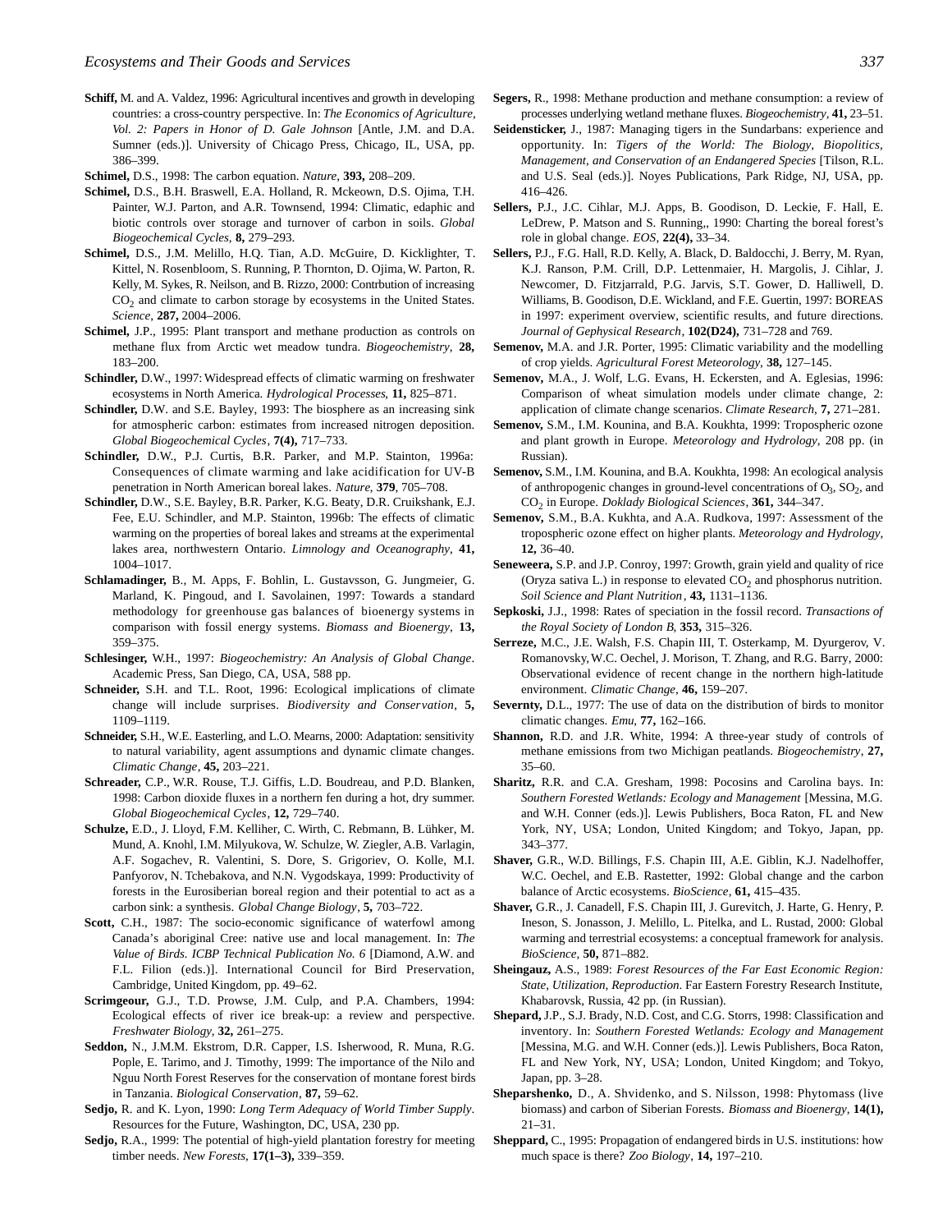**Schiff,** M. and A. Valdez, 1996: Agricultural incentives and growth in developing countries: a cross-country perspective. In: *The Economics of Agriculture, Vol. 2: Papers in Honor of D. Gale Johnson* [Antle, J.M. and D.A. Sumner (eds.)]. University of Chicago Press, Chicago, IL, USA, pp. 386–399.

**Schimel,** D.S., 1998: The carbon equation. *Nature*, **393,** 208–209.

**Schimel,** D.S., B.H. Braswell, E.A. Holland, R. Mckeown, D.S. Ojima, T.H. Painter, W.J. Parton, and A.R. Townsend, 1994: Climatic, edaphic and biotic controls over storage and turnover of carbon in soils. *Global Biogeochemical Cycles*, **8,** 279–293.

**Schimel,** D.S., J.M. Melillo, H.Q. Tian, A.D. McGuire, D. Kicklighter, T. Kittel, N. Rosenbloom, S. Running, P. Thornton, D. Ojima, W. Parton, R. Kelly, M. Sykes, R. Neilson, and B. Rizzo, 2000: Contrbution of increasing $CO_2$ and climate to carbon storage by ecosystems in the United States. *Science*, **287,** 2004–2006.

**Schimel,** J.P., 1995: Plant transport and methane production as controls on methane flux from Arctic wet meadow tundra. *Biogeochemistry*, **28,** 183–200.

**Schindler,** D.W., 1997: Widespread effects of climatic warming on freshwater ecosystems in North America. *Hydrological Processes*, **11,** 825–871.

**Schindler,** D.W. and S.E. Bayley, 1993: The biosphere as an increasing sink for atmospheric carbon: estimates from increased nitrogen deposition. *Global Biogeochemical Cycles*, **7(4),** 717–733.

**Schindler,** D.W., P.J. Curtis, B.R. Parker, and M.P. Stainton, 1996a: Consequences of climate warming and lake acidification for UV-B penetration in North American boreal lakes. *Nature*, **379**, 705–708.

**Schindler,** D.W., S.E. Bayley, B.R. Parker, K.G. Beaty, D.R. Cruikshank, E.J. Fee, E.U. Schindler, and M.P. Stainton, 1996b: The effects of climatic warming on the properties of boreal lakes and streams at the experimental lakes area, northwestern Ontario. *Limnology and Oceanography*, **41,** 1004–1017.

**Schlamadinger,** B., M. Apps, F. Bohlin, L. Gustavsson, G. Jungmeier, G. Marland, K. Pingoud, and I. Savolainen, 1997: Towards a standard methodology for greenhouse gas balances of bioenergy systems in comparison with fossil energy systems. *Biomass and Bioenergy*, **13,** 359–375.

**Schlesinger,** W.H., 1997: *Biogeochemistry: An Analysis of Global Change*. Academic Press, San Diego, CA, USA, 588 pp.

**Schneider,** S.H. and T.L. Root, 1996: Ecological implications of climate change will include surprises. *Biodiversity and Conservation*, **5,** 1109–1119.

**Schneider,** S.H., W.E. Easterling, and L.O. Mearns, 2000: Adaptation: sensitivity to natural variability, agent assumptions and dynamic climate changes. *Climatic Change*, **45,** 203–221.

**Schreader,** C.P., W.R. Rouse, T.J. Giffis, L.D. Boudreau, and P.D. Blanken, 1998: Carbon dioxide fluxes in a northern fen during a hot, dry summer. *Global Biogeochemical Cycles*, **12,** 729–740.

**Schulze,** E.D., J. Lloyd, F.M. Kelliher, C. Wirth, C. Rebmann, B. Lühker, M. Mund, A. Knohl, I.M. Milyukova, W. Schulze, W. Ziegler, A.B. Varlagin, A.F. Sogachev, R. Valentini, S. Dore, S. Grigoriev, O. Kolle, M.I. Panfyorov, N. Tchebakova, and N.N. Vygodskaya, 1999: Productivity of forests in the Eurosiberian boreal region and their potential to act as a carbon sink: a synthesis. *Global Change Biology*, **5,** 703–722.

**Scott,** C.H., 1987: The socio-economic significance of waterfowl among Canada's aboriginal Cree: native use and local management. In: *The Value of Birds. ICBP Technical Publication No. 6* [Diamond, A.W. and F.L. Filion (eds.)]. International Council for Bird Preservation, Cambridge, United Kingdom, pp. 49–62.

**Scrimgeour,** G.J., T.D. Prowse, J.M. Culp, and P.A. Chambers, 1994: Ecological effects of river ice break-up: a review and perspective. *Freshwater Biology*, **32,** 261–275.

**Seddon,** N., J.M.M. Ekstrom, D.R. Capper, I.S. Isherwood, R. Muna, R.G. Pople, E. Tarimo, and J. Timothy, 1999: The importance of the Nilo and Nguu North Forest Reserves for the conservation of montane forest birds in Tanzania. *Biological Conservation*, **87,** 59–62.

**Sedjo,** R. and K. Lyon, 1990: *Long Term Adequacy of World Timber Supply*. Resources for the Future, Washington, DC, USA, 230 pp.

**Sedjo,** R.A., 1999: The potential of high-yield plantation forestry for meeting timber needs. *New Forests*, **17(1–3),** 339–359.

**Segers,** R., 1998: Methane production and methane consumption: a review of processes underlying wetland methane fluxes. *Biogeochemistry*, **41,** 23–51.

**Seidensticker,** J., 1987: Managing tigers in the Sundarbans: experience and opportunity. In: *Tigers of the World: The Biology, Biopolitics, Management, and Conservation of an Endangered Species* [Tilson, R.L. and U.S. Seal (eds.)]. Noyes Publications, Park Ridge, NJ, USA, pp. 416–426.

**Sellers,** P.J., J.C. Cihlar, M.J. Apps, B. Goodison, D. Leckie, F. Hall, E. LeDrew, P. Matson and S. Running,, 1990: Charting the boreal forest's role in global change. *EOS*, **22(4),** 33–34.

**Sellers,** P.J., F.G. Hall, R.D. Kelly, A. Black, D. Baldocchi, J. Berry, M. Ryan, K.J. Ranson, P.M. Crill, D.P. Lettenmaier, H. Margolis, J. Cihlar, J. Newcomer, D. Fitzjarrald, P.G. Jarvis, S.T. Gower, D. Halliwell, D. Williams, B. Goodison, D.E. Wickland, and F.E. Guertin, 1997: BOREAS in 1997: experiment overview, scientific results, and future directions. *Journal of Gephysical Research*, **102(D24),** 731–728 and 769.

**Semenov,** M.A. and J.R. Porter, 1995: Climatic variability and the modelling of crop yields. *Agricultural Forest Meteorology*, **38,** 127–145.

**Semenov,** M.A., J. Wolf, L.G. Evans, H. Eckersten, and A. Eglesias, 1996: Comparison of wheat simulation models under climate change, 2: application of climate change scenarios. *Climate Research*, **7,** 271–281.

**Semenov,** S.M., I.M. Kounina, and B.A. Koukhta, 1999: Tropospheric ozone and plant growth in Europe. *Meteorology and Hydrology*, 208 pp. (in Russian).

**Semenov,** S.M., I.M. Kounina, and B.A. Koukhta, 1998: An ecological analysis of anthropogenic changes in ground-level concentrations of $O_3$, $SO_2$, and $CO_2$ in Europe. *Doklady Biological Sciences*, **361,** 344–347.

**Semenov,** S.M., B.A. Kukhta, and A.A. Rudkova, 1997: Assessment of the tropospheric ozone effect on higher plants. *Meteorology and Hydrology*, **12,** 36–40.

**Seneweera,** S.P. and J.P. Conroy, 1997: Growth, grain yield and quality of rice (Oryza sativa L.) in response to elevated $CO_2$ and phosphorus nutrition. *Soil Science and Plant Nutrition*, **43,** 1131–1136.

**Sepkoski,** J.J., 1998: Rates of speciation in the fossil record. *Transactions of the Royal Society of London B*, **353,** 315–326.

**Serreze,** M.C., J.E. Walsh, F.S. Chapin III, T. Osterkamp, M. Dyurgerov, V. Romanovsky, W.C. Oechel, J. Morison, T. Zhang, and R.G. Barry, 2000: Observational evidence of recent change in the northern high-latitude environment. *Climatic Change*, **46,** 159–207.

**Severnty,** D.L., 1977: The use of data on the distribution of birds to monitor climatic changes. *Emu*, **77,** 162–166.

**Shannon,** R.D. and J.R. White, 1994: A three-year study of controls of methane emissions from two Michigan peatlands. *Biogeochemistry*, **27,** 35–60.

**Sharitz,** R.R. and C.A. Gresham, 1998: Pocosins and Carolina bays. In: *Southern Forested Wetlands: Ecology and Management* [Messina, M.G. and W.H. Conner (eds.)]. Lewis Publishers, Boca Raton, FL and New York, NY, USA; London, United Kingdom; and Tokyo, Japan, pp. 343–377.

**Shaver,** G.R., W.D. Billings, F.S. Chapin III, A.E. Giblin, K.J. Nadelhoffer, W.C. Oechel, and E.B. Rastetter, 1992: Global change and the carbon balance of Arctic ecosystems. *BioScience*, **61,** 415–435.

**Shaver,** G.R., J. Canadell, F.S. Chapin III, J. Gurevitch, J. Harte, G. Henry, P. Ineson, S. Jonasson, J. Melillo, L. Pitelka, and L. Rustad, 2000: Global warming and terrestrial ecosystems: a conceptual framework for analysis. *BioScience*, **50,** 871–882.

**Sheingauz,** A.S., 1989: *Forest Resources of the Far East Economic Region: State, Utilization, Reproduction*. Far Eastern Forestry Research Institute, Khabarovsk, Russia, 42 pp. (in Russian).

**Shepard,** J.P., S.J. Brady, N.D. Cost, and C.G. Storrs, 1998: Classification and inventory. In: *Southern Forested Wetlands: Ecology and Management* [Messina, M.G. and W.H. Conner (eds.)]. Lewis Publishers, Boca Raton, FL and New York, NY, USA; London, United Kingdom; and Tokyo, Japan, pp. 3–28.

**Sheparshenko,** D., A. Shvidenko, and S. Nilsson, 1998: Phytomass (live biomass) and carbon of Siberian Forests. *Biomass and Bioenergy*, **14(1),** 21–31.

**Sheppard,** C., 1995: Propagation of endangered birds in U.S. institutions: how much space is there? *Zoo Biology*, **14,** 197–210.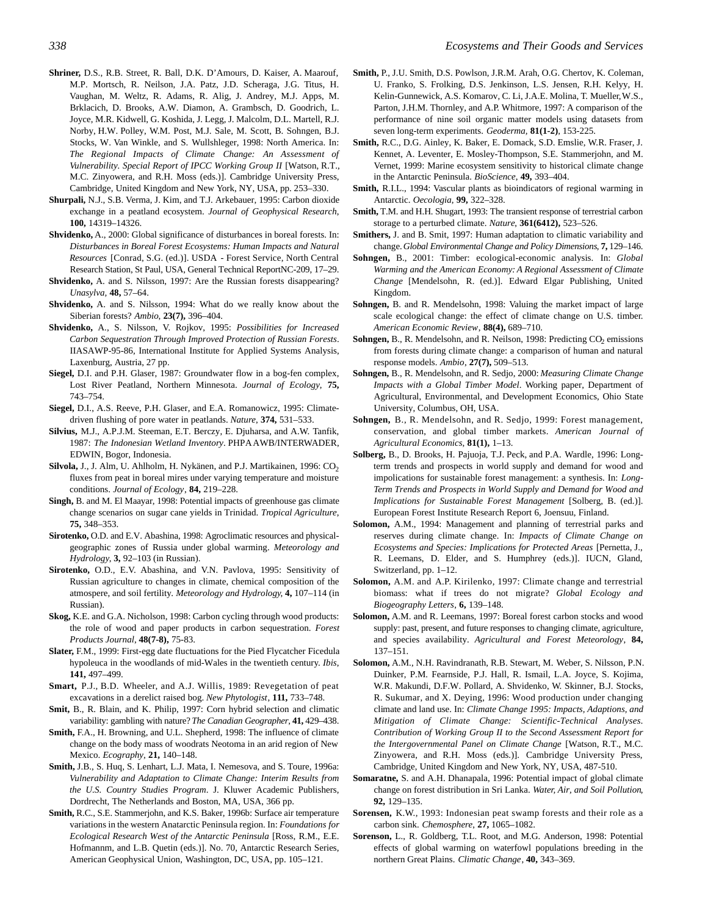**Shriner,** D.S., R.B. Street, R. Ball, D.K. D'Amours, D. Kaiser, A. Maarouf, M.P. Mortsch, R. Neilson, J.A. Patz, J.D. Scheraga, J.G. Titus, H. Vaughan, M. Weltz, R. Adams, R. Alig, J. Andrey, M.J. Apps, M. Brklacich, D. Brooks, A.W. Diamon, A. Grambsch, D. Goodrich, L. Joyce, M.R. Kidwell, G. Koshida, J. Legg, J. Malcolm, D.L. Martell, R.J. Norby, H.W. Polley, W.M. Post, M.J. Sale, M. Scott, B. Sohngen, B.J. Stocks, W. Van Winkle, and S. Wullshleger, 1998: North America. In: *The Regional Impacts of Climate Change: An Assessment of Vulnerability. Special Report of IPCC Working Group II* [Watson, R.T., M.C. Zinyowera, and R.H. Moss (eds.)]. Cambridge University Press, Cambridge, United Kingdom and New York, NY, USA, pp. 253–330.

**Shurpali,** N.J., S.B. Verma, J. Kim, and T.J. Arkebauer, 1995: Carbon dioxide exchange in a peatland ecosystem. *Journal of Geophysical Research*, **100,** 14319–14326.

**Shvidenko,** A., 2000: Global significance of disturbances in boreal forests. In: *Disturbances in Boreal Forest Ecosystems: Human Impacts and Natural Resources* [Conrad, S.G. (ed.)]. USDA - Forest Service, North Central Research Station, St Paul, USA, General Technical ReportNC-209, 17–29.

**Shvidenko,** A. and S. Nilsson, 1997: Are the Russian forests disappearing? *Unasylva*, **48,** 57–64.

**Shvidenko,** A. and S. Nilsson, 1994: What do we really know about the Siberian forests? *Ambio*, **23(7),** 396–404.

**Shvidenko,** A., S. Nilsson, V. Rojkov, 1995: *Possibilities for Increased Carbon Sequestration Through Improved Protection of Russian Forests*. IIASAWP-95-86, International Institute for Applied Systems Analysis, Laxenburg, Austria, 27 pp.

**Siegel,** D.I. and P.H. Glaser, 1987: Groundwater flow in a bog-fen complex, Lost River Peatland, Northern Minnesota. *Journal of Ecology*, **75,** 743–754.

**Siegel,** D.I., A.S. Reeve, P.H. Glaser, and E.A. Romanowicz, 1995: Climate-driven flushing of pore water in peatlands. *Nature*, **374,** 531–533.

**Silvius,** M.J., A.P.J.M. Steeman, E.T. Berczy, E. Djuharsa, and A.W. Tanfik, 1987: *The Indonesian Wetland Inventory*. PHPA AWB/INTERWADER, EDWIN, Bogor, Indonesia.

**Silvola,** J., J. Alm, U. Ahlholm, H. Nykänen, and P.J. Martikainen, 1996: $CO_2$ fluxes from peat in boreal mires under varying temperature and moisture conditions. *Journal of Ecology*, **84,** 219–228.

**Singh,** B. and M. El Maayar, 1998: Potential impacts of greenhouse gas climate change scenarios on sugar cane yields in Trinidad. *Tropical Agriculture*, **75,** 348–353.

**Sirotenko,** O.D. and E.V. Abashina, 1998: Agroclimatic resources and physical-geographic zones of Russia under global warming. *Meteorology and Hydrology*, **3,** 92–103 (in Russian).

**Sirotenko,** O.D., E.V. Abashina, and V.N. Pavlova, 1995: Sensitivity of Russian agriculture to changes in climate, chemical composition of the atmospere, and soil fertility. *Meteorology and Hydrology*, **4,** 107–114 (in Russian).

**Skog,** K.E. and G.A. Nicholson, 1998: Carbon cycling through wood products: the role of wood and paper products in carbon sequestration. *Forest Products Journal*, **48(7-8),** 75-83.

**Slater,** F.M., 1999: First-egg date fluctuations for the Pied Flycatcher Ficedula hypoleuca in the woodlands of mid-Wales in the twentieth century. *Ibis*, **141,** 497–499.

**Smart,** P.J., B.D. Wheeler, and A.J. Willis, 1989: Revegetation of peat excavations in a derelict raised bog. *New Phytologist*, **111,** 733–748.

**Smit,** B., R. Blain, and K. Philip, 1997: Corn hybrid selection and climatic variability: gambling with nature? *The Canadian Geographer*, **41,** 429–438.

**Smith,** F.A., H. Browning, and U.L. Shepherd, 1998: The influence of climate change on the body mass of woodrats Neotoma in an arid region of New Mexico. *Ecography*, **21,** 140–148.

**Smith,** J.B., S. Huq, S. Lenhart, L.J. Mata, I. Nemesova, and S. Toure, 1996a: *Vulnerability and Adaptation to Climate Change: Interim Results from the U.S. Country Studies Program*. J. Kluwer Academic Publishers, Dordrecht, The Netherlands and Boston, MA, USA, 366 pp.

**Smith,** R.C., S.E. Stammerjohn, and K.S. Baker, 1996b: Surface air temperature variations in the western Anatarctic Peninsula region. In: *Foundations for Ecological Research West of the Antarctic Peninsula* [Ross, R.M., E.E. Hofmannm, and L.B. Quetin (eds.)]. No. 70, Antarctic Research Series, American Geophysical Union, Washington, DC, USA, pp. 105–121.

**Smith,** P., J.U. Smith, D.S. Powlson, J.R.M. Arah, O.G. Chertov, K. Coleman, U. Franko, S. Frolking, D.S. Jenkinson, L.S. Jensen, R.H. Kelyy, H. Kelin-Gunnewick, A.S. Komarov, C. Li, J.A.E. Molina, T. Mueller,W.S., Parton, J.H.M. Thornley, and A.P. Whitmore, 1997: A comparison of the performance of nine soil organic matter models using datasets from seven long-term experiments. *Geoderma*, **81(1-2)**, 153-225.

**Smith,** R.C., D.G. Ainley, K. Baker, E. Domack, S.D. Emslie, W.R. Fraser, J. Kennet, A. Leventer, E. Mosley-Thompson, S.E. Stammerjohn, and M. Vernet, 1999: Marine ecosystem sensitivity to historical climate change in the Antarctic Peninsula. *BioScience*, **49,** 393–404.

**Smith,** R.I.L., 1994: Vascular plants as bioindicators of regional warming in Antarctic. *Oecologia*, **99,** 322–328.

**Smith,** T.M. and H.H. Shugart, 1993: The transient response of terrestrial carbon storage to a perturbed climate. *Nature*, **361(6412),** 523–526.

**Smithers,** J. and B. Smit, 1997: Human adaptation to climatic variability and change. *Global Environmental Change and Policy Dimensions*, **7,** 129–146.

**Sohngen,** B., 2001: Timber: ecological-economic analysis. In: *Global Warming and the American Economy: A Regional Assessment of Climate Change* [Mendelsohn, R. (ed.)]. Edward Elgar Publishing, United Kingdom.

**Sohngen,** B. and R. Mendelsohn, 1998: Valuing the market impact of large scale ecological change: the effect of climate change on U.S. timber. *American Economic Review*, **88(4),** 689–710.

**Sohngen,** B., R. Mendelsohn, and R. Neilson, 1998: Predicting $CO_2$ emissions from forests during climate change: a comparison of human and natural response models. *Ambio*, **27(7),** 509–513.

**Sohngen,** B., R. Mendelsohn, and R. Sedjo, 2000: *Measuring Climate Change Impacts with a Global Timber Model*. Working paper, Department of Agricultural, Environmental, and Development Economics, Ohio State University, Columbus, OH, USA.

**Sohngen,** B., R. Mendelsohn, and R. Sedjo, 1999: Forest management, conservation, and global timber markets. *American Journal of Agricultural Economics*, **81(1),** 1–13.

**Solberg,** B., D. Brooks, H. Pajuoja, T.J. Peck, and P.A. Wardle, 1996: Long-term trends and prospects in world supply and demand for wood and impolications for sustainable forest management: a synthesis. In: *Long-Term Trends and Prospects in World Supply and Demand for Wood and Implications for Sustainable Forest Management* [Solberg, B. (ed.)]. European Forest Institute Research Report 6, Joensuu, Finland.

**Solomon,** A.M., 1994: Management and planning of terrestrial parks and reserves during climate change. In: *Impacts of Climate Change on Ecosystems and Species: Implications for Protected Areas* [Pernetta, J., R. Leemans, D. Elder, and S. Humphrey (eds.)]. IUCN, Gland, Switzerland, pp. 1–12.

**Solomon,** A.M. and A.P. Kirilenko, 1997: Climate change and terrestrial biomass: what if trees do not migrate? *Global Ecology and Biogeography Letters*, **6,** 139–148.

**Solomon,** A.M. and R. Leemans, 1997: Boreal forest carbon stocks and wood supply: past, present, and future responses to changing climate, agriculture, and species availability. *Agricultural and Forest Meteorology*, **84,** 137–151.

**Solomon,** A.M., N.H. Ravindranath, R.B. Stewart, M. Weber, S. Nilsson, P.N. Duinker, P.M. Fearnside, P.J. Hall, R. Ismail, L.A. Joyce, S. Kojima, W.R. Makundi, D.F.W. Pollard, A. Shvidenko, W. Skinner, B.J. Stocks, R. Sukumar, and X. Deying, 1996: Wood production under changing climate and land use. In: *Climate Change 1995: Impacts, Adaptions, and Mitigation of Climate Change: Scientific-Technical Analyses. Contribution of Working Group II to the Second Assessment Report for the Intergovernmental Panel on Climate Change* [Watson, R.T., M.C. Zinyowera, and R.H. Moss (eds.)]. Cambridge University Press, Cambridge, United Kingdom and New York, NY, USA, 487-510.

**Somaratne,** S. and A.H. Dhanapala, 1996: Potential impact of global climate change on forest distribution in Sri Lanka. *Water, Air, and Soil Pollution*, **92,** 129–135.

**Sorensen,** K.W., 1993: Indonesian peat swamp forests and their role as a carbon sink. *Chemosphere*, **27,** 1065–1082.

**Sorenson,** L., R. Goldberg, T.L. Root, and M.G. Anderson, 1998: Potential effects of global warming on waterfowl populations breeding in the northern Great Plains. *Climatic Change*, **40,** 343–369.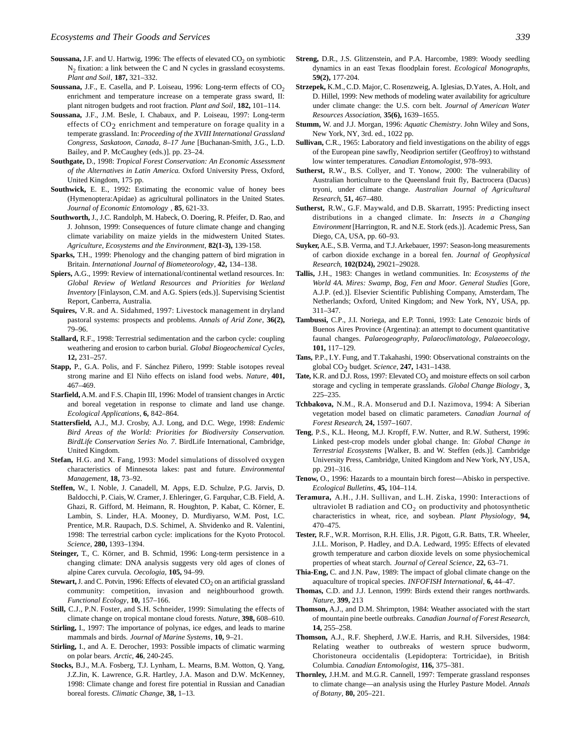**Soussana,** J.F. and U. Hartwig, 1996: The effects of elevated $CO_2$ on symbiotic $N_2$ fixation: a link between the C and N cycles in grassland ecosystems. *Plant and Soil*, **187,** 321–332.

**Soussana,** J.F., E. Casella, and P. Loiseau, 1996: Long-term effects of $CO_2$ enrichment and temperature increase on a temperate grass sward, II: plant nitrogen budgets and root fraction. *Plant and Soil*, **182,** 101–114.

**Soussana,** J.F., J.M. Besle, I. Chabaux, and P. Loiseau, 1997: Long-term effects of $CO_2$ enrichment and temperature on forage quality in a temperate grassland. In: *Proceeding of the XVIII International Grassland Congress, Saskatoon, Canada, 8–17 June* [Buchanan-Smith, J.G., L.D. Bailey, and P. McCaughey (eds.)]. pp. 23–24.

**Southgate,** D., 1998: *Tropical Forest Conservation: An Economic Assessment of the Alternatives in Latin America.* Oxford University Press, Oxford, United Kingdom, 175 pp.

**Southwick,** E. E., 1992: Estimating the economic value of honey bees (Hymenoptera:Apidae) as agricultural pollinators in the United States. *Journal of Economic Entomology* , **85**, 621-33.

**Southworth,** J., J.C. Randolph, M. Habeck, O. Doering, R. Pfeifer, D. Rao, and J. Johnson, 1999: Consequences of future climate change and changing climate variability on maize yields in the midwestern United States. *Agriculture, Ecosystems and the Environment*, **82(1-3),** 139-158.

**Sparks,** T.H., 1999: Phenology and the changing pattern of bird migration in Britain. *International Journal of Biometeorology*, **42,** 134–138.

**Spiers,** A.G., 1999: Review of international/continental wetland resources. In: *Global Review of Wetland Resources and Priorities for Wetland Inventory* [Finlayson, C.M. and A.G. Spiers (eds.)]. Supervising Scientist Report, Canberra, Australia.

**Squires,** V.R. and A. Sidahmed, 1997: Livestock management in dryland pastoral systems: prospects and problems. *Annals of Arid Zone*, **36(2),** 79–96.

**Stallard,** R.F., 1998: Terrestrial sedimentation and the carbon cycle: coupling weathering and erosion to carbon burial. *Global Biogeochemical Cycles*, **12,** 231–257.

**Stapp,** P., G.A. Polis, and F. Sánchez Piñero, 1999: Stable isotopes reveal strong marine and El Niño effects on island food webs. *Nature*, **401,** 467–469.

**Starfield,** A.M. and F.S. Chapin III, 1996: Model of transient changes in Arctic and boreal vegetation in response to climate and land use change. *Ecological Applications*, **6,** 842–864.

**Stattersfield,** A.J., M.J. Crosby, A.J. Long, and D.C. Wege, 1998: *Endemic Bird Areas of the World: Priorities for Biodiversity Conservation. BirdLife Conservation Series No. 7*. BirdLife International, Cambridge, United Kingdom.

**Stefan,** H.G. and X. Fang, 1993: Model simulations of dissolved oxygen characteristics of Minnesota lakes: past and future. *Environmental Management*, **18,** 73–92.

**Steffen,** W., I. Noble, J. Canadell, M. Apps, E.D. Schulze, P.G. Jarvis, D. Baldocchi, P. Ciais, W. Cramer, J. Ehleringer, G. Farquhar, C.B. Field, A. Ghazi, R. Gifford, M. Heimann, R. Houghton, P. Kabat, C. Körner, E. Lambin, S. Linder, H.A. Mooney, D. Murdiyarso, W.M. Post, I.C. Prentice, M.R. Raupach, D.S. Schimel, A. Shvidenko and R. Valentini, 1998: The terrestrial carbon cycle: implications for the Kyoto Protocol. *Science*, **280,** 1393–1394.

**Steinger,** T., C. Körner, and B. Schmid, 1996: Long-term persistence in a changing climate: DNA analysis suggests very old ages of clones of alpine Carex curvula. *Oecologia*, **105,** 94–99.

**Stewart,** J. and C. Potvin, 1996: Effects of elevated $CO_2$ on an artificial grassland community: competition, invasion and neighbourhood growth. *Functional Ecology*, **10,** 157–166.

**Still,** C.J., P.N. Foster, and S.H. Schneider, 1999: Simulating the effects of climate change on tropical montane cloud forests. *Nature*, **398,** 608–610.

**Stirling,** I., 1997: The importance of polynas, ice edges, and leads to marine mammals and birds. *Journal of Marine Systems*, **10,** 9–21.

**Stirling,** I., and A. E. Derocher, 1993: Possible impacts of climatic warming on polar bears. *Arctic*, **46**, 240-245.

**Stocks,** B.J., M.A. Fosberg, T.J. Lynham, L. Mearns, B.M. Wotton, Q. Yang, J.Z.Jin, K. Lawrence, G.R. Hartley, J.A. Mason and D.W. McKenney, 1998: Climate change and forest fire potential in Russian and Canadian boreal forests. *Climatic Change*, **38,** 1–13.

**Streng,** D.R., J.S. Glitzenstein, and P.A. Harcombe, 1989: Woody seedling dynamics in an east Texas floodplain forest. *Ecological Monographs*, **59(2),** 177-204.

**Strzepek,** K.M., C.D. Major, C. Rosenzweig, A. Iglesias, D.Yates, A. Holt, and D. Hillel, 1999: New methods of modeling water availability for agriculture under climate change: the U.S. corn belt. *Journal of American Water Resources Association*, **35(6),** 1639–1655.

**Stumm,** W. and J.J. Morgan, 1996: *Aquatic Chemistry*. John Wiley and Sons, New York, NY, 3rd. ed., 1022 pp.

**Sullivan,** C.R., 1965: Laboratory and field investigations on the ability of eggs of the European pine sawfly, Neodiprion sertifer (Geoffroy) to withstand low winter temperatures. *Canadian Entomologist*, 978–993.

**Sutherst,** R.W., B.S. Collyer, and T. Yonow, 2000: The vulnerability of Australian horticulture to the Queensland fruit fly, Bactrocera (Dacus) tryoni, under climate change. *Australian Journal of Agricultural Research*, **51,** 467–480.

**Sutherst,** R.W., G.F. Maywald, and D.B. Skarratt, 1995: Predicting insect distributions in a changed climate. In: *Insects in a Changing Environment* [Harrington, R. and N.E. Stork (eds.)]. Academic Press, San Diego, CA, USA, pp. 60–93.

**Suyker,** A.E., S.B. Verma, and T.J. Arkebauer, 1997: Season-long measurements of carbon dioxide exchange in a boreal fen. *Journal of Geophysical Research*, **102(D24),** 29021–29028.

**Tallis,** J.H., 1983: Changes in wetland communities. In: *Ecosystems of the World 4A. Mires: Swamp, Bog, Fen and Moor. General Studies* [Gore, A.J.P. (ed.)]. Elsevier Scientific Publishing Company, Amsterdam, The Netherlands; Oxford, United Kingdom; and New York, NY, USA, pp. 311–347.

**Tambussi,** C.P., J.I. Noriega, and E.P. Tonni, 1993: Late Cenozoic birds of Buenos Aires Province (Argentina): an attempt to document quantitative faunal changes. *Palaeogeography, Palaeoclimatology, Palaeoecology*, **101,** 117–129.

**Tans,** P.P., I.Y. Fung, and T.Takahashi, 1990: Observational constraints on the global $CO_2$ budget. *Science*, **247,** 1431–1438.

**Tate,** K.R. and D.J. Ross, 1997: Elevated $CO_2$ and moisture effects on soil carbon storage and cycling in temperate grasslands. *Global Change Biology*, **3,** 225–235.

**Tchbakova,** N.M., R.A. Monserud and D.I. Nazimova, 1994: A Siberian vegetation model based on climatic parameters. *Canadian Journal of Forest Research*, **24,** 1597–1607.

**Teng**, P.S., K.L. Heong, M.J. Kropff, F.W. Nutter, and R.W. Sutherst, 1996: Linked pest-crop models under global change. In: *Global Change in Terrestrial Ecosystems* [Walker, B. and W. Steffen (eds.)]. Cambridge University Press, Cambridge, United Kingdom and New York, NY, USA, pp. 291–316.

**Tenow,** O., 1996: Hazards to a mountain birch forest—Abisko in perspective. *Ecological Bulletins*, **45,** 104–114.

**Teramura,** A.H., J.H. Sullivan, and L.H. Ziska, 1990: Interactions of ultraviolet B radiation and $CO_2$ on productivity and photosynthetic characteristics in wheat, rice, and soybean. *Plant Physiology*, **94,** 470–475.

**Tester,** R.F., W.R. Morrison, R.H. Ellis, J.R. Pigott, G.R. Batts, T.R. Wheeler, J.I.L. Morison, P. Hadley, and D.A. Ledward, 1995: Effects of elevated growth temperature and carbon dioxide levels on some physiochemical properties of wheat starch. *Journal of Cereal Science*, **22,** 63–71.

**Thia-Eng,** C. and J.N. Paw, 1989: The impact of global climate change on the aquaculture of tropical species. *INFOFISH International*, **6,** 44–47.

**Thomas,** C.D. and J.J. Lennon, 1999: Birds extend their ranges northwards. *Nature*, **399,** 213

**Thomson,** A.J., and D.M. Shrimpton, 1984: Weather associated with the start of mountain pine beetle outbreaks. *Canadian Journal of Forest Research*, **14,** 255–258.

**Thomson,** A.J., R.F. Shepherd, J.W.E. Harris, and R.H. Silversides, 1984: Relating weather to outbreaks of western spruce budworm, Choristoneura occidentalis (Lepidoptera: Tortricidae), in British Columbia. *Canadian Entomologist*, **116,** 375–381.

**Thornley,** J.H.M. and M.G.R. Cannell, 1997: Temperate grassland responses to climate change—an analysis using the Hurley Pasture Model. *Annals of Botany*, **80,** 205–221.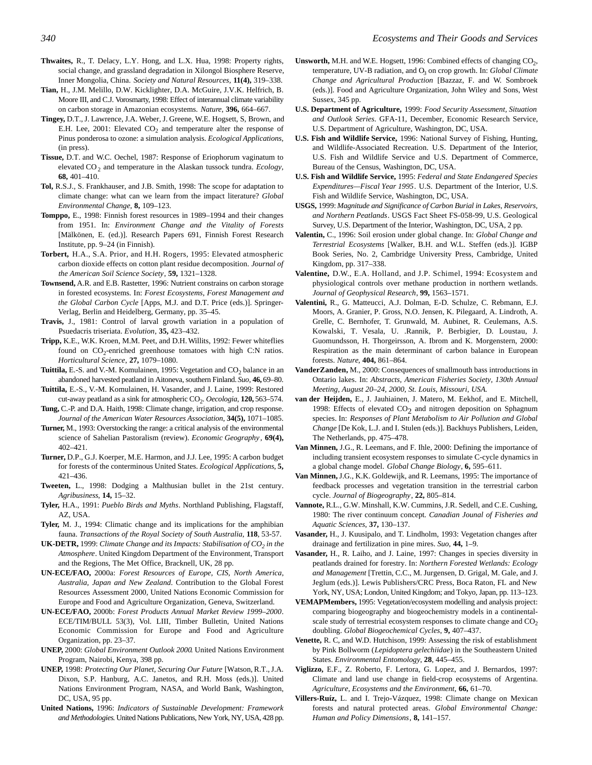**Thwaites,** R., T. Delacy, L.Y. Hong, and L.X. Hua, 1998: Property rights, social change, and grassland degradation in Xilongol Biosphere Reserve, Inner Mongolia, China. *Society and Natural Resources*, **11(4),** 319–338.

**Tian,** H., J.M. Melillo, D.W. Kicklighter, D.A. McGuire, J.V.K. Helfrich, B. Moore III, and C.J. Vorosmarty, 1998: Effect of interannual climate variability on carbon storage in Amazonian ecosystems. *Nature*, **396,** 664–667.

**Tingey,** D.T., J. Lawrence, J.A. Weber, J. Greene, W.E. Hogsett, S, Brown, and E.H. Lee, 2001: Elevated $CO_2$ and temperature alter the response of Pinus ponderosa to ozone: a simulation analysis. *Ecological Applications,* (in press).

**Tissue,** D.T. and W.C. Oechel, 1987: Response of Eriophorum vaginatum to elevated $CO_2$ and temperature in the Alaskan tussock tundra. *Ecology*, **68,** 401–410.

**Tol,** R.S.J., S. Frankhauser, and J.B. Smith, 1998: The scope for adaptation to climate change: what can we learn from the impact literature? *Global Environmental Change*, **8,** 109–123.

**Tomppo,** E., 1998: Finnish forest resources in 1989–1994 and their changes from 1951. In: *Environment Change and the Vitality of Forests* [Mälkönen, E. (ed.)]. Research Papers 691, Finnish Forest Research Institute, pp. 9–24 (in Finnish).

**Torbert,** H.A., S.A. Prior, and H.H. Rogers, 1995: Elevated atmospheric carbon dioxide effects on cotton plant residue decomposition. *Journal of the American Soil Science Society*, **59,** 1321–1328.

**Townsend,** A.R. and E.B. Rastetter, 1996: Nutrient constrains on carbon storage in forested ecosystems. In: *Forest Ecosystems, Forest Management and the Global Carbon Cycle* [Apps, M.J. and D.T. Price (eds.)]. Springer-Verlag, Berlin and Heidelberg, Germany, pp. 35–45.

**Travis,** J., 1981: Control of larval growth variation in a population of Psuedacris triseriata. *Evolution*, **35,** 423–432.

**Tripp,** K.E., W.K. Kroen, M.M. Peet, and D.H. Willits, 1992: Fewer whiteflies found on $CO_2$-enriched greenhouse tomatoes with high C:N ratios. *Horticultural Science*, **27,** 1079–1080.

**Tuittila,** E.-S. and V.-M. Komulainen, 1995: Vegetation and $CO_2$ balance in an abandoned harvested peatland in Aitoneva, southern Finland. *Suo*, **46,** 69–80.

**Tuittila,** E.-S., V.-M. Komulainen, H. Vasander, and J. Laine, 1999: Restored cut-away peatland as a sink for atmospheric $CO_2$. *Oecologia*, **120,** 563–574.

**Tung,** C.-P. and D.A. Haith, 1998: Climate change, irrigation, and crop response. *Journal of the American Water Resources Association*, **34(5),** 1071–1085.

**Turner,** M., 1993: Overstocking the range: a critical analysis of the environmental science of Sahelian Pastoralism (review). *Economic Geography*, **69(4),** 402–421.

**Turner,** D.P., G.J. Koerper, M.E. Harmon, and J.J. Lee, 1995: A carbon budget for forests of the conterminous United States. *Ecological Applications*, **5,** 421–436.

**Tweeten,** L., 1998: Dodging a Malthusian bullet in the 21st century. *Agribusiness*, **14,** 15–32.

**Tyler,** H.A., 1991: *Pueblo Birds and Myths*. Northland Publishing, Flagstaff, AZ, USA.

**Tyler,** M. J., 1994: Climatic change and its implications for the amphibian fauna. *Transactions of the Royal Society of South Australia*, **118**, 53-57.

**UK-DETR,** 1999: *Climate Change and its Impacts: Stabilisation of $CO_2$ in the Atmosphere*. United Kingdom Department of the Environment, Transport and the Regions, The Met Office, Bracknell, UK, 28 pp.

**UN-ECE/FAO,** 2000a: *Forest Resources of Europe, CIS, North America, Australia, Japan and New Zealand*. Contribution to the Global Forest Resources Assessment 2000, United Nations Economic Commission for Europe and Food and Agriculture Organization, Geneva, Switzerland.

**UN-ECE/FAO,** 2000b: *Forest Products Annual Market Review 1999–2000*. ECE/TIM/BULL 53(3), Vol. LIII, Timber Bulletin, United Nations Economic Commission for Europe and Food and Agriculture Organization, pp. 23–37.

**UNEP,** 2000: *Global Environment Outlook 2000*. United Nations Environment Program, Nairobi, Kenya, 398 pp.

**UNEP,** 1998: *Protecting Our Planet, Securing Our Future* [Watson, R.T., J.A. Dixon, S.P. Hanburg, A.C. Janetos, and R.H. Moss (eds.)]. United Nations Environment Program, NASA, and World Bank, Washington, DC, USA, 95 pp.

**United Nations,** 1996: *Indicators of Sustainable Development: Framework and Methodologies*. United Nations Publications, New York, NY, USA, 428 pp.

**Unsworth,** M.H. and W.E. Hogsett, 1996: Combined effects of changing $CO_2$, temperature, UV-B radiation, and $O_3$ on crop growth. In: *Global Climate Change and Agricultural Production* [Bazzaz, F. and W. Sombroek (eds.)]. Food and Agriculture Organization, John Wiley and Sons, West Sussex, 345 pp.

**U.S. Department of Agriculture,** 1999: *Food Security Assessment, Situation and Outlook Series*. GFA-11, December, Economic Research Service, U.S. Department of Agriculture, Washington, DC, USA.

**U.S. Fish and Wildlife Service,** 1996: National Survey of Fishing, Hunting, and Wildlife-Associated Recreation. U.S. Department of the Interior, U.S. Fish and Wildlife Service and U.S. Department of Commerce, Bureau of the Census, Washington, DC, USA.

**U.S. Fish and Wildlife Service,** 1995: *Federal and State Endangered Species Expenditures—Fiscal Year 1995*. U.S. Department of the Interior, U.S. Fish and Wildlife Service, Washington, DC, USA.

**USGS,** 1999: *Magnitude and Significance of Carbon Burial in Lakes, Reservoirs, and Northern Peatlands*. USGS Fact Sheet FS-058-99, U.S. Geological Survey, U.S. Department of the Interior, Washington, DC, USA, 2 pp.

**Valentin,** C., 1996: Soil erosion under global change. In: *Global Change and Terrestrial Ecosystems* [Walker, B.H. and W.L. Steffen (eds.)]. IGBP Book Series, No. 2, Cambridge University Press, Cambridge, United Kingdom, pp. 317–338.

**Valentine,** D.W., E.A. Holland, and J.P. Schimel, 1994: Ecosystem and physiological controls over methane production in northern wetlands. *Journal of Geophysical Research*, **99,** 1563–1571.

**Valentini,** R., G. Matteucci, A.J. Dolman, E-D. Schulze, C. Rebmann, E.J. Moors, A. Granier, P. Gross, N.O. Jensen, K. Pilegaard, A. Lindroth, A. Grelle, C. Bernhofer, T. Grunwald, M. Aubinet, R. Ceulemans, A.S. Kowalski, T. Vesala, U. .Rannik, P. Berbigier, D. Loustau, J. Guomundsson, H. Thorgeirsson, A. Ibrom and K. Morgenstern, 2000: Respiration as the main determinant of carbon balance in European forests. *Nature*, **404,** 861–864.

**VanderZanden,** M., 2000: Consequences of smallmouth bass introductions in Ontario lakes. In: *Abstracts, American Fisheries Society, 130th Annual Meeting, August 20–24, 2000, St. Louis, Missouri, USA.*

**van der Heijden,** E., J. Jauhiainen, J. Matero, M. Eekhof, and E. Mitchell, 1998: Effects of elevated $CO_2$ and nitrogen deposition on Sphagnum species. In: *Responses of Plant Metabolism to Air Pollution and Global Change* [De Kok, L.J. and I. Stulen (eds.)]. Backhuys Publishers, Leiden, The Netherlands, pp. 475–478.

**Van Minnen,** J.G., R. Leemans, and F. Ihle, 2000: Defining the importance of including transient ecosystem responses to simulate C-cycle dynamics in a global change model. *Global Change Biology*, **6,** 595–611.

**Van Minnen,** J.G., K.K. Goldewijk, and R. Leemans, 1995: The importance of feedback processes and vegetation transition in the terrestrial carbon cycle. *Journal of Biogeography*, **22,** 805–814.

**Vannote,** R.L., G.W. Minshall, K.W. Cummins, J.R. Sedell, and C.E. Cushing, 1980: The river continuum concept. *Canadian Jounal of Fisheries and Aquatic Sciences*, **37,** 130–137.

**Vasander,** H., J. Kuusipalo, and T. Lindholm, 1993: Vegetation changes after drainage and fertilization in pine mires. *Suo*, **44,** 1–9.

**Vasander,** H., R. Laiho, and J. Laine, 1997: Changes in species diversity in peatlands drained for forestry. In: *Northern Forested Wetlands: Ecology and Management* [Trettin, C.C., M. Jurgensen, D. Grigal, M. Gale, and J. Jeglum (eds.)]. Lewis Publishers/CRC Press, Boca Raton, FL and New York, NY, USA; London, United Kingdom; and Tokyo, Japan, pp. 113–123.

**VEMAPMembers,** 1995: Vegetation/ecosystem modelling and analysis project: comparing biogeography and biogeochemistry models in a continental-scale study of terrestrial ecosystem responses to climate change and $CO_2$ doubling. *Global Biogeochemical Cycles*, **9,** 407–437.

**Venette,** R. C, and W.D. Hutchison, 1999: Assessing the risk of establishment by Pink Bollworm (*Lepidoptera gelechiidae*) in the Southeastern United States. *Environmental Entomology*, **28**, 445–455.

**Viglizzo,** E.F., Z. Roberto, F. Lertora, G. Lopez, and J. Bernardos, 1997: Climate and land use change in field-crop ecosystems of Argentina. *Agriculture, Ecosystems and the Environment*, **66,** 61–70.

**Villers-Ruíz,** L. and I. Trejo-Vázquez, 1998: Climate change on Mexican forests and natural protected areas. *Global Environmental Change: Human and Policy Dimensions*, **8,** 141–157.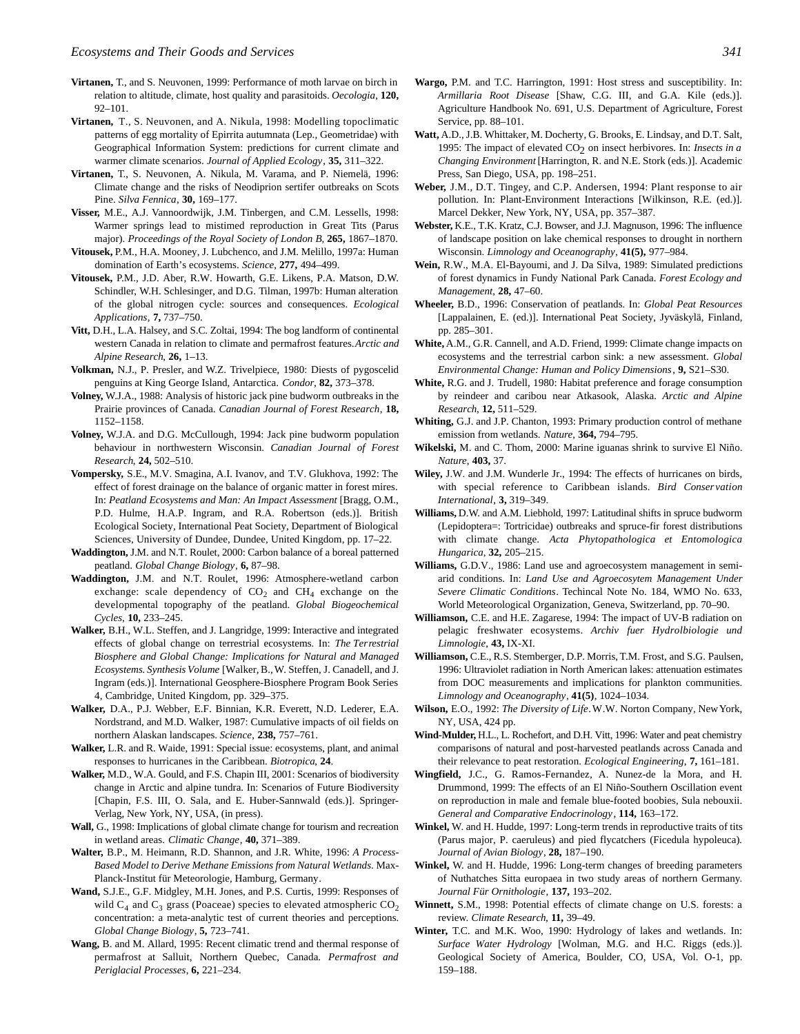**Virtanen,** T., and S. Neuvonen, 1999: Performance of moth larvae on birch in relation to altitude, climate, host quality and parasitoids. *Oecologia*, **120,** 92–101.

**Virtanen,** T., S. Neuvonen, and A. Nikula, 1998: Modelling topoclimatic patterns of egg mortality of Epirrita autumnata (Lep., Geometridae) with Geographical Information System: predictions for current climate and warmer climate scenarios. *Journal of Applied Ecology*, **35,** 311–322.

**Virtanen,** T., S. Neuvonen, A. Nikula, M. Varama, and P. Niemelä, 1996: Climate change and the risks of Neodiprion sertifer outbreaks on Scots Pine. *Silva Fennica*, **30,** 169–177.

**Visser,** M.E., A.J. Vannoordwijk, J.M. Tinbergen, and C.M. Lessells, 1998: Warmer springs lead to mistimed reproduction in Great Tits (Parus major). *Proceedings of the Royal Society of London B*, **265,** 1867–1870.

**Vitousek,** P.M., H.A. Mooney, J. Lubchenco, and J.M. Melillo, 1997a: Human domination of Earth's ecosystems. *Science*, **277,** 494–499.

**Vitousek,** P.M., J.D. Aber, R.W. Howarth, G.E. Likens, P.A. Matson, D.W. Schindler, W.H. Schlesinger, and D.G. Tilman, 1997b: Human alteration of the global nitrogen cycle: sources and consequences. *Ecological Applications*, **7,** 737–750.

**Vitt,** D.H., L.A. Halsey, and S.C. Zoltai, 1994: The bog landform of continental western Canada in relation to climate and permafrost features. *Arctic and Alpine Research*, **26,** 1–13.

**Volkman,** N.J., P. Presler, and W.Z. Trivelpiece, 1980: Diests of pygoscelid penguins at King George Island, Antarctica. *Condor*, **82,** 373–378.

**Volney,** W.J.A., 1988: Analysis of historic jack pine budworm outbreaks in the Prairie provinces of Canada. *Canadian Journal of Forest Research*, **18,** 1152–1158.

**Volney,** W.J.A. and D.G. McCullough, 1994: Jack pine budworm population behaviour in northwestern Wisconsin. *Canadian Journal of Forest Research*, **24,** 502–510.

**Vompersky,** S.E., M.V. Smagina, A.I. Ivanov, and T.V. Glukhova, 1992: The effect of forest drainage on the balance of organic matter in forest mires. In: *Peatland Ecosystems and Man: An Impact Assessment* [Bragg, O.M., P.D. Hulme, H.A.P. Ingram, and R.A. Robertson (eds.)]. British Ecological Society, International Peat Society, Department of Biological Sciences, University of Dundee, Dundee, United Kingdom, pp. 17–22.

**Waddington,** J.M. and N.T. Roulet, 2000: Carbon balance of a boreal patterned peatland. *Global Change Biology*, **6,** 87–98.

**Waddington,** J.M. and N.T. Roulet, 1996: Atmosphere-wetland carbon exchange: scale dependency of $CO_2$ and $CH_4$ exchange on the developmental topography of the peatland. *Global Biogeochemical Cycles*, **10,** 233–245.

**Walker,** B.H., W.L. Steffen, and J. Langridge, 1999: Interactive and integrated effects of global change on terrestrial ecosystems. In: *The Terrestrial Biosphere and Global Change: Implications for Natural and Managed Ecosystems. Synthesis Volume* [Walker, B., W. Steffen, J. Canadell, and J. Ingram (eds.)]. International Geosphere-Biosphere Program Book Series 4, Cambridge, United Kingdom, pp. 329–375.

**Walker,** D.A., P.J. Webber, E.F. Binnian, K.R. Everett, N.D. Lederer, E.A. Nordstrand, and M.D. Walker, 1987: Cumulative impacts of oil fields on northern Alaskan landscapes. *Science*, **238,** 757–761.

**Walker,** L.R. and R. Waide, 1991: Special issue: ecosystems, plant, and animal responses to hurricanes in the Caribbean. *Biotropica*, **24**.

**Walker,** M.D., W.A. Gould, and F.S. Chapin III, 2001: Scenarios of biodiversity change in Arctic and alpine tundra. In: Scenarios of Future Biodiversity [Chapin, F.S. III, O. Sala, and E. Huber-Sannwald (eds.)]. Springer-Verlag, New York, NY, USA, (in press).

**Wall,** G., 1998: Implications of global climate change for tourism and recreation in wetland areas. *Climatic Change*, **40,** 371–389.

**Walter,** B.P., M. Heimann, R.D. Shannon, and J.R. White, 1996: *A Process-Based Model to Derive Methane Emissions from Natural Wetlands*. Max-Planck-Institut für Meteorologie, Hamburg, Germany.

**Wand,** S.J.E., G.F. Midgley, M.H. Jones, and P.S. Curtis, 1999: Responses of wild $C_4$ and $C_3$ grass (Poaceae) species to elevated atmospheric $CO_2$ concentration: a meta-analytic test of current theories and perceptions. *Global Change Biology*, **5,** 723–741.

**Wang,** B. and M. Allard, 1995: Recent climatic trend and thermal response of permafrost at Salluit, Northern Quebec, Canada. *Permafrost and Periglacial Processes*, **6,** 221–234.

**Wargo,** P.M. and T.C. Harrington, 1991: Host stress and susceptibility. In: *Armillaria Root Disease* [Shaw, C.G. III, and G.A. Kile (eds.)]. Agriculture Handbook No. 691, U.S. Department of Agriculture, Forest Service, pp. 88–101.

**Watt,** A.D., J.B. Whittaker, M. Docherty, G. Brooks, E. Lindsay, and D.T. Salt, 1995: The impact of elevated $CO_2$ on insect herbivores. In: *Insects in a Changing Environment* [Harrington, R. and N.E. Stork (eds.)]. Academic Press, San Diego, USA, pp. 198–251.

**Weber,** J.M., D.T. Tingey, and C.P. Andersen, 1994: Plant response to air pollution. In: Plant-Environment Interactions [Wilkinson, R.E. (ed.)]. Marcel Dekker, New York, NY, USA, pp. 357–387.

**Webster,** K.E., T.K. Kratz, C.J. Bowser, and J.J. Magnuson, 1996: The influence of landscape position on lake chemical responses to drought in northern Wisconsin. *Limnology and Oceanography*, **41(5),** 977–984.

**Wein,** R.W., M.A. El-Bayoumi, and J. Da Silva, 1989: Simulated predictions of forest dynamics in Fundy National Park Canada. *Forest Ecology and Management*, **28,** 47–60.

**Wheeler,** B.D., 1996: Conservation of peatlands. In: *Global Peat Resources* [Lappalainen, E. (ed.)]. International Peat Society, Jyväskylä, Finland, pp. 285–301.

**White,** A.M., G.R. Cannell, and A.D. Friend, 1999: Climate change impacts on ecosystems and the terrestrial carbon sink: a new assessment. *Global Environmental Change: Human and Policy Dimensions*, **9,** S21–S30.

**White,** R.G. and J. Trudell, 1980: Habitat preference and forage consumption by reindeer and caribou near Atkasook, Alaska. *Arctic and Alpine Research*, **12,** 511–529.

**Whiting,** G.J. and J.P. Chanton, 1993: Primary production control of methane emission from wetlands. *Nature*, **364,** 794–795.

**Wikelski,** M. and C. Thom, 2000: Marine iguanas shrink to survive El Niño. *Nature*, **403,** 37.

**Wiley,** J.W. and J.M. Wunderle Jr., 1994: The effects of hurricanes on birds, with special reference to Caribbean islands. *Bird Conservation International*, **3,** 319–349.

**Williams,** D.W. and A.M. Liebhold, 1997: Latitudinal shifts in spruce budworm (Lepidoptera=: Tortricidae) outbreaks and spruce-fir forest distributions with climate change. *Acta Phytopathologica et Entomologica Hungarica*, **32,** 205–215.

**Williams,** G.D.V., 1986: Land use and agroecosystem management in semi-arid conditions. In: *Land Use and Agroecosytem Management Under Severe Climatic Conditions*. Techincal Note No. 184, WMO No. 633, World Meteorological Organization, Geneva, Switzerland, pp. 70–90.

**Williamson,** C.E. and H.E. Zagarese, 1994: The impact of UV-B radiation on pelagic freshwater ecosystems. *Archiv fuer Hydrolbiologie und Limnologie*, **43,** IX-XI.

**Williamson,** C.E., R.S. Stemberger, D.P. Morris, T.M. Frost, and S.G. Paulsen, 1996: Ultraviolet radiation in North American lakes: attenuation estimates from DOC measurements and implications for plankton communities. *Limnology and Oceanography*, **41(5)**, 1024–1034.

**Wilson,** E.O., 1992: *The Diversity of Life*. W.W. Norton Company, New York, NY, USA, 424 pp.

**Wind-Mulder,** H.L., L. Rochefort, and D.H. Vitt, 1996: Water and peat chemistry comparisons of natural and post-harvested peatlands across Canada and their relevance to peat restoration. *Ecological Engineering*, **7,** 161–181.

**Wingfield,** J.C., G. Ramos-Fernandez, A. Nunez-de la Mora, and H. Drummond, 1999: The effects of an El Niño-Southern Oscillation event on reproduction in male and female blue-footed boobies, Sula nebouxii. *General and Comparative Endocrinology*, **114,** 163–172.

**Winkel,** W. and H. Hudde, 1997: Long-term trends in reproductive traits of tits (Parus major, P. caeruleus) and pied flycatchers (Ficedula hypoleuca). *Journal of Avian Biology*, **28,** 187–190.

**Winkel,** W. and H. Hudde, 1996: Long-term changes of breeding parameters of Nuthatches Sitta europaea in two study areas of northern Germany. *Journal Für Ornithologie*, **137,** 193–202.

**Winnett,** S.M., 1998: Potential effects of climate change on U.S. forests: a review. *Climate Research*, **11,** 39–49.

**Winter,** T.C. and M.K. Woo, 1990: Hydrology of lakes and wetlands. In: *Surface Water Hydrology* [Wolman, M.G. and H.C. Riggs (eds.)]. Geological Society of America, Boulder, CO, USA, Vol. O-1, pp. 159–188.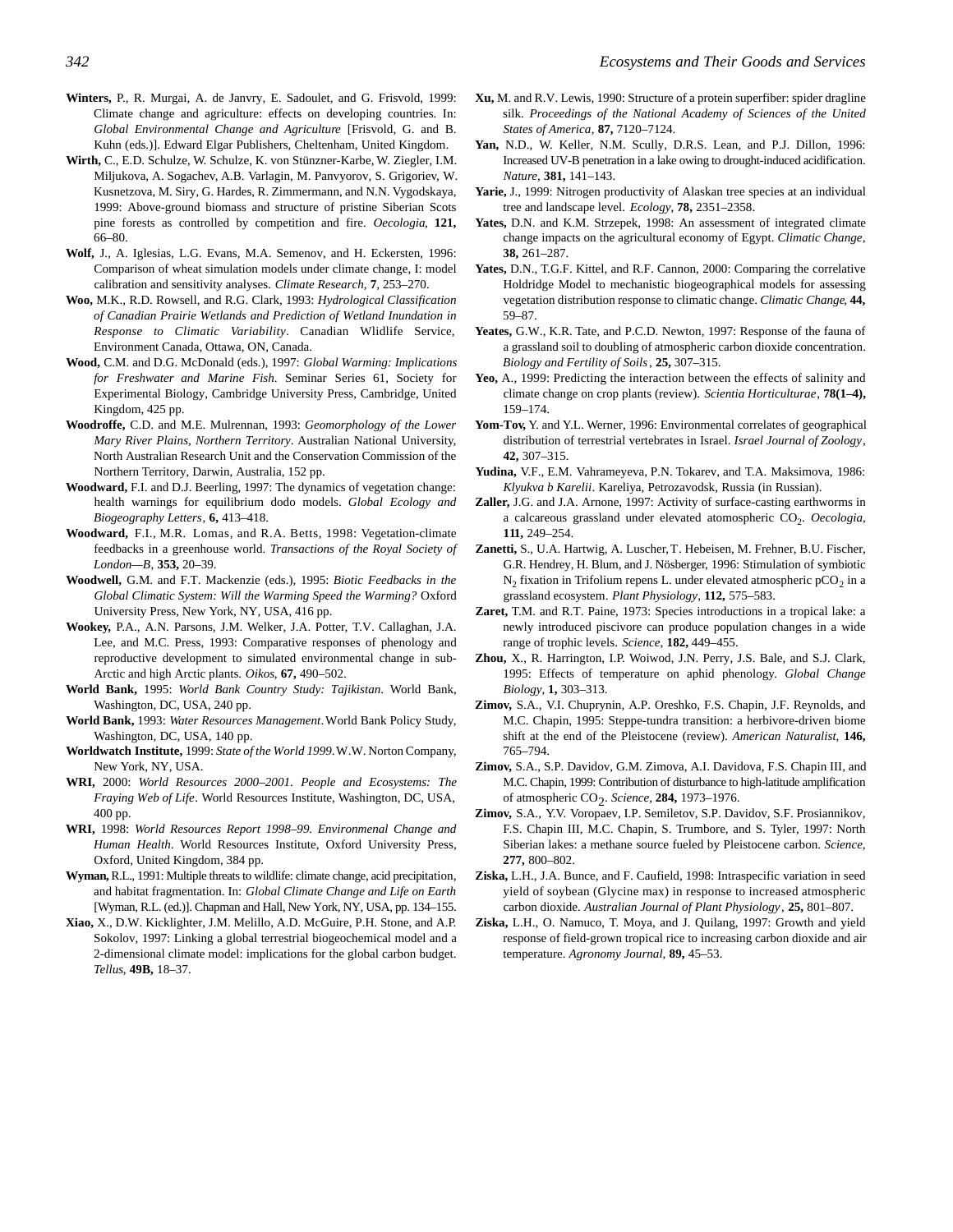**Winters,** P., R. Murgai, A. de Janvry, E. Sadoulet, and G. Frisvold, 1999: Climate change and agriculture: effects on developing countries. In: *Global Environmental Change and Agriculture* [Frisvold, G. and B. Kuhn (eds.)]. Edward Elgar Publishers, Cheltenham, United Kingdom.

**Wirth,** C., E.D. Schulze, W. Schulze, K. von Stünzner-Karbe, W. Ziegler, I.M. Miljukova, A. Sogachev, A.B. Varlagin, M. Panvyorov, S. Grigoriev, W. Kusnetzova, M. Siry, G. Hardes, R. Zimmermann, and N.N. Vygodskaya, 1999: Above-ground biomass and structure of pristine Siberian Scots pine forests as controlled by competition and fire. *Oecologia*, **121,** 66–80.

**Wolf,** J., A. Iglesias, L.G. Evans, M.A. Semenov, and H. Eckersten, 1996: Comparison of wheat simulation models under climate change, I: model calibration and sensitivity analyses. *Climate Research*, **7**, 253–270.

**Woo,** M.K., R.D. Rowsell, and R.G. Clark, 1993: *Hydrological Classification of Canadian Prairie Wetlands and Prediction of Wetland Inundation in Response to Climatic Variability*. Canadian Wlidlife Service, Environment Canada, Ottawa, ON, Canada.

**Wood,** C.M. and D.G. McDonald (eds.), 1997: *Global Warming: Implications for Freshwater and Marine Fish*. Seminar Series 61, Society for Experimental Biology, Cambridge University Press, Cambridge, United Kingdom, 425 pp.

**Woodroffe,** C.D. and M.E. Mulrennan, 1993: *Geomorphology of the Lower Mary River Plains, Northern Territory*. Australian National University, North Australian Research Unit and the Conservation Commission of the Northern Territory, Darwin, Australia, 152 pp.

**Woodward,** F.I. and D.J. Beerling, 1997: The dynamics of vegetation change: health warnings for equilibrium dodo models. *Global Ecology and Biogeography Letters*, **6,** 413–418.

**Woodward,** F.I., M.R. Lomas, and R.A. Betts, 1998: Vegetation-climate feedbacks in a greenhouse world. *Transactions of the Royal Society of London—B*, **353,** 20–39.

**Woodwell,** G.M. and F.T. Mackenzie (eds.), 1995: *Biotic Feedbacks in the Global Climatic System: Will the Warming Speed the Warming?* Oxford University Press, New York, NY, USA, 416 pp.

**Wookey,** P.A., A.N. Parsons, J.M. Welker, J.A. Potter, T.V. Callaghan, J.A. Lee, and M.C. Press, 1993: Comparative responses of phenology and reproductive development to simulated environmental change in sub-Arctic and high Arctic plants. *Oikos*, **67,** 490–502.

**World Bank,** 1995: *World Bank Country Study: Tajikistan*. World Bank, Washington, DC, USA, 240 pp.

**World Bank,** 1993: *Water Resources Management*. World Bank Policy Study, Washington, DC, USA, 140 pp.

**Worldwatch Institute,** 1999: *State of the World 1999*. W.W. Norton Company, New York, NY, USA.

**WRI,** 2000: *World Resources 2000–2001. People and Ecosystems: The Fraying Web of Life*. World Resources Institute, Washington, DC, USA, 400 pp.

**WRI,** 1998: *World Resources Report 1998–99. Environmenal Change and Human Health*. World Resources Institute, Oxford University Press, Oxford, United Kingdom, 384 pp.

**Wyman,** R.L., 1991: Multiple threats to wildlife: climate change, acid precipitation, and habitat fragmentation. In: *Global Climate Change and Life on Earth* [Wyman, R.L. (ed.)]. Chapman and Hall, New York, NY, USA, pp. 134–155.

**Xiao,** X., D.W. Kicklighter, J.M. Melillo, A.D. McGuire, P.H. Stone, and A.P. Sokolov, 1997: Linking a global terrestrial biogeochemical model and a 2-dimensional climate model: implications for the global carbon budget. *Tellus*, **49B,** 18–37.

**Xu,** M. and R.V. Lewis, 1990: Structure of a protein superfiber: spider dragline silk. *Proceedings of the National Academy of Sciences of the United States of America*, **87,** 7120–7124.

**Yan,** N.D., W. Keller, N.M. Scully, D.R.S. Lean, and P.J. Dillon, 1996: Increased UV-B penetration in a lake owing to drought-induced acidification. *Nature*, **381,** 141–143.

**Yarie,** J., 1999: Nitrogen productivity of Alaskan tree species at an individual tree and landscape level. *Ecology*, **78,** 2351–2358.

**Yates,** D.N. and K.M. Strzepek, 1998: An assessment of integrated climate change impacts on the agricultural economy of Egypt. *Climatic Change*, **38,** 261–287.

**Yates,** D.N., T.G.F. Kittel, and R.F. Cannon, 2000: Comparing the correlative Holdridge Model to mechanistic biogeographical models for assessing vegetation distribution response to climatic change. *Climatic Change*, **44,** 59–87.

**Yeates,** G.W., K.R. Tate, and P.C.D. Newton, 1997: Response of the fauna of a grassland soil to doubling of atmospheric carbon dioxide concentration. *Biology and Fertility of Soils*, **25,** 307–315.

**Yeo,** A., 1999: Predicting the interaction between the effects of salinity and climate change on crop plants (review). *Scientia Horticulturae*, **78(1–4),** 159–174.

**Yom-Tov,** Y. and Y.L. Werner, 1996: Environmental correlates of geographical distribution of terrestrial vertebrates in Israel. *Israel Journal of Zoology*, **42,** 307–315.

**Yudina,** V.F., E.M. Vahrameyeva, P.N. Tokarev, and T.A. Maksimova, 1986: *Klyukva b Karelii*. Kareliya, Petrozavodsk, Russia (in Russian).

**Zaller,** J.G. and J.A. Arnone, 1997: Activity of surface-casting earthworms in a calcareous grassland under elevated atomospheric $CO_2$. *Oecologia*, **111,** 249–254.

**Zanetti,** S., U.A. Hartwig, A. Luscher, T. Hebeisen, M. Frehner, B.U. Fischer, G.R. Hendrey, H. Blum, and J. Nösberger, 1996: Stimulation of symbiotic $N_2$ fixation in Trifolium repens L. under elevated atmospheric $pCO_2$ in a grassland ecosystem. *Plant Physiology*, **112,** 575–583.

**Zaret,** T.M. and R.T. Paine, 1973: Species introductions in a tropical lake: a newly introduced piscivore can produce population changes in a wide range of trophic levels. *Science*, **182,** 449–455.

**Zhou,** X., R. Harrington, I.P. Woiwod, J.N. Perry, J.S. Bale, and S.J. Clark, 1995: Effects of temperature on aphid phenology. *Global Change Biology*, **1,** 303–313.

**Zimov,** S.A., V.I. Chuprynin, A.P. Oreshko, F.S. Chapin, J.F. Reynolds, and M.C. Chapin, 1995: Steppe-tundra transition: a herbivore-driven biome shift at the end of the Pleistocene (review). *American Naturalist*, **146,** 765–794.

**Zimov,** S.A., S.P. Davidov, G.M. Zimova, A.I. Davidova, F.S. Chapin III, and M.C. Chapin, 1999: Contribution of disturbance to high-latitude amplification of atmospheric $CO_2$. *Science*, **284,** 1973–1976.

**Zimov,** S.A., Y.V. Voropaev, I.P. Semiletov, S.P. Davidov, S.F. Prosiannikov, F.S. Chapin III, M.C. Chapin, S. Trumbore, and S. Tyler, 1997: North Siberian lakes: a methane source fueled by Pleistocene carbon. *Science*, **277,** 800–802.

**Ziska,** L.H., J.A. Bunce, and F. Caufield, 1998: Intraspecific variation in seed yield of soybean (Glycine max) in response to increased atmospheric carbon dioxide. *Australian Journal of Plant Physiology*, **25,** 801–807.

**Ziska,** L.H., O. Namuco, T. Moya, and J. Quilang, 1997: Growth and yield response of field-grown tropical rice to increasing carbon dioxide and air temperature. *Agronomy Journal*, **89,** 45–53.